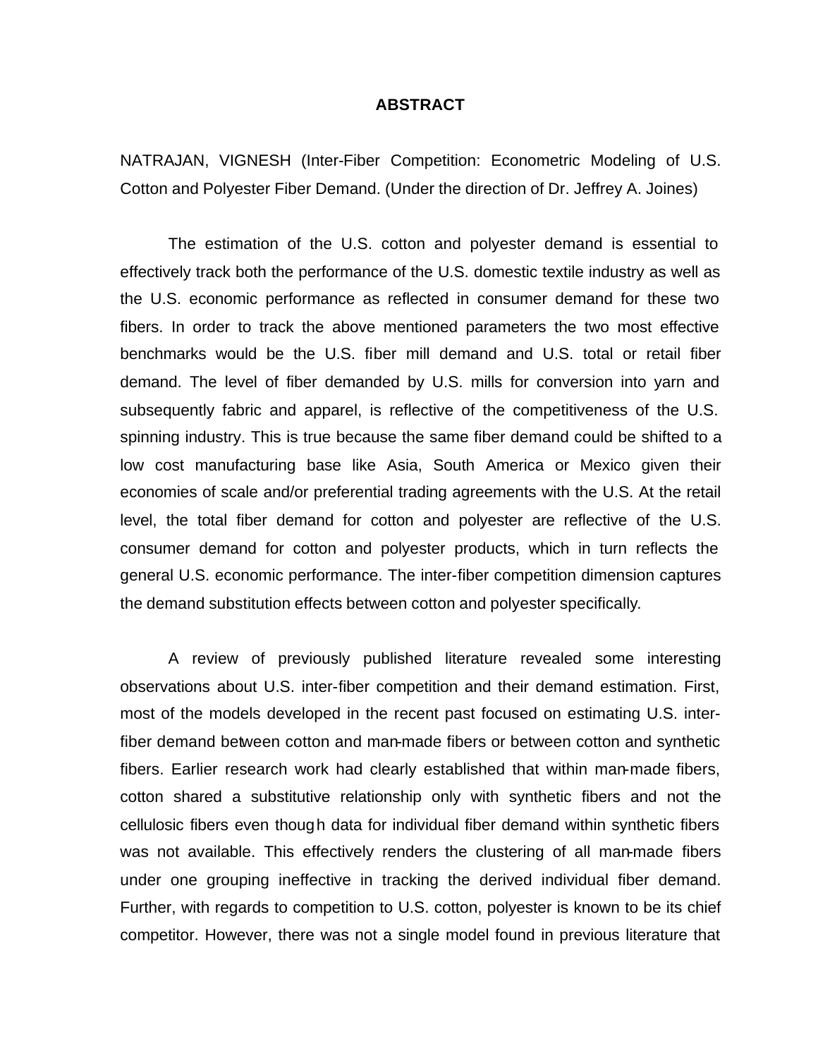# ABSTRACT

NATRAJAN, VIGNESH (Inter-Fiber Competition: Econometric Modeling of U.S. Cotton and Polyester Fiber Demand. (Under the direction of Dr. Jeffrey A. Joines)

The estimation of the U.S. cotton and polyester demand is essential to effectively track both the performance of the U.S. domestic textile industry as well as the U.S. economic performance as reflected in consumer demand for these two fibers. In order to track the above mentioned parameters the two most effective benchmarks would be the U.S. fiber mill demand and U.S. total or retail fiber demand. The level of fiber demanded by U.S. mills for conversion into yarn and subsequently fabric and apparel, is reflective of the competitiveness of the U.S. spinning industry. This is true because the same fiber demand could be shifted to a low cost manufacturing base like Asia, South America or Mexico given their economies of scale and/or preferential trading agreements with the U.S. At the retail level, the total fiber demand for cotton and polyester are reflective of the U.S. consumer demand for cotton and polyester products, which in turn reflects the general U.S. economic performance. The inter-fiber competition dimension captures the demand substitution effects between cotton and polyester specifically.

A review of previously published literature revealed some interesting observations about U.S. inter-fiber competition and their demand estimation. First, most of the models developed in the recent past focused on estimating U.S. inter-fiber demand between cotton and man-made fibers or between cotton and synthetic fibers. Earlier research work had clearly established that within man-made fibers, cotton shared a substitutive relationship only with synthetic fibers and not the cellulosic fibers even though data for individual fiber demand within synthetic fibers was not available. This effectively renders the clustering of all man-made fibers under one grouping ineffective in tracking the derived individual fiber demand. Further, with regards to competition to U.S. cotton, polyester is known to be its chief competitor. However, there was not a single model found in previous literature that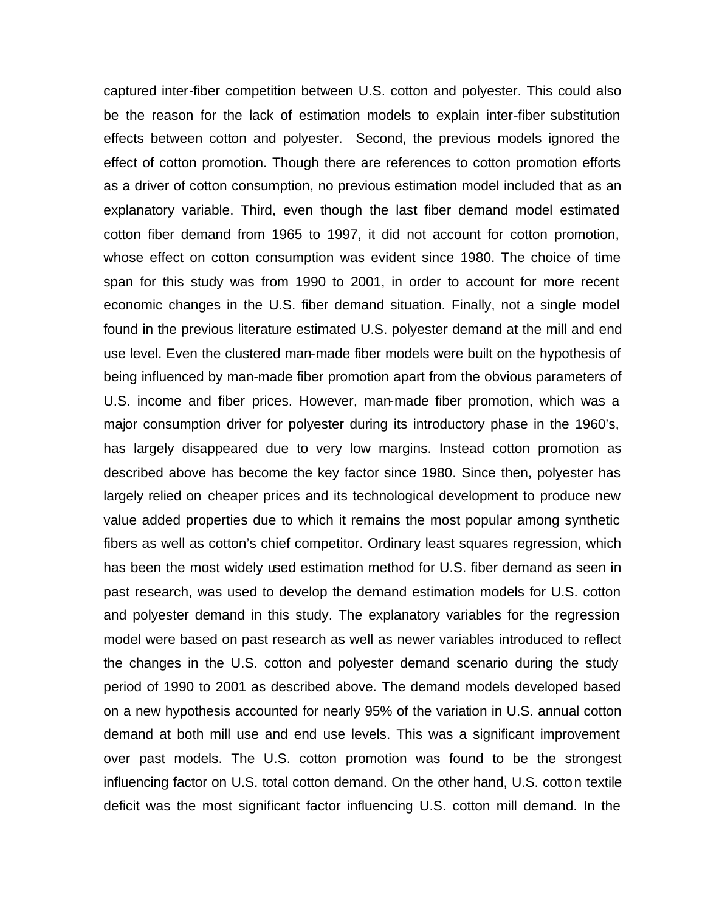captured inter-fiber competition between U.S. cotton and polyester. This could also be the reason for the lack of estimation models to explain inter-fiber substitution effects between cotton and polyester. Second, the previous models ignored the effect of cotton promotion. Though there are references to cotton promotion efforts as a driver of cotton consumption, no previous estimation model included that as an explanatory variable. Third, even though the last fiber demand model estimated cotton fiber demand from 1965 to 1997, it did not account for cotton promotion, whose effect on cotton consumption was evident since 1980. The choice of time span for this study was from 1990 to 2001, in order to account for more recent economic changes in the U.S. fiber demand situation. Finally, not a single model found in the previous literature estimated U.S. polyester demand at the mill and end use level. Even the clustered man-made fiber models were built on the hypothesis of being influenced by man-made fiber promotion apart from the obvious parameters of U.S. income and fiber prices. However, man-made fiber promotion, which was a major consumption driver for polyester during its introductory phase in the 1960's, has largely disappeared due to very low margins. Instead cotton promotion as described above has become the key factor since 1980. Since then, polyester has largely relied on cheaper prices and its technological development to produce new value added properties due to which it remains the most popular among synthetic fibers as well as cotton's chief competitor. Ordinary least squares regression, which has been the most widely used estimation method for U.S. fiber demand as seen in past research, was used to develop the demand estimation models for U.S. cotton and polyester demand in this study. The explanatory variables for the regression model were based on past research as well as newer variables introduced to reflect the changes in the U.S. cotton and polyester demand scenario during the study period of 1990 to 2001 as described above. The demand models developed based on a new hypothesis accounted for nearly 95% of the variation in U.S. annual cotton demand at both mill use and end use levels. This was a significant improvement over past models. The U.S. cotton promotion was found to be the strongest influencing factor on U.S. total cotton demand. On the other hand, U.S. cotton textile deficit was the most significant factor influencing U.S. cotton mill demand. In the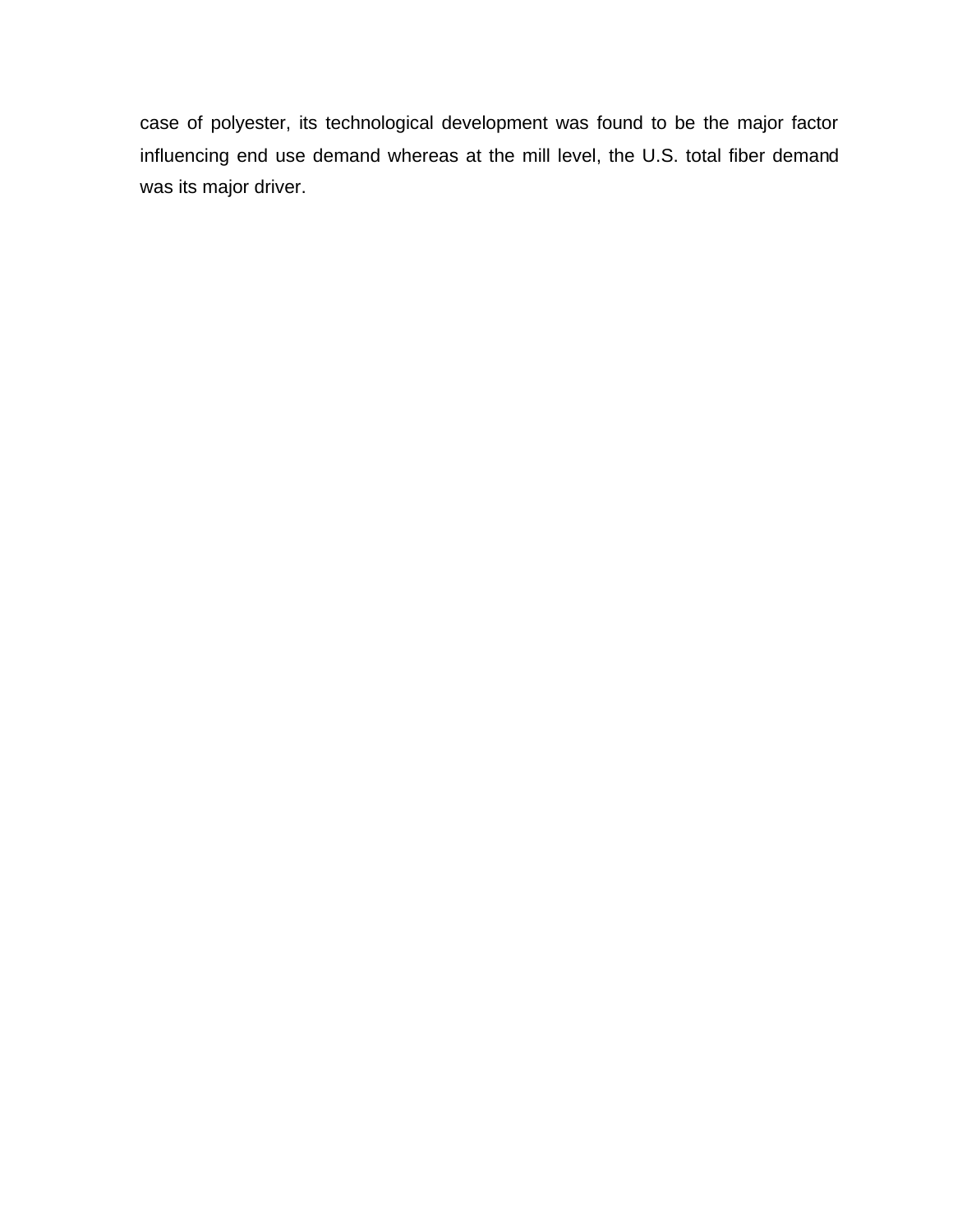case of polyester, its technological development was found to be the major factor influencing end use demand whereas at the mill level, the U.S. total fiber demand was its major driver.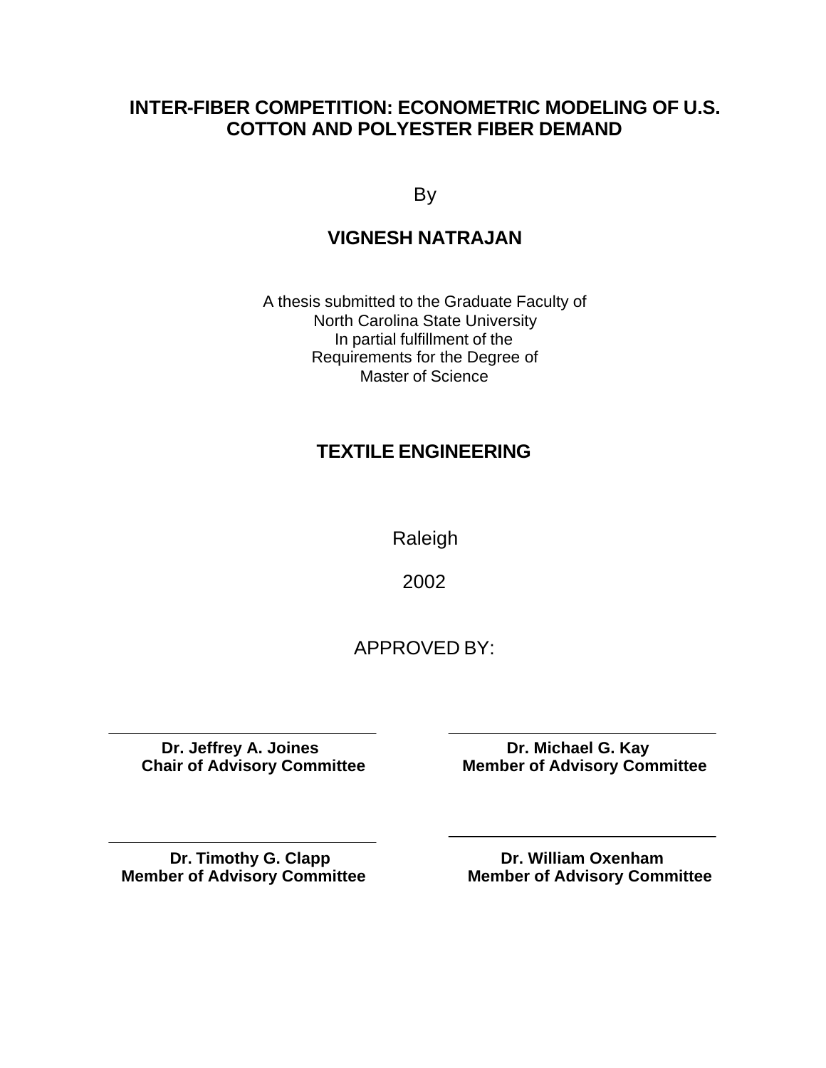# INTER-FIBER COMPETITION: ECONOMETRIC MODELING OF U.S. COTTON AND POLYESTER FIBER DEMAND

By

**VIGNESH NATRAJAN**

A thesis submitted to the Graduate Faculty of
North Carolina State University
In partial fulfillment of the
Requirements for the Degree of
Master of Science

**TEXTILE ENGINEERING**

Raleigh

2002

APPROVED BY:

**Dr. Jeffrey A. Joines**
**Chair of Advisory Committee**

**Dr. Michael G. Kay**
**Member of Advisory Committee**

**Dr. Timothy G. Clapp**
**Member of Advisory Committee**

**Dr. William Oxenham**
**Member of Advisory Committee**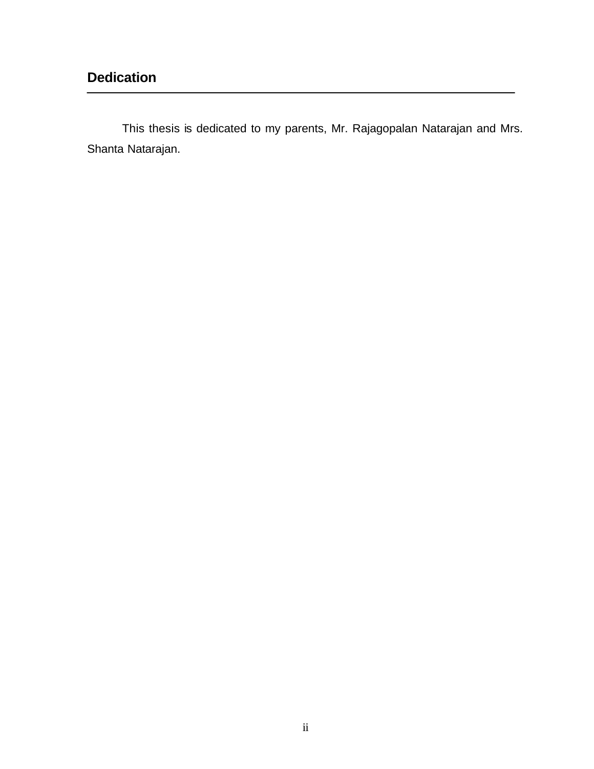# Dedication

This thesis is dedicated to my parents, Mr. Rajagopalan Natarajan and Mrs. Shanta Natarajan.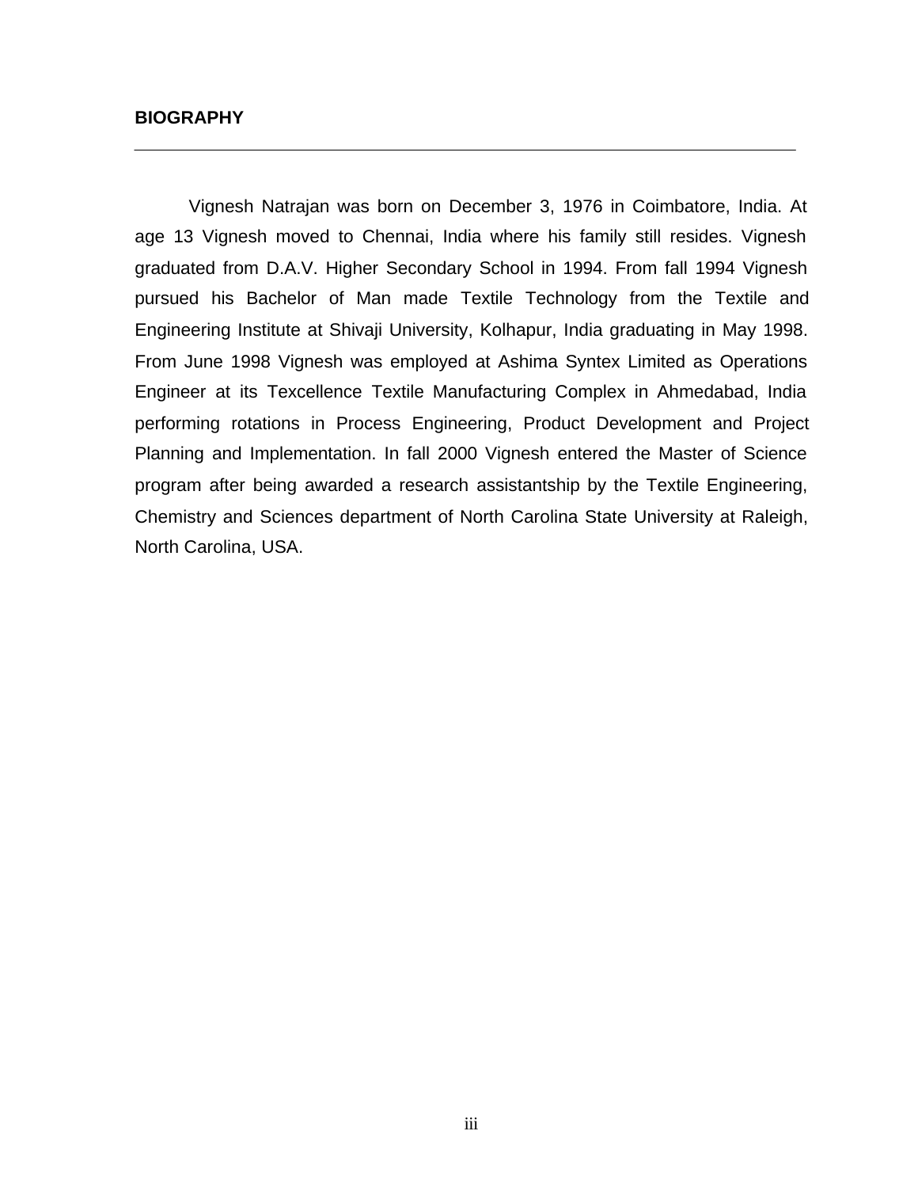## BIOGRAPHY

Vignesh Natrajan was born on December 3, 1976 in Coimbatore, India. At age 13 Vignesh moved to Chennai, India where his family still resides. Vignesh graduated from D.A.V. Higher Secondary School in 1994. From fall 1994 Vignesh pursued his Bachelor of Man made Textile Technology from the Textile and Engineering Institute at Shivaji University, Kolhapur, India graduating in May 1998. From June 1998 Vignesh was employed at Ashima Syntex Limited as Operations Engineer at its Texcellence Textile Manufacturing Complex in Ahmedabad, India performing rotations in Process Engineering, Product Development and Project Planning and Implementation. In fall 2000 Vignesh entered the Master of Science program after being awarded a research assistantship by the Textile Engineering, Chemistry and Sciences department of North Carolina State University at Raleigh, North Carolina, USA.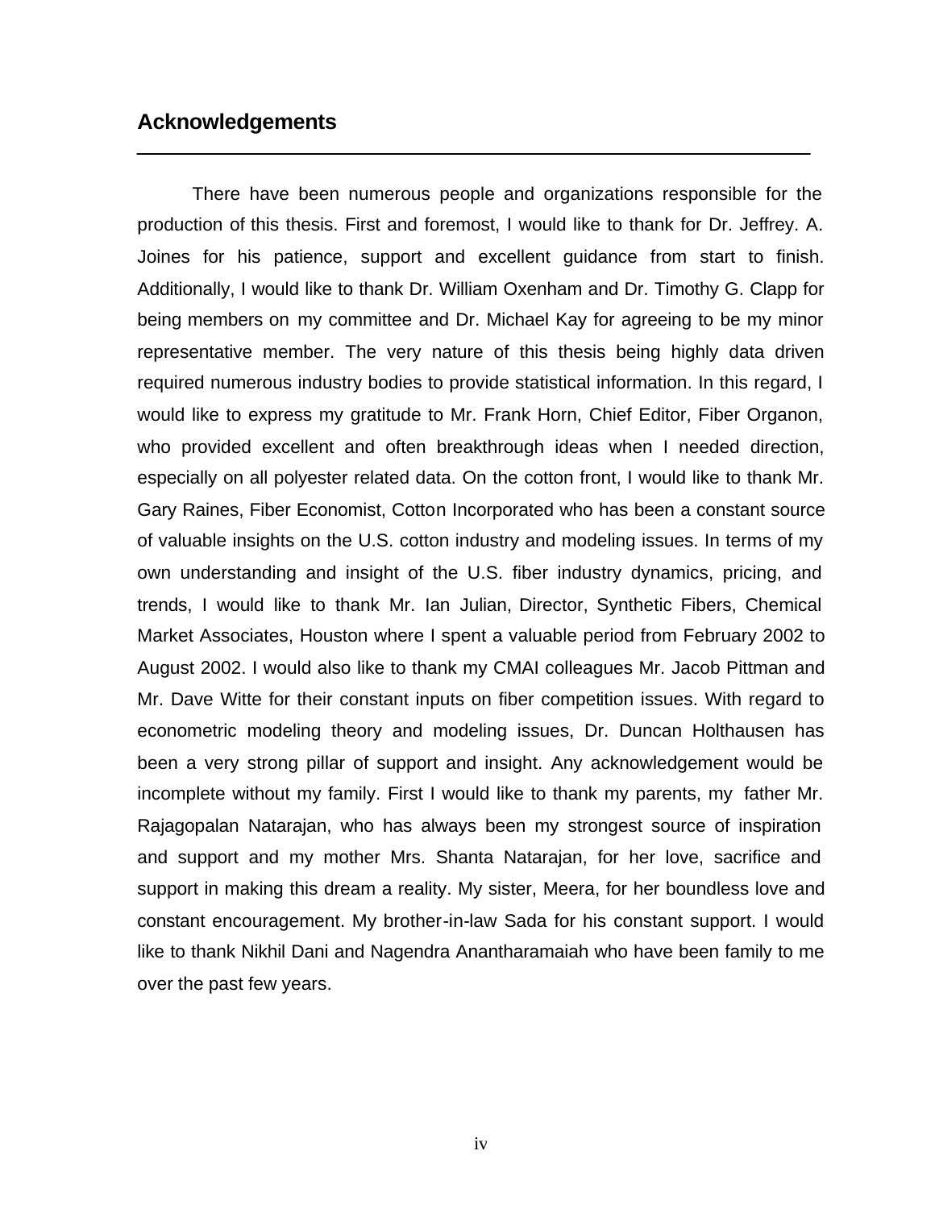## Acknowledgements

There have been numerous people and organizations responsible for the production of this thesis. First and foremost, I would like to thank for Dr. Jeffrey. A. Joines for his patience, support and excellent guidance from start to finish. Additionally, I would like to thank Dr. William Oxenham and Dr. Timothy G. Clapp for being members on my committee and Dr. Michael Kay for agreeing to be my minor representative member. The very nature of this thesis being highly data driven required numerous industry bodies to provide statistical information. In this regard, I would like to express my gratitude to Mr. Frank Horn, Chief Editor, Fiber Organon, who provided excellent and often breakthrough ideas when I needed direction, especially on all polyester related data. On the cotton front, I would like to thank Mr. Gary Raines, Fiber Economist, Cotton Incorporated who has been a constant source of valuable insights on the U.S. cotton industry and modeling issues. In terms of my own understanding and insight of the U.S. fiber industry dynamics, pricing, and trends, I would like to thank Mr. Ian Julian, Director, Synthetic Fibers, Chemical Market Associates, Houston where I spent a valuable period from February 2002 to August 2002. I would also like to thank my CMAI colleagues Mr. Jacob Pittman and Mr. Dave Witte for their constant inputs on fiber competition issues. With regard to econometric modeling theory and modeling issues, Dr. Duncan Holthausen has been a very strong pillar of support and insight. Any acknowledgement would be incomplete without my family. First I would like to thank my parents, my father Mr. Rajagopalan Natarajan, who has always been my strongest source of inspiration and support and my mother Mrs. Shanta Natarajan, for her love, sacrifice and support in making this dream a reality. My sister, Meera, for her boundless love and constant encouragement. My brother-in-law Sada for his constant support. I would like to thank Nikhil Dani and Nagendra Anantharamaiah who have been family to me over the past few years.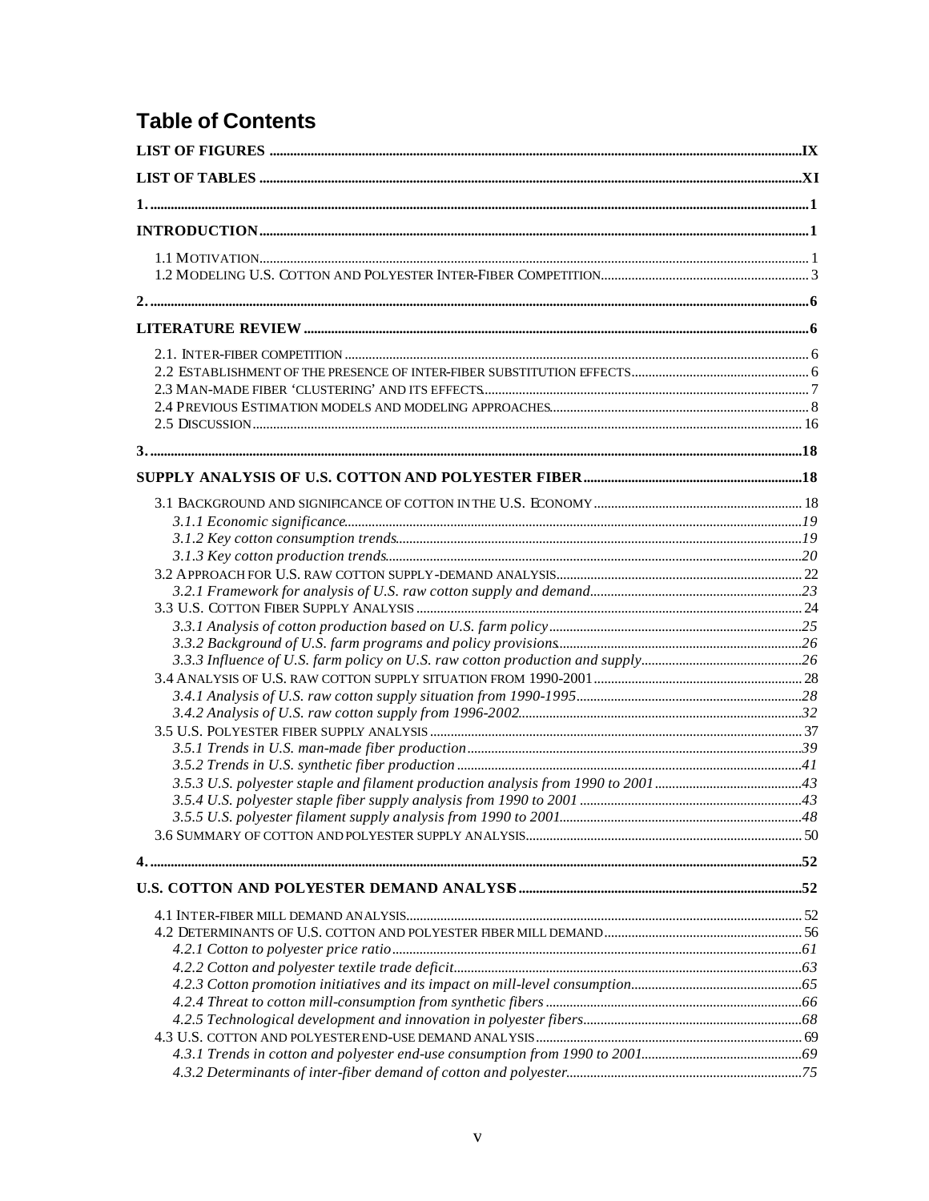# Table of Contents

**LIST OF FIGURES** .......... IX

**LIST OF TABLES** .......... XI

**1.** .......... 1

**INTRODUCTION** .......... 1

1.1 MOTIVATION .......... 1
1.2 MODELING U.S. COTTON AND POLYESTER INTER-FIBER COMPETITION .......... 3

**2.** .......... 6

**LITERATURE REVIEW** .......... 6

2.1. INTER-FIBER COMPETITION .......... 6
2.2 ESTABLISHMENT OF THE PRESENCE OF INTER-FIBER SUBSTITUTION EFFECTS .......... 6
2.3 MAN-MADE FIBER 'CLUSTERING' AND ITS EFFECTS .......... 7
2.4 PREVIOUS ESTIMATION MODELS AND MODELING APPROACHES .......... 8
2.5 DISCUSSION .......... 16

**3.** .......... 18

**SUPPLY ANALYSIS OF U.S. COTTON AND POLYESTER FIBER** .......... 18

3.1 BACKGROUND AND SIGNIFICANCE OF COTTON IN THE U.S. ECONOMY .......... 18
*3.1.1 Economic significance* .......... *19*
*3.1.2 Key cotton consumption trends* .......... *19*
*3.1.3 Key cotton production trends* .......... *20*
3.2 APPROACH FOR U.S. RAW COTTON SUPPLY-DEMAND ANALYSIS .......... 22
*3.2.1 Framework for analysis of U.S. raw cotton supply and demand* .......... *23*
3.3 U.S. COTTON FIBER SUPPLY ANALYSIS .......... 24
*3.3.1 Analysis of cotton production based on U.S. farm policy* .......... *25*
*3.3.2 Background of U.S. farm programs and policy provisions* .......... *26*
*3.3.3 Influence of U.S. farm policy on U.S. raw cotton production and supply* .......... *26*
3.4 ANALYSIS OF U.S. RAW COTTON SUPPLY SITUATION FROM 1990-2001 .......... 28
*3.4.1 Analysis of U.S. raw cotton supply situation from 1990-1995* .......... *28*
*3.4.2 Analysis of U.S. raw cotton supply from 1996-2002* .......... *32*
3.5 U.S. POLYESTER FIBER SUPPLY ANALYSIS .......... 37
*3.5.1 Trends in U.S. man-made fiber production* .......... *39*
*3.5.2 Trends in U.S. synthetic fiber production* .......... *41*
*3.5.3 U.S. polyester staple and filament production analysis from 1990 to 2001* .......... *43*
*3.5.4 U.S. polyester staple fiber supply analysis from 1990 to 2001* .......... *43*
*3.5.5 U.S. polyester filament supply analysis from 1990 to 2001* .......... *48*
3.6 SUMMARY OF COTTON AND POLYESTER SUPPLY ANALYSIS .......... 50

**4.** .......... 52

**U.S. COTTON AND POLYESTER DEMAND ANALYSIS** .......... 52

4.1 INTER-FIBER MILL DEMAND ANALYSIS .......... 52
4.2 DETERMINANTS OF U.S. COTTON AND POLYESTER FIBER MILL DEMAND .......... 56
*4.2.1 Cotton to polyester price ratio* .......... *61*
*4.2.2 Cotton and polyester textile trade deficit* .......... *63*
*4.2.3 Cotton promotion initiatives and its impact on mill-level consumption* .......... *65*
*4.2.4 Threat to cotton mill-consumption from synthetic fibers* .......... *66*
*4.2.5 Technological development and innovation in polyester fibers* .......... *68*
4.3 U.S. COTTON AND POLYESTER END-USE DEMAND ANALYSIS .......... 69
*4.3.1 Trends in cotton and polyester end-use consumption from 1990 to 2001* .......... *69*
*4.3.2 Determinants of inter-fiber demand of cotton and polyester* .......... *75*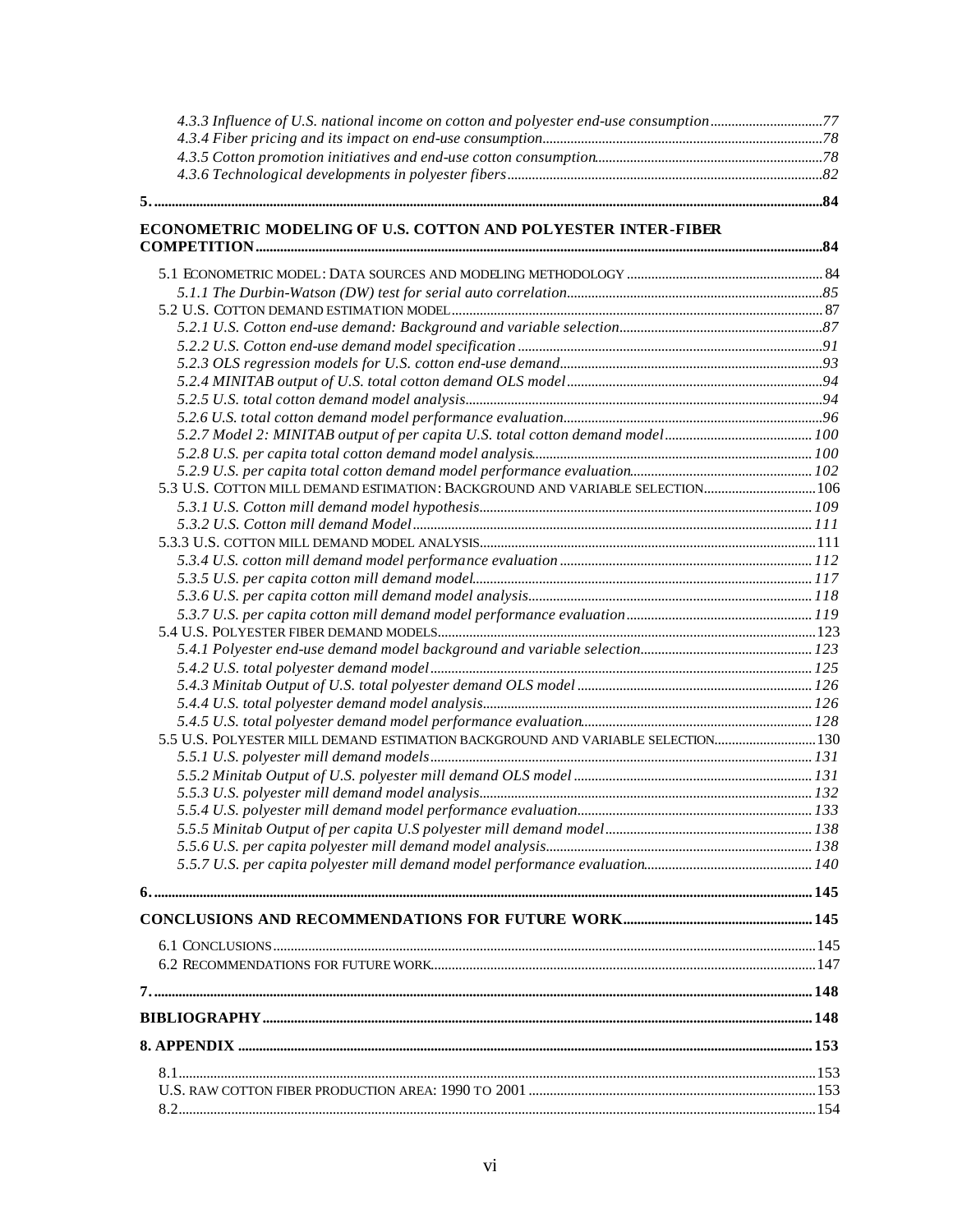*4.3.3 Influence of U.S. national income on cotton and polyester end-use consumption* ....77
*4.3.4 Fiber pricing and its impact on end-use consumption* ....78
*4.3.5 Cotton promotion initiatives and end-use cotton consumption* ....78
*4.3.6 Technological developments in polyester fibers* ....82

**5.** ....**84**

**ECONOMETRIC MODELING OF U.S. COTTON AND POLYESTER INTER-FIBER COMPETITION** ....**84**

5.1 ECONOMETRIC MODEL: DATA SOURCES AND MODELING METHODOLOGY ....84
*5.1.1 The Durbin-Watson (DW) test for serial auto correlation* ....85
5.2 U.S. COTTON DEMAND ESTIMATION MODEL ....87
*5.2.1 U.S. Cotton end-use demand: Background and variable selection* ....87
*5.2.2 U.S. Cotton end-use demand model specification* ....91
*5.2.3 OLS regression models for U.S. cotton end-use demand* ....93
*5.2.4 MINITAB output of U.S. total cotton demand OLS model* ....94
*5.2.5 U.S. total cotton demand model analysis* ....94
*5.2.6 U.S. total cotton demand model performance evaluation* ....96
*5.2.7 Model 2: MINITAB output of per capita U.S. total cotton demand model* ....100
*5.2.8 U.S. per capita total cotton demand model analysis* ....100
*5.2.9 U.S. per capita total cotton demand model performance evaluation* ....102
5.3 U.S. COTTON MILL DEMAND ESTIMATION: BACKGROUND AND VARIABLE SELECTION ....106
*5.3.1 U.S. Cotton mill demand model hypothesis* ....109
*5.3.2 U.S. Cotton mill demand Model* ....111
5.3.3 U.S. COTTON MILL DEMAND MODEL ANALYSIS ....111
*5.3.4 U.S. cotton mill demand model performance evaluation* ....112
*5.3.5 U.S. per capita cotton mill demand model* ....117
*5.3.6 U.S. per capita cotton mill demand model analysis* ....118
*5.3.7 U.S. per capita cotton mill demand model performance evaluation* ....119
5.4 U.S. POLYESTER FIBER DEMAND MODELS ....123
*5.4.1 Polyester end-use demand model background and variable selection* ....123
*5.4.2 U.S. total polyester demand model* ....125
*5.4.3 Minitab Output of U.S. total polyester demand OLS model* ....126
*5.4.4 U.S. total polyester demand model analysis* ....126
*5.4.5 U.S. total polyester demand model performance evaluation* ....128
5.5 U.S. POLYESTER MILL DEMAND ESTIMATION BACKGROUND AND VARIABLE SELECTION ....130
*5.5.1 U.S. polyester mill demand models* ....131
*5.5.2 Minitab Output of U.S. polyester mill demand OLS model* ....131
*5.5.3 U.S. polyester mill demand model analysis* ....132
*5.5.4 U.S. polyester mill demand model performance evaluation* ....133
*5.5.5 Minitab Output of per capita U.S polyester mill demand model* ....138
*5.5.6 U.S. per capita polyester mill demand model analysis* ....138
*5.5.7 U.S. per capita polyester mill demand model performance evaluation* ....140

**6.** ....**145**

**CONCLUSIONS AND RECOMMENDATIONS FOR FUTURE WORK** ....**145**

6.1 CONCLUSIONS ....145
6.2 RECOMMENDATIONS FOR FUTURE WORK ....147

**7.** ....**148**

**BIBLIOGRAPHY** ....**148**

**8. APPENDIX** ....**153**

8.1 ....153
U.S. RAW COTTON FIBER PRODUCTION AREA: 1990 TO 2001 ....153
8.2 ....154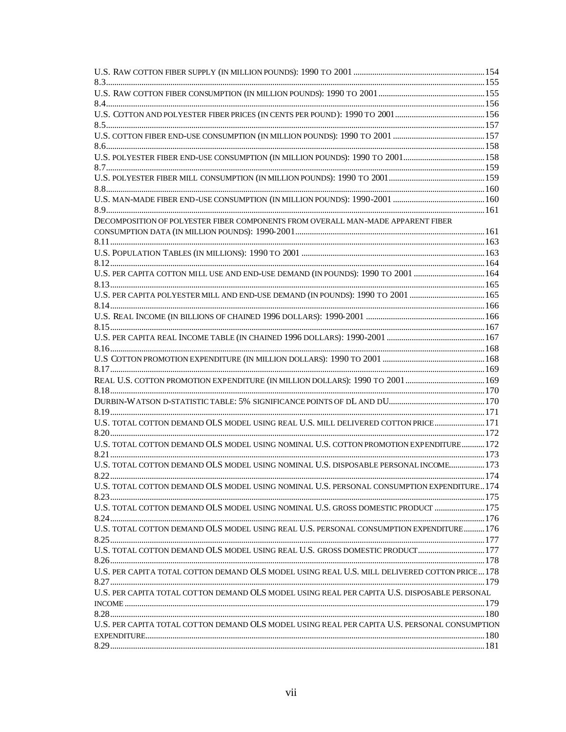U.S. RAW COTTON FIBER SUPPLY (IN MILLION POUNDS): 1990 TO 2001 ....................................................................154
8.3.............................................................................................................................................................155
U.S. RAW COTTON FIBER CONSUMPTION (IN MILLION POUNDS): 1990 TO 2001 .....................................................155
8.4.............................................................................................................................................................156
U.S. COTTON AND POLYESTER FIBER PRICES (IN CENTS PER POUND): 1990 TO 2001.............................................156
8.5.............................................................................................................................................................157
U.S. COTTON FIBER END-USE CONSUMPTION (IN MILLION POUNDS): 1990 TO 2001 ...............................................157
8.6.............................................................................................................................................................158
U.S. POLYESTER FIBER END-USE CONSUMPTION (IN MILLION POUNDS): 1990 TO 2001........................................158
8.7.............................................................................................................................................................159
U.S. POLYESTER FIBER MILL CONSUMPTION (IN MILLION POUNDS): 1990 TO 2001..............................................159
8.8.............................................................................................................................................................160
U.S. MAN-MADE FIBER END-USE CONSUMPTION (IN MILLION POUNDS): 1990-2001 ..............................................160
8.9.............................................................................................................................................................161
DECOMPOSITION OF POLYESTER FIBER COMPONENTS FROM OVERALL MAN-MADE APPARENT FIBER CONSUMPTION DATA (IN MILLION POUNDS): 1990-2001............................................................................................161
8.11...........................................................................................................................................................163
U.S. POPULATION TABLES (IN MILLIONS): 1990 TO 2001 ..........................................................................................163
8.12...........................................................................................................................................................164
U.S. PER CAPITA COTTON MILL USE AND END-USE DEMAND (IN POUNDS): 1990 TO 2001 ....................................164
8.13...........................................................................................................................................................165
U.S. PER CAPITA POLYESTER MILL AND END-USE DEMAND (IN POUNDS): 1990 TO 2001 ......................................165
8.14...........................................................................................................................................................166
U.S. REAL INCOME (IN BILLIONS OF CHAINED 1996 DOLLARS): 1990-2001 ...........................................................166
8.15...........................................................................................................................................................167
U.S. PER CAPITA REAL INCOME TABLE (IN CHAINED 1996 DOLLARS): 1990-2001 .................................................167
8.16...........................................................................................................................................................168
U.S COTTON PROMOTION EXPENDITURE (IN MILLION DOLLARS): 1990 TO 2001 ...................................................168
8.17...........................................................................................................................................................169
REAL U.S. COTTON PROMOTION EXPENDITURE (IN MILLION DOLLARS): 1990 TO 2001.........................................169
8.18...........................................................................................................................................................170
DURBIN-WATSON D-STATISTIC TABLE: 5% SIGNIFICANCE POINTS OF DL AND DU................................................170
8.19...........................................................................................................................................................171
U.S. TOTAL COTTON DEMAND OLS MODEL USING REAL U.S. MILL DELIVERED COTTON PRICE..........................171
8.20...........................................................................................................................................................172
U.S. TOTAL COTTON DEMAND OLS MODEL USING NOMINAL U.S. COTTON PROMOTION EXPENDITURE...........172
8.21...........................................................................................................................................................173
U.S. TOTAL COTTON DEMAND OLS MODEL USING NOMINAL U.S. DISPOSABLE PERSONAL INCOME.................173
8.22...........................................................................................................................................................174
U.S. TOTAL COTTON DEMAND OLS MODEL USING NOMINAL U.S. PERSONAL CONSUMPTION EXPENDITURE..174
8.23...........................................................................................................................................................175
U.S. TOTAL COTTON DEMAND OLS MODEL USING NOMINAL U.S. GROSS DOMESTIC PRODUCT .........................175
8.24...........................................................................................................................................................176
U.S. TOTAL COTTON DEMAND OLS MODEL USING REAL U.S. PERSONAL CONSUMPTION EXPENDITURE..........176
8.25...........................................................................................................................................................177
U.S. TOTAL COTTON DEMAND OLS MODEL USING REAL U.S. GROSS DOMESTIC PRODUCT.................................177
8.26...........................................................................................................................................................178
U.S. PER CAPITA TOTAL COTTON DEMAND OLS MODEL USING REAL U.S. MILL DELIVERED COTTON PRICE....178
8.27...........................................................................................................................................................179
U.S. PER CAPITA TOTAL COTTON DEMAND OLS MODEL USING REAL PER CAPITA U.S. DISPOSABLE PERSONAL INCOME ......................................................................................................................................................179
8.28...........................................................................................................................................................180
U.S. PER CAPITA TOTAL COTTON DEMAND OLS MODEL USING REAL PER CAPITA U.S. PERSONAL CONSUMPTION EXPENDITURE...........................................................................................................................................180
8.29...........................................................................................................................................................181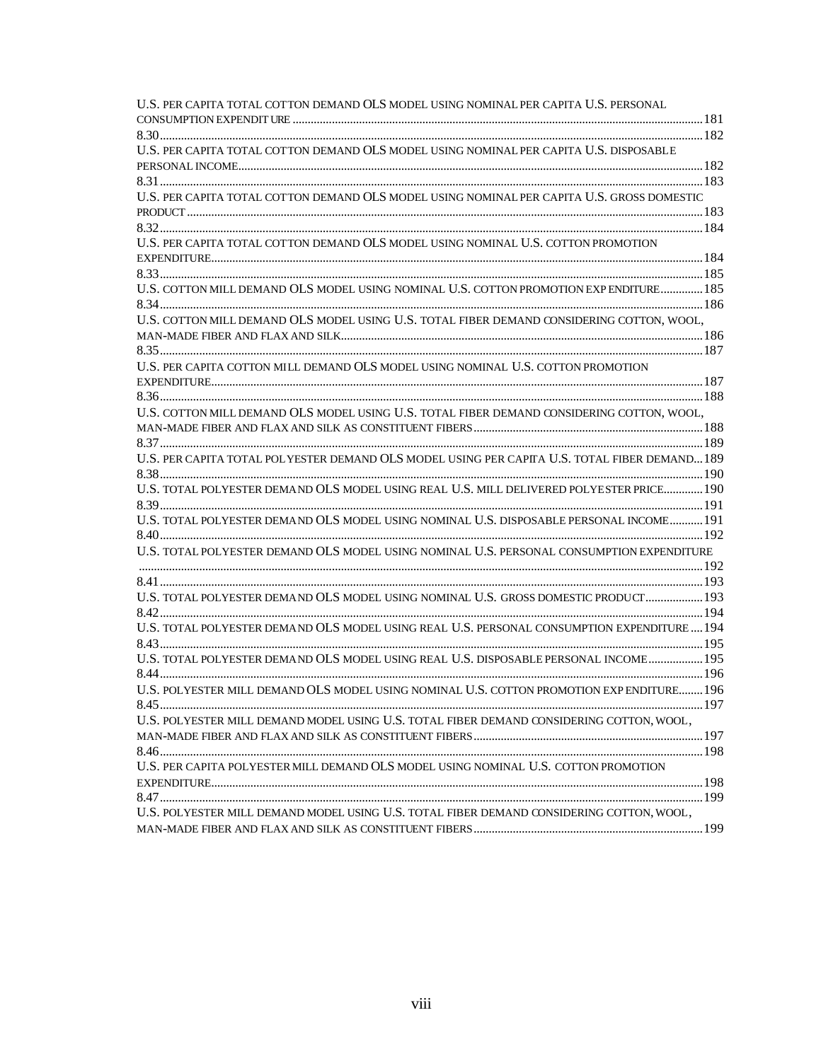U.S. PER CAPITA TOTAL COTTON DEMAND OLS MODEL USING NOMINAL PER CAPITA U.S. PERSONAL CONSUMPTION EXPENDITURE ........................................................................................................181

8.30.......................................................................................................................................................182

U.S. PER CAPITA TOTAL COTTON DEMAND OLS MODEL USING NOMINAL PER CAPITA U.S. DISPOSABLE PERSONAL INCOME..................................................................................................................182

8.31.......................................................................................................................................................183

U.S. PER CAPITA TOTAL COTTON DEMAND OLS MODEL USING NOMINAL PER CAPITA U.S. GROSS DOMESTIC PRODUCT ..............................................................................................................................183

8.32.......................................................................................................................................................184

U.S. PER CAPITA TOTAL COTTON DEMAND OLS MODEL USING NOMINAL U.S. COTTON PROMOTION EXPENDITURE.........................................................................................................................184

8.33.......................................................................................................................................................185

U.S. COTTON MILL DEMAND OLS MODEL USING NOMINAL U.S. COTTON PROMOTION EXPENDITURE..............185

8.34.......................................................................................................................................................186

U.S. COTTON MILL DEMAND OLS MODEL USING U.S. TOTAL FIBER DEMAND CONSIDERING COTTON, WOOL, MAN-MADE FIBER AND FLAX AND SILK........................................................................................186

8.35.......................................................................................................................................................187

U.S. PER CAPITA COTTON MILL DEMAND OLS MODEL USING NOMINAL U.S. COTTON PROMOTION EXPENDITURE.........................................................................................................................187

8.36.......................................................................................................................................................188

U.S. COTTON MILL DEMAND OLS MODEL USING U.S. TOTAL FIBER DEMAND CONSIDERING COTTON, WOOL, MAN-MADE FIBER AND FLAX AND SILK AS CONSTITUENT FIBERS.............................................................188

8.37.......................................................................................................................................................189

U.S. PER CAPITA TOTAL POLYESTER DEMAND OLS MODEL USING PER CAPITA U.S. TOTAL FIBER DEMAND...189

8.38.......................................................................................................................................................190

U.S. TOTAL POLYESTER DEMAND OLS MODEL USING REAL U.S. MILL DELIVERED POLYESTER PRICE.............190

8.39.......................................................................................................................................................191

U.S. TOTAL POLYESTER DEMAND OLS MODEL USING NOMINAL U.S. DISPOSABLE PERSONAL INCOME...........191

8.40.......................................................................................................................................................192

U.S. TOTAL POLYESTER DEMAND OLS MODEL USING NOMINAL U.S. PERSONAL CONSUMPTION EXPENDITURE ..............................................................................................................................................192

8.41.......................................................................................................................................................193

U.S. TOTAL POLYESTER DEMAND OLS MODEL USING NOMINAL U.S. GROSS DOMESTIC PRODUCT...................193

8.42.......................................................................................................................................................194

U.S. TOTAL POLYESTER DEMAND OLS MODEL USING REAL U.S. PERSONAL CONSUMPTION EXPENDITURE ....194

8.43.......................................................................................................................................................195

U.S. TOTAL POLYESTER DEMAND OLS MODEL USING REAL U.S. DISPOSABLE PERSONAL INCOME..................195

8.44.......................................................................................................................................................196

U.S. POLYESTER MILL DEMAND OLS MODEL USING NOMINAL U.S. COTTON PROMOTION EXPENDITURE........196

8.45.......................................................................................................................................................197

U.S. POLYESTER MILL DEMAND MODEL USING U.S. TOTAL FIBER DEMAND CONSIDERING COTTON, WOOL, MAN-MADE FIBER AND FLAX AND SILK AS CONSTITUENT FIBERS.............................................................197

8.46.......................................................................................................................................................198

U.S. PER CAPITA POLYESTER MILL DEMAND OLS MODEL USING NOMINAL U.S. COTTON PROMOTION EXPENDITURE.........................................................................................................................198

8.47.......................................................................................................................................................199

U.S. POLYESTER MILL DEMAND MODEL USING U.S. TOTAL FIBER DEMAND CONSIDERING COTTON, WOOL, MAN-MADE FIBER AND FLAX AND SILK AS CONSTITUENT FIBERS.............................................................199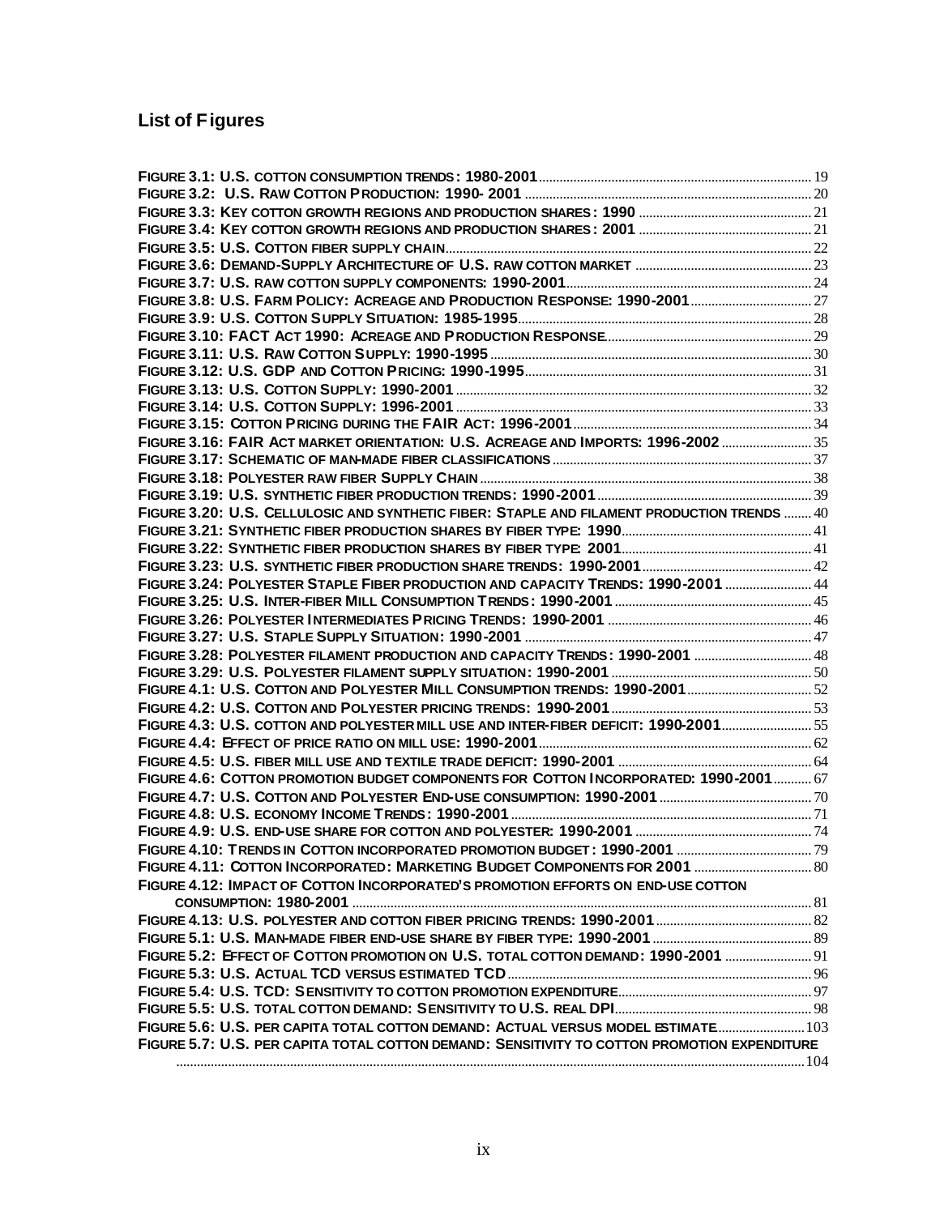## List of Figures

FIGURE 3.1: U.S. COTTON CONSUMPTION TRENDS: 1980-2001 .......... 19
FIGURE 3.2: U.S. RAW COTTON PRODUCTION: 1990- 2001 .......... 20
FIGURE 3.3: KEY COTTON GROWTH REGIONS AND PRODUCTION SHARES: 1990 .......... 21
FIGURE 3.4: KEY COTTON GROWTH REGIONS AND PRODUCTION SHARES: 2001 .......... 21
FIGURE 3.5: U.S. COTTON FIBER SUPPLY CHAIN .......... 22
FIGURE 3.6: DEMAND-SUPPLY ARCHITECTURE OF U.S. RAW COTTON MARKET .......... 23
FIGURE 3.7: U.S. RAW COTTON SUPPLY COMPONENTS: 1990-2001 .......... 24
FIGURE 3.8: U.S. FARM POLICY: ACREAGE AND PRODUCTION RESPONSE: 1990-2001 .......... 27
FIGURE 3.9: U.S. COTTON SUPPLY SITUATION: 1985-1995 .......... 28
FIGURE 3.10: FACT ACT 1990: ACREAGE AND PRODUCTION RESPONSE .......... 29
FIGURE 3.11: U.S. RAW COTTON SUPPLY: 1990-1995 .......... 30
FIGURE 3.12: U.S. GDP AND COTTON PRICING: 1990-1995 .......... 31
FIGURE 3.13: U.S. COTTON SUPPLY: 1990-2001 .......... 32
FIGURE 3.14: U.S. COTTON SUPPLY: 1996-2001 .......... 33
FIGURE 3.15: COTTON PRICING DURING THE FAIR ACT: 1996-2001 .......... 34
FIGURE 3.16: FAIR ACT MARKET ORIENTATION: U.S. ACREAGE AND IMPORTS: 1996-2002 .......... 35
FIGURE 3.17: SCHEMATIC OF MAN-MADE FIBER CLASSIFICATIONS .......... 37
FIGURE 3.18: POLYESTER RAW FIBER SUPPLY CHAIN .......... 38
FIGURE 3.19: U.S. SYNTHETIC FIBER PRODUCTION TRENDS: 1990-2001 .......... 39
FIGURE 3.20: U.S. CELLULOSIC AND SYNTHETIC FIBER: STAPLE AND FILAMENT PRODUCTION TRENDS .......... 40
FIGURE 3.21: SYNTHETIC FIBER PRODUCTION SHARES BY FIBER TYPE: 1990 .......... 41
FIGURE 3.22: SYNTHETIC FIBER PRODUCTION SHARES BY FIBER TYPE: 2001 .......... 41
FIGURE 3.23: U.S. SYNTHETIC FIBER PRODUCTION SHARE TRENDS: 1990-2001 .......... 42
FIGURE 3.24: POLYESTER STAPLE FIBER PRODUCTION AND CAPACITY TRENDS: 1990-2001 .......... 44
FIGURE 3.25: U.S. INTER-FIBER MILL CONSUMPTION TRENDS: 1990-2001 .......... 45
FIGURE 3.26: POLYESTER INTERMEDIATES PRICING TRENDS: 1990-2001 .......... 46
FIGURE 3.27: U.S. STAPLE SUPPLY SITUATION: 1990-2001 .......... 47
FIGURE 3.28: POLYESTER FILAMENT PRODUCTION AND CAPACITY TRENDS: 1990-2001 .......... 48
FIGURE 3.29: U.S. POLYESTER FILAMENT SUPPLY SITUATION: 1990-2001 .......... 50
FIGURE 4.1: U.S. COTTON AND POLYESTER MILL CONSUMPTION TRENDS: 1990-2001 .......... 52
FIGURE 4.2: U.S. COTTON AND POLYESTER PRICING TRENDS: 1990-2001 .......... 53
FIGURE 4.3: U.S. COTTON AND POLYESTER MILL USE AND INTER-FIBER DEFICIT: 1990-2001 .......... 55
FIGURE 4.4: EFFECT OF PRICE RATIO ON MILL USE: 1990-2001 .......... 62
FIGURE 4.5: U.S. FIBER MILL USE AND TEXTILE TRADE DEFICIT: 1990-2001 .......... 64
FIGURE 4.6: COTTON PROMOTION BUDGET COMPONENTS FOR COTTON INCORPORATED: 1990-2001 .......... 67
FIGURE 4.7: U.S. COTTON AND POLYESTER END-USE CONSUMPTION: 1990-2001 .......... 70
FIGURE 4.8: U.S. ECONOMY INCOME TRENDS: 1990-2001 .......... 71
FIGURE 4.9: U.S. END-USE SHARE FOR COTTON AND POLYESTER: 1990-2001 .......... 74
FIGURE 4.10: TRENDS IN COTTON INCORPORATED PROMOTION BUDGET: 1990-2001 .......... 79
FIGURE 4.11: COTTON INCORPORATED: MARKETING BUDGET COMPONENTS FOR 2001 .......... 80
FIGURE 4.12: IMPACT OF COTTON INCORPORATED'S PROMOTION EFFORTS ON END-USE COTTON CONSUMPTION: 1980-2001 .......... 81
FIGURE 4.13: U.S. POLYESTER AND COTTON FIBER PRICING TRENDS: 1990-2001 .......... 82
FIGURE 5.1: U.S. MAN-MADE FIBER END-USE SHARE BY FIBER TYPE: 1990-2001 .......... 89
FIGURE 5.2: EFFECT OF COTTON PROMOTION ON U.S. TOTAL COTTON DEMAND: 1990-2001 .......... 91
FIGURE 5.3: U.S. ACTUAL TCD VERSUS ESTIMATED TCD .......... 96
FIGURE 5.4: U.S. TCD: SENSITIVITY TO COTTON PROMOTION EXPENDITURE .......... 97
FIGURE 5.5: U.S. TOTAL COTTON DEMAND: SENSITIVITY TO U.S. REAL DPI .......... 98
FIGURE 5.6: U.S. PER CAPITA TOTAL COTTON DEMAND: ACTUAL VERSUS MODEL ESTIMATE .......... 103
FIGURE 5.7: U.S. PER CAPITA TOTAL COTTON DEMAND: SENSITIVITY TO COTTON PROMOTION EXPENDITURE .......... 104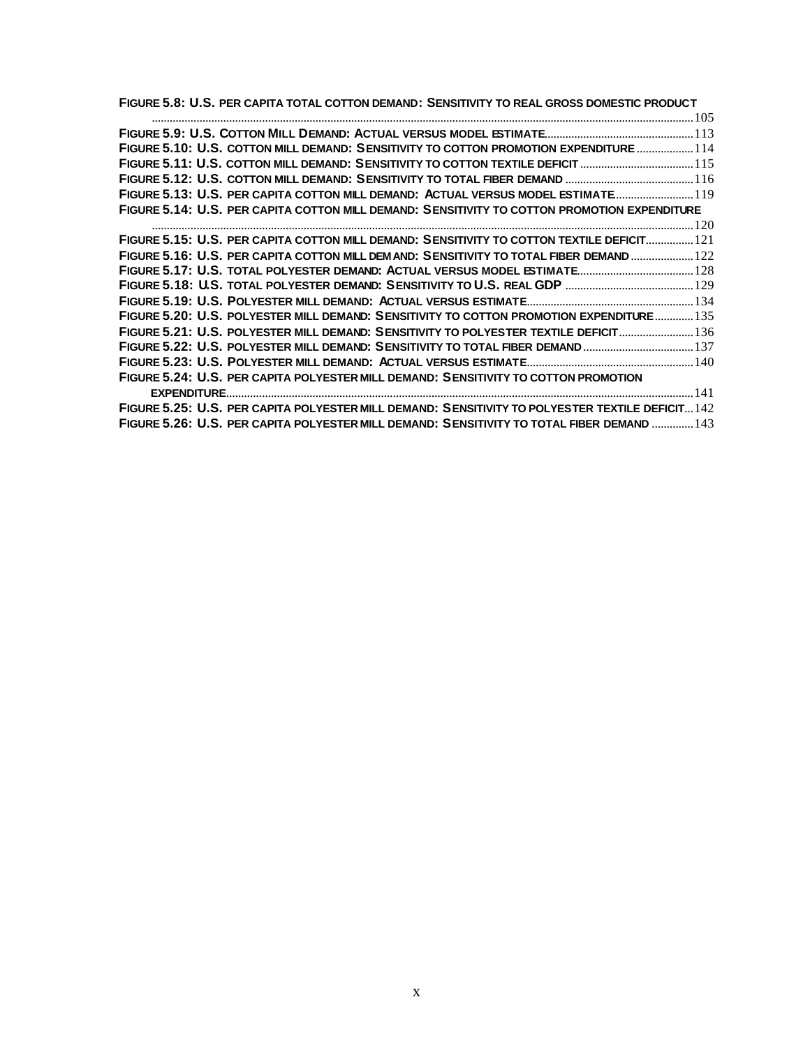FIGURE 5.8: U.S. PER CAPITA TOTAL COTTON DEMAND: SENSITIVITY TO REAL GROSS DOMESTIC PRODUCT ....105
FIGURE 5.9: U.S. COTTON MILL DEMAND: ACTUAL VERSUS MODEL ESTIMATE....113
FIGURE 5.10: U.S. COTTON MILL DEMAND: SENSITIVITY TO COTTON PROMOTION EXPENDITURE....114
FIGURE 5.11: U.S. COTTON MILL DEMAND: SENSITIVITY TO COTTON TEXTILE DEFICIT....115
FIGURE 5.12: U.S. COTTON MILL DEMAND: SENSITIVITY TO TOTAL FIBER DEMAND....116
FIGURE 5.13: U.S. PER CAPITA COTTON MILL DEMAND: ACTUAL VERSUS MODEL ESTIMATE....119
FIGURE 5.14: U.S. PER CAPITA COTTON MILL DEMAND: SENSITIVITY TO COTTON PROMOTION EXPENDITURE ....120
FIGURE 5.15: U.S. PER CAPITA COTTON MILL DEMAND: SENSITIVITY TO COTTON TEXTILE DEFICIT....121
FIGURE 5.16: U.S. PER CAPITA COTTON MILL DEMAND: SENSITIVITY TO TOTAL FIBER DEMAND....122
FIGURE 5.17: U.S. TOTAL POLYESTER DEMAND: ACTUAL VERSUS MODEL ESTIMATE....128
FIGURE 5.18: U.S. TOTAL POLYESTER DEMAND: SENSITIVITY TO U.S. REAL GDP....129
FIGURE 5.19: U.S. POLYESTER MILL DEMAND: ACTUAL VERSUS ESTIMATE....134
FIGURE 5.20: U.S. POLYESTER MILL DEMAND: SENSITIVITY TO COTTON PROMOTION EXPENDITURE....135
FIGURE 5.21: U.S. POLYESTER MILL DEMAND: SENSITIVITY TO POLYESTER TEXTILE DEFICIT....136
FIGURE 5.22: U.S. POLYESTER MILL DEMAND: SENSITIVITY TO TOTAL FIBER DEMAND....137
FIGURE 5.23: U.S. POLYESTER MILL DEMAND: ACTUAL VERSUS ESTIMATE....140
FIGURE 5.24: U.S. PER CAPITA POLYESTER MILL DEMAND: SENSITIVITY TO COTTON PROMOTION EXPENDITURE....141
FIGURE 5.25: U.S. PER CAPITA POLYESTER MILL DEMAND: SENSITIVITY TO POLYESTER TEXTILE DEFICIT....142
FIGURE 5.26: U.S. PER CAPITA POLYESTER MILL DEMAND: SENSITIVITY TO TOTAL FIBER DEMAND....143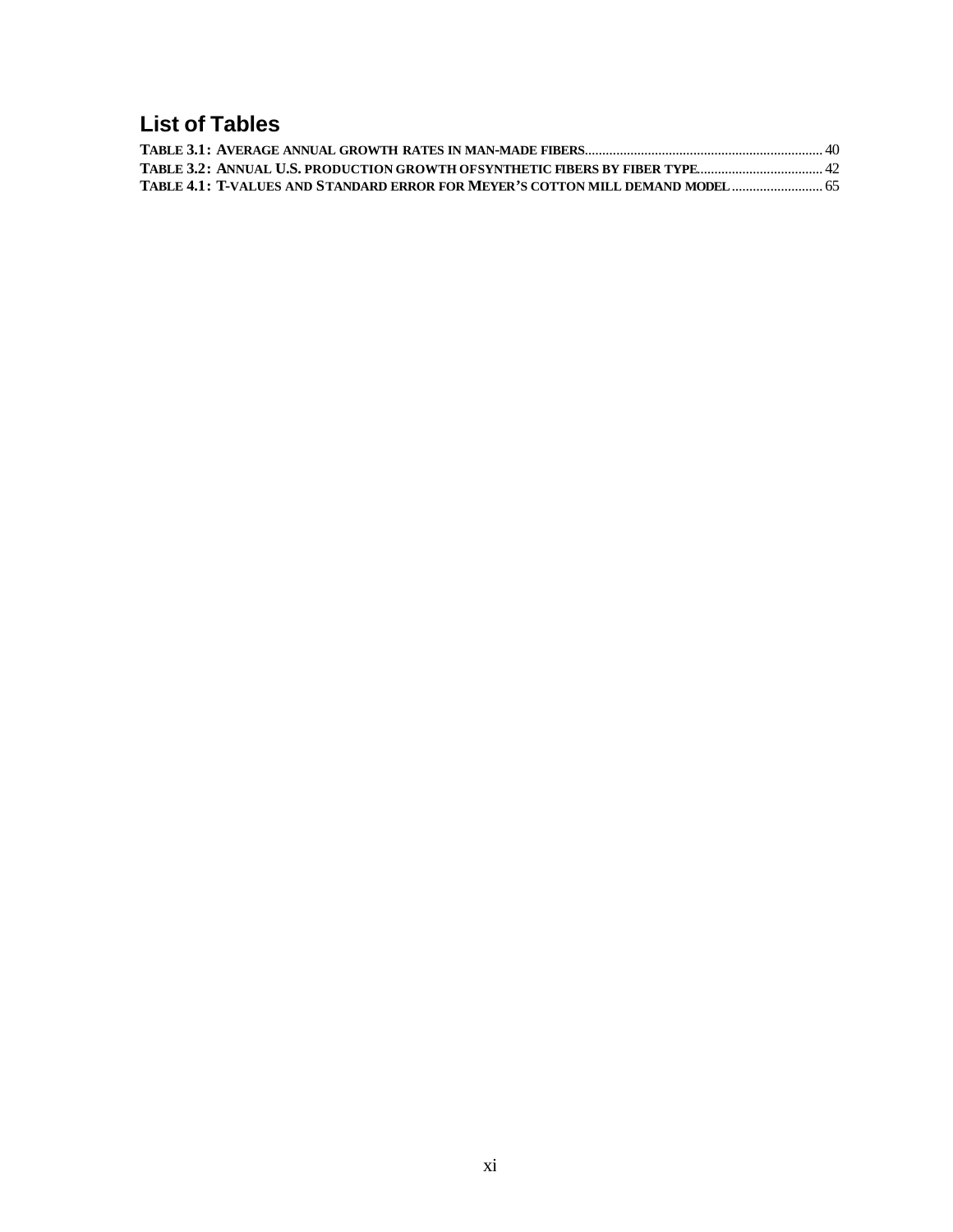## List of Tables

TABLE 3.1: AVERAGE ANNUAL GROWTH RATES IN MAN-MADE FIBERS ........ 40
TABLE 3.2: ANNUAL U.S. PRODUCTION GROWTH OF SYNTHETIC FIBERS BY FIBER TYPE ........ 42
TABLE 4.1: T-VALUES AND STANDARD ERROR FOR MEYER'S COTTON MILL DEMAND MODEL ........ 65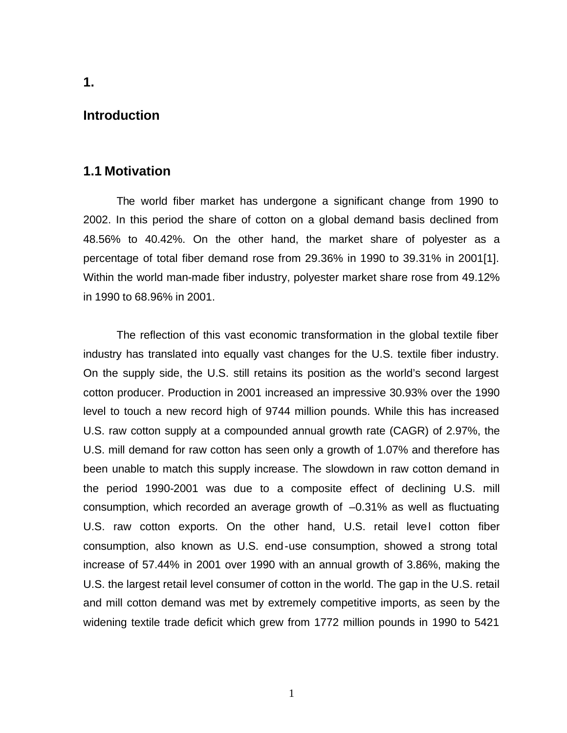# 1. Introduction

## 1.1 Motivation

The world fiber market has undergone a significant change from 1990 to 2002. In this period the share of cotton on a global demand basis declined from 48.56% to 40.42%. On the other hand, the market share of polyester as a percentage of total fiber demand rose from 29.36% in 1990 to 39.31% in 2001[1]. Within the world man-made fiber industry, polyester market share rose from 49.12% in 1990 to 68.96% in 2001.

The reflection of this vast economic transformation in the global textile fiber industry has translated into equally vast changes for the U.S. textile fiber industry. On the supply side, the U.S. still retains its position as the world's second largest cotton producer. Production in 2001 increased an impressive 30.93% over the 1990 level to touch a new record high of 9744 million pounds. While this has increased U.S. raw cotton supply at a compounded annual growth rate (CAGR) of 2.97%, the U.S. mill demand for raw cotton has seen only a growth of 1.07% and therefore has been unable to match this supply increase. The slowdown in raw cotton demand in the period 1990-2001 was due to a composite effect of declining U.S. mill consumption, which recorded an average growth of –0.31% as well as fluctuating U.S. raw cotton exports. On the other hand, U.S. retail level cotton fiber consumption, also known as U.S. end-use consumption, showed a strong total increase of 57.44% in 2001 over 1990 with an annual growth of 3.86%, making the U.S. the largest retail level consumer of cotton in the world. The gap in the U.S. retail and mill cotton demand was met by extremely competitive imports, as seen by the widening textile trade deficit which grew from 1772 million pounds in 1990 to 5421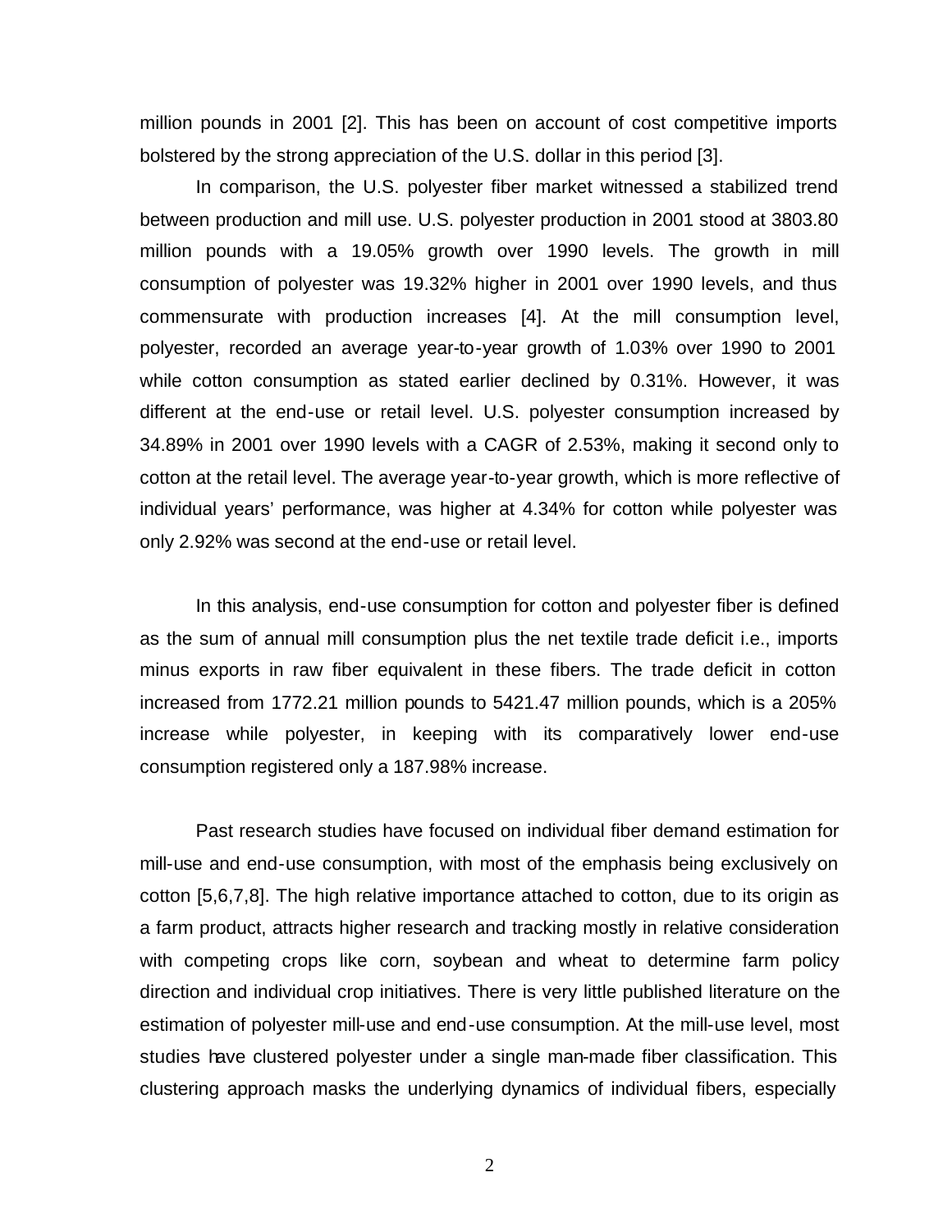million pounds in 2001 [2]. This has been on account of cost competitive imports bolstered by the strong appreciation of the U.S. dollar in this period [3].

In comparison, the U.S. polyester fiber market witnessed a stabilized trend between production and mill use. U.S. polyester production in 2001 stood at 3803.80 million pounds with a 19.05% growth over 1990 levels. The growth in mill consumption of polyester was 19.32% higher in 2001 over 1990 levels, and thus commensurate with production increases [4]. At the mill consumption level, polyester, recorded an average year-to-year growth of 1.03% over 1990 to 2001 while cotton consumption as stated earlier declined by 0.31%. However, it was different at the end-use or retail level. U.S. polyester consumption increased by 34.89% in 2001 over 1990 levels with a CAGR of 2.53%, making it second only to cotton at the retail level. The average year-to-year growth, which is more reflective of individual years' performance, was higher at 4.34% for cotton while polyester was only 2.92% was second at the end-use or retail level.

In this analysis, end-use consumption for cotton and polyester fiber is defined as the sum of annual mill consumption plus the net textile trade deficit i.e., imports minus exports in raw fiber equivalent in these fibers. The trade deficit in cotton increased from 1772.21 million pounds to 5421.47 million pounds, which is a 205% increase while polyester, in keeping with its comparatively lower end-use consumption registered only a 187.98% increase.

Past research studies have focused on individual fiber demand estimation for mill-use and end-use consumption, with most of the emphasis being exclusively on cotton [5,6,7,8]. The high relative importance attached to cotton, due to its origin as a farm product, attracts higher research and tracking mostly in relative consideration with competing crops like corn, soybean and wheat to determine farm policy direction and individual crop initiatives. There is very little published literature on the estimation of polyester mill-use and end-use consumption. At the mill-use level, most studies have clustered polyester under a single man-made fiber classification. This clustering approach masks the underlying dynamics of individual fibers, especially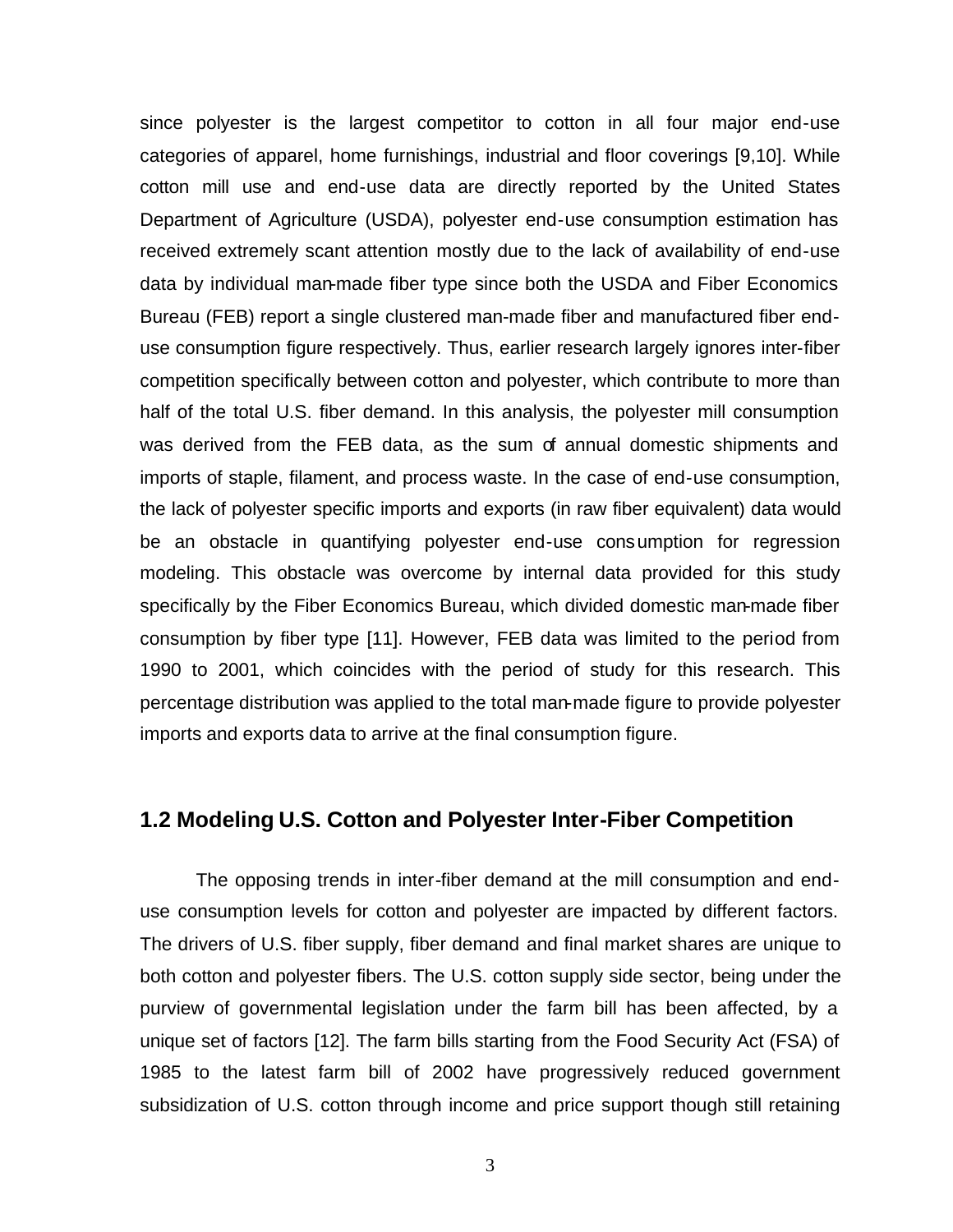since polyester is the largest competitor to cotton in all four major end-use categories of apparel, home furnishings, industrial and floor coverings [9,10]. While cotton mill use and end-use data are directly reported by the United States Department of Agriculture (USDA), polyester end-use consumption estimation has received extremely scant attention mostly due to the lack of availability of end-use data by individual man-made fiber type since both the USDA and Fiber Economics Bureau (FEB) report a single clustered man-made fiber and manufactured fiber end-use consumption figure respectively. Thus, earlier research largely ignores inter-fiber competition specifically between cotton and polyester, which contribute to more than half of the total U.S. fiber demand. In this analysis, the polyester mill consumption was derived from the FEB data, as the sum of annual domestic shipments and imports of staple, filament, and process waste. In the case of end-use consumption, the lack of polyester specific imports and exports (in raw fiber equivalent) data would be an obstacle in quantifying polyester end-use consumption for regression modeling. This obstacle was overcome by internal data provided for this study specifically by the Fiber Economics Bureau, which divided domestic man-made fiber consumption by fiber type [11]. However, FEB data was limited to the period from 1990 to 2001, which coincides with the period of study for this research. This percentage distribution was applied to the total man-made figure to provide polyester imports and exports data to arrive at the final consumption figure.

## 1.2 Modeling U.S. Cotton and Polyester Inter-Fiber Competition

The opposing trends in inter-fiber demand at the mill consumption and end-use consumption levels for cotton and polyester are impacted by different factors. The drivers of U.S. fiber supply, fiber demand and final market shares are unique to both cotton and polyester fibers. The U.S. cotton supply side sector, being under the purview of governmental legislation under the farm bill has been affected, by a unique set of factors [12]. The farm bills starting from the Food Security Act (FSA) of 1985 to the latest farm bill of 2002 have progressively reduced government subsidization of U.S. cotton through income and price support though still retaining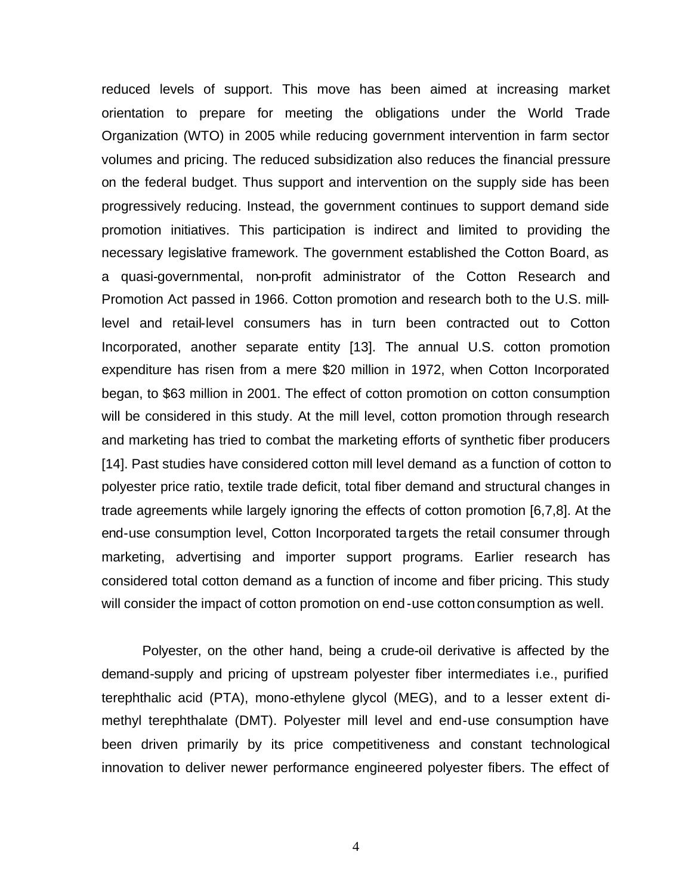reduced levels of support. This move has been aimed at increasing market orientation to prepare for meeting the obligations under the World Trade Organization (WTO) in 2005 while reducing government intervention in farm sector volumes and pricing. The reduced subsidization also reduces the financial pressure on the federal budget. Thus support and intervention on the supply side has been progressively reducing. Instead, the government continues to support demand side promotion initiatives. This participation is indirect and limited to providing the necessary legislative framework. The government established the Cotton Board, as a quasi-governmental, non-profit administrator of the Cotton Research and Promotion Act passed in 1966. Cotton promotion and research both to the U.S. mill-level and retail-level consumers has in turn been contracted out to Cotton Incorporated, another separate entity [13]. The annual U.S. cotton promotion expenditure has risen from a mere $20 million in 1972, when Cotton Incorporated began, to $63 million in 2001. The effect of cotton promotion on cotton consumption will be considered in this study. At the mill level, cotton promotion through research and marketing has tried to combat the marketing efforts of synthetic fiber producers [14]. Past studies have considered cotton mill level demand as a function of cotton to polyester price ratio, textile trade deficit, total fiber demand and structural changes in trade agreements while largely ignoring the effects of cotton promotion [6,7,8]. At the end-use consumption level, Cotton Incorporated targets the retail consumer through marketing, advertising and importer support programs. Earlier research has considered total cotton demand as a function of income and fiber pricing. This study will consider the impact of cotton promotion on end-use cotton consumption as well.

Polyester, on the other hand, being a crude-oil derivative is affected by the demand-supply and pricing of upstream polyester fiber intermediates i.e., purified terephthalic acid (PTA), mono-ethylene glycol (MEG), and to a lesser extent di-methyl terephthalate (DMT). Polyester mill level and end-use consumption have been driven primarily by its price competitiveness and constant technological innovation to deliver newer performance engineered polyester fibers. The effect of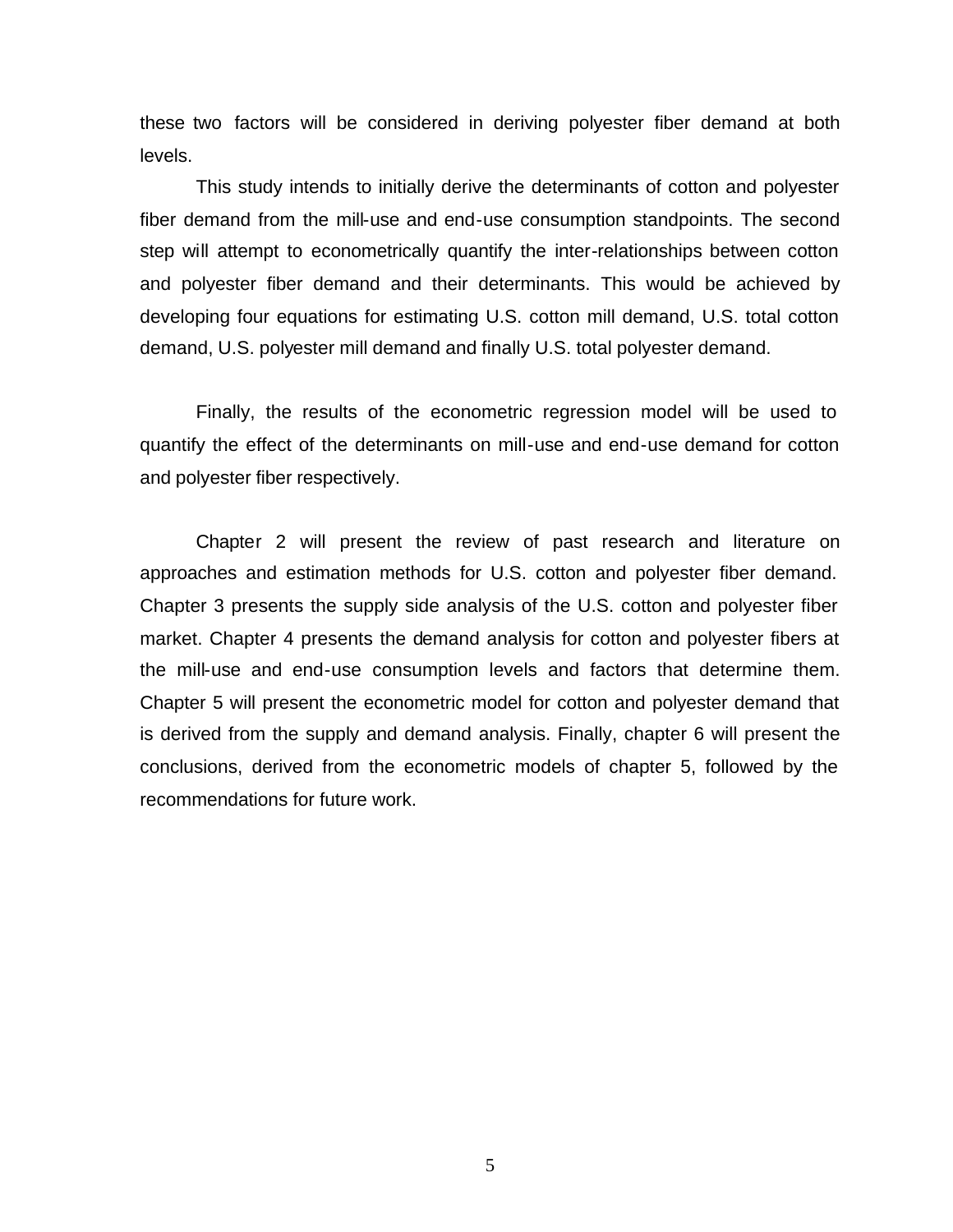these two factors will be considered in deriving polyester fiber demand at both levels.

This study intends to initially derive the determinants of cotton and polyester fiber demand from the mill-use and end-use consumption standpoints. The second step will attempt to econometrically quantify the inter-relationships between cotton and polyester fiber demand and their determinants. This would be achieved by developing four equations for estimating U.S. cotton mill demand, U.S. total cotton demand, U.S. polyester mill demand and finally U.S. total polyester demand.

Finally, the results of the econometric regression model will be used to quantify the effect of the determinants on mill-use and end-use demand for cotton and polyester fiber respectively.

Chapter 2 will present the review of past research and literature on approaches and estimation methods for U.S. cotton and polyester fiber demand. Chapter 3 presents the supply side analysis of the U.S. cotton and polyester fiber market. Chapter 4 presents the demand analysis for cotton and polyester fibers at the mill-use and end-use consumption levels and factors that determine them. Chapter 5 will present the econometric model for cotton and polyester demand that is derived from the supply and demand analysis. Finally, chapter 6 will present the conclusions, derived from the econometric models of chapter 5, followed by the recommendations for future work.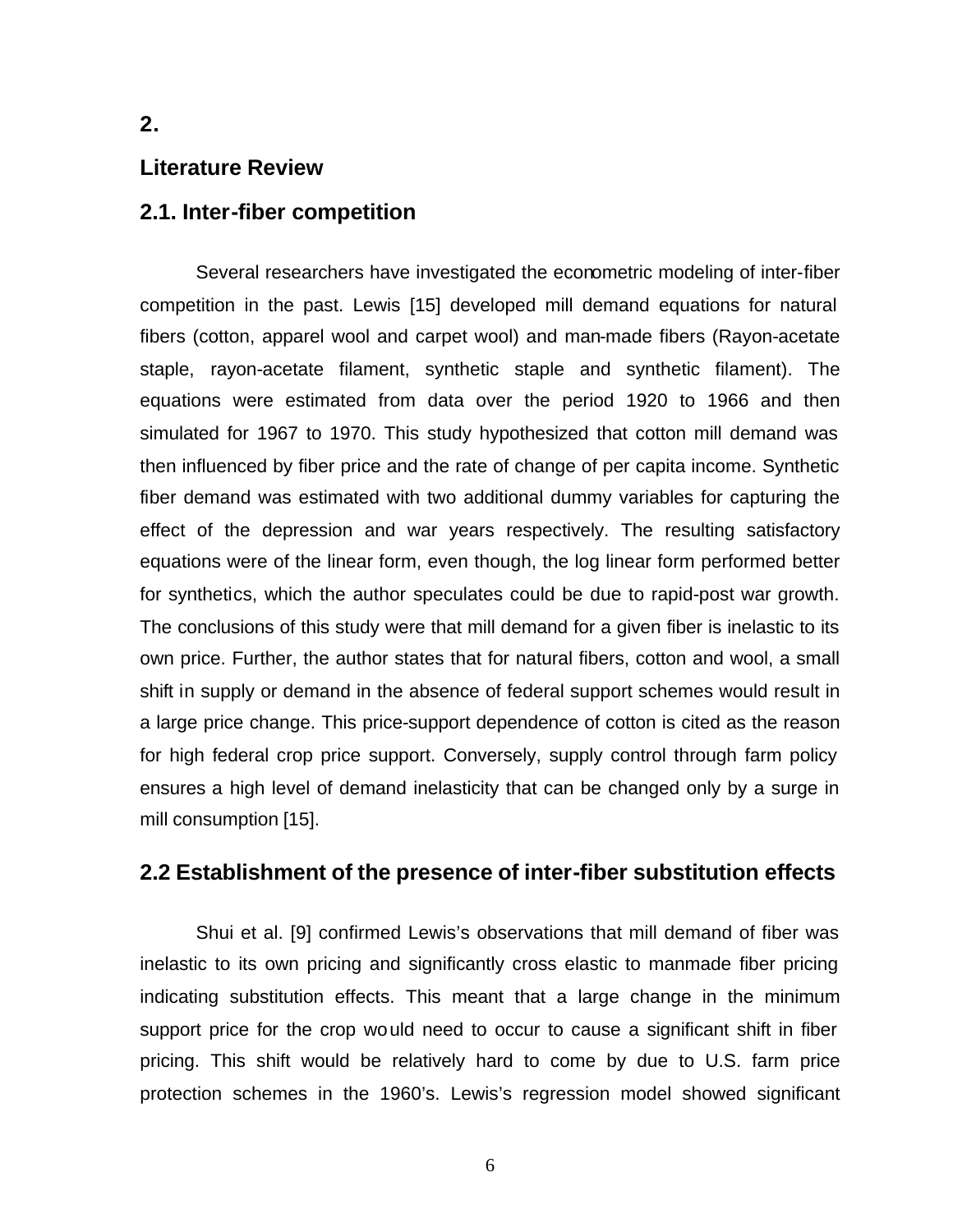# 2.

# Literature Review

## 2.1. Inter-fiber competition

Several researchers have investigated the econometric modeling of inter-fiber competition in the past. Lewis [15] developed mill demand equations for natural fibers (cotton, apparel wool and carpet wool) and man-made fibers (Rayon-acetate staple, rayon-acetate filament, synthetic staple and synthetic filament). The equations were estimated from data over the period 1920 to 1966 and then simulated for 1967 to 1970. This study hypothesized that cotton mill demand was then influenced by fiber price and the rate of change of per capita income. Synthetic fiber demand was estimated with two additional dummy variables for capturing the effect of the depression and war years respectively. The resulting satisfactory equations were of the linear form, even though, the log linear form performed better for synthetics, which the author speculates could be due to rapid-post war growth. The conclusions of this study were that mill demand for a given fiber is inelastic to its own price. Further, the author states that for natural fibers, cotton and wool, a small shift in supply or demand in the absence of federal support schemes would result in a large price change. This price-support dependence of cotton is cited as the reason for high federal crop price support. Conversely, supply control through farm policy ensures a high level of demand inelasticity that can be changed only by a surge in mill consumption [15].

## 2.2 Establishment of the presence of inter-fiber substitution effects

Shui et al. [9] confirmed Lewis's observations that mill demand of fiber was inelastic to its own pricing and significantly cross elastic to manmade fiber pricing indicating substitution effects. This meant that a large change in the minimum support price for the crop would need to occur to cause a significant shift in fiber pricing. This shift would be relatively hard to come by due to U.S. farm price protection schemes in the 1960's. Lewis's regression model showed significant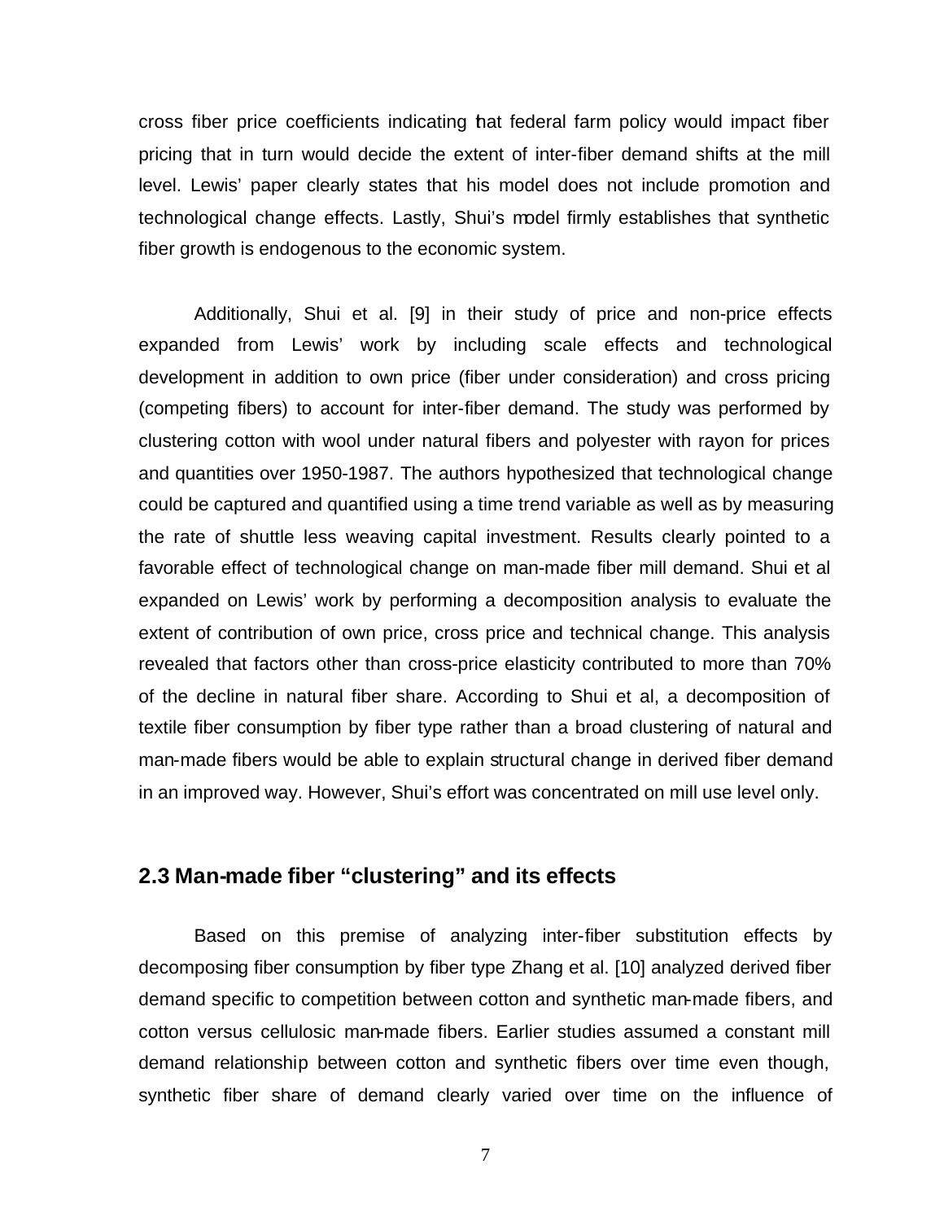cross fiber price coefficients indicating that federal farm policy would impact fiber pricing that in turn would decide the extent of inter-fiber demand shifts at the mill level. Lewis' paper clearly states that his model does not include promotion and technological change effects. Lastly, Shui's model firmly establishes that synthetic fiber growth is endogenous to the economic system.

Additionally, Shui et al. [9] in their study of price and non-price effects expanded from Lewis' work by including scale effects and technological development in addition to own price (fiber under consideration) and cross pricing (competing fibers) to account for inter-fiber demand. The study was performed by clustering cotton with wool under natural fibers and polyester with rayon for prices and quantities over 1950-1987. The authors hypothesized that technological change could be captured and quantified using a time trend variable as well as by measuring the rate of shuttle less weaving capital investment. Results clearly pointed to a favorable effect of technological change on man-made fiber mill demand. Shui et al expanded on Lewis' work by performing a decomposition analysis to evaluate the extent of contribution of own price, cross price and technical change. This analysis revealed that factors other than cross-price elasticity contributed to more than 70% of the decline in natural fiber share. According to Shui et al, a decomposition of textile fiber consumption by fiber type rather than a broad clustering of natural and man-made fibers would be able to explain structural change in derived fiber demand in an improved way. However, Shui's effort was concentrated on mill use level only.

## 2.3 Man-made fiber "clustering" and its effects

Based on this premise of analyzing inter-fiber substitution effects by decomposing fiber consumption by fiber type Zhang et al. [10] analyzed derived fiber demand specific to competition between cotton and synthetic man-made fibers, and cotton versus cellulosic man-made fibers. Earlier studies assumed a constant mill demand relationship between cotton and synthetic fibers over time even though, synthetic fiber share of demand clearly varied over time on the influence of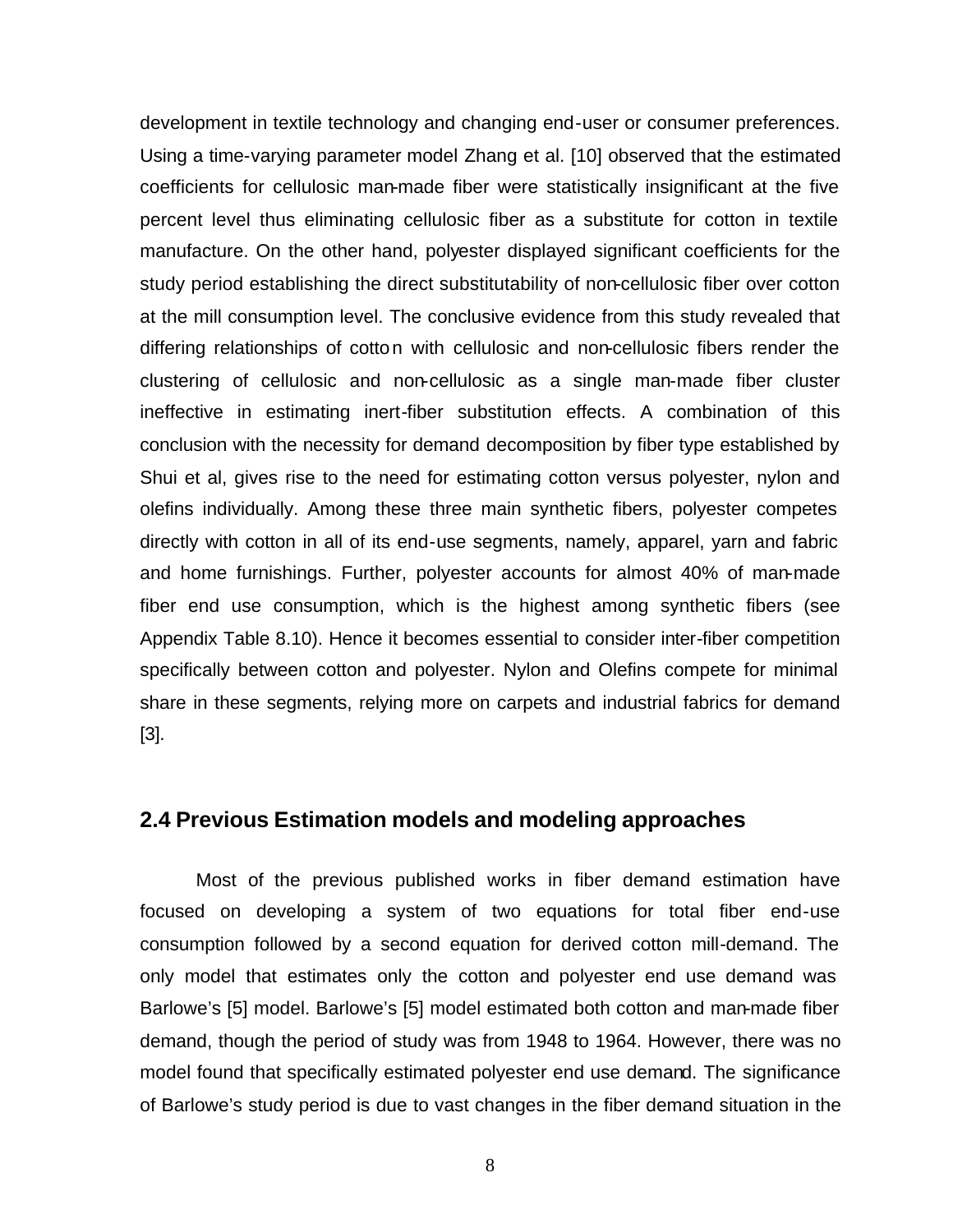development in textile technology and changing end-user or consumer preferences. Using a time-varying parameter model Zhang et al. [10] observed that the estimated coefficients for cellulosic man-made fiber were statistically insignificant at the five percent level thus eliminating cellulosic fiber as a substitute for cotton in textile manufacture. On the other hand, polyester displayed significant coefficients for the study period establishing the direct substitutability of non-cellulosic fiber over cotton at the mill consumption level. The conclusive evidence from this study revealed that differing relationships of cotton with cellulosic and non-cellulosic fibers render the clustering of cellulosic and non-cellulosic as a single man-made fiber cluster ineffective in estimating inert-fiber substitution effects. A combination of this conclusion with the necessity for demand decomposition by fiber type established by Shui et al, gives rise to the need for estimating cotton versus polyester, nylon and olefins individually. Among these three main synthetic fibers, polyester competes directly with cotton in all of its end-use segments, namely, apparel, yarn and fabric and home furnishings. Further, polyester accounts for almost 40% of man-made fiber end use consumption, which is the highest among synthetic fibers (see Appendix Table 8.10). Hence it becomes essential to consider inter-fiber competition specifically between cotton and polyester. Nylon and Olefins compete for minimal share in these segments, relying more on carpets and industrial fabrics for demand [3].

## 2.4 Previous Estimation models and modeling approaches

Most of the previous published works in fiber demand estimation have focused on developing a system of two equations for total fiber end-use consumption followed by a second equation for derived cotton mill-demand. The only model that estimates only the cotton and polyester end use demand was Barlowe's [5] model. Barlowe's [5] model estimated both cotton and man-made fiber demand, though the period of study was from 1948 to 1964. However, there was no model found that specifically estimated polyester end use demand. The significance of Barlowe's study period is due to vast changes in the fiber demand situation in the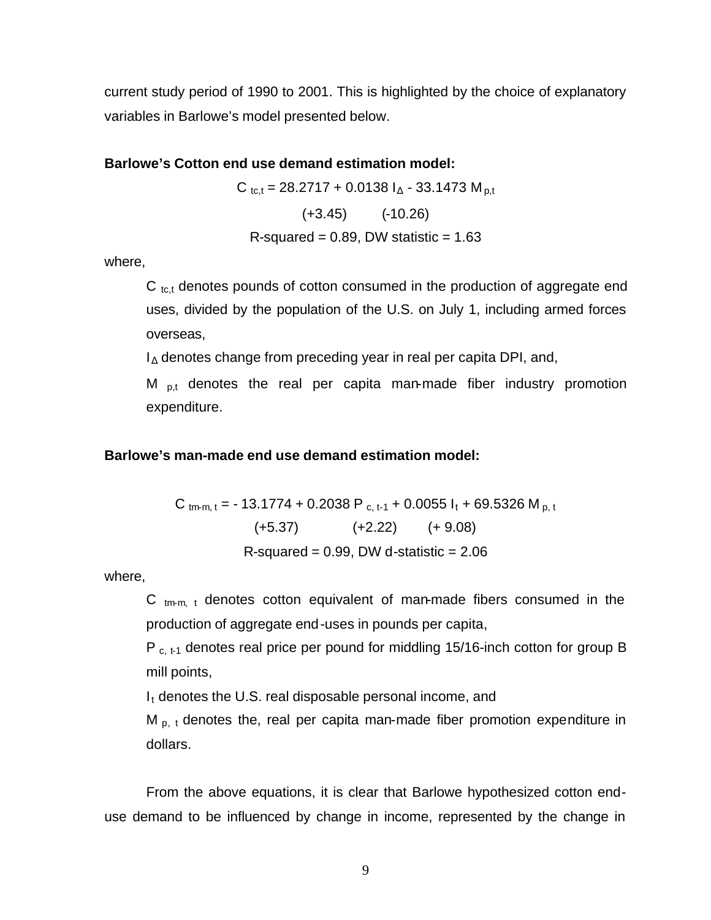current study period of 1990 to 2001. This is highlighted by the choice of explanatory variables in Barlowe's model presented below.

**Barlowe's Cotton end use demand estimation model:**

$$C_{tc,t} = 28.2717 + 0.0138\, I_{\Delta} - 33.1473\, M_{p,t}$$

$$(+3.45) \qquad (-10.26)$$

$$\text{R-squared} = 0.89, \text{ DW statistic} = 1.63$$

where,

> $C_{tc,t}$ denotes pounds of cotton consumed in the production of aggregate end uses, divided by the population of the U.S. on July 1, including armed forces overseas,
>
> $I_{\Delta}$ denotes change from preceding year in real per capita DPI, and,
>
> $M_{p,t}$ denotes the real per capita man-made fiber industry promotion expenditure.

**Barlowe's man-made end use demand estimation model:**

$$C_{tm\text{-}m,\,t} = -13.1774 + 0.2038\, P_{c,\,t-1} + 0.0055\, I_t + 69.5326\, M_{p,\,t}$$

$$(+5.37) \qquad (+2.22) \qquad (+9.08)$$

$$\text{R-squared} = 0.99, \text{ DW d-statistic} = 2.06$$

where,

> $C_{tm\text{-}m,\,t}$ denotes cotton equivalent of man-made fibers consumed in the production of aggregate end-uses in pounds per capita,
>
> $P_{c,\,t-1}$ denotes real price per pound for middling 15/16-inch cotton for group B mill points,
>
> $I_t$ denotes the U.S. real disposable personal income, and
>
> $M_{p,\,t}$ denotes the, real per capita man-made fiber promotion expenditure in dollars.

From the above equations, it is clear that Barlowe hypothesized cotton end-use demand to be influenced by change in income, represented by the change in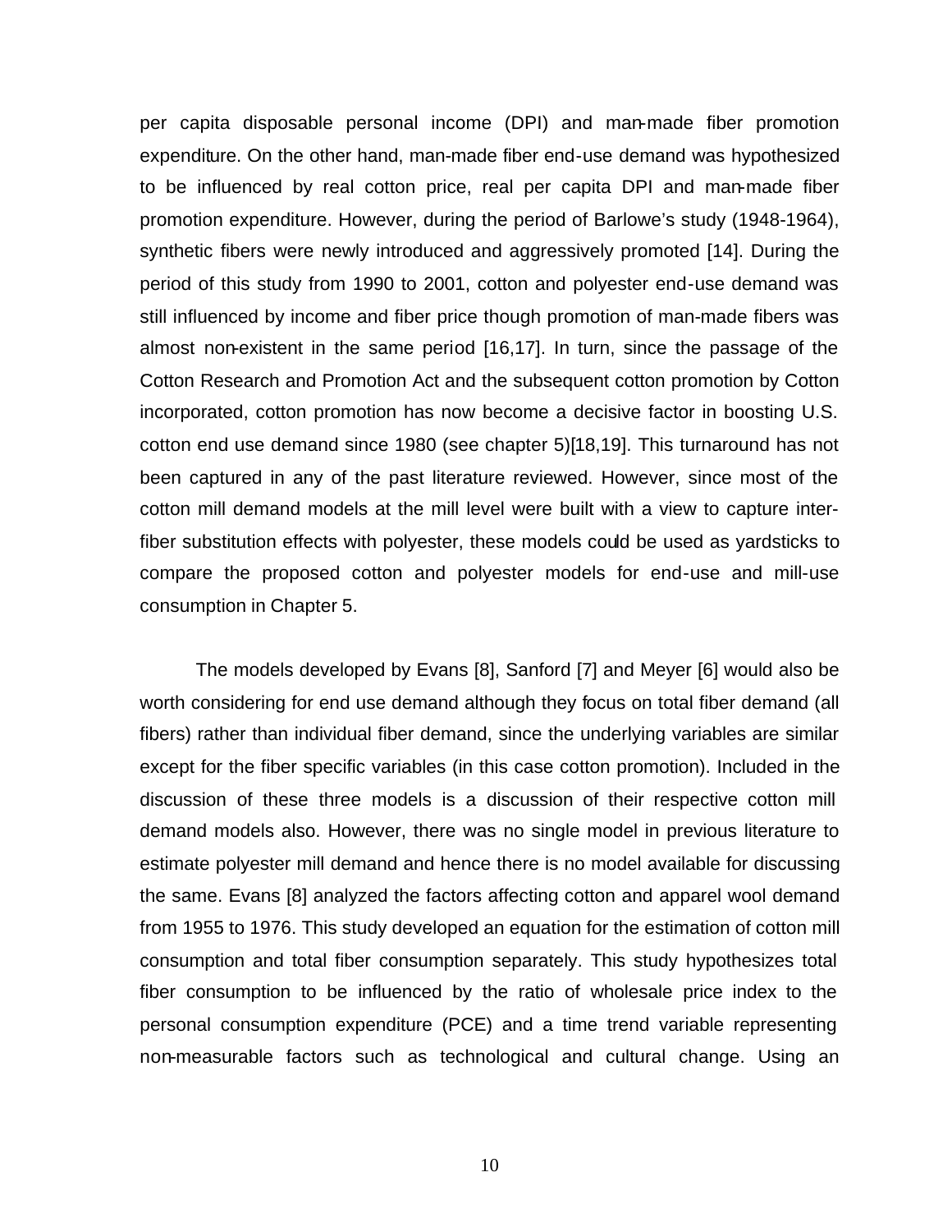per capita disposable personal income (DPI) and man-made fiber promotion expenditure. On the other hand, man-made fiber end-use demand was hypothesized to be influenced by real cotton price, real per capita DPI and man-made fiber promotion expenditure. However, during the period of Barlowe's study (1948-1964), synthetic fibers were newly introduced and aggressively promoted [14]. During the period of this study from 1990 to 2001, cotton and polyester end-use demand was still influenced by income and fiber price though promotion of man-made fibers was almost non-existent in the same period [16,17]. In turn, since the passage of the Cotton Research and Promotion Act and the subsequent cotton promotion by Cotton incorporated, cotton promotion has now become a decisive factor in boosting U.S. cotton end use demand since 1980 (see chapter 5)[18,19]. This turnaround has not been captured in any of the past literature reviewed. However, since most of the cotton mill demand models at the mill level were built with a view to capture inter-fiber substitution effects with polyester, these models could be used as yardsticks to compare the proposed cotton and polyester models for end-use and mill-use consumption in Chapter 5.

The models developed by Evans [8], Sanford [7] and Meyer [6] would also be worth considering for end use demand although they focus on total fiber demand (all fibers) rather than individual fiber demand, since the underlying variables are similar except for the fiber specific variables (in this case cotton promotion). Included in the discussion of these three models is a discussion of their respective cotton mill demand models also. However, there was no single model in previous literature to estimate polyester mill demand and hence there is no model available for discussing the same. Evans [8] analyzed the factors affecting cotton and apparel wool demand from 1955 to 1976. This study developed an equation for the estimation of cotton mill consumption and total fiber consumption separately. This study hypothesizes total fiber consumption to be influenced by the ratio of wholesale price index to the personal consumption expenditure (PCE) and a time trend variable representing non-measurable factors such as technological and cultural change. Using an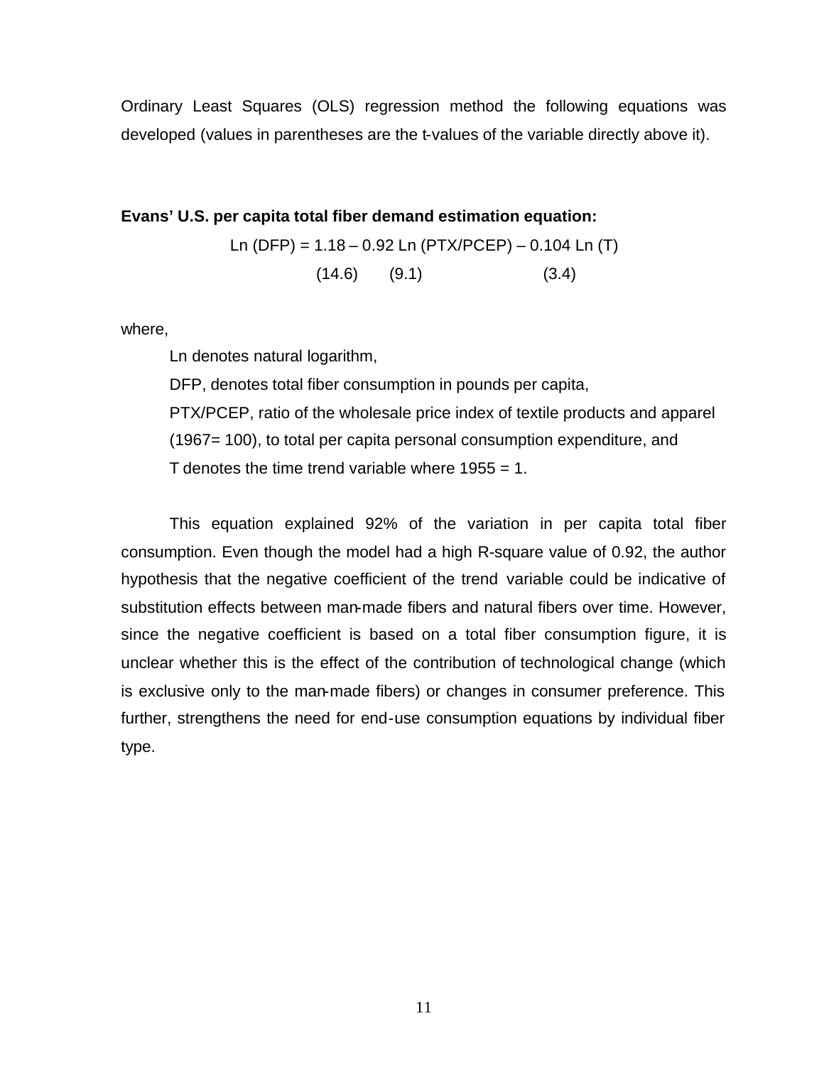Ordinary Least Squares (OLS) regression method the following equations was developed (values in parentheses are the t-values of the variable directly above it).

**Evans' U.S. per capita total fiber demand estimation equation:**

$$\text{Ln (DFP)} = \underset{(14.6)}{1.18} - \underset{(9.1)}{0.92} \text{ Ln (PTX/PCEP)} - \underset{(3.4)}{0.104} \text{ Ln (T)}$$

where,

Ln denotes natural logarithm,

DFP, denotes total fiber consumption in pounds per capita,

PTX/PCEP, ratio of the wholesale price index of textile products and apparel (1967= 100), to total per capita personal consumption expenditure, and

T denotes the time trend variable where 1955 = 1.

This equation explained 92% of the variation in per capita total fiber consumption. Even though the model had a high R-square value of 0.92, the author hypothesis that the negative coefficient of the trend variable could be indicative of substitution effects between man-made fibers and natural fibers over time. However, since the negative coefficient is based on a total fiber consumption figure, it is unclear whether this is the effect of the contribution of technological change (which is exclusive only to the man-made fibers) or changes in consumer preference. This further, strengthens the need for end-use consumption equations by individual fiber type.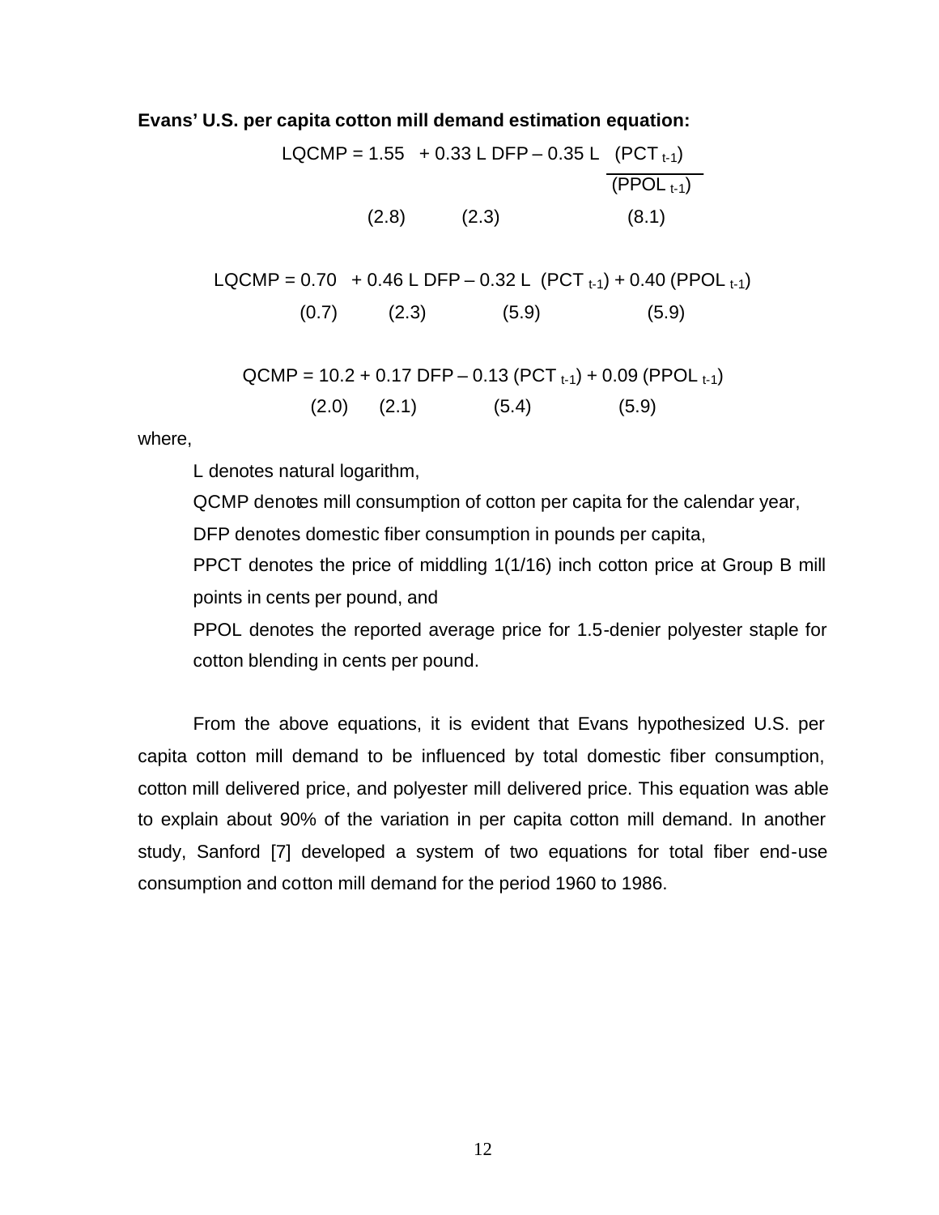**Evans' U.S. per capita cotton mill demand estimation equation:**

$$LQCMP = 1.55 \;\; + 0.33\, L\, DFP - 0.35\, L \;\; \frac{(PCT_{t-1})}{(PPOL_{t-1})}$$

$$(2.8) \qquad (2.3) \qquad\qquad (8.1)$$

$$LQCMP = 0.70 \;\; + 0.46\, L\, DFP - 0.32\, L \;\; (PCT_{t-1}) + 0.40\, (PPOL_{t-1})$$

$$(0.7) \qquad (2.3) \qquad\qquad (5.9) \qquad\qquad (5.9)$$

$$QCMP = 10.2 + 0.17\, DFP - 0.13\, (PCT_{t-1}) + 0.09\, (PPOL_{t-1})$$

$$(2.0) \qquad (2.1) \qquad\qquad (5.4) \qquad\qquad (5.9)$$

where,

L denotes natural logarithm,

QCMP denotes mill consumption of cotton per capita for the calendar year,

DFP denotes domestic fiber consumption in pounds per capita,

PPCT denotes the price of middling 1(1/16) inch cotton price at Group B mill points in cents per pound, and

PPOL denotes the reported average price for 1.5-denier polyester staple for cotton blending in cents per pound.

From the above equations, it is evident that Evans hypothesized U.S. per capita cotton mill demand to be influenced by total domestic fiber consumption, cotton mill delivered price, and polyester mill delivered price. This equation was able to explain about 90% of the variation in per capita cotton mill demand. In another study, Sanford [7] developed a system of two equations for total fiber end-use consumption and cotton mill demand for the period 1960 to 1986.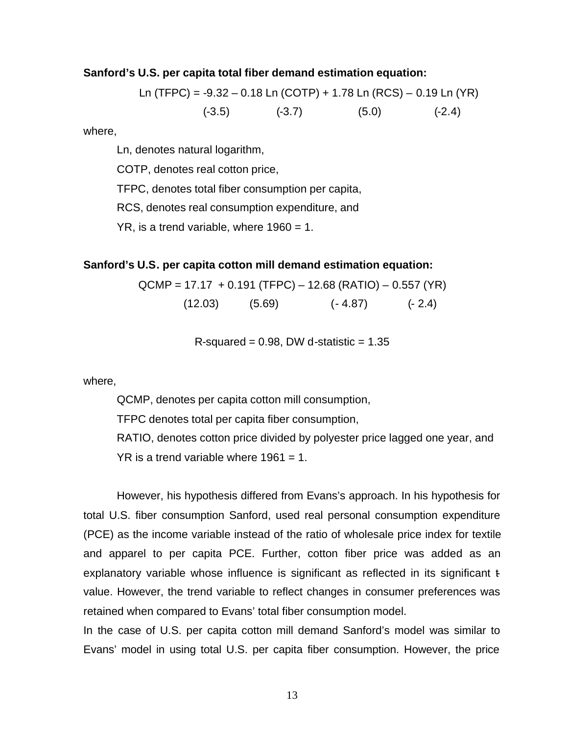**Sanford's U.S. per capita total fiber demand estimation equation:**

$$\text{Ln (TFPC)} = -9.32 - 0.18 \text{ Ln (COTP)} + 1.78 \text{ Ln (RCS)} - 0.19 \text{ Ln (YR)}$$

$$(-3.5) \qquad (-3.7) \qquad (5.0) \qquad (-2.4)$$

where,

Ln, denotes natural logarithm,

COTP, denotes real cotton price,

TFPC, denotes total fiber consumption per capita,

RCS, denotes real consumption expenditure, and

YR, is a trend variable, where 1960 = 1.

**Sanford's U.S. per capita cotton mill demand estimation equation:**

$$\text{QCMP} = 17.17 + 0.191 \text{ (TFPC)} - 12.68 \text{ (RATIO)} - 0.557 \text{ (YR)}$$

$$(12.03) \qquad (5.69) \qquad (-4.87) \qquad (-2.4)$$

$R$-squared = 0.98, DW d-statistic = 1.35

where,

QCMP, denotes per capita cotton mill consumption,

TFPC denotes total per capita fiber consumption,

RATIO, denotes cotton price divided by polyester price lagged one year, and

YR is a trend variable where 1961 = 1.

However, his hypothesis differed from Evans's approach. In his hypothesis for total U.S. fiber consumption Sanford, used real personal consumption expenditure (PCE) as the income variable instead of the ratio of wholesale price index for textile and apparel to per capita PCE. Further, cotton fiber price was added as an explanatory variable whose influence is significant as reflected in its significant t-value. However, the trend variable to reflect changes in consumer preferences was retained when compared to Evans' total fiber consumption model.

In the case of U.S. per capita cotton mill demand Sanford's model was similar to Evans' model in using total U.S. per capita fiber consumption. However, the price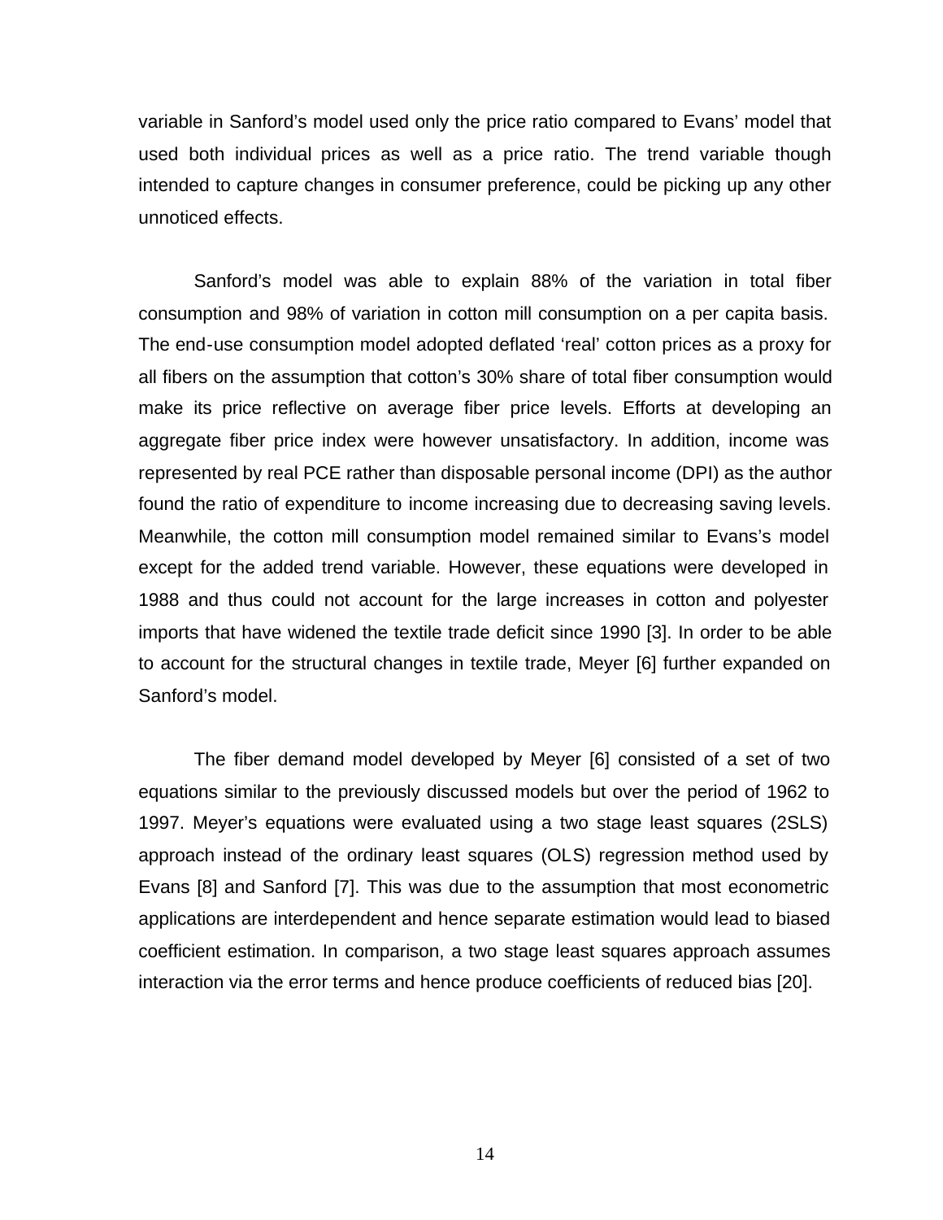variable in Sanford's model used only the price ratio compared to Evans' model that used both individual prices as well as a price ratio. The trend variable though intended to capture changes in consumer preference, could be picking up any other unnoticed effects.

Sanford's model was able to explain 88% of the variation in total fiber consumption and 98% of variation in cotton mill consumption on a per capita basis. The end-use consumption model adopted deflated 'real' cotton prices as a proxy for all fibers on the assumption that cotton's 30% share of total fiber consumption would make its price reflective on average fiber price levels. Efforts at developing an aggregate fiber price index were however unsatisfactory. In addition, income was represented by real PCE rather than disposable personal income (DPI) as the author found the ratio of expenditure to income increasing due to decreasing saving levels. Meanwhile, the cotton mill consumption model remained similar to Evans's model except for the added trend variable. However, these equations were developed in 1988 and thus could not account for the large increases in cotton and polyester imports that have widened the textile trade deficit since 1990 [3]. In order to be able to account for the structural changes in textile trade, Meyer [6] further expanded on Sanford's model.

The fiber demand model developed by Meyer [6] consisted of a set of two equations similar to the previously discussed models but over the period of 1962 to 1997. Meyer's equations were evaluated using a two stage least squares (2SLS) approach instead of the ordinary least squares (OLS) regression method used by Evans [8] and Sanford [7]. This was due to the assumption that most econometric applications are interdependent and hence separate estimation would lead to biased coefficient estimation. In comparison, a two stage least squares approach assumes interaction via the error terms and hence produce coefficients of reduced bias [20].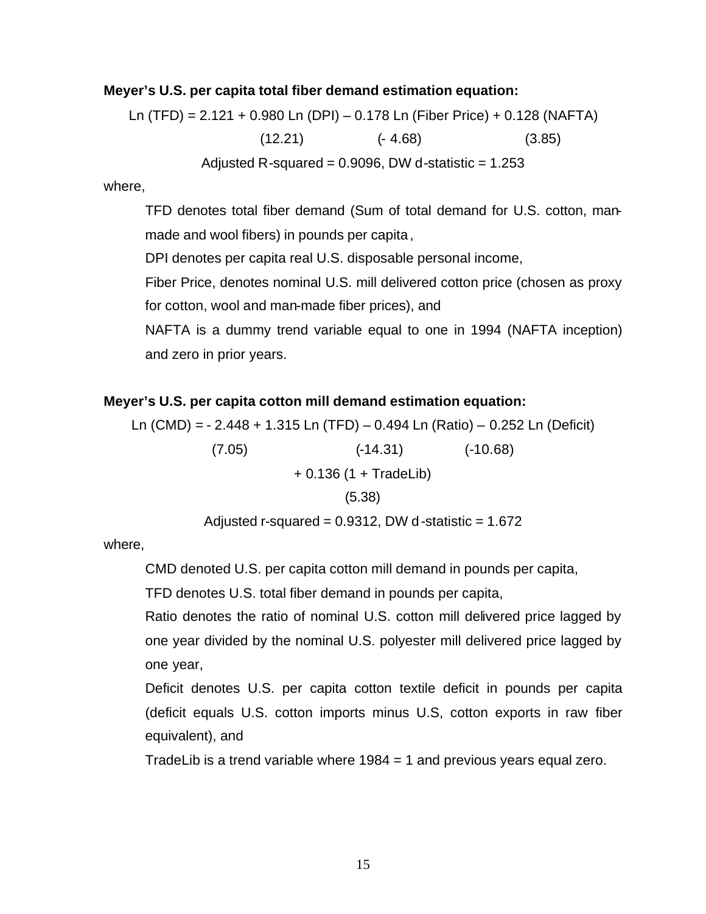**Meyer's U.S. per capita total fiber demand estimation equation:**

$$\text{Ln (TFD)} = 2.121 + \underset{(12.21)}{0.980}\ \text{Ln (DPI)} - \underset{(-4.68)}{0.178}\ \text{Ln (Fiber Price)} + \underset{(3.85)}{0.128}\ \text{(NAFTA)}$$

Adjusted R-squared = 0.9096, DW d-statistic = 1.253

where,

TFD denotes total fiber demand (Sum of total demand for U.S. cotton, man-made and wool fibers) in pounds per capita,

DPI denotes per capita real U.S. disposable personal income,

Fiber Price, denotes nominal U.S. mill delivered cotton price (chosen as proxy for cotton, wool and man-made fiber prices), and

NAFTA is a dummy trend variable equal to one in 1994 (NAFTA inception) and zero in prior years.

**Meyer's U.S. per capita cotton mill demand estimation equation:**

$$\text{Ln (CMD)} = -2.448 + \underset{(7.05)}{1.315}\ \text{Ln (TFD)} - \underset{(-14.31)}{0.494}\ \text{Ln (Ratio)} - \underset{(-10.68)}{0.252}\ \text{Ln (Deficit)}$$

$$+ \underset{(5.38)}{0.136}\ (1 + \text{TradeLib})$$

Adjusted r-squared = 0.9312, DW d-statistic = 1.672

where,

CMD denoted U.S. per capita cotton mill demand in pounds per capita,

TFD denotes U.S. total fiber demand in pounds per capita,

Ratio denotes the ratio of nominal U.S. cotton mill delivered price lagged by one year divided by the nominal U.S. polyester mill delivered price lagged by one year,

Deficit denotes U.S. per capita cotton textile deficit in pounds per capita (deficit equals U.S. cotton imports minus U.S, cotton exports in raw fiber equivalent), and

TradeLib is a trend variable where 1984 = 1 and previous years equal zero.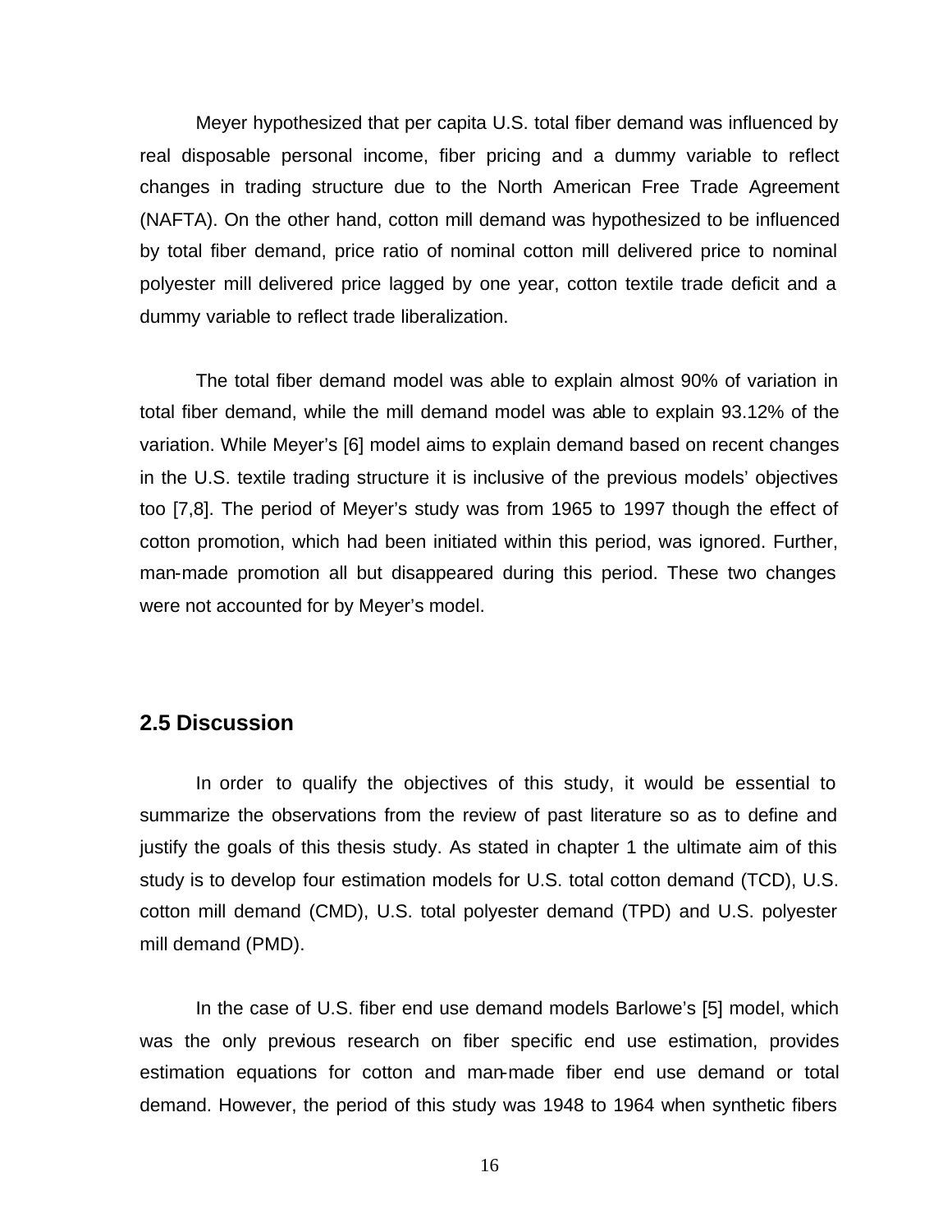Meyer hypothesized that per capita U.S. total fiber demand was influenced by real disposable personal income, fiber pricing and a dummy variable to reflect changes in trading structure due to the North American Free Trade Agreement (NAFTA). On the other hand, cotton mill demand was hypothesized to be influenced by total fiber demand, price ratio of nominal cotton mill delivered price to nominal polyester mill delivered price lagged by one year, cotton textile trade deficit and a dummy variable to reflect trade liberalization.

The total fiber demand model was able to explain almost 90% of variation in total fiber demand, while the mill demand model was able to explain 93.12% of the variation. While Meyer's [6] model aims to explain demand based on recent changes in the U.S. textile trading structure it is inclusive of the previous models' objectives too [7,8]. The period of Meyer's study was from 1965 to 1997 though the effect of cotton promotion, which had been initiated within this period, was ignored. Further, man-made promotion all but disappeared during this period. These two changes were not accounted for by Meyer's model.

## 2.5 Discussion

In order to qualify the objectives of this study, it would be essential to summarize the observations from the review of past literature so as to define and justify the goals of this thesis study. As stated in chapter 1 the ultimate aim of this study is to develop four estimation models for U.S. total cotton demand (TCD), U.S. cotton mill demand (CMD), U.S. total polyester demand (TPD) and U.S. polyester mill demand (PMD).

In the case of U.S. fiber end use demand models Barlowe's [5] model, which was the only previous research on fiber specific end use estimation, provides estimation equations for cotton and man-made fiber end use demand or total demand. However, the period of this study was 1948 to 1964 when synthetic fibers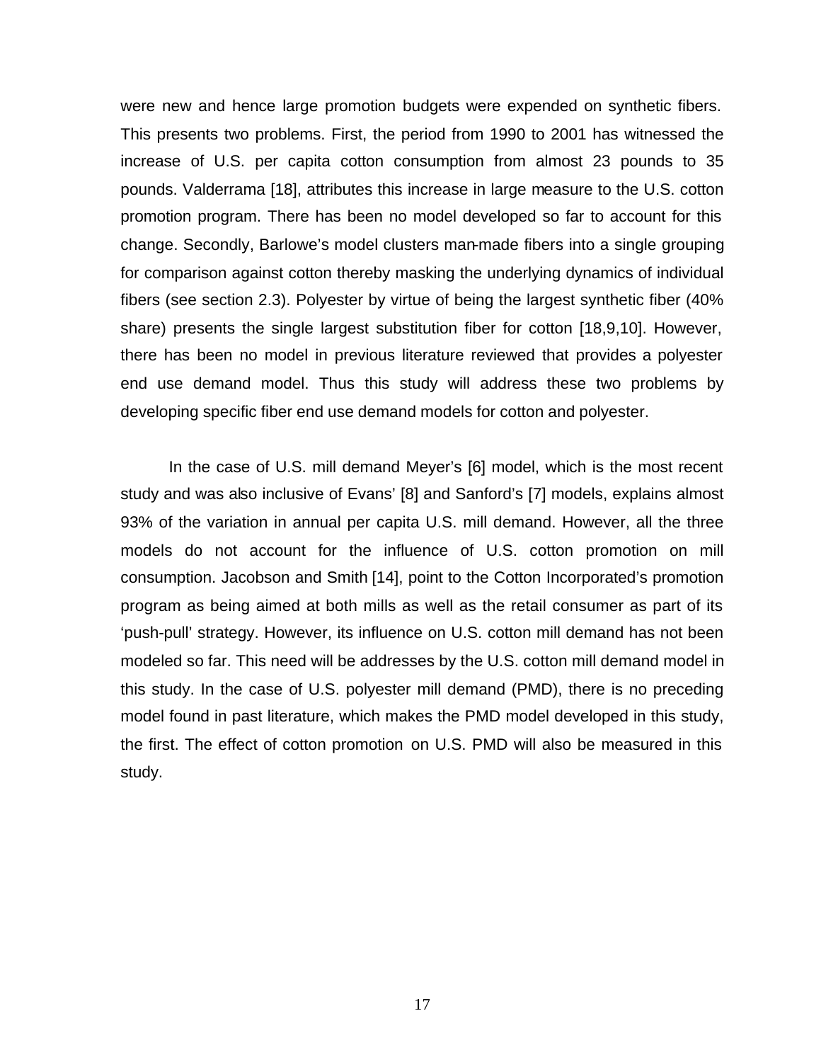were new and hence large promotion budgets were expended on synthetic fibers. This presents two problems. First, the period from 1990 to 2001 has witnessed the increase of U.S. per capita cotton consumption from almost 23 pounds to 35 pounds. Valderrama [18], attributes this increase in large measure to the U.S. cotton promotion program. There has been no model developed so far to account for this change. Secondly, Barlowe's model clusters man-made fibers into a single grouping for comparison against cotton thereby masking the underlying dynamics of individual fibers (see section 2.3). Polyester by virtue of being the largest synthetic fiber (40% share) presents the single largest substitution fiber for cotton [18,9,10]. However, there has been no model in previous literature reviewed that provides a polyester end use demand model. Thus this study will address these two problems by developing specific fiber end use demand models for cotton and polyester.

In the case of U.S. mill demand Meyer's [6] model, which is the most recent study and was also inclusive of Evans' [8] and Sanford's [7] models, explains almost 93% of the variation in annual per capita U.S. mill demand. However, all the three models do not account for the influence of U.S. cotton promotion on mill consumption. Jacobson and Smith [14], point to the Cotton Incorporated's promotion program as being aimed at both mills as well as the retail consumer as part of its 'push-pull' strategy. However, its influence on U.S. cotton mill demand has not been modeled so far. This need will be addresses by the U.S. cotton mill demand model in this study. In the case of U.S. polyester mill demand (PMD), there is no preceding model found in past literature, which makes the PMD model developed in this study, the first. The effect of cotton promotion on U.S. PMD will also be measured in this study.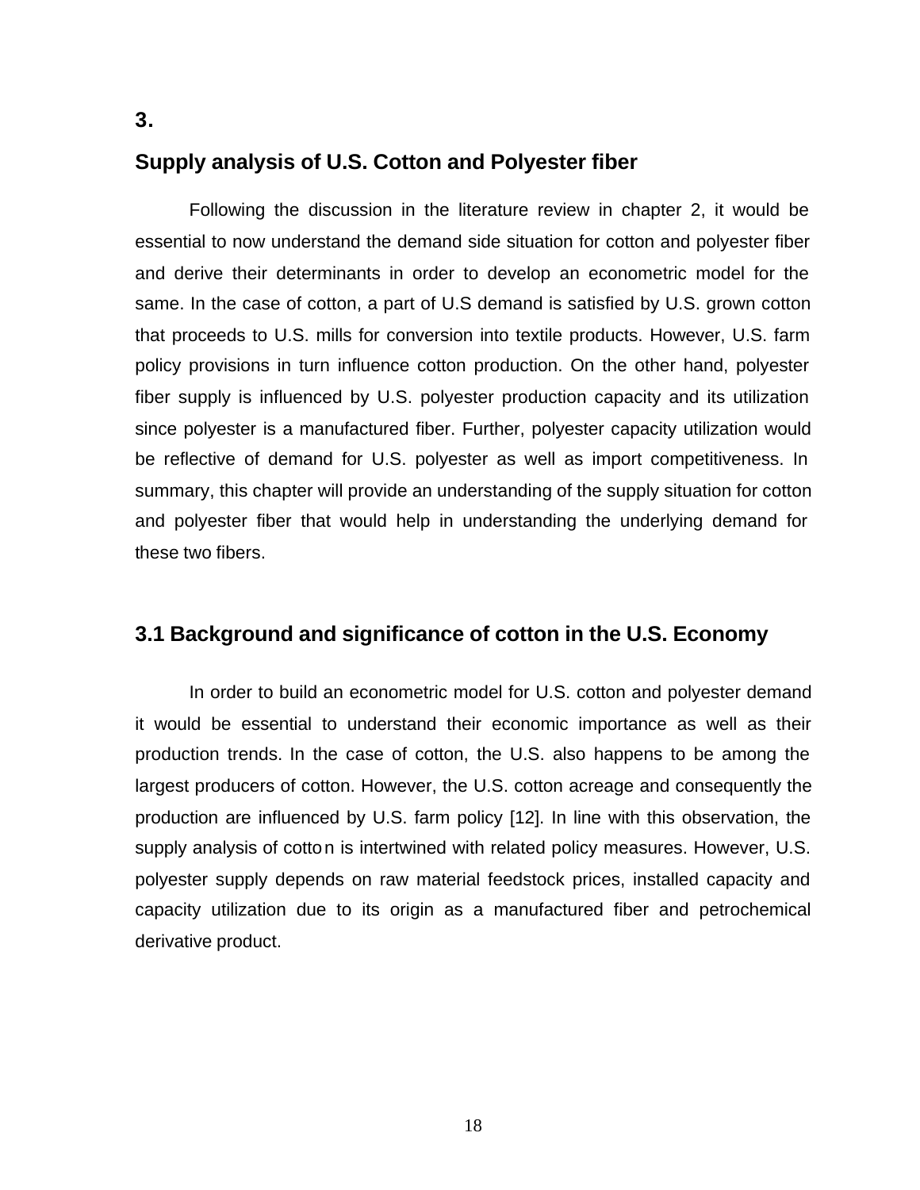# 3.

## Supply analysis of U.S. Cotton and Polyester fiber

Following the discussion in the literature review in chapter 2, it would be essential to now understand the demand side situation for cotton and polyester fiber and derive their determinants in order to develop an econometric model for the same. In the case of cotton, a part of U.S demand is satisfied by U.S. grown cotton that proceeds to U.S. mills for conversion into textile products. However, U.S. farm policy provisions in turn influence cotton production. On the other hand, polyester fiber supply is influenced by U.S. polyester production capacity and its utilization since polyester is a manufactured fiber. Further, polyester capacity utilization would be reflective of demand for U.S. polyester as well as import competitiveness. In summary, this chapter will provide an understanding of the supply situation for cotton and polyester fiber that would help in understanding the underlying demand for these two fibers.

## 3.1 Background and significance of cotton in the U.S. Economy

In order to build an econometric model for U.S. cotton and polyester demand it would be essential to understand their economic importance as well as their production trends. In the case of cotton, the U.S. also happens to be among the largest producers of cotton. However, the U.S. cotton acreage and consequently the production are influenced by U.S. farm policy [12]. In line with this observation, the supply analysis of cotton is intertwined with related policy measures. However, U.S. polyester supply depends on raw material feedstock prices, installed capacity and capacity utilization due to its origin as a manufactured fiber and petrochemical derivative product.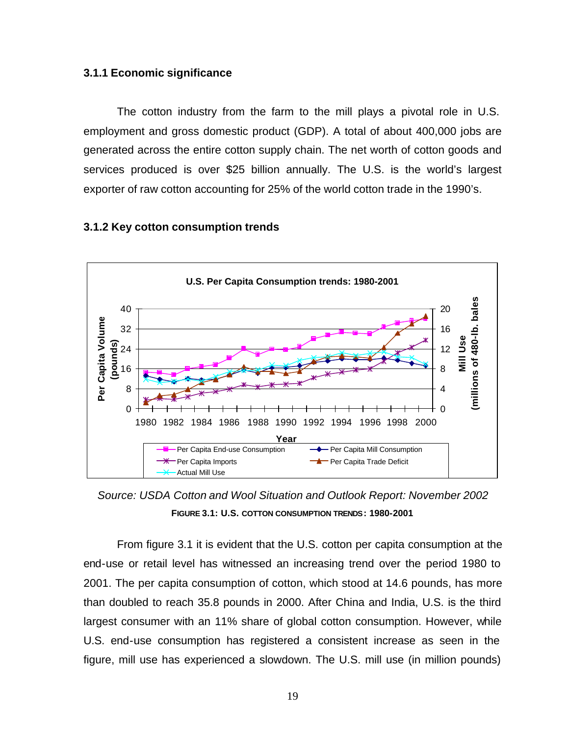### 3.1.1 Economic significance

The cotton industry from the farm to the mill plays a pivotal role in U.S. employment and gross domestic product (GDP). A total of about 400,000 jobs are generated across the entire cotton supply chain. The net worth of cotton goods and services produced is over $25 billion annually. The U.S. is the world's largest exporter of raw cotton accounting for 25% of the world cotton trade in the 1990's.

### 3.1.2 Key cotton consumption trends

*Source: USDA Cotton and Wool Situation and Outlook Report: November 2002*

**FIGURE 3.1: U.S. COTTON CONSUMPTION TRENDS: 1980-2001**

From figure 3.1 it is evident that the U.S. cotton per capita consumption at the end-use or retail level has witnessed an increasing trend over the period 1980 to 2001. The per capita consumption of cotton, which stood at 14.6 pounds, has more than doubled to reach 35.8 pounds in 2000. After China and India, U.S. is the third largest consumer with an 11% share of global cotton consumption. However, while U.S. end-use consumption has registered a consistent increase as seen in the figure, mill use has experienced a slowdown. The U.S. mill use (in million pounds)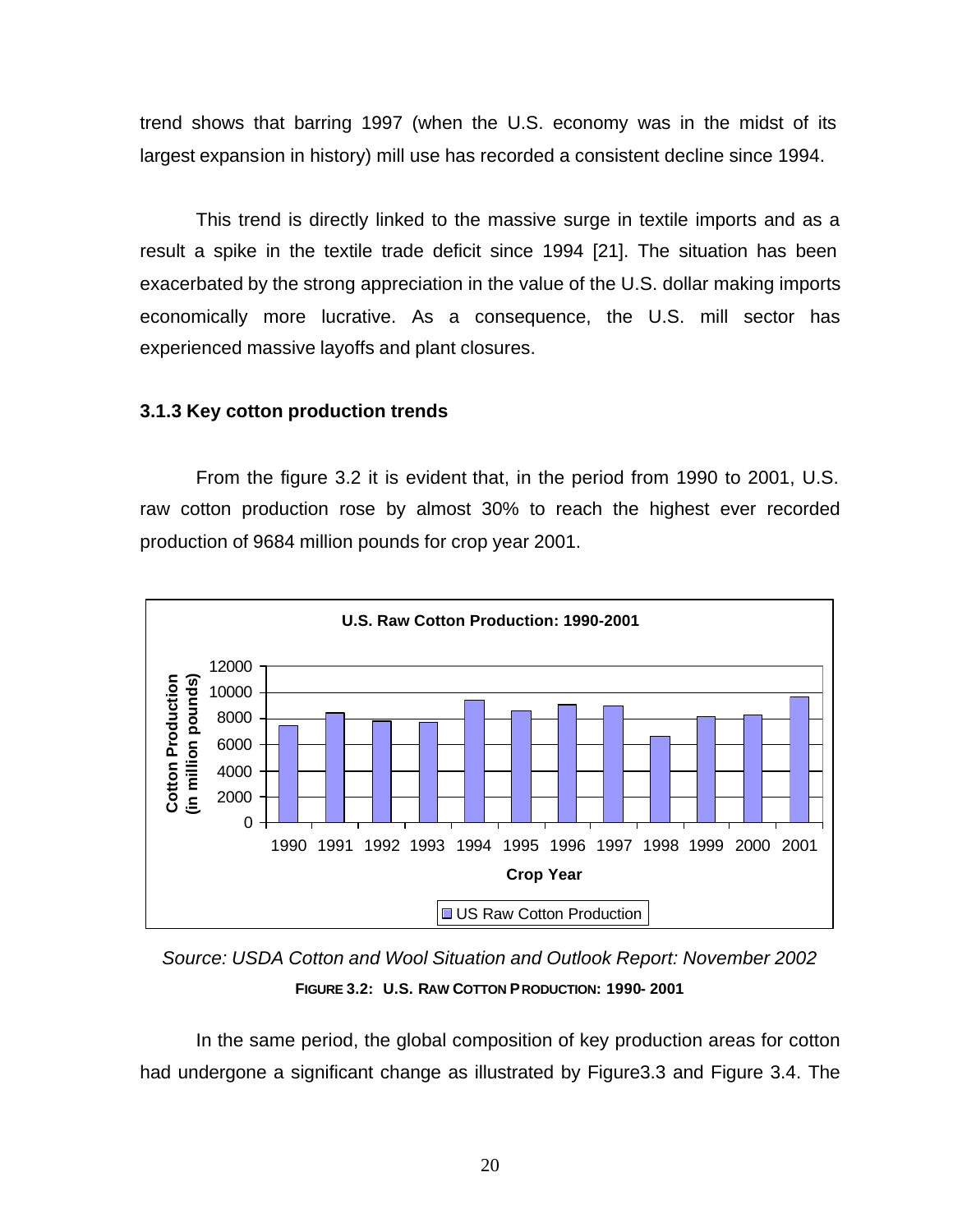trend shows that barring 1997 (when the U.S. economy was in the midst of its largest expansion in history) mill use has recorded a consistent decline since 1994.

This trend is directly linked to the massive surge in textile imports and as a result a spike in the textile trade deficit since 1994 [21]. The situation has been exacerbated by the strong appreciation in the value of the U.S. dollar making imports economically more lucrative. As a consequence, the U.S. mill sector has experienced massive layoffs and plant closures.

### 3.1.3 Key cotton production trends

From the figure 3.2 it is evident that, in the period from 1990 to 2001, U.S. raw cotton production rose by almost 30% to reach the highest ever recorded production of 9684 million pounds for crop year 2001.

*Source: USDA Cotton and Wool Situation and Outlook Report: November 2002*

**FIGURE 3.2: U.S. RAW COTTON PRODUCTION: 1990- 2001**

In the same period, the global composition of key production areas for cotton had undergone a significant change as illustrated by Figure3.3 and Figure 3.4. The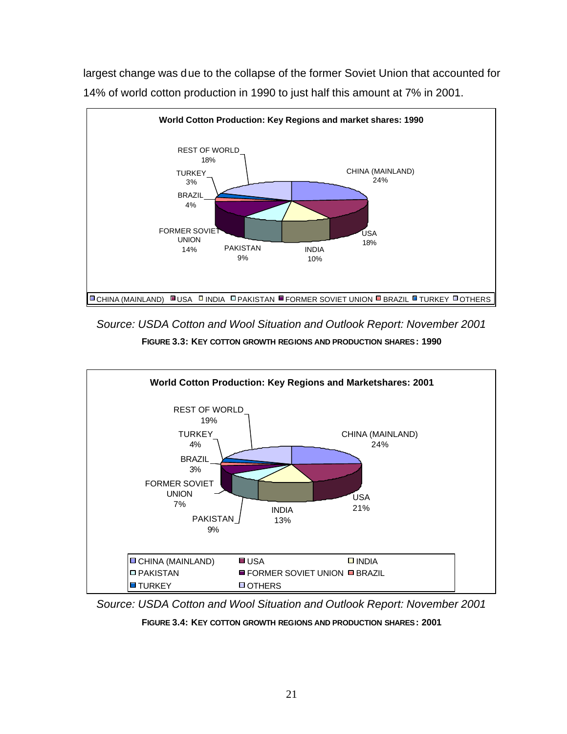largest change was due to the collapse of the former Soviet Union that accounted for 14% of world cotton production in 1990 to just half this amount at 7% in 2001.

*Source: USDA Cotton and Wool Situation and Outlook Report: November 2001*

**FIGURE 3.3: KEY COTTON GROWTH REGIONS AND PRODUCTION SHARES: 1990**

*Source: USDA Cotton and Wool Situation and Outlook Report: November 2001*

**FIGURE 3.4: KEY COTTON GROWTH REGIONS AND PRODUCTION SHARES: 2001**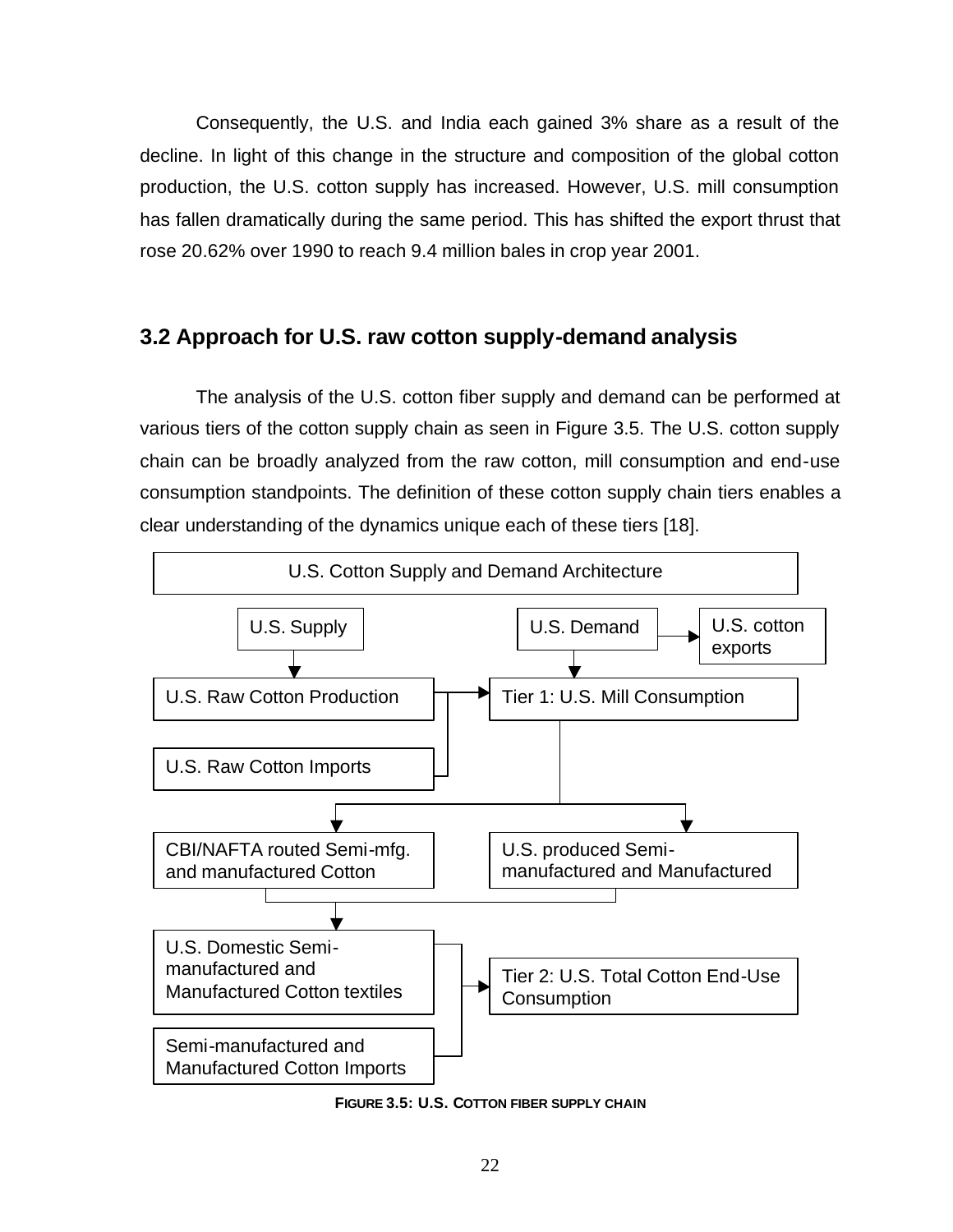Consequently, the U.S. and India each gained 3% share as a result of the decline. In light of this change in the structure and composition of the global cotton production, the U.S. cotton supply has increased. However, U.S. mill consumption has fallen dramatically during the same period. This has shifted the export thrust that rose 20.62% over 1990 to reach 9.4 million bales in crop year 2001.

## 3.2 Approach for U.S. raw cotton supply-demand analysis

The analysis of the U.S. cotton fiber supply and demand can be performed at various tiers of the cotton supply chain as seen in Figure 3.5. The U.S. cotton supply chain can be broadly analyzed from the raw cotton, mill consumption and end-use consumption standpoints. The definition of these cotton supply chain tiers enables a clear understanding of the dynamics unique each of these tiers [18].

U.S. Cotton Supply and Demand Architecture

U.S. Supply

U.S. Demand

U.S. cotton exports

U.S. Raw Cotton Production

Tier 1: U.S. Mill Consumption

U.S. Raw Cotton Imports

CBI/NAFTA routed Semi-mfg. and manufactured Cotton

U.S. produced Semi-manufactured and Manufactured

U.S. Domestic Semi-manufactured and Manufactured Cotton textiles

Tier 2: U.S. Total Cotton End-Use Consumption

Semi-manufactured and Manufactured Cotton Imports

**FIGURE 3.5: U.S. COTTON FIBER SUPPLY CHAIN**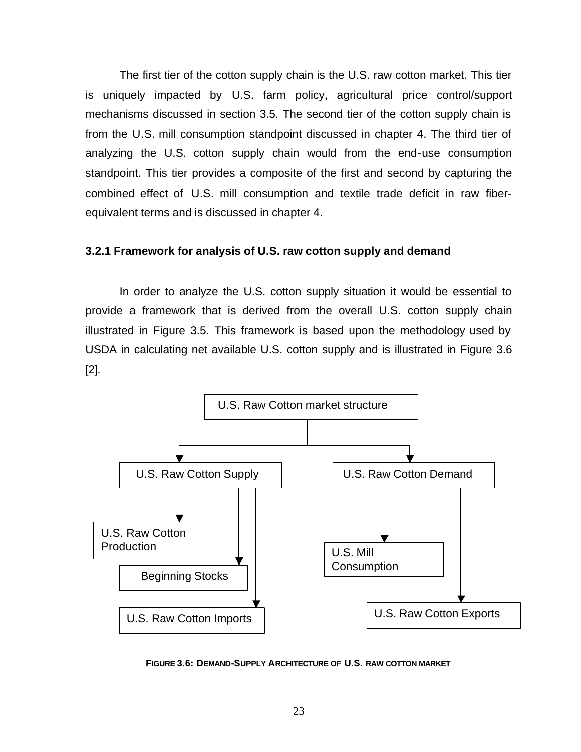The first tier of the cotton supply chain is the U.S. raw cotton market. This tier is uniquely impacted by U.S. farm policy, agricultural price control/support mechanisms discussed in section 3.5. The second tier of the cotton supply chain is from the U.S. mill consumption standpoint discussed in chapter 4. The third tier of analyzing the U.S. cotton supply chain would from the end-use consumption standpoint. This tier provides a composite of the first and second by capturing the combined effect of U.S. mill consumption and textile trade deficit in raw fiber-equivalent terms and is discussed in chapter 4.

### 3.2.1 Framework for analysis of U.S. raw cotton supply and demand

In order to analyze the U.S. cotton supply situation it would be essential to provide a framework that is derived from the overall U.S. cotton supply chain illustrated in Figure 3.5. This framework is based upon the methodology used by USDA in calculating net available U.S. cotton supply and is illustrated in Figure 3.6 [2].

U.S. Raw Cotton market structure

U.S. Raw Cotton Supply

U.S. Raw Cotton Demand

U.S. Raw Cotton Production

Beginning Stocks

U.S. Raw Cotton Imports

U.S. Mill Consumption

U.S. Raw Cotton Exports

FIGURE 3.6: DEMAND-SUPPLY ARCHITECTURE OF U.S. RAW COTTON MARKET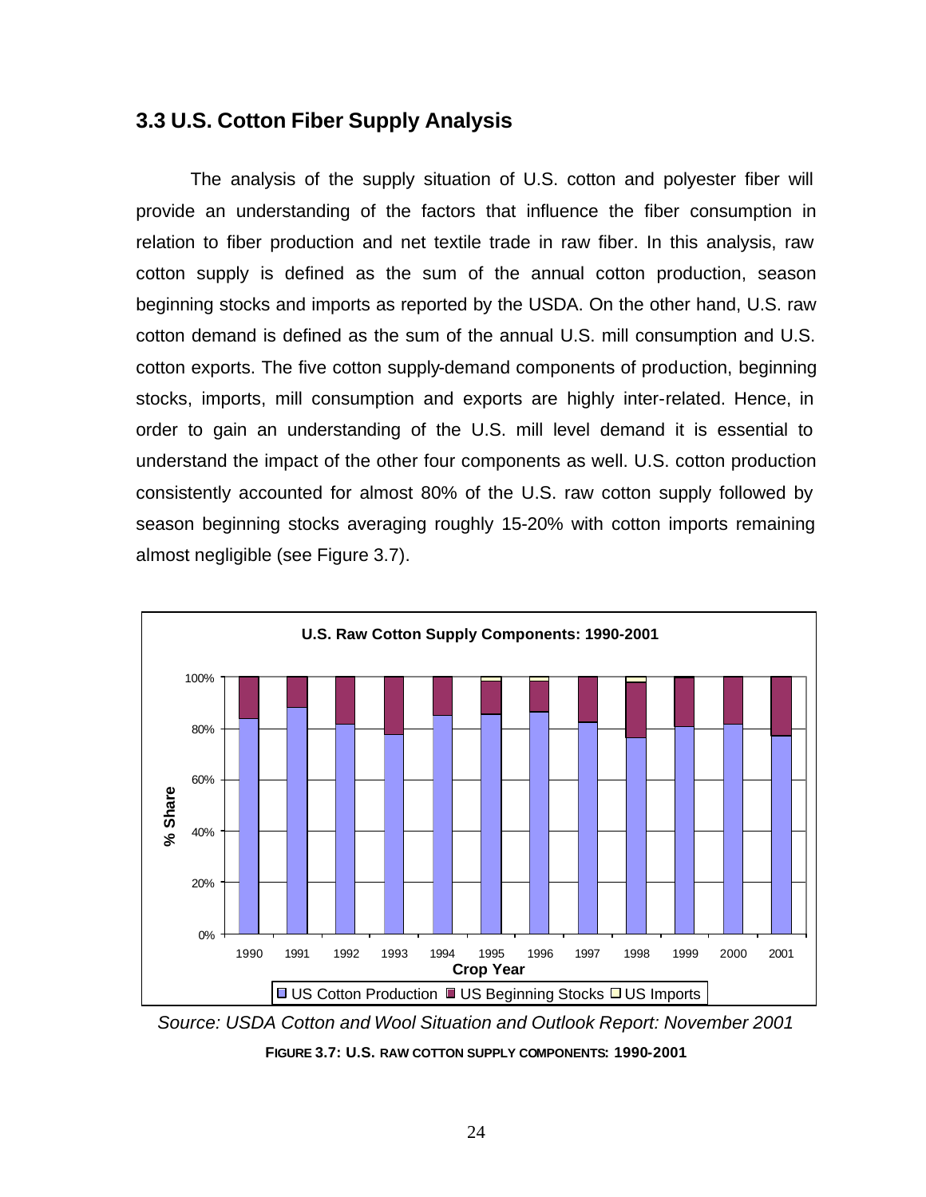### 3.3 U.S. Cotton Fiber Supply Analysis

The analysis of the supply situation of U.S. cotton and polyester fiber will provide an understanding of the factors that influence the fiber consumption in relation to fiber production and net textile trade in raw fiber. In this analysis, raw cotton supply is defined as the sum of the annual cotton production, season beginning stocks and imports as reported by the USDA. On the other hand, U.S. raw cotton demand is defined as the sum of the annual U.S. mill consumption and U.S. cotton exports. The five cotton supply-demand components of production, beginning stocks, imports, mill consumption and exports are highly inter-related. Hence, in order to gain an understanding of the U.S. mill level demand it is essential to understand the impact of the other four components as well. U.S. cotton production consistently accounted for almost 80% of the U.S. raw cotton supply followed by season beginning stocks averaging roughly 15-20% with cotton imports remaining almost negligible (see Figure 3.7).

Source: USDA Cotton and Wool Situation and Outlook Report: November 2001

**FIGURE 3.7: U.S. RAW COTTON SUPPLY COMPONENTS: 1990-2001**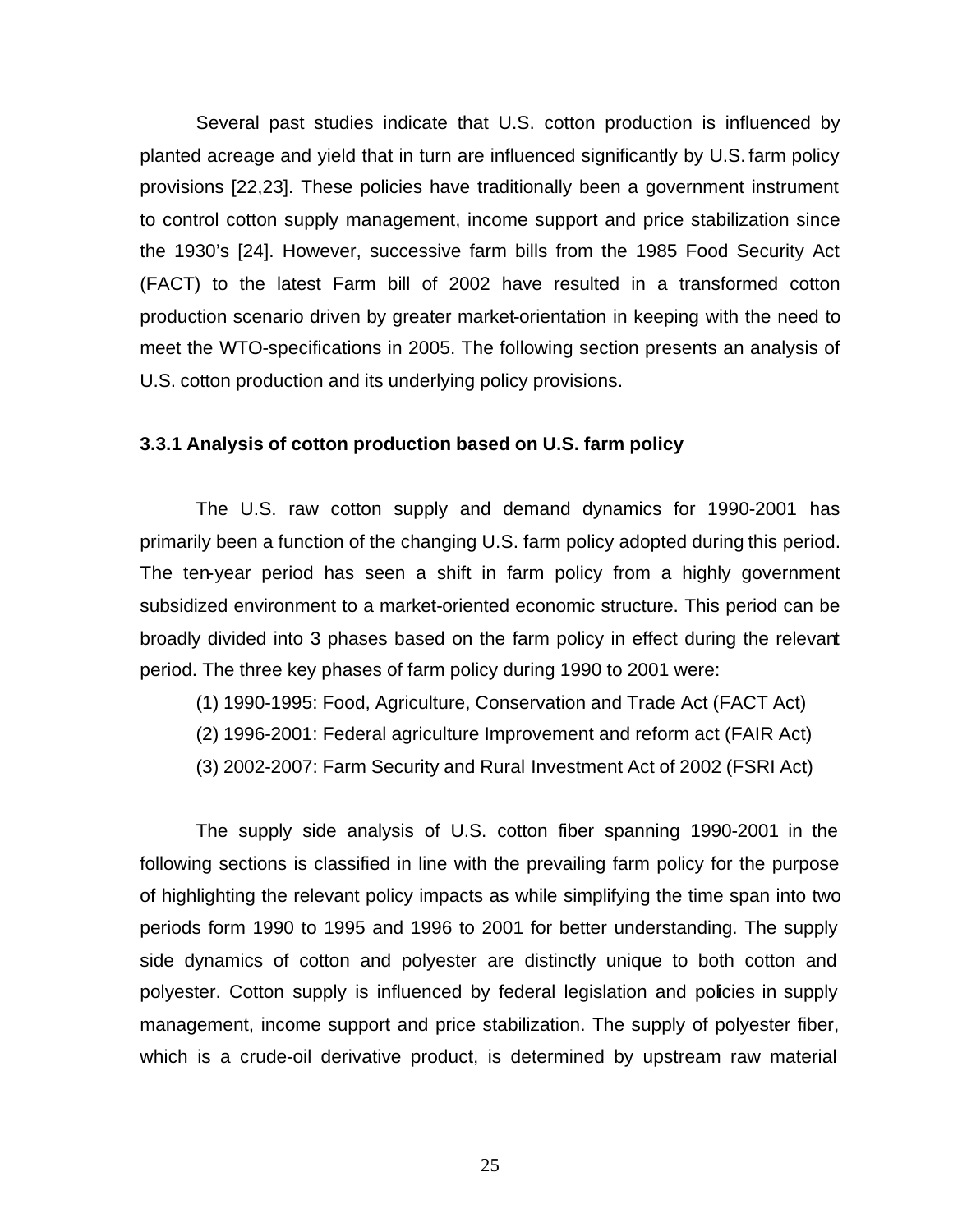Several past studies indicate that U.S. cotton production is influenced by planted acreage and yield that in turn are influenced significantly by U.S. farm policy provisions [22,23]. These policies have traditionally been a government instrument to control cotton supply management, income support and price stabilization since the 1930's [24]. However, successive farm bills from the 1985 Food Security Act (FACT) to the latest Farm bill of 2002 have resulted in a transformed cotton production scenario driven by greater market-orientation in keeping with the need to meet the WTO-specifications in 2005. The following section presents an analysis of U.S. cotton production and its underlying policy provisions.

### 3.3.1 Analysis of cotton production based on U.S. farm policy

The U.S. raw cotton supply and demand dynamics for 1990-2001 has primarily been a function of the changing U.S. farm policy adopted during this period. The ten-year period has seen a shift in farm policy from a highly government subsidized environment to a market-oriented economic structure. This period can be broadly divided into 3 phases based on the farm policy in effect during the relevant period. The three key phases of farm policy during 1990 to 2001 were:

(1) 1990-1995: Food, Agriculture, Conservation and Trade Act (FACT Act)

(2) 1996-2001: Federal agriculture Improvement and reform act (FAIR Act)

(3) 2002-2007: Farm Security and Rural Investment Act of 2002 (FSRI Act)

The supply side analysis of U.S. cotton fiber spanning 1990-2001 in the following sections is classified in line with the prevailing farm policy for the purpose of highlighting the relevant policy impacts as while simplifying the time span into two periods form 1990 to 1995 and 1996 to 2001 for better understanding. The supply side dynamics of cotton and polyester are distinctly unique to both cotton and polyester. Cotton supply is influenced by federal legislation and policies in supply management, income support and price stabilization. The supply of polyester fiber, which is a crude-oil derivative product, is determined by upstream raw material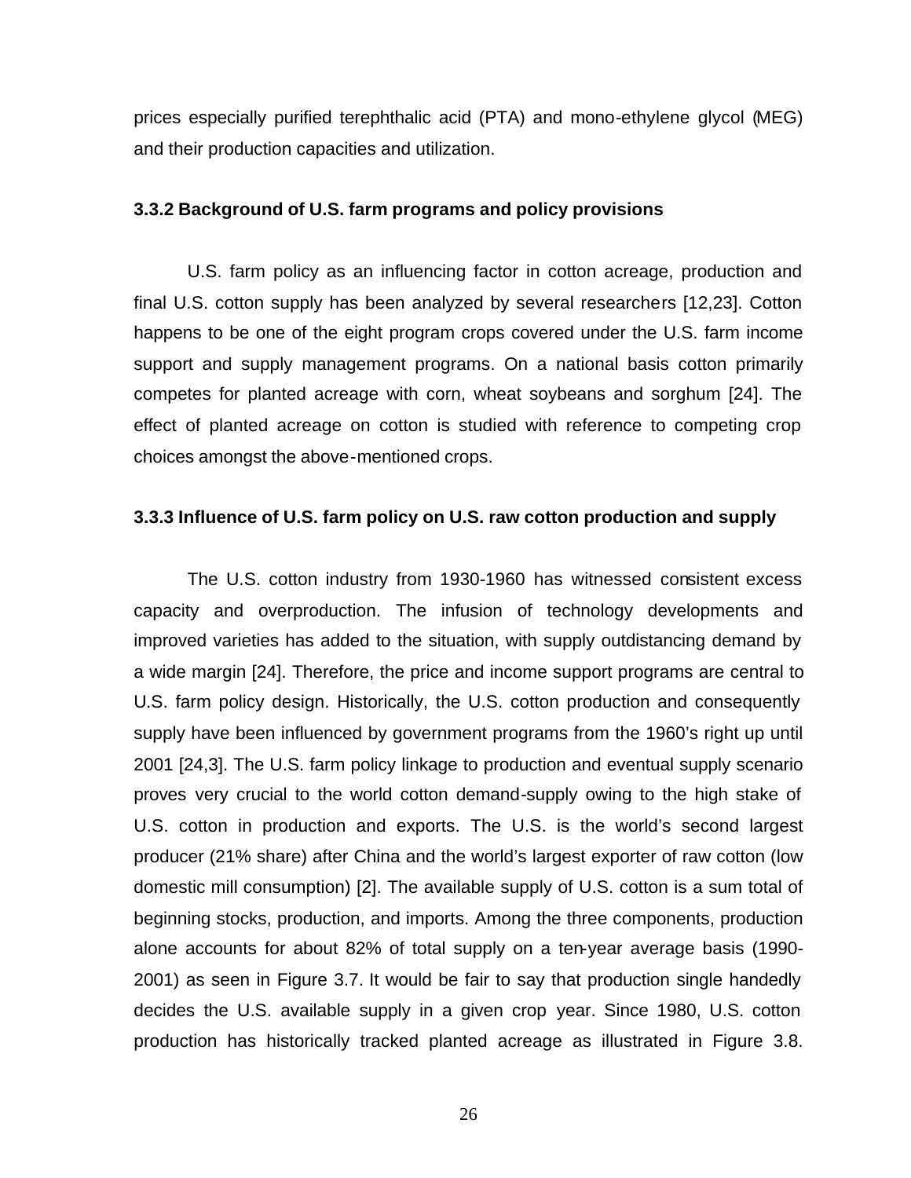prices especially purified terephthalic acid (PTA) and mono-ethylene glycol (MEG) and their production capacities and utilization.

### 3.3.2 Background of U.S. farm programs and policy provisions

U.S. farm policy as an influencing factor in cotton acreage, production and final U.S. cotton supply has been analyzed by several researchers [12,23]. Cotton happens to be one of the eight program crops covered under the U.S. farm income support and supply management programs. On a national basis cotton primarily competes for planted acreage with corn, wheat soybeans and sorghum [24]. The effect of planted acreage on cotton is studied with reference to competing crop choices amongst the above-mentioned crops.

### 3.3.3 Influence of U.S. farm policy on U.S. raw cotton production and supply

The U.S. cotton industry from 1930-1960 has witnessed consistent excess capacity and overproduction. The infusion of technology developments and improved varieties has added to the situation, with supply outdistancing demand by a wide margin [24]. Therefore, the price and income support programs are central to U.S. farm policy design. Historically, the U.S. cotton production and consequently supply have been influenced by government programs from the 1960's right up until 2001 [24,3]. The U.S. farm policy linkage to production and eventual supply scenario proves very crucial to the world cotton demand-supply owing to the high stake of U.S. cotton in production and exports. The U.S. is the world's second largest producer (21% share) after China and the world's largest exporter of raw cotton (low domestic mill consumption) [2]. The available supply of U.S. cotton is a sum total of beginning stocks, production, and imports. Among the three components, production alone accounts for about 82% of total supply on a ten-year average basis (1990-2001) as seen in Figure 3.7. It would be fair to say that production single handedly decides the U.S. available supply in a given crop year. Since 1980, U.S. cotton production has historically tracked planted acreage as illustrated in Figure 3.8.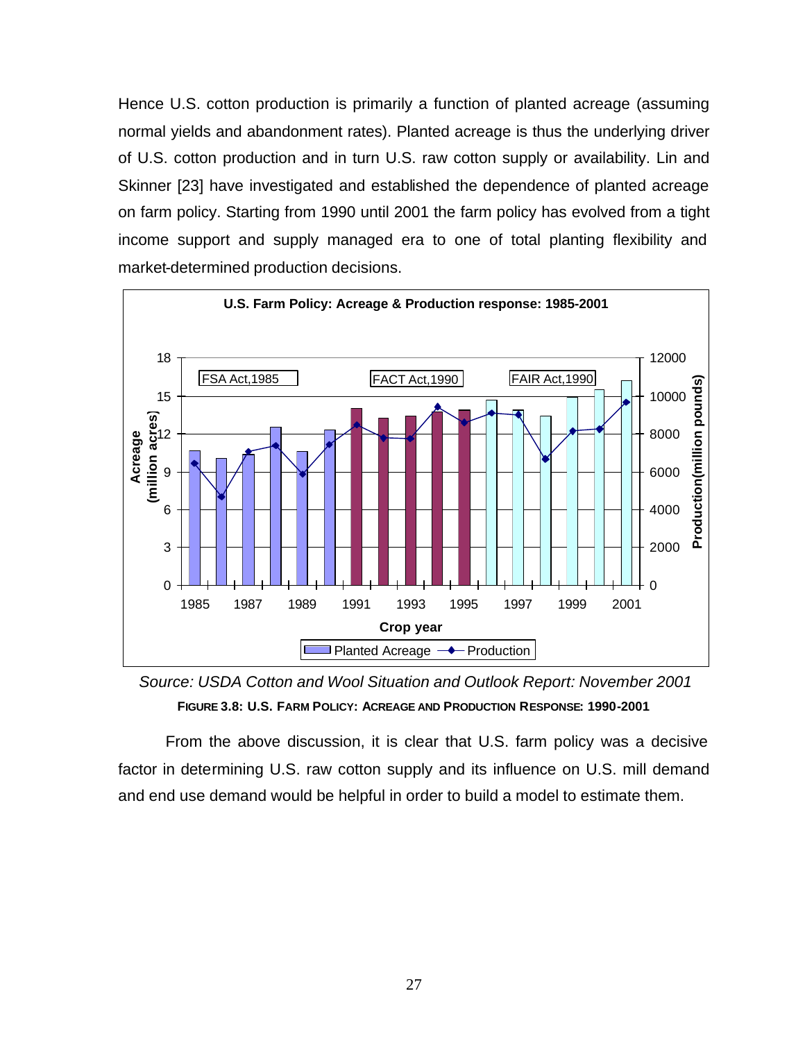Hence U.S. cotton production is primarily a function of planted acreage (assuming normal yields and abandonment rates). Planted acreage is thus the underlying driver of U.S. cotton production and in turn U.S. raw cotton supply or availability. Lin and Skinner [23] have investigated and established the dependence of planted acreage on farm policy. Starting from 1990 until 2001 the farm policy has evolved from a tight income support and supply managed era to one of total planting flexibility and market-determined production decisions.

*Source: USDA Cotton and Wool Situation and Outlook Report: November 2001*

**FIGURE 3.8: U.S. FARM POLICY: ACREAGE AND PRODUCTION RESPONSE: 1990-2001**

From the above discussion, it is clear that U.S. farm policy was a decisive factor in determining U.S. raw cotton supply and its influence on U.S. mill demand and end use demand would be helpful in order to build a model to estimate them.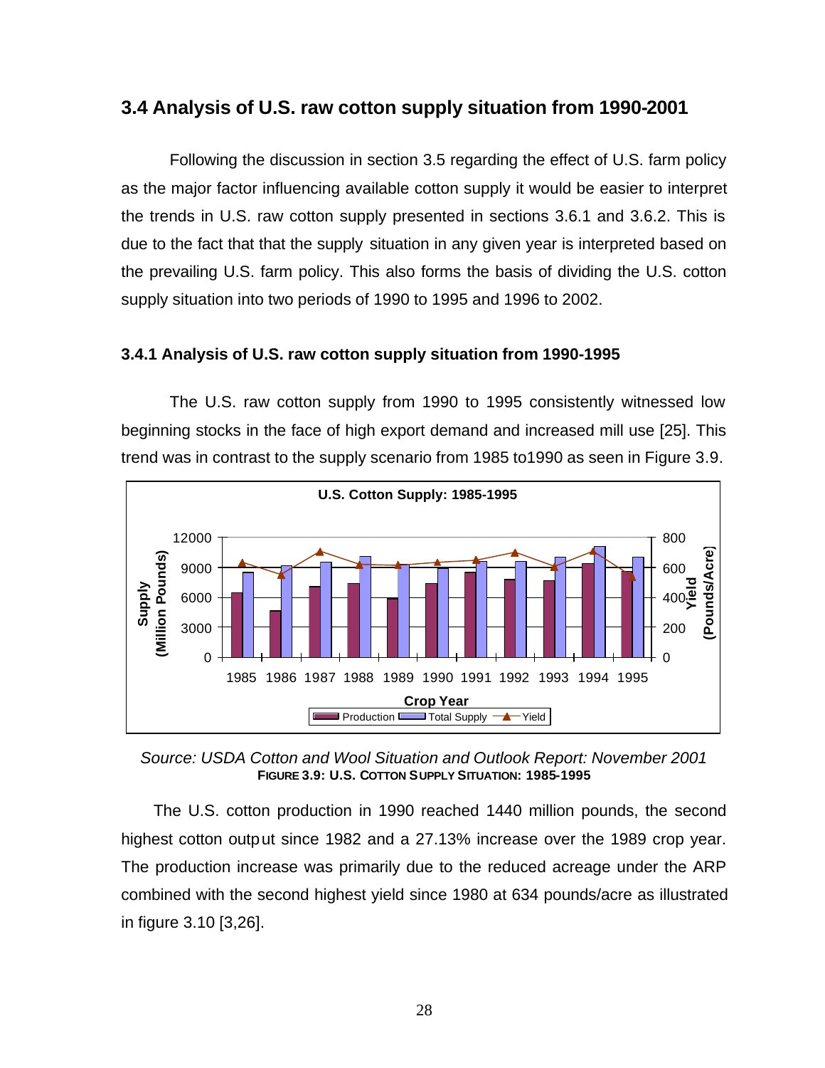## 3.4 Analysis of U.S. raw cotton supply situation from 1990-2001

Following the discussion in section 3.5 regarding the effect of U.S. farm policy as the major factor influencing available cotton supply it would be easier to interpret the trends in U.S. raw cotton supply presented in sections 3.6.1 and 3.6.2. This is due to the fact that that the supply situation in any given year is interpreted based on the prevailing U.S. farm policy. This also forms the basis of dividing the U.S. cotton supply situation into two periods of 1990 to 1995 and 1996 to 2002.

### 3.4.1 Analysis of U.S. raw cotton supply situation from 1990-1995

The U.S. raw cotton supply from 1990 to 1995 consistently witnessed low beginning stocks in the face of high export demand and increased mill use [25]. This trend was in contrast to the supply scenario from 1985 to1990 as seen in Figure 3.9.

*Source: USDA Cotton and Wool Situation and Outlook Report: November 2001*

**FIGURE 3.9: U.S. COTTON SUPPLY SITUATION: 1985-1995**

The U.S. cotton production in 1990 reached 1440 million pounds, the second highest cotton output since 1982 and a 27.13% increase over the 1989 crop year. The production increase was primarily due to the reduced acreage under the ARP combined with the second highest yield since 1980 at 634 pounds/acre as illustrated in figure 3.10 [3,26].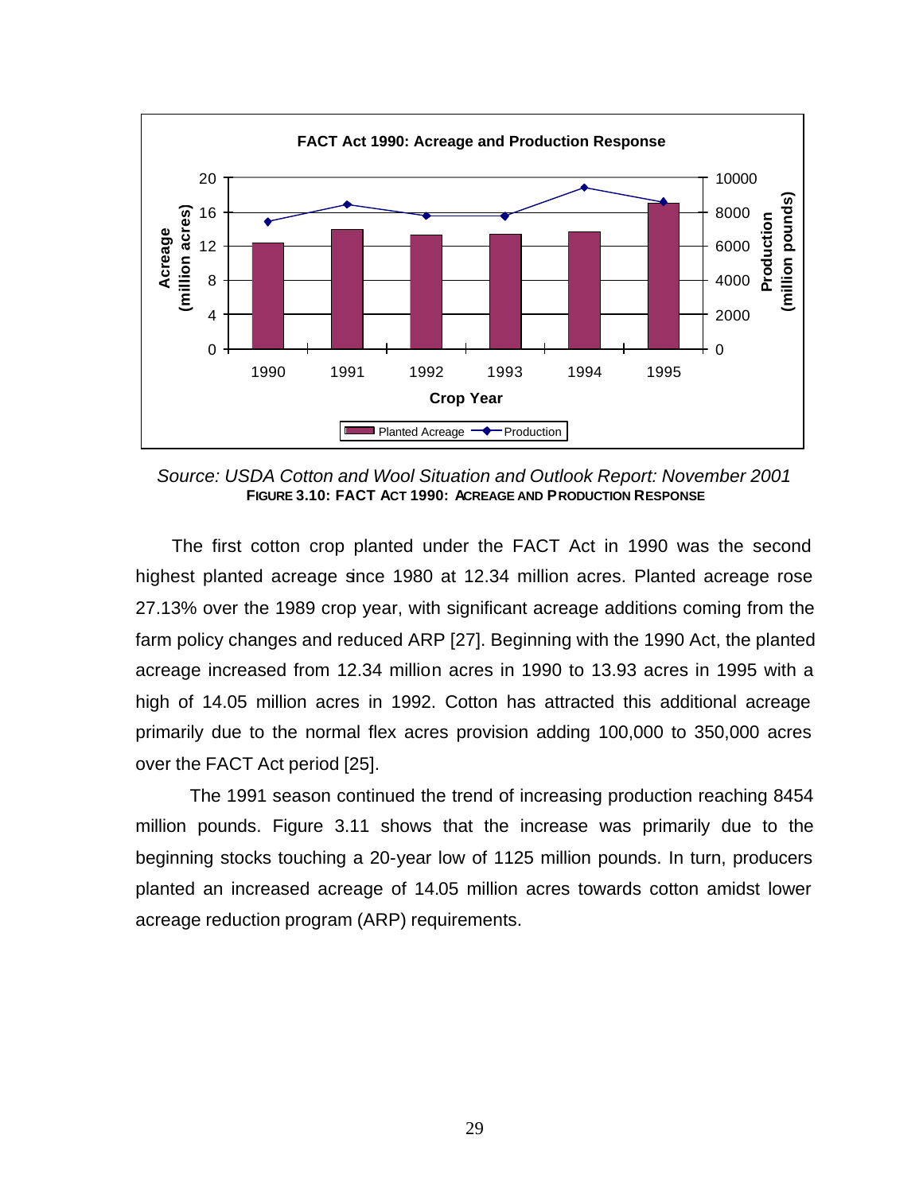Source: USDA Cotton and Wool Situation and Outlook Report: November 2001

**FIGURE 3.10: FACT ACT 1990: ACREAGE AND PRODUCTION RESPONSE**

The first cotton crop planted under the FACT Act in 1990 was the second highest planted acreage since 1980 at 12.34 million acres. Planted acreage rose 27.13% over the 1989 crop year, with significant acreage additions coming from the farm policy changes and reduced ARP [27]. Beginning with the 1990 Act, the planted acreage increased from 12.34 million acres in 1990 to 13.93 acres in 1995 with a high of 14.05 million acres in 1992. Cotton has attracted this additional acreage primarily due to the normal flex acres provision adding 100,000 to 350,000 acres over the FACT Act period [25].

The 1991 season continued the trend of increasing production reaching 8454 million pounds. Figure 3.11 shows that the increase was primarily due to the beginning stocks touching a 20-year low of 1125 million pounds. In turn, producers planted an increased acreage of 14.05 million acres towards cotton amidst lower acreage reduction program (ARP) requirements.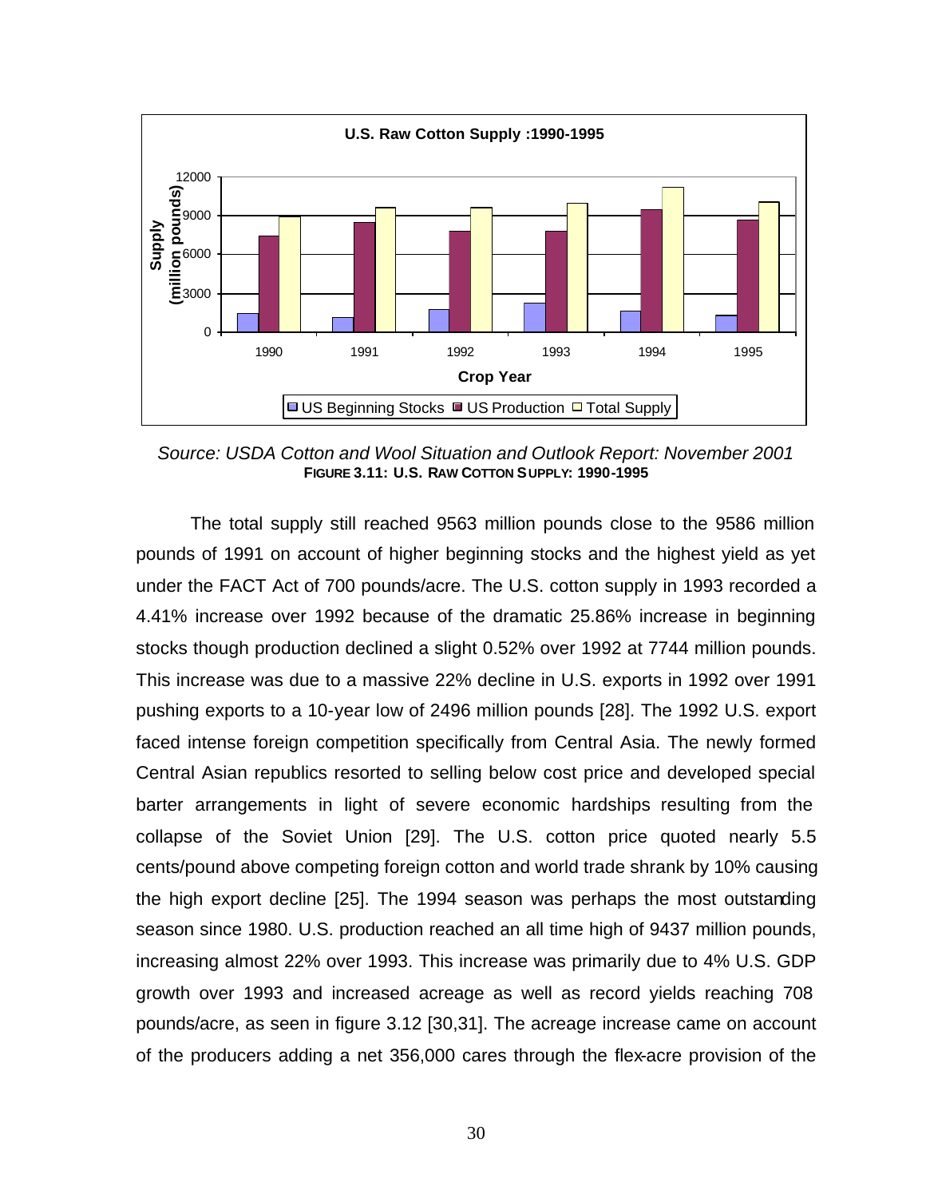Source: USDA Cotton and Wool Situation and Outlook Report: November 2001

**FIGURE 3.11: U.S. RAW COTTON SUPPLY: 1990-1995**

The total supply still reached 9563 million pounds close to the 9586 million pounds of 1991 on account of higher beginning stocks and the highest yield as yet under the FACT Act of 700 pounds/acre. The U.S. cotton supply in 1993 recorded a 4.41% increase over 1992 because of the dramatic 25.86% increase in beginning stocks though production declined a slight 0.52% over 1992 at 7744 million pounds. This increase was due to a massive 22% decline in U.S. exports in 1992 over 1991 pushing exports to a 10-year low of 2496 million pounds [28]. The 1992 U.S. export faced intense foreign competition specifically from Central Asia. The newly formed Central Asian republics resorted to selling below cost price and developed special barter arrangements in light of severe economic hardships resulting from the collapse of the Soviet Union [29]. The U.S. cotton price quoted nearly 5.5 cents/pound above competing foreign cotton and world trade shrank by 10% causing the high export decline [25]. The 1994 season was perhaps the most outstanding season since 1980. U.S. production reached an all time high of 9437 million pounds, increasing almost 22% over 1993. This increase was primarily due to 4% U.S. GDP growth over 1993 and increased acreage as well as record yields reaching 708 pounds/acre, as seen in figure 3.12 [30,31]. The acreage increase came on account of the producers adding a net 356,000 cares through the flex-acre provision of the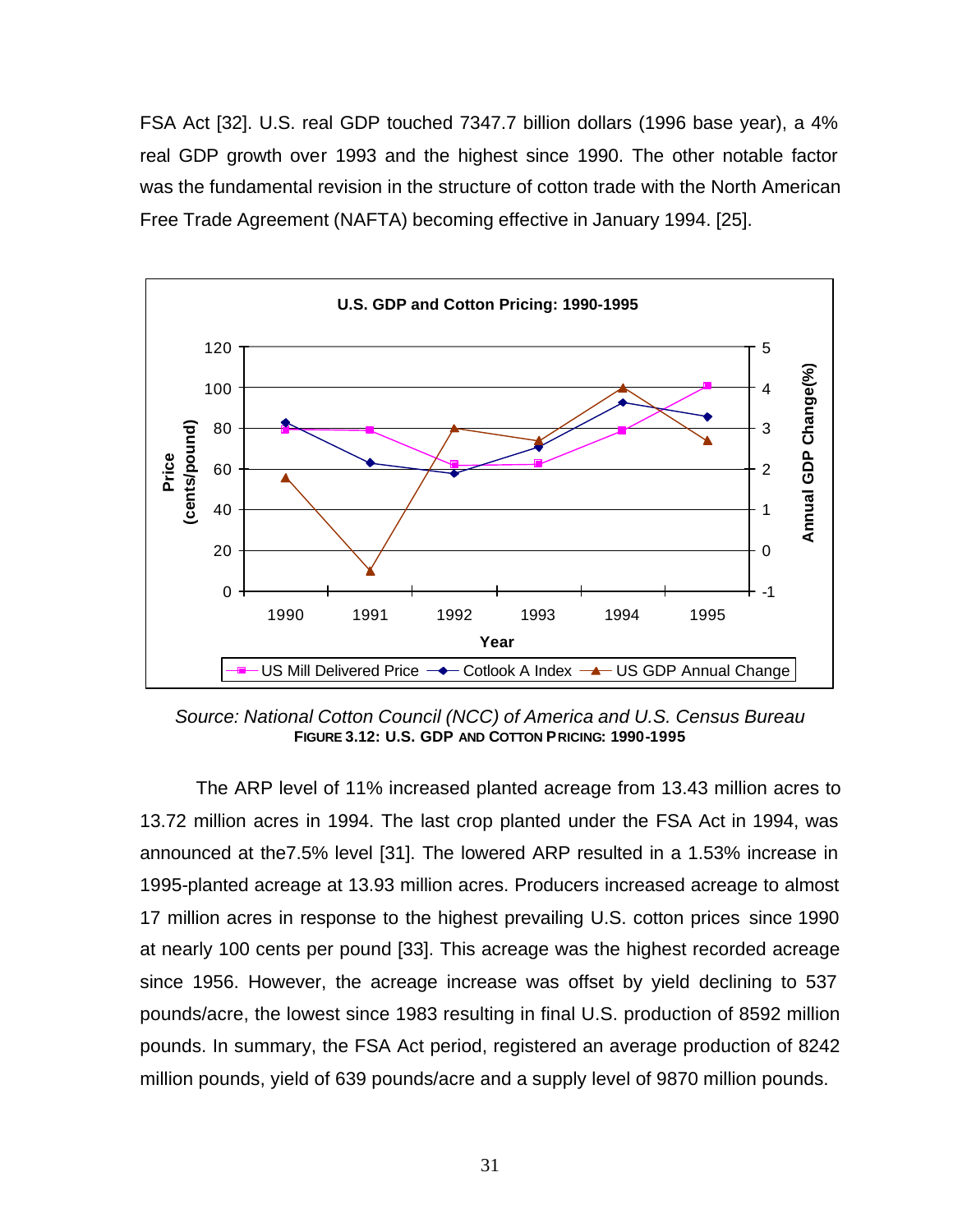FSA Act [32]. U.S. real GDP touched 7347.7 billion dollars (1996 base year), a 4% real GDP growth over 1993 and the highest since 1990. The other notable factor was the fundamental revision in the structure of cotton trade with the North American Free Trade Agreement (NAFTA) becoming effective in January 1994. [25].

*Source: National Cotton Council (NCC) of America and U.S. Census Bureau*

**FIGURE 3.12: U.S. GDP AND COTTON PRICING: 1990-1995**

The ARP level of 11% increased planted acreage from 13.43 million acres to 13.72 million acres in 1994. The last crop planted under the FSA Act in 1994, was announced at the7.5% level [31]. The lowered ARP resulted in a 1.53% increase in 1995-planted acreage at 13.93 million acres. Producers increased acreage to almost 17 million acres in response to the highest prevailing U.S. cotton prices since 1990 at nearly 100 cents per pound [33]. This acreage was the highest recorded acreage since 1956. However, the acreage increase was offset by yield declining to 537 pounds/acre, the lowest since 1983 resulting in final U.S. production of 8592 million pounds. In summary, the FSA Act period, registered an average production of 8242 million pounds, yield of 639 pounds/acre and a supply level of 9870 million pounds.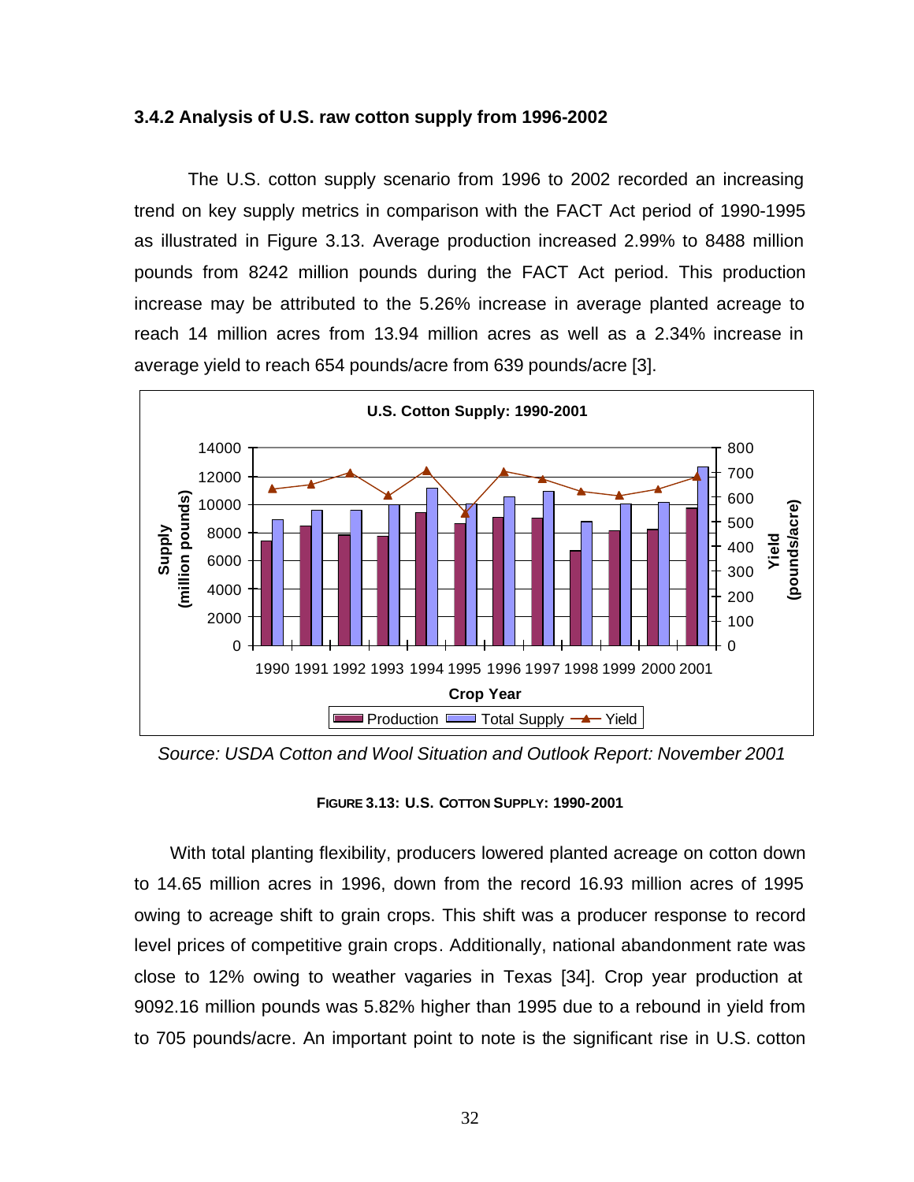### 3.4.2 Analysis of U.S. raw cotton supply from 1996-2002

The U.S. cotton supply scenario from 1996 to 2002 recorded an increasing trend on key supply metrics in comparison with the FACT Act period of 1990-1995 as illustrated in Figure 3.13. Average production increased 2.99% to 8488 million pounds from 8242 million pounds during the FACT Act period. This production increase may be attributed to the 5.26% increase in average planted acreage to reach 14 million acres from 13.94 million acres as well as a 2.34% increase in average yield to reach 654 pounds/acre from 639 pounds/acre [3].

*Source: USDA Cotton and Wool Situation and Outlook Report: November 2001*

**FIGURE 3.13: U.S. COTTON SUPPLY: 1990-2001**

With total planting flexibility, producers lowered planted acreage on cotton down to 14.65 million acres in 1996, down from the record 16.93 million acres of 1995 owing to acreage shift to grain crops. This shift was a producer response to record level prices of competitive grain crops. Additionally, national abandonment rate was close to 12% owing to weather vagaries in Texas [34]. Crop year production at 9092.16 million pounds was 5.82% higher than 1995 due to a rebound in yield from to 705 pounds/acre. An important point to note is the significant rise in U.S. cotton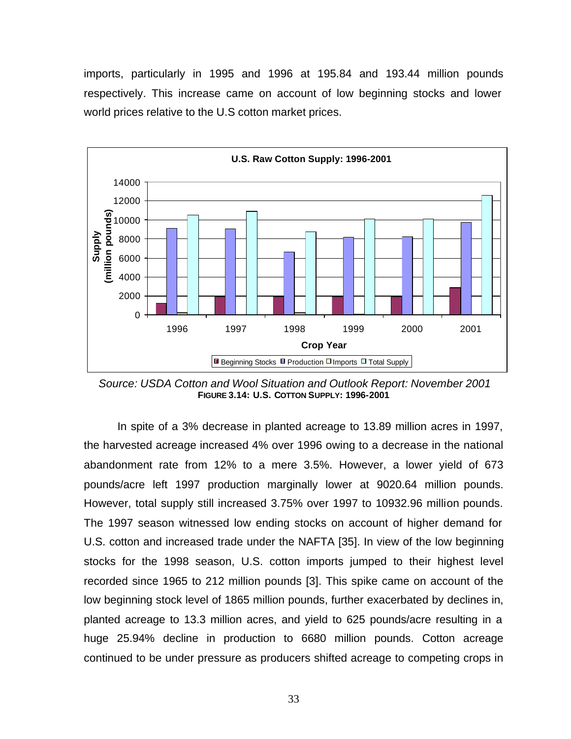imports, particularly in 1995 and 1996 at 195.84 and 193.44 million pounds respectively. This increase came on account of low beginning stocks and lower world prices relative to the U.S cotton market prices.

*Source: USDA Cotton and Wool Situation and Outlook Report: November 2001*
**FIGURE 3.14: U.S. COTTON SUPPLY: 1996-2001**

In spite of a 3% decrease in planted acreage to 13.89 million acres in 1997, the harvested acreage increased 4% over 1996 owing to a decrease in the national abandonment rate from 12% to a mere 3.5%. However, a lower yield of 673 pounds/acre left 1997 production marginally lower at 9020.64 million pounds. However, total supply still increased 3.75% over 1997 to 10932.96 million pounds. The 1997 season witnessed low ending stocks on account of higher demand for U.S. cotton and increased trade under the NAFTA [35]. In view of the low beginning stocks for the 1998 season, U.S. cotton imports jumped to their highest level recorded since 1965 to 212 million pounds [3]. This spike came on account of the low beginning stock level of 1865 million pounds, further exacerbated by declines in, planted acreage to 13.3 million acres, and yield to 625 pounds/acre resulting in a huge 25.94% decline in production to 6680 million pounds. Cotton acreage continued to be under pressure as producers shifted acreage to competing crops in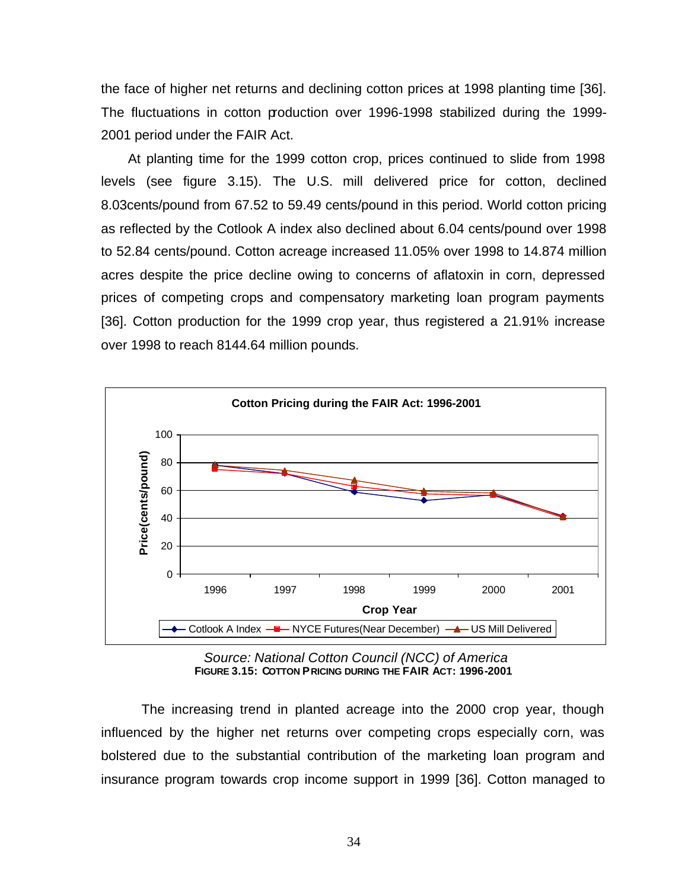the face of higher net returns and declining cotton prices at 1998 planting time [36]. The fluctuations in cotton production over 1996-1998 stabilized during the 1999-2001 period under the FAIR Act.

At planting time for the 1999 cotton crop, prices continued to slide from 1998 levels (see figure 3.15). The U.S. mill delivered price for cotton, declined 8.03cents/pound from 67.52 to 59.49 cents/pound in this period. World cotton pricing as reflected by the Cotlook A index also declined about 6.04 cents/pound over 1998 to 52.84 cents/pound. Cotton acreage increased 11.05% over 1998 to 14.874 million acres despite the price decline owing to concerns of aflatoxin in corn, depressed prices of competing crops and compensatory marketing loan program payments [36]. Cotton production for the 1999 crop year, thus registered a 21.91% increase over 1998 to reach 8144.64 million pounds.

*Source: National Cotton Council (NCC) of America*

**FIGURE 3.15: COTTON PRICING DURING THE FAIR ACT: 1996-2001**

The increasing trend in planted acreage into the 2000 crop year, though influenced by the higher net returns over competing crops especially corn, was bolstered due to the substantial contribution of the marketing loan program and insurance program towards crop income support in 1999 [36]. Cotton managed to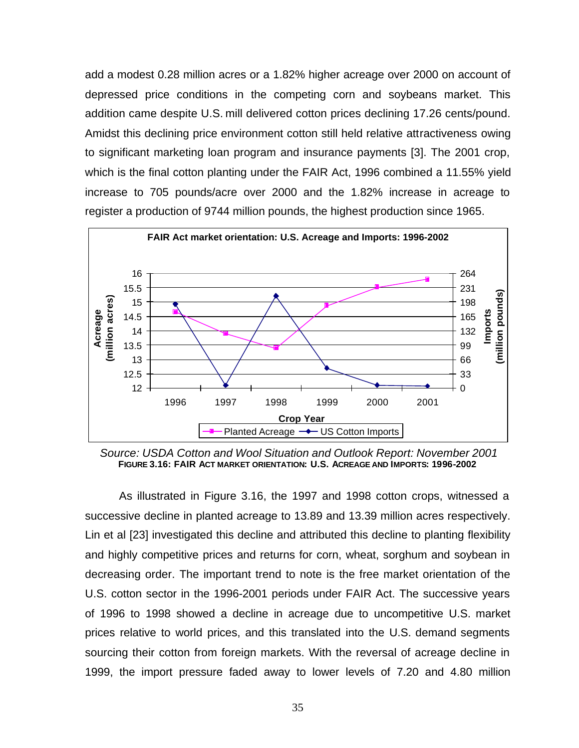add a modest 0.28 million acres or a 1.82% higher acreage over 2000 on account of depressed price conditions in the competing corn and soybeans market. This addition came despite U.S. mill delivered cotton prices declining 17.26 cents/pound. Amidst this declining price environment cotton still held relative attractiveness owing to significant marketing loan program and insurance payments [3]. The 2001 crop, which is the final cotton planting under the FAIR Act, 1996 combined a 11.55% yield increase to 705 pounds/acre over 2000 and the 1.82% increase in acreage to register a production of 9744 million pounds, the highest production since 1965.

*Source: USDA Cotton and Wool Situation and Outlook Report: November 2001*

**FIGURE 3.16: FAIR ACT MARKET ORIENTATION: U.S. ACREAGE AND IMPORTS: 1996-2002**

As illustrated in Figure 3.16, the 1997 and 1998 cotton crops, witnessed a successive decline in planted acreage to 13.89 and 13.39 million acres respectively. Lin et al [23] investigated this decline and attributed this decline to planting flexibility and highly competitive prices and returns for corn, wheat, sorghum and soybean in decreasing order. The important trend to note is the free market orientation of the U.S. cotton sector in the 1996-2001 periods under FAIR Act. The successive years of 1996 to 1998 showed a decline in acreage due to uncompetitive U.S. market prices relative to world prices, and this translated into the U.S. demand segments sourcing their cotton from foreign markets. With the reversal of acreage decline in 1999, the import pressure faded away to lower levels of 7.20 and 4.80 million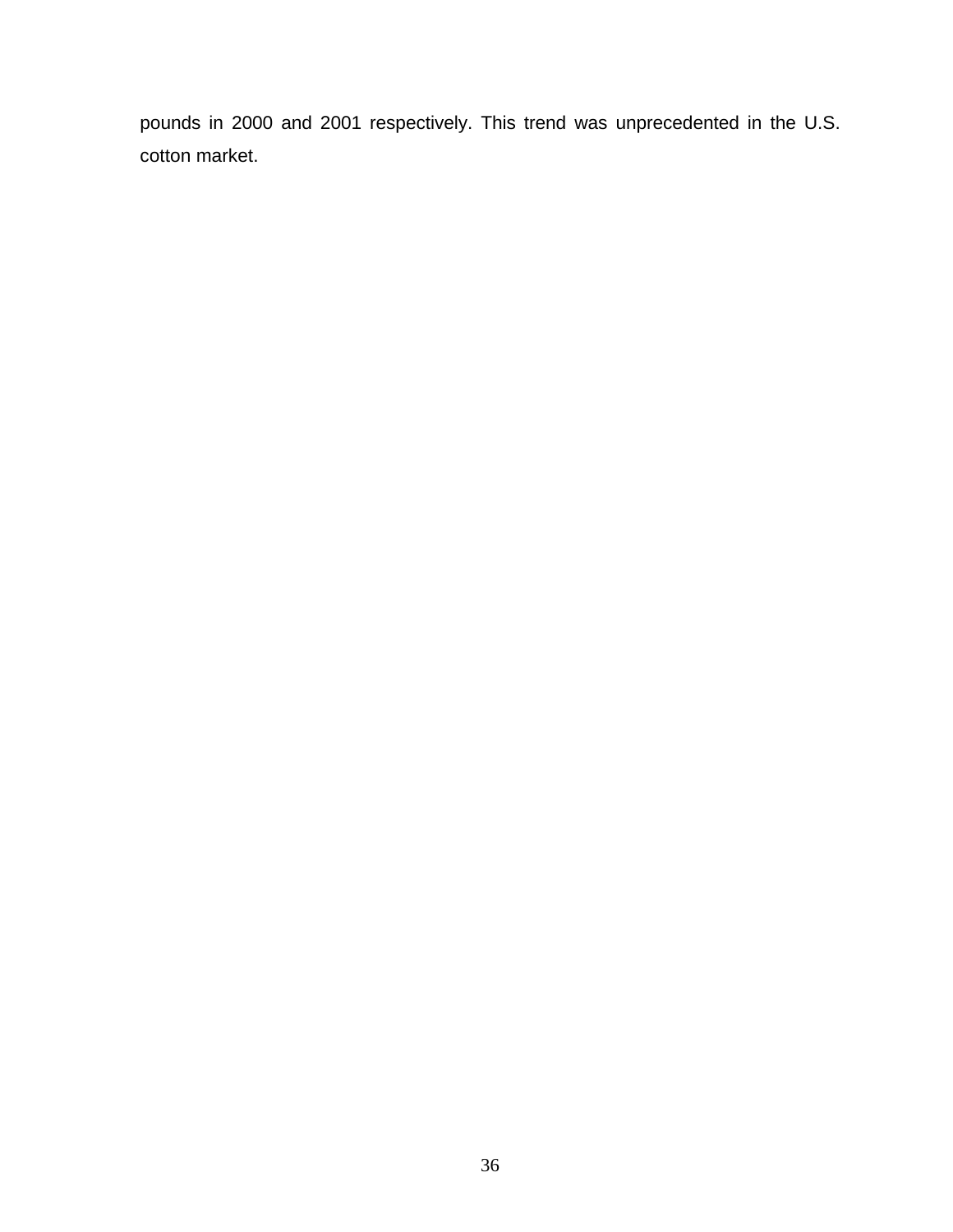pounds in 2000 and 2001 respectively. This trend was unprecedented in the U.S. cotton market.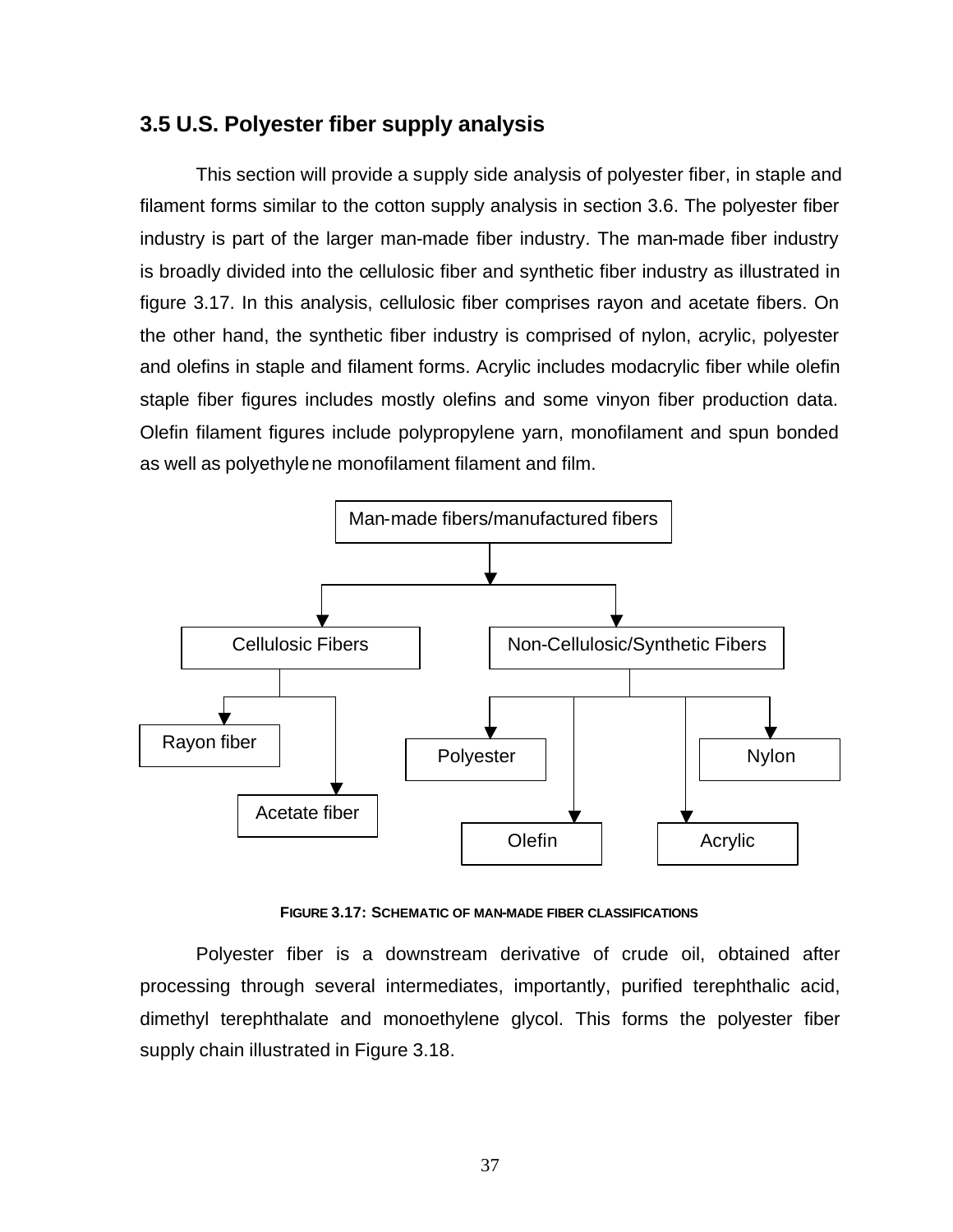## 3.5 U.S. Polyester fiber supply analysis

This section will provide a supply side analysis of polyester fiber, in staple and filament forms similar to the cotton supply analysis in section 3.6. The polyester fiber industry is part of the larger man-made fiber industry. The man-made fiber industry is broadly divided into the cellulosic fiber and synthetic fiber industry as illustrated in figure 3.17. In this analysis, cellulosic fiber comprises rayon and acetate fibers. On the other hand, the synthetic fiber industry is comprised of nylon, acrylic, polyester and olefins in staple and filament forms. Acrylic includes modacrylic fiber while olefin staple fiber figures includes mostly olefins and some vinyon fiber production data. Olefin filament figures include polypropylene yarn, monofilament and spun bonded as well as polyethylene monofilament filament and film.

Man-made fibers/manufactured fibers

- Cellulosic Fibers
  - Rayon fiber
  - Acetate fiber
- Non-Cellulosic/Synthetic Fibers
  - Polyester
  - Olefin
  - Acrylic
  - Nylon

**FIGURE 3.17: SCHEMATIC OF MAN-MADE FIBER CLASSIFICATIONS**

Polyester fiber is a downstream derivative of crude oil, obtained after processing through several intermediates, importantly, purified terephthalic acid, dimethyl terephthalate and monoethylene glycol. This forms the polyester fiber supply chain illustrated in Figure 3.18.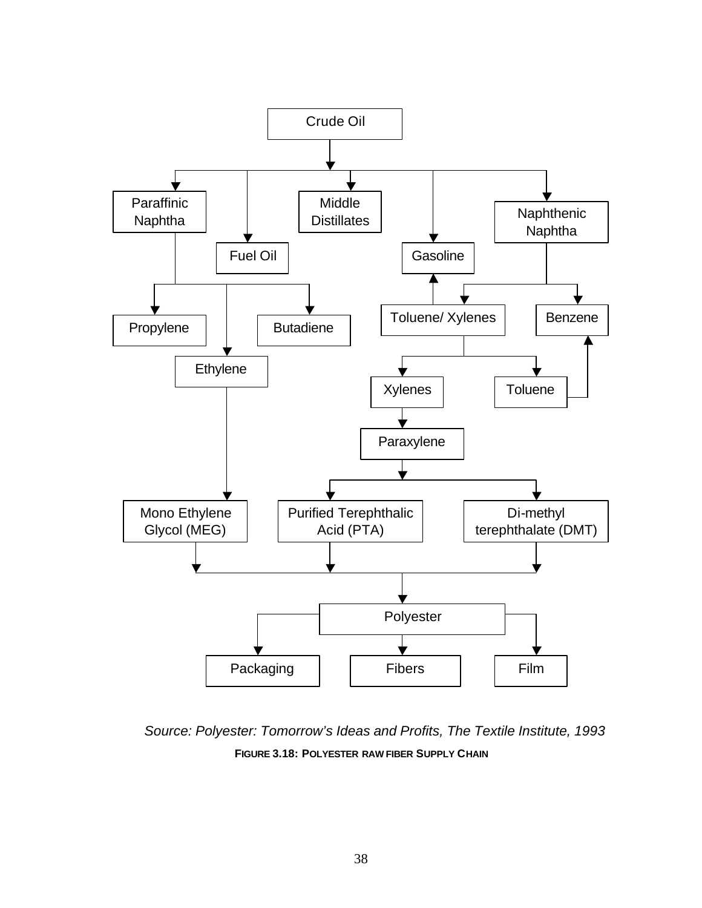Crude Oil

Paraffinic Naphtha

Fuel Oil

Middle Distillates

Gasoline

Naphthenic Naphtha

Propylene

Butadiene

Ethylene

Toluene/ Xylenes

Benzene

Xylenes

Toluene

Paraxylene

Mono Ethylene Glycol (MEG)

Purified Terephthalic Acid (PTA)

Di-methyl terephthalate (DMT)

Polyester

Packaging

Fibers

Film

*Source: Polyester: Tomorrow's Ideas and Profits, The Textile Institute, 1993*

**FIGURE 3.18: POLYESTER RAW FIBER SUPPLY CHAIN**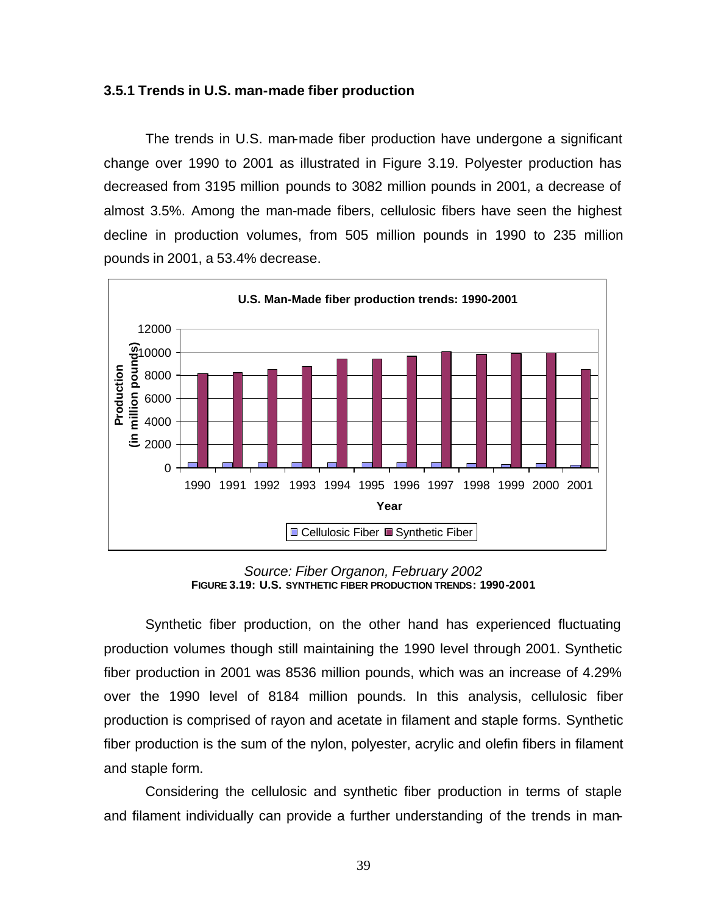### 3.5.1 Trends in U.S. man-made fiber production

The trends in U.S. man-made fiber production have undergone a significant change over 1990 to 2001 as illustrated in Figure 3.19. Polyester production has decreased from 3195 million pounds to 3082 million pounds in 2001, a decrease of almost 3.5%. Among the man-made fibers, cellulosic fibers have seen the highest decline in production volumes, from 505 million pounds in 1990 to 235 million pounds in 2001, a 53.4% decrease.

*Source: Fiber Organon, February 2002*

**FIGURE 3.19: U.S. SYNTHETIC FIBER PRODUCTION TRENDS: 1990-2001**

Synthetic fiber production, on the other hand has experienced fluctuating production volumes though still maintaining the 1990 level through 2001. Synthetic fiber production in 2001 was 8536 million pounds, which was an increase of 4.29% over the 1990 level of 8184 million pounds. In this analysis, cellulosic fiber production is comprised of rayon and acetate in filament and staple forms. Synthetic fiber production is the sum of the nylon, polyester, acrylic and olefin fibers in filament and staple form.

Considering the cellulosic and synthetic fiber production in terms of staple and filament individually can provide a further understanding of the trends in man-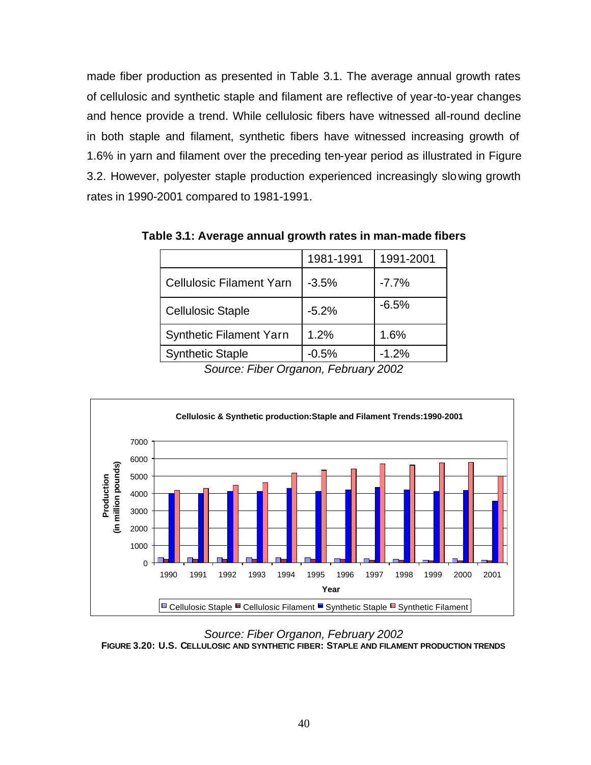made fiber production as presented in Table 3.1. The average annual growth rates of cellulosic and synthetic staple and filament are reflective of year-to-year changes and hence provide a trend. While cellulosic fibers have witnessed all-round decline in both staple and filament, synthetic fibers have witnessed increasing growth of 1.6% in yarn and filament over the preceding ten-year period as illustrated in Figure 3.2. However, polyester staple production experienced increasingly slowing growth rates in 1990-2001 compared to 1981-1991.

**Table 3.1: Average annual growth rates in man-made fibers**

| | 1981-1991 | 1991-2001 |
|---|---|---|
| Cellulosic Filament Yarn | -3.5% | -7.7% |
| Cellulosic Staple | -5.2% | -6.5% |
| Synthetic Filament Yarn | 1.2% | 1.6% |
| Synthetic Staple | -0.5% | -1.2% |

*Source: Fiber Organon, February 2002*

*Source: Fiber Organon, February 2002*

**FIGURE 3.20: U.S. CELLULOSIC AND SYNTHETIC FIBER: STAPLE AND FILAMENT PRODUCTION TRENDS**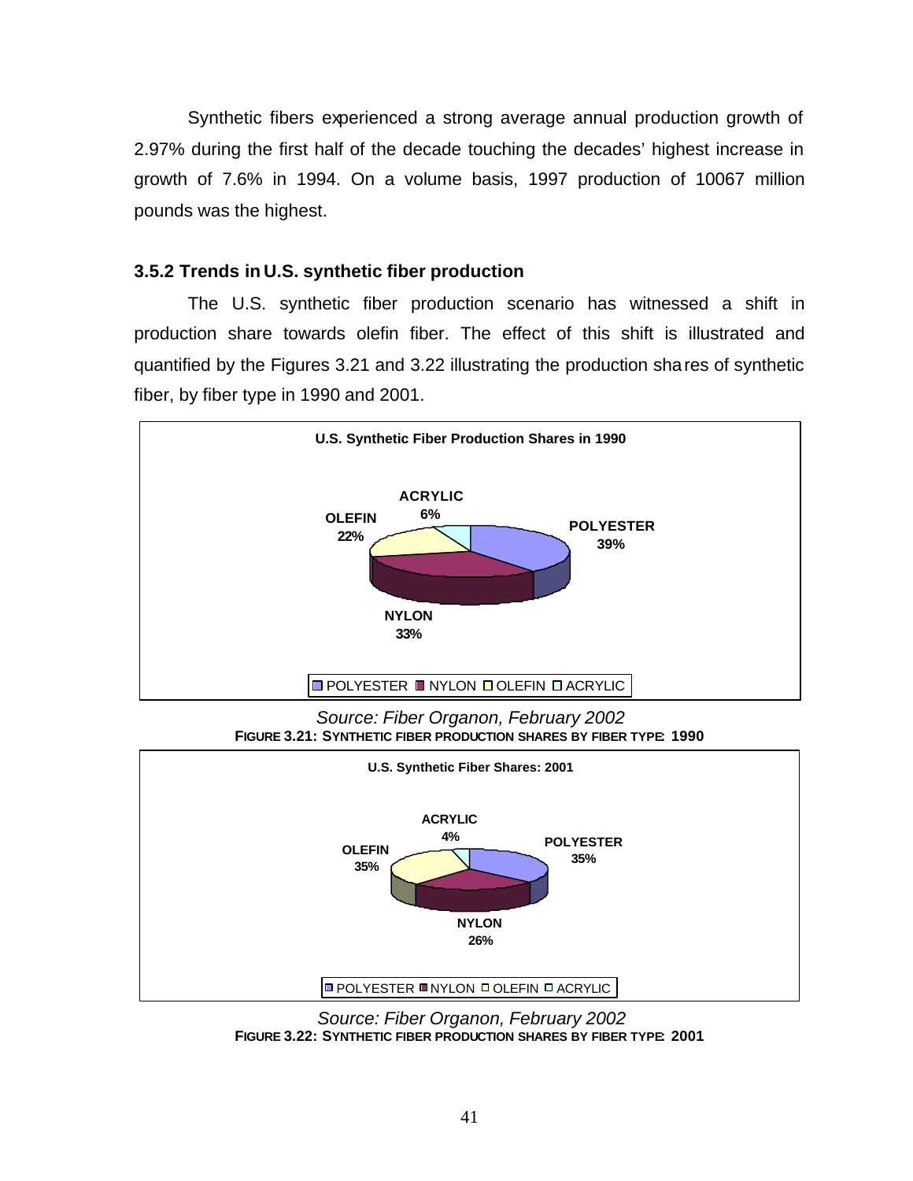Synthetic fibers experienced a strong average annual production growth of 2.97% during the first half of the decade touching the decades' highest increase in growth of 7.6% in 1994. On a volume basis, 1997 production of 10067 million pounds was the highest.

### 3.5.2 Trends in U.S. synthetic fiber production

The U.S. synthetic fiber production scenario has witnessed a shift in production share towards olefin fiber. The effect of this shift is illustrated and quantified by the Figures 3.21 and 3.22 illustrating the production shares of synthetic fiber, by fiber type in 1990 and 2001.

**U.S. Synthetic Fiber Production Shares in 1990**

| Fiber type | Share |
|---|---|
| POLYESTER | 39% |
| NYLON | 33% |
| OLEFIN | 22% |
| ACRYLIC | 6% |

*Source: Fiber Organon, February 2002*

**FIGURE 3.21: SYNTHETIC FIBER PRODUCTION SHARES BY FIBER TYPE: 1990**

**U.S. Synthetic Fiber Shares: 2001**

| Fiber type | Share |
|---|---|
| POLYESTER | 35% |
| NYLON | 26% |
| OLEFIN | 35% |
| ACRYLIC | 4% |

*Source: Fiber Organon, February 2002*

**FIGURE 3.22: SYNTHETIC FIBER PRODUCTION SHARES BY FIBER TYPE: 2001**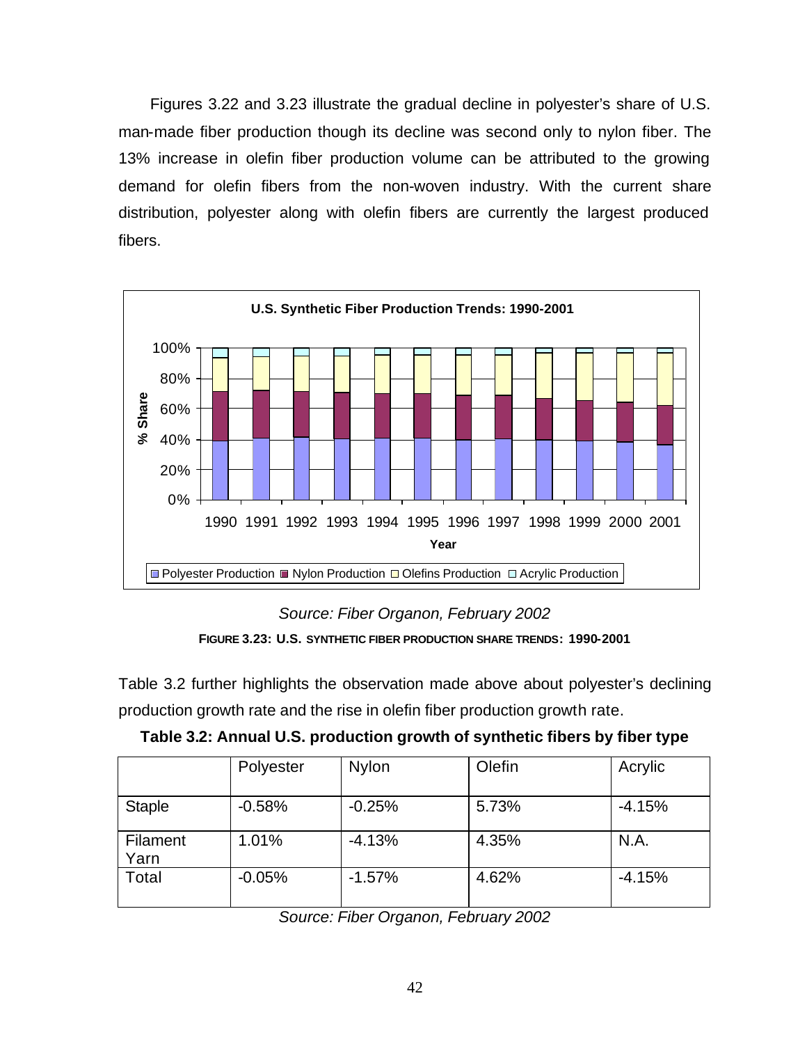Figures 3.22 and 3.23 illustrate the gradual decline in polyester's share of U.S. man-made fiber production though its decline was second only to nylon fiber. The 13% increase in olefin fiber production volume can be attributed to the growing demand for olefin fibers from the non-woven industry. With the current share distribution, polyester along with olefin fibers are currently the largest produced fibers.

*Source: Fiber Organon, February 2002*

**FIGURE 3.23: U.S. SYNTHETIC FIBER PRODUCTION SHARE TRENDS: 1990-2001**

Table 3.2 further highlights the observation made above about polyester's declining production growth rate and the rise in olefin fiber production growth rate.

**Table 3.2: Annual U.S. production growth of synthetic fibers by fiber type**

| | Polyester | Nylon | Olefin | Acrylic |
|---|---|---|---|---|
| Staple | -0.58% | -0.25% | 5.73% | -4.15% |
| Filament Yarn | 1.01% | -4.13% | 4.35% | N.A. |
| Total | -0.05% | -1.57% | 4.62% | -4.15% |

*Source: Fiber Organon, February 2002*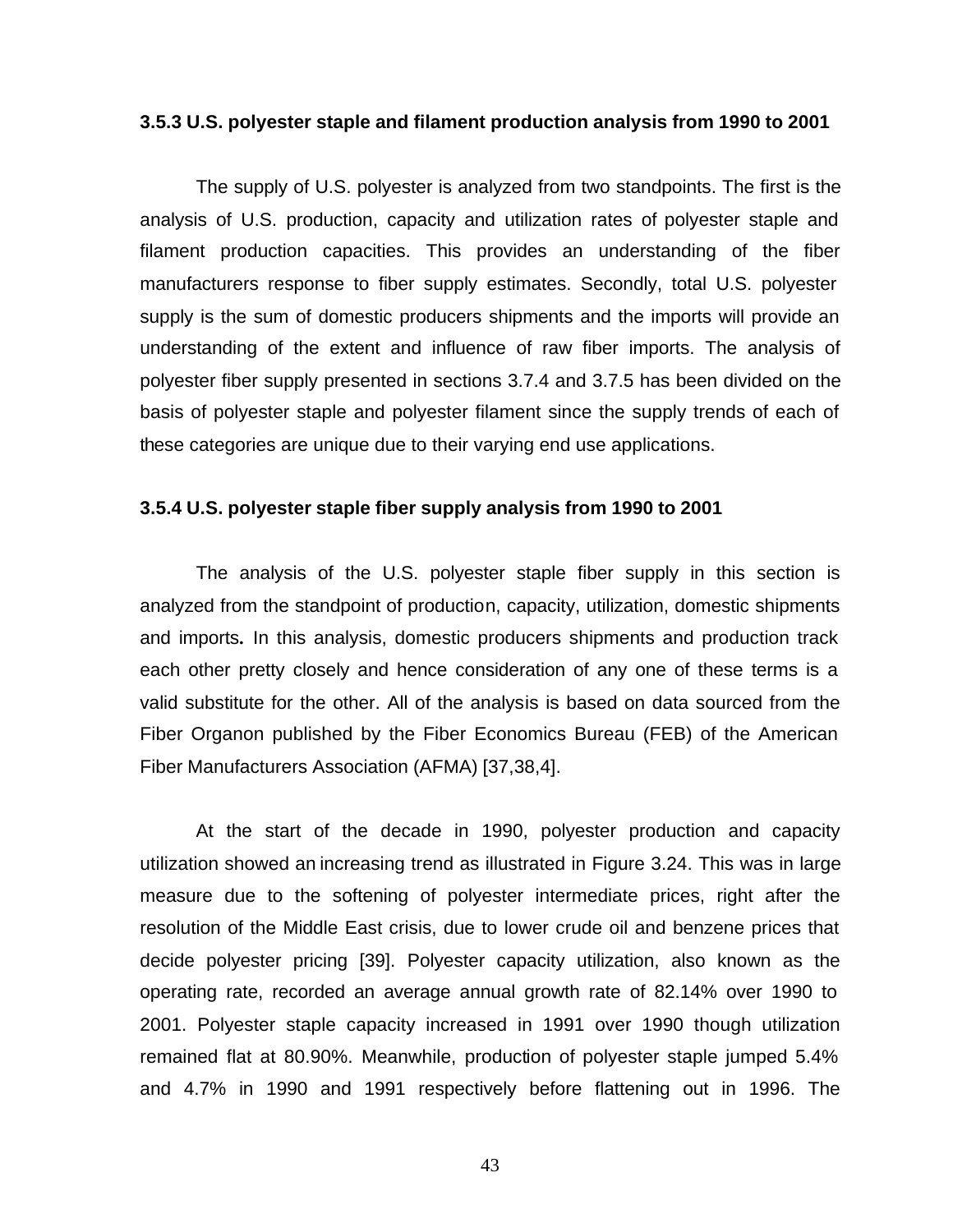### 3.5.3 U.S. polyester staple and filament production analysis from 1990 to 2001

The supply of U.S. polyester is analyzed from two standpoints. The first is the analysis of U.S. production, capacity and utilization rates of polyester staple and filament production capacities. This provides an understanding of the fiber manufacturers response to fiber supply estimates. Secondly, total U.S. polyester supply is the sum of domestic producers shipments and the imports will provide an understanding of the extent and influence of raw fiber imports. The analysis of polyester fiber supply presented in sections 3.7.4 and 3.7.5 has been divided on the basis of polyester staple and polyester filament since the supply trends of each of these categories are unique due to their varying end use applications.

### 3.5.4 U.S. polyester staple fiber supply analysis from 1990 to 2001

The analysis of the U.S. polyester staple fiber supply in this section is analyzed from the standpoint of production, capacity, utilization, domestic shipments and imports**.** In this analysis, domestic producers shipments and production track each other pretty closely and hence consideration of any one of these terms is a valid substitute for the other. All of the analysis is based on data sourced from the Fiber Organon published by the Fiber Economics Bureau (FEB) of the American Fiber Manufacturers Association (AFMA) [37,38,4].

At the start of the decade in 1990, polyester production and capacity utilization showed an increasing trend as illustrated in Figure 3.24. This was in large measure due to the softening of polyester intermediate prices, right after the resolution of the Middle East crisis, due to lower crude oil and benzene prices that decide polyester pricing [39]. Polyester capacity utilization, also known as the operating rate, recorded an average annual growth rate of 82.14% over 1990 to 2001. Polyester staple capacity increased in 1991 over 1990 though utilization remained flat at 80.90%. Meanwhile, production of polyester staple jumped 5.4% and 4.7% in 1990 and 1991 respectively before flattening out in 1996. The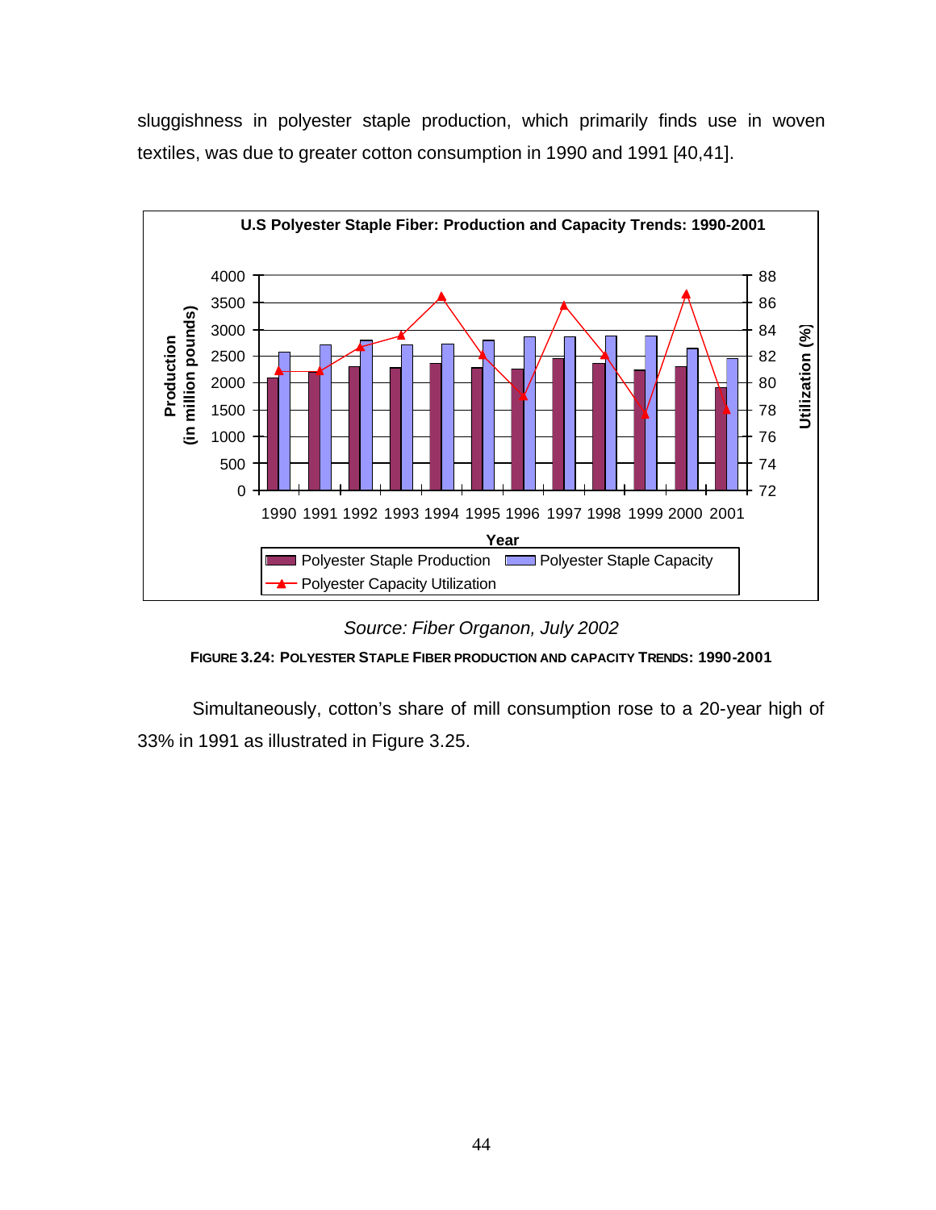sluggishness in polyester staple production, which primarily finds use in woven textiles, was due to greater cotton consumption in 1990 and 1991 [40,41].

*Source: Fiber Organon, July 2002*

**FIGURE 3.24: POLYESTER STAPLE FIBER PRODUCTION AND CAPACITY TRENDS: 1990-2001**

Simultaneously, cotton's share of mill consumption rose to a 20-year high of 33% in 1991 as illustrated in Figure 3.25.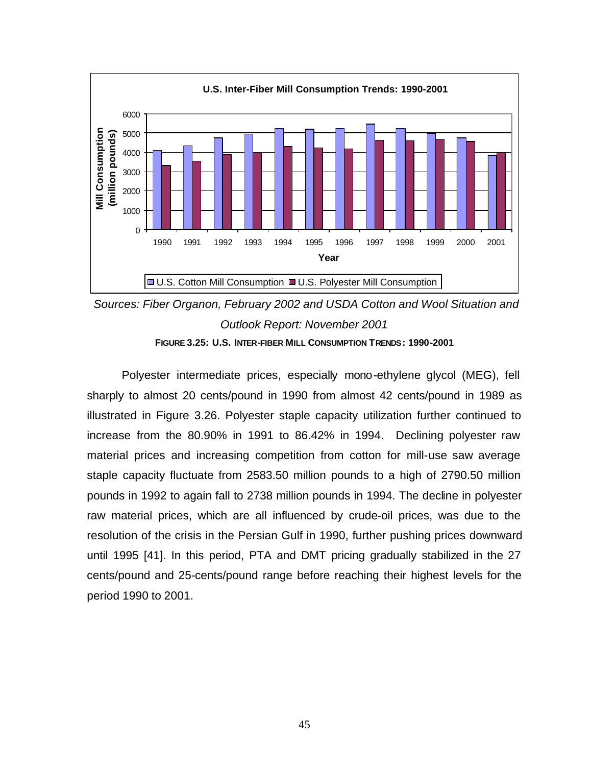Sources: Fiber Organon, February 2002 and USDA Cotton and Wool Situation and Outlook Report: November 2001

**FIGURE 3.25: U.S. INTER-FIBER MILL CONSUMPTION TRENDS: 1990-2001**

Polyester intermediate prices, especially mono-ethylene glycol (MEG), fell sharply to almost 20 cents/pound in 1990 from almost 42 cents/pound in 1989 as illustrated in Figure 3.26. Polyester staple capacity utilization further continued to increase from the 80.90% in 1991 to 86.42% in 1994. Declining polyester raw material prices and increasing competition from cotton for mill-use saw average staple capacity fluctuate from 2583.50 million pounds to a high of 2790.50 million pounds in 1992 to again fall to 2738 million pounds in 1994. The decline in polyester raw material prices, which are all influenced by crude-oil prices, was due to the resolution of the crisis in the Persian Gulf in 1990, further pushing prices downward until 1995 [41]. In this period, PTA and DMT pricing gradually stabilized in the 27 cents/pound and 25-cents/pound range before reaching their highest levels for the period 1990 to 2001.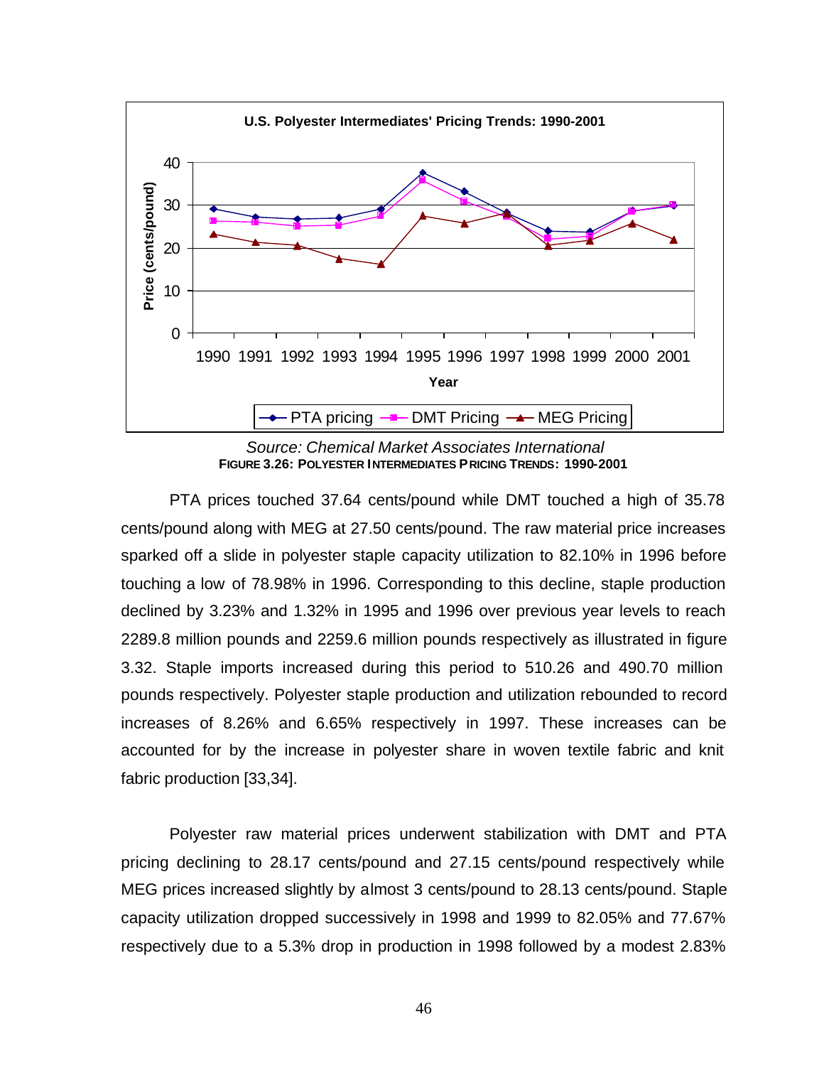Source: Chemical Market Associates International

**FIGURE 3.26: POLYESTER INTERMEDIATES PRICING TRENDS: 1990-2001**

PTA prices touched 37.64 cents/pound while DMT touched a high of 35.78 cents/pound along with MEG at 27.50 cents/pound. The raw material price increases sparked off a slide in polyester staple capacity utilization to 82.10% in 1996 before touching a low of 78.98% in 1996. Corresponding to this decline, staple production declined by 3.23% and 1.32% in 1995 and 1996 over previous year levels to reach 2289.8 million pounds and 2259.6 million pounds respectively as illustrated in figure 3.32. Staple imports increased during this period to 510.26 and 490.70 million pounds respectively. Polyester staple production and utilization rebounded to record increases of 8.26% and 6.65% respectively in 1997. These increases can be accounted for by the increase in polyester share in woven textile fabric and knit fabric production [33,34].

Polyester raw material prices underwent stabilization with DMT and PTA pricing declining to 28.17 cents/pound and 27.15 cents/pound respectively while MEG prices increased slightly by almost 3 cents/pound to 28.13 cents/pound. Staple capacity utilization dropped successively in 1998 and 1999 to 82.05% and 77.67% respectively due to a 5.3% drop in production in 1998 followed by a modest 2.83%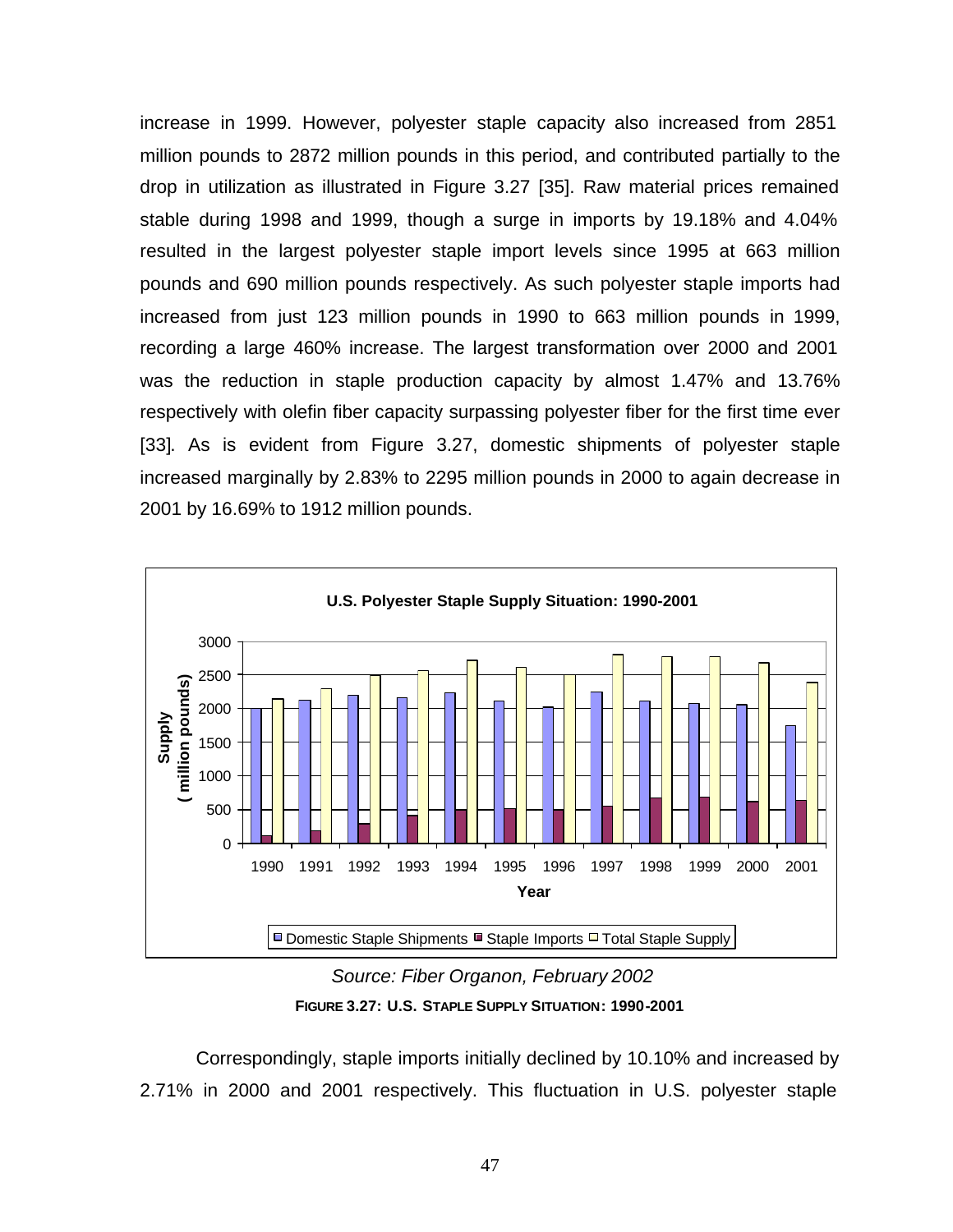increase in 1999. However, polyester staple capacity also increased from 2851 million pounds to 2872 million pounds in this period, and contributed partially to the drop in utilization as illustrated in Figure 3.27 [35]. Raw material prices remained stable during 1998 and 1999, though a surge in imports by 19.18% and 4.04% resulted in the largest polyester staple import levels since 1995 at 663 million pounds and 690 million pounds respectively. As such polyester staple imports had increased from just 123 million pounds in 1990 to 663 million pounds in 1999, recording a large 460% increase. The largest transformation over 2000 and 2001 was the reduction in staple production capacity by almost 1.47% and 13.76% respectively with olefin fiber capacity surpassing polyester fiber for the first time ever [33]. As is evident from Figure 3.27, domestic shipments of polyester staple increased marginally by 2.83% to 2295 million pounds in 2000 to again decrease in 2001 by 16.69% to 1912 million pounds.

*Source: Fiber Organon, February 2002*

**FIGURE 3.27: U.S. STAPLE SUPPLY SITUATION: 1990-2001**

Correspondingly, staple imports initially declined by 10.10% and increased by 2.71% in 2000 and 2001 respectively. This fluctuation in U.S. polyester staple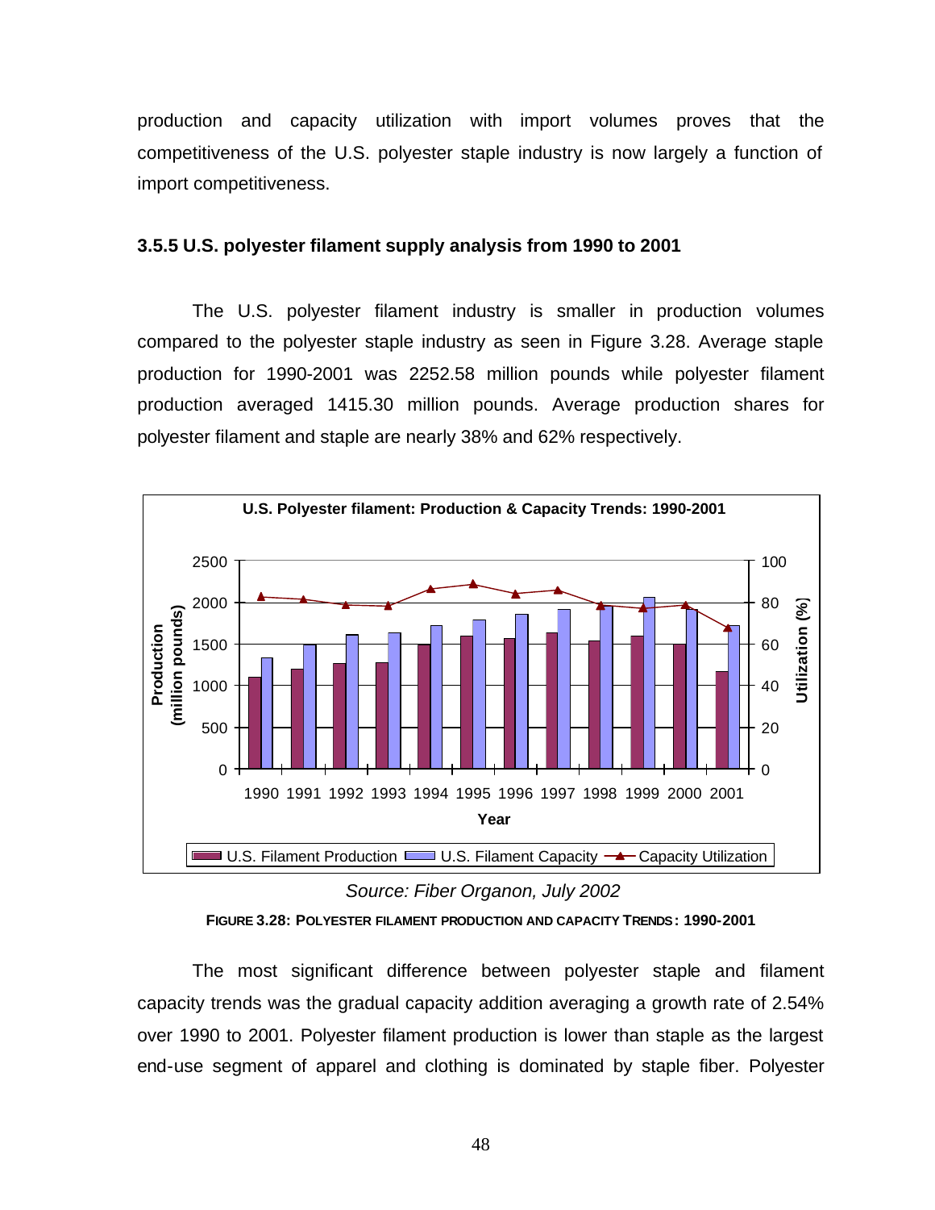production and capacity utilization with import volumes proves that the competitiveness of the U.S. polyester staple industry is now largely a function of import competitiveness.

### 3.5.5 U.S. polyester filament supply analysis from 1990 to 2001

The U.S. polyester filament industry is smaller in production volumes compared to the polyester staple industry as seen in Figure 3.28. Average staple production for 1990-2001 was 2252.58 million pounds while polyester filament production averaged 1415.30 million pounds. Average production shares for polyester filament and staple are nearly 38% and 62% respectively.

*Source: Fiber Organon, July 2002*

**FIGURE 3.28: POLYESTER FILAMENT PRODUCTION AND CAPACITY TRENDS: 1990-2001**

The most significant difference between polyester staple and filament capacity trends was the gradual capacity addition averaging a growth rate of 2.54% over 1990 to 2001. Polyester filament production is lower than staple as the largest end-use segment of apparel and clothing is dominated by staple fiber. Polyester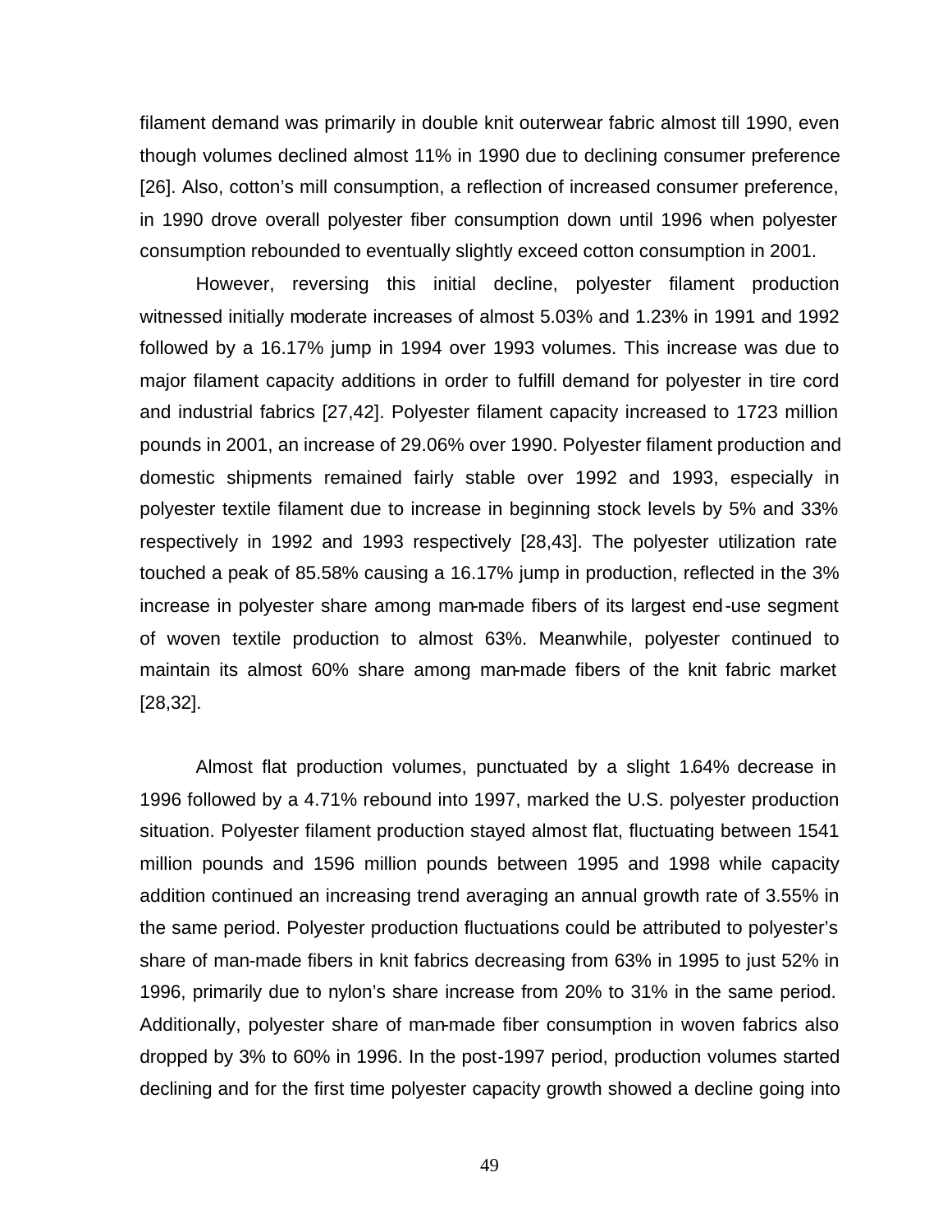filament demand was primarily in double knit outerwear fabric almost till 1990, even though volumes declined almost 11% in 1990 due to declining consumer preference [26]. Also, cotton's mill consumption, a reflection of increased consumer preference, in 1990 drove overall polyester fiber consumption down until 1996 when polyester consumption rebounded to eventually slightly exceed cotton consumption in 2001.

However, reversing this initial decline, polyester filament production witnessed initially moderate increases of almost 5.03% and 1.23% in 1991 and 1992 followed by a 16.17% jump in 1994 over 1993 volumes. This increase was due to major filament capacity additions in order to fulfill demand for polyester in tire cord and industrial fabrics [27,42]. Polyester filament capacity increased to 1723 million pounds in 2001, an increase of 29.06% over 1990. Polyester filament production and domestic shipments remained fairly stable over 1992 and 1993, especially in polyester textile filament due to increase in beginning stock levels by 5% and 33% respectively in 1992 and 1993 respectively [28,43]. The polyester utilization rate touched a peak of 85.58% causing a 16.17% jump in production, reflected in the 3% increase in polyester share among man-made fibers of its largest end-use segment of woven textile production to almost 63%. Meanwhile, polyester continued to maintain its almost 60% share among man-made fibers of the knit fabric market [28,32].

Almost flat production volumes, punctuated by a slight 1.64% decrease in 1996 followed by a 4.71% rebound into 1997, marked the U.S. polyester production situation. Polyester filament production stayed almost flat, fluctuating between 1541 million pounds and 1596 million pounds between 1995 and 1998 while capacity addition continued an increasing trend averaging an annual growth rate of 3.55% in the same period. Polyester production fluctuations could be attributed to polyester's share of man-made fibers in knit fabrics decreasing from 63% in 1995 to just 52% in 1996, primarily due to nylon's share increase from 20% to 31% in the same period. Additionally, polyester share of man-made fiber consumption in woven fabrics also dropped by 3% to 60% in 1996. In the post-1997 period, production volumes started declining and for the first time polyester capacity growth showed a decline going into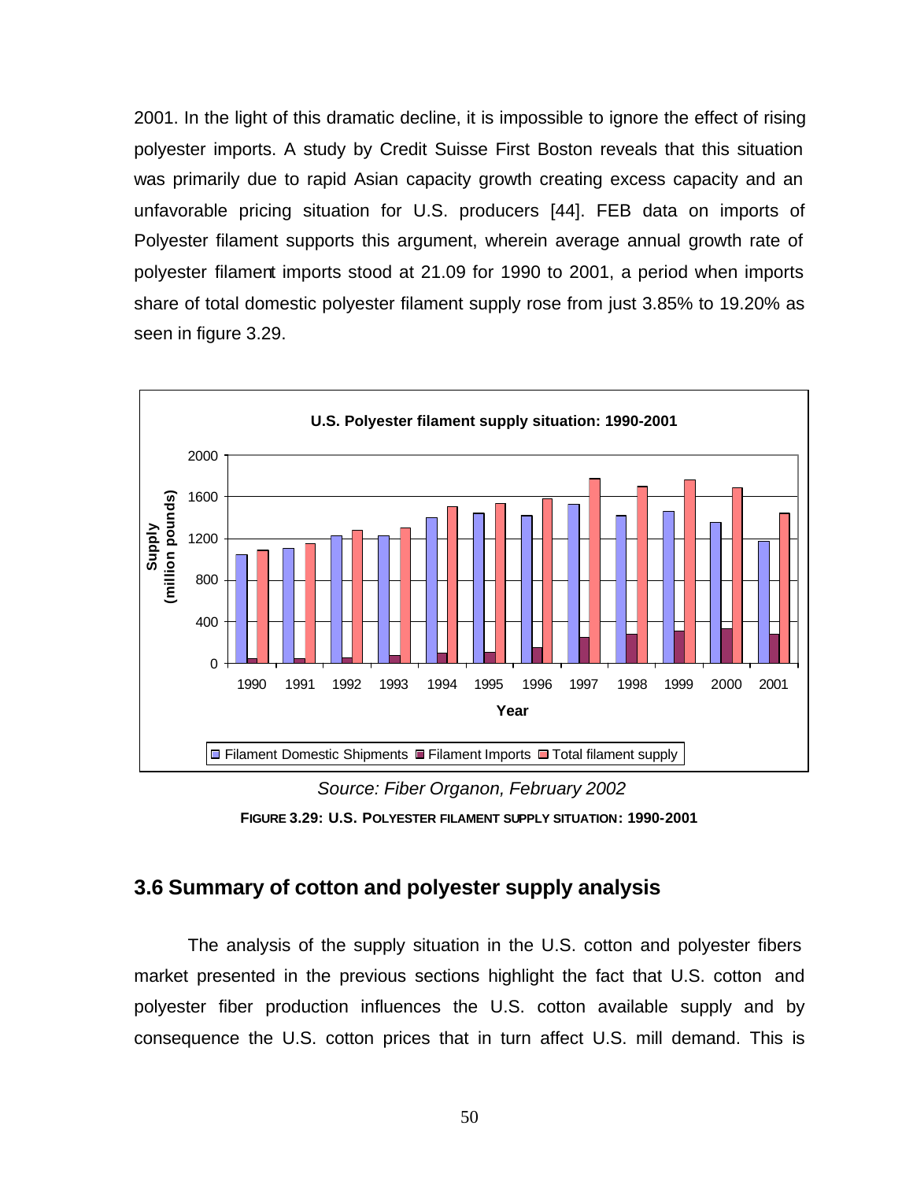2001. In the light of this dramatic decline, it is impossible to ignore the effect of rising polyester imports. A study by Credit Suisse First Boston reveals that this situation was primarily due to rapid Asian capacity growth creating excess capacity and an unfavorable pricing situation for U.S. producers [44]. FEB data on imports of Polyester filament supports this argument, wherein average annual growth rate of polyester filament imports stood at 21.09 for 1990 to 2001, a period when imports share of total domestic polyester filament supply rose from just 3.85% to 19.20% as seen in figure 3.29.

*Source: Fiber Organon, February 2002*

**FIGURE 3.29: U.S. POLYESTER FILAMENT SUPPLY SITUATION: 1990-2001**

## 3.6 Summary of cotton and polyester supply analysis

The analysis of the supply situation in the U.S. cotton and polyester fibers market presented in the previous sections highlight the fact that U.S. cotton and polyester fiber production influences the U.S. cotton available supply and by consequence the U.S. cotton prices that in turn affect U.S. mill demand. This is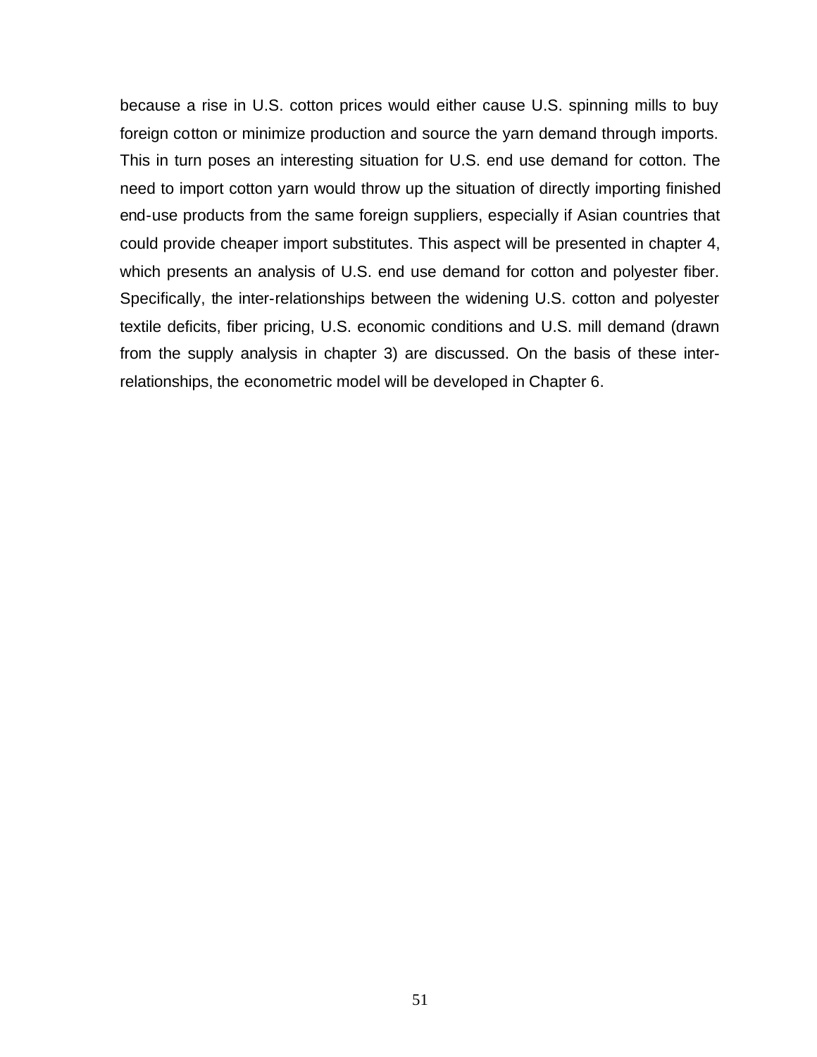because a rise in U.S. cotton prices would either cause U.S. spinning mills to buy foreign cotton or minimize production and source the yarn demand through imports. This in turn poses an interesting situation for U.S. end use demand for cotton. The need to import cotton yarn would throw up the situation of directly importing finished end-use products from the same foreign suppliers, especially if Asian countries that could provide cheaper import substitutes. This aspect will be presented in chapter 4, which presents an analysis of U.S. end use demand for cotton and polyester fiber. Specifically, the inter-relationships between the widening U.S. cotton and polyester textile deficits, fiber pricing, U.S. economic conditions and U.S. mill demand (drawn from the supply analysis in chapter 3) are discussed. On the basis of these inter-relationships, the econometric model will be developed in Chapter 6.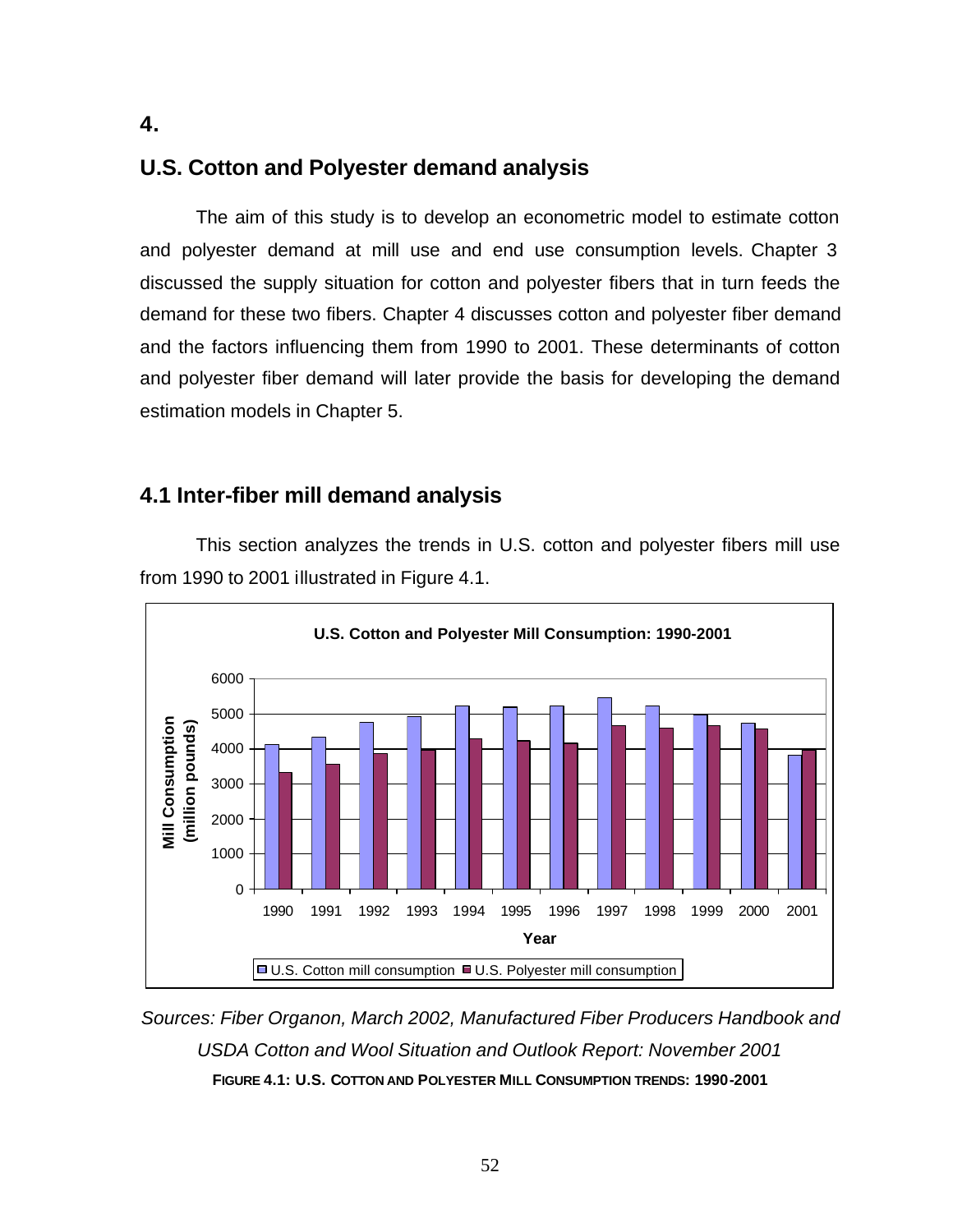# 4.

## U.S. Cotton and Polyester demand analysis

The aim of this study is to develop an econometric model to estimate cotton and polyester demand at mill use and end use consumption levels. Chapter 3 discussed the supply situation for cotton and polyester fibers that in turn feeds the demand for these two fibers. Chapter 4 discusses cotton and polyester fiber demand and the factors influencing them from 1990 to 2001. These determinants of cotton and polyester fiber demand will later provide the basis for developing the demand estimation models in Chapter 5.

## 4.1 Inter-fiber mill demand analysis

This section analyzes the trends in U.S. cotton and polyester fibers mill use from 1990 to 2001 illustrated in Figure 4.1.

*Sources: Fiber Organon, March 2002, Manufactured Fiber Producers Handbook and USDA Cotton and Wool Situation and Outlook Report: November 2001*

**FIGURE 4.1: U.S. COTTON AND POLYESTER MILL CONSUMPTION TRENDS: 1990-2001**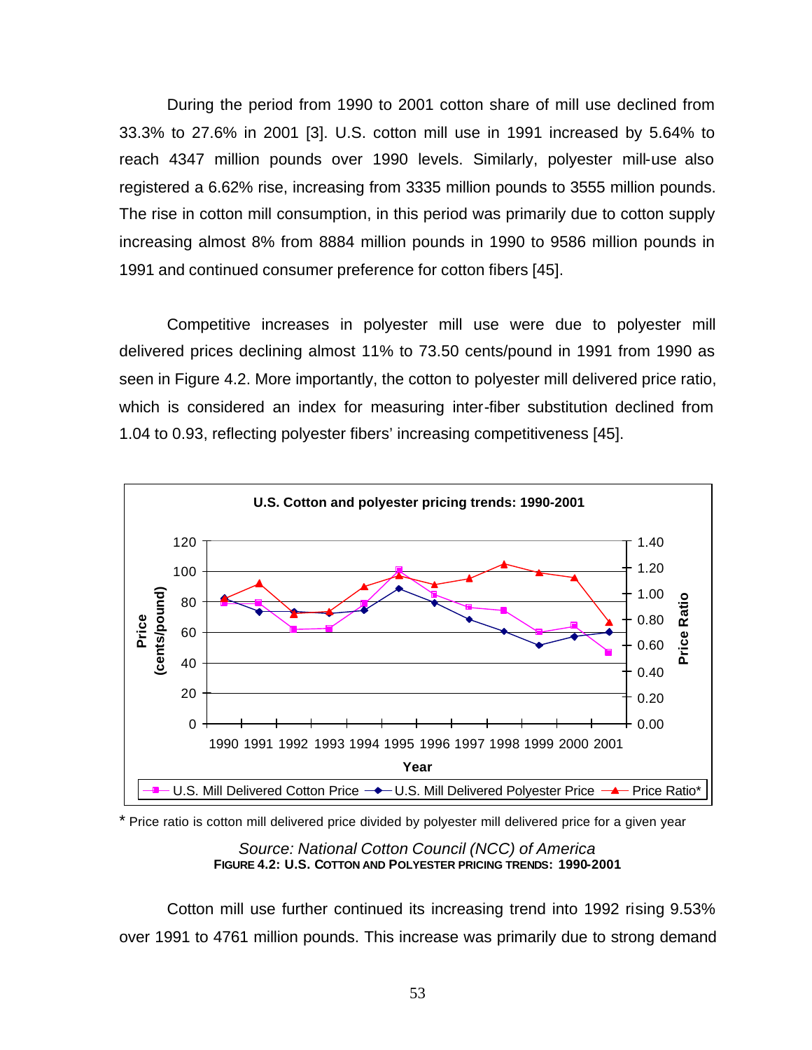During the period from 1990 to 2001 cotton share of mill use declined from 33.3% to 27.6% in 2001 [3]. U.S. cotton mill use in 1991 increased by 5.64% to reach 4347 million pounds over 1990 levels. Similarly, polyester mill-use also registered a 6.62% rise, increasing from 3335 million pounds to 3555 million pounds. The rise in cotton mill consumption, in this period was primarily due to cotton supply increasing almost 8% from 8884 million pounds in 1990 to 9586 million pounds in 1991 and continued consumer preference for cotton fibers [45].

Competitive increases in polyester mill use were due to polyester mill delivered prices declining almost 11% to 73.50 cents/pound in 1991 from 1990 as seen in Figure 4.2. More importantly, the cotton to polyester mill delivered price ratio, which is considered an index for measuring inter-fiber substitution declined from 1.04 to 0.93, reflecting polyester fibers' increasing competitiveness [45].

* Price ratio is cotton mill delivered price divided by polyester mill delivered price for a given year

*Source: National Cotton Council (NCC) of America*

**FIGURE 4.2: U.S. COTTON AND POLYESTER PRICING TRENDS: 1990-2001**

Cotton mill use further continued its increasing trend into 1992 rising 9.53% over 1991 to 4761 million pounds. This increase was primarily due to strong demand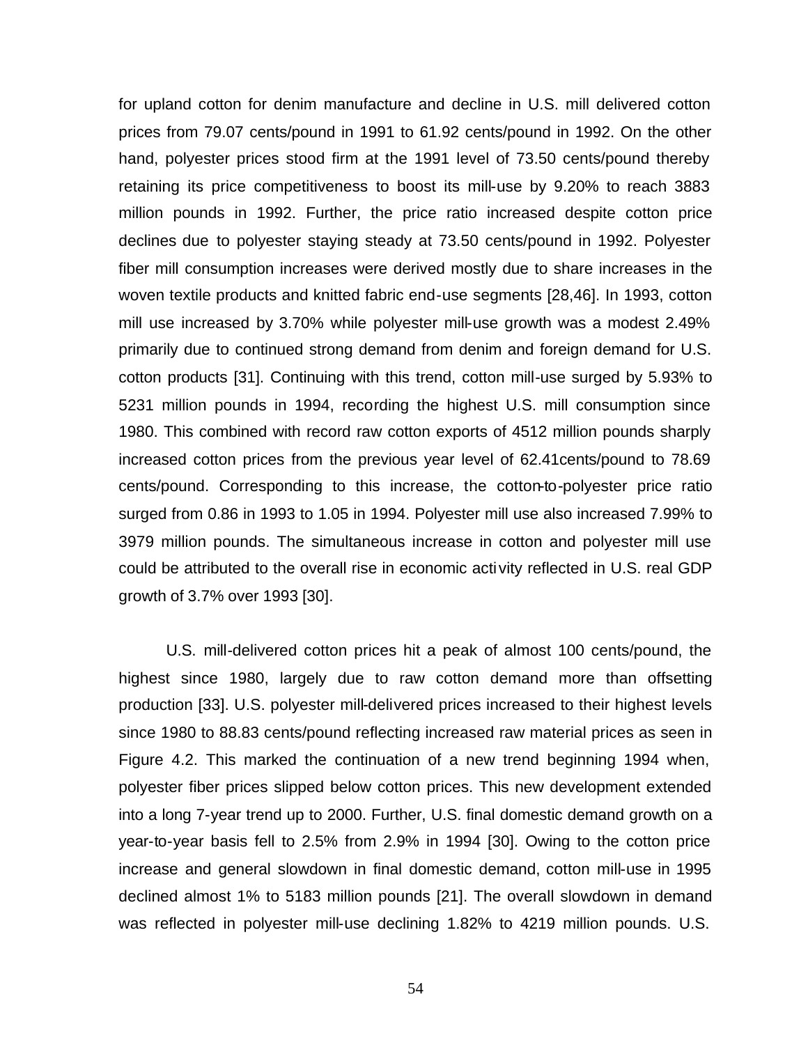for upland cotton for denim manufacture and decline in U.S. mill delivered cotton prices from 79.07 cents/pound in 1991 to 61.92 cents/pound in 1992. On the other hand, polyester prices stood firm at the 1991 level of 73.50 cents/pound thereby retaining its price competitiveness to boost its mill-use by 9.20% to reach 3883 million pounds in 1992. Further, the price ratio increased despite cotton price declines due to polyester staying steady at 73.50 cents/pound in 1992. Polyester fiber mill consumption increases were derived mostly due to share increases in the woven textile products and knitted fabric end-use segments [28,46]. In 1993, cotton mill use increased by 3.70% while polyester mill-use growth was a modest 2.49% primarily due to continued strong demand from denim and foreign demand for U.S. cotton products [31]. Continuing with this trend, cotton mill-use surged by 5.93% to 5231 million pounds in 1994, recording the highest U.S. mill consumption since 1980. This combined with record raw cotton exports of 4512 million pounds sharply increased cotton prices from the previous year level of 62.41cents/pound to 78.69 cents/pound. Corresponding to this increase, the cotton-to-polyester price ratio surged from 0.86 in 1993 to 1.05 in 1994. Polyester mill use also increased 7.99% to 3979 million pounds. The simultaneous increase in cotton and polyester mill use could be attributed to the overall rise in economic activity reflected in U.S. real GDP growth of 3.7% over 1993 [30].

U.S. mill-delivered cotton prices hit a peak of almost 100 cents/pound, the highest since 1980, largely due to raw cotton demand more than offsetting production [33]. U.S. polyester mill-delivered prices increased to their highest levels since 1980 to 88.83 cents/pound reflecting increased raw material prices as seen in Figure 4.2. This marked the continuation of a new trend beginning 1994 when, polyester fiber prices slipped below cotton prices. This new development extended into a long 7-year trend up to 2000. Further, U.S. final domestic demand growth on a year-to-year basis fell to 2.5% from 2.9% in 1994 [30]. Owing to the cotton price increase and general slowdown in final domestic demand, cotton mill-use in 1995 declined almost 1% to 5183 million pounds [21]. The overall slowdown in demand was reflected in polyester mill-use declining 1.82% to 4219 million pounds. U.S.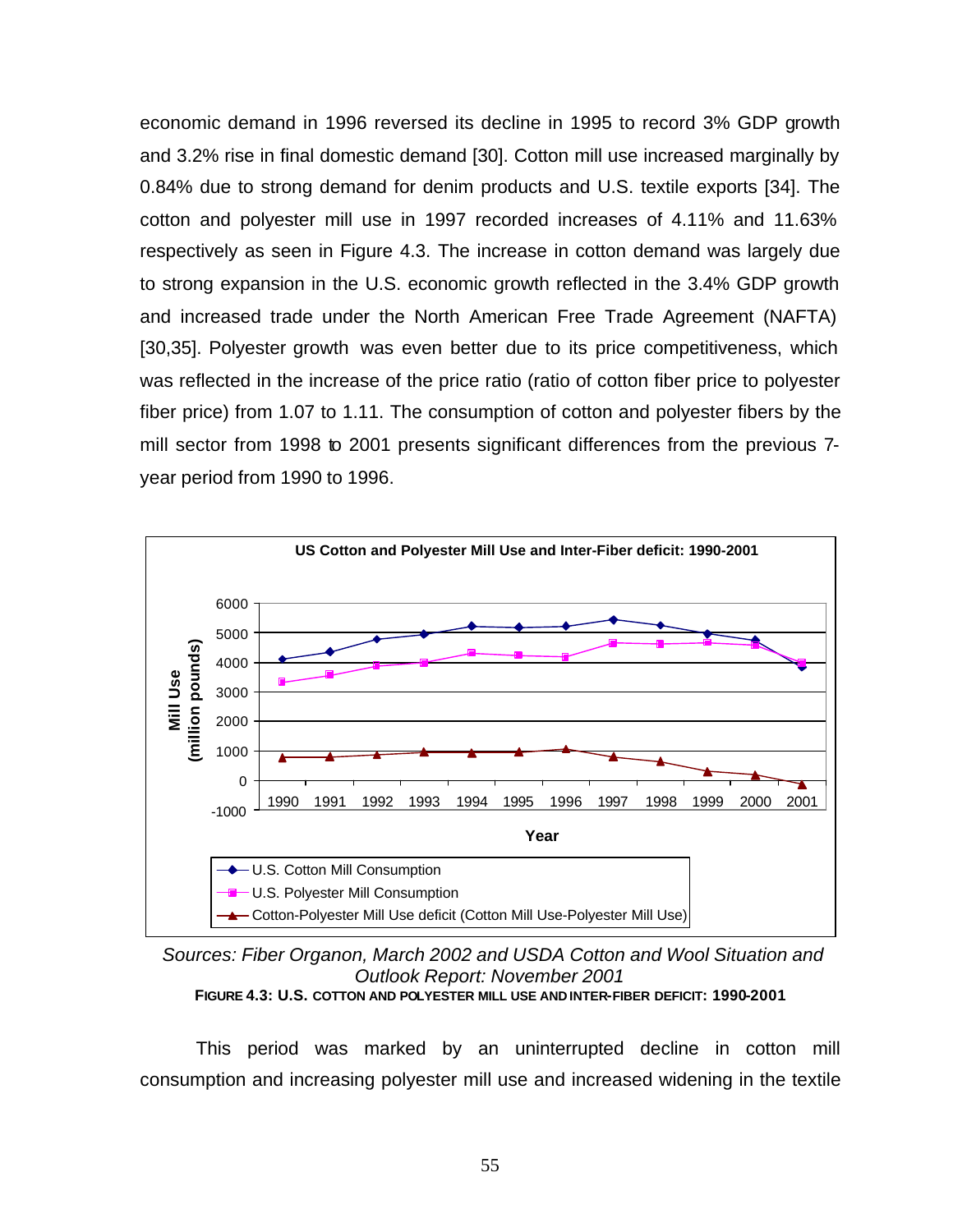economic demand in 1996 reversed its decline in 1995 to record 3% GDP growth and 3.2% rise in final domestic demand [30]. Cotton mill use increased marginally by 0.84% due to strong demand for denim products and U.S. textile exports [34]. The cotton and polyester mill use in 1997 recorded increases of 4.11% and 11.63% respectively as seen in Figure 4.3. The increase in cotton demand was largely due to strong expansion in the U.S. economic growth reflected in the 3.4% GDP growth and increased trade under the North American Free Trade Agreement (NAFTA) [30,35]. Polyester growth was even better due to its price competitiveness, which was reflected in the increase of the price ratio (ratio of cotton fiber price to polyester fiber price) from 1.07 to 1.11. The consumption of cotton and polyester fibers by the mill sector from 1998 to 2001 presents significant differences from the previous 7-year period from 1990 to 1996.

*Sources: Fiber Organon, March 2002 and USDA Cotton and Wool Situation and Outlook Report: November 2001*

**FIGURE 4.3: U.S. COTTON AND POLYESTER MILL USE AND INTER-FIBER DEFICIT: 1990-2001**

This period was marked by an uninterrupted decline in cotton mill consumption and increasing polyester mill use and increased widening in the textile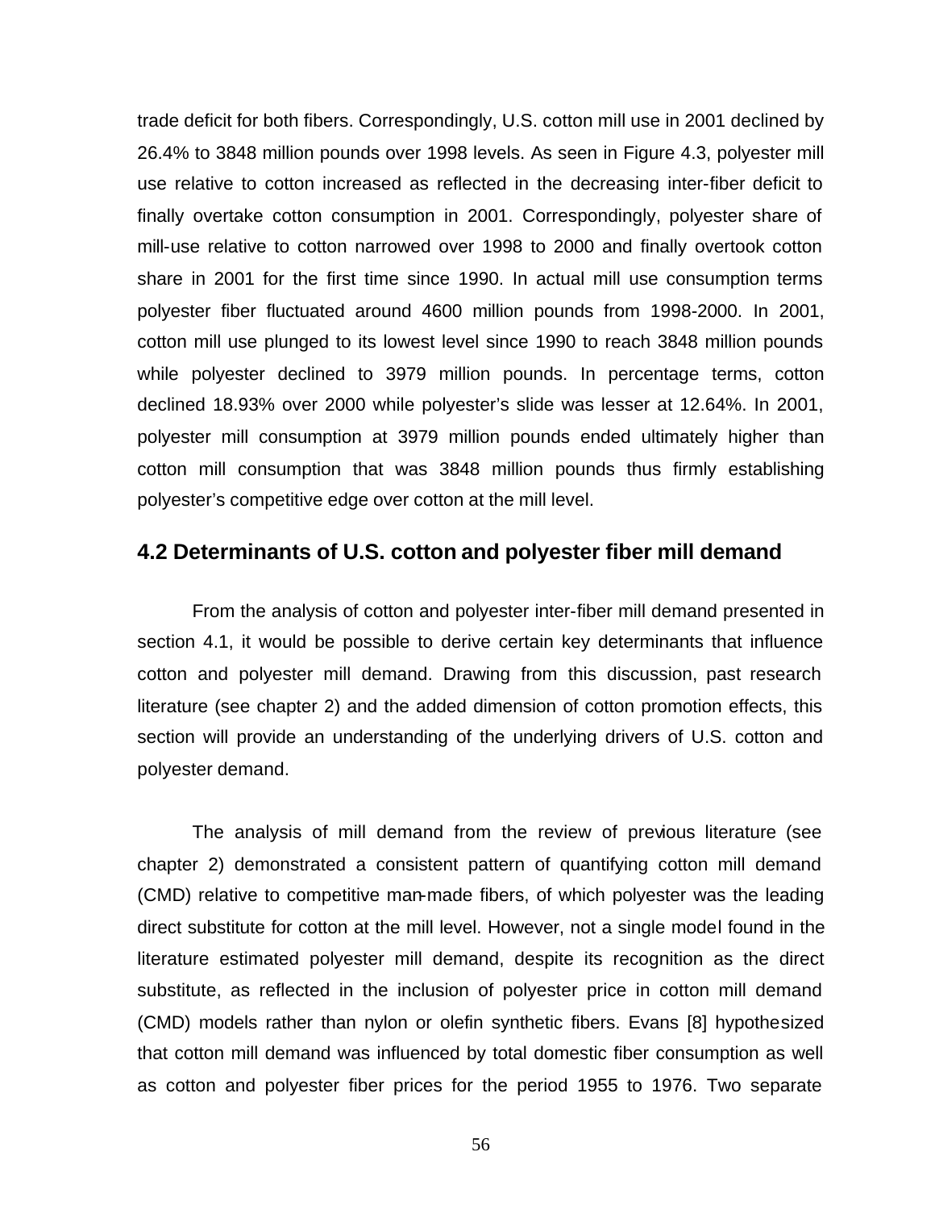trade deficit for both fibers. Correspondingly, U.S. cotton mill use in 2001 declined by 26.4% to 3848 million pounds over 1998 levels. As seen in Figure 4.3, polyester mill use relative to cotton increased as reflected in the decreasing inter-fiber deficit to finally overtake cotton consumption in 2001. Correspondingly, polyester share of mill-use relative to cotton narrowed over 1998 to 2000 and finally overtook cotton share in 2001 for the first time since 1990. In actual mill use consumption terms polyester fiber fluctuated around 4600 million pounds from 1998-2000. In 2001, cotton mill use plunged to its lowest level since 1990 to reach 3848 million pounds while polyester declined to 3979 million pounds. In percentage terms, cotton declined 18.93% over 2000 while polyester's slide was lesser at 12.64%. In 2001, polyester mill consumption at 3979 million pounds ended ultimately higher than cotton mill consumption that was 3848 million pounds thus firmly establishing polyester's competitive edge over cotton at the mill level.

## 4.2 Determinants of U.S. cotton and polyester fiber mill demand

From the analysis of cotton and polyester inter-fiber mill demand presented in section 4.1, it would be possible to derive certain key determinants that influence cotton and polyester mill demand. Drawing from this discussion, past research literature (see chapter 2) and the added dimension of cotton promotion effects, this section will provide an understanding of the underlying drivers of U.S. cotton and polyester demand.

The analysis of mill demand from the review of previous literature (see chapter 2) demonstrated a consistent pattern of quantifying cotton mill demand (CMD) relative to competitive man-made fibers, of which polyester was the leading direct substitute for cotton at the mill level. However, not a single model found in the literature estimated polyester mill demand, despite its recognition as the direct substitute, as reflected in the inclusion of polyester price in cotton mill demand (CMD) models rather than nylon or olefin synthetic fibers. Evans [8] hypothesized that cotton mill demand was influenced by total domestic fiber consumption as well as cotton and polyester fiber prices for the period 1955 to 1976. Two separate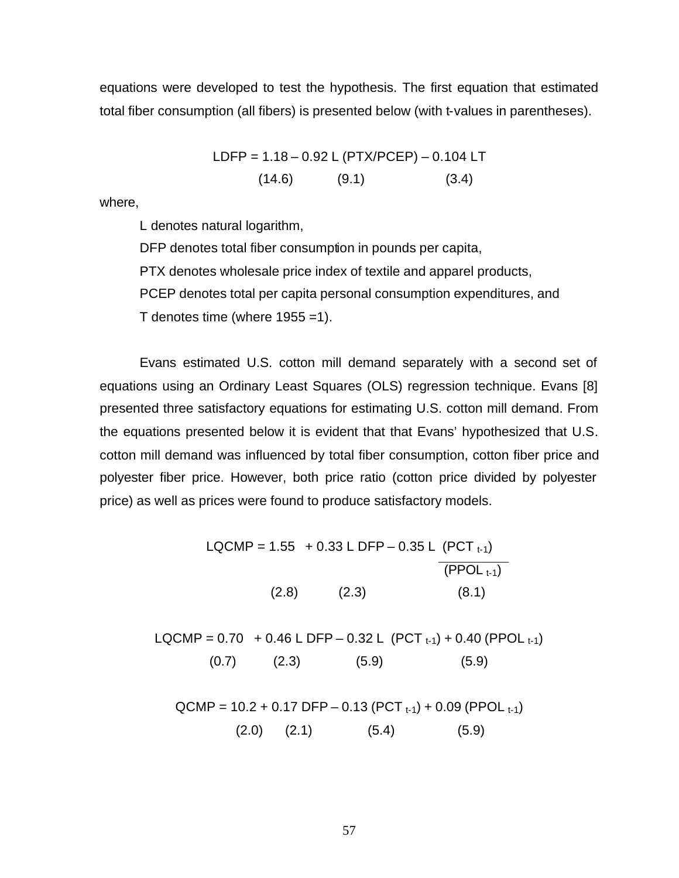equations were developed to test the hypothesis. The first equation that estimated total fiber consumption (all fibers) is presented below (with t-values in parentheses).

$$LDFP = 1.18 - 0.92\, L\, (PTX/PCEP) - 0.104\, LT$$
$$(14.6) \qquad (9.1) \qquad (3.4)$$

where,

L denotes natural logarithm,

DFP denotes total fiber consumption in pounds per capita,

PTX denotes wholesale price index of textile and apparel products,

PCEP denotes total per capita personal consumption expenditures, and

T denotes time (where 1955 =1).

Evans estimated U.S. cotton mill demand separately with a second set of equations using an Ordinary Least Squares (OLS) regression technique. Evans [8] presented three satisfactory equations for estimating U.S. cotton mill demand. From the equations presented below it is evident that that Evans' hypothesized that U.S. cotton mill demand was influenced by total fiber consumption, cotton fiber price and polyester fiber price. However, both price ratio (cotton price divided by polyester price) as well as prices were found to produce satisfactory models.

$$LQCMP = 1.55 + 0.33\, L\, DFP - 0.35\, L\, \frac{(PCT_{t-1})}{(PPOL_{t-1})}$$
$$(2.8) \qquad (2.3) \qquad (8.1)$$

$$LQCMP = 0.70 + 0.46\, L\, DFP - 0.32\, L\, (PCT_{t-1}) + 0.40\, (PPOL_{t-1})$$
$$(0.7) \qquad (2.3) \qquad (5.9) \qquad (5.9)$$

$$QCMP = 10.2 + 0.17\, DFP - 0.13\, (PCT_{t-1}) + 0.09\, (PPOL_{t-1})$$
$$(2.0) \qquad (2.1) \qquad (5.4) \qquad (5.9)$$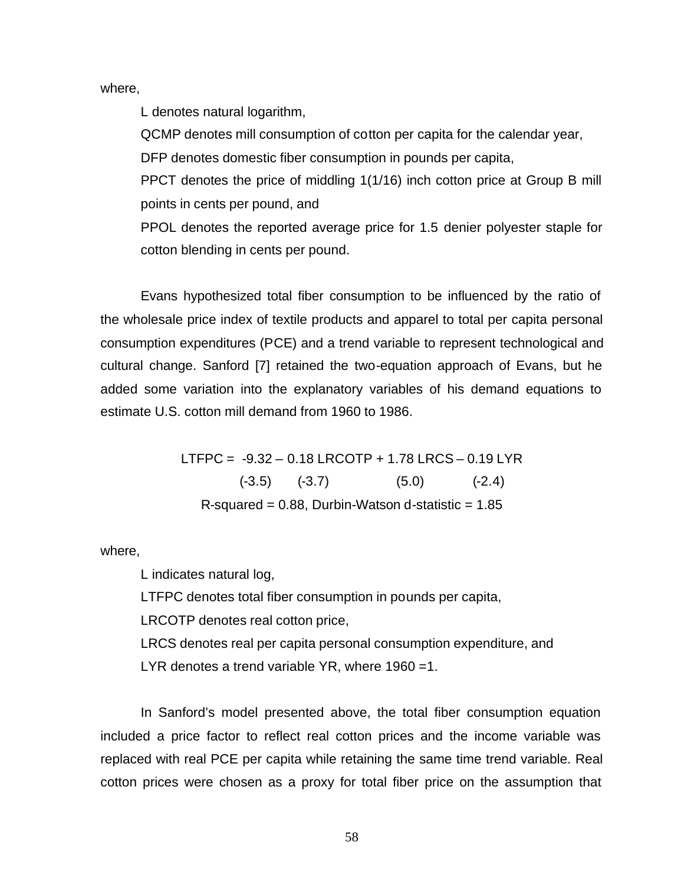where,

L denotes natural logarithm,

QCMP denotes mill consumption of cotton per capita for the calendar year,

DFP denotes domestic fiber consumption in pounds per capita,

PPCT denotes the price of middling 1(1/16) inch cotton price at Group B mill points in cents per pound, and

PPOL denotes the reported average price for 1.5 denier polyester staple for cotton blending in cents per pound.

Evans hypothesized total fiber consumption to be influenced by the ratio of the wholesale price index of textile products and apparel to total per capita personal consumption expenditures (PCE) and a trend variable to represent technological and cultural change. Sanford [7] retained the two-equation approach of Evans, but he added some variation into the explanatory variables of his demand equations to estimate U.S. cotton mill demand from 1960 to 1986.

$$
\underset{}{LTFPC} = \underset{(-3.5)}{-9.32} - \underset{(-3.7)}{0.18\,LRCOTP} + \underset{(5.0)}{1.78\,LRCS} - \underset{(-2.4)}{0.19\,LYR}
$$

R-squared = 0.88, Durbin-Watson d-statistic = 1.85

where,

L indicates natural log,

LTFPC denotes total fiber consumption in pounds per capita,

LRCOTP denotes real cotton price,

LRCS denotes real per capita personal consumption expenditure, and

LYR denotes a trend variable YR, where 1960 =1.

In Sanford's model presented above, the total fiber consumption equation included a price factor to reflect real cotton prices and the income variable was replaced with real PCE per capita while retaining the same time trend variable. Real cotton prices were chosen as a proxy for total fiber price on the assumption that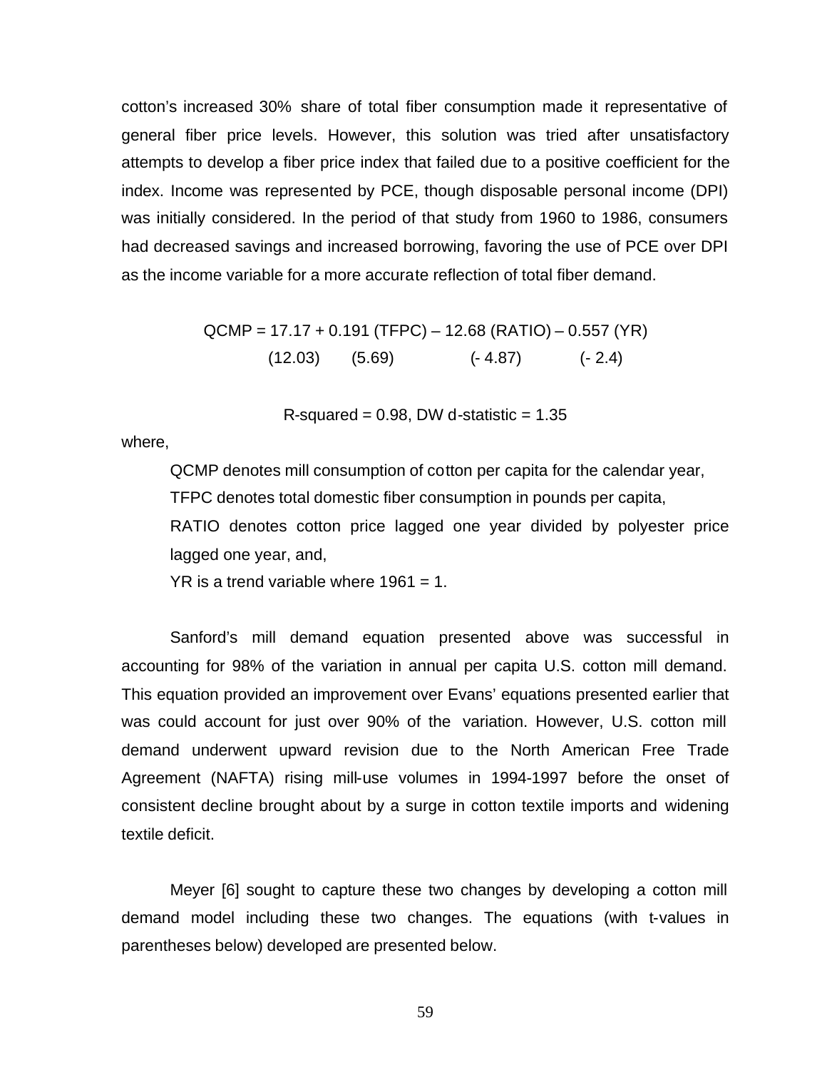cotton's increased 30% share of total fiber consumption made it representative of general fiber price levels. However, this solution was tried after unsatisfactory attempts to develop a fiber price index that failed due to a positive coefficient for the index. Income was represented by PCE, though disposable personal income (DPI) was initially considered. In the period of that study from 1960 to 1986, consumers had decreased savings and increased borrowing, favoring the use of PCE over DPI as the income variable for a more accurate reflection of total fiber demand.

$$\underset{(12.03)}{QCMP = 17.17} + \underset{(5.69)}{0.191\,(TFPC)} - \underset{(-4.87)}{12.68\,(RATIO)} - \underset{(-2.4)}{0.557\,(YR)}$$

$$R\text{-squared} = 0.98, \text{ DW d-statistic} = 1.35$$

where,

QCMP denotes mill consumption of cotton per capita for the calendar year,

TFPC denotes total domestic fiber consumption in pounds per capita,

RATIO denotes cotton price lagged one year divided by polyester price lagged one year, and,

YR is a trend variable where 1961 = 1.

Sanford's mill demand equation presented above was successful in accounting for 98% of the variation in annual per capita U.S. cotton mill demand. This equation provided an improvement over Evans' equations presented earlier that was could account for just over 90% of the variation. However, U.S. cotton mill demand underwent upward revision due to the North American Free Trade Agreement (NAFTA) rising mill-use volumes in 1994-1997 before the onset of consistent decline brought about by a surge in cotton textile imports and widening textile deficit.

Meyer [6] sought to capture these two changes by developing a cotton mill demand model including these two changes. The equations (with t-values in parentheses below) developed are presented below.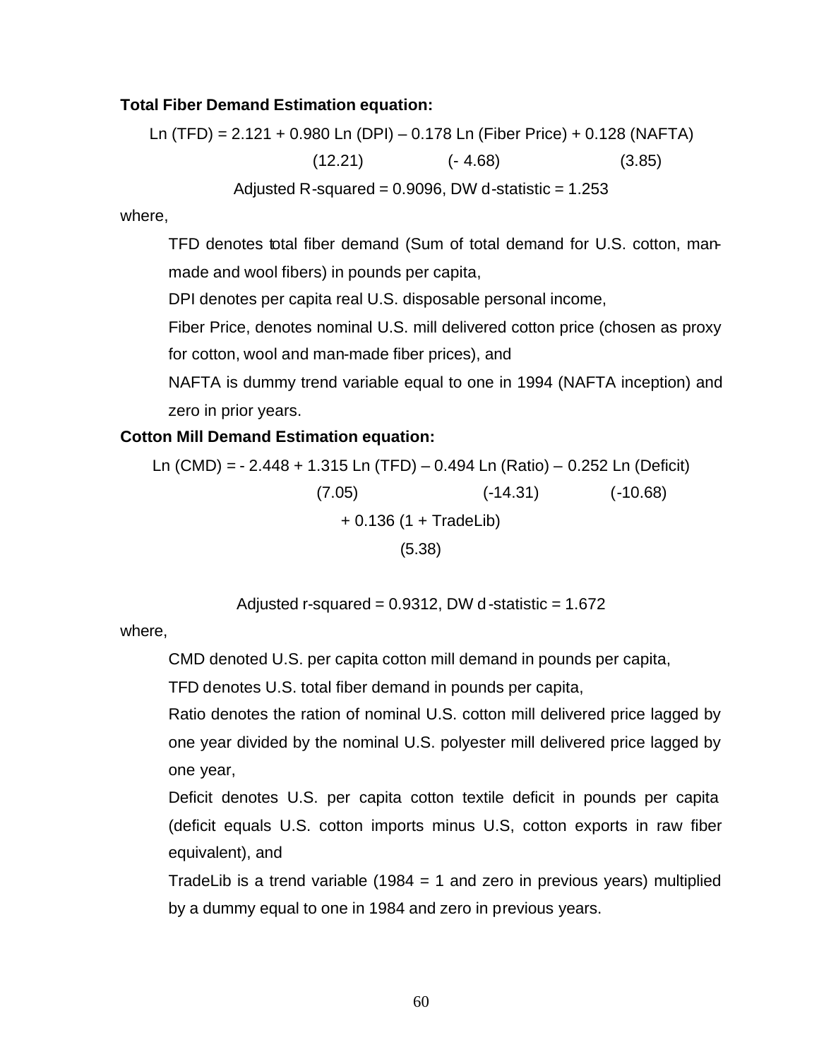**Total Fiber Demand Estimation equation:**

$$\text{Ln (TFD)} = 2.121 + \underset{(12.21)}{0.980} \text{ Ln (DPI)} - \underset{(-4.68)}{0.178} \text{ Ln (Fiber Price)} + \underset{(3.85)}{0.128} \text{ (NAFTA)}$$

Adjusted R-squared = 0.9096, DW d-statistic = 1.253

where,

TFD denotes total fiber demand (Sum of total demand for U.S. cotton, man-made and wool fibers) in pounds per capita,

DPI denotes per capita real U.S. disposable personal income,

Fiber Price, denotes nominal U.S. mill delivered cotton price (chosen as proxy for cotton, wool and man-made fiber prices), and

NAFTA is dummy trend variable equal to one in 1994 (NAFTA inception) and zero in prior years.

**Cotton Mill Demand Estimation equation:**

$$\text{Ln (CMD)} = -2.448 + \underset{(7.05)}{1.315} \text{ Ln (TFD)} - \underset{(-14.31)}{0.494} \text{ Ln (Ratio)} - \underset{(-10.68)}{0.252} \text{ Ln (Deficit)} + \underset{(5.38)}{0.136} \text{ (1 + TradeLib)}$$

Adjusted r-squared = 0.9312, DW d-statistic = 1.672

where,

CMD denoted U.S. per capita cotton mill demand in pounds per capita,

TFD denotes U.S. total fiber demand in pounds per capita,

Ratio denotes the ration of nominal U.S. cotton mill delivered price lagged by one year divided by the nominal U.S. polyester mill delivered price lagged by one year,

Deficit denotes U.S. per capita cotton textile deficit in pounds per capita (deficit equals U.S. cotton imports minus U.S, cotton exports in raw fiber equivalent), and

TradeLib is a trend variable (1984 = 1 and zero in previous years) multiplied by a dummy equal to one in 1984 and zero in previous years.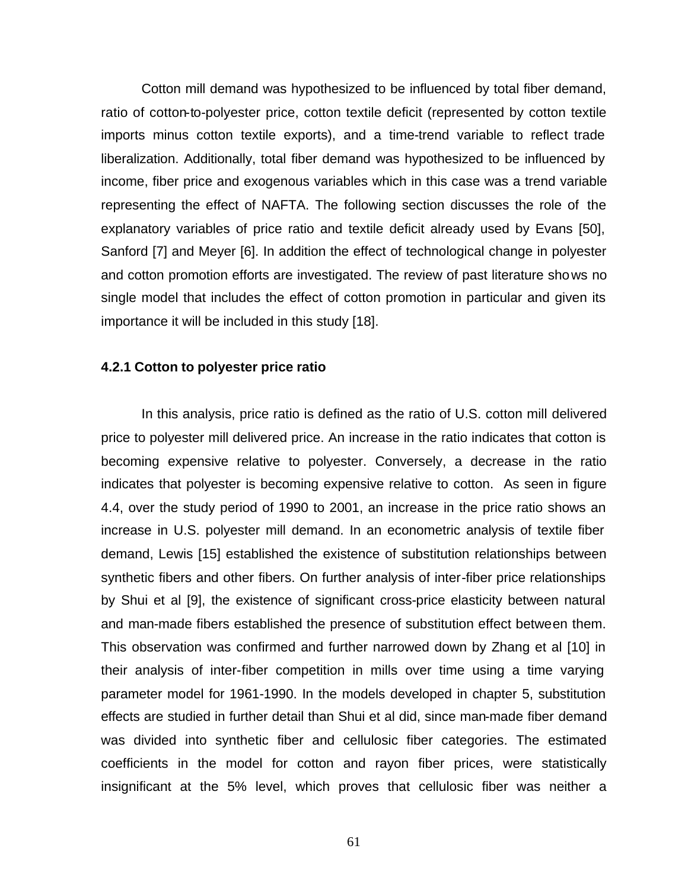Cotton mill demand was hypothesized to be influenced by total fiber demand, ratio of cotton-to-polyester price, cotton textile deficit (represented by cotton textile imports minus cotton textile exports), and a time-trend variable to reflect trade liberalization. Additionally, total fiber demand was hypothesized to be influenced by income, fiber price and exogenous variables which in this case was a trend variable representing the effect of NAFTA. The following section discusses the role of the explanatory variables of price ratio and textile deficit already used by Evans [50], Sanford [7] and Meyer [6]. In addition the effect of technological change in polyester and cotton promotion efforts are investigated. The review of past literature shows no single model that includes the effect of cotton promotion in particular and given its importance it will be included in this study [18].

### 4.2.1 Cotton to polyester price ratio

In this analysis, price ratio is defined as the ratio of U.S. cotton mill delivered price to polyester mill delivered price. An increase in the ratio indicates that cotton is becoming expensive relative to polyester. Conversely, a decrease in the ratio indicates that polyester is becoming expensive relative to cotton. As seen in figure 4.4, over the study period of 1990 to 2001, an increase in the price ratio shows an increase in U.S. polyester mill demand. In an econometric analysis of textile fiber demand, Lewis [15] established the existence of substitution relationships between synthetic fibers and other fibers. On further analysis of inter-fiber price relationships by Shui et al [9], the existence of significant cross-price elasticity between natural and man-made fibers established the presence of substitution effect between them. This observation was confirmed and further narrowed down by Zhang et al [10] in their analysis of inter-fiber competition in mills over time using a time varying parameter model for 1961-1990. In the models developed in chapter 5, substitution effects are studied in further detail than Shui et al did, since man-made fiber demand was divided into synthetic fiber and cellulosic fiber categories. The estimated coefficients in the model for cotton and rayon fiber prices, were statistically insignificant at the 5% level, which proves that cellulosic fiber was neither a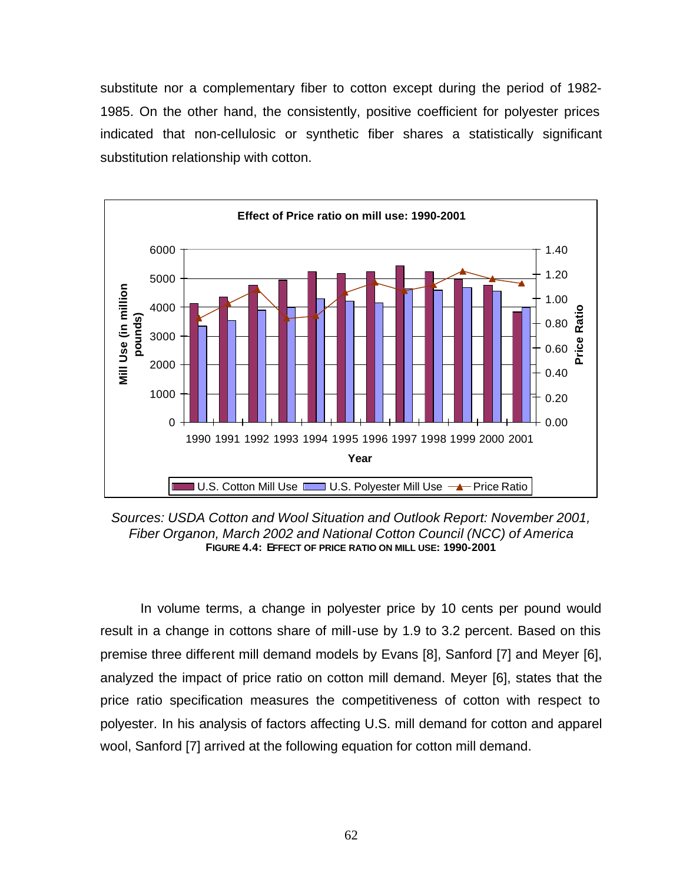substitute nor a complementary fiber to cotton except during the period of 1982-1985. On the other hand, the consistently, positive coefficient for polyester prices indicated that non-cellulosic or synthetic fiber shares a statistically significant substitution relationship with cotton.

*Sources: USDA Cotton and Wool Situation and Outlook Report: November 2001, Fiber Organon, March 2002 and National Cotton Council (NCC) of America*

**FIGURE 4.4: EFFECT OF PRICE RATIO ON MILL USE: 1990-2001**

In volume terms, a change in polyester price by 10 cents per pound would result in a change in cottons share of mill-use by 1.9 to 3.2 percent. Based on this premise three different mill demand models by Evans [8], Sanford [7] and Meyer [6], analyzed the impact of price ratio on cotton mill demand. Meyer [6], states that the price ratio specification measures the competitiveness of cotton with respect to polyester. In his analysis of factors affecting U.S. mill demand for cotton and apparel wool, Sanford [7] arrived at the following equation for cotton mill demand.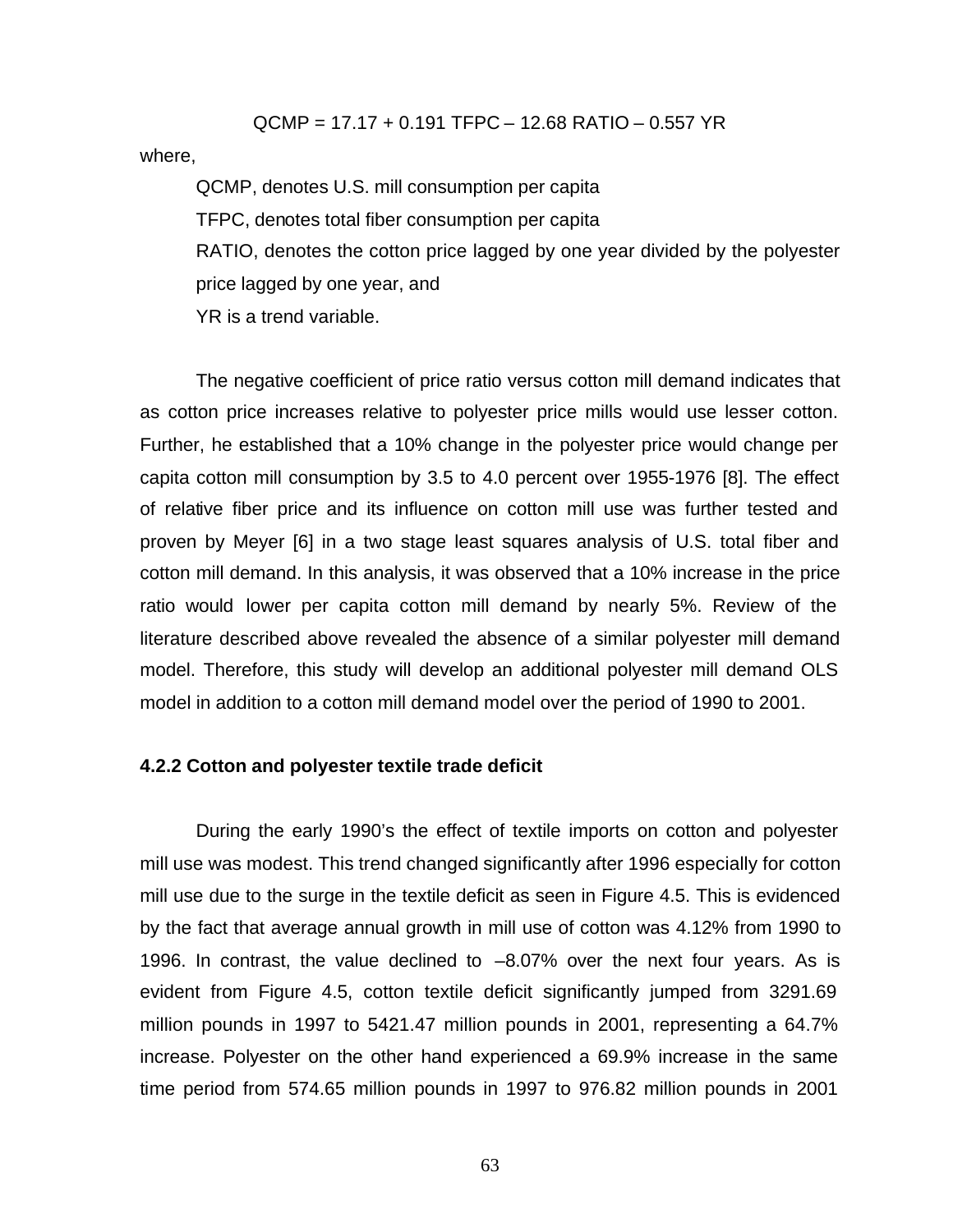$$QCMP = 17.17 + 0.191\ TFPC - 12.68\ RATIO - 0.557\ YR$$

where,

QCMP, denotes U.S. mill consumption per capita

TFPC, denotes total fiber consumption per capita

RATIO, denotes the cotton price lagged by one year divided by the polyester price lagged by one year, and

YR is a trend variable.

The negative coefficient of price ratio versus cotton mill demand indicates that as cotton price increases relative to polyester price mills would use lesser cotton. Further, he established that a 10% change in the polyester price would change per capita cotton mill consumption by 3.5 to 4.0 percent over 1955-1976 [8]. The effect of relative fiber price and its influence on cotton mill use was further tested and proven by Meyer [6] in a two stage least squares analysis of U.S. total fiber and cotton mill demand. In this analysis, it was observed that a 10% increase in the price ratio would lower per capita cotton mill demand by nearly 5%. Review of the literature described above revealed the absence of a similar polyester mill demand model. Therefore, this study will develop an additional polyester mill demand OLS model in addition to a cotton mill demand model over the period of 1990 to 2001.

#### 4.2.2 Cotton and polyester textile trade deficit

During the early 1990's the effect of textile imports on cotton and polyester mill use was modest. This trend changed significantly after 1996 especially for cotton mill use due to the surge in the textile deficit as seen in Figure 4.5. This is evidenced by the fact that average annual growth in mill use of cotton was 4.12% from 1990 to 1996. In contrast, the value declined to –8.07% over the next four years. As is evident from Figure 4.5, cotton textile deficit significantly jumped from 3291.69 million pounds in 1997 to 5421.47 million pounds in 2001, representing a 64.7% increase. Polyester on the other hand experienced a 69.9% increase in the same time period from 574.65 million pounds in 1997 to 976.82 million pounds in 2001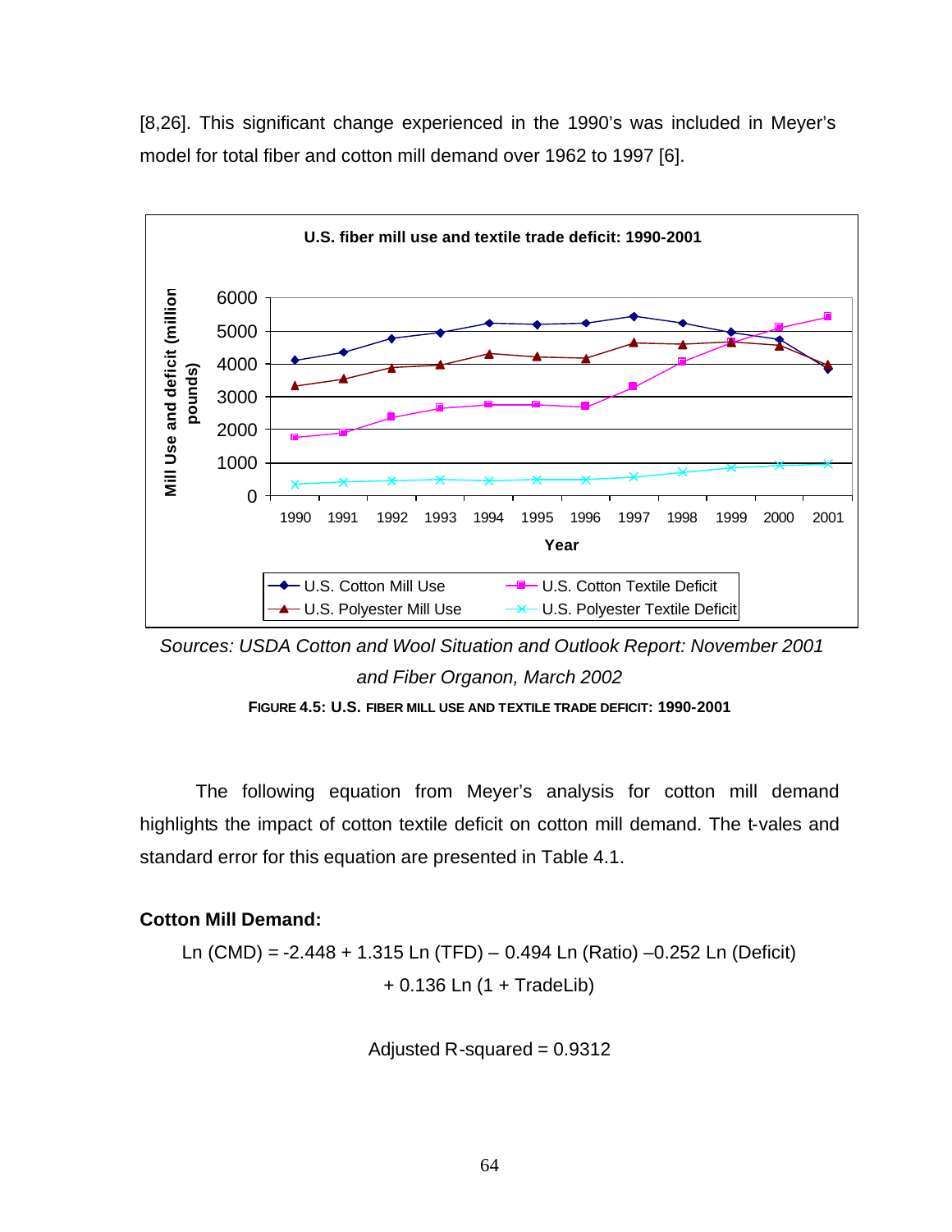[8,26]. This significant change experienced in the 1990's was included in Meyer's model for total fiber and cotton mill demand over 1962 to 1997 [6].

*Sources: USDA Cotton and Wool Situation and Outlook Report: November 2001 and Fiber Organon, March 2002*

**FIGURE 4.5: U.S. FIBER MILL USE AND TEXTILE TRADE DEFICIT: 1990-2001**

The following equation from Meyer's analysis for cotton mill demand highlights the impact of cotton textile deficit on cotton mill demand. The t-vales and standard error for this equation are presented in Table 4.1.

**Cotton Mill Demand:**

$$\text{Ln (CMD)} = -2.448 + 1.315 \text{ Ln (TFD)} - 0.494 \text{ Ln (Ratio)} - 0.252 \text{ Ln (Deficit)} + 0.136 \text{ Ln } (1 + \text{TradeLib})$$

Adjusted R-squared = 0.9312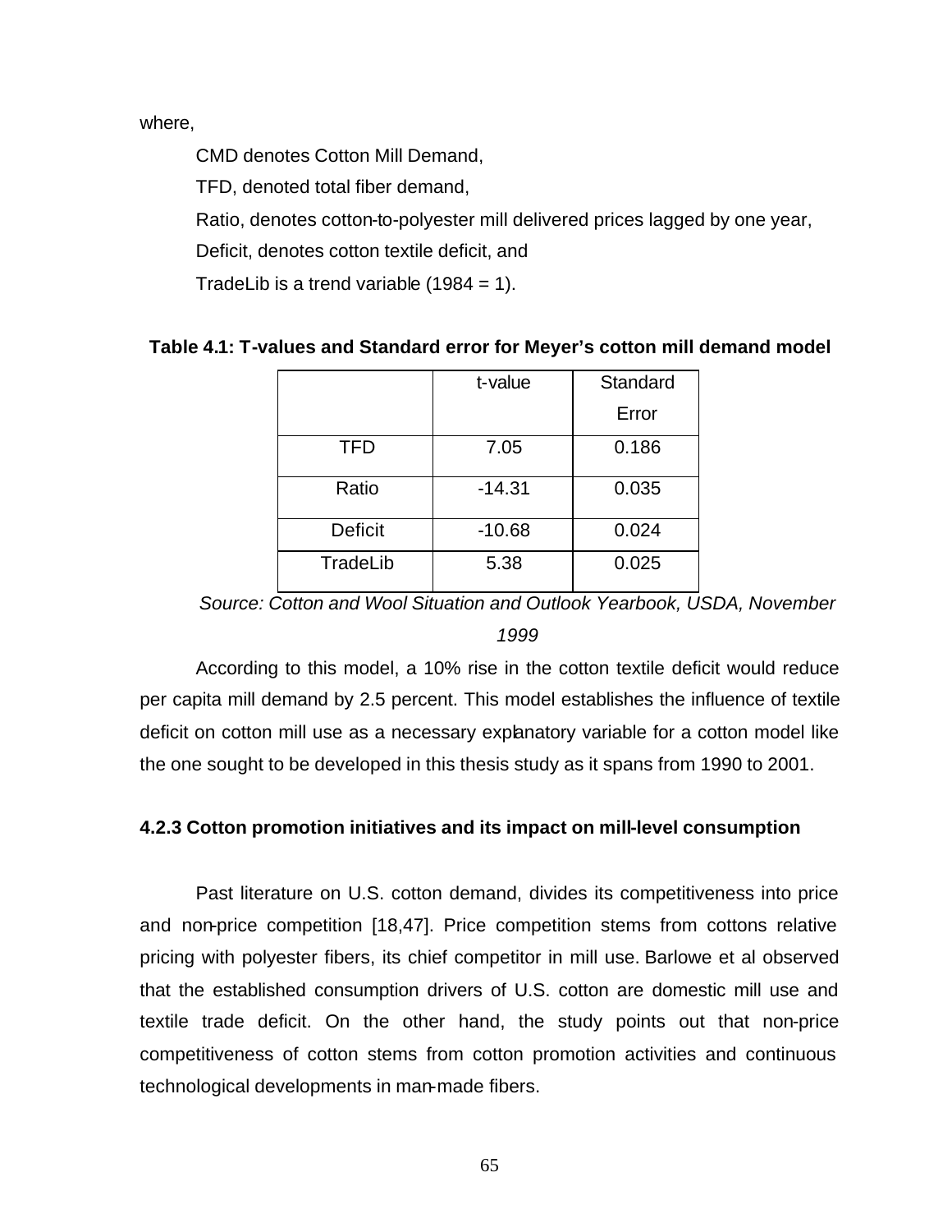where,

CMD denotes Cotton Mill Demand,

TFD, denoted total fiber demand,

Ratio, denotes cotton-to-polyester mill delivered prices lagged by one year,

Deficit, denotes cotton textile deficit, and

TradeLib is a trend variable (1984 = 1).

**Table 4.1: T-values and Standard error for Meyer's cotton mill demand model**

| | t-value | Standard Error |
|---|---|---|
| TFD | 7.05 | 0.186 |
| Ratio | -14.31 | 0.035 |
| Deficit | -10.68 | 0.024 |
| TradeLib | 5.38 | 0.025 |

*Source: Cotton and Wool Situation and Outlook Yearbook, USDA, November 1999*

According to this model, a 10% rise in the cotton textile deficit would reduce per capita mill demand by 2.5 percent. This model establishes the influence of textile deficit on cotton mill use as a necessary explanatory variable for a cotton model like the one sought to be developed in this thesis study as it spans from 1990 to 2001.

### 4.2.3 Cotton promotion initiatives and its impact on mill-level consumption

Past literature on U.S. cotton demand, divides its competitiveness into price and non-price competition [18,47]. Price competition stems from cottons relative pricing with polyester fibers, its chief competitor in mill use. Barlowe et al observed that the established consumption drivers of U.S. cotton are domestic mill use and textile trade deficit. On the other hand, the study points out that non-price competitiveness of cotton stems from cotton promotion activities and continuous technological developments in man-made fibers.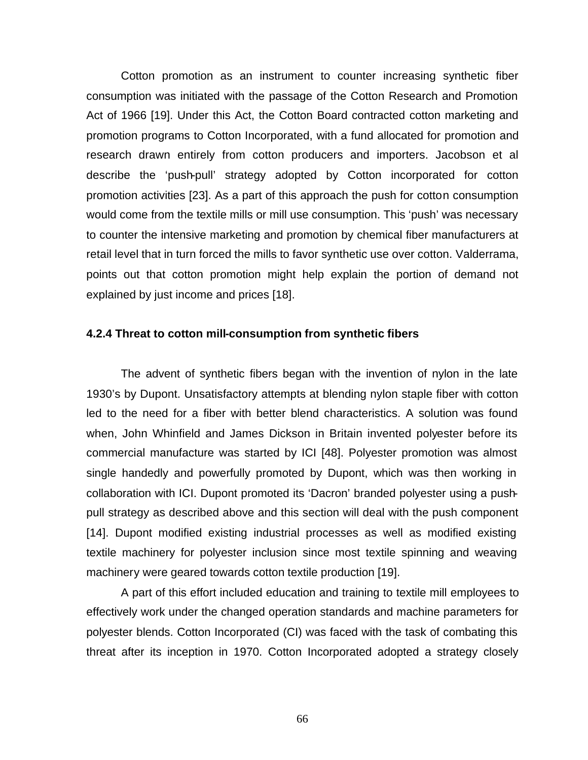Cotton promotion as an instrument to counter increasing synthetic fiber consumption was initiated with the passage of the Cotton Research and Promotion Act of 1966 [19]. Under this Act, the Cotton Board contracted cotton marketing and promotion programs to Cotton Incorporated, with a fund allocated for promotion and research drawn entirely from cotton producers and importers. Jacobson et al describe the 'push-pull' strategy adopted by Cotton incorporated for cotton promotion activities [23]. As a part of this approach the push for cotton consumption would come from the textile mills or mill use consumption. This 'push' was necessary to counter the intensive marketing and promotion by chemical fiber manufacturers at retail level that in turn forced the mills to favor synthetic use over cotton. Valderrama, points out that cotton promotion might help explain the portion of demand not explained by just income and prices [18].

### 4.2.4 Threat to cotton mill-consumption from synthetic fibers

The advent of synthetic fibers began with the invention of nylon in the late 1930's by Dupont. Unsatisfactory attempts at blending nylon staple fiber with cotton led to the need for a fiber with better blend characteristics. A solution was found when, John Whinfield and James Dickson in Britain invented polyester before its commercial manufacture was started by ICI [48]. Polyester promotion was almost single handedly and powerfully promoted by Dupont, which was then working in collaboration with ICI. Dupont promoted its 'Dacron' branded polyester using a push-pull strategy as described above and this section will deal with the push component [14]. Dupont modified existing industrial processes as well as modified existing textile machinery for polyester inclusion since most textile spinning and weaving machinery were geared towards cotton textile production [19].

A part of this effort included education and training to textile mill employees to effectively work under the changed operation standards and machine parameters for polyester blends. Cotton Incorporated (CI) was faced with the task of combating this threat after its inception in 1970. Cotton Incorporated adopted a strategy closely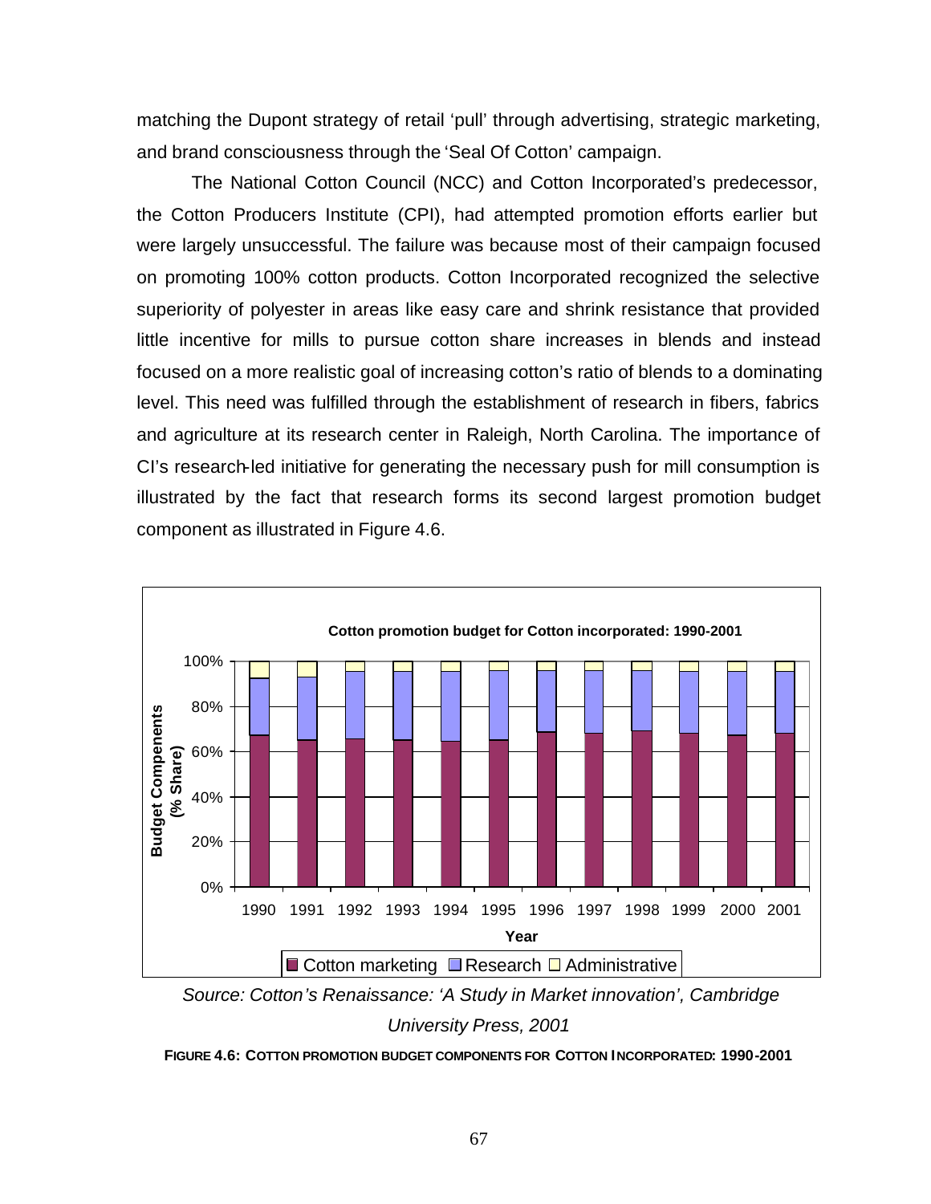matching the Dupont strategy of retail 'pull' through advertising, strategic marketing, and brand consciousness through the 'Seal Of Cotton' campaign.

The National Cotton Council (NCC) and Cotton Incorporated's predecessor, the Cotton Producers Institute (CPI), had attempted promotion efforts earlier but were largely unsuccessful. The failure was because most of their campaign focused on promoting 100% cotton products. Cotton Incorporated recognized the selective superiority of polyester in areas like easy care and shrink resistance that provided little incentive for mills to pursue cotton share increases in blends and instead focused on a more realistic goal of increasing cotton's ratio of blends to a dominating level. This need was fulfilled through the establishment of research in fibers, fabrics and agriculture at its research center in Raleigh, North Carolina. The importance of CI's research-led initiative for generating the necessary push for mill consumption is illustrated by the fact that research forms its second largest promotion budget component as illustrated in Figure 4.6.

*Source: Cotton's Renaissance: 'A Study in Market innovation', Cambridge University Press, 2001*

**FIGURE 4.6: COTTON PROMOTION BUDGET COMPONENTS FOR COTTON INCORPORATED: 1990-2001**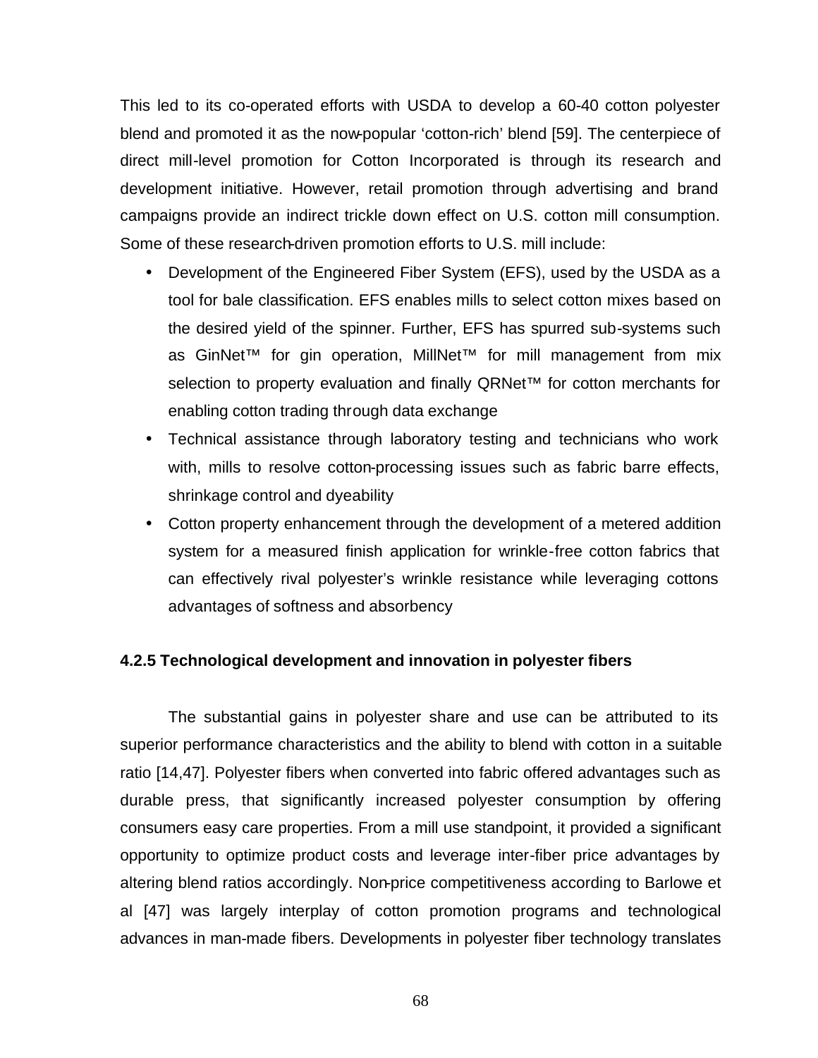This led to its co-operated efforts with USDA to develop a 60-40 cotton polyester blend and promoted it as the now-popular 'cotton-rich' blend [59]. The centerpiece of direct mill-level promotion for Cotton Incorporated is through its research and development initiative. However, retail promotion through advertising and brand campaigns provide an indirect trickle down effect on U.S. cotton mill consumption. Some of these research-driven promotion efforts to U.S. mill include:

- Development of the Engineered Fiber System (EFS), used by the USDA as a tool for bale classification. EFS enables mills to select cotton mixes based on the desired yield of the spinner. Further, EFS has spurred sub-systems such as GinNet™ for gin operation, MillNet™ for mill management from mix selection to property evaluation and finally QRNet™ for cotton merchants for enabling cotton trading through data exchange
- Technical assistance through laboratory testing and technicians who work with, mills to resolve cotton-processing issues such as fabric barre effects, shrinkage control and dyeability
- Cotton property enhancement through the development of a metered addition system for a measured finish application for wrinkle-free cotton fabrics that can effectively rival polyester's wrinkle resistance while leveraging cottons advantages of softness and absorbency

### 4.2.5 Technological development and innovation in polyester fibers

The substantial gains in polyester share and use can be attributed to its superior performance characteristics and the ability to blend with cotton in a suitable ratio [14,47]. Polyester fibers when converted into fabric offered advantages such as durable press, that significantly increased polyester consumption by offering consumers easy care properties. From a mill use standpoint, it provided a significant opportunity to optimize product costs and leverage inter-fiber price advantages by altering blend ratios accordingly. Non-price competitiveness according to Barlowe et al [47] was largely interplay of cotton promotion programs and technological advances in man-made fibers. Developments in polyester fiber technology translates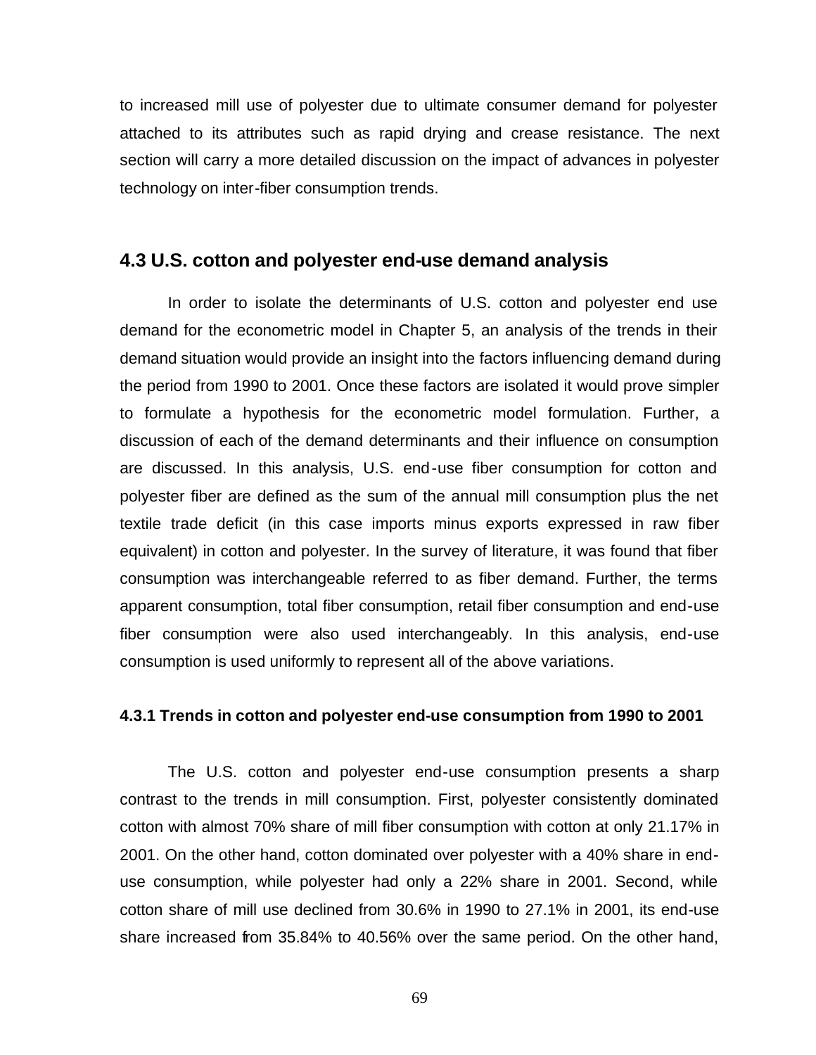to increased mill use of polyester due to ultimate consumer demand for polyester attached to its attributes such as rapid drying and crease resistance. The next section will carry a more detailed discussion on the impact of advances in polyester technology on inter-fiber consumption trends.

## 4.3 U.S. cotton and polyester end-use demand analysis

In order to isolate the determinants of U.S. cotton and polyester end use demand for the econometric model in Chapter 5, an analysis of the trends in their demand situation would provide an insight into the factors influencing demand during the period from 1990 to 2001. Once these factors are isolated it would prove simpler to formulate a hypothesis for the econometric model formulation. Further, a discussion of each of the demand determinants and their influence on consumption are discussed. In this analysis, U.S. end-use fiber consumption for cotton and polyester fiber are defined as the sum of the annual mill consumption plus the net textile trade deficit (in this case imports minus exports expressed in raw fiber equivalent) in cotton and polyester. In the survey of literature, it was found that fiber consumption was interchangeable referred to as fiber demand. Further, the terms apparent consumption, total fiber consumption, retail fiber consumption and end-use fiber consumption were also used interchangeably. In this analysis, end-use consumption is used uniformly to represent all of the above variations.

### 4.3.1 Trends in cotton and polyester end-use consumption from 1990 to 2001

The U.S. cotton and polyester end-use consumption presents a sharp contrast to the trends in mill consumption. First, polyester consistently dominated cotton with almost 70% share of mill fiber consumption with cotton at only 21.17% in 2001. On the other hand, cotton dominated over polyester with a 40% share in end-use consumption, while polyester had only a 22% share in 2001. Second, while cotton share of mill use declined from 30.6% in 1990 to 27.1% in 2001, its end-use share increased from 35.84% to 40.56% over the same period. On the other hand,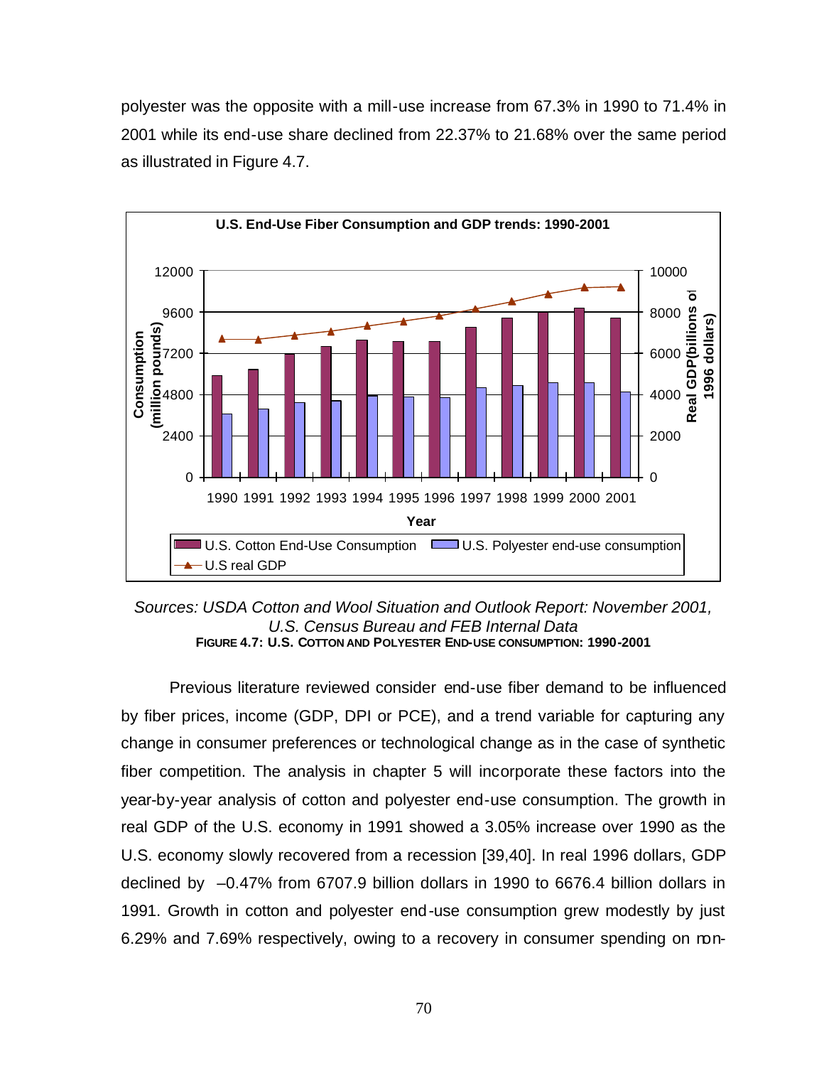polyester was the opposite with a mill-use increase from 67.3% in 1990 to 71.4% in 2001 while its end-use share declined from 22.37% to 21.68% over the same period as illustrated in Figure 4.7.

*Sources: USDA Cotton and Wool Situation and Outlook Report: November 2001, U.S. Census Bureau and FEB Internal Data*

**FIGURE 4.7: U.S. COTTON AND POLYESTER END-USE CONSUMPTION: 1990-2001**

Previous literature reviewed consider end-use fiber demand to be influenced by fiber prices, income (GDP, DPI or PCE), and a trend variable for capturing any change in consumer preferences or technological change as in the case of synthetic fiber competition. The analysis in chapter 5 will incorporate these factors into the year-by-year analysis of cotton and polyester end-use consumption. The growth in real GDP of the U.S. economy in 1991 showed a 3.05% increase over 1990 as the U.S. economy slowly recovered from a recession [39,40]. In real 1996 dollars, GDP declined by –0.47% from 6707.9 billion dollars in 1990 to 6676.4 billion dollars in 1991. Growth in cotton and polyester end-use consumption grew modestly by just 6.29% and 7.69% respectively, owing to a recovery in consumer spending on non-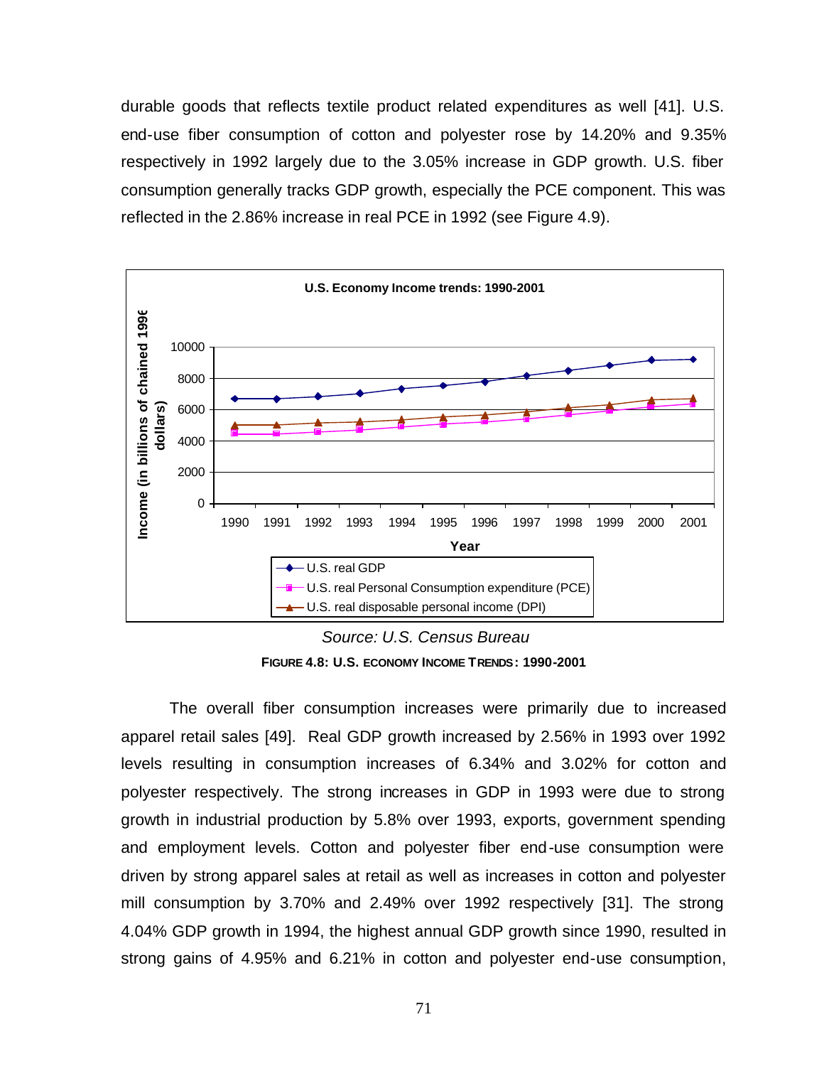durable goods that reflects textile product related expenditures as well [41]. U.S. end-use fiber consumption of cotton and polyester rose by 14.20% and 9.35% respectively in 1992 largely due to the 3.05% increase in GDP growth. U.S. fiber consumption generally tracks GDP growth, especially the PCE component. This was reflected in the 2.86% increase in real PCE in 1992 (see Figure 4.9).

*Source: U.S. Census Bureau*

**FIGURE 4.8: U.S. ECONOMY INCOME TRENDS: 1990-2001**

The overall fiber consumption increases were primarily due to increased apparel retail sales [49]. Real GDP growth increased by 2.56% in 1993 over 1992 levels resulting in consumption increases of 6.34% and 3.02% for cotton and polyester respectively. The strong increases in GDP in 1993 were due to strong growth in industrial production by 5.8% over 1993, exports, government spending and employment levels. Cotton and polyester fiber end-use consumption were driven by strong apparel sales at retail as well as increases in cotton and polyester mill consumption by 3.70% and 2.49% over 1992 respectively [31]. The strong 4.04% GDP growth in 1994, the highest annual GDP growth since 1990, resulted in strong gains of 4.95% and 6.21% in cotton and polyester end-use consumption,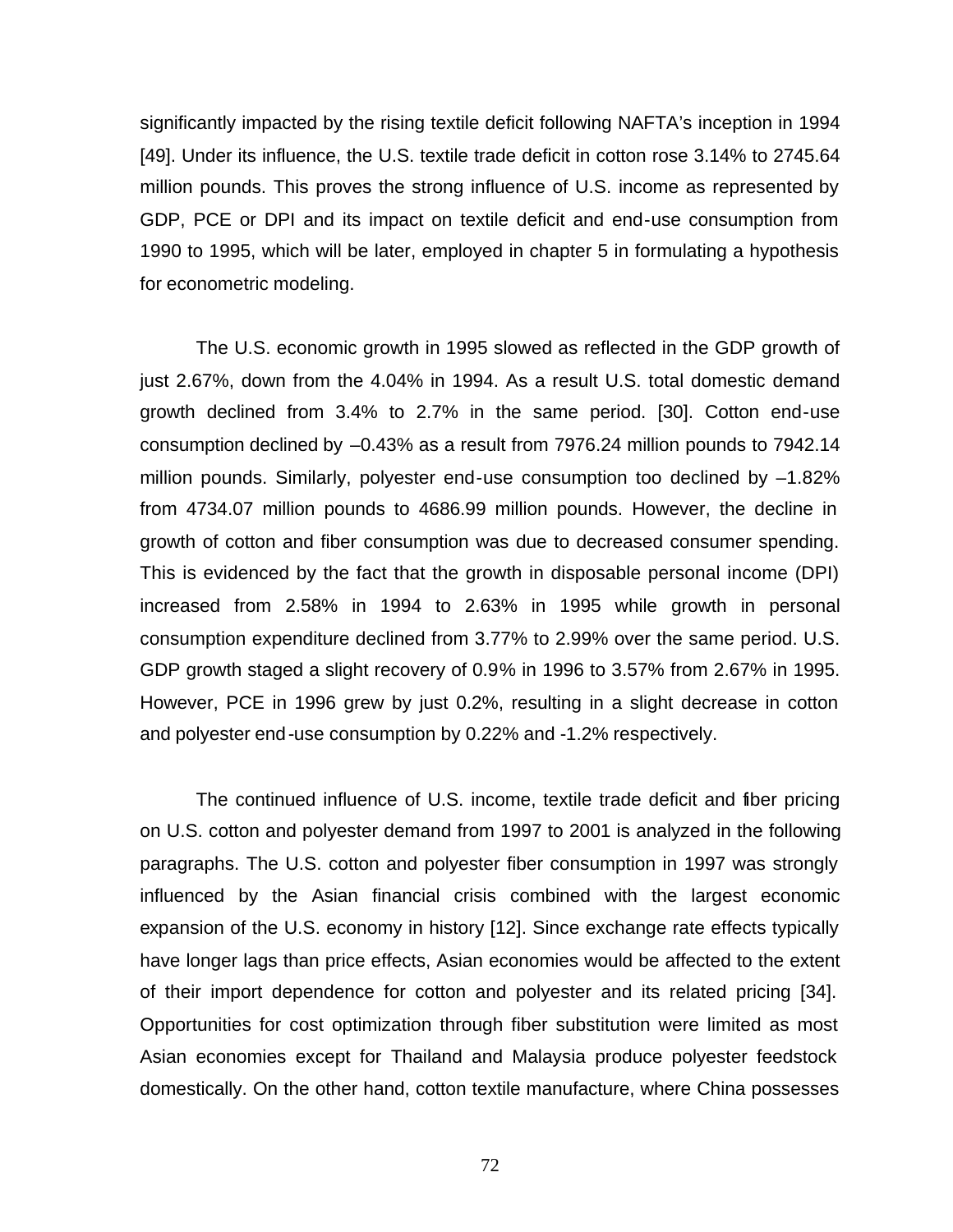significantly impacted by the rising textile deficit following NAFTA's inception in 1994 [49]. Under its influence, the U.S. textile trade deficit in cotton rose 3.14% to 2745.64 million pounds. This proves the strong influence of U.S. income as represented by GDP, PCE or DPI and its impact on textile deficit and end-use consumption from 1990 to 1995, which will be later, employed in chapter 5 in formulating a hypothesis for econometric modeling.

The U.S. economic growth in 1995 slowed as reflected in the GDP growth of just 2.67%, down from the 4.04% in 1994. As a result U.S. total domestic demand growth declined from 3.4% to 2.7% in the same period. [30]. Cotton end-use consumption declined by –0.43% as a result from 7976.24 million pounds to 7942.14 million pounds. Similarly, polyester end-use consumption too declined by –1.82% from 4734.07 million pounds to 4686.99 million pounds. However, the decline in growth of cotton and fiber consumption was due to decreased consumer spending. This is evidenced by the fact that the growth in disposable personal income (DPI) increased from 2.58% in 1994 to 2.63% in 1995 while growth in personal consumption expenditure declined from 3.77% to 2.99% over the same period. U.S. GDP growth staged a slight recovery of 0.9% in 1996 to 3.57% from 2.67% in 1995. However, PCE in 1996 grew by just 0.2%, resulting in a slight decrease in cotton and polyester end-use consumption by 0.22% and -1.2% respectively.

The continued influence of U.S. income, textile trade deficit and fiber pricing on U.S. cotton and polyester demand from 1997 to 2001 is analyzed in the following paragraphs. The U.S. cotton and polyester fiber consumption in 1997 was strongly influenced by the Asian financial crisis combined with the largest economic expansion of the U.S. economy in history [12]. Since exchange rate effects typically have longer lags than price effects, Asian economies would be affected to the extent of their import dependence for cotton and polyester and its related pricing [34]. Opportunities for cost optimization through fiber substitution were limited as most Asian economies except for Thailand and Malaysia produce polyester feedstock domestically. On the other hand, cotton textile manufacture, where China possesses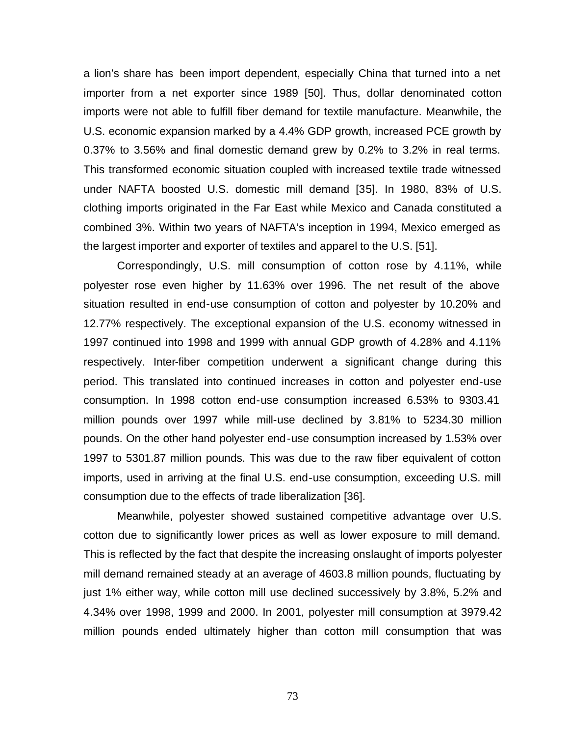a lion's share has been import dependent, especially China that turned into a net importer from a net exporter since 1989 [50]. Thus, dollar denominated cotton imports were not able to fulfill fiber demand for textile manufacture. Meanwhile, the U.S. economic expansion marked by a 4.4% GDP growth, increased PCE growth by 0.37% to 3.56% and final domestic demand grew by 0.2% to 3.2% in real terms. This transformed economic situation coupled with increased textile trade witnessed under NAFTA boosted U.S. domestic mill demand [35]. In 1980, 83% of U.S. clothing imports originated in the Far East while Mexico and Canada constituted a combined 3%. Within two years of NAFTA's inception in 1994, Mexico emerged as the largest importer and exporter of textiles and apparel to the U.S. [51].

Correspondingly, U.S. mill consumption of cotton rose by 4.11%, while polyester rose even higher by 11.63% over 1996. The net result of the above situation resulted in end-use consumption of cotton and polyester by 10.20% and 12.77% respectively. The exceptional expansion of the U.S. economy witnessed in 1997 continued into 1998 and 1999 with annual GDP growth of 4.28% and 4.11% respectively. Inter-fiber competition underwent a significant change during this period. This translated into continued increases in cotton and polyester end-use consumption. In 1998 cotton end-use consumption increased 6.53% to 9303.41 million pounds over 1997 while mill-use declined by 3.81% to 5234.30 million pounds. On the other hand polyester end-use consumption increased by 1.53% over 1997 to 5301.87 million pounds. This was due to the raw fiber equivalent of cotton imports, used in arriving at the final U.S. end-use consumption, exceeding U.S. mill consumption due to the effects of trade liberalization [36].

Meanwhile, polyester showed sustained competitive advantage over U.S. cotton due to significantly lower prices as well as lower exposure to mill demand. This is reflected by the fact that despite the increasing onslaught of imports polyester mill demand remained steady at an average of 4603.8 million pounds, fluctuating by just 1% either way, while cotton mill use declined successively by 3.8%, 5.2% and 4.34% over 1998, 1999 and 2000. In 2001, polyester mill consumption at 3979.42 million pounds ended ultimately higher than cotton mill consumption that was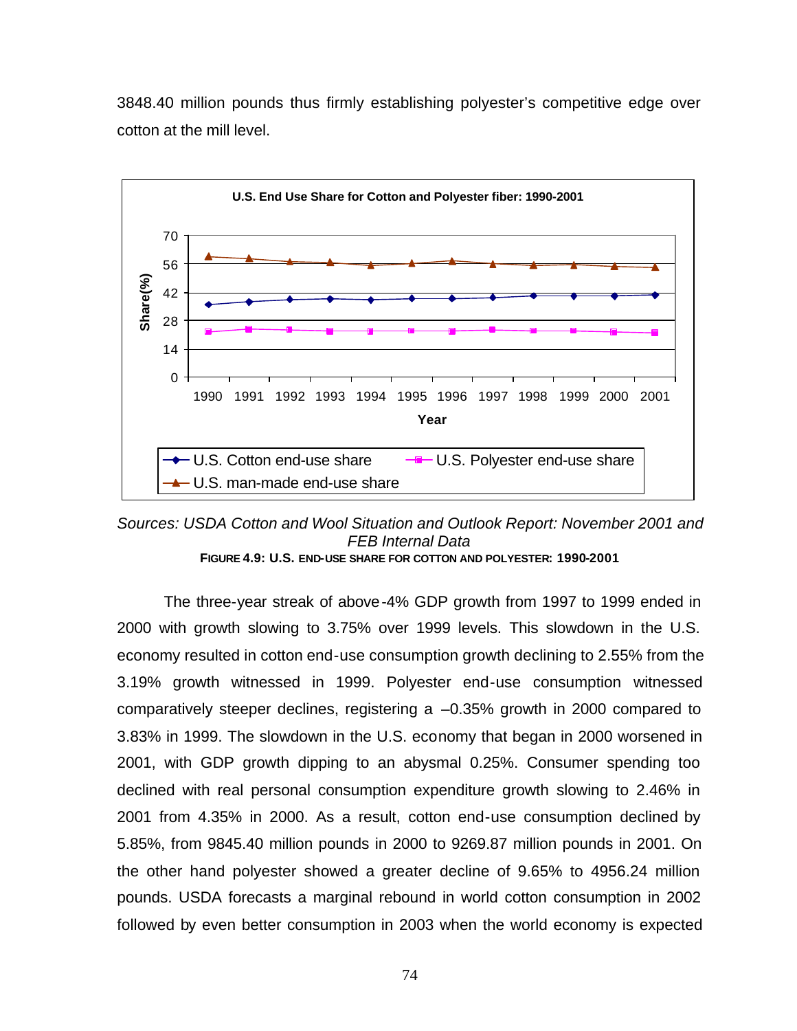3848.40 million pounds thus firmly establishing polyester's competitive edge over cotton at the mill level.

*Sources: USDA Cotton and Wool Situation and Outlook Report: November 2001 and FEB Internal Data*

**FIGURE 4.9: U.S. END-USE SHARE FOR COTTON AND POLYESTER: 1990-2001**

The three-year streak of above-4% GDP growth from 1997 to 1999 ended in 2000 with growth slowing to 3.75% over 1999 levels. This slowdown in the U.S. economy resulted in cotton end-use consumption growth declining to 2.55% from the 3.19% growth witnessed in 1999. Polyester end-use consumption witnessed comparatively steeper declines, registering a –0.35% growth in 2000 compared to 3.83% in 1999. The slowdown in the U.S. economy that began in 2000 worsened in 2001, with GDP growth dipping to an abysmal 0.25%. Consumer spending too declined with real personal consumption expenditure growth slowing to 2.46% in 2001 from 4.35% in 2000. As a result, cotton end-use consumption declined by 5.85%, from 9845.40 million pounds in 2000 to 9269.87 million pounds in 2001. On the other hand polyester showed a greater decline of 9.65% to 4956.24 million pounds. USDA forecasts a marginal rebound in world cotton consumption in 2002 followed by even better consumption in 2003 when the world economy is expected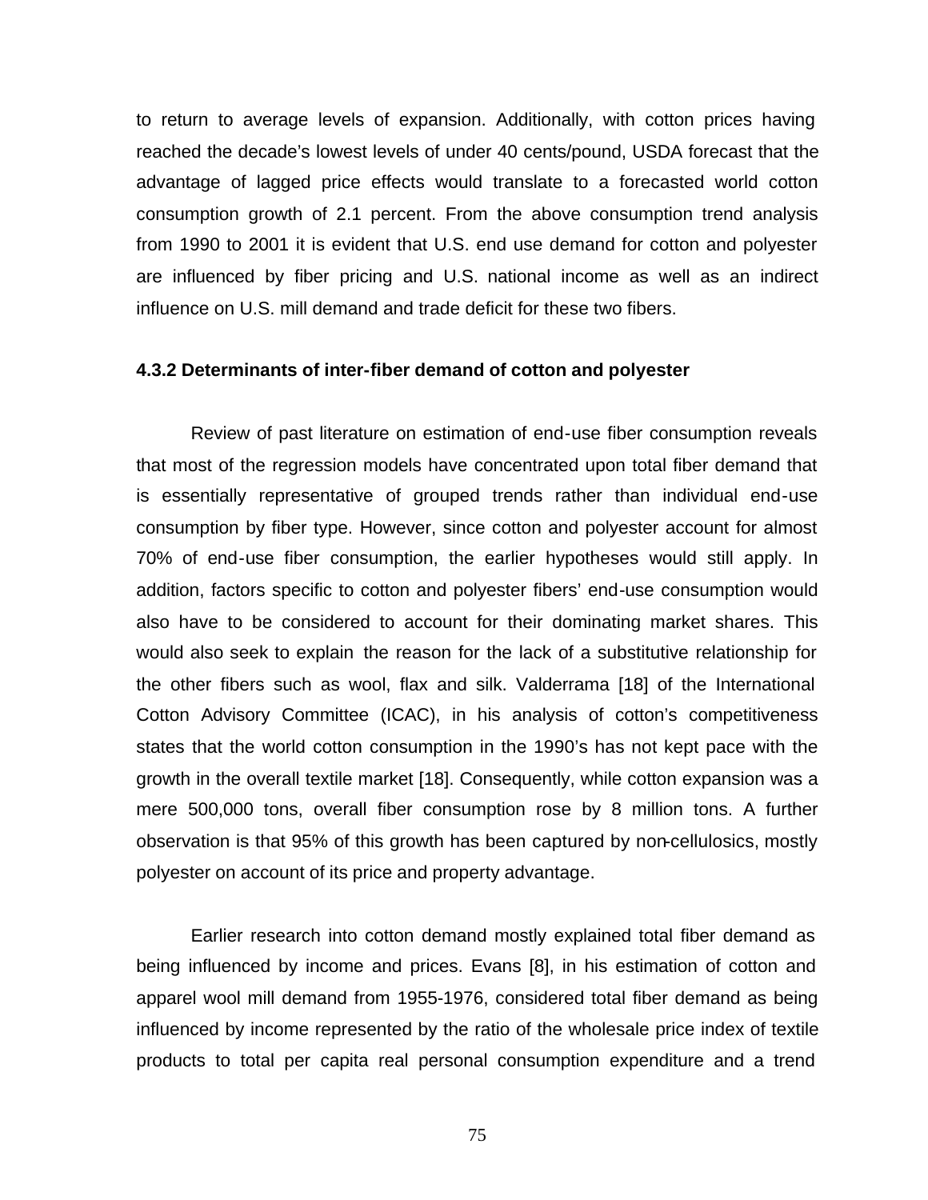to return to average levels of expansion. Additionally, with cotton prices having reached the decade's lowest levels of under 40 cents/pound, USDA forecast that the advantage of lagged price effects would translate to a forecasted world cotton consumption growth of 2.1 percent. From the above consumption trend analysis from 1990 to 2001 it is evident that U.S. end use demand for cotton and polyester are influenced by fiber pricing and U.S. national income as well as an indirect influence on U.S. mill demand and trade deficit for these two fibers.

### 4.3.2 Determinants of inter-fiber demand of cotton and polyester

Review of past literature on estimation of end-use fiber consumption reveals that most of the regression models have concentrated upon total fiber demand that is essentially representative of grouped trends rather than individual end-use consumption by fiber type. However, since cotton and polyester account for almost 70% of end-use fiber consumption, the earlier hypotheses would still apply. In addition, factors specific to cotton and polyester fibers' end-use consumption would also have to be considered to account for their dominating market shares. This would also seek to explain the reason for the lack of a substitutive relationship for the other fibers such as wool, flax and silk. Valderrama [18] of the International Cotton Advisory Committee (ICAC), in his analysis of cotton's competitiveness states that the world cotton consumption in the 1990's has not kept pace with the growth in the overall textile market [18]. Consequently, while cotton expansion was a mere 500,000 tons, overall fiber consumption rose by 8 million tons. A further observation is that 95% of this growth has been captured by non-cellulosics, mostly polyester on account of its price and property advantage.

Earlier research into cotton demand mostly explained total fiber demand as being influenced by income and prices. Evans [8], in his estimation of cotton and apparel wool mill demand from 1955-1976, considered total fiber demand as being influenced by income represented by the ratio of the wholesale price index of textile products to total per capita real personal consumption expenditure and a trend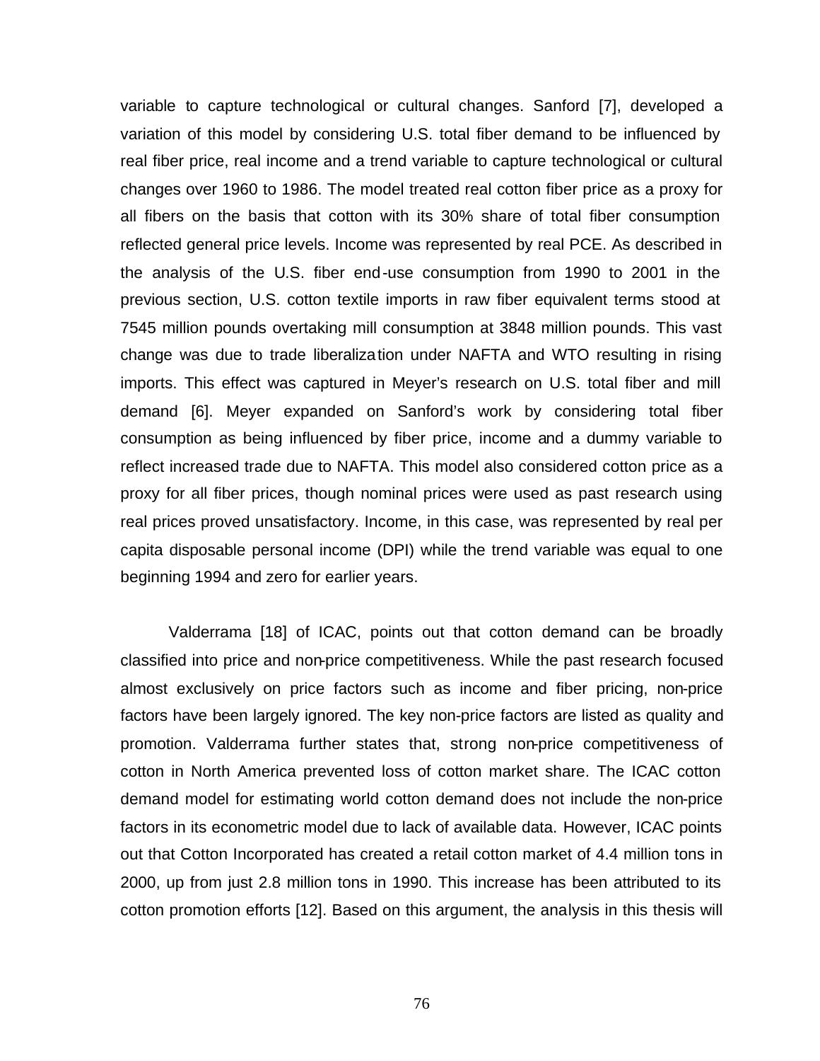variable to capture technological or cultural changes. Sanford [7], developed a variation of this model by considering U.S. total fiber demand to be influenced by real fiber price, real income and a trend variable to capture technological or cultural changes over 1960 to 1986. The model treated real cotton fiber price as a proxy for all fibers on the basis that cotton with its 30% share of total fiber consumption reflected general price levels. Income was represented by real PCE. As described in the analysis of the U.S. fiber end-use consumption from 1990 to 2001 in the previous section, U.S. cotton textile imports in raw fiber equivalent terms stood at 7545 million pounds overtaking mill consumption at 3848 million pounds. This vast change was due to trade liberalization under NAFTA and WTO resulting in rising imports. This effect was captured in Meyer's research on U.S. total fiber and mill demand [6]. Meyer expanded on Sanford's work by considering total fiber consumption as being influenced by fiber price, income and a dummy variable to reflect increased trade due to NAFTA. This model also considered cotton price as a proxy for all fiber prices, though nominal prices were used as past research using real prices proved unsatisfactory. Income, in this case, was represented by real per capita disposable personal income (DPI) while the trend variable was equal to one beginning 1994 and zero for earlier years.

Valderrama [18] of ICAC, points out that cotton demand can be broadly classified into price and non-price competitiveness. While the past research focused almost exclusively on price factors such as income and fiber pricing, non-price factors have been largely ignored. The key non-price factors are listed as quality and promotion. Valderrama further states that, strong non-price competitiveness of cotton in North America prevented loss of cotton market share. The ICAC cotton demand model for estimating world cotton demand does not include the non-price factors in its econometric model due to lack of available data. However, ICAC points out that Cotton Incorporated has created a retail cotton market of 4.4 million tons in 2000, up from just 2.8 million tons in 1990. This increase has been attributed to its cotton promotion efforts [12]. Based on this argument, the analysis in this thesis will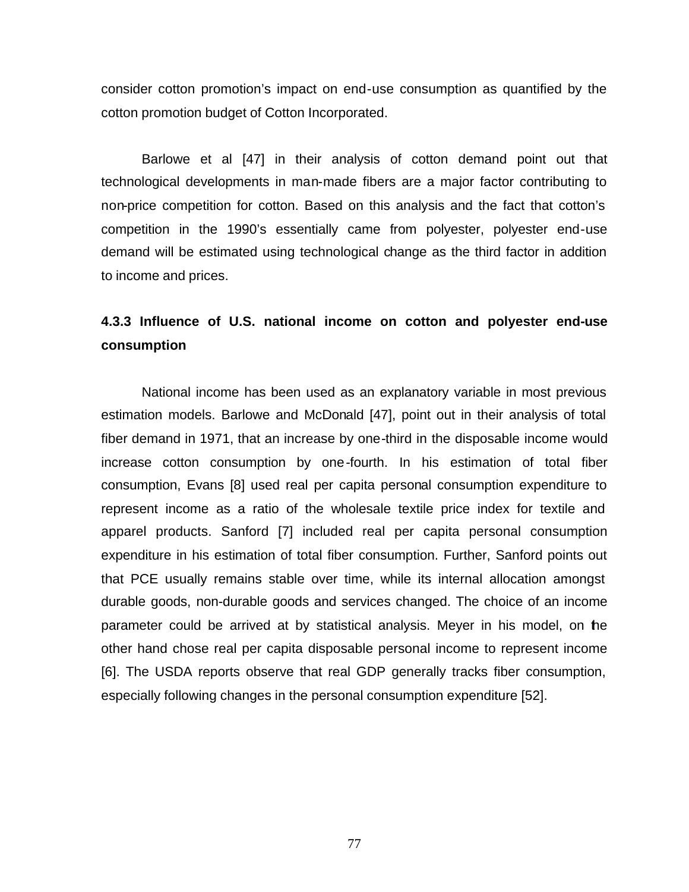consider cotton promotion's impact on end-use consumption as quantified by the cotton promotion budget of Cotton Incorporated.

Barlowe et al [47] in their analysis of cotton demand point out that technological developments in man-made fibers are a major factor contributing to non-price competition for cotton. Based on this analysis and the fact that cotton's competition in the 1990's essentially came from polyester, polyester end-use demand will be estimated using technological change as the third factor in addition to income and prices.

### 4.3.3 Influence of U.S. national income on cotton and polyester end-use consumption

National income has been used as an explanatory variable in most previous estimation models. Barlowe and McDonald [47], point out in their analysis of total fiber demand in 1971, that an increase by one-third in the disposable income would increase cotton consumption by one-fourth. In his estimation of total fiber consumption, Evans [8] used real per capita personal consumption expenditure to represent income as a ratio of the wholesale textile price index for textile and apparel products. Sanford [7] included real per capita personal consumption expenditure in his estimation of total fiber consumption. Further, Sanford points out that PCE usually remains stable over time, while its internal allocation amongst durable goods, non-durable goods and services changed. The choice of an income parameter could be arrived at by statistical analysis. Meyer in his model, on the other hand chose real per capita disposable personal income to represent income [6]. The USDA reports observe that real GDP generally tracks fiber consumption, especially following changes in the personal consumption expenditure [52].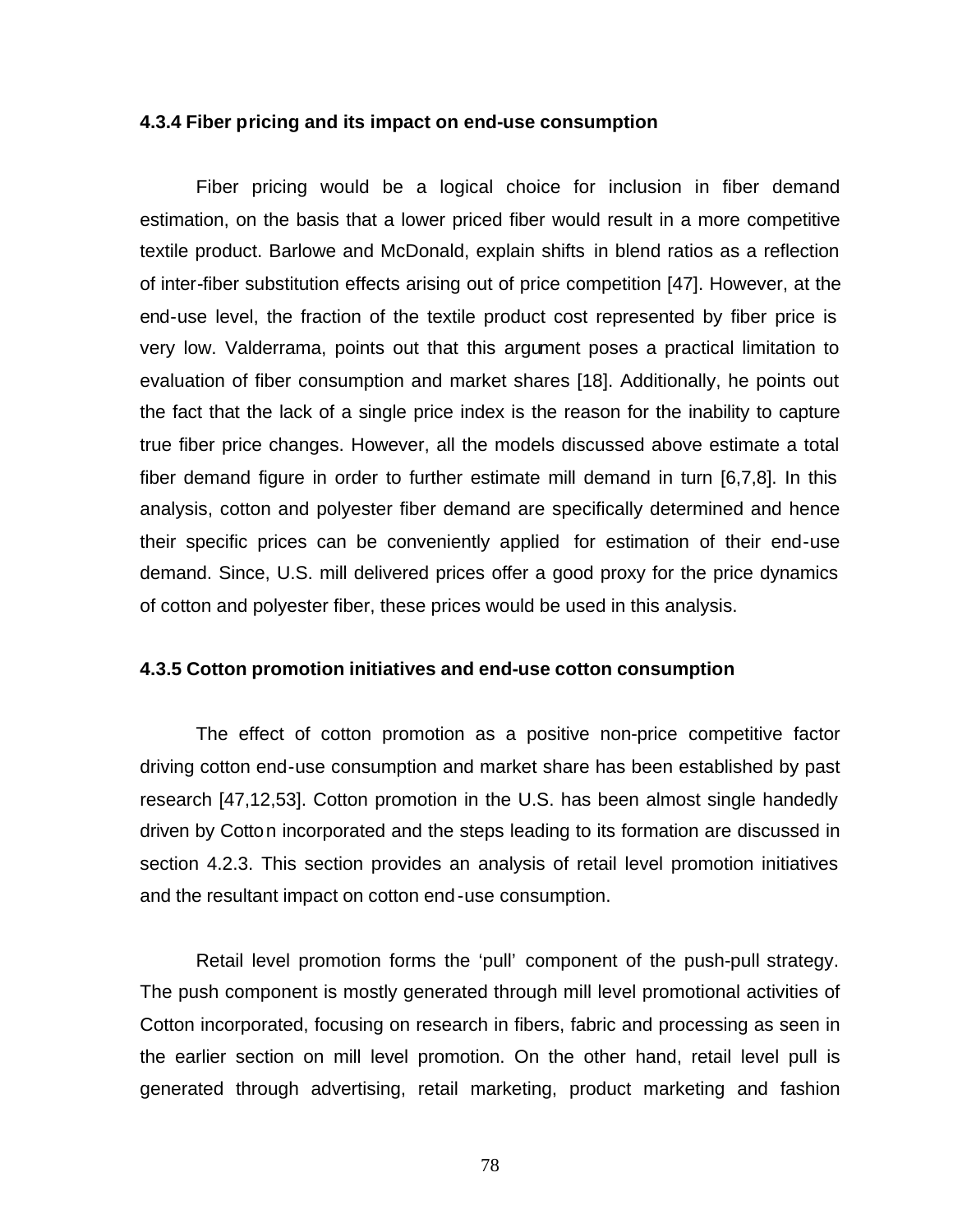### 4.3.4 Fiber pricing and its impact on end-use consumption

Fiber pricing would be a logical choice for inclusion in fiber demand estimation, on the basis that a lower priced fiber would result in a more competitive textile product. Barlowe and McDonald, explain shifts in blend ratios as a reflection of inter-fiber substitution effects arising out of price competition [47]. However, at the end-use level, the fraction of the textile product cost represented by fiber price is very low. Valderrama, points out that this argument poses a practical limitation to evaluation of fiber consumption and market shares [18]. Additionally, he points out the fact that the lack of a single price index is the reason for the inability to capture true fiber price changes. However, all the models discussed above estimate a total fiber demand figure in order to further estimate mill demand in turn [6,7,8]. In this analysis, cotton and polyester fiber demand are specifically determined and hence their specific prices can be conveniently applied for estimation of their end-use demand. Since, U.S. mill delivered prices offer a good proxy for the price dynamics of cotton and polyester fiber, these prices would be used in this analysis.

### 4.3.5 Cotton promotion initiatives and end-use cotton consumption

The effect of cotton promotion as a positive non-price competitive factor driving cotton end-use consumption and market share has been established by past research [47,12,53]. Cotton promotion in the U.S. has been almost single handedly driven by Cotton incorporated and the steps leading to its formation are discussed in section 4.2.3. This section provides an analysis of retail level promotion initiatives and the resultant impact on cotton end-use consumption.

Retail level promotion forms the 'pull' component of the push-pull strategy. The push component is mostly generated through mill level promotional activities of Cotton incorporated, focusing on research in fibers, fabric and processing as seen in the earlier section on mill level promotion. On the other hand, retail level pull is generated through advertising, retail marketing, product marketing and fashion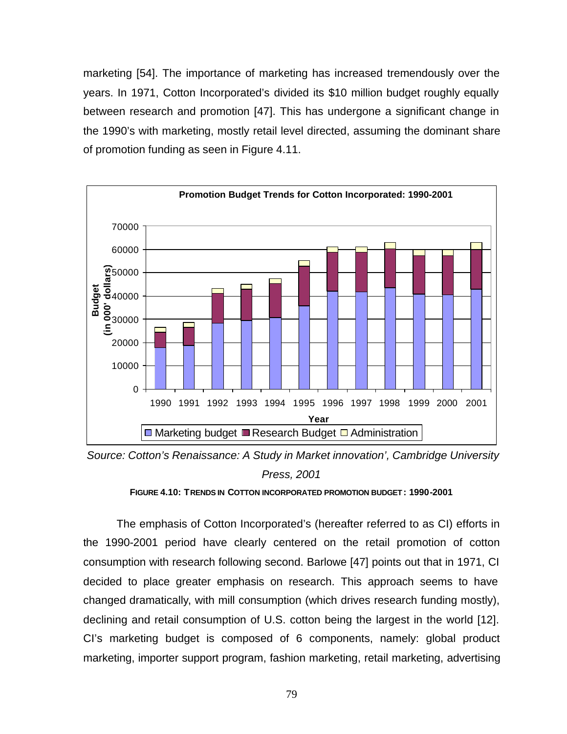marketing [54]. The importance of marketing has increased tremendously over the years. In 1971, Cotton Incorporated's divided its $10 million budget roughly equally between research and promotion [47]. This has undergone a significant change in the 1990's with marketing, mostly retail level directed, assuming the dominant share of promotion funding as seen in Figure 4.11.

*Source: Cotton's Renaissance: A Study in Market innovation', Cambridge University Press, 2001*

**FIGURE 4.10: TRENDS IN COTTON INCORPORATED PROMOTION BUDGET: 1990-2001**

The emphasis of Cotton Incorporated's (hereafter referred to as CI) efforts in the 1990-2001 period have clearly centered on the retail promotion of cotton consumption with research following second. Barlowe [47] points out that in 1971, CI decided to place greater emphasis on research. This approach seems to have changed dramatically, with mill consumption (which drives research funding mostly), declining and retail consumption of U.S. cotton being the largest in the world [12]. CI's marketing budget is composed of 6 components, namely: global product marketing, importer support program, fashion marketing, retail marketing, advertising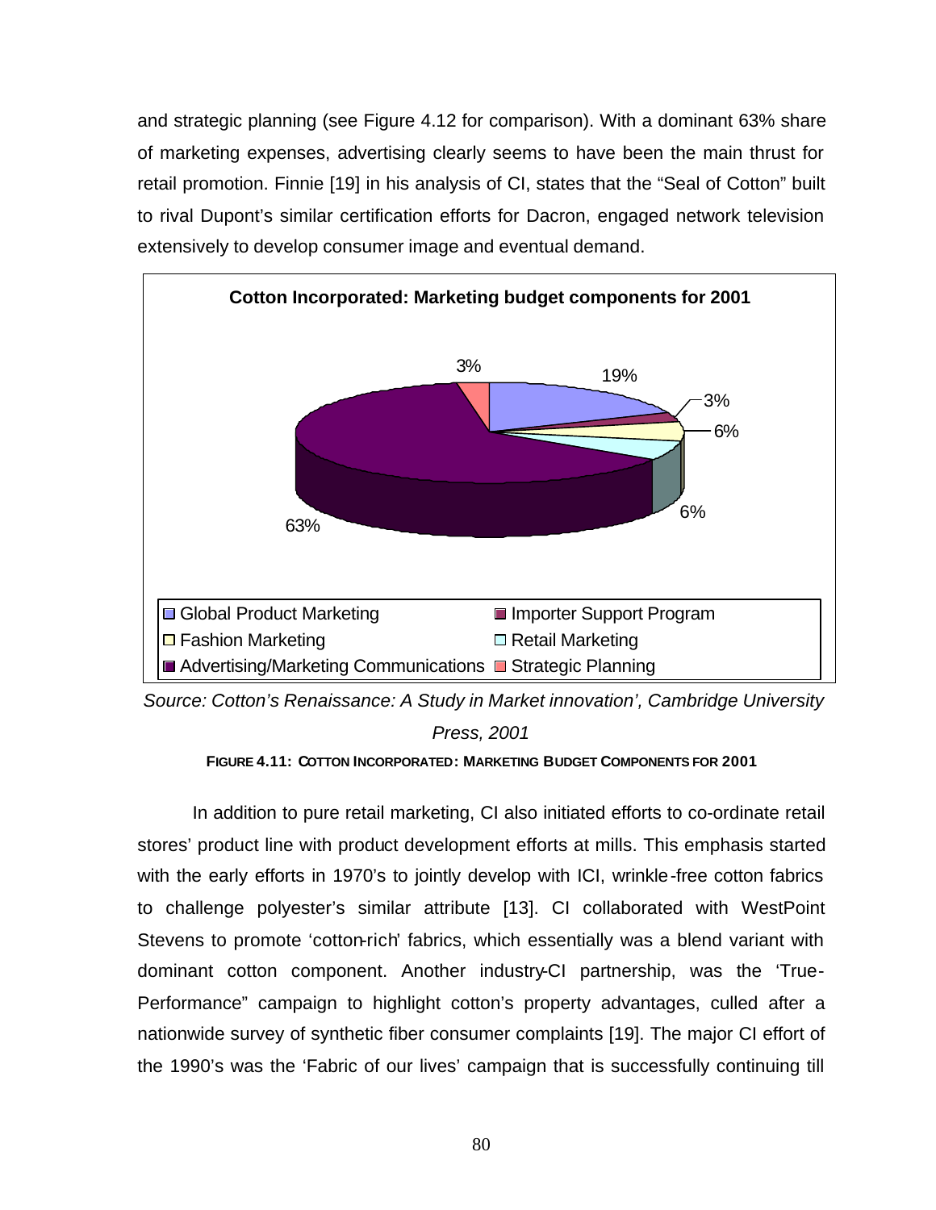and strategic planning (see Figure 4.12 for comparison). With a dominant 63% share of marketing expenses, advertising clearly seems to have been the main thrust for retail promotion. Finnie [19] in his analysis of CI, states that the "Seal of Cotton" built to rival Dupont's similar certification efforts for Dacron, engaged network television extensively to develop consumer image and eventual demand.

*Source: Cotton's Renaissance: A Study in Market innovation', Cambridge University Press, 2001*

**FIGURE 4.11: COTTON INCORPORATED: MARKETING BUDGET COMPONENTS FOR 2001**

In addition to pure retail marketing, CI also initiated efforts to co-ordinate retail stores' product line with product development efforts at mills. This emphasis started with the early efforts in 1970's to jointly develop with ICI, wrinkle-free cotton fabrics to challenge polyester's similar attribute [13]. CI collaborated with WestPoint Stevens to promote 'cotton-rich' fabrics, which essentially was a blend variant with dominant cotton component. Another industry-CI partnership, was the 'True-Performance" campaign to highlight cotton's property advantages, culled after a nationwide survey of synthetic fiber consumer complaints [19]. The major CI effort of the 1990's was the 'Fabric of our lives' campaign that is successfully continuing till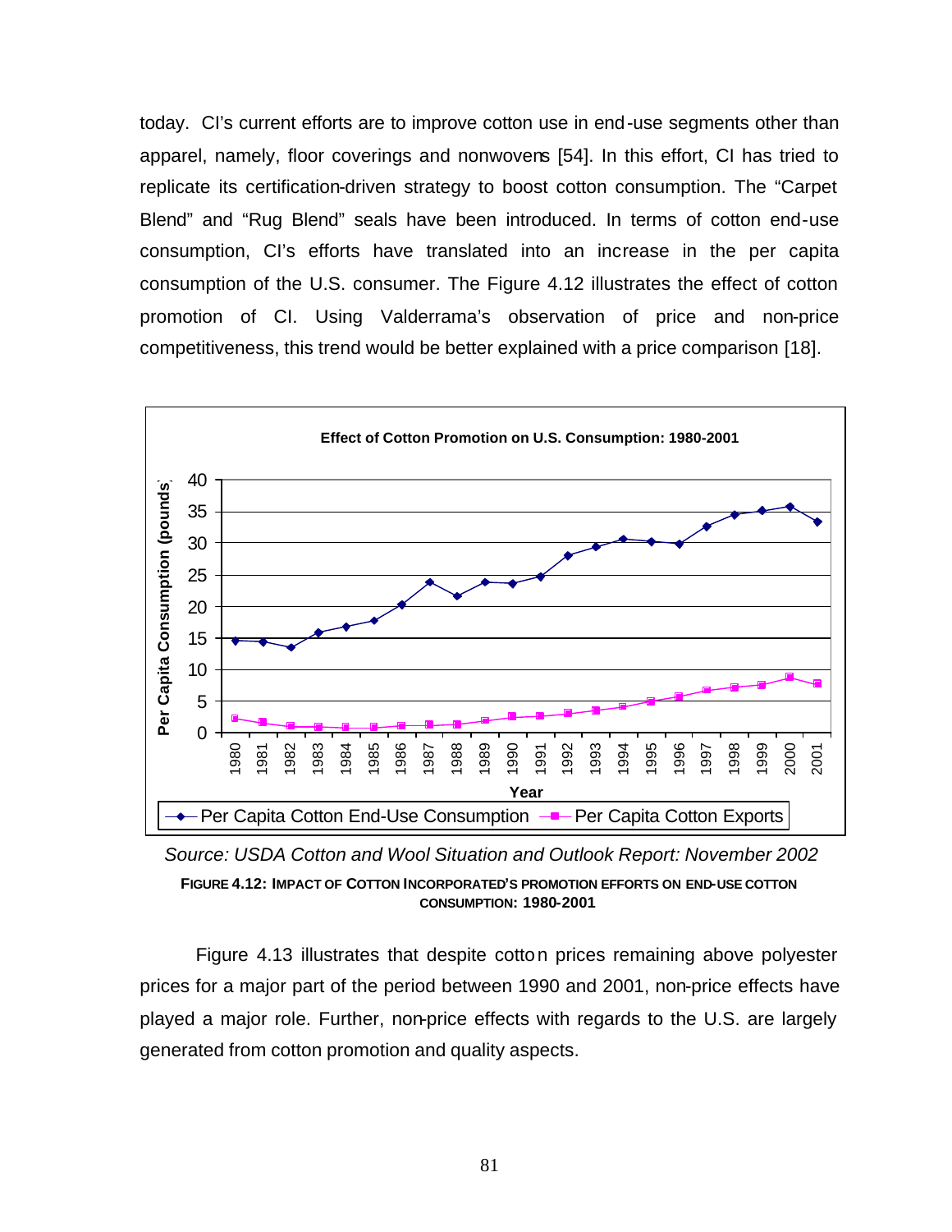today. CI's current efforts are to improve cotton use in end-use segments other than apparel, namely, floor coverings and nonwovens [54]. In this effort, CI has tried to replicate its certification-driven strategy to boost cotton consumption. The "Carpet Blend" and "Rug Blend" seals have been introduced. In terms of cotton end-use consumption, CI's efforts have translated into an increase in the per capita consumption of the U.S. consumer. The Figure 4.12 illustrates the effect of cotton promotion of CI. Using Valderrama's observation of price and non-price competitiveness, this trend would be better explained with a price comparison [18].

*Source: USDA Cotton and Wool Situation and Outlook Report: November 2002*

**FIGURE 4.12: IMPACT OF COTTON INCORPORATED'S PROMOTION EFFORTS ON END-USE COTTON CONSUMPTION: 1980-2001**

Figure 4.13 illustrates that despite cotton prices remaining above polyester prices for a major part of the period between 1990 and 2001, non-price effects have played a major role. Further, non-price effects with regards to the U.S. are largely generated from cotton promotion and quality aspects.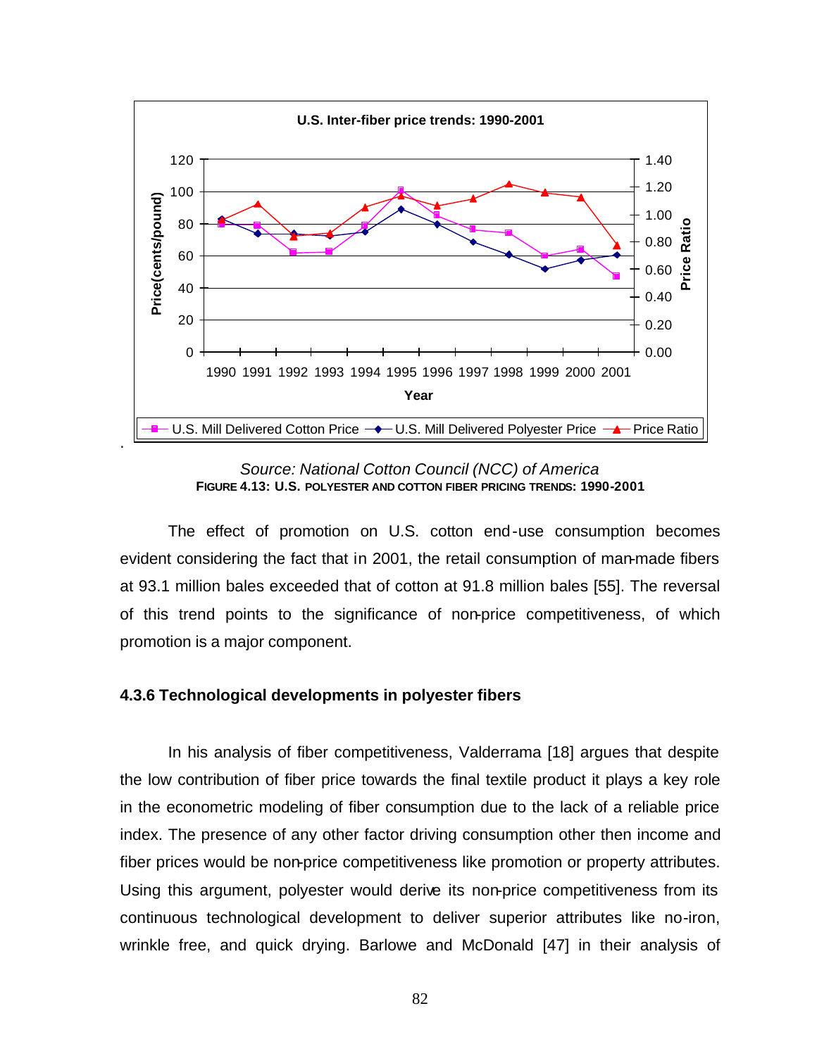Source: National Cotton Council (NCC) of America

**FIGURE 4.13: U.S. POLYESTER AND COTTON FIBER PRICING TRENDS: 1990-2001**

The effect of promotion on U.S. cotton end-use consumption becomes evident considering the fact that in 2001, the retail consumption of man-made fibers at 93.1 million bales exceeded that of cotton at 91.8 million bales [55]. The reversal of this trend points to the significance of non-price competitiveness, of which promotion is a major component.

### 4.3.6 Technological developments in polyester fibers

In his analysis of fiber competitiveness, Valderrama [18] argues that despite the low contribution of fiber price towards the final textile product it plays a key role in the econometric modeling of fiber consumption due to the lack of a reliable price index. The presence of any other factor driving consumption other then income and fiber prices would be non-price competitiveness like promotion or property attributes. Using this argument, polyester would derive its non-price competitiveness from its continuous technological development to deliver superior attributes like no-iron, wrinkle free, and quick drying. Barlowe and McDonald [47] in their analysis of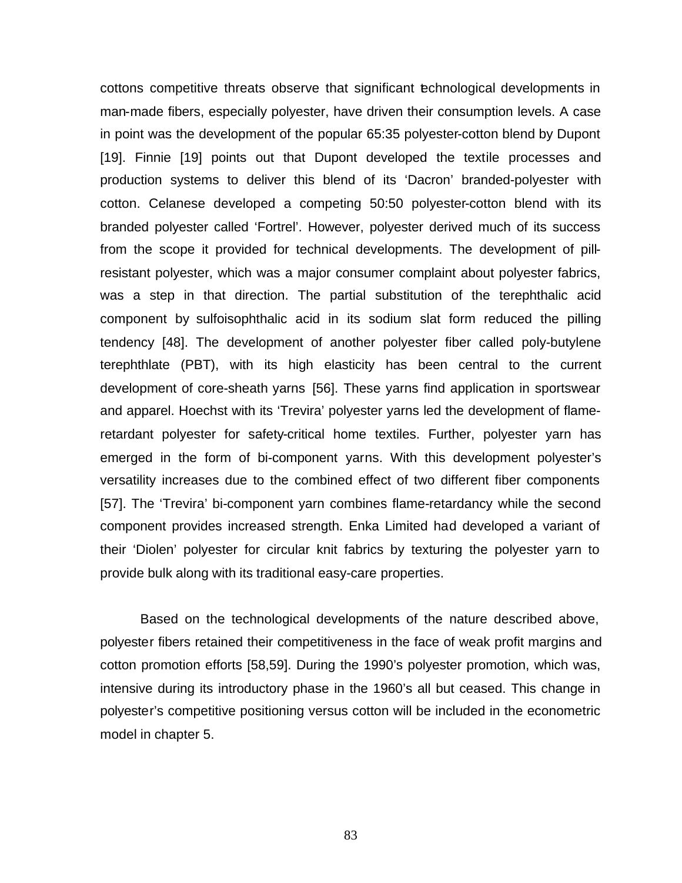cottons competitive threats observe that significant technological developments in man-made fibers, especially polyester, have driven their consumption levels. A case in point was the development of the popular 65:35 polyester-cotton blend by Dupont [19]. Finnie [19] points out that Dupont developed the textile processes and production systems to deliver this blend of its 'Dacron' branded-polyester with cotton. Celanese developed a competing 50:50 polyester-cotton blend with its branded polyester called 'Fortrel'. However, polyester derived much of its success from the scope it provided for technical developments. The development of pill-resistant polyester, which was a major consumer complaint about polyester fabrics, was a step in that direction. The partial substitution of the terephthalic acid component by sulfoisophthalic acid in its sodium slat form reduced the pilling tendency [48]. The development of another polyester fiber called poly-butylene terephthlate (PBT), with its high elasticity has been central to the current development of core-sheath yarns [56]. These yarns find application in sportswear and apparel. Hoechst with its 'Trevira' polyester yarns led the development of flame-retardant polyester for safety-critical home textiles. Further, polyester yarn has emerged in the form of bi-component yarns. With this development polyester's versatility increases due to the combined effect of two different fiber components [57]. The 'Trevira' bi-component yarn combines flame-retardancy while the second component provides increased strength. Enka Limited had developed a variant of their 'Diolen' polyester for circular knit fabrics by texturing the polyester yarn to provide bulk along with its traditional easy-care properties.

Based on the technological developments of the nature described above, polyester fibers retained their competitiveness in the face of weak profit margins and cotton promotion efforts [58,59]. During the 1990's polyester promotion, which was, intensive during its introductory phase in the 1960's all but ceased. This change in polyester's competitive positioning versus cotton will be included in the econometric model in chapter 5.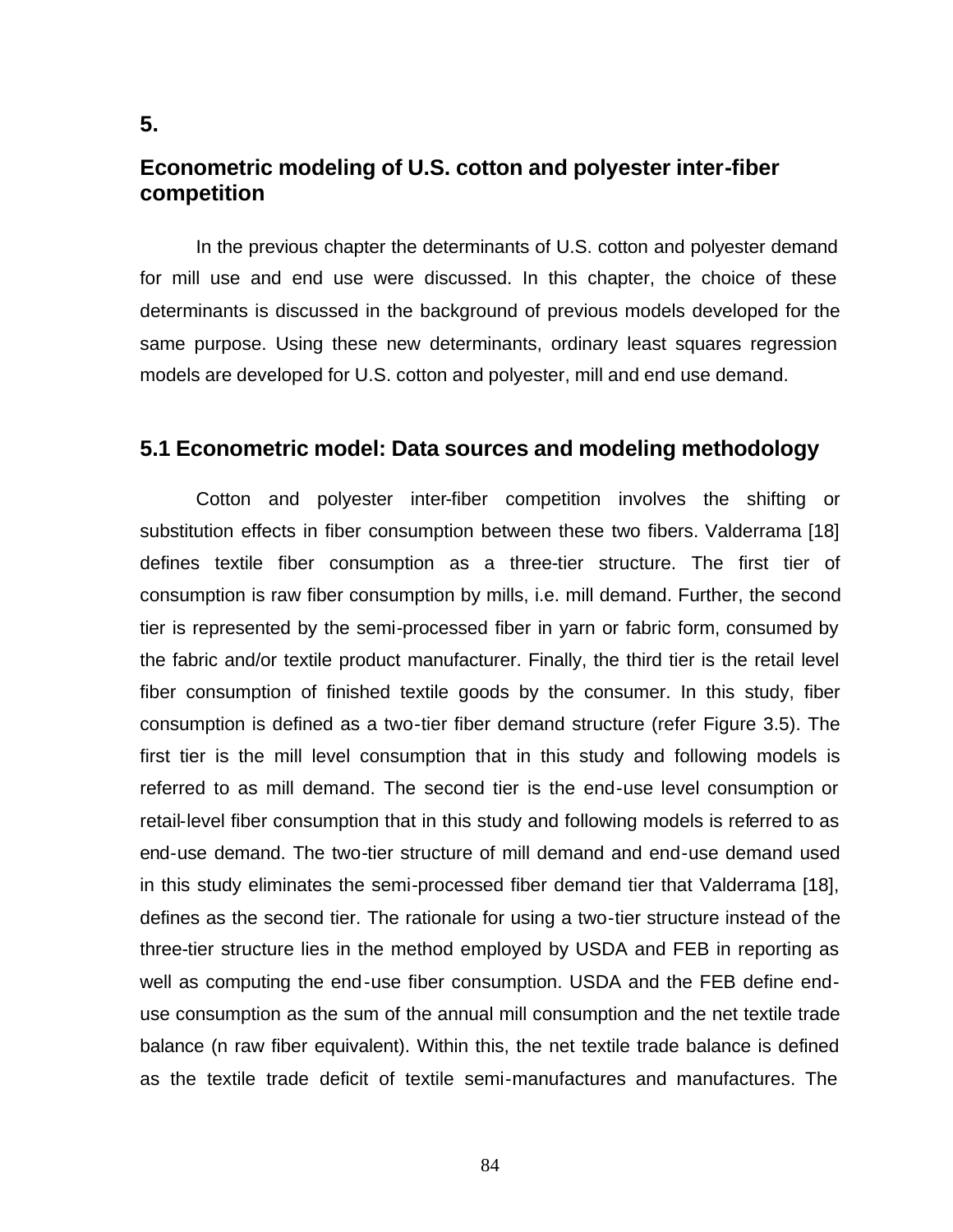# 5.

# Econometric modeling of U.S. cotton and polyester inter-fiber competition

In the previous chapter the determinants of U.S. cotton and polyester demand for mill use and end use were discussed. In this chapter, the choice of these determinants is discussed in the background of previous models developed for the same purpose. Using these new determinants, ordinary least squares regression models are developed for U.S. cotton and polyester, mill and end use demand.

## 5.1 Econometric model: Data sources and modeling methodology

Cotton and polyester inter-fiber competition involves the shifting or substitution effects in fiber consumption between these two fibers. Valderrama [18] defines textile fiber consumption as a three-tier structure. The first tier of consumption is raw fiber consumption by mills, i.e. mill demand. Further, the second tier is represented by the semi-processed fiber in yarn or fabric form, consumed by the fabric and/or textile product manufacturer. Finally, the third tier is the retail level fiber consumption of finished textile goods by the consumer. In this study, fiber consumption is defined as a two-tier fiber demand structure (refer Figure 3.5). The first tier is the mill level consumption that in this study and following models is referred to as mill demand. The second tier is the end-use level consumption or retail-level fiber consumption that in this study and following models is referred to as end-use demand. The two-tier structure of mill demand and end-use demand used in this study eliminates the semi-processed fiber demand tier that Valderrama [18], defines as the second tier. The rationale for using a two-tier structure instead of the three-tier structure lies in the method employed by USDA and FEB in reporting as well as computing the end-use fiber consumption. USDA and the FEB define end-use consumption as the sum of the annual mill consumption and the net textile trade balance (n raw fiber equivalent). Within this, the net textile trade balance is defined as the textile trade deficit of textile semi-manufactures and manufactures. The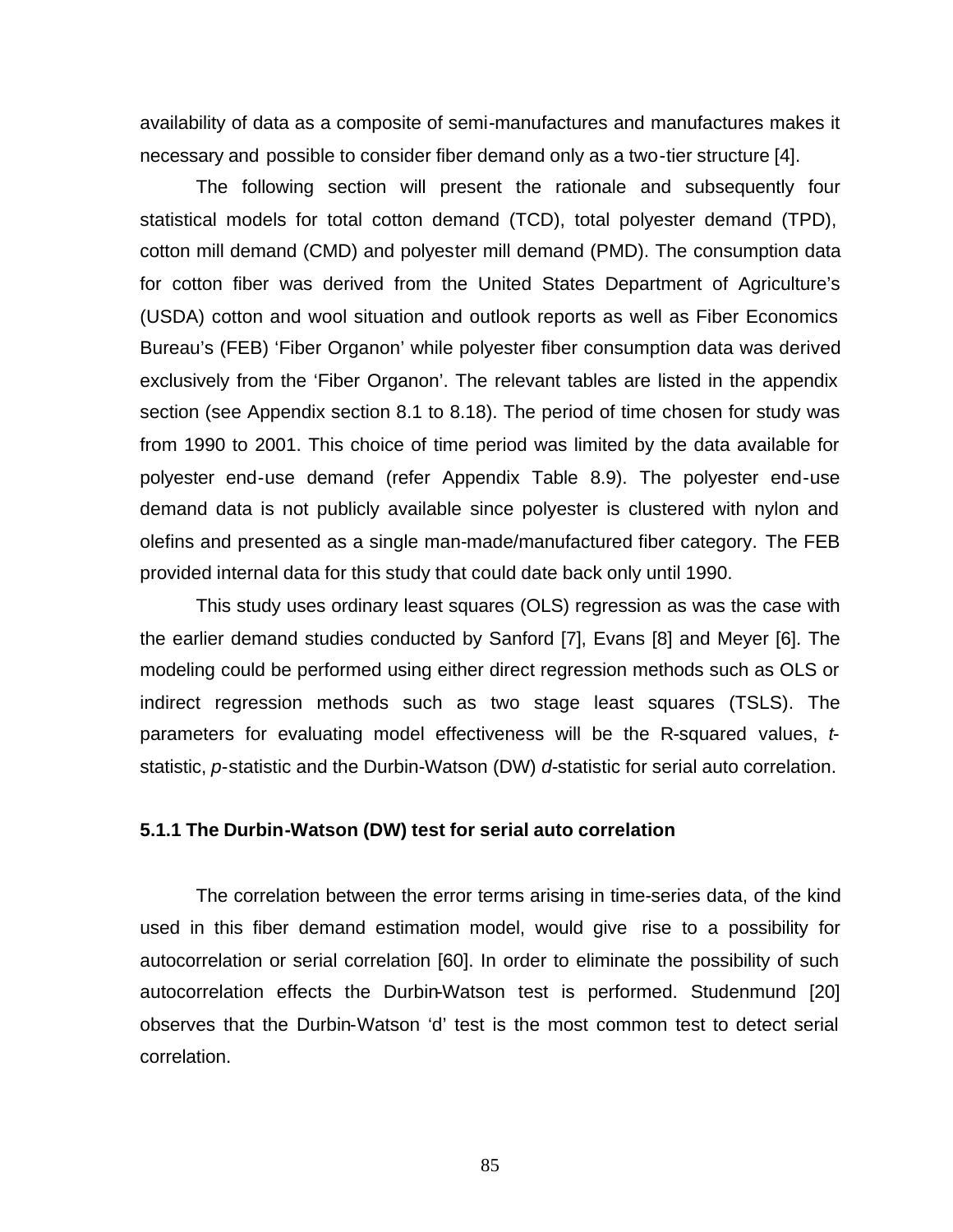availability of data as a composite of semi-manufactures and manufactures makes it necessary and possible to consider fiber demand only as a two-tier structure [4].

The following section will present the rationale and subsequently four statistical models for total cotton demand (TCD), total polyester demand (TPD), cotton mill demand (CMD) and polyester mill demand (PMD). The consumption data for cotton fiber was derived from the United States Department of Agriculture's (USDA) cotton and wool situation and outlook reports as well as Fiber Economics Bureau's (FEB) 'Fiber Organon' while polyester fiber consumption data was derived exclusively from the 'Fiber Organon'. The relevant tables are listed in the appendix section (see Appendix section 8.1 to 8.18). The period of time chosen for study was from 1990 to 2001. This choice of time period was limited by the data available for polyester end-use demand (refer Appendix Table 8.9). The polyester end-use demand data is not publicly available since polyester is clustered with nylon and olefins and presented as a single man-made/manufactured fiber category. The FEB provided internal data for this study that could date back only until 1990.

This study uses ordinary least squares (OLS) regression as was the case with the earlier demand studies conducted by Sanford [7], Evans [8] and Meyer [6]. The modeling could be performed using either direct regression methods such as OLS or indirect regression methods such as two stage least squares (TSLS). The parameters for evaluating model effectiveness will be the R-squared values, *t*-statistic, *p*-statistic and the Durbin-Watson (DW) *d*-statistic for serial auto correlation.

### 5.1.1 The Durbin-Watson (DW) test for serial auto correlation

The correlation between the error terms arising in time-series data, of the kind used in this fiber demand estimation model, would give rise to a possibility for autocorrelation or serial correlation [60]. In order to eliminate the possibility of such autocorrelation effects the Durbin-Watson test is performed. Studenmund [20] observes that the Durbin-Watson 'd' test is the most common test to detect serial correlation.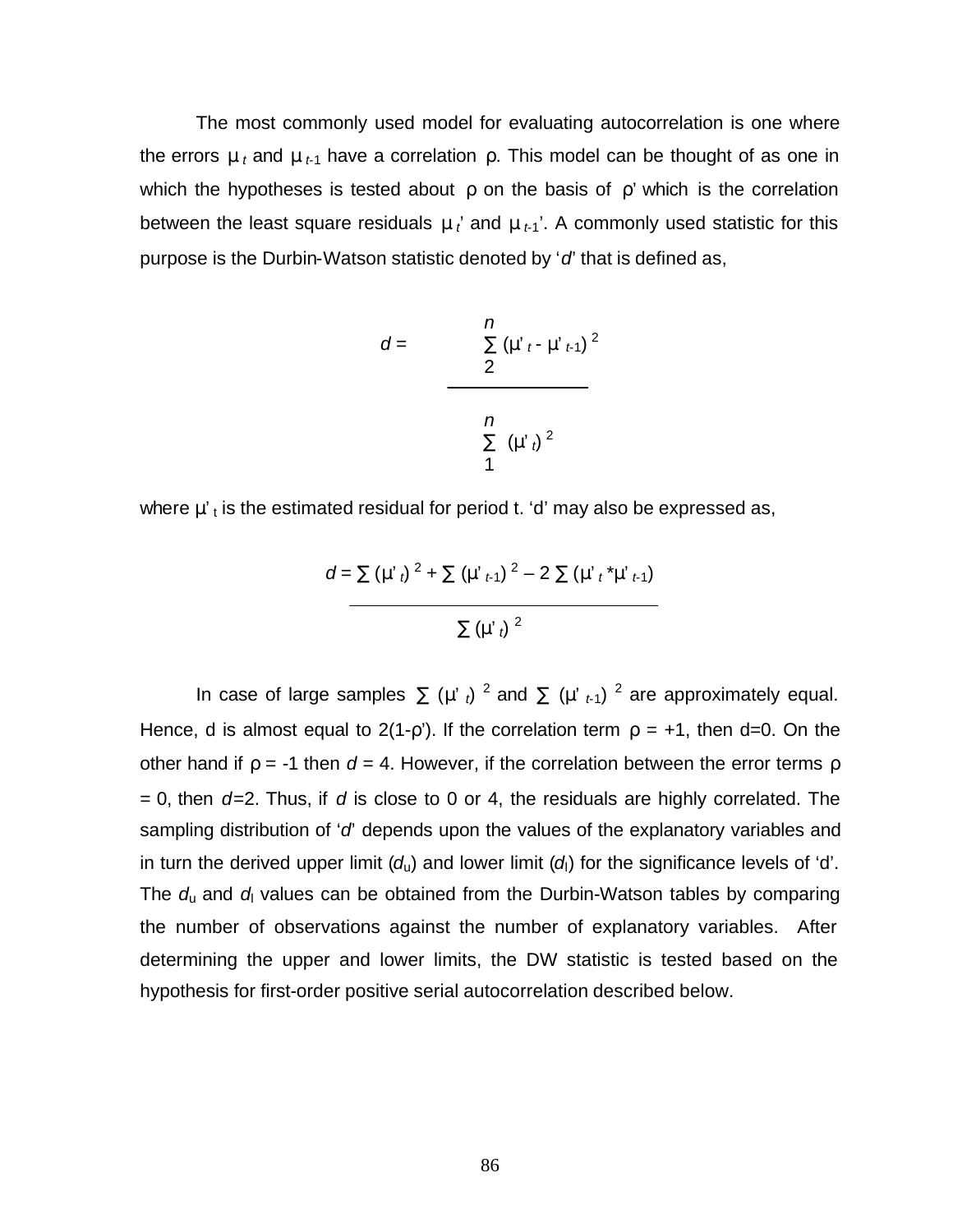The most commonly used model for evaluating autocorrelation is one where the errors $\mu_t$ and $\mu_{t-1}$ have a correlation $\rho$. This model can be thought of as one in which the hypotheses is tested about $\rho$ on the basis of $\rho'$ which is the correlation between the least square residuals $\mu_t'$ and $\mu_{t-1}'$. A commonly used statistic for this purpose is the Durbin-Watson statistic denoted by '*d*' that is defined as,

$$d = \frac{\sum_{2}^{n} (\mu'_t - \mu'_{t-1})^2}{\sum_{1}^{n} (\mu'_t)^2}$$

where $\mu'_t$ is the estimated residual for period t. 'd' may also be expressed as,

$$d = \frac{\sum (\mu'_t)^2 + \sum (\mu'_{t-1})^2 - 2 \sum (\mu'_t * \mu'_{t-1})}{\sum (\mu'_t)^2}$$

In case of large samples $\sum (\mu'_t)^2$ and $\sum (\mu'_{t-1})^2$ are approximately equal. Hence, d is almost equal to $2(1-\rho')$. If the correlation term $\rho = +1$, then d=0. On the other hand if $\rho = -1$ then $d = 4$. However, if the correlation between the error terms $\rho = 0$, then $d=2$. Thus, if *d* is close to 0 or 4, the residuals are highly correlated. The sampling distribution of '*d*' depends upon the values of the explanatory variables and in turn the derived upper limit ($d_u$) and lower limit ($d_l$) for the significance levels of 'd'. The $d_u$ and $d_l$ values can be obtained from the Durbin-Watson tables by comparing the number of observations against the number of explanatory variables. After determining the upper and lower limits, the DW statistic is tested based on the hypothesis for first-order positive serial autocorrelation described below.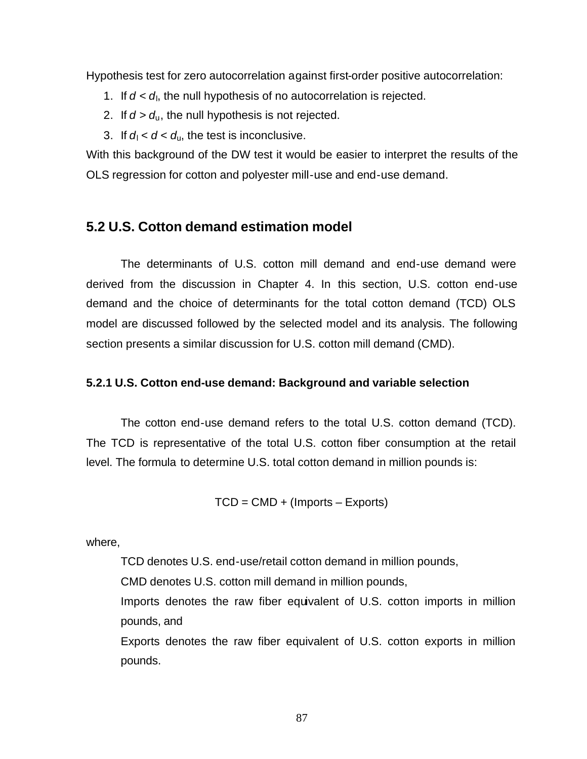Hypothesis test for zero autocorrelation against first-order positive autocorrelation:

1. If $d < d_l$, the null hypothesis of no autocorrelation is rejected.
2. If $d > d_u$, the null hypothesis is not rejected.
3. If $d_l < d < d_u$, the test is inconclusive.

With this background of the DW test it would be easier to interpret the results of the OLS regression for cotton and polyester mill-use and end-use demand.

## 5.2 U.S. Cotton demand estimation model

The determinants of U.S. cotton mill demand and end-use demand were derived from the discussion in Chapter 4. In this section, U.S. cotton end-use demand and the choice of determinants for the total cotton demand (TCD) OLS model are discussed followed by the selected model and its analysis. The following section presents a similar discussion for U.S. cotton mill demand (CMD).

### 5.2.1 U.S. Cotton end-use demand: Background and variable selection

The cotton end-use demand refers to the total U.S. cotton demand (TCD). The TCD is representative of the total U.S. cotton fiber consumption at the retail level. The formula to determine U.S. total cotton demand in million pounds is:

$$TCD = CMD + (Imports - Exports)$$

where,

TCD denotes U.S. end-use/retail cotton demand in million pounds,

CMD denotes U.S. cotton mill demand in million pounds,

Imports denotes the raw fiber equivalent of U.S. cotton imports in million pounds, and

Exports denotes the raw fiber equivalent of U.S. cotton exports in million pounds.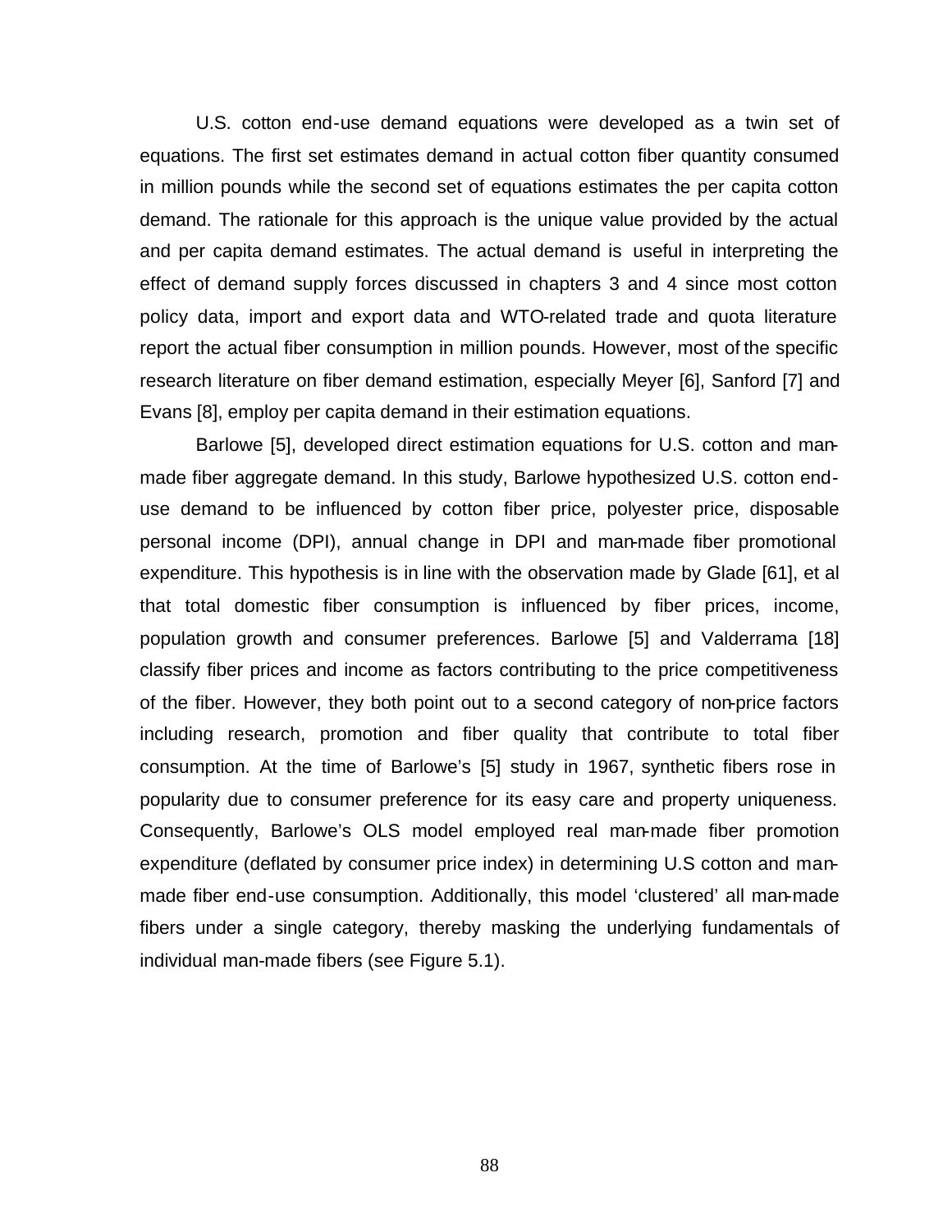U.S. cotton end-use demand equations were developed as a twin set of equations. The first set estimates demand in actual cotton fiber quantity consumed in million pounds while the second set of equations estimates the per capita cotton demand. The rationale for this approach is the unique value provided by the actual and per capita demand estimates. The actual demand is useful in interpreting the effect of demand supply forces discussed in chapters 3 and 4 since most cotton policy data, import and export data and WTO-related trade and quota literature report the actual fiber consumption in million pounds. However, most of the specific research literature on fiber demand estimation, especially Meyer [6], Sanford [7] and Evans [8], employ per capita demand in their estimation equations.

Barlowe [5], developed direct estimation equations for U.S. cotton and man-made fiber aggregate demand. In this study, Barlowe hypothesized U.S. cotton end-use demand to be influenced by cotton fiber price, polyester price, disposable personal income (DPI), annual change in DPI and man-made fiber promotional expenditure. This hypothesis is in line with the observation made by Glade [61], et al that total domestic fiber consumption is influenced by fiber prices, income, population growth and consumer preferences. Barlowe [5] and Valderrama [18] classify fiber prices and income as factors contributing to the price competitiveness of the fiber. However, they both point out to a second category of non-price factors including research, promotion and fiber quality that contribute to total fiber consumption. At the time of Barlowe's [5] study in 1967, synthetic fibers rose in popularity due to consumer preference for its easy care and property uniqueness. Consequently, Barlowe's OLS model employed real man-made fiber promotion expenditure (deflated by consumer price index) in determining U.S cotton and man-made fiber end-use consumption. Additionally, this model 'clustered' all man-made fibers under a single category, thereby masking the underlying fundamentals of individual man-made fibers (see Figure 5.1).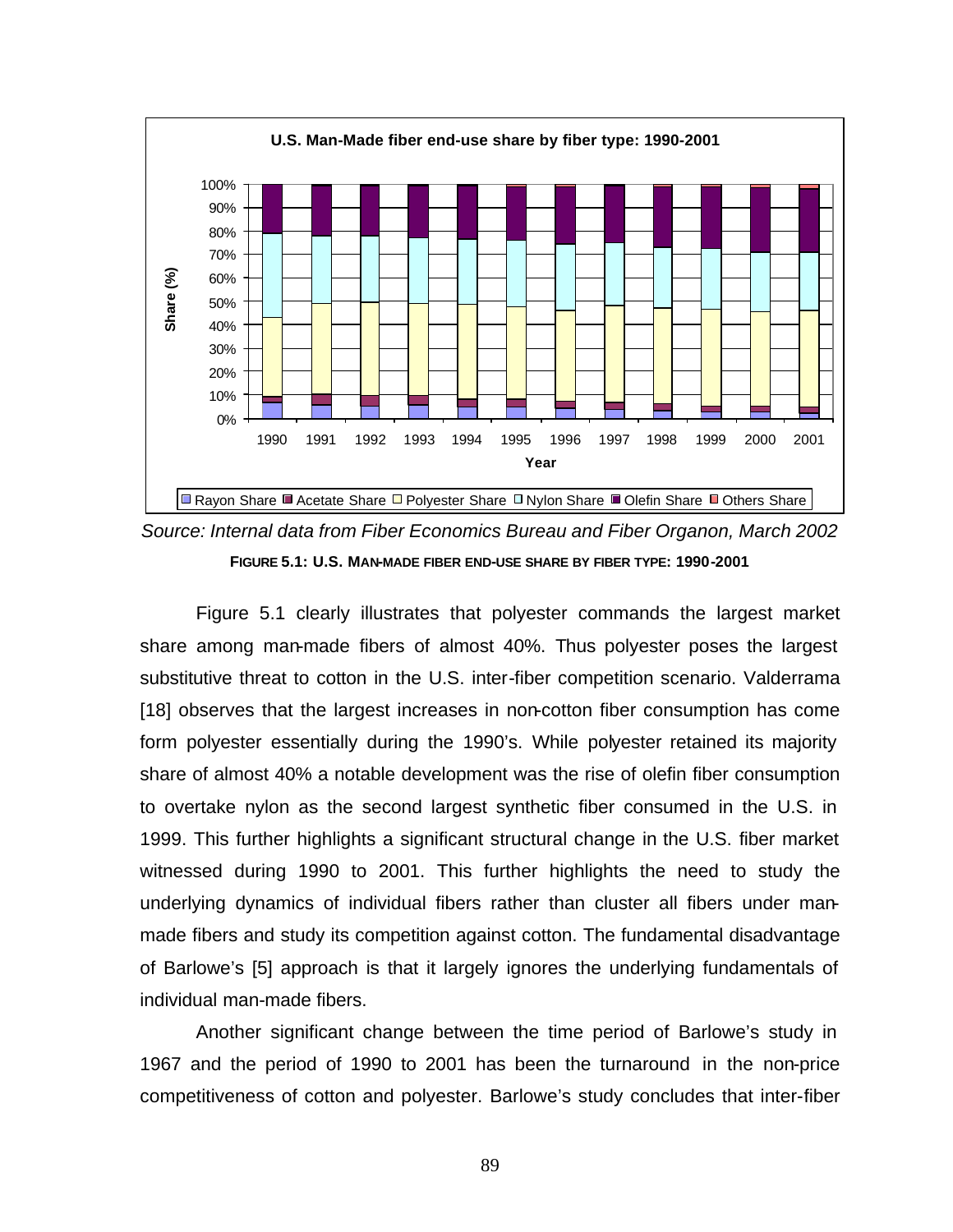Source: *Internal data from Fiber Economics Bureau and Fiber Organon, March 2002*

**FIGURE 5.1: U.S. MAN-MADE FIBER END-USE SHARE BY FIBER TYPE: 1990-2001**

Figure 5.1 clearly illustrates that polyester commands the largest market share among man-made fibers of almost 40%. Thus polyester poses the largest substitutive threat to cotton in the U.S. inter-fiber competition scenario. Valderrama [18] observes that the largest increases in non-cotton fiber consumption has come form polyester essentially during the 1990's. While polyester retained its majority share of almost 40% a notable development was the rise of olefin fiber consumption to overtake nylon as the second largest synthetic fiber consumed in the U.S. in 1999. This further highlights a significant structural change in the U.S. fiber market witnessed during 1990 to 2001. This further highlights the need to study the underlying dynamics of individual fibers rather than cluster all fibers under man-made fibers and study its competition against cotton. The fundamental disadvantage of Barlowe's [5] approach is that it largely ignores the underlying fundamentals of individual man-made fibers.

Another significant change between the time period of Barlowe's study in 1967 and the period of 1990 to 2001 has been the turnaround in the non-price competitiveness of cotton and polyester. Barlowe's study concludes that inter-fiber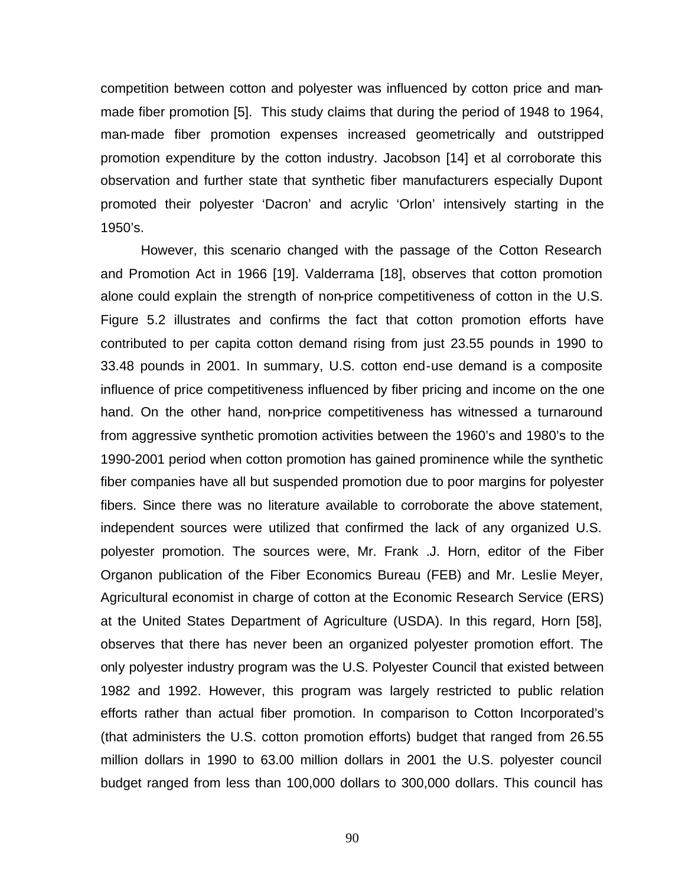competition between cotton and polyester was influenced by cotton price and man-made fiber promotion [5]. This study claims that during the period of 1948 to 1964, man-made fiber promotion expenses increased geometrically and outstripped promotion expenditure by the cotton industry. Jacobson [14] et al corroborate this observation and further state that synthetic fiber manufacturers especially Dupont promoted their polyester 'Dacron' and acrylic 'Orlon' intensively starting in the 1950's.

However, this scenario changed with the passage of the Cotton Research and Promotion Act in 1966 [19]. Valderrama [18], observes that cotton promotion alone could explain the strength of non-price competitiveness of cotton in the U.S. Figure 5.2 illustrates and confirms the fact that cotton promotion efforts have contributed to per capita cotton demand rising from just 23.55 pounds in 1990 to 33.48 pounds in 2001. In summary, U.S. cotton end-use demand is a composite influence of price competitiveness influenced by fiber pricing and income on the one hand. On the other hand, non-price competitiveness has witnessed a turnaround from aggressive synthetic promotion activities between the 1960's and 1980's to the 1990-2001 period when cotton promotion has gained prominence while the synthetic fiber companies have all but suspended promotion due to poor margins for polyester fibers. Since there was no literature available to corroborate the above statement, independent sources were utilized that confirmed the lack of any organized U.S. polyester promotion. The sources were, Mr. Frank .J. Horn, editor of the Fiber Organon publication of the Fiber Economics Bureau (FEB) and Mr. Leslie Meyer, Agricultural economist in charge of cotton at the Economic Research Service (ERS) at the United States Department of Agriculture (USDA). In this regard, Horn [58], observes that there has never been an organized polyester promotion effort. The only polyester industry program was the U.S. Polyester Council that existed between 1982 and 1992. However, this program was largely restricted to public relation efforts rather than actual fiber promotion. In comparison to Cotton Incorporated's (that administers the U.S. cotton promotion efforts) budget that ranged from 26.55 million dollars in 1990 to 63.00 million dollars in 2001 the U.S. polyester council budget ranged from less than 100,000 dollars to 300,000 dollars. This council has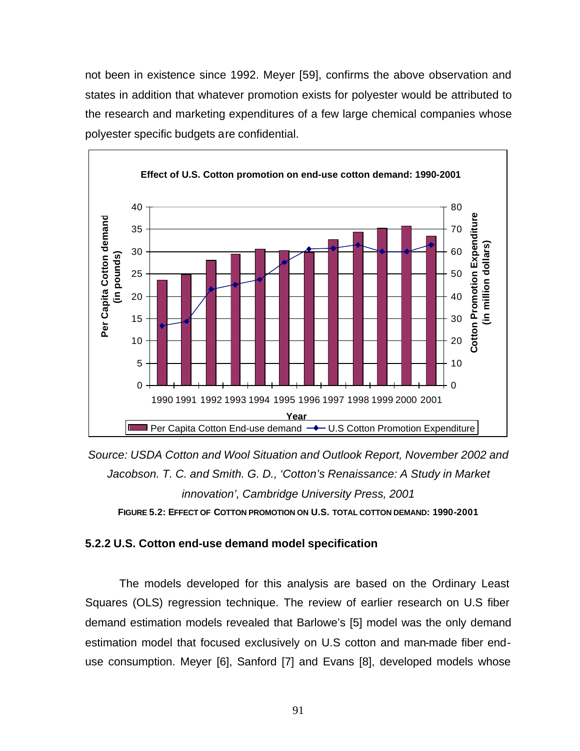not been in existence since 1992. Meyer [59], confirms the above observation and states in addition that whatever promotion exists for polyester would be attributed to the research and marketing expenditures of a few large chemical companies whose polyester specific budgets are confidential.

*Source: USDA Cotton and Wool Situation and Outlook Report, November 2002 and Jacobson. T. C. and Smith. G. D., 'Cotton's Renaissance: A Study in Market innovation', Cambridge University Press, 2001*

**FIGURE 5.2: EFFECT OF COTTON PROMOTION ON U.S. TOTAL COTTON DEMAND: 1990-2001**

### 5.2.2 U.S. Cotton end-use demand model specification

The models developed for this analysis are based on the Ordinary Least Squares (OLS) regression technique. The review of earlier research on U.S fiber demand estimation models revealed that Barlowe's [5] model was the only demand estimation model that focused exclusively on U.S cotton and man-made fiber end-use consumption. Meyer [6], Sanford [7] and Evans [8], developed models whose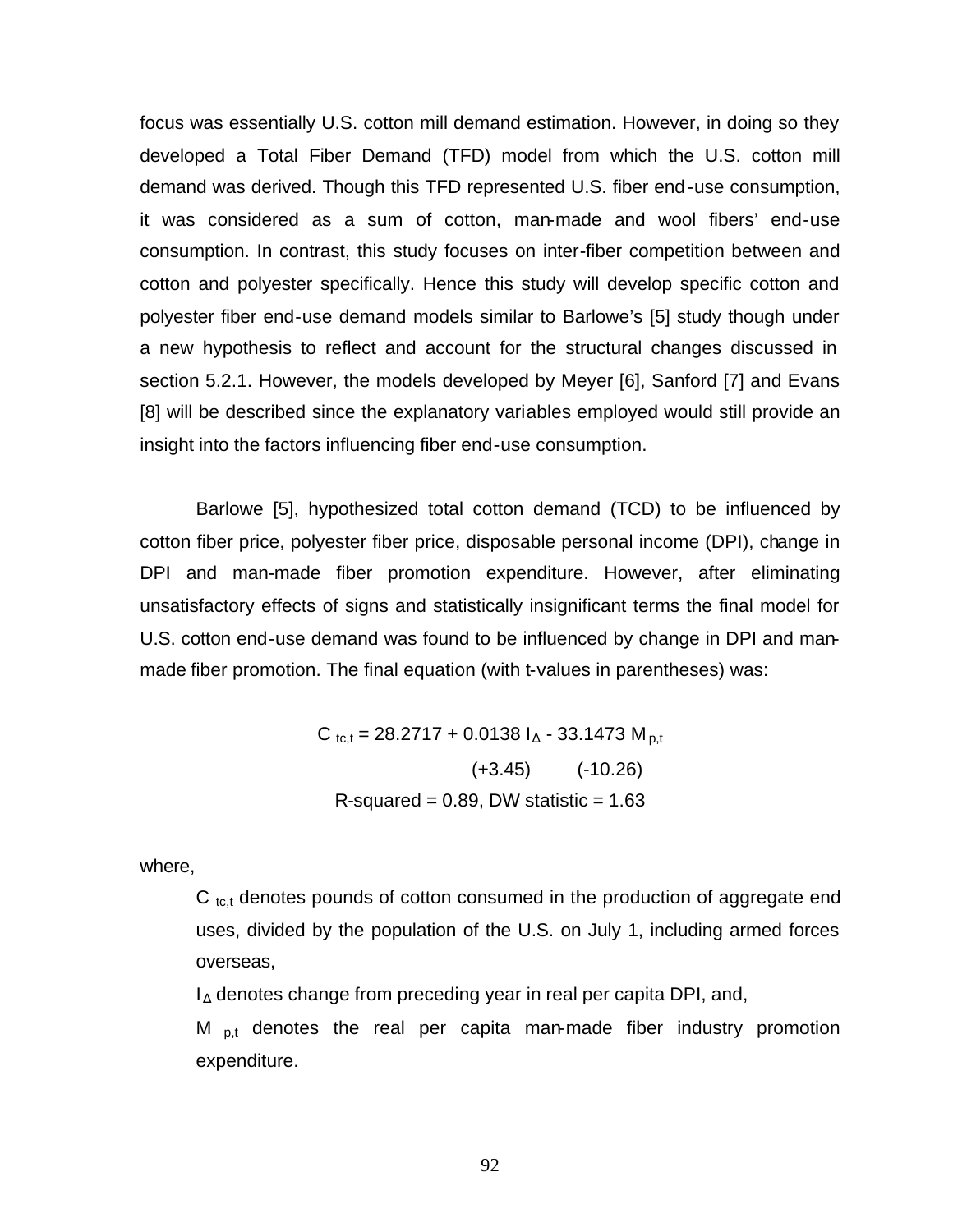focus was essentially U.S. cotton mill demand estimation. However, in doing so they developed a Total Fiber Demand (TFD) model from which the U.S. cotton mill demand was derived. Though this TFD represented U.S. fiber end-use consumption, it was considered as a sum of cotton, man-made and wool fibers' end-use consumption. In contrast, this study focuses on inter-fiber competition between and cotton and polyester specifically. Hence this study will develop specific cotton and polyester fiber end-use demand models similar to Barlowe's [5] study though under a new hypothesis to reflect and account for the structural changes discussed in section 5.2.1. However, the models developed by Meyer [6], Sanford [7] and Evans [8] will be described since the explanatory variables employed would still provide an insight into the factors influencing fiber end-use consumption.

Barlowe [5], hypothesized total cotton demand (TCD) to be influenced by cotton fiber price, polyester fiber price, disposable personal income (DPI), change in DPI and man-made fiber promotion expenditure. However, after eliminating unsatisfactory effects of signs and statistically insignificant terms the final model for U.S. cotton end-use demand was found to be influenced by change in DPI and man-made fiber promotion. The final equation (with t-values in parentheses) was:

$$C_{tc,t} = 28.2717 + \underset{(+3.45)}{0.0138}\, I_{\Delta} - \underset{(-10.26)}{33.1473}\, M_{p,t}$$

R-squared = 0.89, DW statistic = 1.63

where,

$C_{tc,t}$ denotes pounds of cotton consumed in the production of aggregate end uses, divided by the population of the U.S. on July 1, including armed forces overseas,

$I_{\Delta}$ denotes change from preceding year in real per capita DPI, and,

$M_{p,t}$ denotes the real per capita man-made fiber industry promotion expenditure.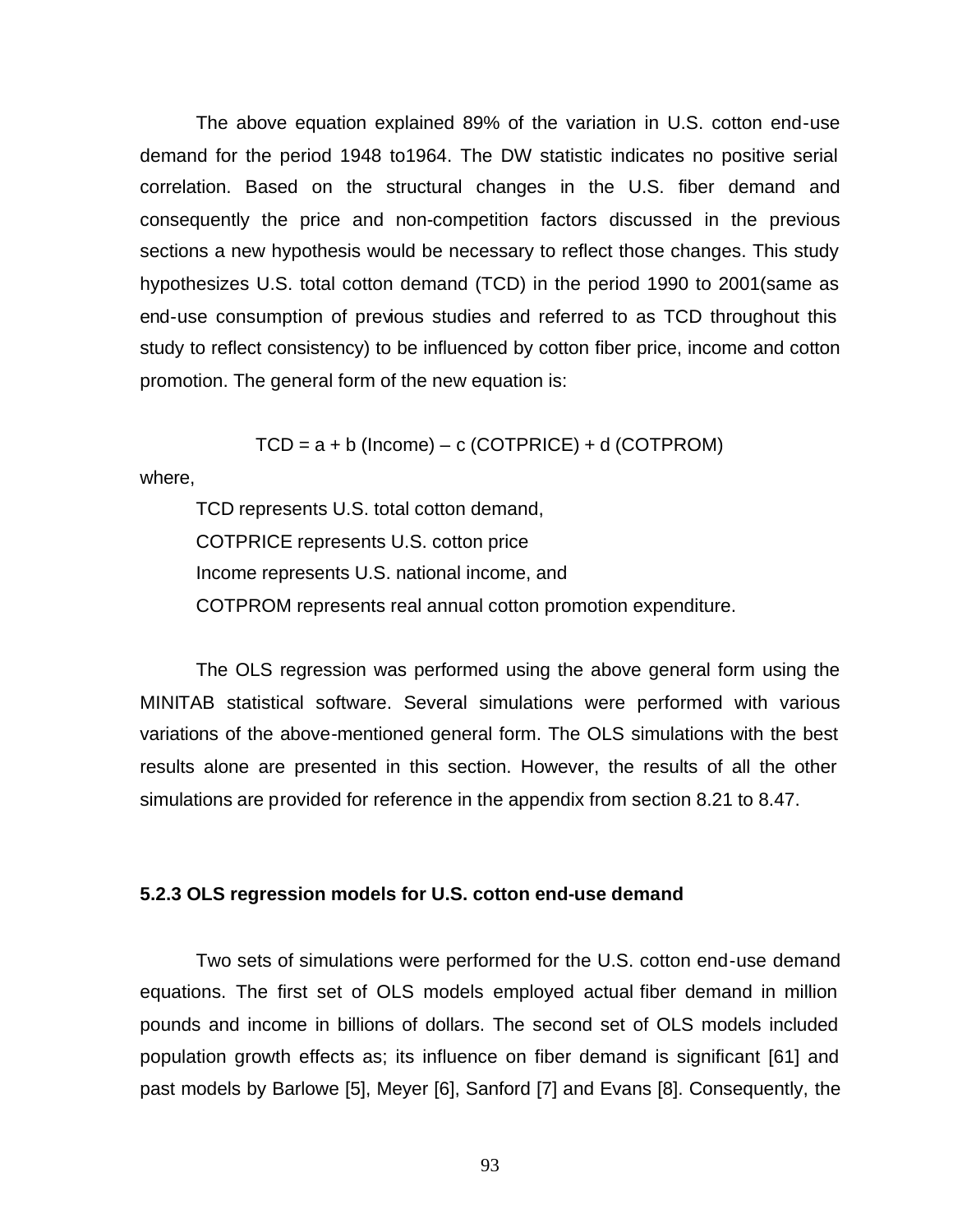The above equation explained 89% of the variation in U.S. cotton end-use demand for the period 1948 to1964. The DW statistic indicates no positive serial correlation. Based on the structural changes in the U.S. fiber demand and consequently the price and non-competition factors discussed in the previous sections a new hypothesis would be necessary to reflect those changes. This study hypothesizes U.S. total cotton demand (TCD) in the period 1990 to 2001(same as end-use consumption of previous studies and referred to as TCD throughout this study to reflect consistency) to be influenced by cotton fiber price, income and cotton promotion. The general form of the new equation is:

$$TCD = a + b\,(\text{Income}) - c\,(\text{COTPRICE}) + d\,(\text{COTPROM})$$

where,

TCD represents U.S. total cotton demand,

COTPRICE represents U.S. cotton price

Income represents U.S. national income, and

COTPROM represents real annual cotton promotion expenditure.

The OLS regression was performed using the above general form using the MINITAB statistical software. Several simulations were performed with various variations of the above-mentioned general form. The OLS simulations with the best results alone are presented in this section. However, the results of all the other simulations are provided for reference in the appendix from section 8.21 to 8.47.

### 5.2.3 OLS regression models for U.S. cotton end-use demand

Two sets of simulations were performed for the U.S. cotton end-use demand equations. The first set of OLS models employed actual fiber demand in million pounds and income in billions of dollars. The second set of OLS models included population growth effects as; its influence on fiber demand is significant [61] and past models by Barlowe [5], Meyer [6], Sanford [7] and Evans [8]. Consequently, the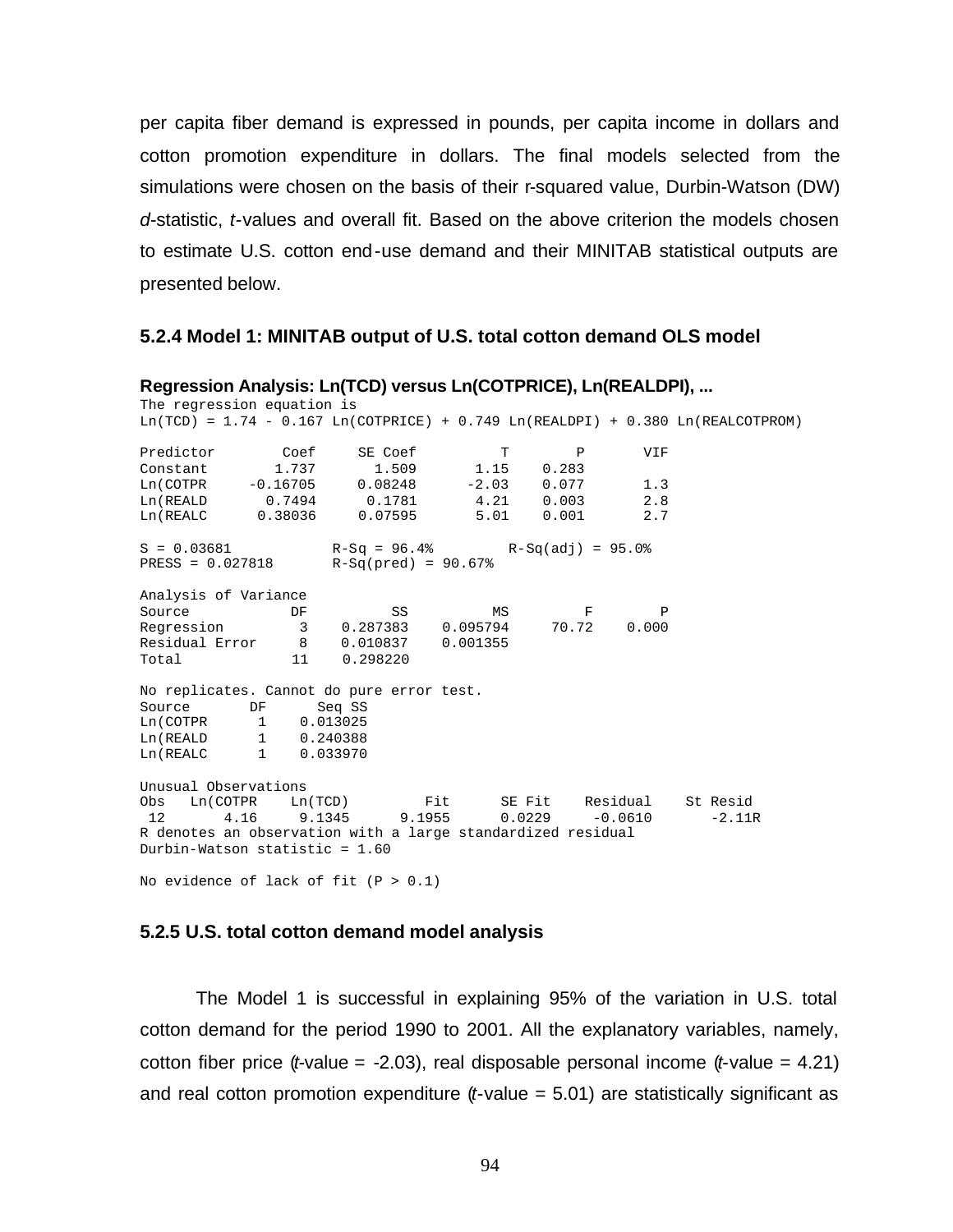per capita fiber demand is expressed in pounds, per capita income in dollars and cotton promotion expenditure in dollars. The final models selected from the simulations were chosen on the basis of their r-squared value, Durbin-Watson (DW) *d*-statistic, *t*-values and overall fit. Based on the above criterion the models chosen to estimate U.S. cotton end-use demand and their MINITAB statistical outputs are presented below.

### 5.2.4 Model 1: MINITAB output of U.S. total cotton demand OLS model

**Regression Analysis: Ln(TCD) versus Ln(COTPRICE), Ln(REALDPI), ...**

```
The regression equation is
Ln(TCD) = 1.74 - 0.167 Ln(COTPRICE) + 0.749 Ln(REALDPI) + 0.380 Ln(REALCOTPROM)

Predictor        Coef     SE Coef          T        P       VIF
Constant        1.737       1.509       1.15    0.283
Ln(COTPR     -0.16705     0.08248      -2.03    0.077       1.3
Ln(REALD       0.7494      0.1781       4.21    0.003       2.8
Ln(REALC      0.38036     0.07595       5.01    0.001       2.7

S = 0.03681            R-Sq = 96.4%        R-Sq(adj) = 95.0%
PRESS = 0.027818       R-Sq(pred) = 90.67%

Analysis of Variance
Source            DF          SS          MS         F        P
Regression         3    0.287383    0.095794     70.72    0.000
Residual Error     8    0.010837    0.001355
Total             11    0.298220

No replicates. Cannot do pure error test.
Source       DF      Seq SS
Ln(COTPR      1    0.013025
Ln(REALD      1    0.240388
Ln(REALC      1    0.033970

Unusual Observations
Obs   Ln(COTPR    Ln(TCD)         Fit      SE Fit    Residual    St Resid
 12       4.16     9.1345      9.1955      0.0229     -0.0610      -2.11R
R denotes an observation with a large standardized residual
Durbin-Watson statistic = 1.60

No evidence of lack of fit (P > 0.1)
```

### 5.2.5 U.S. total cotton demand model analysis

The Model 1 is successful in explaining 95% of the variation in U.S. total cotton demand for the period 1990 to 2001. All the explanatory variables, namely, cotton fiber price (*t*-value = -2.03), real disposable personal income (*t*-value = 4.21) and real cotton promotion expenditure (*t*-value = 5.01) are statistically significant as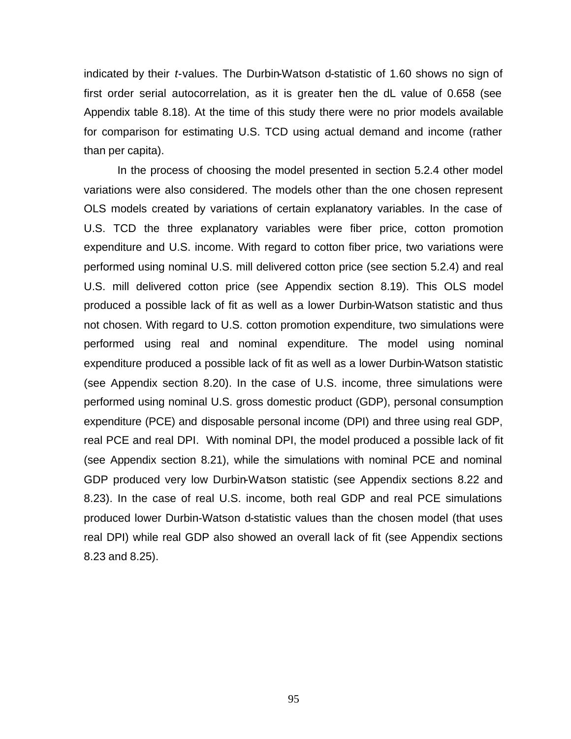indicated by their *t*-values. The Durbin-Watson d-statistic of 1.60 shows no sign of first order serial autocorrelation, as it is greater then the dL value of 0.658 (see Appendix table 8.18). At the time of this study there were no prior models available for comparison for estimating U.S. TCD using actual demand and income (rather than per capita).

In the process of choosing the model presented in section 5.2.4 other model variations were also considered. The models other than the one chosen represent OLS models created by variations of certain explanatory variables. In the case of U.S. TCD the three explanatory variables were fiber price, cotton promotion expenditure and U.S. income. With regard to cotton fiber price, two variations were performed using nominal U.S. mill delivered cotton price (see section 5.2.4) and real U.S. mill delivered cotton price (see Appendix section 8.19). This OLS model produced a possible lack of fit as well as a lower Durbin-Watson statistic and thus not chosen. With regard to U.S. cotton promotion expenditure, two simulations were performed using real and nominal expenditure. The model using nominal expenditure produced a possible lack of fit as well as a lower Durbin-Watson statistic (see Appendix section 8.20). In the case of U.S. income, three simulations were performed using nominal U.S. gross domestic product (GDP), personal consumption expenditure (PCE) and disposable personal income (DPI) and three using real GDP, real PCE and real DPI. With nominal DPI, the model produced a possible lack of fit (see Appendix section 8.21), while the simulations with nominal PCE and nominal GDP produced very low Durbin-Watson statistic (see Appendix sections 8.22 and 8.23). In the case of real U.S. income, both real GDP and real PCE simulations produced lower Durbin-Watson d-statistic values than the chosen model (that uses real DPI) while real GDP also showed an overall lack of fit (see Appendix sections 8.23 and 8.25).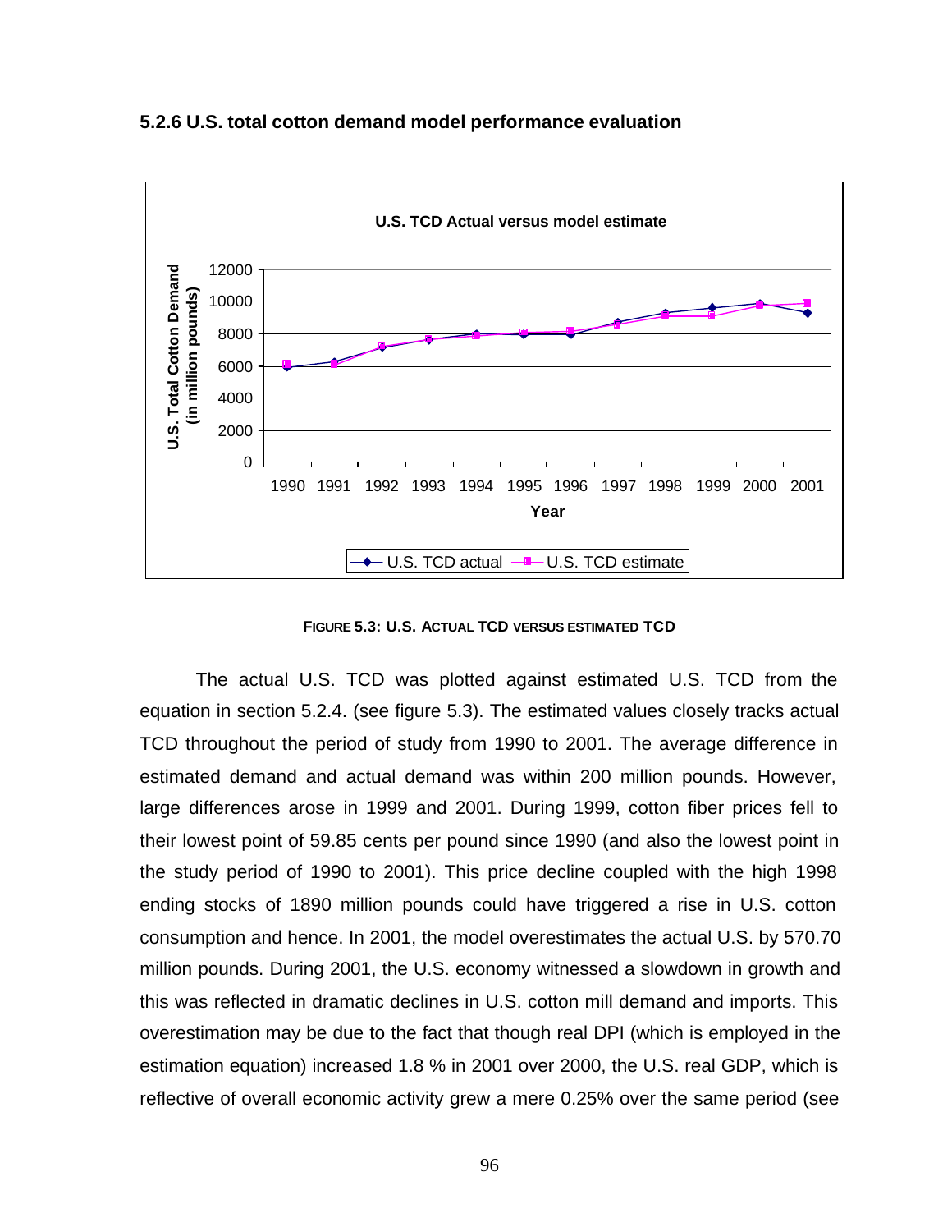### 5.2.6 U.S. total cotton demand model performance evaluation

**FIGURE 5.3: U.S. ACTUAL TCD VERSUS ESTIMATED TCD**

The actual U.S. TCD was plotted against estimated U.S. TCD from the equation in section 5.2.4. (see figure 5.3). The estimated values closely tracks actual TCD throughout the period of study from 1990 to 2001. The average difference in estimated demand and actual demand was within 200 million pounds. However, large differences arose in 1999 and 2001. During 1999, cotton fiber prices fell to their lowest point of 59.85 cents per pound since 1990 (and also the lowest point in the study period of 1990 to 2001). This price decline coupled with the high 1998 ending stocks of 1890 million pounds could have triggered a rise in U.S. cotton consumption and hence. In 2001, the model overestimates the actual U.S. by 570.70 million pounds. During 2001, the U.S. economy witnessed a slowdown in growth and this was reflected in dramatic declines in U.S. cotton mill demand and imports. This overestimation may be due to the fact that though real DPI (which is employed in the estimation equation) increased 1.8 % in 2001 over 2000, the U.S. real GDP, which is reflective of overall economic activity grew a mere 0.25% over the same period (see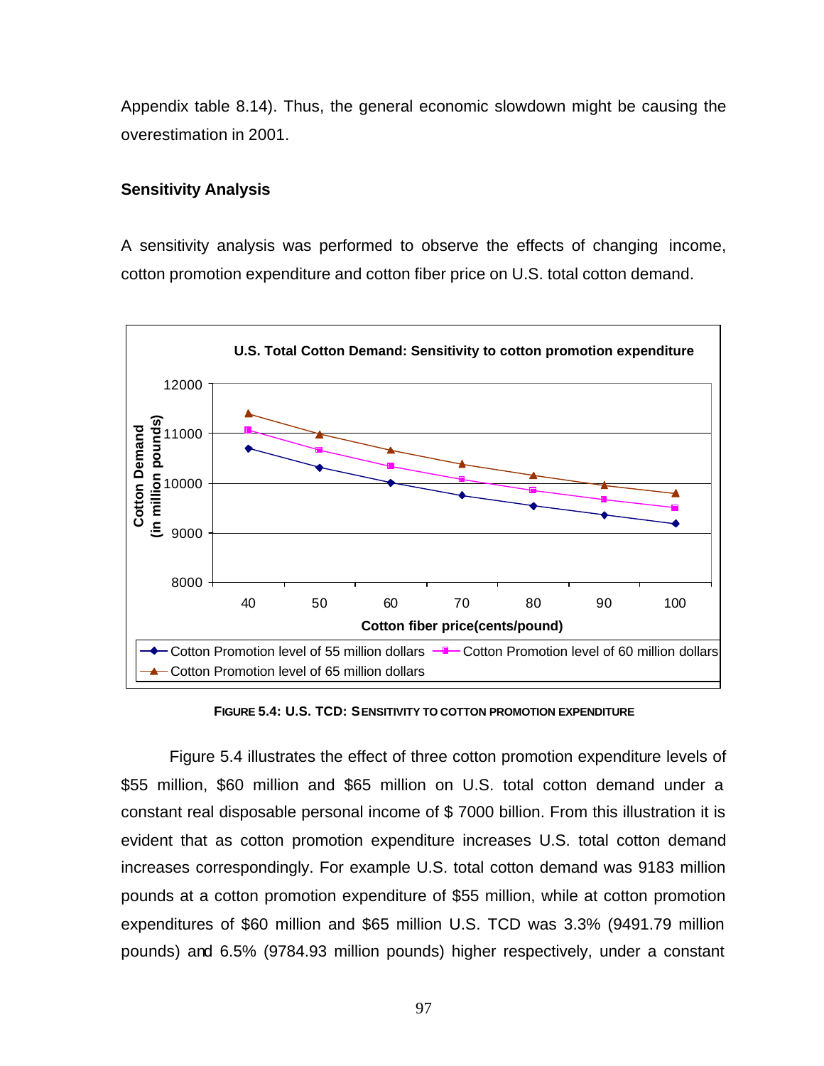Appendix table 8.14). Thus, the general economic slowdown might be causing the overestimation in 2001.

**Sensitivity Analysis**

A sensitivity analysis was performed to observe the effects of changing income, cotton promotion expenditure and cotton fiber price on U.S. total cotton demand.

FIGURE 5.4: U.S. TCD: SENSITIVITY TO COTTON PROMOTION EXPENDITURE

Figure 5.4 illustrates the effect of three cotton promotion expenditure levels of \$55 million, \$60 million and \$65 million on U.S. total cotton demand under a constant real disposable personal income of \$ 7000 billion. From this illustration it is evident that as cotton promotion expenditure increases U.S. total cotton demand increases correspondingly. For example U.S. total cotton demand was 9183 million pounds at a cotton promotion expenditure of \$55 million, while at cotton promotion expenditures of \$60 million and \$65 million U.S. TCD was 3.3% (9491.79 million pounds) and 6.5% (9784.93 million pounds) higher respectively, under a constant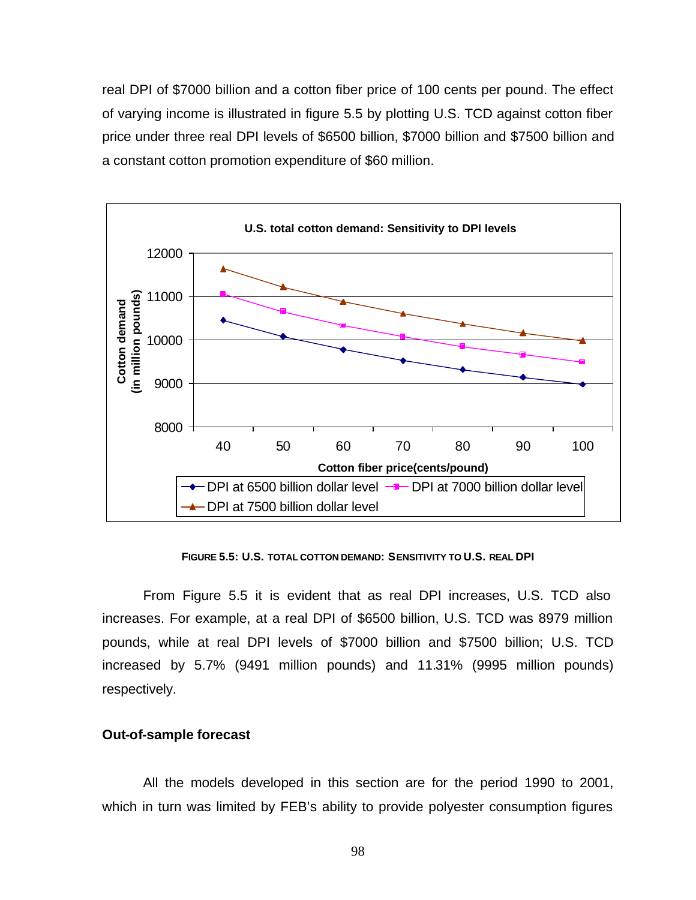real DPI of $7000 billion and a cotton fiber price of 100 cents per pound. The effect of varying income is illustrated in figure 5.5 by plotting U.S. TCD against cotton fiber price under three real DPI levels of $6500 billion, $7000 billion and $7500 billion and a constant cotton promotion expenditure of $60 million.

FIGURE 5.5: U.S. TOTAL COTTON DEMAND: SENSITIVITY TO U.S. REAL DPI

From Figure 5.5 it is evident that as real DPI increases, U.S. TCD also increases. For example, at a real DPI of $6500 billion, U.S. TCD was 8979 million pounds, while at real DPI levels of $7000 billion and $7500 billion; U.S. TCD increased by 5.7% (9491 million pounds) and 11.31% (9995 million pounds) respectively.

### Out-of-sample forecast

All the models developed in this section are for the period 1990 to 2001, which in turn was limited by FEB's ability to provide polyester consumption figures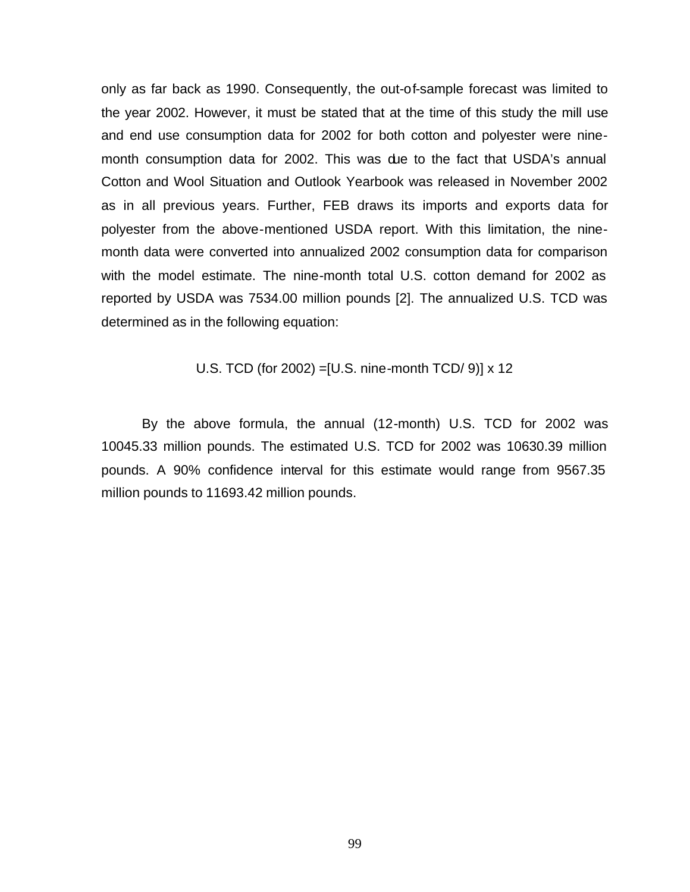only as far back as 1990. Consequently, the out-of-sample forecast was limited to the year 2002. However, it must be stated that at the time of this study the mill use and end use consumption data for 2002 for both cotton and polyester were nine-month consumption data for 2002. This was due to the fact that USDA's annual Cotton and Wool Situation and Outlook Yearbook was released in November 2002 as in all previous years. Further, FEB draws its imports and exports data for polyester from the above-mentioned USDA report. With this limitation, the nine-month data were converted into annualized 2002 consumption data for comparison with the model estimate. The nine-month total U.S. cotton demand for 2002 as reported by USDA was 7534.00 million pounds [2]. The annualized U.S. TCD was determined as in the following equation:

$$\text{U.S. TCD (for 2002)} = [\text{U.S. nine-month TCD}/ 9)] \times 12$$

By the above formula, the annual (12-month) U.S. TCD for 2002 was 10045.33 million pounds. The estimated U.S. TCD for 2002 was 10630.39 million pounds. A 90% confidence interval for this estimate would range from 9567.35 million pounds to 11693.42 million pounds.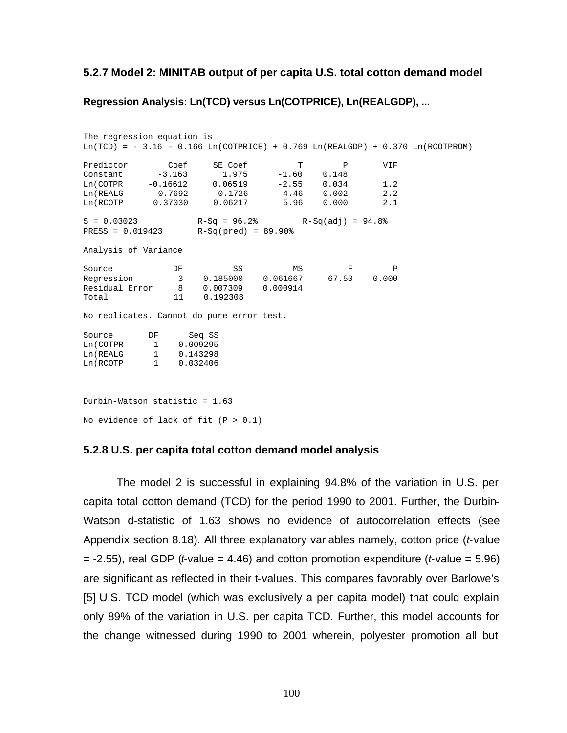### 5.2.7 Model 2: MINITAB output of per capita U.S. total cotton demand model

**Regression Analysis: Ln(TCD) versus Ln(COTPRICE), Ln(REALGDP), ...**

```
The regression equation is
Ln(TCD) = - 3.16 - 0.166 Ln(COTPRICE) + 0.769 Ln(REALGDP) + 0.370 Ln(RCOTPROM)

Predictor        Coef     SE Coef          T        P       VIF
Constant       -3.163       1.975      -1.60    0.148
Ln(COTPR     -0.16612     0.06519      -2.55    0.034       1.2
Ln(REALG       0.7692      0.1726       4.46    0.002       2.2
Ln(RCOTP      0.37030     0.06217       5.96    0.000       2.1

S = 0.03023            R-Sq = 96.2%        R-Sq(adj) = 94.8%
PRESS = 0.019423       R-Sq(pred) = 89.90%

Analysis of Variance

Source            DF          SS          MS         F        P
Regression         3    0.185000    0.061667     67.50    0.000
Residual Error     8    0.007309    0.000914
Total             11    0.192308

No replicates. Cannot do pure error test.

Source       DF      Seq SS
Ln(COTPR      1    0.009295
Ln(REALG      1    0.143298
Ln(RCOTP      1    0.032406


Durbin-Watson statistic = 1.63

No evidence of lack of fit (P > 0.1)
```

### 5.2.8 U.S. per capita total cotton demand model analysis

The model 2 is successful in explaining 94.8% of the variation in U.S. per capita total cotton demand (TCD) for the period 1990 to 2001. Further, the Durbin-Watson d-statistic of 1.63 shows no evidence of autocorrelation effects (see Appendix section 8.18). All three explanatory variables namely, cotton price (*t*-value = -2.55), real GDP (*t*-value = 4.46) and cotton promotion expenditure (*t*-value = 5.96) are significant as reflected in their t-values. This compares favorably over Barlowe's [5] U.S. TCD model (which was exclusively a per capita model) that could explain only 89% of the variation in U.S. per capita TCD. Further, this model accounts for the change witnessed during 1990 to 2001 wherein, polyester promotion all but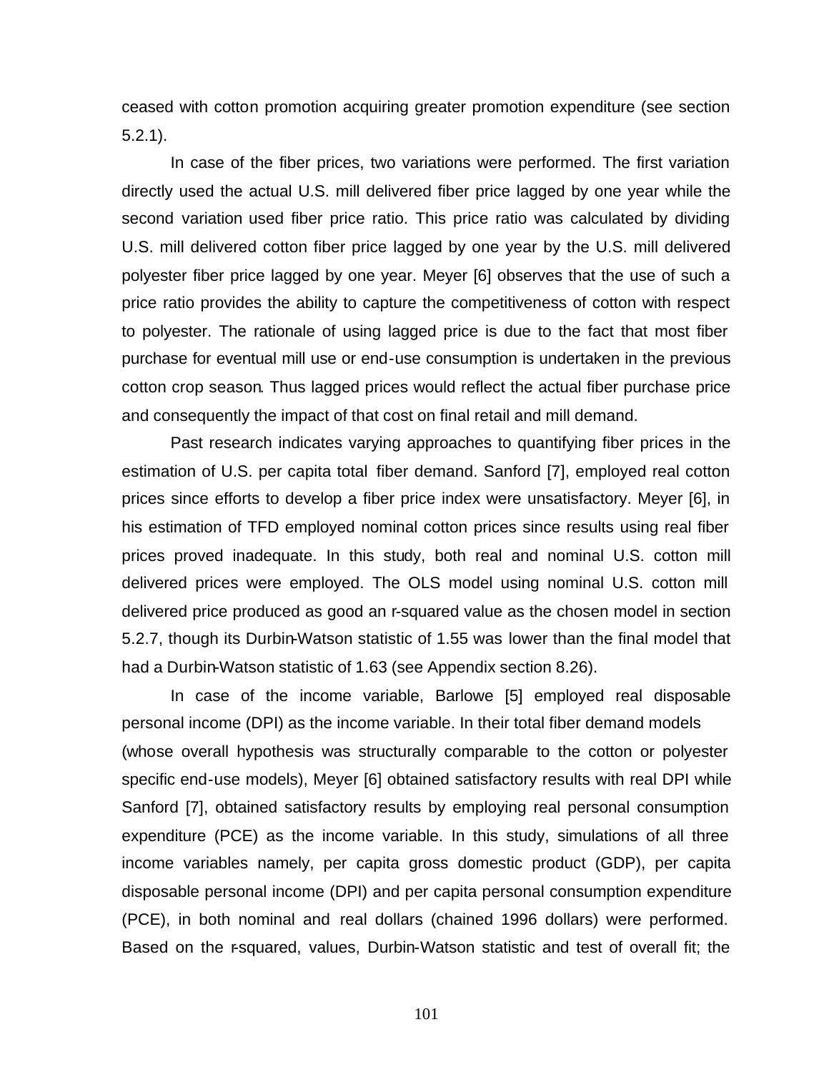ceased with cotton promotion acquiring greater promotion expenditure (see section 5.2.1).

In case of the fiber prices, two variations were performed. The first variation directly used the actual U.S. mill delivered fiber price lagged by one year while the second variation used fiber price ratio. This price ratio was calculated by dividing U.S. mill delivered cotton fiber price lagged by one year by the U.S. mill delivered polyester fiber price lagged by one year. Meyer [6] observes that the use of such a price ratio provides the ability to capture the competitiveness of cotton with respect to polyester. The rationale of using lagged price is due to the fact that most fiber purchase for eventual mill use or end-use consumption is undertaken in the previous cotton crop season. Thus lagged prices would reflect the actual fiber purchase price and consequently the impact of that cost on final retail and mill demand.

Past research indicates varying approaches to quantifying fiber prices in the estimation of U.S. per capita total fiber demand. Sanford [7], employed real cotton prices since efforts to develop a fiber price index were unsatisfactory. Meyer [6], in his estimation of TFD employed nominal cotton prices since results using real fiber prices proved inadequate. In this study, both real and nominal U.S. cotton mill delivered prices were employed. The OLS model using nominal U.S. cotton mill delivered price produced as good an r-squared value as the chosen model in section 5.2.7, though its Durbin-Watson statistic of 1.55 was lower than the final model that had a Durbin-Watson statistic of 1.63 (see Appendix section 8.26).

In case of the income variable, Barlowe [5] employed real disposable personal income (DPI) as the income variable. In their total fiber demand models (whose overall hypothesis was structurally comparable to the cotton or polyester specific end-use models), Meyer [6] obtained satisfactory results with real DPI while Sanford [7], obtained satisfactory results by employing real personal consumption expenditure (PCE) as the income variable. In this study, simulations of all three income variables namely, per capita gross domestic product (GDP), per capita disposable personal income (DPI) and per capita personal consumption expenditure (PCE), in both nominal and real dollars (chained 1996 dollars) were performed. Based on the r-squared, values, Durbin-Watson statistic and test of overall fit; the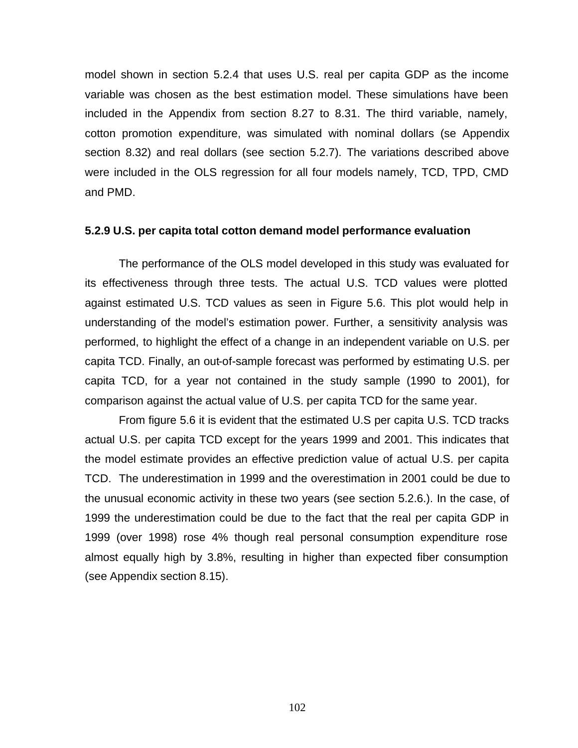model shown in section 5.2.4 that uses U.S. real per capita GDP as the income variable was chosen as the best estimation model. These simulations have been included in the Appendix from section 8.27 to 8.31. The third variable, namely, cotton promotion expenditure, was simulated with nominal dollars (se Appendix section 8.32) and real dollars (see section 5.2.7). The variations described above were included in the OLS regression for all four models namely, TCD, TPD, CMD and PMD.

### 5.2.9 U.S. per capita total cotton demand model performance evaluation

The performance of the OLS model developed in this study was evaluated for its effectiveness through three tests. The actual U.S. TCD values were plotted against estimated U.S. TCD values as seen in Figure 5.6. This plot would help in understanding of the model's estimation power. Further, a sensitivity analysis was performed, to highlight the effect of a change in an independent variable on U.S. per capita TCD. Finally, an out-of-sample forecast was performed by estimating U.S. per capita TCD, for a year not contained in the study sample (1990 to 2001), for comparison against the actual value of U.S. per capita TCD for the same year.

From figure 5.6 it is evident that the estimated U.S per capita U.S. TCD tracks actual U.S. per capita TCD except for the years 1999 and 2001. This indicates that the model estimate provides an effective prediction value of actual U.S. per capita TCD. The underestimation in 1999 and the overestimation in 2001 could be due to the unusual economic activity in these two years (see section 5.2.6.). In the case, of 1999 the underestimation could be due to the fact that the real per capita GDP in 1999 (over 1998) rose 4% though real personal consumption expenditure rose almost equally high by 3.8%, resulting in higher than expected fiber consumption (see Appendix section 8.15).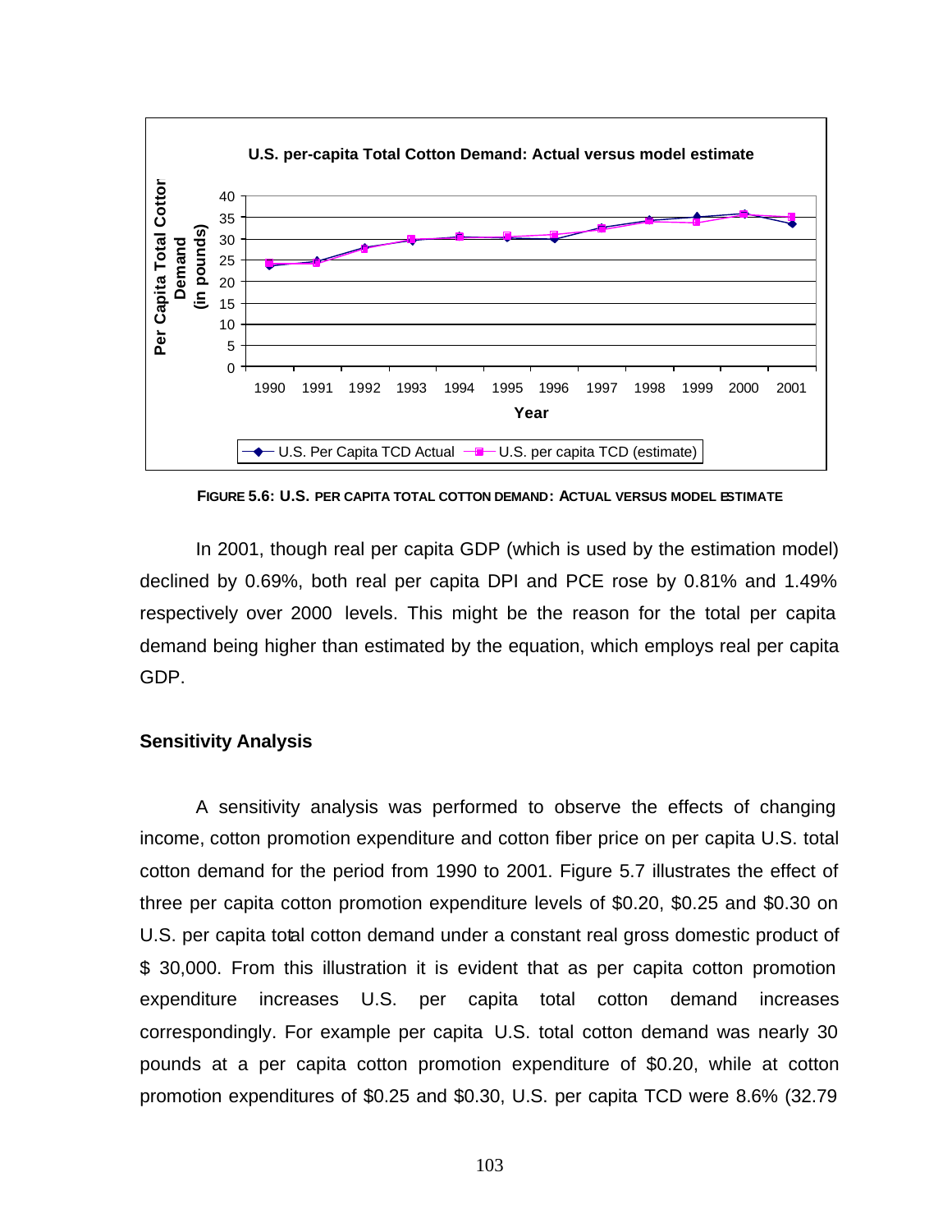**FIGURE 5.6: U.S. PER CAPITA TOTAL COTTON DEMAND: ACTUAL VERSUS MODEL ESTIMATE**

In 2001, though real per capita GDP (which is used by the estimation model) declined by 0.69%, both real per capita DPI and PCE rose by 0.81% and 1.49% respectively over 2000 levels. This might be the reason for the total per capita demand being higher than estimated by the equation, which employs real per capita GDP.

### Sensitivity Analysis

A sensitivity analysis was performed to observe the effects of changing income, cotton promotion expenditure and cotton fiber price on per capita U.S. total cotton demand for the period from 1990 to 2001. Figure 5.7 illustrates the effect of three per capita cotton promotion expenditure levels of $0.20, $0.25 and $0.30 on U.S. per capita total cotton demand under a constant real gross domestic product of $ 30,000. From this illustration it is evident that as per capita cotton promotion expenditure increases U.S. per capita total cotton demand increases correspondingly. For example per capita U.S. total cotton demand was nearly 30 pounds at a per capita cotton promotion expenditure of $0.20, while at cotton promotion expenditures of $0.25 and $0.30, U.S. per capita TCD were 8.6% (32.79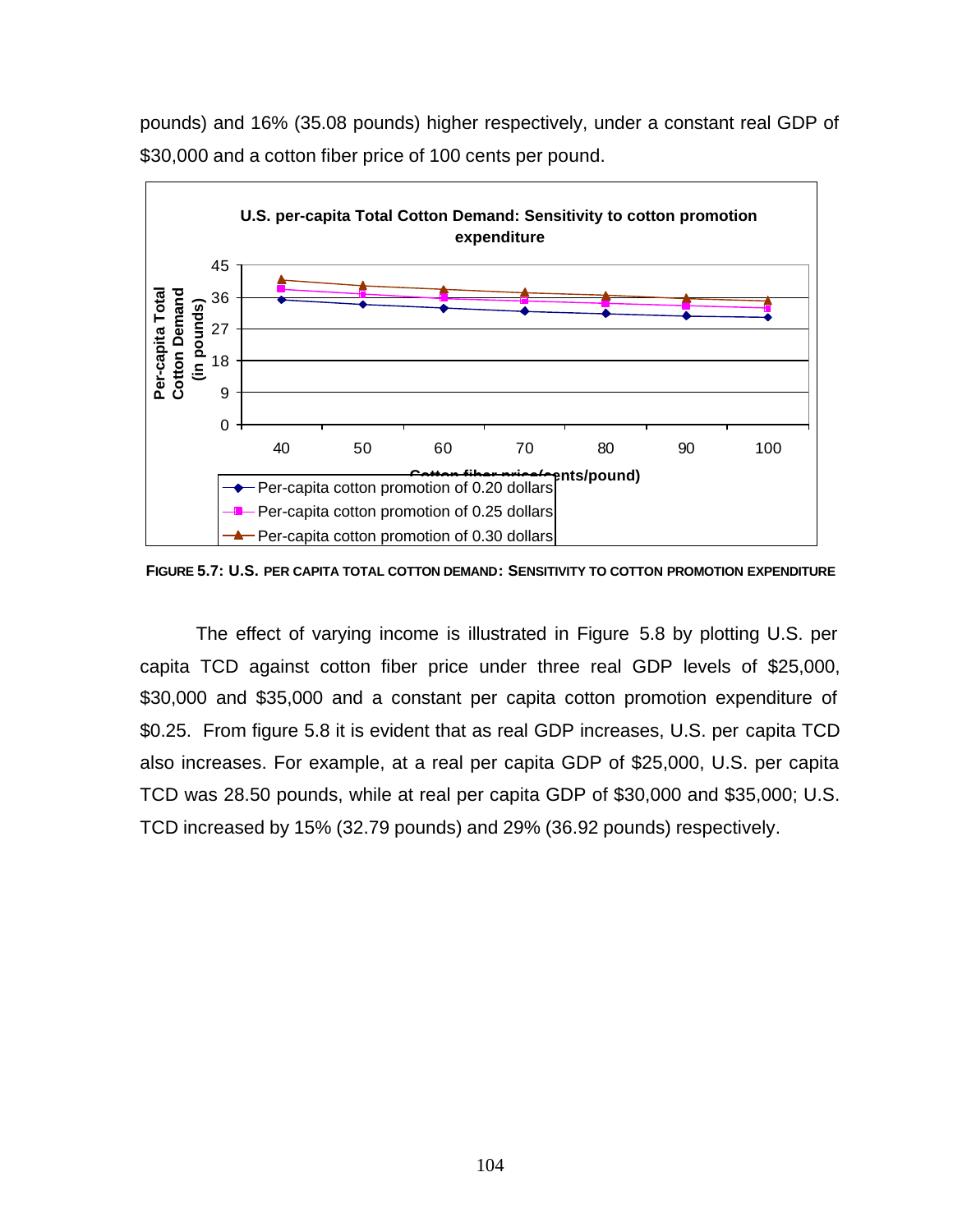pounds) and 16% (35.08 pounds) higher respectively, under a constant real GDP of $30,000 and a cotton fiber price of 100 cents per pound.

**FIGURE 5.7: U.S. PER CAPITA TOTAL COTTON DEMAND: SENSITIVITY TO COTTON PROMOTION EXPENDITURE**

The effect of varying income is illustrated in Figure 5.8 by plotting U.S. per capita TCD against cotton fiber price under three real GDP levels of $25,000, $30,000 and $35,000 and a constant per capita cotton promotion expenditure of $0.25. From figure 5.8 it is evident that as real GDP increases, U.S. per capita TCD also increases. For example, at a real per capita GDP of $25,000, U.S. per capita TCD was 28.50 pounds, while at real per capita GDP of $30,000 and $35,000; U.S. TCD increased by 15% (32.79 pounds) and 29% (36.92 pounds) respectively.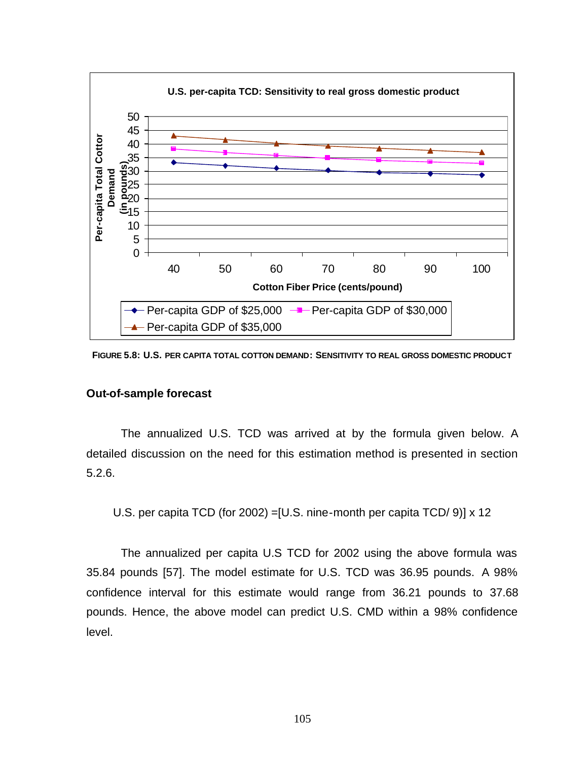FIGURE 5.8: U.S. PER CAPITA TOTAL COTTON DEMAND: SENSITIVITY TO REAL GROSS DOMESTIC PRODUCT

### Out-of-sample forecast

The annualized U.S. TCD was arrived at by the formula given below. A detailed discussion on the need for this estimation method is presented in section 5.2.6.

U.S. per capita TCD (for 2002) =[U.S. nine-month per capita TCD/ 9)] x 12

The annualized per capita U.S TCD for 2002 using the above formula was 35.84 pounds [57]. The model estimate for U.S. TCD was 36.95 pounds. A 98% confidence interval for this estimate would range from 36.21 pounds to 37.68 pounds. Hence, the above model can predict U.S. CMD within a 98% confidence level.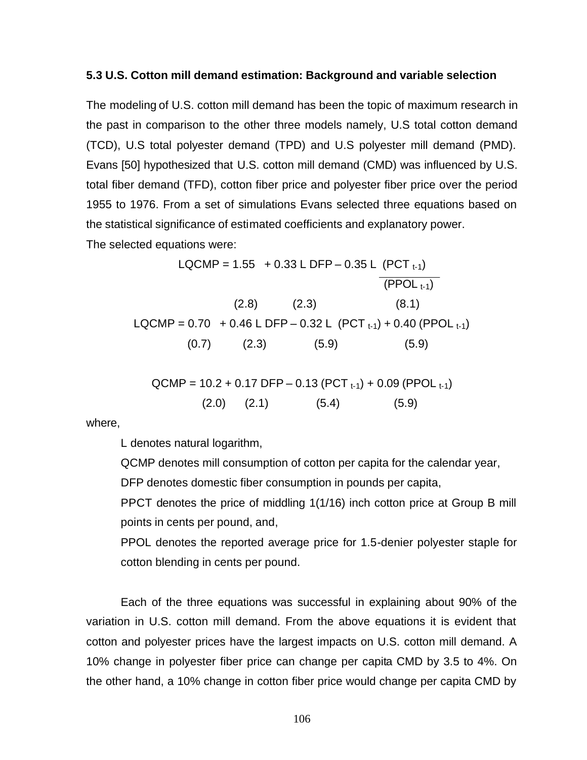### 5.3 U.S. Cotton mill demand estimation: Background and variable selection

The modeling of U.S. cotton mill demand has been the topic of maximum research in the past in comparison to the other three models namely, U.S total cotton demand (TCD), U.S total polyester demand (TPD) and U.S polyester mill demand (PMD). Evans [50] hypothesized that U.S. cotton mill demand (CMD) was influenced by U.S. total fiber demand (TFD), cotton fiber price and polyester fiber price over the period 1955 to 1976. From a set of simulations Evans selected three equations based on the statistical significance of estimated coefficients and explanatory power.

The selected equations were:

$$LQCMP = 1.55 \underset{(2.8)}{} + \underset{(2.3)}{0.33\, L\, DFP} - \underset{(8.1)}{0.35\, L \frac{(PCT_{t-1})}{(PPOL_{t-1})}}$$

$$LQCMP = \underset{(0.7)}{0.70} + \underset{(2.3)}{0.46\, L\, DFP} - \underset{(5.9)}{0.32\, L\, (PCT_{t-1})} + \underset{(5.9)}{0.40\, (PPOL_{t-1})}$$

$$QCMP = \underset{(2.0)}{10.2} + \underset{(2.1)}{0.17\, DFP} - \underset{(5.4)}{0.13\, (PCT_{t-1})} + \underset{(5.9)}{0.09\, (PPOL_{t-1})}$$

where,

L denotes natural logarithm,

QCMP denotes mill consumption of cotton per capita for the calendar year,

DFP denotes domestic fiber consumption in pounds per capita,

PPCT denotes the price of middling 1(1/16) inch cotton price at Group B mill points in cents per pound, and,

PPOL denotes the reported average price for 1.5-denier polyester staple for cotton blending in cents per pound.

Each of the three equations was successful in explaining about 90% of the variation in U.S. cotton mill demand. From the above equations it is evident that cotton and polyester prices have the largest impacts on U.S. cotton mill demand. A 10% change in polyester fiber price can change per capita CMD by 3.5 to 4%. On the other hand, a 10% change in cotton fiber price would change per capita CMD by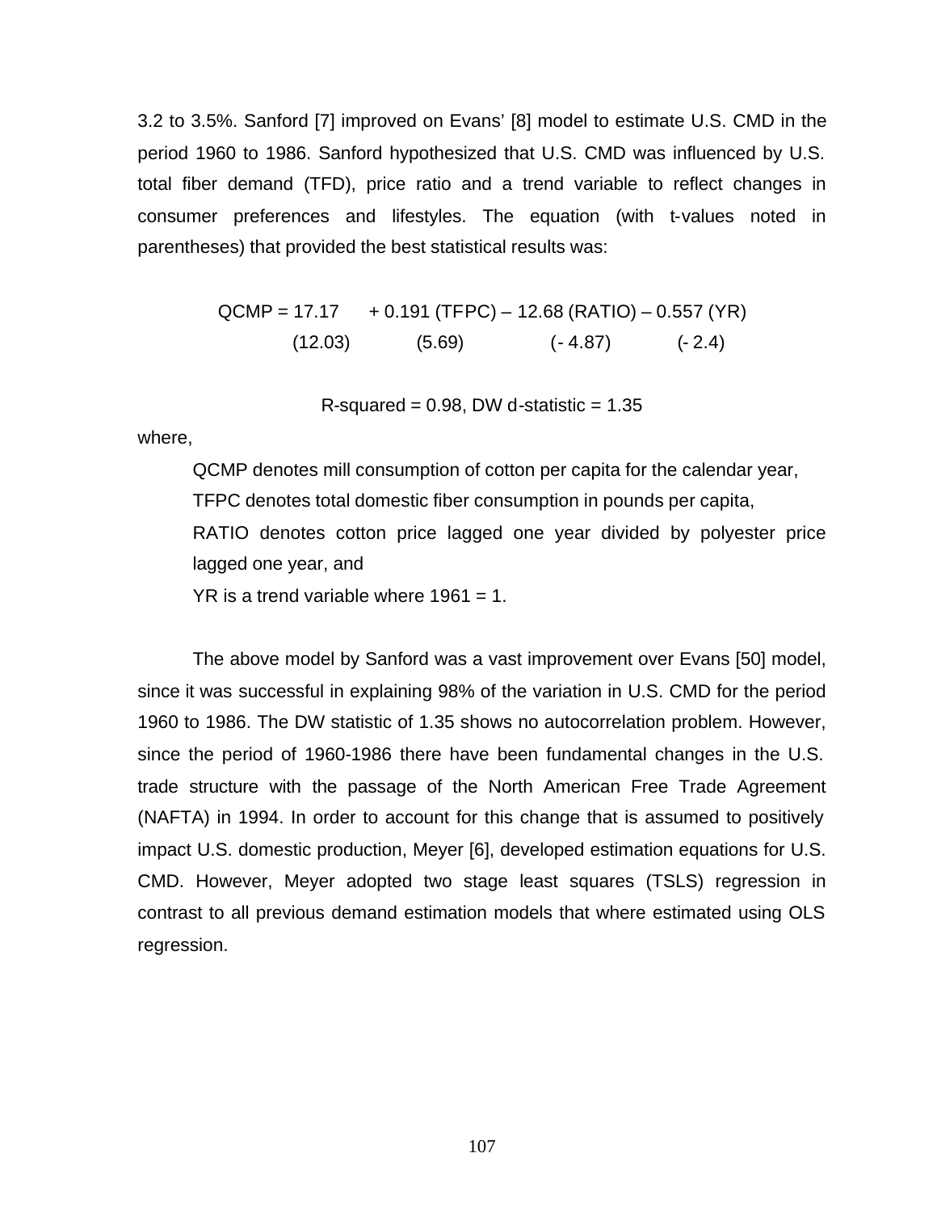3.2 to 3.5%. Sanford [7] improved on Evans' [8] model to estimate U.S. CMD in the period 1960 to 1986. Sanford hypothesized that U.S. CMD was influenced by U.S. total fiber demand (TFD), price ratio and a trend variable to reflect changes in consumer preferences and lifestyles. The equation (with t-values noted in parentheses) that provided the best statistical results was:

$$
\underset{(12.03)}{QCMP = 17.17} \quad + \underset{(5.69)}{0.191\,(TFPC)} - \underset{(-4.87)}{12.68\,(RATIO)} - \underset{(-2.4)}{0.557\,(YR)}
$$

$$
R\text{-squared} = 0.98, \text{ DW d-statistic} = 1.35
$$

where,

QCMP denotes mill consumption of cotton per capita for the calendar year,

TFPC denotes total domestic fiber consumption in pounds per capita,

RATIO denotes cotton price lagged one year divided by polyester price lagged one year, and

YR is a trend variable where 1961 = 1.

The above model by Sanford was a vast improvement over Evans [50] model, since it was successful in explaining 98% of the variation in U.S. CMD for the period 1960 to 1986. The DW statistic of 1.35 shows no autocorrelation problem. However, since the period of 1960-1986 there have been fundamental changes in the U.S. trade structure with the passage of the North American Free Trade Agreement (NAFTA) in 1994. In order to account for this change that is assumed to positively impact U.S. domestic production, Meyer [6], developed estimation equations for U.S. CMD. However, Meyer adopted two stage least squares (TSLS) regression in contrast to all previous demand estimation models that where estimated using OLS regression.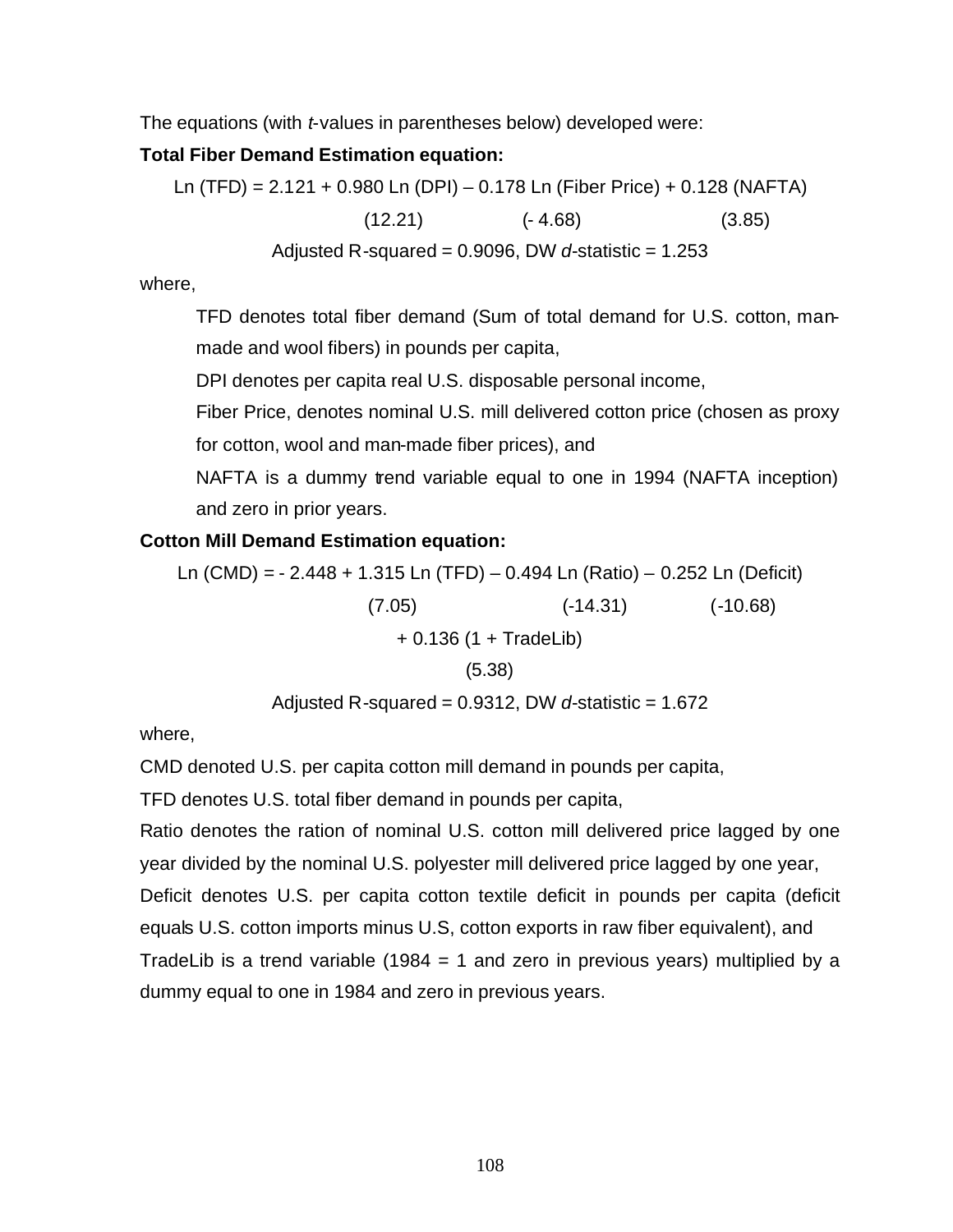The equations (with *t*-values in parentheses below) developed were:

**Total Fiber Demand Estimation equation:**

$$\text{Ln (TFD)} = 2.121 + \underset{(12.21)}{0.980}\ \text{Ln (DPI)} - \underset{(-4.68)}{0.178}\ \text{Ln (Fiber Price)} + \underset{(3.85)}{0.128}\ \text{(NAFTA)}$$

Adjusted R-squared = 0.9096, DW *d*-statistic = 1.253

where,

TFD denotes total fiber demand (Sum of total demand for U.S. cotton, man-made and wool fibers) in pounds per capita,

DPI denotes per capita real U.S. disposable personal income,

Fiber Price, denotes nominal U.S. mill delivered cotton price (chosen as proxy for cotton, wool and man-made fiber prices), and

NAFTA is a dummy trend variable equal to one in 1994 (NAFTA inception) and zero in prior years.

**Cotton Mill Demand Estimation equation:**

$$\text{Ln (CMD)} = -2.448 + \underset{(7.05)}{1.315}\ \text{Ln (TFD)} - \underset{(-14.31)}{0.494}\ \text{Ln (Ratio)} - \underset{(-10.68)}{0.252}\ \text{Ln (Deficit)}$$

$$+ \underset{(5.38)}{0.136}\ \text{(1 + TradeLib)}$$

Adjusted R-squared = 0.9312, DW *d*-statistic = 1.672

where,

CMD denoted U.S. per capita cotton mill demand in pounds per capita,

TFD denotes U.S. total fiber demand in pounds per capita,

Ratio denotes the ration of nominal U.S. cotton mill delivered price lagged by one year divided by the nominal U.S. polyester mill delivered price lagged by one year,

Deficit denotes U.S. per capita cotton textile deficit in pounds per capita (deficit equals U.S. cotton imports minus U.S, cotton exports in raw fiber equivalent), and

TradeLib is a trend variable (1984 = 1 and zero in previous years) multiplied by a dummy equal to one in 1984 and zero in previous years.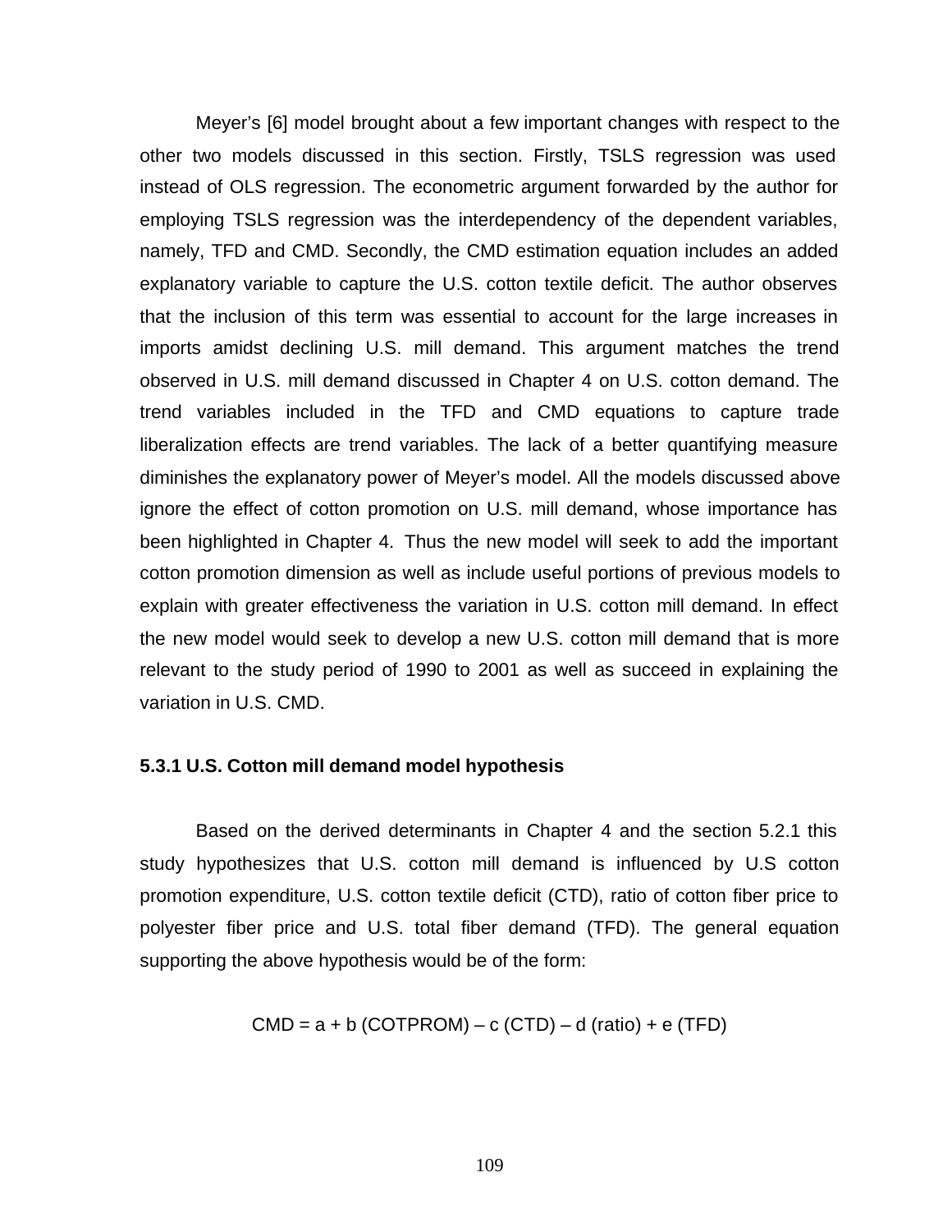Meyer's [6] model brought about a few important changes with respect to the other two models discussed in this section. Firstly, TSLS regression was used instead of OLS regression. The econometric argument forwarded by the author for employing TSLS regression was the interdependency of the dependent variables, namely, TFD and CMD. Secondly, the CMD estimation equation includes an added explanatory variable to capture the U.S. cotton textile deficit. The author observes that the inclusion of this term was essential to account for the large increases in imports amidst declining U.S. mill demand. This argument matches the trend observed in U.S. mill demand discussed in Chapter 4 on U.S. cotton demand. The trend variables included in the TFD and CMD equations to capture trade liberalization effects are trend variables. The lack of a better quantifying measure diminishes the explanatory power of Meyer's model. All the models discussed above ignore the effect of cotton promotion on U.S. mill demand, whose importance has been highlighted in Chapter 4. Thus the new model will seek to add the important cotton promotion dimension as well as include useful portions of previous models to explain with greater effectiveness the variation in U.S. cotton mill demand. In effect the new model would seek to develop a new U.S. cotton mill demand that is more relevant to the study period of 1990 to 2001 as well as succeed in explaining the variation in U.S. CMD.

### 5.3.1 U.S. Cotton mill demand model hypothesis

Based on the derived determinants in Chapter 4 and the section 5.2.1 this study hypothesizes that U.S. cotton mill demand is influenced by U.S cotton promotion expenditure, U.S. cotton textile deficit (CTD), ratio of cotton fiber price to polyester fiber price and U.S. total fiber demand (TFD). The general equation supporting the above hypothesis would be of the form:

$$CMD = a + b\,(COTPROM) - c\,(CTD) - d\,(ratio) + e\,(TFD)$$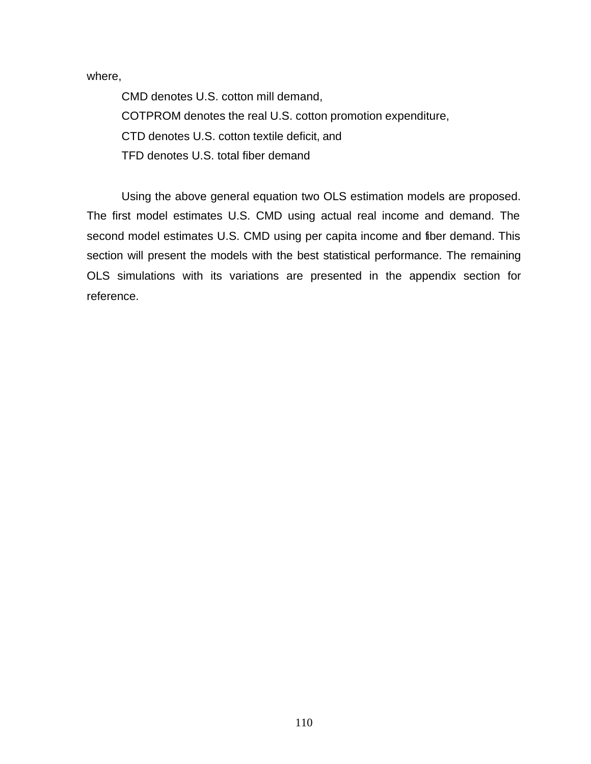where,

CMD denotes U.S. cotton mill demand,

COTPROM denotes the real U.S. cotton promotion expenditure,

CTD denotes U.S. cotton textile deficit, and

TFD denotes U.S. total fiber demand

Using the above general equation two OLS estimation models are proposed. The first model estimates U.S. CMD using actual real income and demand. The second model estimates U.S. CMD using per capita income and fiber demand. This section will present the models with the best statistical performance. The remaining OLS simulations with its variations are presented in the appendix section for reference.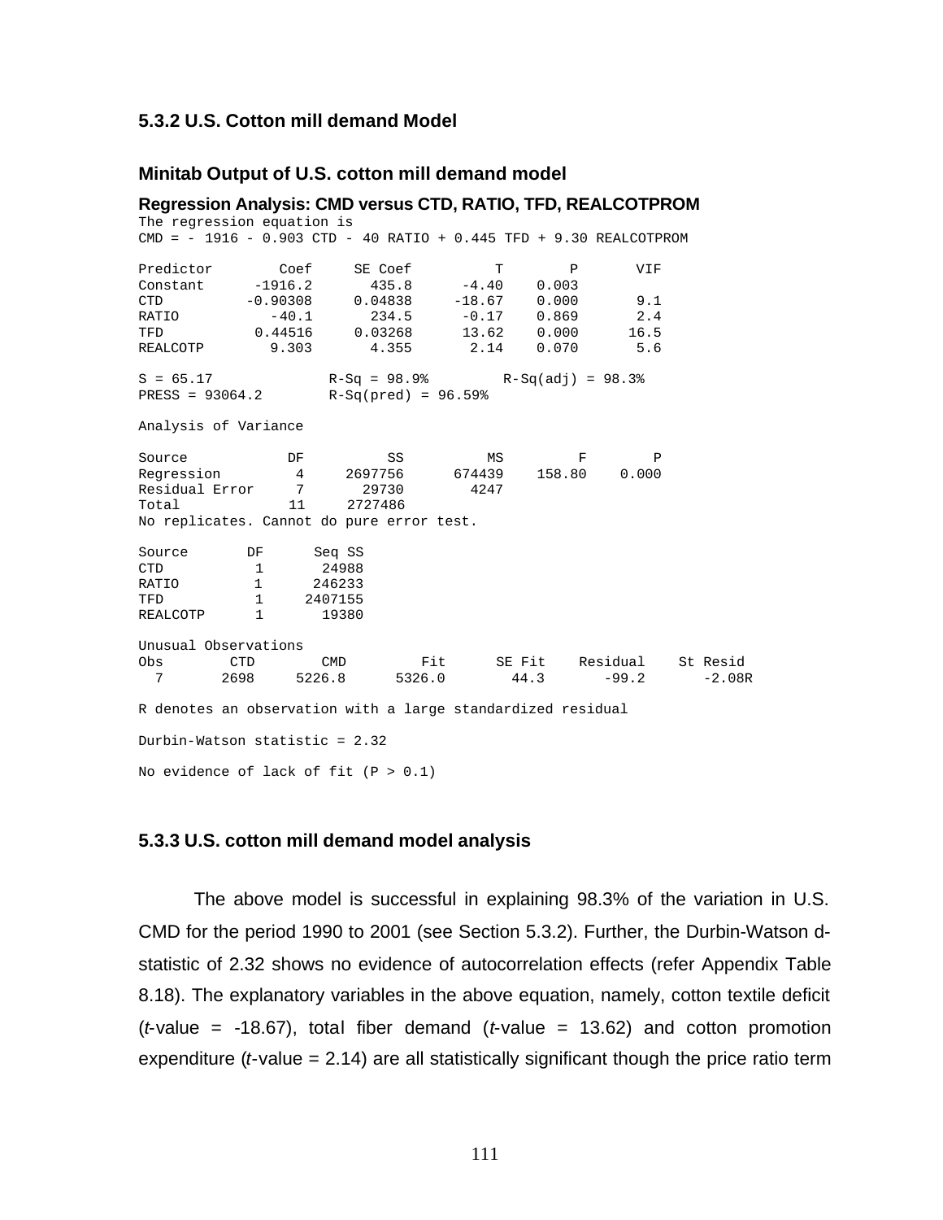### 5.3.2 U.S. Cotton mill demand Model

#### Minitab Output of U.S. cotton mill demand model

**Regression Analysis: CMD versus CTD, RATIO, TFD, REALCOTPROM**

```
The regression equation is
CMD = - 1916 - 0.903 CTD - 40 RATIO + 0.445 TFD + 9.30 REALCOTPROM

Predictor        Coef     SE Coef          T        P       VIF
Constant      -1916.2       435.8      -4.40    0.003
CTD          -0.90308     0.04838     -18.67    0.000       9.1
RATIO           -40.1       234.5      -0.17    0.869       2.4
TFD           0.44516     0.03268      13.62    0.000      16.5
REALCOTP        9.303       4.355       2.14    0.070       5.6

S = 65.17              R-Sq = 98.9%         R-Sq(adj) = 98.3%
PRESS = 93064.2        R-Sq(pred) = 96.59%

Analysis of Variance

Source            DF          SS          MS         F        P
Regression         4     2697756      674439    158.80    0.000
Residual Error     7       29730        4247
Total             11     2727486
No replicates. Cannot do pure error test.

Source       DF      Seq SS
CTD           1       24988
RATIO         1      246233
TFD           1     2407155
REALCOTP      1       19380

Unusual Observations
Obs       CTD        CMD         Fit      SE Fit    Residual    St Resid
  7      2698     5226.8      5326.0        44.3       -99.2      -2.08R

R denotes an observation with a large standardized residual

Durbin-Watson statistic = 2.32

No evidence of lack of fit (P > 0.1)
```

### 5.3.3 U.S. cotton mill demand model analysis

The above model is successful in explaining 98.3% of the variation in U.S. CMD for the period 1990 to 2001 (see Section 5.3.2). Further, the Durbin-Watson d-statistic of 2.32 shows no evidence of autocorrelation effects (refer Appendix Table 8.18). The explanatory variables in the above equation, namely, cotton textile deficit (*t*-value = -18.67), total fiber demand (*t*-value = 13.62) and cotton promotion expenditure (*t*-value = 2.14) are all statistically significant though the price ratio term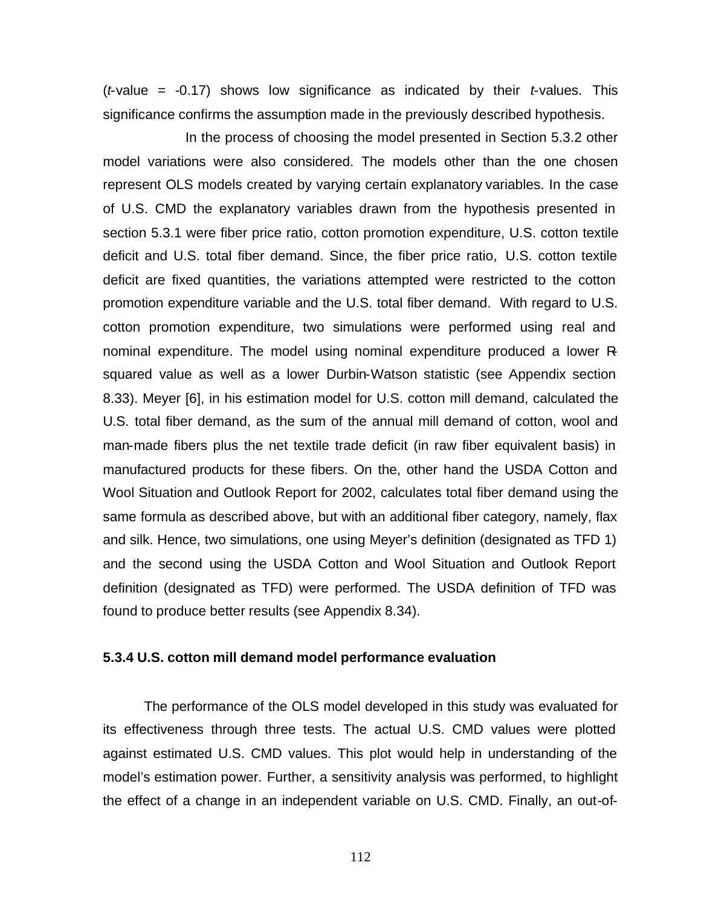(*t*-value = -0.17) shows low significance as indicated by their *t*-values. This significance confirms the assumption made in the previously described hypothesis.

In the process of choosing the model presented in Section 5.3.2 other model variations were also considered. The models other than the one chosen represent OLS models created by varying certain explanatory variables. In the case of U.S. CMD the explanatory variables drawn from the hypothesis presented in section 5.3.1 were fiber price ratio, cotton promotion expenditure, U.S. cotton textile deficit and U.S. total fiber demand. Since, the fiber price ratio, U.S. cotton textile deficit are fixed quantities, the variations attempted were restricted to the cotton promotion expenditure variable and the U.S. total fiber demand. With regard to U.S. cotton promotion expenditure, two simulations were performed using real and nominal expenditure. The model using nominal expenditure produced a lower R-squared value as well as a lower Durbin-Watson statistic (see Appendix section 8.33). Meyer [6], in his estimation model for U.S. cotton mill demand, calculated the U.S. total fiber demand, as the sum of the annual mill demand of cotton, wool and man-made fibers plus the net textile trade deficit (in raw fiber equivalent basis) in manufactured products for these fibers. On the, other hand the USDA Cotton and Wool Situation and Outlook Report for 2002, calculates total fiber demand using the same formula as described above, but with an additional fiber category, namely, flax and silk. Hence, two simulations, one using Meyer's definition (designated as TFD 1) and the second using the USDA Cotton and Wool Situation and Outlook Report definition (designated as TFD) were performed. The USDA definition of TFD was found to produce better results (see Appendix 8.34).

### 5.3.4 U.S. cotton mill demand model performance evaluation

The performance of the OLS model developed in this study was evaluated for its effectiveness through three tests. The actual U.S. CMD values were plotted against estimated U.S. CMD values. This plot would help in understanding of the model's estimation power. Further, a sensitivity analysis was performed, to highlight the effect of a change in an independent variable on U.S. CMD. Finally, an out-of-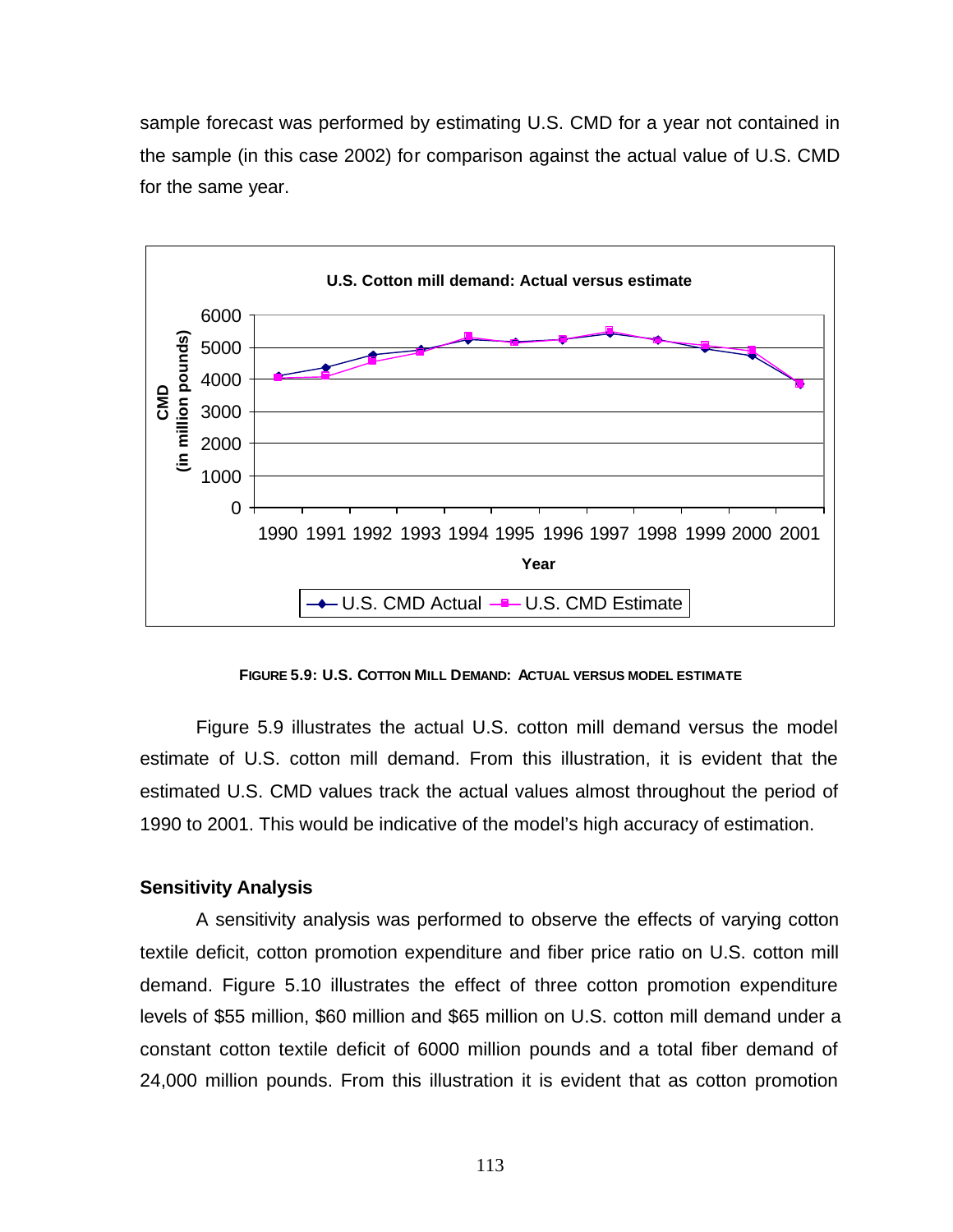sample forecast was performed by estimating U.S. CMD for a year not contained in the sample (in this case 2002) for comparison against the actual value of U.S. CMD for the same year.

**FIGURE 5.9: U.S. COTTON MILL DEMAND: ACTUAL VERSUS MODEL ESTIMATE**

Figure 5.9 illustrates the actual U.S. cotton mill demand versus the model estimate of U.S. cotton mill demand. From this illustration, it is evident that the estimated U.S. CMD values track the actual values almost throughout the period of 1990 to 2001. This would be indicative of the model's high accuracy of estimation.

### Sensitivity Analysis

A sensitivity analysis was performed to observe the effects of varying cotton textile deficit, cotton promotion expenditure and fiber price ratio on U.S. cotton mill demand. Figure 5.10 illustrates the effect of three cotton promotion expenditure levels of \$55 million, \$60 million and \$65 million on U.S. cotton mill demand under a constant cotton textile deficit of 6000 million pounds and a total fiber demand of 24,000 million pounds. From this illustration it is evident that as cotton promotion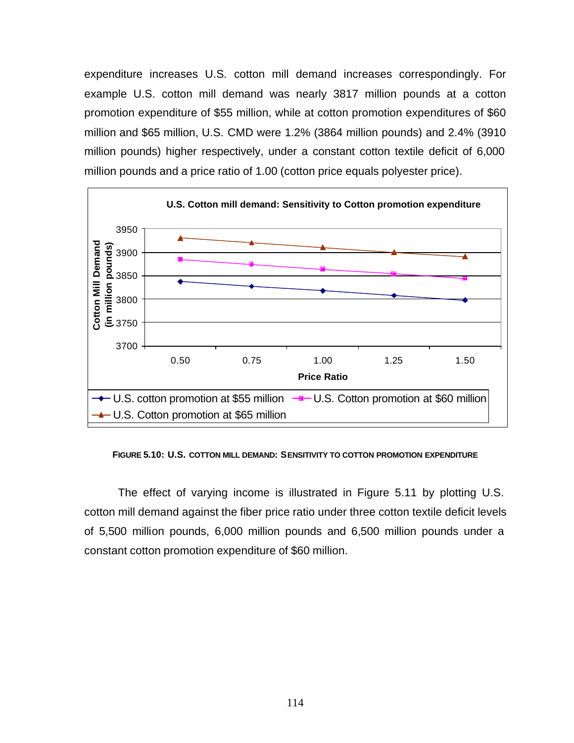expenditure increases U.S. cotton mill demand increases correspondingly. For example U.S. cotton mill demand was nearly 3817 million pounds at a cotton promotion expenditure of $55 million, while at cotton promotion expenditures of $60 million and $65 million, U.S. CMD were 1.2% (3864 million pounds) and 2.4% (3910 million pounds) higher respectively, under a constant cotton textile deficit of 6,000 million pounds and a price ratio of 1.00 (cotton price equals polyester price).

**FIGURE 5.10: U.S. COTTON MILL DEMAND: SENSITIVITY TO COTTON PROMOTION EXPENDITURE**

The effect of varying income is illustrated in Figure 5.11 by plotting U.S. cotton mill demand against the fiber price ratio under three cotton textile deficit levels of 5,500 million pounds, 6,000 million pounds and 6,500 million pounds under a constant cotton promotion expenditure of $60 million.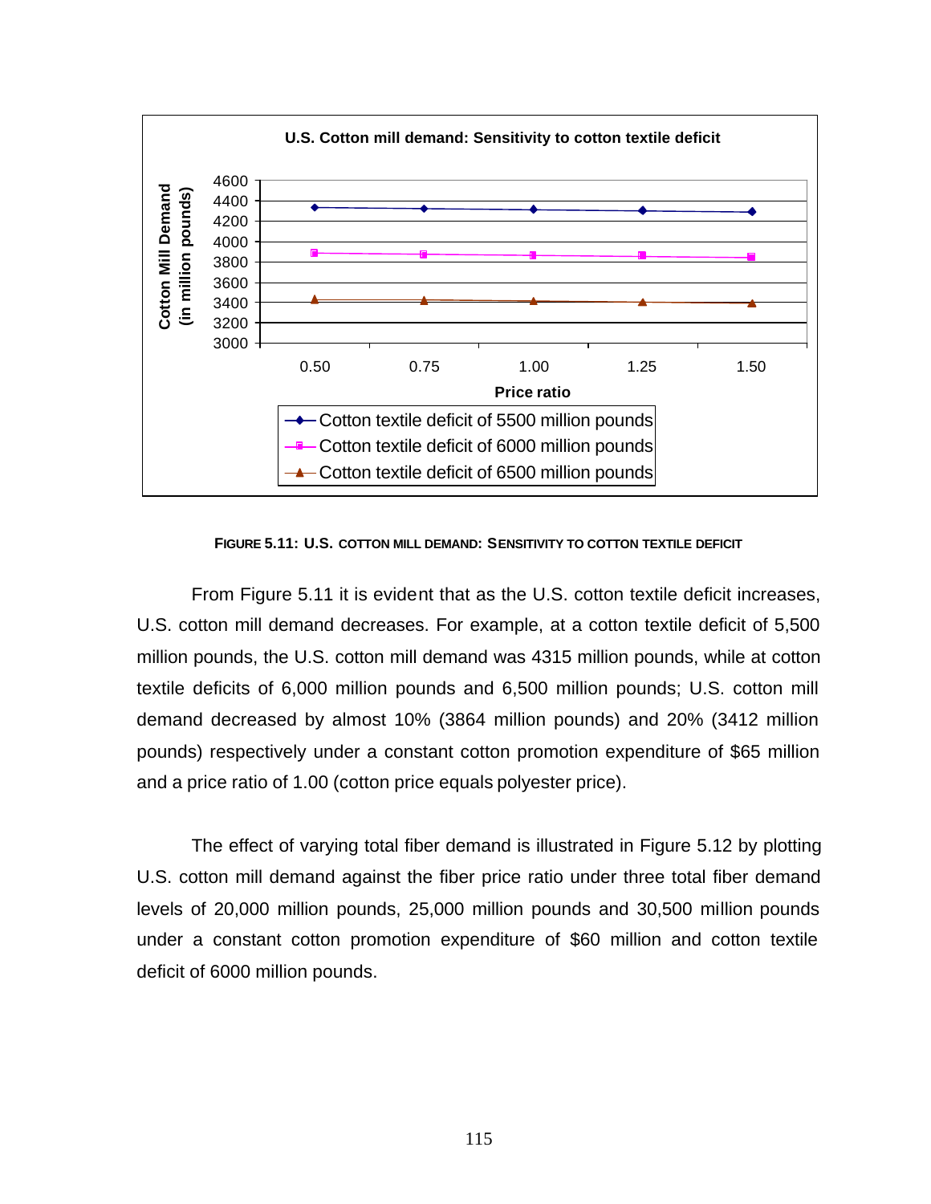FIGURE 5.11: U.S. COTTON MILL DEMAND: SENSITIVITY TO COTTON TEXTILE DEFICIT

From Figure 5.11 it is evident that as the U.S. cotton textile deficit increases, U.S. cotton mill demand decreases. For example, at a cotton textile deficit of 5,500 million pounds, the U.S. cotton mill demand was 4315 million pounds, while at cotton textile deficits of 6,000 million pounds and 6,500 million pounds; U.S. cotton mill demand decreased by almost 10% (3864 million pounds) and 20% (3412 million pounds) respectively under a constant cotton promotion expenditure of $65 million and a price ratio of 1.00 (cotton price equals polyester price).

The effect of varying total fiber demand is illustrated in Figure 5.12 by plotting U.S. cotton mill demand against the fiber price ratio under three total fiber demand levels of 20,000 million pounds, 25,000 million pounds and 30,500 million pounds under a constant cotton promotion expenditure of $60 million and cotton textile deficit of 6000 million pounds.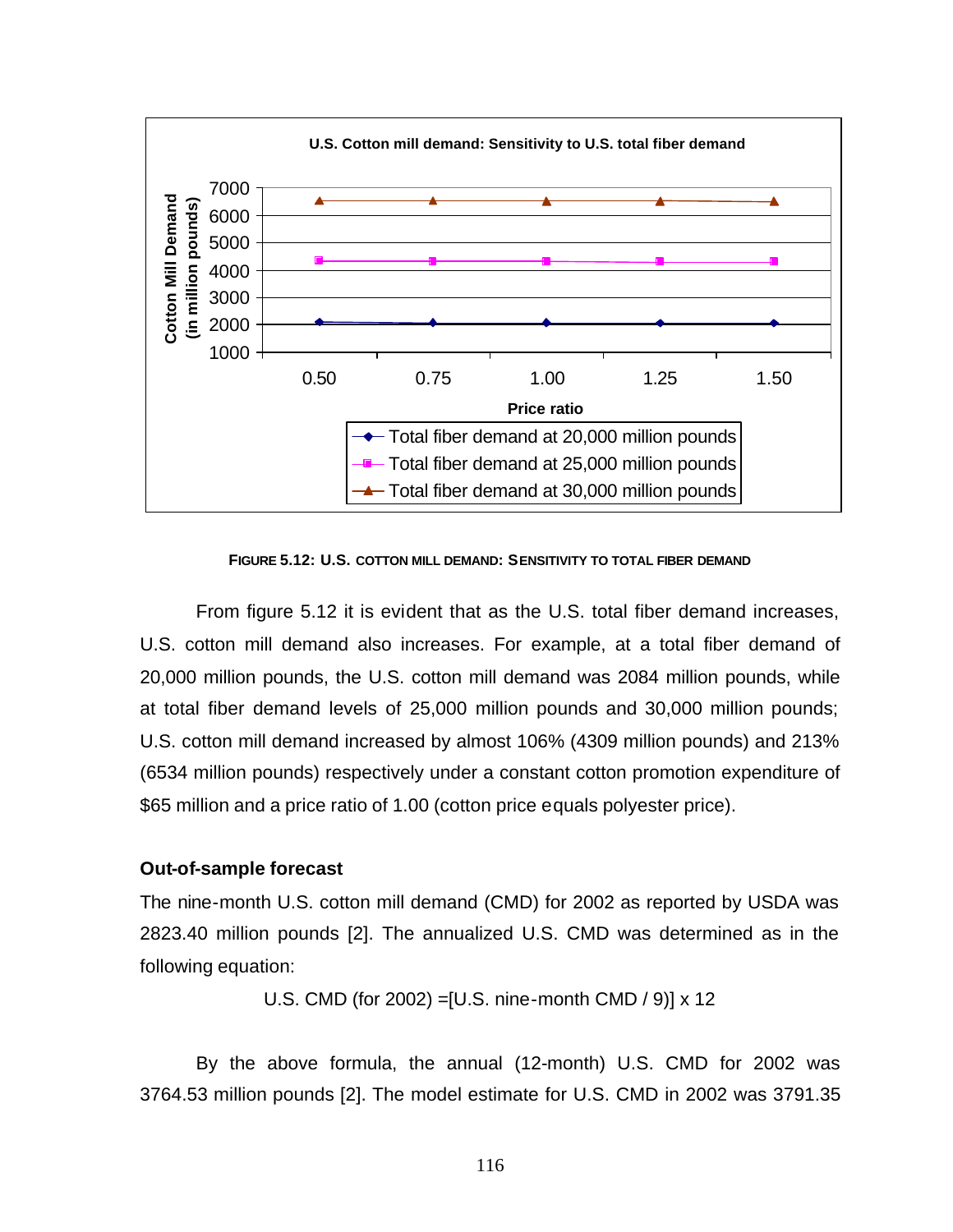FIGURE 5.12: U.S. COTTON MILL DEMAND: SENSITIVITY TO TOTAL FIBER DEMAND

From figure 5.12 it is evident that as the U.S. total fiber demand increases, U.S. cotton mill demand also increases. For example, at a total fiber demand of 20,000 million pounds, the U.S. cotton mill demand was 2084 million pounds, while at total fiber demand levels of 25,000 million pounds and 30,000 million pounds; U.S. cotton mill demand increased by almost 106% (4309 million pounds) and 213% (6534 million pounds) respectively under a constant cotton promotion expenditure of $65 million and a price ratio of 1.00 (cotton price equals polyester price).

**Out-of-sample forecast**

The nine-month U.S. cotton mill demand (CMD) for 2002 as reported by USDA was 2823.40 million pounds [2]. The annualized U.S. CMD was determined as in the following equation:

U.S. CMD (for 2002) =[U.S. nine-month CMD / 9)] x 12

By the above formula, the annual (12-month) U.S. CMD for 2002 was 3764.53 million pounds [2]. The model estimate for U.S. CMD in 2002 was 3791.35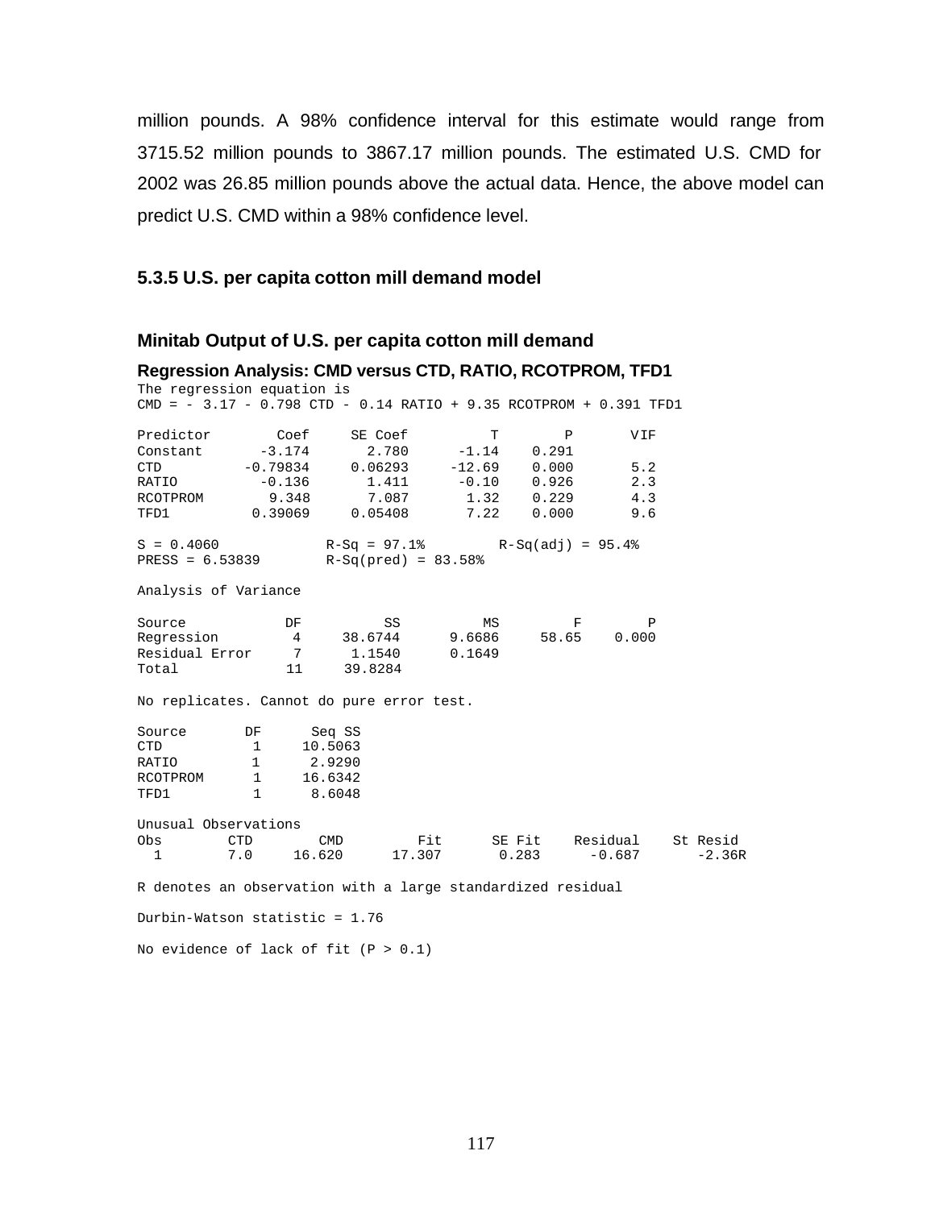million pounds. A 98% confidence interval for this estimate would range from 3715.52 million pounds to 3867.17 million pounds. The estimated U.S. CMD for 2002 was 26.85 million pounds above the actual data. Hence, the above model can predict U.S. CMD within a 98% confidence level.

### 5.3.5 U.S. per capita cotton mill demand model

#### Minitab Output of U.S. per capita cotton mill demand

**Regression Analysis: CMD versus CTD, RATIO, RCOTPROM, TFD1**

```
The regression equation is
CMD = - 3.17 - 0.798 CTD - 0.14 RATIO + 9.35 RCOTPROM + 0.391 TFD1

Predictor        Coef     SE Coef          T        P       VIF
Constant       -3.174       2.780      -1.14    0.291
CTD          -0.79834     0.06293     -12.69    0.000       5.2
RATIO          -0.136       1.411      -0.10    0.926       2.3
RCOTPROM        9.348       7.087       1.32    0.229       4.3
TFD1          0.39069     0.05408       7.22    0.000       9.6

S = 0.4060            R-Sq = 97.1%        R-Sq(adj) = 95.4%
PRESS = 6.53839       R-Sq(pred) = 83.58%

Analysis of Variance

Source            DF          SS          MS         F        P
Regression         4     38.6744      9.6686     58.65    0.000
Residual Error     7      1.1540      0.1649
Total             11     39.8284

No replicates. Cannot do pure error test.

Source       DF      Seq SS
CTD           1     10.5063
RATIO         1      2.9290
RCOTPROM      1     16.6342
TFD1          1      8.6048

Unusual Observations
Obs       CTD       CMD        Fit      SE Fit    Residual    St Resid
  1       7.0    16.620     17.307       0.283      -0.687      -2.36R

R denotes an observation with a large standardized residual

Durbin-Watson statistic = 1.76

No evidence of lack of fit (P > 0.1)
```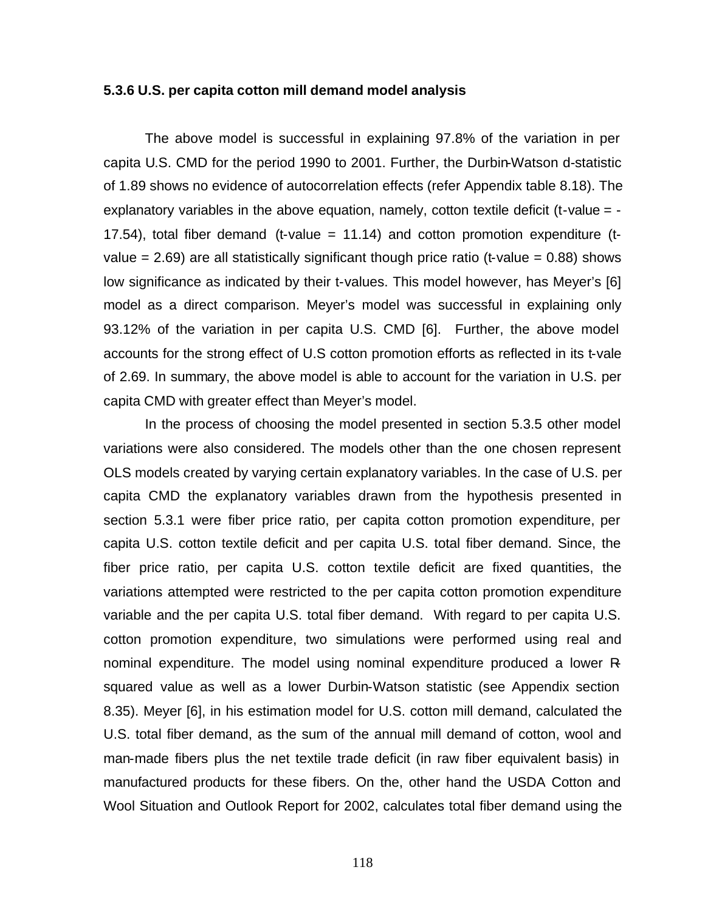### 5.3.6 U.S. per capita cotton mill demand model analysis

The above model is successful in explaining 97.8% of the variation in per capita U.S. CMD for the period 1990 to 2001. Further, the Durbin-Watson d-statistic of 1.89 shows no evidence of autocorrelation effects (refer Appendix table 8.18). The explanatory variables in the above equation, namely, cotton textile deficit (t-value = -17.54), total fiber demand (t-value = 11.14) and cotton promotion expenditure (t-value = 2.69) are all statistically significant though price ratio (t-value = 0.88) shows low significance as indicated by their t-values. This model however, has Meyer's [6] model as a direct comparison. Meyer's model was successful in explaining only 93.12% of the variation in per capita U.S. CMD [6]. Further, the above model accounts for the strong effect of U.S cotton promotion efforts as reflected in its t-vale of 2.69. In summary, the above model is able to account for the variation in U.S. per capita CMD with greater effect than Meyer's model.

In the process of choosing the model presented in section 5.3.5 other model variations were also considered. The models other than the one chosen represent OLS models created by varying certain explanatory variables. In the case of U.S. per capita CMD the explanatory variables drawn from the hypothesis presented in section 5.3.1 were fiber price ratio, per capita cotton promotion expenditure, per capita U.S. cotton textile deficit and per capita U.S. total fiber demand. Since, the fiber price ratio, per capita U.S. cotton textile deficit are fixed quantities, the variations attempted were restricted to the per capita cotton promotion expenditure variable and the per capita U.S. total fiber demand. With regard to per capita U.S. cotton promotion expenditure, two simulations were performed using real and nominal expenditure. The model using nominal expenditure produced a lower R-squared value as well as a lower Durbin-Watson statistic (see Appendix section 8.35). Meyer [6], in his estimation model for U.S. cotton mill demand, calculated the U.S. total fiber demand, as the sum of the annual mill demand of cotton, wool and man-made fibers plus the net textile trade deficit (in raw fiber equivalent basis) in manufactured products for these fibers. On the, other hand the USDA Cotton and Wool Situation and Outlook Report for 2002, calculates total fiber demand using the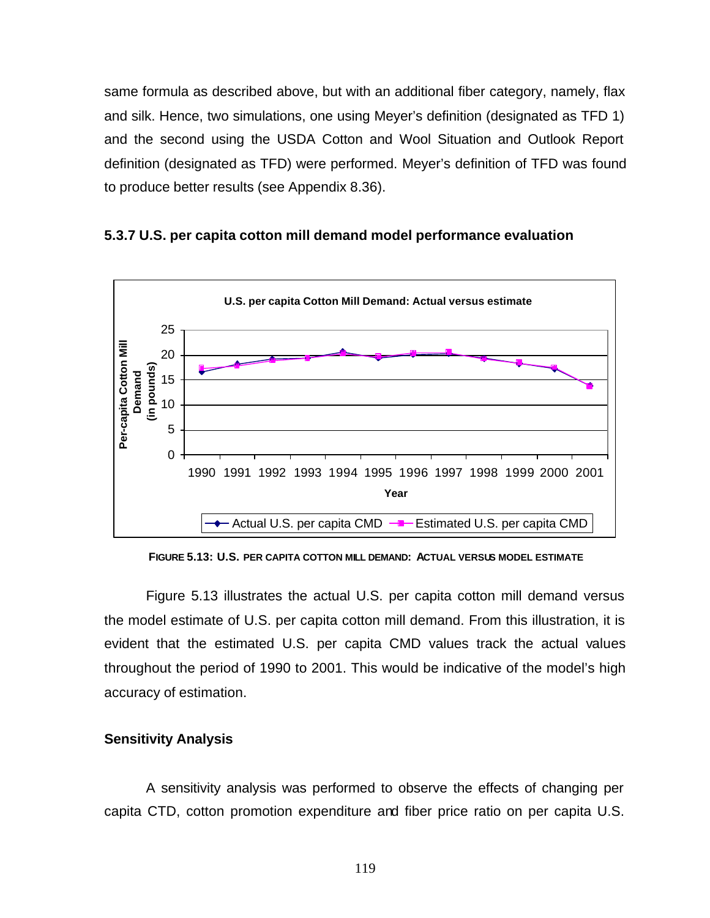same formula as described above, but with an additional fiber category, namely, flax and silk. Hence, two simulations, one using Meyer's definition (designated as TFD 1) and the second using the USDA Cotton and Wool Situation and Outlook Report definition (designated as TFD) were performed. Meyer's definition of TFD was found to produce better results (see Appendix 8.36).

### 5.3.7 U.S. per capita cotton mill demand model performance evaluation

**FIGURE 5.13: U.S. PER CAPITA COTTON MILL DEMAND: ACTUAL VERSUS MODEL ESTIMATE**

Figure 5.13 illustrates the actual U.S. per capita cotton mill demand versus the model estimate of U.S. per capita cotton mill demand. From this illustration, it is evident that the estimated U.S. per capita CMD values track the actual values throughout the period of 1990 to 2001. This would be indicative of the model's high accuracy of estimation.

#### Sensitivity Analysis

A sensitivity analysis was performed to observe the effects of changing per capita CTD, cotton promotion expenditure and fiber price ratio on per capita U.S.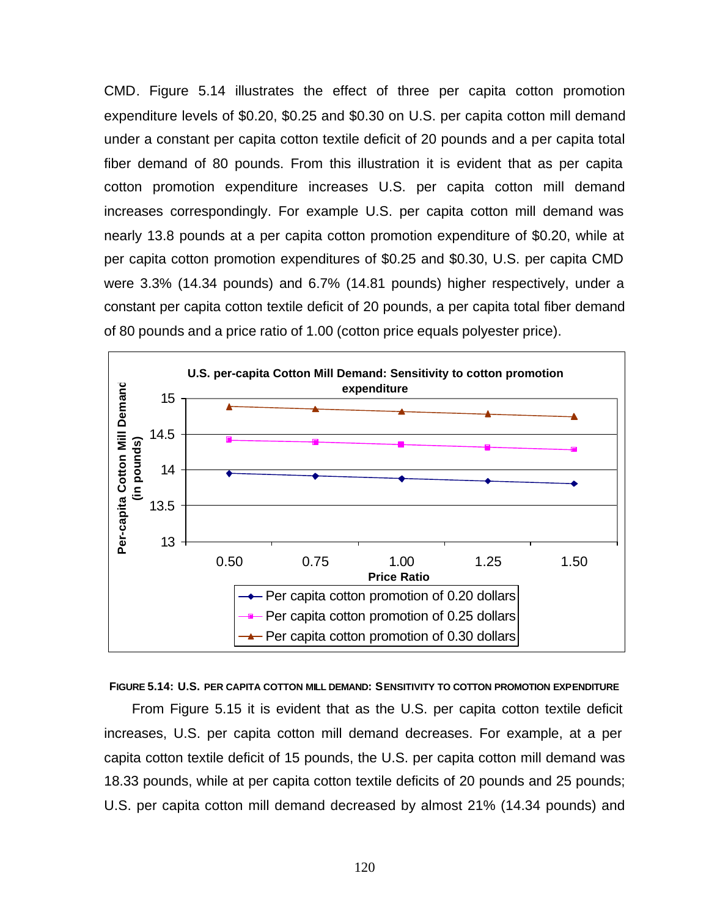CMD. Figure 5.14 illustrates the effect of three per capita cotton promotion expenditure levels of $0.20, $0.25 and $0.30 on U.S. per capita cotton mill demand under a constant per capita cotton textile deficit of 20 pounds and a per capita total fiber demand of 80 pounds. From this illustration it is evident that as per capita cotton promotion expenditure increases U.S. per capita cotton mill demand increases correspondingly. For example U.S. per capita cotton mill demand was nearly 13.8 pounds at a per capita cotton promotion expenditure of $0.20, while at per capita cotton promotion expenditures of $0.25 and $0.30, U.S. per capita CMD were 3.3% (14.34 pounds) and 6.7% (14.81 pounds) higher respectively, under a constant per capita cotton textile deficit of 20 pounds, a per capita total fiber demand of 80 pounds and a price ratio of 1.00 (cotton price equals polyester price).

**FIGURE 5.14: U.S. PER CAPITA COTTON MILL DEMAND: SENSITIVITY TO COTTON PROMOTION EXPENDITURE**

From Figure 5.15 it is evident that as the U.S. per capita cotton textile deficit increases, U.S. per capita cotton mill demand decreases. For example, at a per capita cotton textile deficit of 15 pounds, the U.S. per capita cotton mill demand was 18.33 pounds, while at per capita cotton textile deficits of 20 pounds and 25 pounds; U.S. per capita cotton mill demand decreased by almost 21% (14.34 pounds) and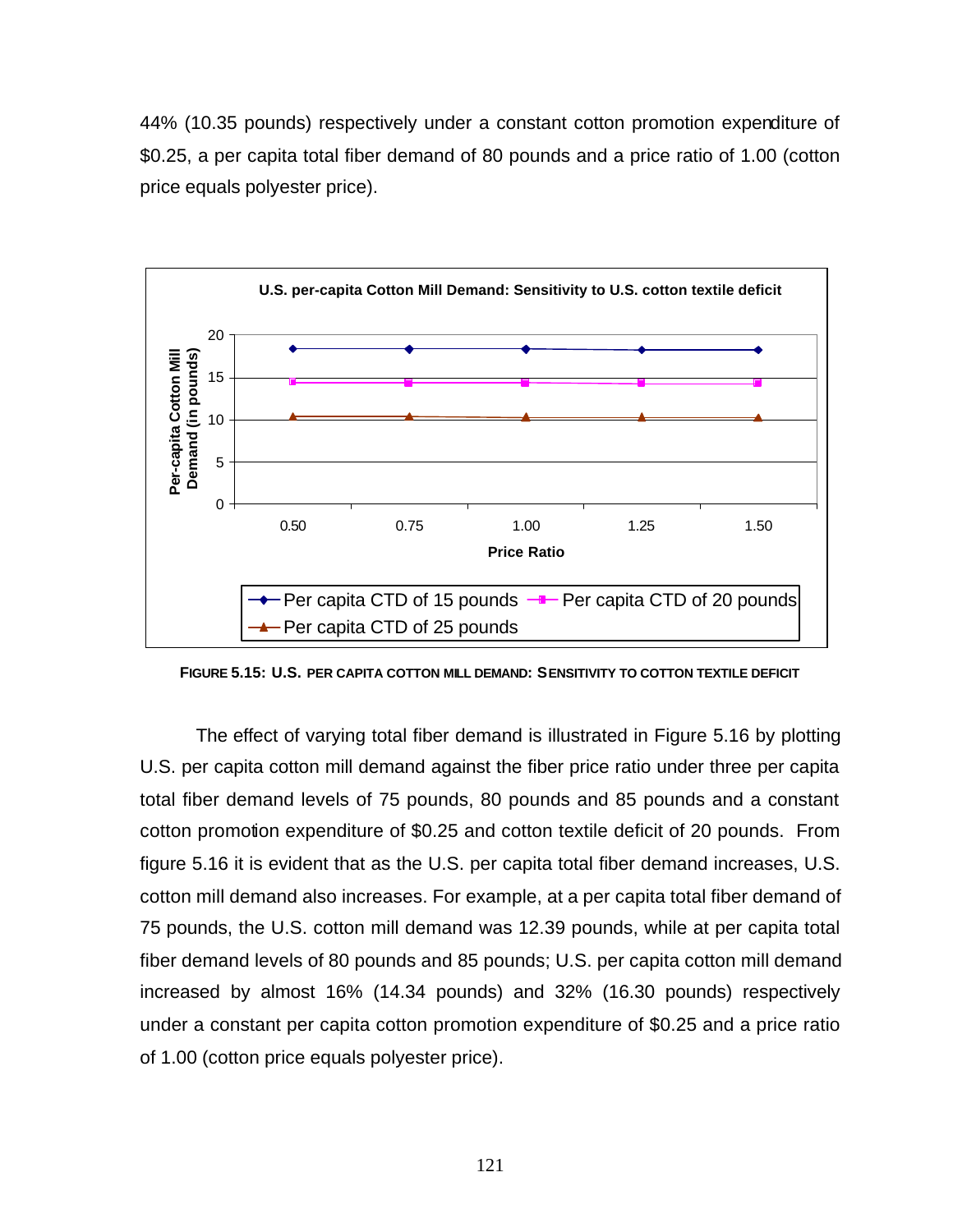44% (10.35 pounds) respectively under a constant cotton promotion expenditure of $0.25, a per capita total fiber demand of 80 pounds and a price ratio of 1.00 (cotton price equals polyester price).

**FIGURE 5.15: U.S. PER CAPITA COTTON MILL DEMAND: SENSITIVITY TO COTTON TEXTILE DEFICIT**

The effect of varying total fiber demand is illustrated in Figure 5.16 by plotting U.S. per capita cotton mill demand against the fiber price ratio under three per capita total fiber demand levels of 75 pounds, 80 pounds and 85 pounds and a constant cotton promotion expenditure of $0.25 and cotton textile deficit of 20 pounds. From figure 5.16 it is evident that as the U.S. per capita total fiber demand increases, U.S. cotton mill demand also increases. For example, at a per capita total fiber demand of 75 pounds, the U.S. cotton mill demand was 12.39 pounds, while at per capita total fiber demand levels of 80 pounds and 85 pounds; U.S. per capita cotton mill demand increased by almost 16% (14.34 pounds) and 32% (16.30 pounds) respectively under a constant per capita cotton promotion expenditure of $0.25 and a price ratio of 1.00 (cotton price equals polyester price).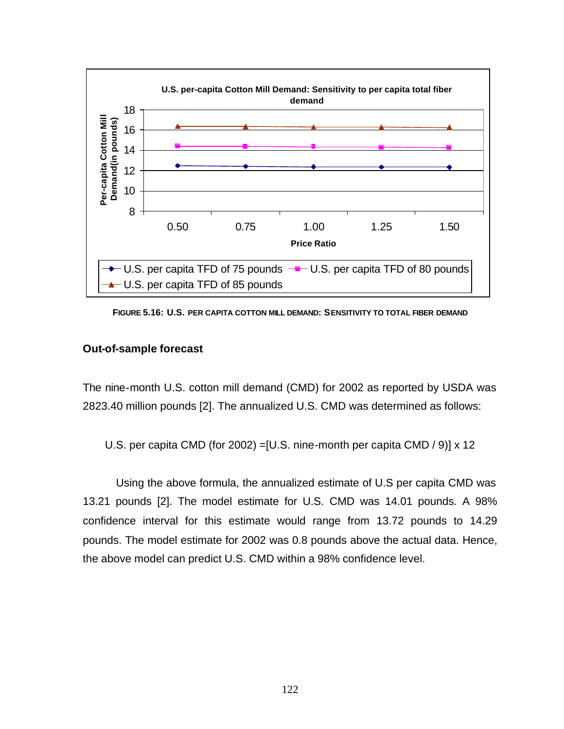FIGURE 5.16: U.S. PER CAPITA COTTON MILL DEMAND: SENSITIVITY TO TOTAL FIBER DEMAND

### Out-of-sample forecast

The nine-month U.S. cotton mill demand (CMD) for 2002 as reported by USDA was 2823.40 million pounds [2]. The annualized U.S. CMD was determined as follows:

U.S. per capita CMD (for 2002) =[U.S. nine-month per capita CMD / 9)] x 12

Using the above formula, the annualized estimate of U.S per capita CMD was 13.21 pounds [2]. The model estimate for U.S. CMD was 14.01 pounds. A 98% confidence interval for this estimate would range from 13.72 pounds to 14.29 pounds. The model estimate for 2002 was 0.8 pounds above the actual data. Hence, the above model can predict U.S. CMD within a 98% confidence level.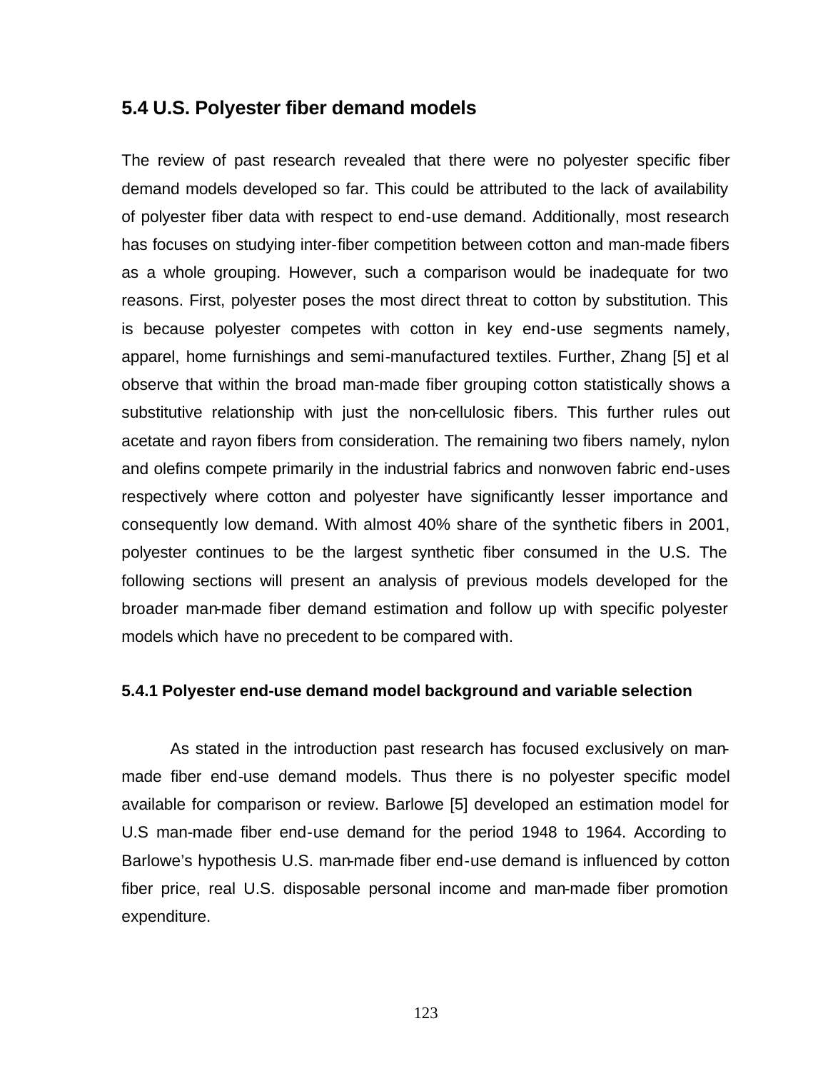## 5.4 U.S. Polyester fiber demand models

The review of past research revealed that there were no polyester specific fiber demand models developed so far. This could be attributed to the lack of availability of polyester fiber data with respect to end-use demand. Additionally, most research has focuses on studying inter-fiber competition between cotton and man-made fibers as a whole grouping. However, such a comparison would be inadequate for two reasons. First, polyester poses the most direct threat to cotton by substitution. This is because polyester competes with cotton in key end-use segments namely, apparel, home furnishings and semi-manufactured textiles. Further, Zhang [5] et al observe that within the broad man-made fiber grouping cotton statistically shows a substitutive relationship with just the non-cellulosic fibers. This further rules out acetate and rayon fibers from consideration. The remaining two fibers namely, nylon and olefins compete primarily in the industrial fabrics and nonwoven fabric end-uses respectively where cotton and polyester have significantly lesser importance and consequently low demand. With almost 40% share of the synthetic fibers in 2001, polyester continues to be the largest synthetic fiber consumed in the U.S. The following sections will present an analysis of previous models developed for the broader man-made fiber demand estimation and follow up with specific polyester models which have no precedent to be compared with.

### 5.4.1 Polyester end-use demand model background and variable selection

As stated in the introduction past research has focused exclusively on man-made fiber end-use demand models. Thus there is no polyester specific model available for comparison or review. Barlowe [5] developed an estimation model for U.S man-made fiber end-use demand for the period 1948 to 1964. According to Barlowe's hypothesis U.S. man-made fiber end-use demand is influenced by cotton fiber price, real U.S. disposable personal income and man-made fiber promotion expenditure.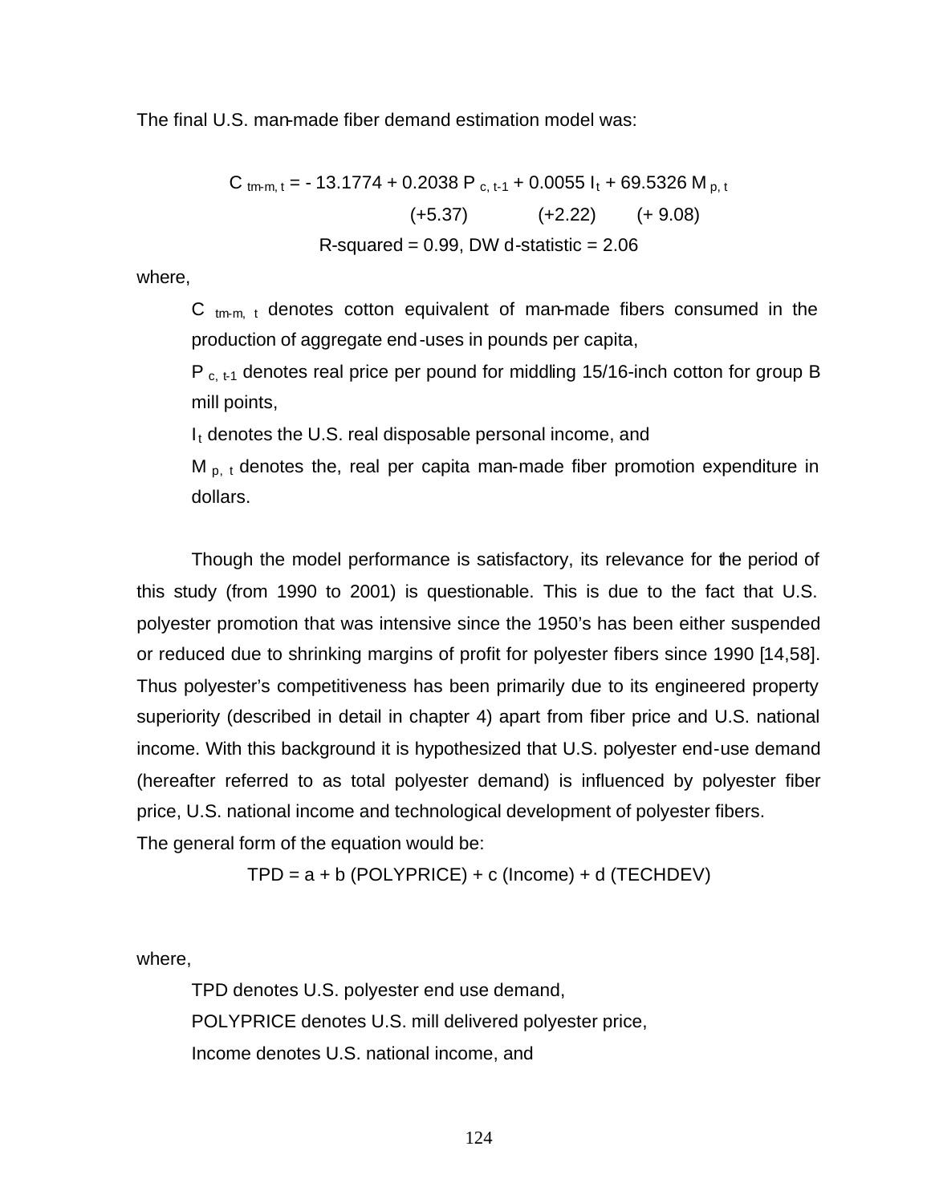The final U.S. man-made fiber demand estimation model was:

$$C_{tm\text{-}m,\,t} = -\,13.1774 + 0.2038\,P_{c,\,t-1} + 0.0055\,I_t + 69.5326\,M_{p,\,t}$$

$$(+5.37) \qquad (+2.22) \qquad (+\,9.08)$$

$R^2$ = 0.99, DW d-statistic = 2.06

where,

$C_{tm\text{-}m,\,t}$ denotes cotton equivalent of man-made fibers consumed in the production of aggregate end-uses in pounds per capita,

$P_{c,\,t-1}$ denotes real price per pound for middling 15/16-inch cotton for group B mill points,

$I_t$ denotes the U.S. real disposable personal income, and

$M_{p,\,t}$ denotes the, real per capita man-made fiber promotion expenditure in dollars.

Though the model performance is satisfactory, its relevance for the period of this study (from 1990 to 2001) is questionable. This is due to the fact that U.S. polyester promotion that was intensive since the 1950's has been either suspended or reduced due to shrinking margins of profit for polyester fibers since 1990 [14,58]. Thus polyester's competitiveness has been primarily due to its engineered property superiority (described in detail in chapter 4) apart from fiber price and U.S. national income. With this background it is hypothesized that U.S. polyester end-use demand (hereafter referred to as total polyester demand) is influenced by polyester fiber price, U.S. national income and technological development of polyester fibers.
The general form of the equation would be:

$$TPD = a + b\,(POLYPRICE) + c\,(Income) + d\,(TECHDEV)$$

where,

TPD denotes U.S. polyester end use demand,

POLYPRICE denotes U.S. mill delivered polyester price,

Income denotes U.S. national income, and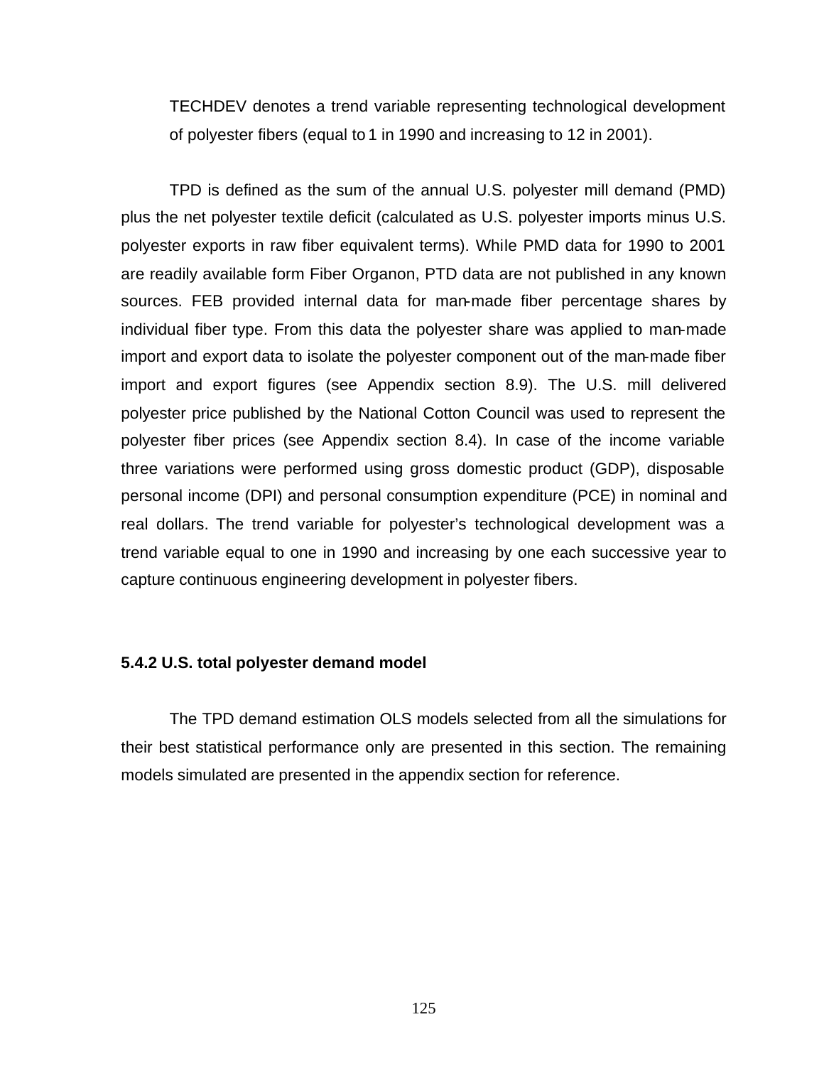TECHDEV denotes a trend variable representing technological development of polyester fibers (equal to 1 in 1990 and increasing to 12 in 2001).

TPD is defined as the sum of the annual U.S. polyester mill demand (PMD) plus the net polyester textile deficit (calculated as U.S. polyester imports minus U.S. polyester exports in raw fiber equivalent terms). While PMD data for 1990 to 2001 are readily available form Fiber Organon, PTD data are not published in any known sources. FEB provided internal data for man-made fiber percentage shares by individual fiber type. From this data the polyester share was applied to man-made import and export data to isolate the polyester component out of the man-made fiber import and export figures (see Appendix section 8.9). The U.S. mill delivered polyester price published by the National Cotton Council was used to represent the polyester fiber prices (see Appendix section 8.4). In case of the income variable three variations were performed using gross domestic product (GDP), disposable personal income (DPI) and personal consumption expenditure (PCE) in nominal and real dollars. The trend variable for polyester's technological development was a trend variable equal to one in 1990 and increasing by one each successive year to capture continuous engineering development in polyester fibers.

### 5.4.2 U.S. total polyester demand model

The TPD demand estimation OLS models selected from all the simulations for their best statistical performance only are presented in this section. The remaining models simulated are presented in the appendix section for reference.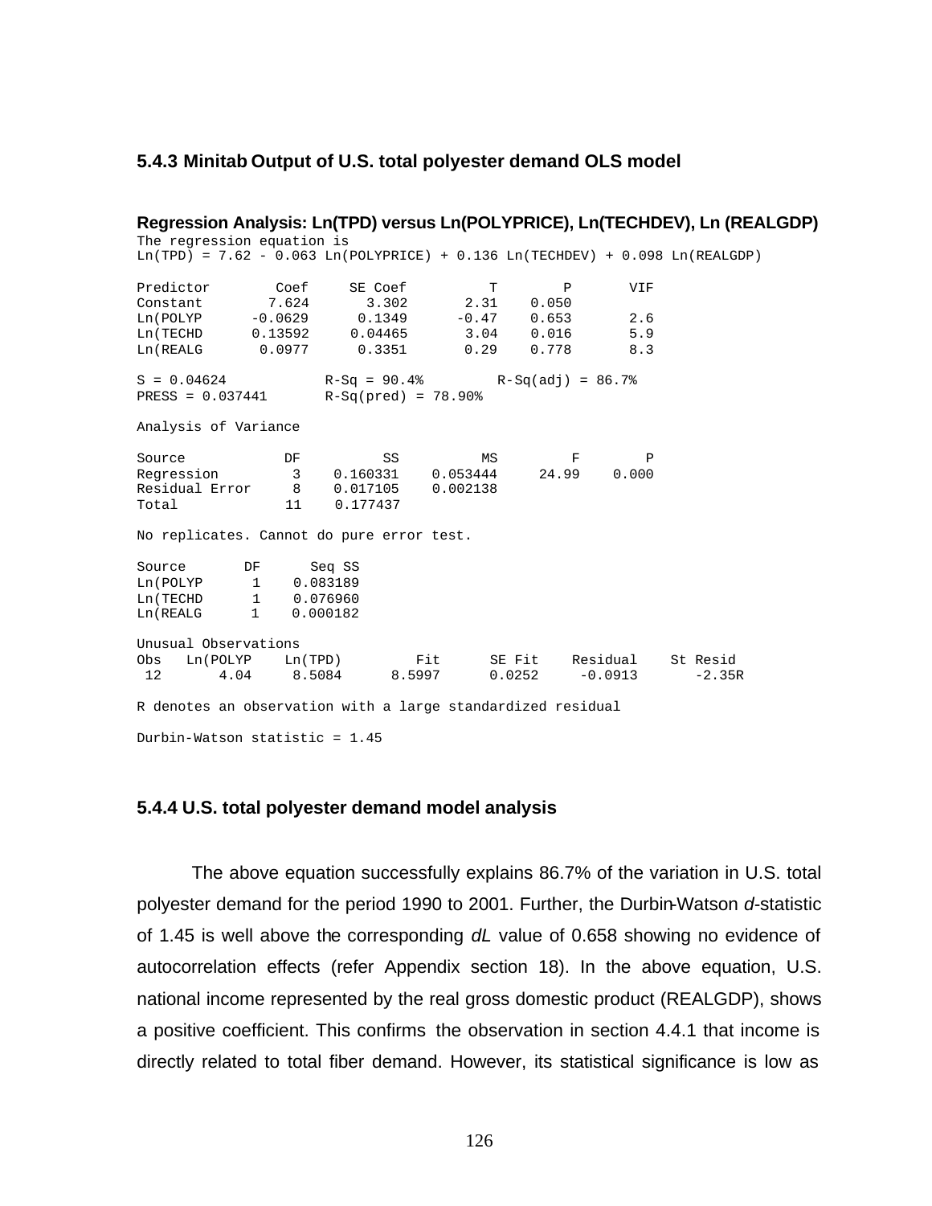### 5.4.3 Minitab Output of U.S. total polyester demand OLS model

**Regression Analysis: Ln(TPD) versus Ln(POLYPRICE), Ln(TECHDEV), Ln (REALGDP)**

```
The regression equation is
Ln(TPD) = 7.62 - 0.063 Ln(POLYPRICE) + 0.136 Ln(TECHDEV) + 0.098 Ln(REALGDP)

Predictor        Coef     SE Coef         T        P       VIF
Constant        7.624       3.302      2.31    0.050
Ln(POLYP      -0.0629      0.1349     -0.47    0.653       2.6
Ln(TECHD      0.13592     0.04465      3.04    0.016       5.9
Ln(REALG       0.0977      0.3351      0.29    0.778       8.3

S = 0.04624            R-Sq = 90.4%        R-Sq(adj) = 86.7%
PRESS = 0.037441       R-Sq(pred) = 78.90%

Analysis of Variance

Source            DF          SS          MS        F        P
Regression         3    0.160331    0.053444    24.99    0.000
Residual Error     8    0.017105    0.002138
Total             11    0.177437

No replicates. Cannot do pure error test.

Source       DF      Seq SS
Ln(POLYP      1    0.083189
Ln(TECHD      1    0.076960
Ln(REALG      1    0.000182

Unusual Observations
Obs   Ln(POLYP    Ln(TPD)        Fit      SE Fit    Residual    St Resid
 12       4.04     8.5084     8.5997      0.0252     -0.0913      -2.35R

R denotes an observation with a large standardized residual

Durbin-Watson statistic = 1.45
```

### 5.4.4 U.S. total polyester demand model analysis

The above equation successfully explains 86.7% of the variation in U.S. total polyester demand for the period 1990 to 2001. Further, the Durbin-Watson *d*-statistic of 1.45 is well above the corresponding *dL* value of 0.658 showing no evidence of autocorrelation effects (refer Appendix section 18). In the above equation, U.S. national income represented by the real gross domestic product (REALGDP), shows a positive coefficient. This confirms the observation in section 4.4.1 that income is directly related to total fiber demand. However, its statistical significance is low as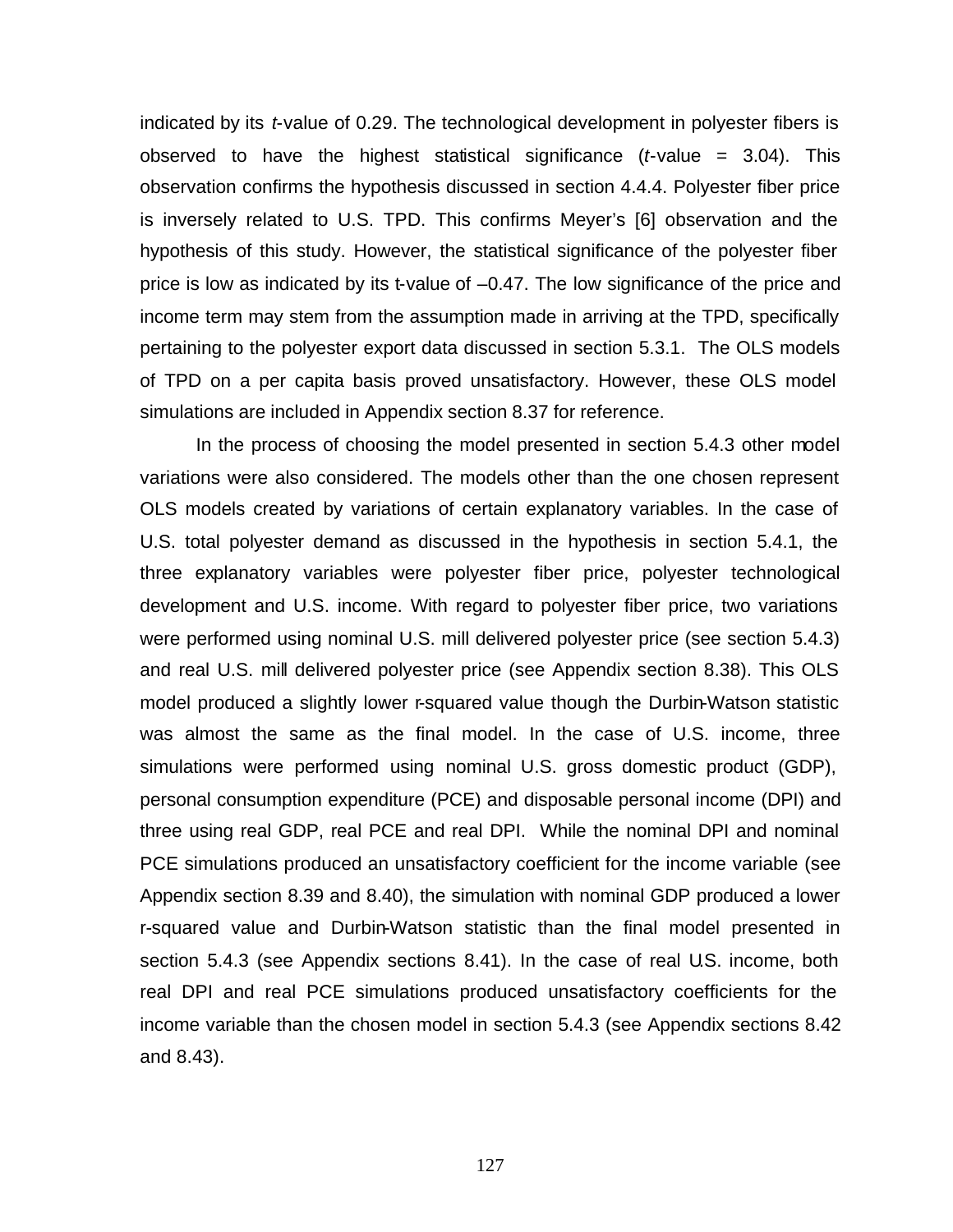indicated by its *t*-value of 0.29. The technological development in polyester fibers is observed to have the highest statistical significance (*t*-value = 3.04). This observation confirms the hypothesis discussed in section 4.4.4. Polyester fiber price is inversely related to U.S. TPD. This confirms Meyer's [6] observation and the hypothesis of this study. However, the statistical significance of the polyester fiber price is low as indicated by its t-value of –0.47. The low significance of the price and income term may stem from the assumption made in arriving at the TPD, specifically pertaining to the polyester export data discussed in section 5.3.1. The OLS models of TPD on a per capita basis proved unsatisfactory. However, these OLS model simulations are included in Appendix section 8.37 for reference.

In the process of choosing the model presented in section 5.4.3 other model variations were also considered. The models other than the one chosen represent OLS models created by variations of certain explanatory variables. In the case of U.S. total polyester demand as discussed in the hypothesis in section 5.4.1, the three explanatory variables were polyester fiber price, polyester technological development and U.S. income. With regard to polyester fiber price, two variations were performed using nominal U.S. mill delivered polyester price (see section 5.4.3) and real U.S. mill delivered polyester price (see Appendix section 8.38). This OLS model produced a slightly lower r-squared value though the Durbin-Watson statistic was almost the same as the final model. In the case of U.S. income, three simulations were performed using nominal U.S. gross domestic product (GDP), personal consumption expenditure (PCE) and disposable personal income (DPI) and three using real GDP, real PCE and real DPI. While the nominal DPI and nominal PCE simulations produced an unsatisfactory coefficient for the income variable (see Appendix section 8.39 and 8.40), the simulation with nominal GDP produced a lower r-squared value and Durbin-Watson statistic than the final model presented in section 5.4.3 (see Appendix sections 8.41). In the case of real U.S. income, both real DPI and real PCE simulations produced unsatisfactory coefficients for the income variable than the chosen model in section 5.4.3 (see Appendix sections 8.42 and 8.43).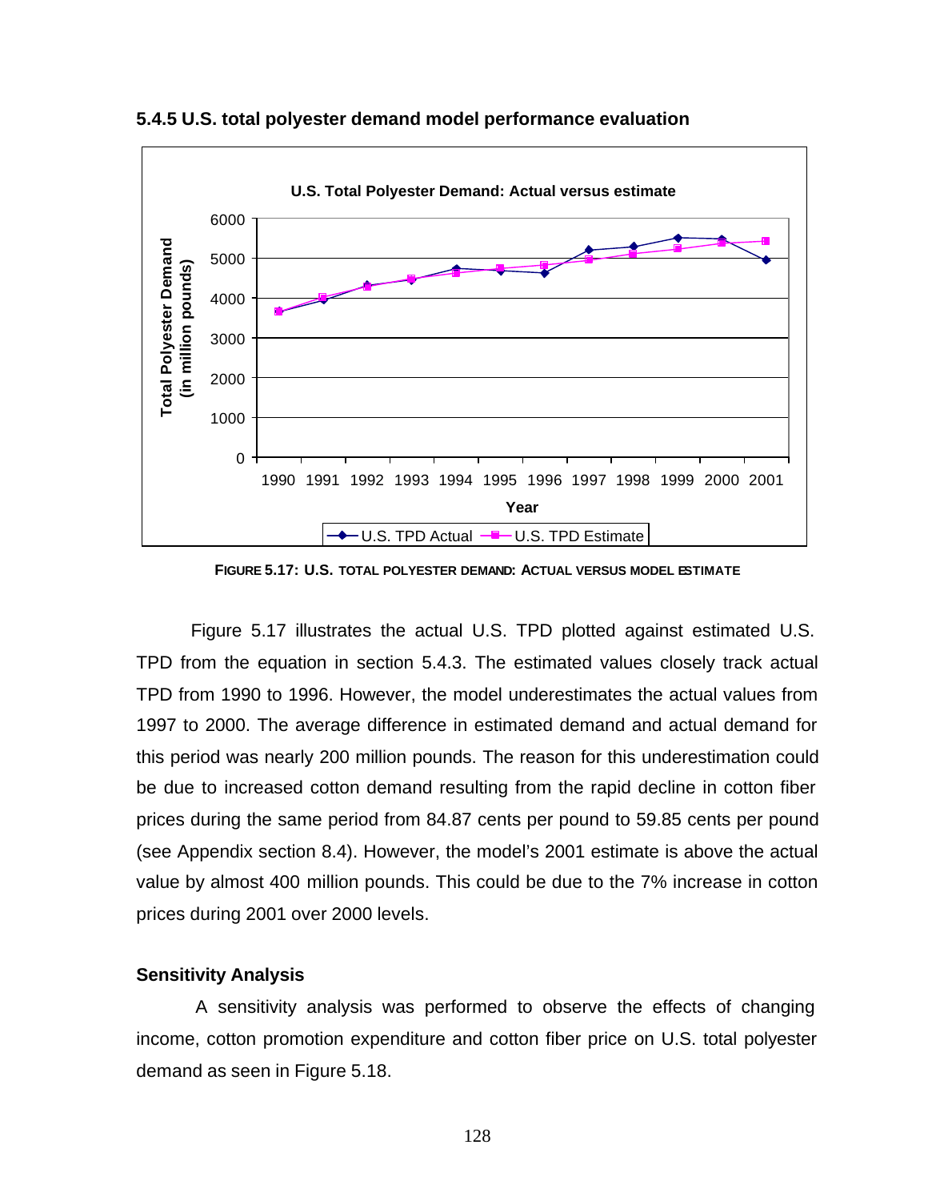### 5.4.5 U.S. total polyester demand model performance evaluation

**FIGURE 5.17: U.S. TOTAL POLYESTER DEMAND: ACTUAL VERSUS MODEL ESTIMATE**

Figure 5.17 illustrates the actual U.S. TPD plotted against estimated U.S. TPD from the equation in section 5.4.3. The estimated values closely track actual TPD from 1990 to 1996. However, the model underestimates the actual values from 1997 to 2000. The average difference in estimated demand and actual demand for this period was nearly 200 million pounds. The reason for this underestimation could be due to increased cotton demand resulting from the rapid decline in cotton fiber prices during the same period from 84.87 cents per pound to 59.85 cents per pound (see Appendix section 8.4). However, the model's 2001 estimate is above the actual value by almost 400 million pounds. This could be due to the 7% increase in cotton prices during 2001 over 2000 levels.

**Sensitivity Analysis**

A sensitivity analysis was performed to observe the effects of changing income, cotton promotion expenditure and cotton fiber price on U.S. total polyester demand as seen in Figure 5.18.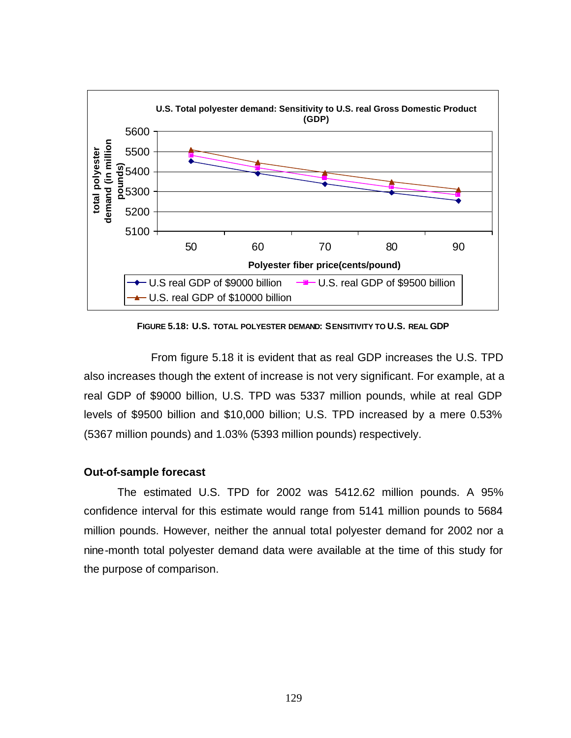**FIGURE 5.18: U.S. TOTAL POLYESTER DEMAND: SENSITIVITY TO U.S. REAL GDP**

From figure 5.18 it is evident that as real GDP increases the U.S. TPD also increases though the extent of increase is not very significant. For example, at a real GDP of $9000 billion, U.S. TPD was 5337 million pounds, while at real GDP levels of $9500 billion and $10,000 billion; U.S. TPD increased by a mere 0.53% (5367 million pounds) and 1.03% (5393 million pounds) respectively.

### Out-of-sample forecast

The estimated U.S. TPD for 2002 was 5412.62 million pounds. A 95% confidence interval for this estimate would range from 5141 million pounds to 5684 million pounds. However, neither the annual total polyester demand for 2002 nor a nine-month total polyester demand data were available at the time of this study for the purpose of comparison.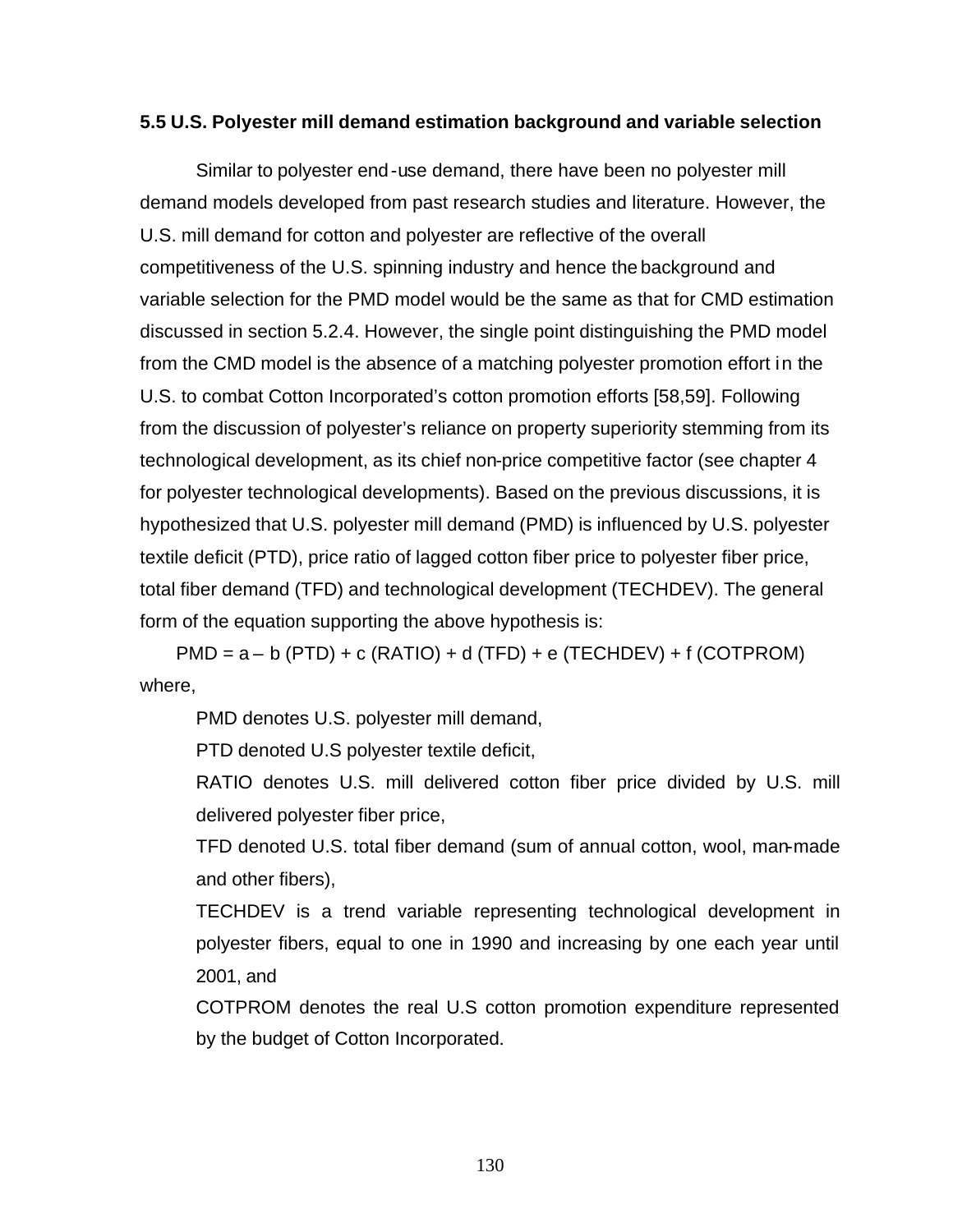### 5.5 U.S. Polyester mill demand estimation background and variable selection

Similar to polyester end-use demand, there have been no polyester mill demand models developed from past research studies and literature. However, the U.S. mill demand for cotton and polyester are reflective of the overall competitiveness of the U.S. spinning industry and hence the background and variable selection for the PMD model would be the same as that for CMD estimation discussed in section 5.2.4. However, the single point distinguishing the PMD model from the CMD model is the absence of a matching polyester promotion effort in the U.S. to combat Cotton Incorporated's cotton promotion efforts [58,59]. Following from the discussion of polyester's reliance on property superiority stemming from its technological development, as its chief non-price competitive factor (see chapter 4 for polyester technological developments). Based on the previous discussions, it is hypothesized that U.S. polyester mill demand (PMD) is influenced by U.S. polyester textile deficit (PTD), price ratio of lagged cotton fiber price to polyester fiber price, total fiber demand (TFD) and technological development (TECHDEV). The general form of the equation supporting the above hypothesis is:

$$PMD = a - b\,(PTD) + c\,(RATIO) + d\,(TFD) + e\,(TECHDEV) + f\,(COTPROM)$$

where,

PMD denotes U.S. polyester mill demand,

PTD denoted U.S polyester textile deficit,

RATIO denotes U.S. mill delivered cotton fiber price divided by U.S. mill delivered polyester fiber price,

TFD denoted U.S. total fiber demand (sum of annual cotton, wool, man-made and other fibers),

TECHDEV is a trend variable representing technological development in polyester fibers, equal to one in 1990 and increasing by one each year until 2001, and

COTPROM denotes the real U.S cotton promotion expenditure represented by the budget of Cotton Incorporated.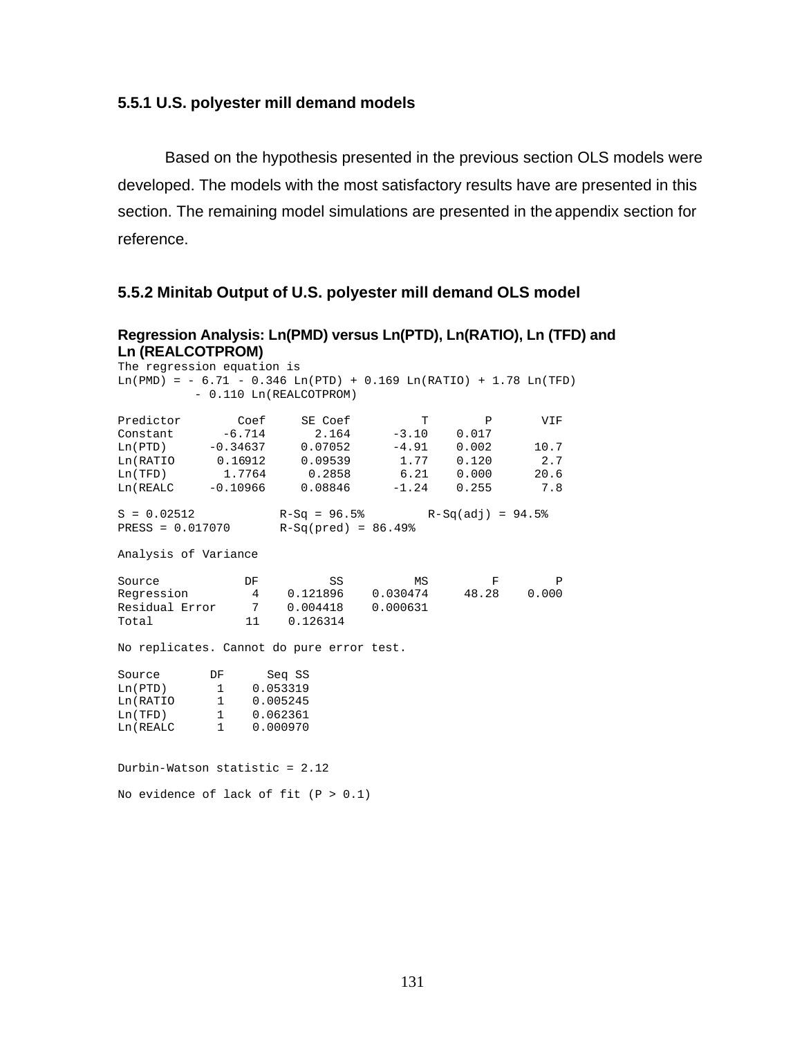### 5.5.1 U.S. polyester mill demand models

Based on the hypothesis presented in the previous section OLS models were developed. The models with the most satisfactory results have are presented in this section. The remaining model simulations are presented in the appendix section for reference.

### 5.5.2 Minitab Output of U.S. polyester mill demand OLS model

**Regression Analysis: Ln(PMD) versus Ln(PTD), Ln(RATIO), Ln (TFD) and Ln (REALCOTPROM)**

```
The regression equation is
Ln(PMD) = - 6.71 - 0.346 Ln(PTD) + 0.169 Ln(RATIO) + 1.78 Ln(TFD)
          - 0.110 Ln(REALCOTPROM)

Predictor        Coef     SE Coef          T        P       VIF
Constant       -6.714       2.164      -3.10    0.017
Ln(PTD)      -0.34637     0.07052      -4.91    0.002      10.7
Ln(RATIO      0.16912     0.09539       1.77    0.120       2.7
Ln(TFD)        1.7764      0.2858       6.21    0.000      20.6
Ln(REALC     -0.10966     0.08846      -1.24    0.255       7.8

S = 0.02512           R-Sq = 96.5%        R-Sq(adj) = 94.5%
PRESS = 0.017070      R-Sq(pred) = 86.49%

Analysis of Variance

Source            DF          SS          MS         F        P
Regression         4    0.121896    0.030474     48.28    0.000
Residual Error     7    0.004418    0.000631
Total             11    0.126314

No replicates. Cannot do pure error test.

Source       DF      Seq SS
Ln(PTD)       1    0.053319
Ln(RATIO      1    0.005245
Ln(TFD)       1    0.062361
Ln(REALC      1    0.000970


Durbin-Watson statistic = 2.12

No evidence of lack of fit (P > 0.1)
```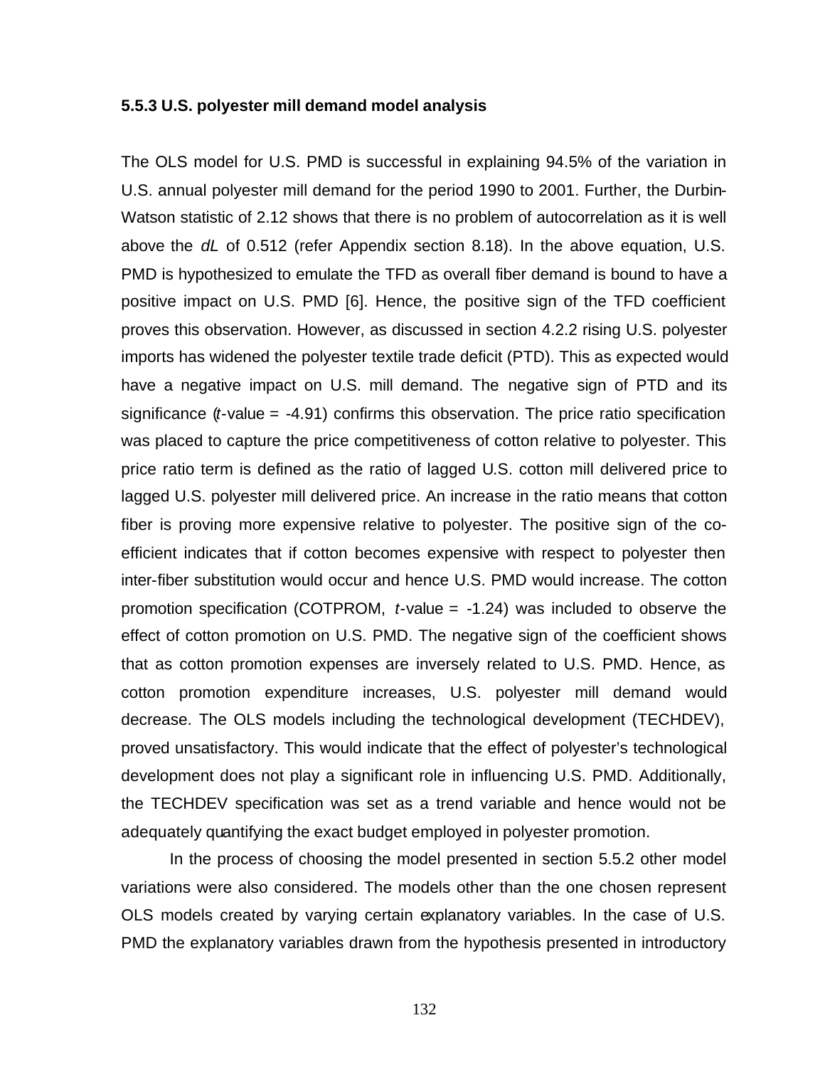### 5.5.3 U.S. polyester mill demand model analysis

The OLS model for U.S. PMD is successful in explaining 94.5% of the variation in U.S. annual polyester mill demand for the period 1990 to 2001. Further, the Durbin-Watson statistic of 2.12 shows that there is no problem of autocorrelation as it is well above the *dL* of 0.512 (refer Appendix section 8.18). In the above equation, U.S. PMD is hypothesized to emulate the TFD as overall fiber demand is bound to have a positive impact on U.S. PMD [6]. Hence, the positive sign of the TFD coefficient proves this observation. However, as discussed in section 4.2.2 rising U.S. polyester imports has widened the polyester textile trade deficit (PTD). This as expected would have a negative impact on U.S. mill demand. The negative sign of PTD and its significance (*t*-value = -4.91) confirms this observation. The price ratio specification was placed to capture the price competitiveness of cotton relative to polyester. This price ratio term is defined as the ratio of lagged U.S. cotton mill delivered price to lagged U.S. polyester mill delivered price. An increase in the ratio means that cotton fiber is proving more expensive relative to polyester. The positive sign of the co-efficient indicates that if cotton becomes expensive with respect to polyester then inter-fiber substitution would occur and hence U.S. PMD would increase. The cotton promotion specification (COTPROM, *t*-value = -1.24) was included to observe the effect of cotton promotion on U.S. PMD. The negative sign of the coefficient shows that as cotton promotion expenses are inversely related to U.S. PMD. Hence, as cotton promotion expenditure increases, U.S. polyester mill demand would decrease. The OLS models including the technological development (TECHDEV), proved unsatisfactory. This would indicate that the effect of polyester's technological development does not play a significant role in influencing U.S. PMD. Additionally, the TECHDEV specification was set as a trend variable and hence would not be adequately quantifying the exact budget employed in polyester promotion.

In the process of choosing the model presented in section 5.5.2 other model variations were also considered. The models other than the one chosen represent OLS models created by varying certain explanatory variables. In the case of U.S. PMD the explanatory variables drawn from the hypothesis presented in introductory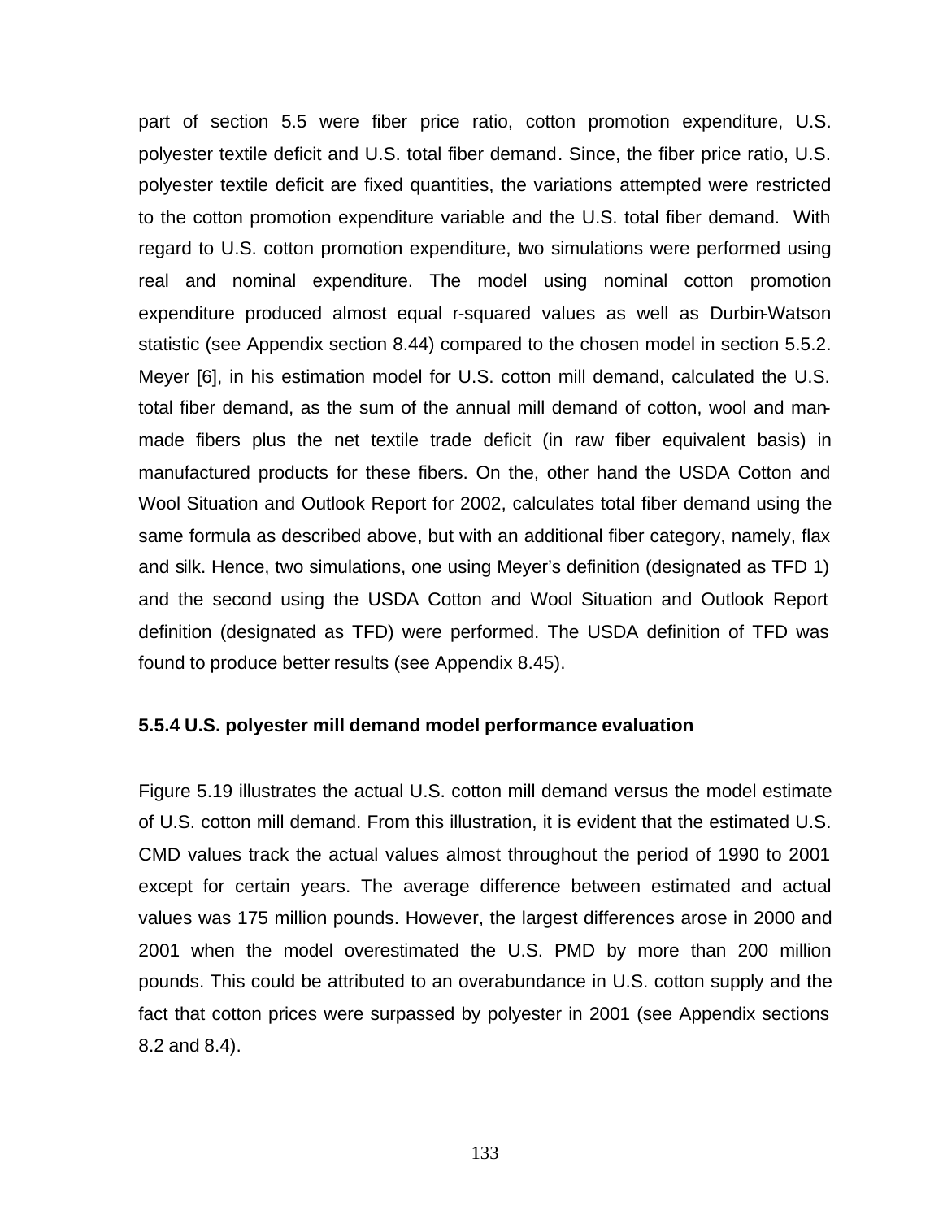part of section 5.5 were fiber price ratio, cotton promotion expenditure, U.S. polyester textile deficit and U.S. total fiber demand. Since, the fiber price ratio, U.S. polyester textile deficit are fixed quantities, the variations attempted were restricted to the cotton promotion expenditure variable and the U.S. total fiber demand. With regard to U.S. cotton promotion expenditure, two simulations were performed using real and nominal expenditure. The model using nominal cotton promotion expenditure produced almost equal r-squared values as well as Durbin-Watson statistic (see Appendix section 8.44) compared to the chosen model in section 5.5.2. Meyer [6], in his estimation model for U.S. cotton mill demand, calculated the U.S. total fiber demand, as the sum of the annual mill demand of cotton, wool and man-made fibers plus the net textile trade deficit (in raw fiber equivalent basis) in manufactured products for these fibers. On the, other hand the USDA Cotton and Wool Situation and Outlook Report for 2002, calculates total fiber demand using the same formula as described above, but with an additional fiber category, namely, flax and silk. Hence, two simulations, one using Meyer's definition (designated as TFD 1) and the second using the USDA Cotton and Wool Situation and Outlook Report definition (designated as TFD) were performed. The USDA definition of TFD was found to produce better results (see Appendix 8.45).

### 5.5.4 U.S. polyester mill demand model performance evaluation

Figure 5.19 illustrates the actual U.S. cotton mill demand versus the model estimate of U.S. cotton mill demand. From this illustration, it is evident that the estimated U.S. CMD values track the actual values almost throughout the period of 1990 to 2001 except for certain years. The average difference between estimated and actual values was 175 million pounds. However, the largest differences arose in 2000 and 2001 when the model overestimated the U.S. PMD by more than 200 million pounds. This could be attributed to an overabundance in U.S. cotton supply and the fact that cotton prices were surpassed by polyester in 2001 (see Appendix sections 8.2 and 8.4).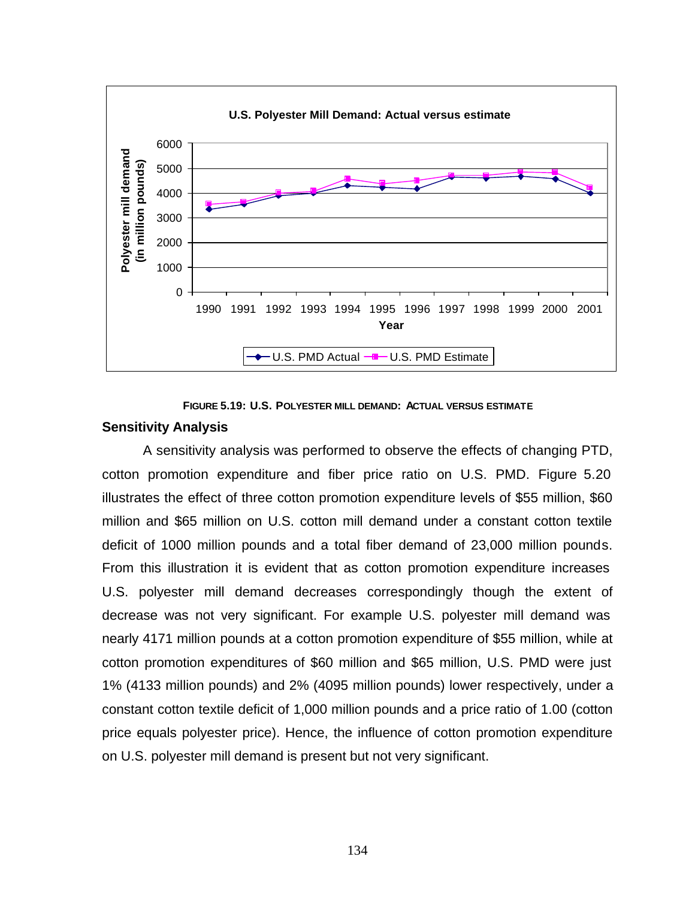**FIGURE 5.19: U.S. POLYESTER MILL DEMAND: ACTUAL VERSUS ESTIMATE**

### Sensitivity Analysis

A sensitivity analysis was performed to observe the effects of changing PTD, cotton promotion expenditure and fiber price ratio on U.S. PMD. Figure 5.20 illustrates the effect of three cotton promotion expenditure levels of \$55 million, \$60 million and \$65 million on U.S. cotton mill demand under a constant cotton textile deficit of 1000 million pounds and a total fiber demand of 23,000 million pounds. From this illustration it is evident that as cotton promotion expenditure increases U.S. polyester mill demand decreases correspondingly though the extent of decrease was not very significant. For example U.S. polyester mill demand was nearly 4171 million pounds at a cotton promotion expenditure of \$55 million, while at cotton promotion expenditures of \$60 million and \$65 million, U.S. PMD were just 1% (4133 million pounds) and 2% (4095 million pounds) lower respectively, under a constant cotton textile deficit of 1,000 million pounds and a price ratio of 1.00 (cotton price equals polyester price). Hence, the influence of cotton promotion expenditure on U.S. polyester mill demand is present but not very significant.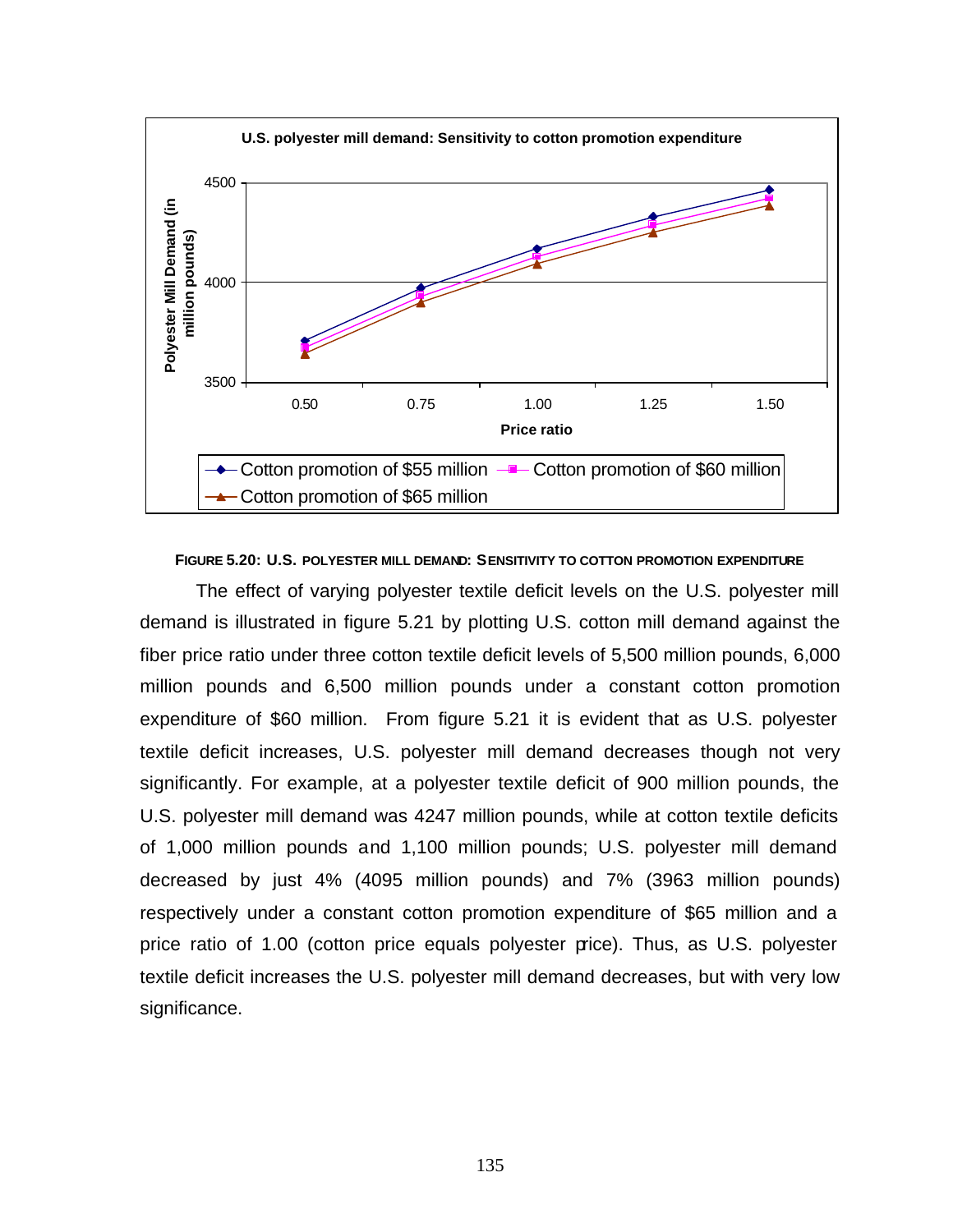**FIGURE 5.20: U.S. POLYESTER MILL DEMAND: SENSITIVITY TO COTTON PROMOTION EXPENDITURE**

The effect of varying polyester textile deficit levels on the U.S. polyester mill demand is illustrated in figure 5.21 by plotting U.S. cotton mill demand against the fiber price ratio under three cotton textile deficit levels of 5,500 million pounds, 6,000 million pounds and 6,500 million pounds under a constant cotton promotion expenditure of $60 million. From figure 5.21 it is evident that as U.S. polyester textile deficit increases, U.S. polyester mill demand decreases though not very significantly. For example, at a polyester textile deficit of 900 million pounds, the U.S. polyester mill demand was 4247 million pounds, while at cotton textile deficits of 1,000 million pounds and 1,100 million pounds; U.S. polyester mill demand decreased by just 4% (4095 million pounds) and 7% (3963 million pounds) respectively under a constant cotton promotion expenditure of $65 million and a price ratio of 1.00 (cotton price equals polyester price). Thus, as U.S. polyester textile deficit increases the U.S. polyester mill demand decreases, but with very low significance.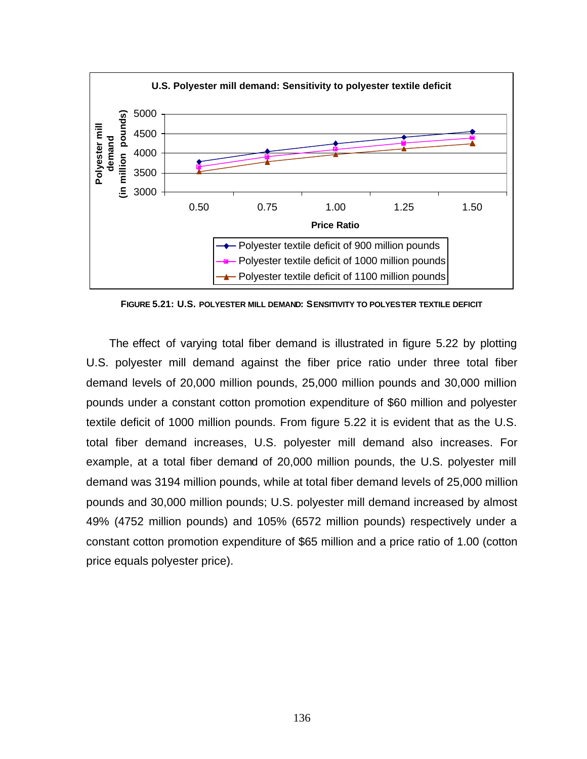**FIGURE 5.21: U.S. POLYESTER MILL DEMAND: SENSITIVITY TO POLYESTER TEXTILE DEFICIT**

The effect of varying total fiber demand is illustrated in figure 5.22 by plotting U.S. polyester mill demand against the fiber price ratio under three total fiber demand levels of 20,000 million pounds, 25,000 million pounds and 30,000 million pounds under a constant cotton promotion expenditure of $60 million and polyester textile deficit of 1000 million pounds. From figure 5.22 it is evident that as the U.S. total fiber demand increases, U.S. polyester mill demand also increases. For example, at a total fiber demand of 20,000 million pounds, the U.S. polyester mill demand was 3194 million pounds, while at total fiber demand levels of 25,000 million pounds and 30,000 million pounds; U.S. polyester mill demand increased by almost 49% (4752 million pounds) and 105% (6572 million pounds) respectively under a constant cotton promotion expenditure of $65 million and a price ratio of 1.00 (cotton price equals polyester price).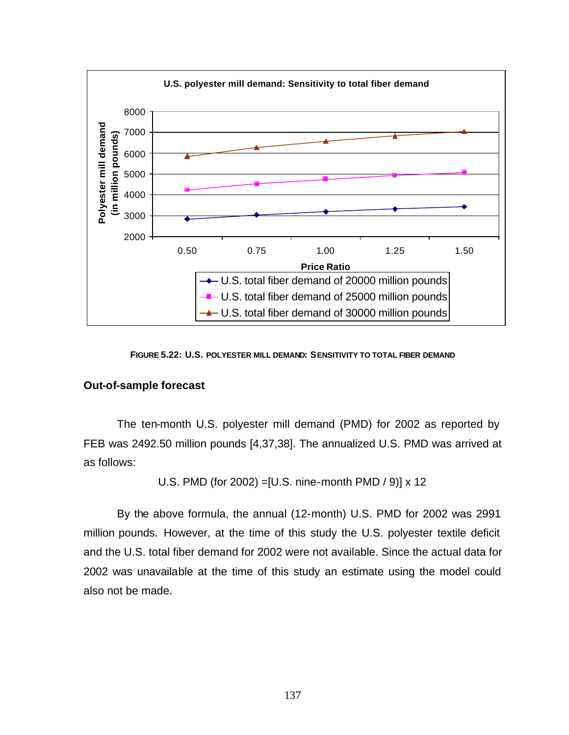FIGURE 5.22: U.S. POLYESTER MILL DEMAND: SENSITIVITY TO TOTAL FIBER DEMAND

### Out-of-sample forecast

The ten-month U.S. polyester mill demand (PMD) for 2002 as reported by FEB was 2492.50 million pounds [4,37,38]. The annualized U.S. PMD was arrived at as follows:

U.S. PMD (for 2002) =[U.S. nine-month PMD / 9)] x 12

By the above formula, the annual (12-month) U.S. PMD for 2002 was 2991 million pounds. However, at the time of this study the U.S. polyester textile deficit and the U.S. total fiber demand for 2002 were not available. Since the actual data for 2002 was unavailable at the time of this study an estimate using the model could also not be made.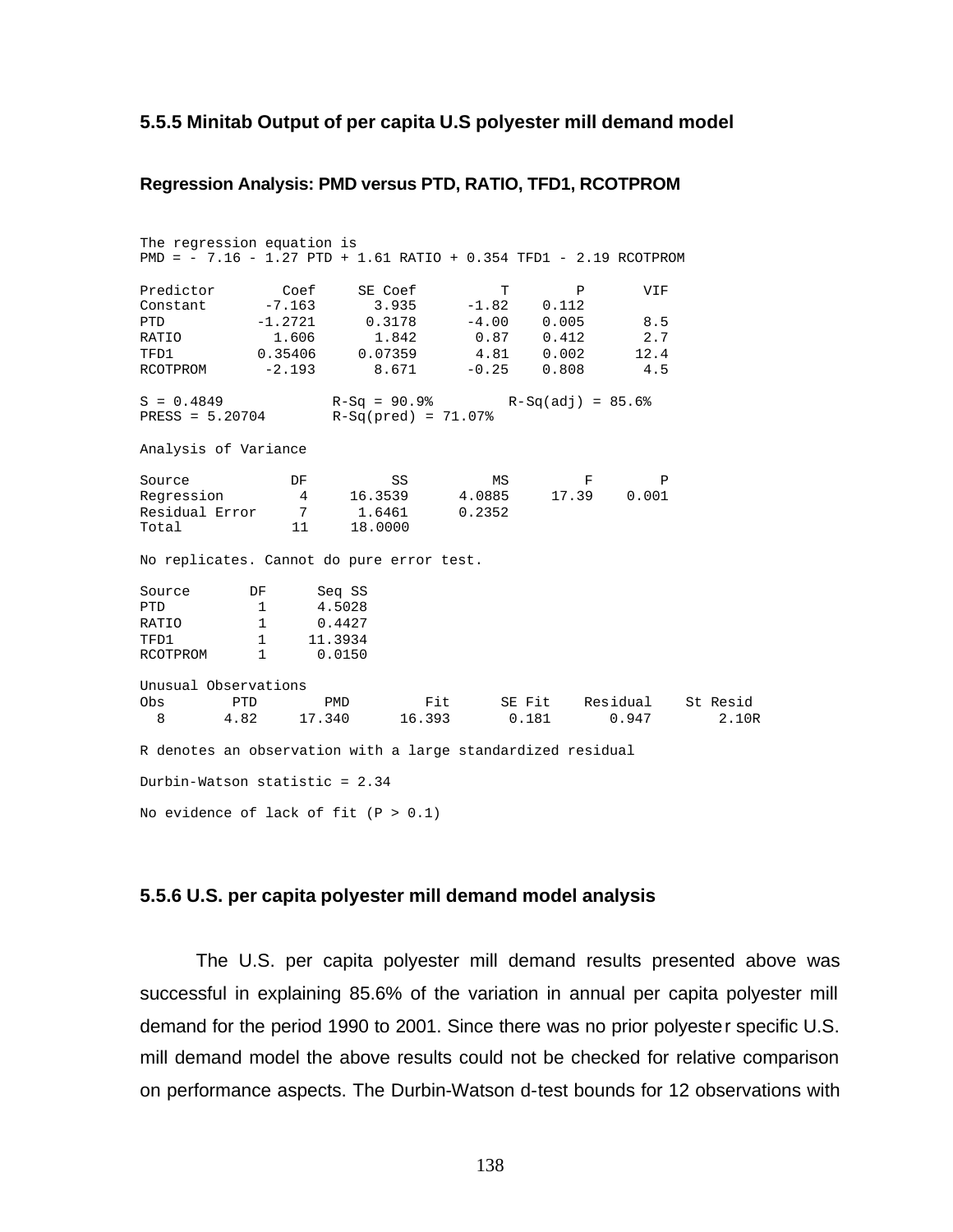### 5.5.5 Minitab Output of per capita U.S polyester mill demand model

#### Regression Analysis: PMD versus PTD, RATIO, TFD1, RCOTPROM

```
The regression equation is
PMD = - 7.16 - 1.27 PTD + 1.61 RATIO + 0.354 TFD1 - 2.19 RCOTPROM

Predictor        Coef     SE Coef          T        P       VIF
Constant       -7.163       3.935      -1.82    0.112
PTD           -1.2721      0.3178      -4.00    0.005       8.5
RATIO           1.606       1.842       0.87    0.412       2.7
TFD1          0.35406     0.07359       4.81    0.002      12.4
RCOTPROM       -2.193       8.671      -0.25    0.808       4.5

S = 0.4849            R-Sq = 90.9%        R-Sq(adj) = 85.6%
PRESS = 5.20704       R-Sq(pred) = 71.07%

Analysis of Variance

Source            DF          SS          MS         F        P
Regression         4     16.3539      4.0885     17.39    0.001
Residual Error     7      1.6461      0.2352
Total             11     18.0000

No replicates. Cannot do pure error test.

Source       DF      Seq SS
PTD           1      4.5028
RATIO         1      0.4427
TFD1          1     11.3934
RCOTPROM      1      0.0150

Unusual Observations
Obs       PTD        PMD         Fit      SE Fit    Residual    St Resid
  8      4.82     17.340      16.393       0.181       0.947       2.10R

R denotes an observation with a large standardized residual

Durbin-Watson statistic = 2.34

No evidence of lack of fit (P > 0.1)
```

### 5.5.6 U.S. per capita polyester mill demand model analysis

The U.S. per capita polyester mill demand results presented above was successful in explaining 85.6% of the variation in annual per capita polyester mill demand for the period 1990 to 2001. Since there was no prior polyester specific U.S. mill demand model the above results could not be checked for relative comparison on performance aspects. The Durbin-Watson d-test bounds for 12 observations with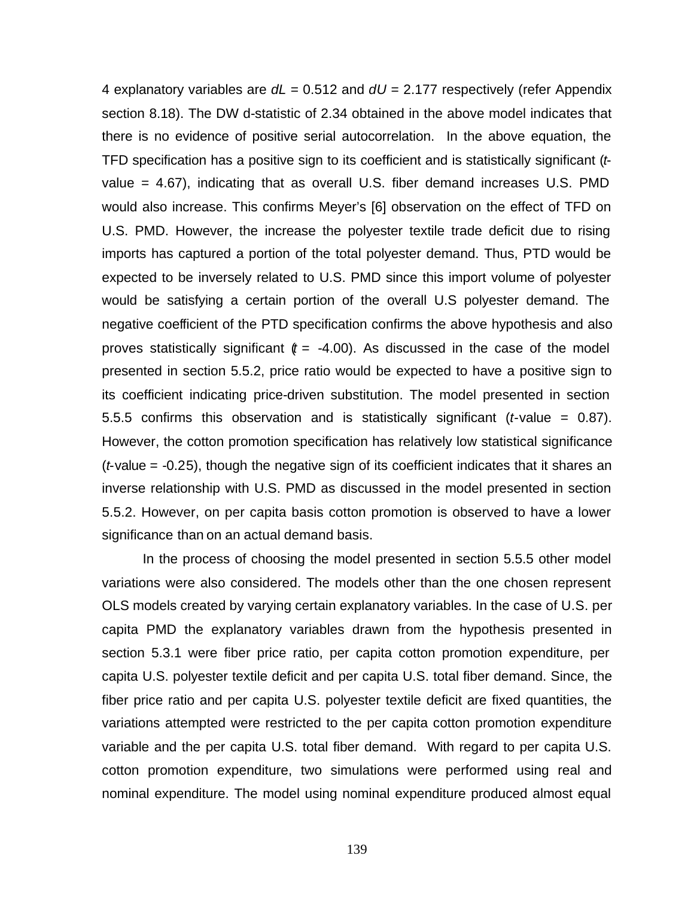4 explanatory variables are *dL* = 0.512 and *dU* = 2.177 respectively (refer Appendix section 8.18). The DW d-statistic of 2.34 obtained in the above model indicates that there is no evidence of positive serial autocorrelation. In the above equation, the TFD specification has a positive sign to its coefficient and is statistically significant (*t*-value = 4.67), indicating that as overall U.S. fiber demand increases U.S. PMD would also increase. This confirms Meyer's [6] observation on the effect of TFD on U.S. PMD. However, the increase the polyester textile trade deficit due to rising imports has captured a portion of the total polyester demand. Thus, PTD would be expected to be inversely related to U.S. PMD since this import volume of polyester would be satisfying a certain portion of the overall U.S polyester demand. The negative coefficient of the PTD specification confirms the above hypothesis and also proves statistically significant (*t* = -4.00). As discussed in the case of the model presented in section 5.5.2, price ratio would be expected to have a positive sign to its coefficient indicating price-driven substitution. The model presented in section 5.5.5 confirms this observation and is statistically significant (*t*-value = 0.87). However, the cotton promotion specification has relatively low statistical significance (*t*-value = -0.25), though the negative sign of its coefficient indicates that it shares an inverse relationship with U.S. PMD as discussed in the model presented in section 5.5.2. However, on per capita basis cotton promotion is observed to have a lower significance than on an actual demand basis.

In the process of choosing the model presented in section 5.5.5 other model variations were also considered. The models other than the one chosen represent OLS models created by varying certain explanatory variables. In the case of U.S. per capita PMD the explanatory variables drawn from the hypothesis presented in section 5.3.1 were fiber price ratio, per capita cotton promotion expenditure, per capita U.S. polyester textile deficit and per capita U.S. total fiber demand. Since, the fiber price ratio and per capita U.S. polyester textile deficit are fixed quantities, the variations attempted were restricted to the per capita cotton promotion expenditure variable and the per capita U.S. total fiber demand. With regard to per capita U.S. cotton promotion expenditure, two simulations were performed using real and nominal expenditure. The model using nominal expenditure produced almost equal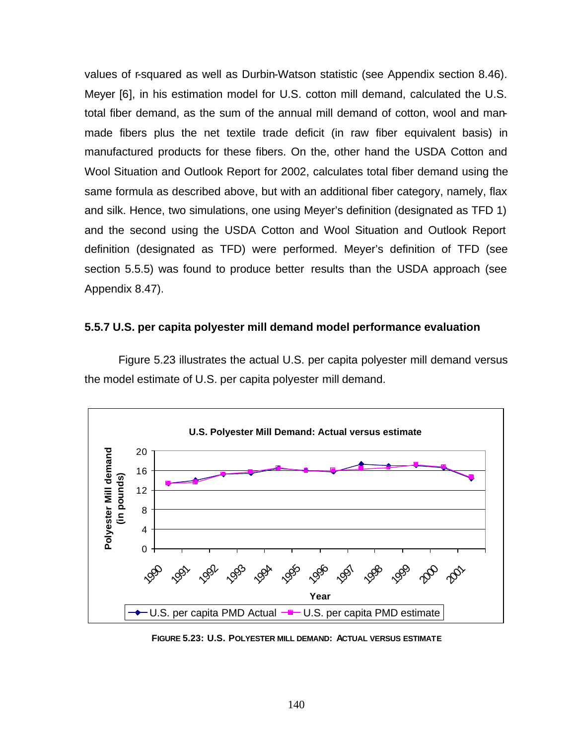values of r-squared as well as Durbin-Watson statistic (see Appendix section 8.46). Meyer [6], in his estimation model for U.S. cotton mill demand, calculated the U.S. total fiber demand, as the sum of the annual mill demand of cotton, wool and man-made fibers plus the net textile trade deficit (in raw fiber equivalent basis) in manufactured products for these fibers. On the, other hand the USDA Cotton and Wool Situation and Outlook Report for 2002, calculates total fiber demand using the same formula as described above, but with an additional fiber category, namely, flax and silk. Hence, two simulations, one using Meyer's definition (designated as TFD 1) and the second using the USDA Cotton and Wool Situation and Outlook Report definition (designated as TFD) were performed. Meyer's definition of TFD (see section 5.5.5) was found to produce better results than the USDA approach (see Appendix 8.47).

### 5.5.7 U.S. per capita polyester mill demand model performance evaluation

Figure 5.23 illustrates the actual U.S. per capita polyester mill demand versus the model estimate of U.S. per capita polyester mill demand.

**U.S. Polyester Mill Demand: Actual versus estimate**

[Chart: Polyester Mill demand (in pounds), 0–20, by Year 1990–2001; series: U.S. per capita PMD Actual, U.S. per capita PMD estimate]

FIGURE 5.23: U.S. POLYESTER MILL DEMAND: ACTUAL VERSUS ESTIMATE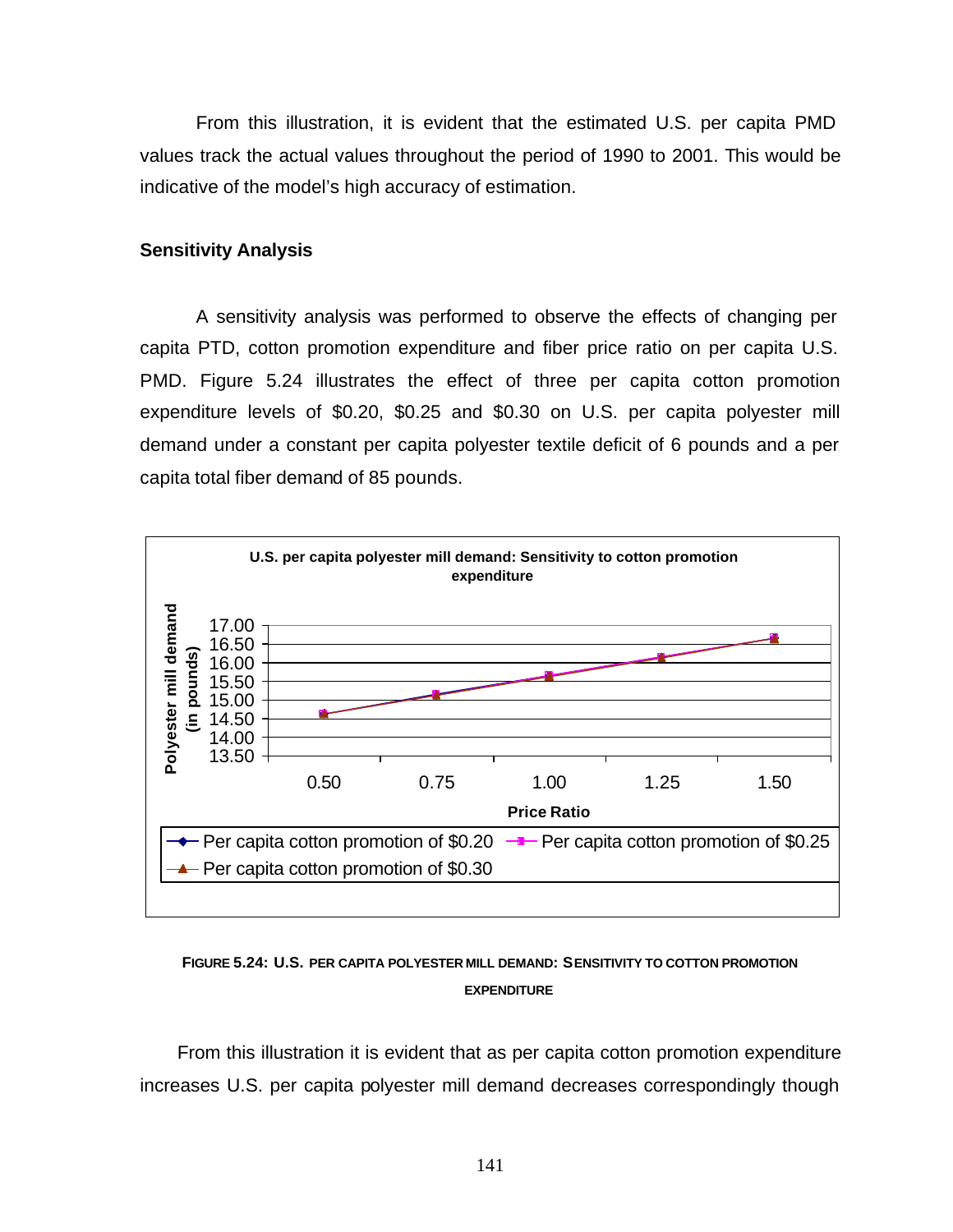From this illustration, it is evident that the estimated U.S. per capita PMD values track the actual values throughout the period of 1990 to 2001. This would be indicative of the model's high accuracy of estimation.

**Sensitivity Analysis**

A sensitivity analysis was performed to observe the effects of changing per capita PTD, cotton promotion expenditure and fiber price ratio on per capita U.S. PMD. Figure 5.24 illustrates the effect of three per capita cotton promotion expenditure levels of \$0.20, \$0.25 and \$0.30 on U.S. per capita polyester mill demand under a constant per capita polyester textile deficit of 6 pounds and a per capita total fiber demand of 85 pounds.

FIGURE 5.24: U.S. PER CAPITA POLYESTER MILL DEMAND: SENSITIVITY TO COTTON PROMOTION EXPENDITURE

From this illustration it is evident that as per capita cotton promotion expenditure increases U.S. per capita polyester mill demand decreases correspondingly though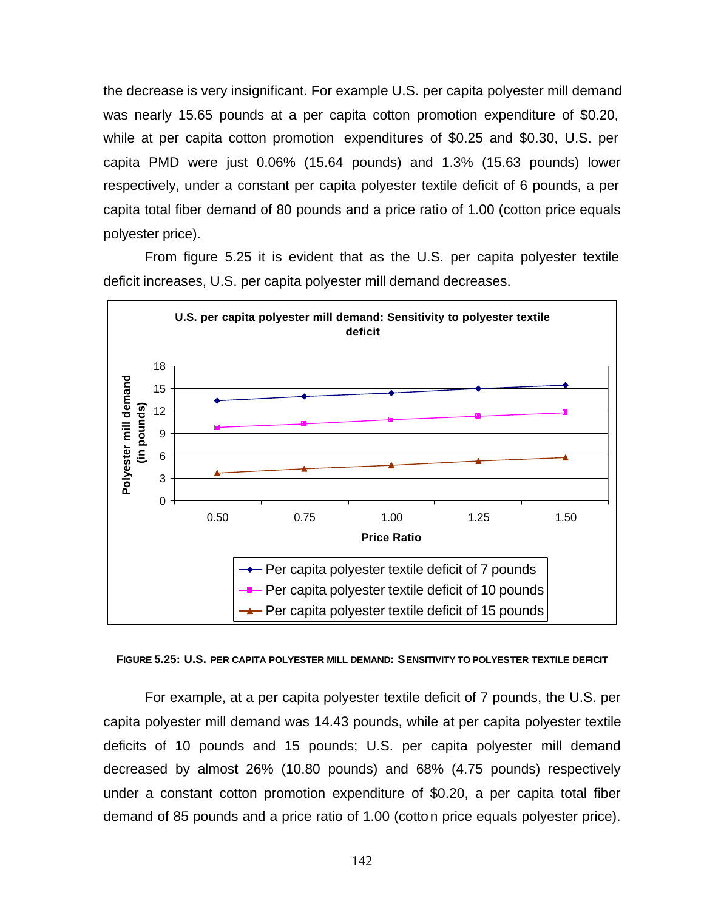the decrease is very insignificant. For example U.S. per capita polyester mill demand was nearly 15.65 pounds at a per capita cotton promotion expenditure of $0.20, while at per capita cotton promotion expenditures of $0.25 and $0.30, U.S. per capita PMD were just 0.06% (15.64 pounds) and 1.3% (15.63 pounds) lower respectively, under a constant per capita polyester textile deficit of 6 pounds, a per capita total fiber demand of 80 pounds and a price ratio of 1.00 (cotton price equals polyester price).

From figure 5.25 it is evident that as the U.S. per capita polyester textile deficit increases, U.S. per capita polyester mill demand decreases.

**FIGURE 5.25: U.S. PER CAPITA POLYESTER MILL DEMAND: SENSITIVITY TO POLYESTER TEXTILE DEFICIT**

For example, at a per capita polyester textile deficit of 7 pounds, the U.S. per capita polyester mill demand was 14.43 pounds, while at per capita polyester textile deficits of 10 pounds and 15 pounds; U.S. per capita polyester mill demand decreased by almost 26% (10.80 pounds) and 68% (4.75 pounds) respectively under a constant cotton promotion expenditure of $0.20, a per capita total fiber demand of 85 pounds and a price ratio of 1.00 (cotton price equals polyester price).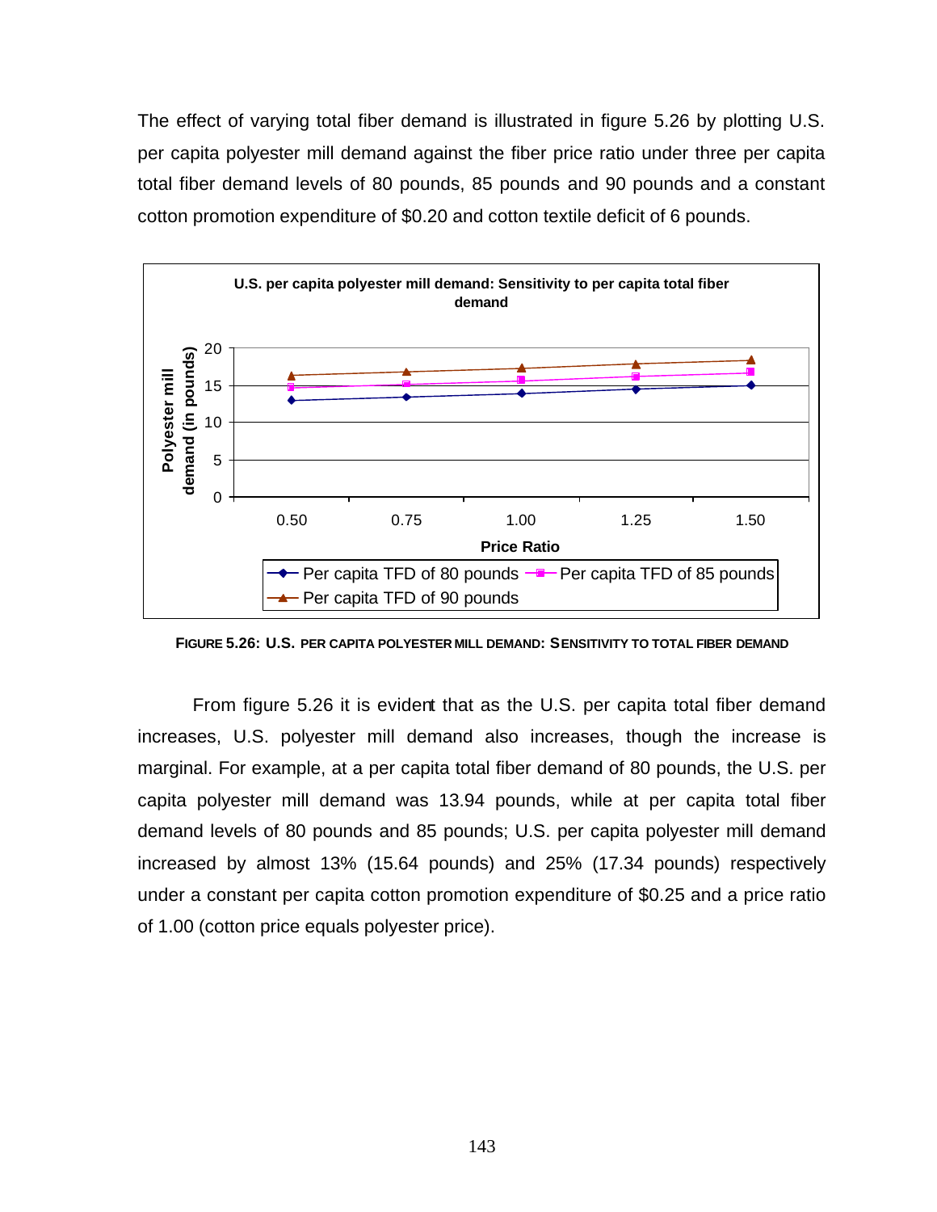The effect of varying total fiber demand is illustrated in figure 5.26 by plotting U.S. per capita polyester mill demand against the fiber price ratio under three per capita total fiber demand levels of 80 pounds, 85 pounds and 90 pounds and a constant cotton promotion expenditure of $0.20 and cotton textile deficit of 6 pounds.

**FIGURE 5.26: U.S. PER CAPITA POLYESTER MILL DEMAND: SENSITIVITY TO TOTAL FIBER DEMAND**

From figure 5.26 it is evident that as the U.S. per capita total fiber demand increases, U.S. polyester mill demand also increases, though the increase is marginal. For example, at a per capita total fiber demand of 80 pounds, the U.S. per capita polyester mill demand was 13.94 pounds, while at per capita total fiber demand levels of 80 pounds and 85 pounds; U.S. per capita polyester mill demand increased by almost 13% (15.64 pounds) and 25% (17.34 pounds) respectively under a constant per capita cotton promotion expenditure of $0.25 and a price ratio of 1.00 (cotton price equals polyester price).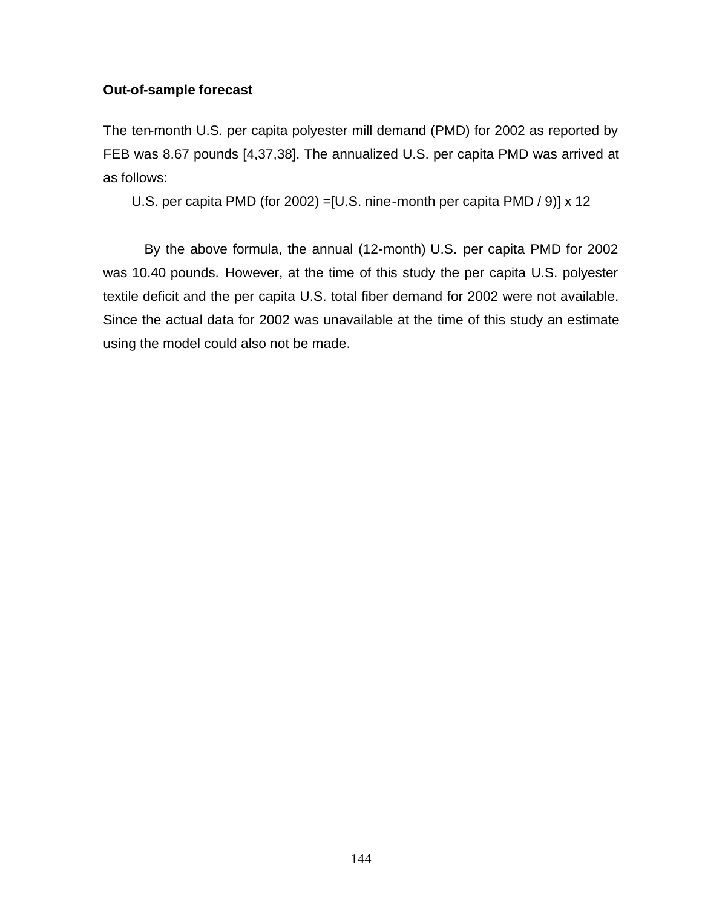**Out-of-sample forecast**

The ten-month U.S. per capita polyester mill demand (PMD) for 2002 as reported by FEB was 8.67 pounds [4,37,38]. The annualized U.S. per capita PMD was arrived at as follows:

U.S. per capita PMD (for 2002) =[U.S. nine-month per capita PMD / 9)] x 12

By the above formula, the annual (12-month) U.S. per capita PMD for 2002 was 10.40 pounds. However, at the time of this study the per capita U.S. polyester textile deficit and the per capita U.S. total fiber demand for 2002 were not available. Since the actual data for 2002 was unavailable at the time of this study an estimate using the model could also not be made.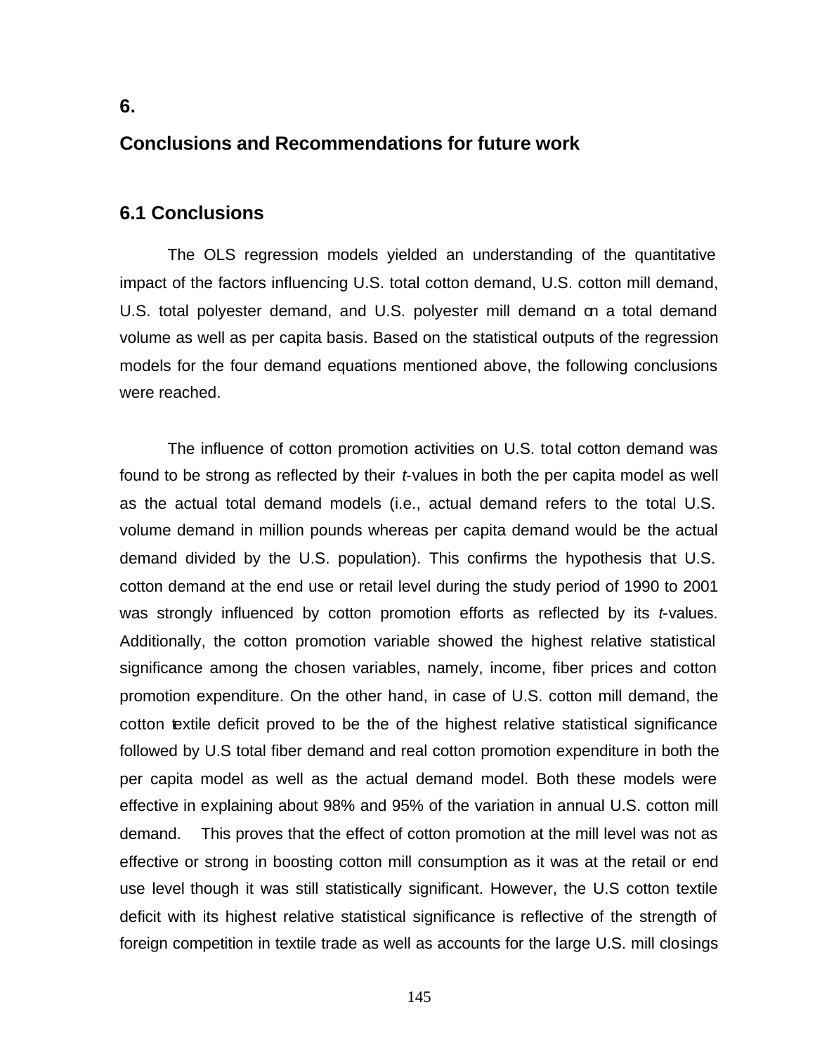# 6.

# Conclusions and Recommendations for future work

## 6.1 Conclusions

The OLS regression models yielded an understanding of the quantitative impact of the factors influencing U.S. total cotton demand, U.S. cotton mill demand, U.S. total polyester demand, and U.S. polyester mill demand on a total demand volume as well as per capita basis. Based on the statistical outputs of the regression models for the four demand equations mentioned above, the following conclusions were reached.

The influence of cotton promotion activities on U.S. total cotton demand was found to be strong as reflected by their *t*-values in both the per capita model as well as the actual total demand models (i.e., actual demand refers to the total U.S. volume demand in million pounds whereas per capita demand would be the actual demand divided by the U.S. population). This confirms the hypothesis that U.S. cotton demand at the end use or retail level during the study period of 1990 to 2001 was strongly influenced by cotton promotion efforts as reflected by its *t*-values. Additionally, the cotton promotion variable showed the highest relative statistical significance among the chosen variables, namely, income, fiber prices and cotton promotion expenditure. On the other hand, in case of U.S. cotton mill demand, the cotton textile deficit proved to be the of the highest relative statistical significance followed by U.S total fiber demand and real cotton promotion expenditure in both the per capita model as well as the actual demand model. Both these models were effective in explaining about 98% and 95% of the variation in annual U.S. cotton mill demand. This proves that the effect of cotton promotion at the mill level was not as effective or strong in boosting cotton mill consumption as it was at the retail or end use level though it was still statistically significant. However, the U.S cotton textile deficit with its highest relative statistical significance is reflective of the strength of foreign competition in textile trade as well as accounts for the large U.S. mill closings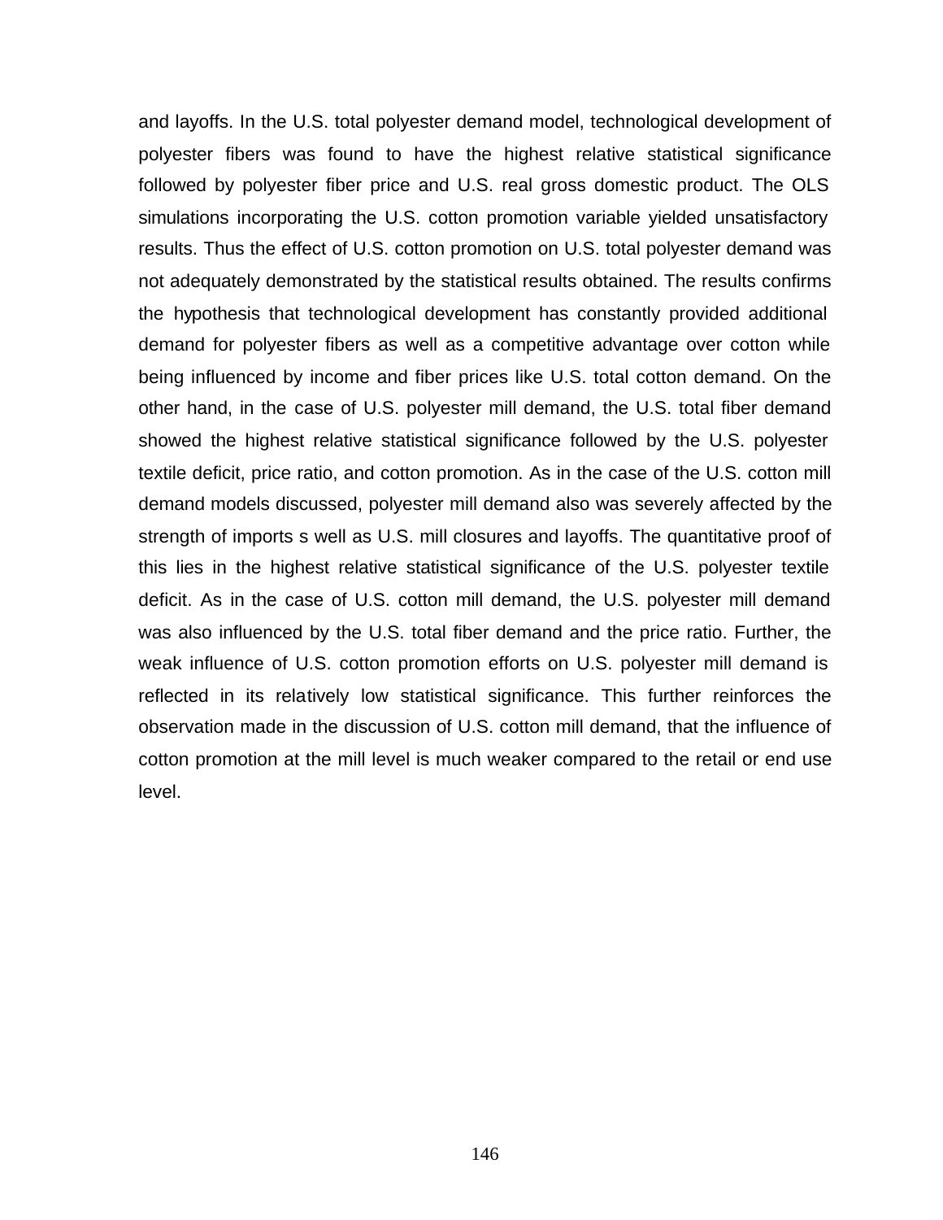and layoffs. In the U.S. total polyester demand model, technological development of polyester fibers was found to have the highest relative statistical significance followed by polyester fiber price and U.S. real gross domestic product. The OLS simulations incorporating the U.S. cotton promotion variable yielded unsatisfactory results. Thus the effect of U.S. cotton promotion on U.S. total polyester demand was not adequately demonstrated by the statistical results obtained. The results confirms the hypothesis that technological development has constantly provided additional demand for polyester fibers as well as a competitive advantage over cotton while being influenced by income and fiber prices like U.S. total cotton demand. On the other hand, in the case of U.S. polyester mill demand, the U.S. total fiber demand showed the highest relative statistical significance followed by the U.S. polyester textile deficit, price ratio, and cotton promotion. As in the case of the U.S. cotton mill demand models discussed, polyester mill demand also was severely affected by the strength of imports s well as U.S. mill closures and layoffs. The quantitative proof of this lies in the highest relative statistical significance of the U.S. polyester textile deficit. As in the case of U.S. cotton mill demand, the U.S. polyester mill demand was also influenced by the U.S. total fiber demand and the price ratio. Further, the weak influence of U.S. cotton promotion efforts on U.S. polyester mill demand is reflected in its relatively low statistical significance. This further reinforces the observation made in the discussion of U.S. cotton mill demand, that the influence of cotton promotion at the mill level is much weaker compared to the retail or end use level.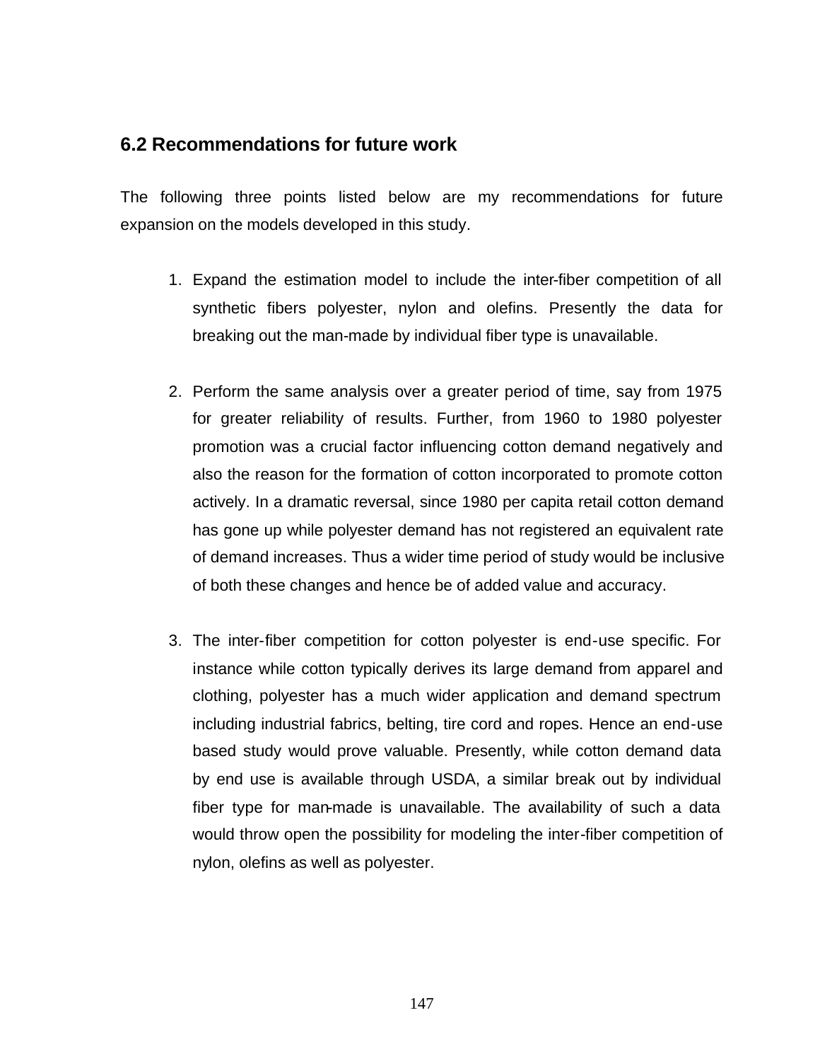## 6.2 Recommendations for future work

The following three points listed below are my recommendations for future expansion on the models developed in this study.

1. Expand the estimation model to include the inter-fiber competition of all synthetic fibers polyester, nylon and olefins. Presently the data for breaking out the man-made by individual fiber type is unavailable.

2. Perform the same analysis over a greater period of time, say from 1975 for greater reliability of results. Further, from 1960 to 1980 polyester promotion was a crucial factor influencing cotton demand negatively and also the reason for the formation of cotton incorporated to promote cotton actively. In a dramatic reversal, since 1980 per capita retail cotton demand has gone up while polyester demand has not registered an equivalent rate of demand increases. Thus a wider time period of study would be inclusive of both these changes and hence be of added value and accuracy.

3. The inter-fiber competition for cotton polyester is end-use specific. For instance while cotton typically derives its large demand from apparel and clothing, polyester has a much wider application and demand spectrum including industrial fabrics, belting, tire cord and ropes. Hence an end-use based study would prove valuable. Presently, while cotton demand data by end use is available through USDA, a similar break out by individual fiber type for man-made is unavailable. The availability of such a data would throw open the possibility for modeling the inter-fiber competition of nylon, olefins as well as polyester.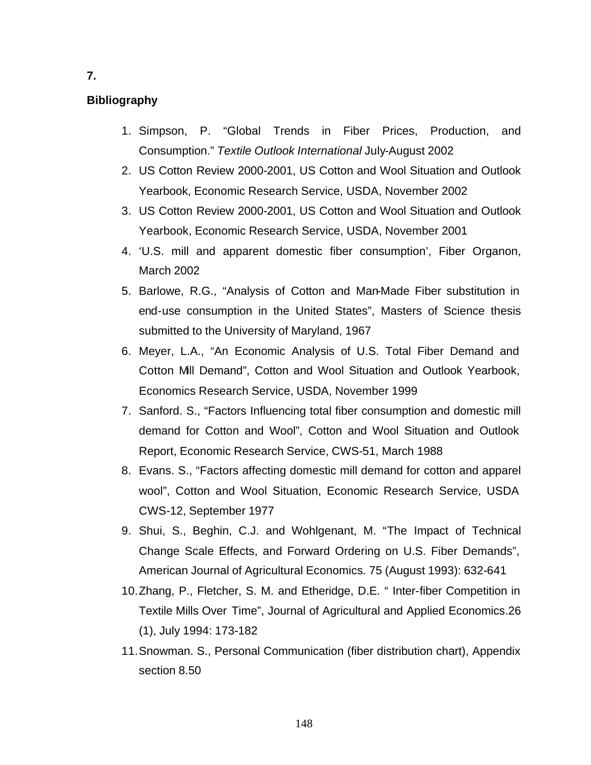# 7.

## Bibliography

1. Simpson, P. "Global Trends in Fiber Prices, Production, and Consumption." *Textile Outlook International* July-August 2002
2. US Cotton Review 2000-2001, US Cotton and Wool Situation and Outlook Yearbook, Economic Research Service, USDA, November 2002
3. US Cotton Review 2000-2001, US Cotton and Wool Situation and Outlook Yearbook, Economic Research Service, USDA, November 2001
4. 'U.S. mill and apparent domestic fiber consumption', Fiber Organon, March 2002
5. Barlowe, R.G., "Analysis of Cotton and Man-Made Fiber substitution in end-use consumption in the United States", Masters of Science thesis submitted to the University of Maryland, 1967
6. Meyer, L.A., "An Economic Analysis of U.S. Total Fiber Demand and Cotton Mill Demand", Cotton and Wool Situation and Outlook Yearbook, Economics Research Service, USDA, November 1999
7. Sanford. S., "Factors Influencing total fiber consumption and domestic mill demand for Cotton and Wool", Cotton and Wool Situation and Outlook Report, Economic Research Service, CWS-51, March 1988
8. Evans. S., "Factors affecting domestic mill demand for cotton and apparel wool", Cotton and Wool Situation, Economic Research Service, USDA CWS-12, September 1977
9. Shui, S., Beghin, C.J. and Wohlgenant, M. "The Impact of Technical Change Scale Effects, and Forward Ordering on U.S. Fiber Demands", American Journal of Agricultural Economics. 75 (August 1993): 632-641
10. Zhang, P., Fletcher, S. M. and Etheridge, D.E. " Inter-fiber Competition in Textile Mills Over Time", Journal of Agricultural and Applied Economics.26 (1), July 1994: 173-182
11. Snowman. S., Personal Communication (fiber distribution chart), Appendix section 8.50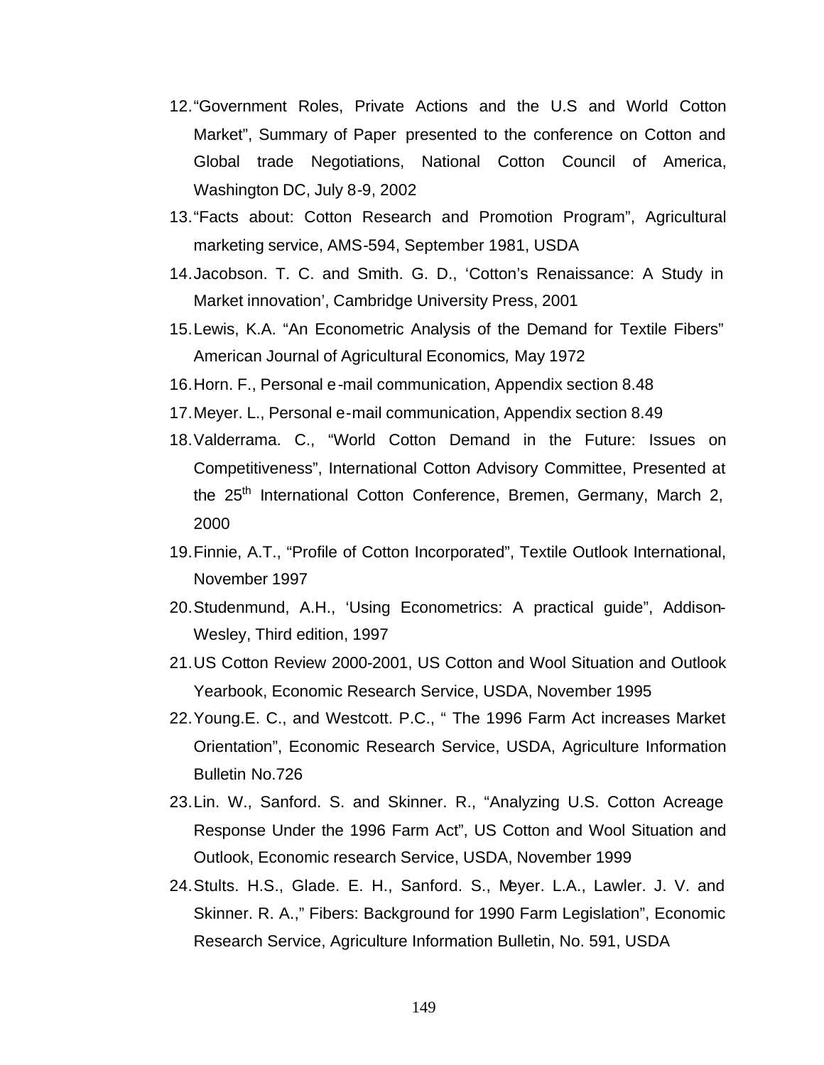12. "Government Roles, Private Actions and the U.S and World Cotton Market", Summary of Paper presented to the conference on Cotton and Global trade Negotiations, National Cotton Council of America, Washington DC, July 8-9, 2002
13. "Facts about: Cotton Research and Promotion Program", Agricultural marketing service, AMS-594, September 1981, USDA
14. Jacobson. T. C. and Smith. G. D., 'Cotton's Renaissance: A Study in Market innovation', Cambridge University Press, 2001
15. Lewis, K.A. "An Econometric Analysis of the Demand for Textile Fibers" American Journal of Agricultural Economics*,* May 1972
16. Horn. F., Personal e-mail communication, Appendix section 8.48
17. Meyer. L., Personal e-mail communication, Appendix section 8.49
18. Valderrama. C., "World Cotton Demand in the Future: Issues on Competitiveness", International Cotton Advisory Committee, Presented at the 25th International Cotton Conference, Bremen, Germany, March 2, 2000
19. Finnie, A.T., "Profile of Cotton Incorporated", Textile Outlook International, November 1997
20. Studenmund, A.H., 'Using Econometrics: A practical guide", Addison-Wesley, Third edition, 1997
21. US Cotton Review 2000-2001, US Cotton and Wool Situation and Outlook Yearbook, Economic Research Service, USDA, November 1995
22. Young.E. C., and Westcott. P.C., " The 1996 Farm Act increases Market Orientation", Economic Research Service, USDA, Agriculture Information Bulletin No.726
23. Lin. W., Sanford. S. and Skinner. R., "Analyzing U.S. Cotton Acreage Response Under the 1996 Farm Act", US Cotton and Wool Situation and Outlook, Economic research Service, USDA, November 1999
24. Stults. H.S., Glade. E. H., Sanford. S., Meyer. L.A., Lawler. J. V. and Skinner. R. A.," Fibers: Background for 1990 Farm Legislation", Economic Research Service, Agriculture Information Bulletin, No. 591, USDA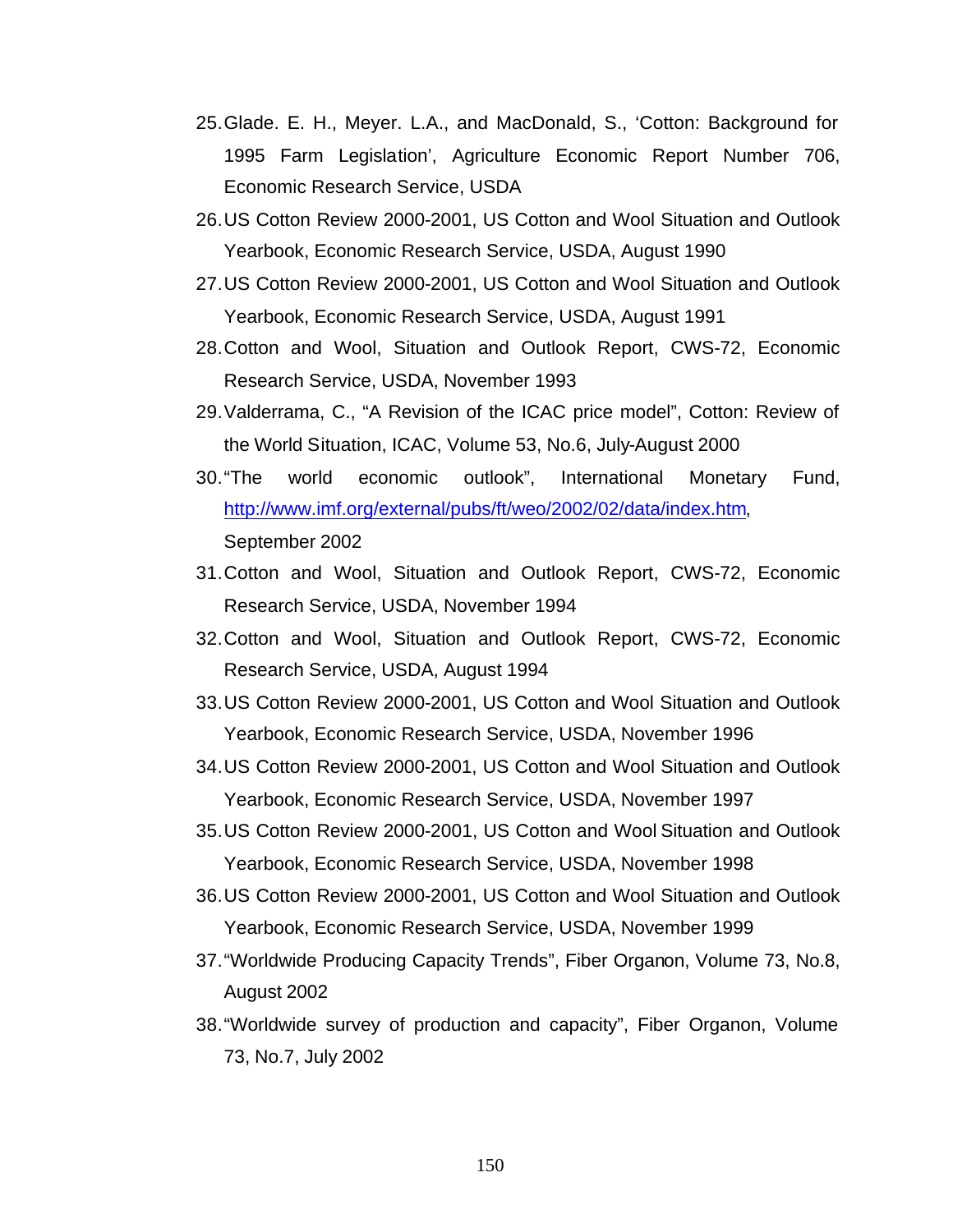25. Glade. E. H., Meyer. L.A., and MacDonald, S., 'Cotton: Background for 1995 Farm Legislation', Agriculture Economic Report Number 706, Economic Research Service, USDA
26. US Cotton Review 2000-2001, US Cotton and Wool Situation and Outlook Yearbook, Economic Research Service, USDA, August 1990
27. US Cotton Review 2000-2001, US Cotton and Wool Situation and Outlook Yearbook, Economic Research Service, USDA, August 1991
28. Cotton and Wool, Situation and Outlook Report, CWS-72, Economic Research Service, USDA, November 1993
29. Valderrama, C., "A Revision of the ICAC price model", Cotton: Review of the World Situation, ICAC, Volume 53, No.6, July-August 2000
30. "The world economic outlook", International Monetary Fund, http://www.imf.org/external/pubs/ft/weo/2002/02/data/index.htm, September 2002
31. Cotton and Wool, Situation and Outlook Report, CWS-72, Economic Research Service, USDA, November 1994
32. Cotton and Wool, Situation and Outlook Report, CWS-72, Economic Research Service, USDA, August 1994
33. US Cotton Review 2000-2001, US Cotton and Wool Situation and Outlook Yearbook, Economic Research Service, USDA, November 1996
34. US Cotton Review 2000-2001, US Cotton and Wool Situation and Outlook Yearbook, Economic Research Service, USDA, November 1997
35. US Cotton Review 2000-2001, US Cotton and Wool Situation and Outlook Yearbook, Economic Research Service, USDA, November 1998
36. US Cotton Review 2000-2001, US Cotton and Wool Situation and Outlook Yearbook, Economic Research Service, USDA, November 1999
37. "Worldwide Producing Capacity Trends", Fiber Organon, Volume 73, No.8, August 2002
38. "Worldwide survey of production and capacity", Fiber Organon, Volume 73, No.7, July 2002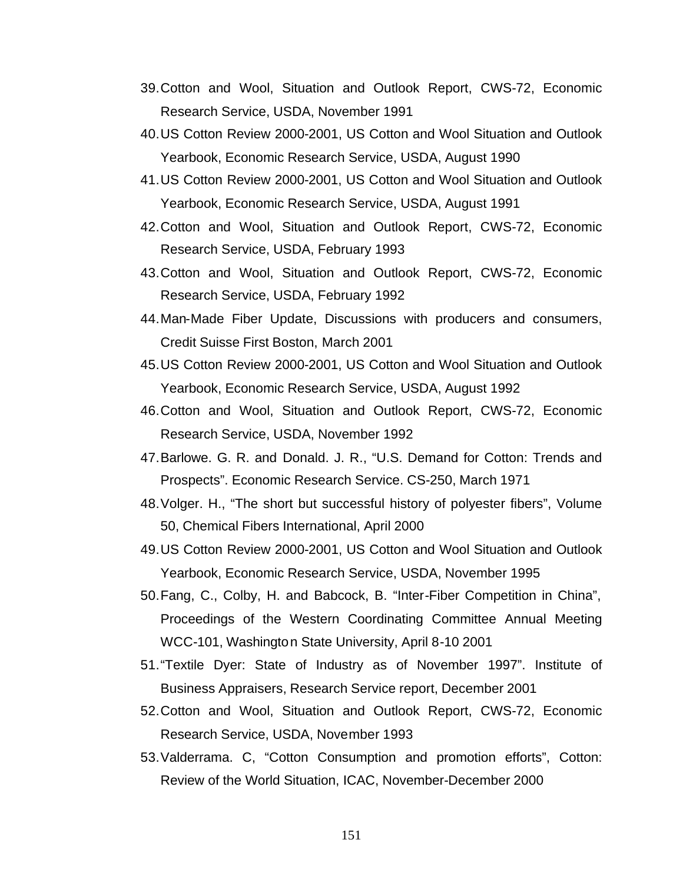39. Cotton and Wool, Situation and Outlook Report, CWS-72, Economic Research Service, USDA, November 1991
40. US Cotton Review 2000-2001, US Cotton and Wool Situation and Outlook Yearbook, Economic Research Service, USDA, August 1990
41. US Cotton Review 2000-2001, US Cotton and Wool Situation and Outlook Yearbook, Economic Research Service, USDA, August 1991
42. Cotton and Wool, Situation and Outlook Report, CWS-72, Economic Research Service, USDA, February 1993
43. Cotton and Wool, Situation and Outlook Report, CWS-72, Economic Research Service, USDA, February 1992
44. Man-Made Fiber Update, Discussions with producers and consumers, Credit Suisse First Boston, March 2001
45. US Cotton Review 2000-2001, US Cotton and Wool Situation and Outlook Yearbook, Economic Research Service, USDA, August 1992
46. Cotton and Wool, Situation and Outlook Report, CWS-72, Economic Research Service, USDA, November 1992
47. Barlowe. G. R. and Donald. J. R., "U.S. Demand for Cotton: Trends and Prospects". Economic Research Service. CS-250, March 1971
48. Volger. H., "The short but successful history of polyester fibers", Volume 50, Chemical Fibers International, April 2000
49. US Cotton Review 2000-2001, US Cotton and Wool Situation and Outlook Yearbook, Economic Research Service, USDA, November 1995
50. Fang, C., Colby, H. and Babcock, B. "Inter-Fiber Competition in China", Proceedings of the Western Coordinating Committee Annual Meeting WCC-101, Washington State University, April 8-10 2001
51. "Textile Dyer: State of Industry as of November 1997". Institute of Business Appraisers, Research Service report, December 2001
52. Cotton and Wool, Situation and Outlook Report, CWS-72, Economic Research Service, USDA, November 1993
53. Valderrama. C, "Cotton Consumption and promotion efforts", Cotton: Review of the World Situation, ICAC, November-December 2000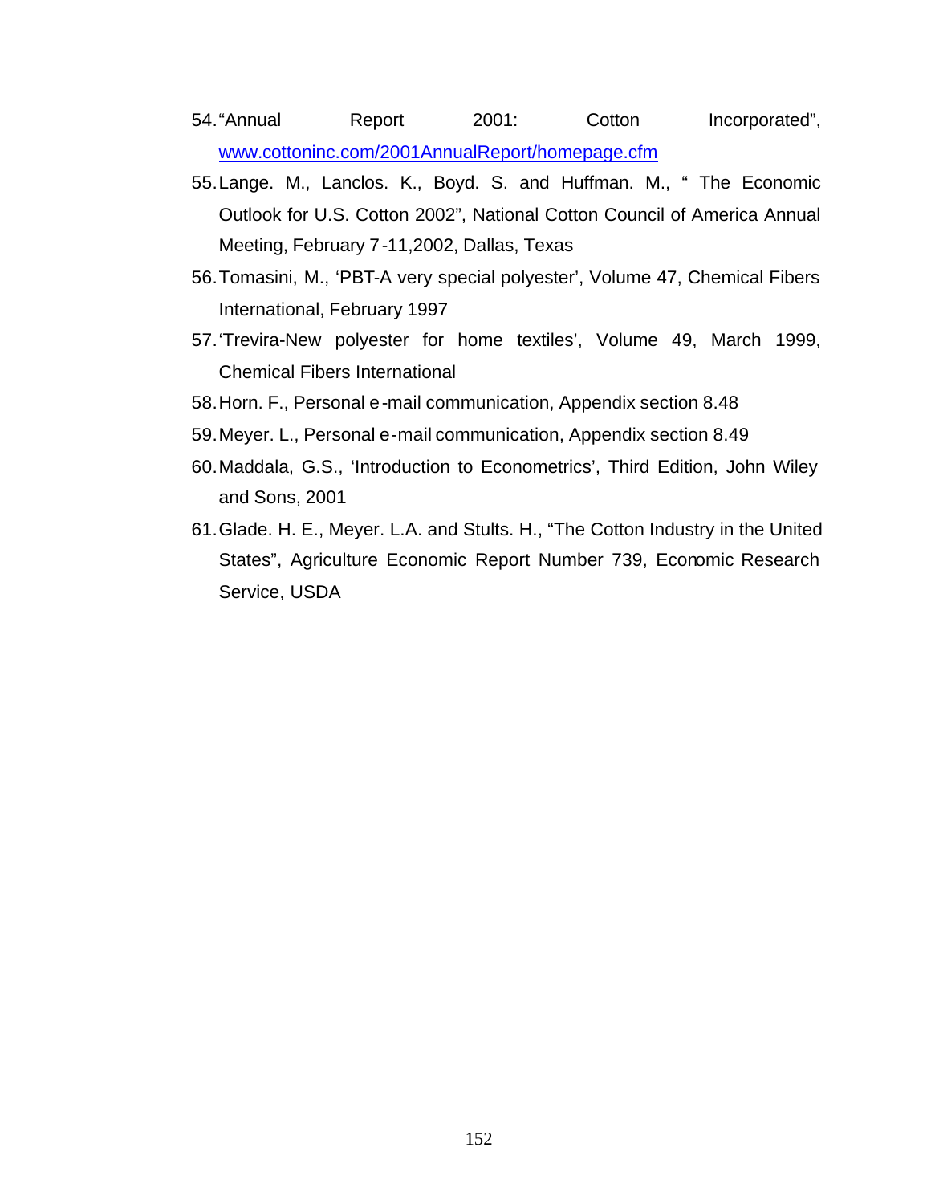54. "Annual Report 2001: Cotton Incorporated", www.cottoninc.com/2001AnnualReport/homepage.cfm
55. Lange. M., Lanclos. K., Boyd. S. and Huffman. M., " The Economic Outlook for U.S. Cotton 2002", National Cotton Council of America Annual Meeting, February 7-11,2002, Dallas, Texas
56. Tomasini, M., 'PBT-A very special polyester', Volume 47, Chemical Fibers International, February 1997
57. 'Trevira-New polyester for home textiles', Volume 49, March 1999, Chemical Fibers International
58. Horn. F., Personal e-mail communication, Appendix section 8.48
59. Meyer. L., Personal e-mail communication, Appendix section 8.49
60. Maddala, G.S., 'Introduction to Econometrics', Third Edition, John Wiley and Sons, 2001
61. Glade. H. E., Meyer. L.A. and Stults. H., "The Cotton Industry in the United States", Agriculture Economic Report Number 739, Economic Research Service, USDA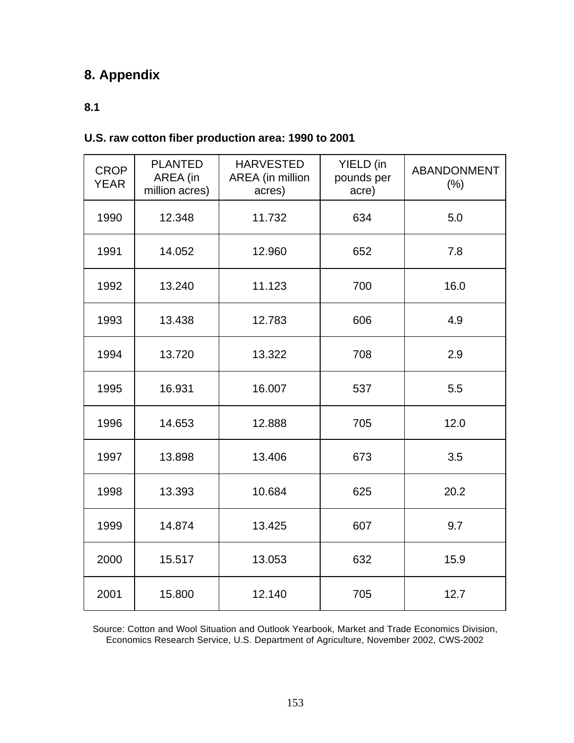# 8. Appendix

### 8.1

**U.S. raw cotton fiber production area: 1990 to 2001**

| CROP YEAR | PLANTED AREA (in million acres) | HARVESTED AREA (in million acres) | YIELD (in pounds per acre) | ABANDONMENT (%) |
|---|---|---|---|---|
| 1990 | 12.348 | 11.732 | 634 | 5.0 |
| 1991 | 14.052 | 12.960 | 652 | 7.8 |
| 1992 | 13.240 | 11.123 | 700 | 16.0 |
| 1993 | 13.438 | 12.783 | 606 | 4.9 |
| 1994 | 13.720 | 13.322 | 708 | 2.9 |
| 1995 | 16.931 | 16.007 | 537 | 5.5 |
| 1996 | 14.653 | 12.888 | 705 | 12.0 |
| 1997 | 13.898 | 13.406 | 673 | 3.5 |
| 1998 | 13.393 | 10.684 | 625 | 20.2 |
| 1999 | 14.874 | 13.425 | 607 | 9.7 |
| 2000 | 15.517 | 13.053 | 632 | 15.9 |
| 2001 | 15.800 | 12.140 | 705 | 12.7 |

Source: Cotton and Wool Situation and Outlook Yearbook, Market and Trade Economics Division, Economics Research Service, U.S. Department of Agriculture, November 2002, CWS-2002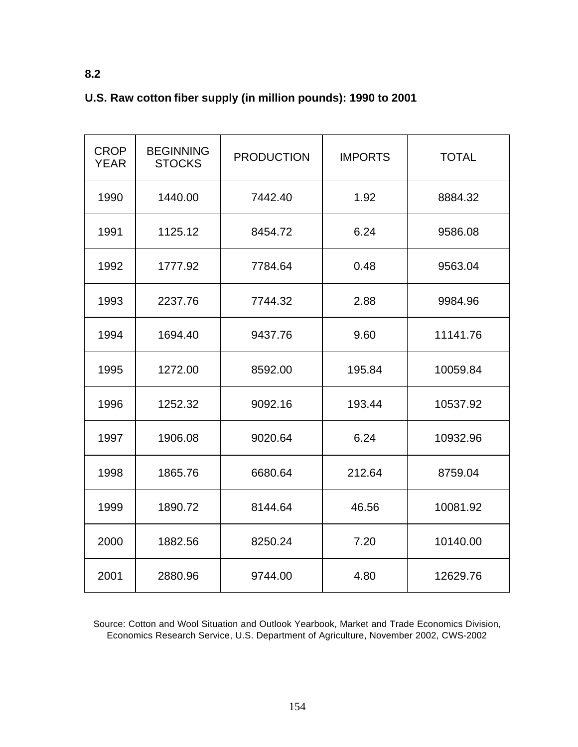**8.2**

**U.S. Raw cotton fiber supply (in million pounds): 1990 to 2001**

| CROP YEAR | BEGINNING STOCKS | PRODUCTION | IMPORTS | TOTAL |
|---|---|---|---|---|
| 1990 | 1440.00 | 7442.40 | 1.92 | 8884.32 |
| 1991 | 1125.12 | 8454.72 | 6.24 | 9586.08 |
| 1992 | 1777.92 | 7784.64 | 0.48 | 9563.04 |
| 1993 | 2237.76 | 7744.32 | 2.88 | 9984.96 |
| 1994 | 1694.40 | 9437.76 | 9.60 | 11141.76 |
| 1995 | 1272.00 | 8592.00 | 195.84 | 10059.84 |
| 1996 | 1252.32 | 9092.16 | 193.44 | 10537.92 |
| 1997 | 1906.08 | 9020.64 | 6.24 | 10932.96 |
| 1998 | 1865.76 | 6680.64 | 212.64 | 8759.04 |
| 1999 | 1890.72 | 8144.64 | 46.56 | 10081.92 |
| 2000 | 1882.56 | 8250.24 | 7.20 | 10140.00 |
| 2001 | 2880.96 | 9744.00 | 4.80 | 12629.76 |

Source: Cotton and Wool Situation and Outlook Yearbook, Market and Trade Economics Division, Economics Research Service, U.S. Department of Agriculture, November 2002, CWS-2002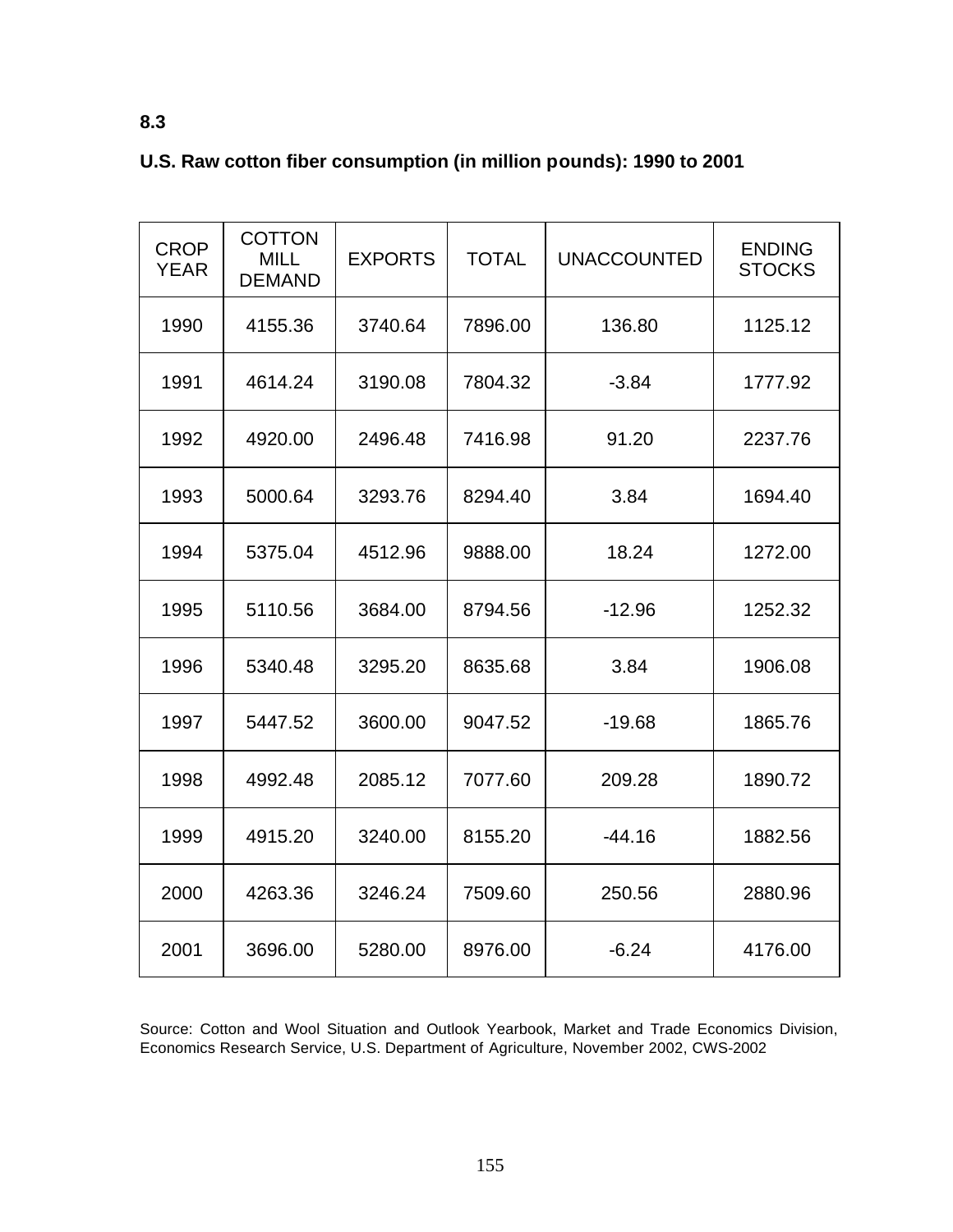**8.3**

**U.S. Raw cotton fiber consumption (in million pounds): 1990 to 2001**

| CROP YEAR | COTTON MILL DEMAND | EXPORTS | TOTAL | UNACCOUNTED | ENDING STOCKS |
|---|---|---|---|---|---|
| 1990 | 4155.36 | 3740.64 | 7896.00 | 136.80 | 1125.12 |
| 1991 | 4614.24 | 3190.08 | 7804.32 | -3.84 | 1777.92 |
| 1992 | 4920.00 | 2496.48 | 7416.98 | 91.20 | 2237.76 |
| 1993 | 5000.64 | 3293.76 | 8294.40 | 3.84 | 1694.40 |
| 1994 | 5375.04 | 4512.96 | 9888.00 | 18.24 | 1272.00 |
| 1995 | 5110.56 | 3684.00 | 8794.56 | -12.96 | 1252.32 |
| 1996 | 5340.48 | 3295.20 | 8635.68 | 3.84 | 1906.08 |
| 1997 | 5447.52 | 3600.00 | 9047.52 | -19.68 | 1865.76 |
| 1998 | 4992.48 | 2085.12 | 7077.60 | 209.28 | 1890.72 |
| 1999 | 4915.20 | 3240.00 | 8155.20 | -44.16 | 1882.56 |
| 2000 | 4263.36 | 3246.24 | 7509.60 | 250.56 | 2880.96 |
| 2001 | 3696.00 | 5280.00 | 8976.00 | -6.24 | 4176.00 |

Source: Cotton and Wool Situation and Outlook Yearbook, Market and Trade Economics Division, Economics Research Service, U.S. Department of Agriculture, November 2002, CWS-2002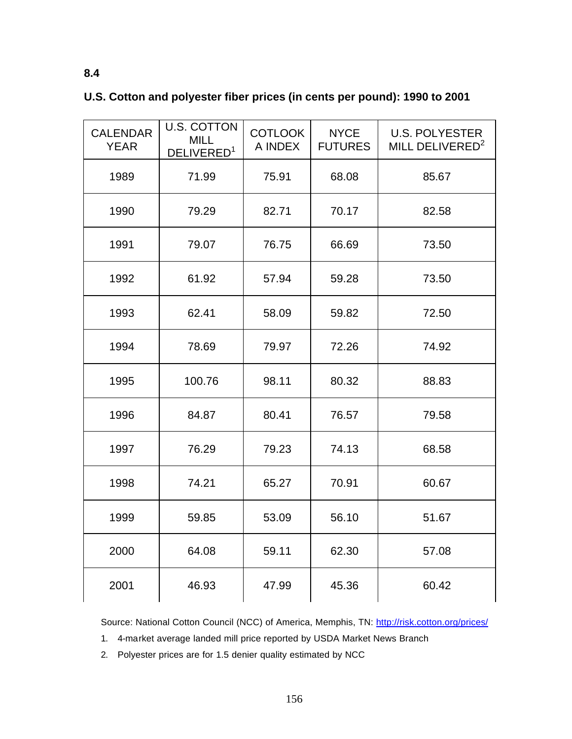**8.4**

**U.S. Cotton and polyester fiber prices (in cents per pound): 1990 to 2001**

| CALENDAR YEAR | U.S. COTTON MILL DELIVERED[1] | COTLOOK A INDEX | NYCE FUTURES | U.S. POLYESTER MILL DELIVERED[2] |
|---|---|---|---|---|
| 1989 | 71.99 | 75.91 | 68.08 | 85.67 |
| 1990 | 79.29 | 82.71 | 70.17 | 82.58 |
| 1991 | 79.07 | 76.75 | 66.69 | 73.50 |
| 1992 | 61.92 | 57.94 | 59.28 | 73.50 |
| 1993 | 62.41 | 58.09 | 59.82 | 72.50 |
| 1994 | 78.69 | 79.97 | 72.26 | 74.92 |
| 1995 | 100.76 | 98.11 | 80.32 | 88.83 |
| 1996 | 84.87 | 80.41 | 76.57 | 79.58 |
| 1997 | 76.29 | 79.23 | 74.13 | 68.58 |
| 1998 | 74.21 | 65.27 | 70.91 | 60.67 |
| 1999 | 59.85 | 53.09 | 56.10 | 51.67 |
| 2000 | 64.08 | 59.11 | 62.30 | 57.08 |
| 2001 | 46.93 | 47.99 | 45.36 | 60.42 |

Source: National Cotton Council (NCC) of America, Memphis, TN: http://risk.cotton.org/prices/

1. 4-market average landed mill price reported by USDA Market News Branch
2. Polyester prices are for 1.5 denier quality estimated by NCC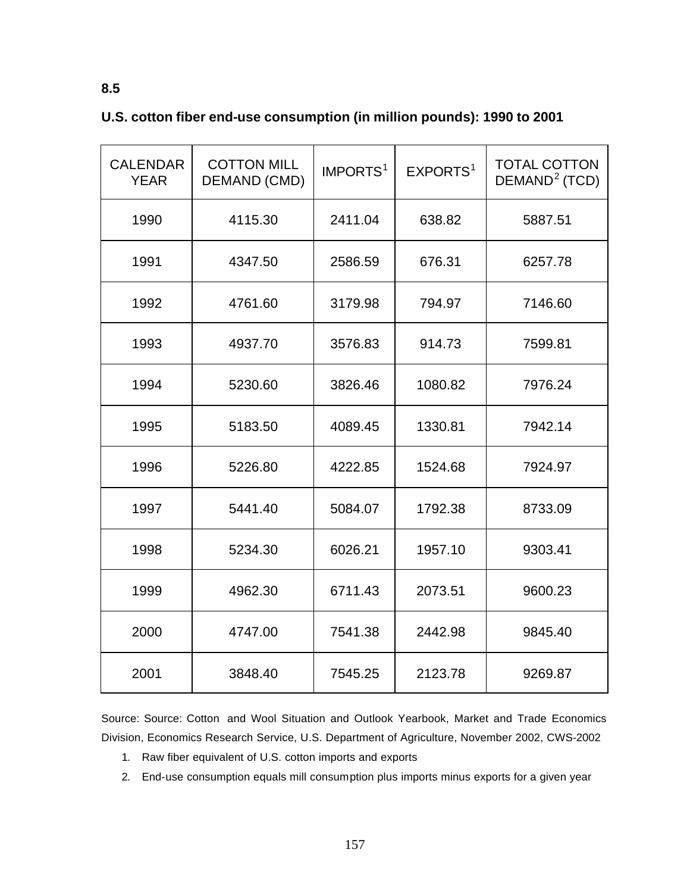**8.5**

**U.S. cotton fiber end-use consumption (in million pounds): 1990 to 2001**

| CALENDAR YEAR | COTTON MILL DEMAND (CMD) | IMPORTS[1] | EXPORTS[1] | TOTAL COTTON DEMAND[2] (TCD) |
|---|---|---|---|---|
| 1990 | 4115.30 | 2411.04 | 638.82 | 5887.51 |
| 1991 | 4347.50 | 2586.59 | 676.31 | 6257.78 |
| 1992 | 4761.60 | 3179.98 | 794.97 | 7146.60 |
| 1993 | 4937.70 | 3576.83 | 914.73 | 7599.81 |
| 1994 | 5230.60 | 3826.46 | 1080.82 | 7976.24 |
| 1995 | 5183.50 | 4089.45 | 1330.81 | 7942.14 |
| 1996 | 5226.80 | 4222.85 | 1524.68 | 7924.97 |
| 1997 | 5441.40 | 5084.07 | 1792.38 | 8733.09 |
| 1998 | 5234.30 | 6026.21 | 1957.10 | 9303.41 |
| 1999 | 4962.30 | 6711.43 | 2073.51 | 9600.23 |
| 2000 | 4747.00 | 7541.38 | 2442.98 | 9845.40 |
| 2001 | 3848.40 | 7545.25 | 2123.78 | 9269.87 |

Source: Source: Cotton and Wool Situation and Outlook Yearbook, Market and Trade Economics Division, Economics Research Service, U.S. Department of Agriculture, November 2002, CWS-2002

1. Raw fiber equivalent of U.S. cotton imports and exports
2. End-use consumption equals mill consumption plus imports minus exports for a given year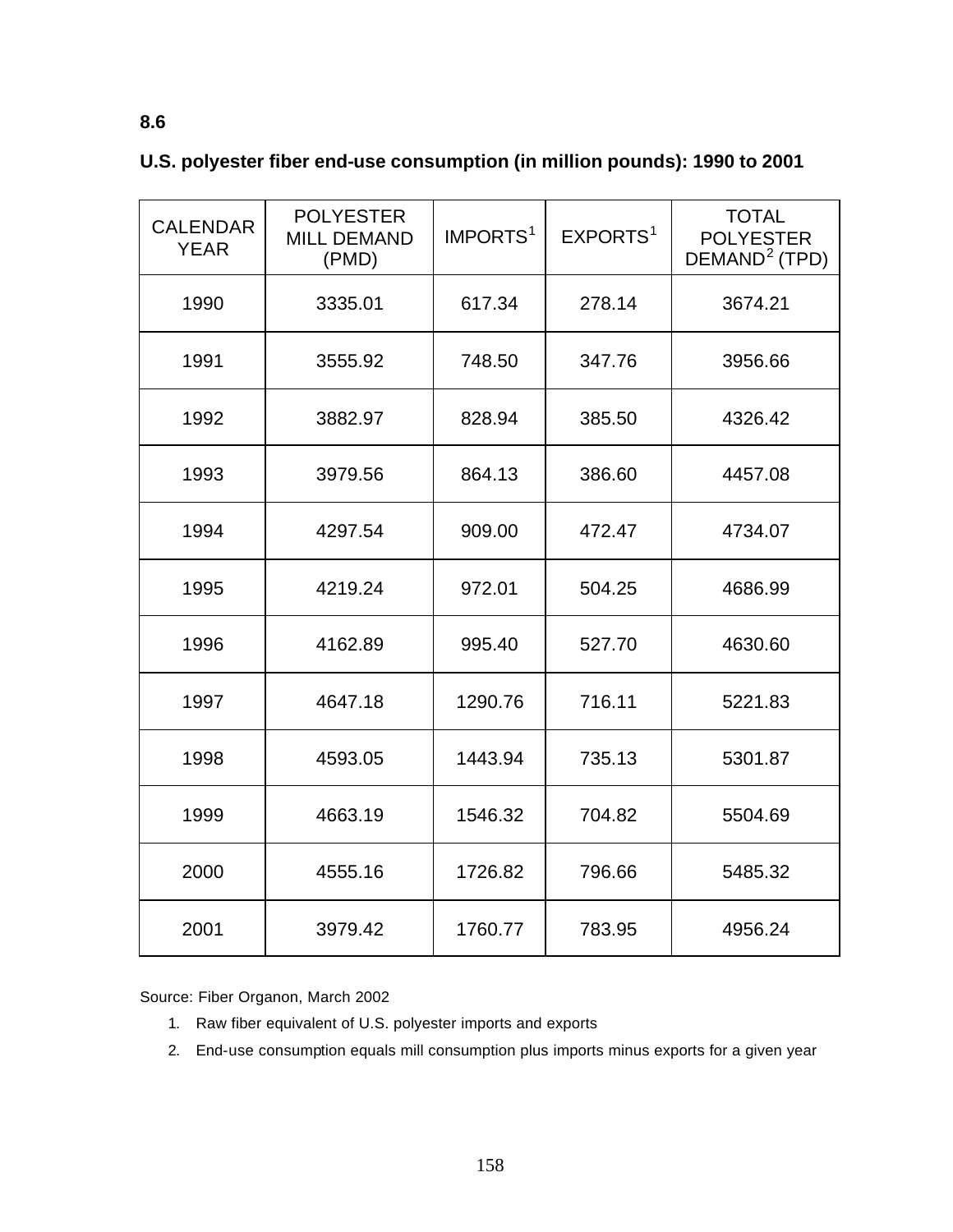**8.6**

**U.S. polyester fiber end-use consumption (in million pounds): 1990 to 2001**

| CALENDAR YEAR | POLYESTER MILL DEMAND (PMD) | IMPORTS[1] | EXPORTS[1] | TOTAL POLYESTER DEMAND[2] (TPD) |
|---|---|---|---|---|
| 1990 | 3335.01 | 617.34 | 278.14 | 3674.21 |
| 1991 | 3555.92 | 748.50 | 347.76 | 3956.66 |
| 1992 | 3882.97 | 828.94 | 385.50 | 4326.42 |
| 1993 | 3979.56 | 864.13 | 386.60 | 4457.08 |
| 1994 | 4297.54 | 909.00 | 472.47 | 4734.07 |
| 1995 | 4219.24 | 972.01 | 504.25 | 4686.99 |
| 1996 | 4162.89 | 995.40 | 527.70 | 4630.60 |
| 1997 | 4647.18 | 1290.76 | 716.11 | 5221.83 |
| 1998 | 4593.05 | 1443.94 | 735.13 | 5301.87 |
| 1999 | 4663.19 | 1546.32 | 704.82 | 5504.69 |
| 2000 | 4555.16 | 1726.82 | 796.66 | 5485.32 |
| 2001 | 3979.42 | 1760.77 | 783.95 | 4956.24 |

Source: Fiber Organon, March 2002

1. Raw fiber equivalent of U.S. polyester imports and exports
2. End-use consumption equals mill consumption plus imports minus exports for a given year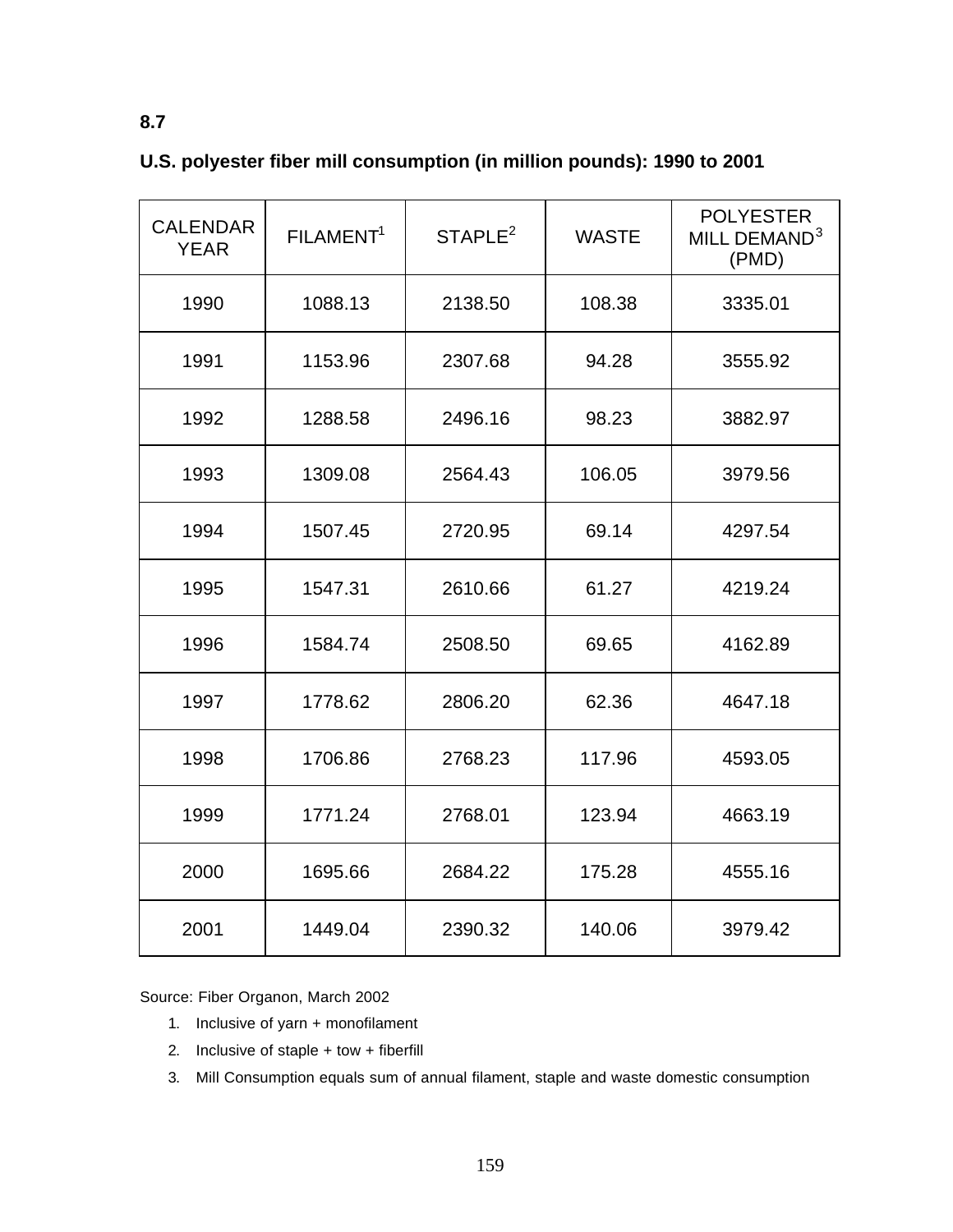**8.7**

**U.S. polyester fiber mill consumption (in million pounds): 1990 to 2001**

| CALENDAR YEAR | FILAMENT[1] | STAPLE[2] | WASTE | POLYESTER MILL DEMAND[3] (PMD) |
|---|---|---|---|---|
| 1990 | 1088.13 | 2138.50 | 108.38 | 3335.01 |
| 1991 | 1153.96 | 2307.68 | 94.28 | 3555.92 |
| 1992 | 1288.58 | 2496.16 | 98.23 | 3882.97 |
| 1993 | 1309.08 | 2564.43 | 106.05 | 3979.56 |
| 1994 | 1507.45 | 2720.95 | 69.14 | 4297.54 |
| 1995 | 1547.31 | 2610.66 | 61.27 | 4219.24 |
| 1996 | 1584.74 | 2508.50 | 69.65 | 4162.89 |
| 1997 | 1778.62 | 2806.20 | 62.36 | 4647.18 |
| 1998 | 1706.86 | 2768.23 | 117.96 | 4593.05 |
| 1999 | 1771.24 | 2768.01 | 123.94 | 4663.19 |
| 2000 | 1695.66 | 2684.22 | 175.28 | 4555.16 |
| 2001 | 1449.04 | 2390.32 | 140.06 | 3979.42 |

Source: Fiber Organon, March 2002

1. Inclusive of yarn + monofilament
2. Inclusive of staple + tow + fiberfill
3. Mill Consumption equals sum of annual filament, staple and waste domestic consumption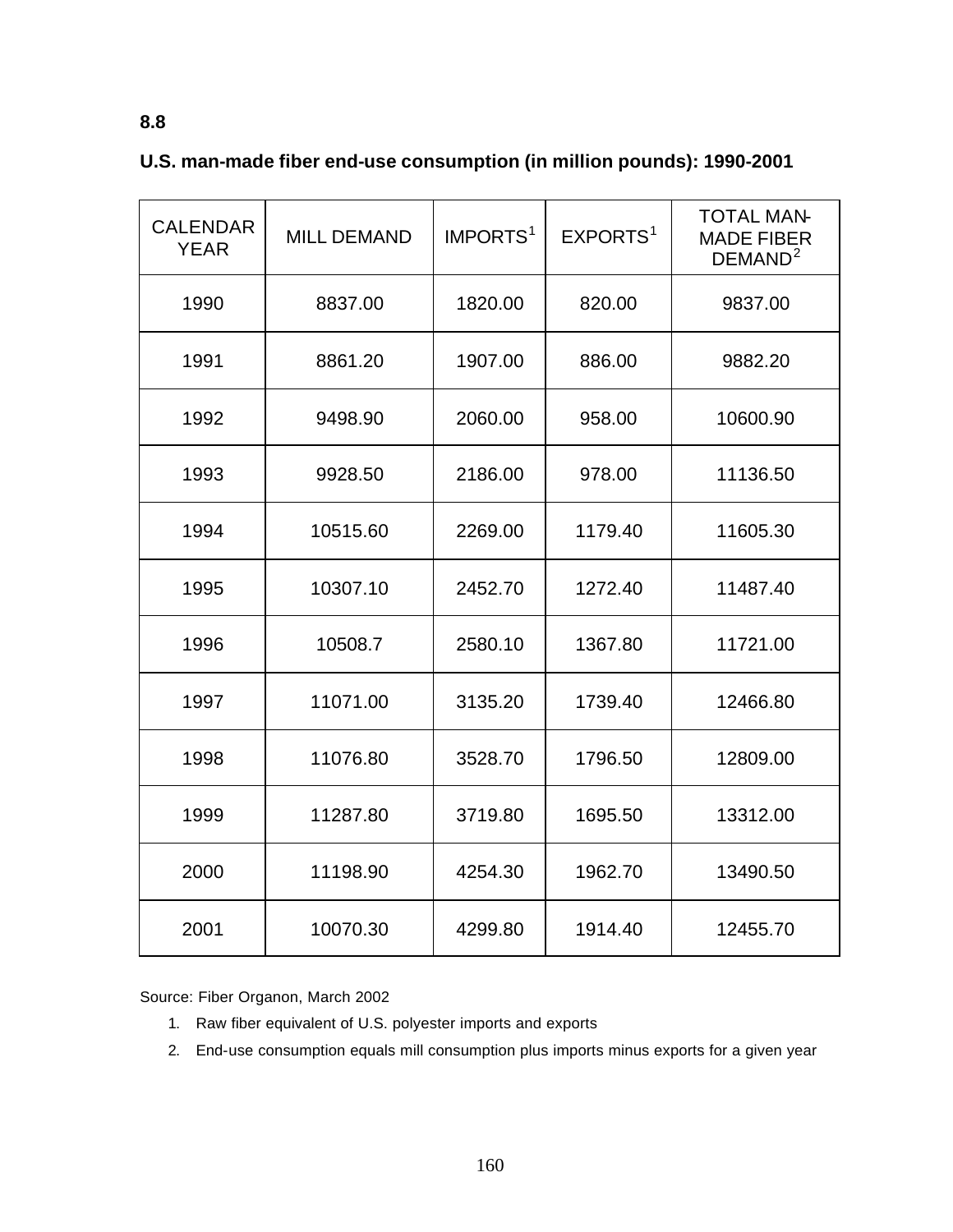**8.8**

**U.S. man-made fiber end-use consumption (in million pounds): 1990-2001**

| CALENDAR YEAR | MILL DEMAND | IMPORTS[1] | EXPORTS[1] | TOTAL MAN-MADE FIBER DEMAND[2] |
|---|---|---|---|---|
| 1990 | 8837.00 | 1820.00 | 820.00 | 9837.00 |
| 1991 | 8861.20 | 1907.00 | 886.00 | 9882.20 |
| 1992 | 9498.90 | 2060.00 | 958.00 | 10600.90 |
| 1993 | 9928.50 | 2186.00 | 978.00 | 11136.50 |
| 1994 | 10515.60 | 2269.00 | 1179.40 | 11605.30 |
| 1995 | 10307.10 | 2452.70 | 1272.40 | 11487.40 |
| 1996 | 10508.7 | 2580.10 | 1367.80 | 11721.00 |
| 1997 | 11071.00 | 3135.20 | 1739.40 | 12466.80 |
| 1998 | 11076.80 | 3528.70 | 1796.50 | 12809.00 |
| 1999 | 11287.80 | 3719.80 | 1695.50 | 13312.00 |
| 2000 | 11198.90 | 4254.30 | 1962.70 | 13490.50 |
| 2001 | 10070.30 | 4299.80 | 1914.40 | 12455.70 |

Source: Fiber Organon, March 2002

1. Raw fiber equivalent of U.S. polyester imports and exports
2. End-use consumption equals mill consumption plus imports minus exports for a given year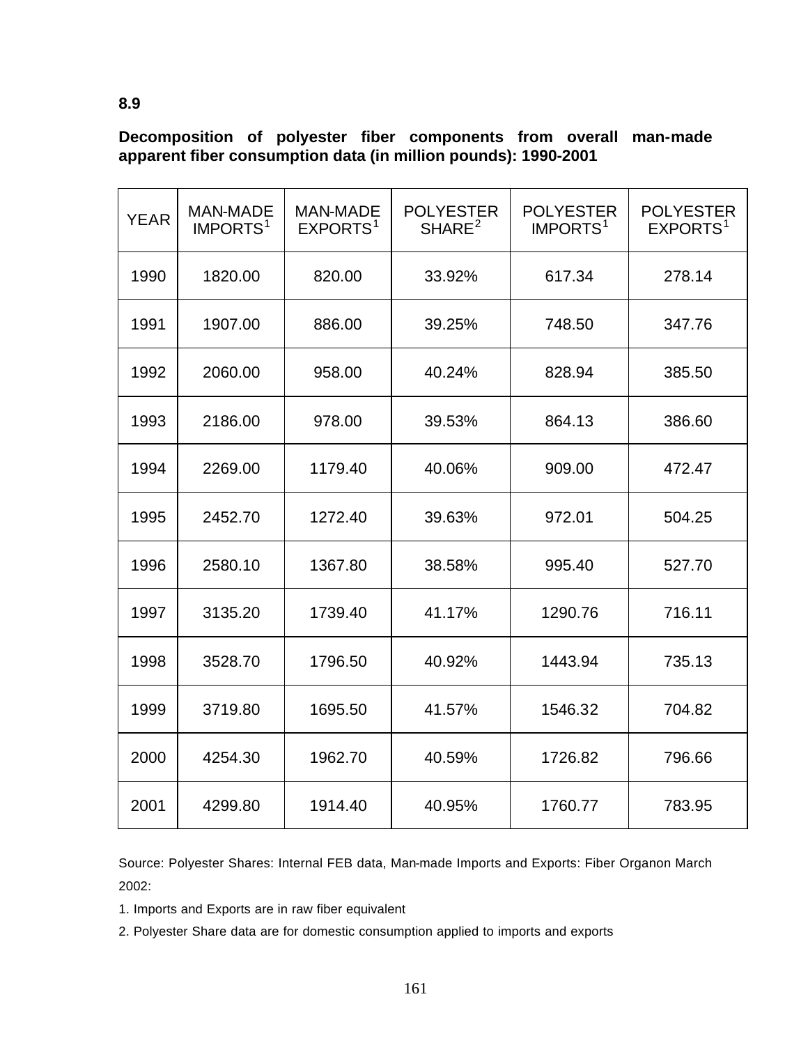**8.9**

**Decomposition of polyester fiber components from overall man-made apparent fiber consumption data (in million pounds): 1990-2001**

| YEAR | MAN-MADE IMPORTS[1] | MAN-MADE EXPORTS[1] | POLYESTER SHARE[2] | POLYESTER IMPORTS[1] | POLYESTER EXPORTS[1] |
|---|---|---|---|---|---|
| 1990 | 1820.00 | 820.00 | 33.92% | 617.34 | 278.14 |
| 1991 | 1907.00 | 886.00 | 39.25% | 748.50 | 347.76 |
| 1992 | 2060.00 | 958.00 | 40.24% | 828.94 | 385.50 |
| 1993 | 2186.00 | 978.00 | 39.53% | 864.13 | 386.60 |
| 1994 | 2269.00 | 1179.40 | 40.06% | 909.00 | 472.47 |
| 1995 | 2452.70 | 1272.40 | 39.63% | 972.01 | 504.25 |
| 1996 | 2580.10 | 1367.80 | 38.58% | 995.40 | 527.70 |
| 1997 | 3135.20 | 1739.40 | 41.17% | 1290.76 | 716.11 |
| 1998 | 3528.70 | 1796.50 | 40.92% | 1443.94 | 735.13 |
| 1999 | 3719.80 | 1695.50 | 41.57% | 1546.32 | 704.82 |
| 2000 | 4254.30 | 1962.70 | 40.59% | 1726.82 | 796.66 |
| 2001 | 4299.80 | 1914.40 | 40.95% | 1760.77 | 783.95 |

Source: Polyester Shares: Internal FEB data, Man-made Imports and Exports: Fiber Organon March 2002:

1. Imports and Exports are in raw fiber equivalent

2. Polyester Share data are for domestic consumption applied to imports and exports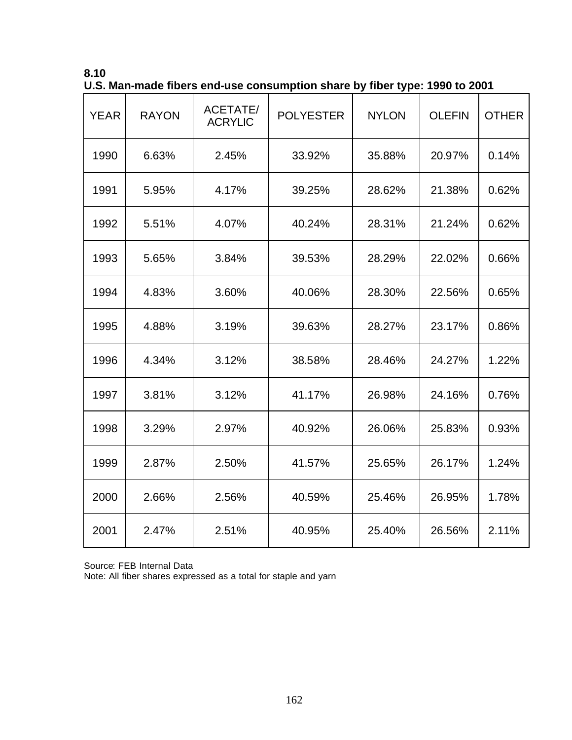**8.10**
**U.S. Man-made fibers end-use consumption share by fiber type: 1990 to 2001**

| YEAR | RAYON | ACETATE/ ACRYLIC | POLYESTER | NYLON | OLEFIN | OTHER |
|---|---|---|---|---|---|---|
| 1990 | 6.63% | 2.45% | 33.92% | 35.88% | 20.97% | 0.14% |
| 1991 | 5.95% | 4.17% | 39.25% | 28.62% | 21.38% | 0.62% |
| 1992 | 5.51% | 4.07% | 40.24% | 28.31% | 21.24% | 0.62% |
| 1993 | 5.65% | 3.84% | 39.53% | 28.29% | 22.02% | 0.66% |
| 1994 | 4.83% | 3.60% | 40.06% | 28.30% | 22.56% | 0.65% |
| 1995 | 4.88% | 3.19% | 39.63% | 28.27% | 23.17% | 0.86% |
| 1996 | 4.34% | 3.12% | 38.58% | 28.46% | 24.27% | 1.22% |
| 1997 | 3.81% | 3.12% | 41.17% | 26.98% | 24.16% | 0.76% |
| 1998 | 3.29% | 2.97% | 40.92% | 26.06% | 25.83% | 0.93% |
| 1999 | 2.87% | 2.50% | 41.57% | 25.65% | 26.17% | 1.24% |
| 2000 | 2.66% | 2.56% | 40.59% | 25.46% | 26.95% | 1.78% |
| 2001 | 2.47% | 2.51% | 40.95% | 25.40% | 26.56% | 2.11% |

Source: FEB Internal Data
Note: All fiber shares expressed as a total for staple and yarn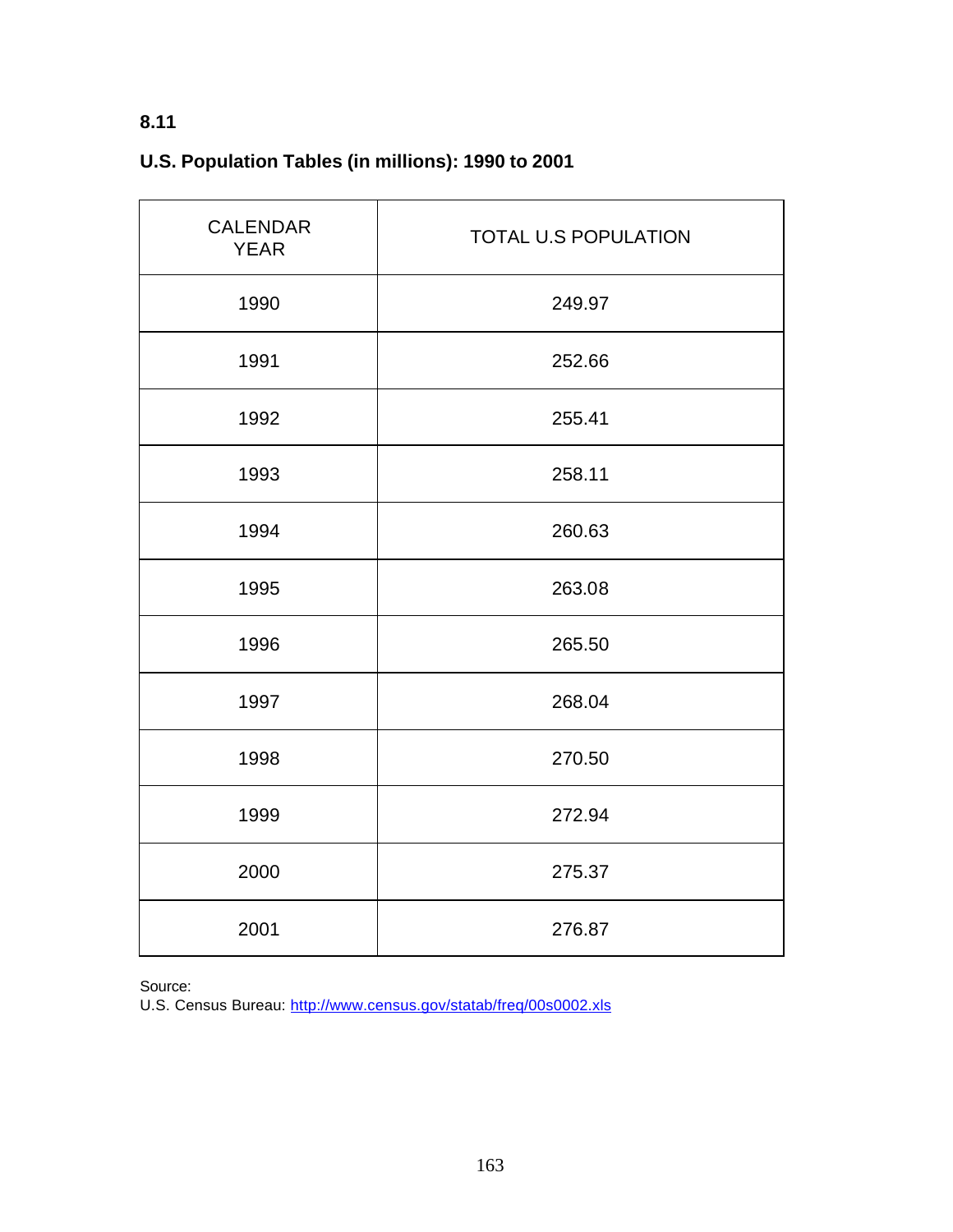**8.11**

**U.S. Population Tables (in millions): 1990 to 2001**

| CALENDAR YEAR | TOTAL U.S POPULATION |
| --- | --- |
| 1990 | 249.97 |
| 1991 | 252.66 |
| 1992 | 255.41 |
| 1993 | 258.11 |
| 1994 | 260.63 |
| 1995 | 263.08 |
| 1996 | 265.50 |
| 1997 | 268.04 |
| 1998 | 270.50 |
| 1999 | 272.94 |
| 2000 | 275.37 |
| 2001 | 276.87 |

Source:
U.S. Census Bureau: http://www.census.gov/statab/freq/00s0002.xls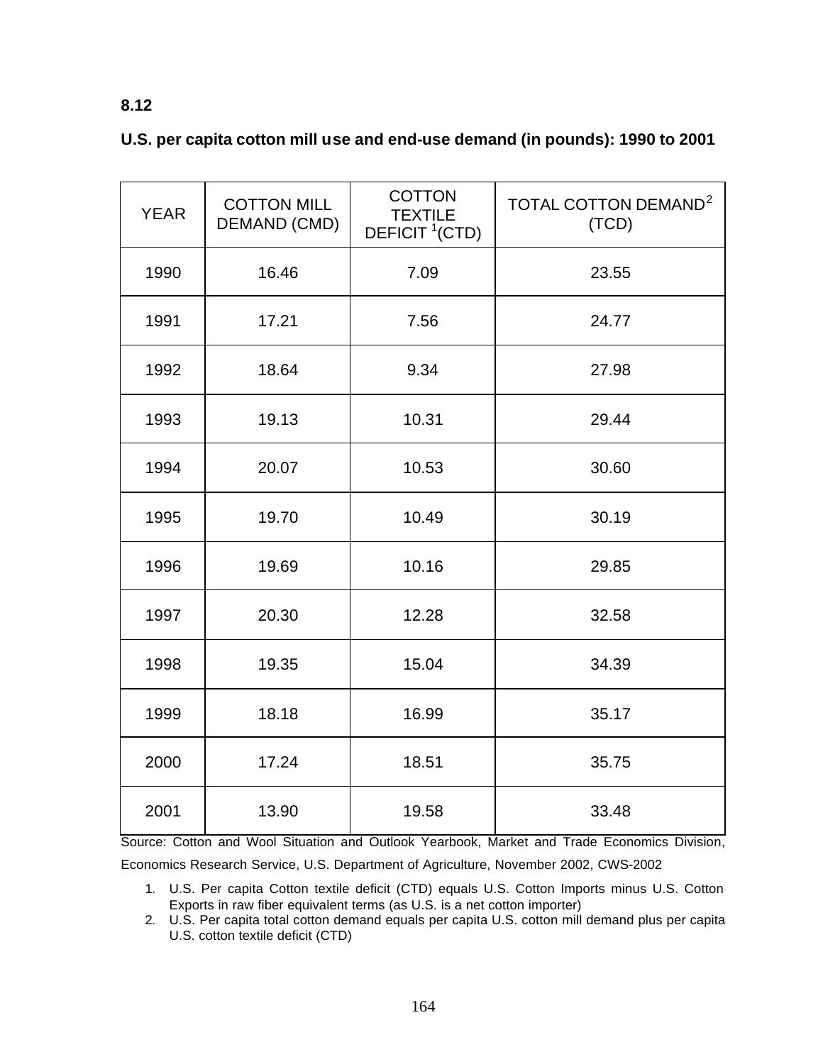**8.12**

**U.S. per capita cotton mill use and end-use demand (in pounds): 1990 to 2001**

| YEAR | COTTON MILL DEMAND (CMD) | COTTON TEXTILE DEFICIT [1](CTD) | TOTAL COTTON DEMAND[2] (TCD) |
|---|---|---|---|
| 1990 | 16.46 | 7.09 | 23.55 |
| 1991 | 17.21 | 7.56 | 24.77 |
| 1992 | 18.64 | 9.34 | 27.98 |
| 1993 | 19.13 | 10.31 | 29.44 |
| 1994 | 20.07 | 10.53 | 30.60 |
| 1995 | 19.70 | 10.49 | 30.19 |
| 1996 | 19.69 | 10.16 | 29.85 |
| 1997 | 20.30 | 12.28 | 32.58 |
| 1998 | 19.35 | 15.04 | 34.39 |
| 1999 | 18.18 | 16.99 | 35.17 |
| 2000 | 17.24 | 18.51 | 35.75 |
| 2001 | 13.90 | 19.58 | 33.48 |

Source: Cotton and Wool Situation and Outlook Yearbook, Market and Trade Economics Division, Economics Research Service, U.S. Department of Agriculture, November 2002, CWS-2002

1. U.S. Per capita Cotton textile deficit (CTD) equals U.S. Cotton Imports minus U.S. Cotton Exports in raw fiber equivalent terms (as U.S. is a net cotton importer)
2. U.S. Per capita total cotton demand equals per capita U.S. cotton mill demand plus per capita U.S. cotton textile deficit (CTD)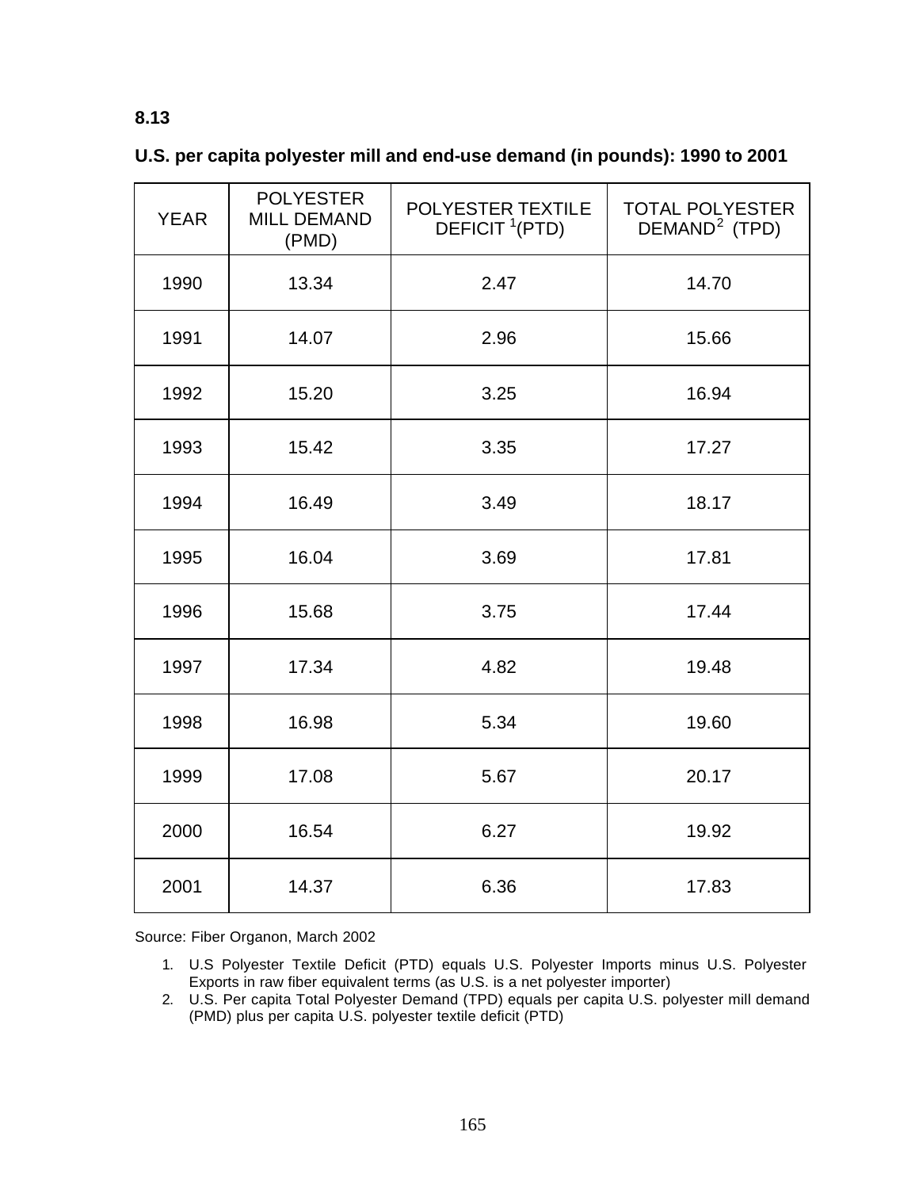**8.13**

**U.S. per capita polyester mill and end-use demand (in pounds): 1990 to 2001**

| YEAR | POLYESTER MILL DEMAND (PMD) | POLYESTER TEXTILE DEFICIT [1](PTD) | TOTAL POLYESTER DEMAND[2] (TPD) |
|---|---|---|---|
| 1990 | 13.34 | 2.47 | 14.70 |
| 1991 | 14.07 | 2.96 | 15.66 |
| 1992 | 15.20 | 3.25 | 16.94 |
| 1993 | 15.42 | 3.35 | 17.27 |
| 1994 | 16.49 | 3.49 | 18.17 |
| 1995 | 16.04 | 3.69 | 17.81 |
| 1996 | 15.68 | 3.75 | 17.44 |
| 1997 | 17.34 | 4.82 | 19.48 |
| 1998 | 16.98 | 5.34 | 19.60 |
| 1999 | 17.08 | 5.67 | 20.17 |
| 2000 | 16.54 | 6.27 | 19.92 |
| 2001 | 14.37 | 6.36 | 17.83 |

Source: Fiber Organon, March 2002

1. U.S Polyester Textile Deficit (PTD) equals U.S. Polyester Imports minus U.S. Polyester Exports in raw fiber equivalent terms (as U.S. is a net polyester importer)
2. U.S. Per capita Total Polyester Demand (TPD) equals per capita U.S. polyester mill demand (PMD) plus per capita U.S. polyester textile deficit (PTD)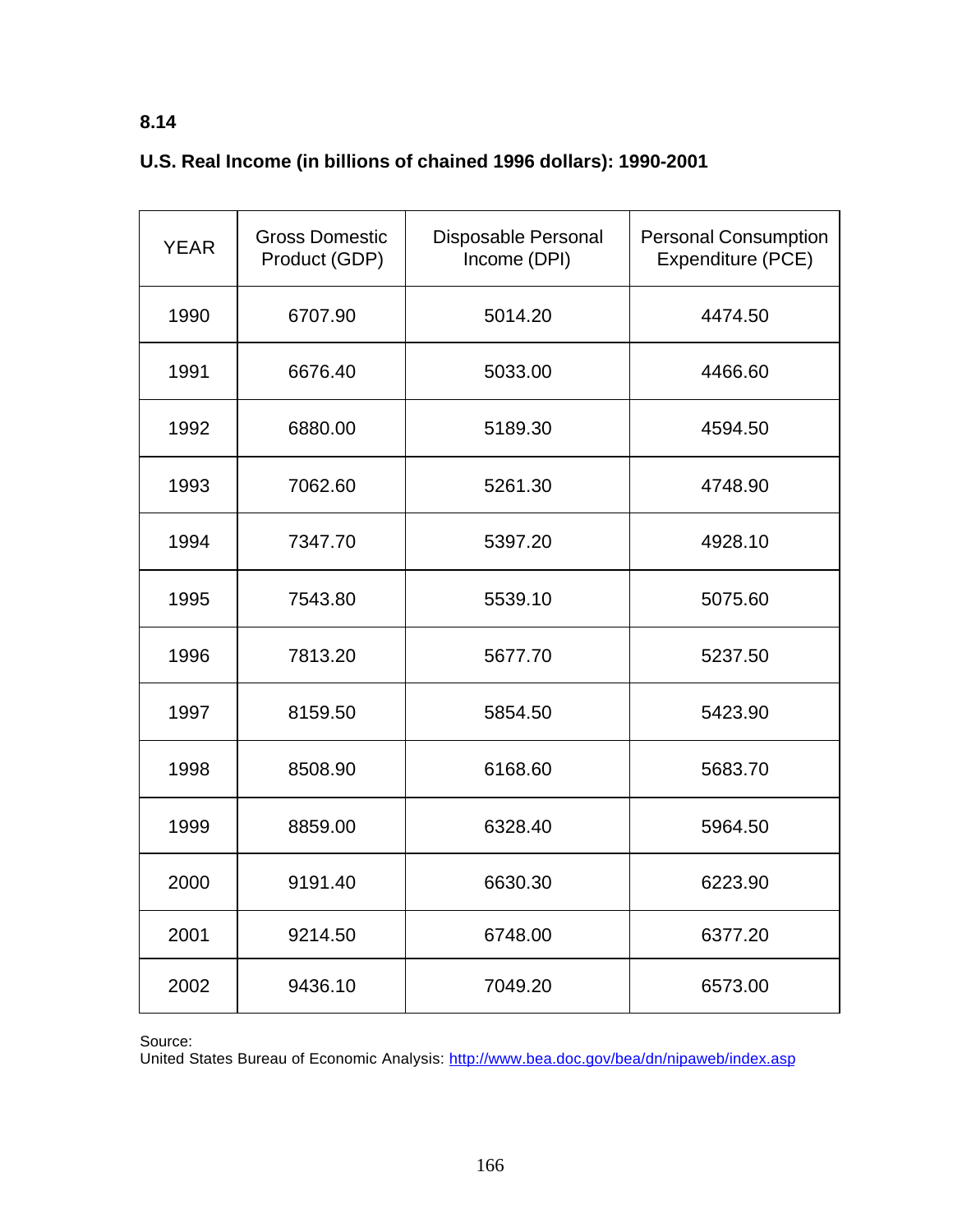**8.14**

**U.S. Real Income (in billions of chained 1996 dollars): 1990-2001**

| YEAR | Gross Domestic Product (GDP) | Disposable Personal Income (DPI) | Personal Consumption Expenditure (PCE) |
|---|---|---|---|
| 1990 | 6707.90 | 5014.20 | 4474.50 |
| 1991 | 6676.40 | 5033.00 | 4466.60 |
| 1992 | 6880.00 | 5189.30 | 4594.50 |
| 1993 | 7062.60 | 5261.30 | 4748.90 |
| 1994 | 7347.70 | 5397.20 | 4928.10 |
| 1995 | 7543.80 | 5539.10 | 5075.60 |
| 1996 | 7813.20 | 5677.70 | 5237.50 |
| 1997 | 8159.50 | 5854.50 | 5423.90 |
| 1998 | 8508.90 | 6168.60 | 5683.70 |
| 1999 | 8859.00 | 6328.40 | 5964.50 |
| 2000 | 9191.40 | 6630.30 | 6223.90 |
| 2001 | 9214.50 | 6748.00 | 6377.20 |
| 2002 | 9436.10 | 7049.20 | 6573.00 |

Source:
United States Bureau of Economic Analysis: http://www.bea.doc.gov/bea/dn/nipaweb/index.asp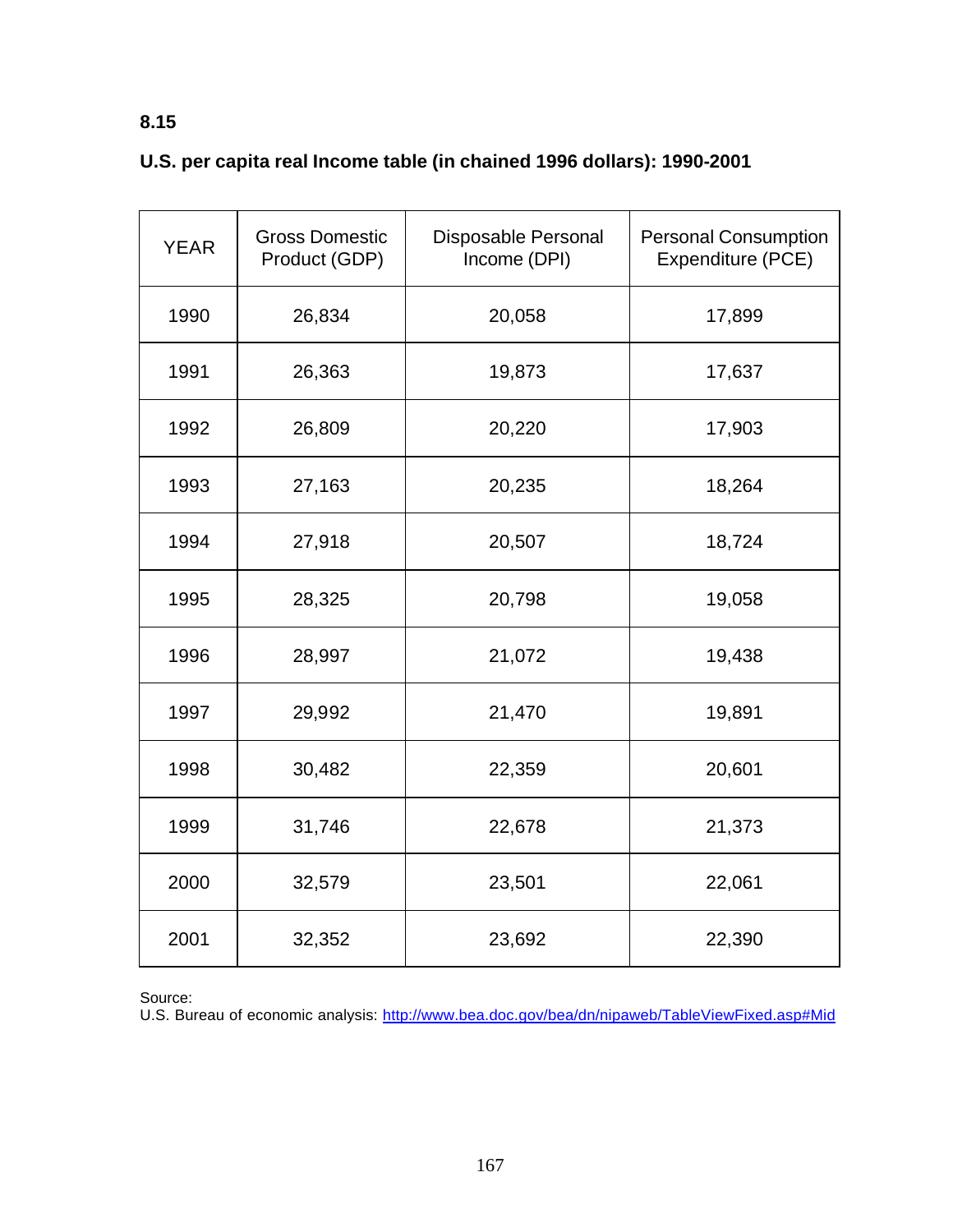**8.15**

**U.S. per capita real Income table (in chained 1996 dollars): 1990-2001**

| YEAR | Gross Domestic Product (GDP) | Disposable Personal Income (DPI) | Personal Consumption Expenditure (PCE) |
|---|---|---|---|
| 1990 | 26,834 | 20,058 | 17,899 |
| 1991 | 26,363 | 19,873 | 17,637 |
| 1992 | 26,809 | 20,220 | 17,903 |
| 1993 | 27,163 | 20,235 | 18,264 |
| 1994 | 27,918 | 20,507 | 18,724 |
| 1995 | 28,325 | 20,798 | 19,058 |
| 1996 | 28,997 | 21,072 | 19,438 |
| 1997 | 29,992 | 21,470 | 19,891 |
| 1998 | 30,482 | 22,359 | 20,601 |
| 1999 | 31,746 | 22,678 | 21,373 |
| 2000 | 32,579 | 23,501 | 22,061 |
| 2001 | 32,352 | 23,692 | 22,390 |

Source:
U.S. Bureau of economic analysis: http://www.bea.doc.gov/bea/dn/nipaweb/TableViewFixed.asp#Mid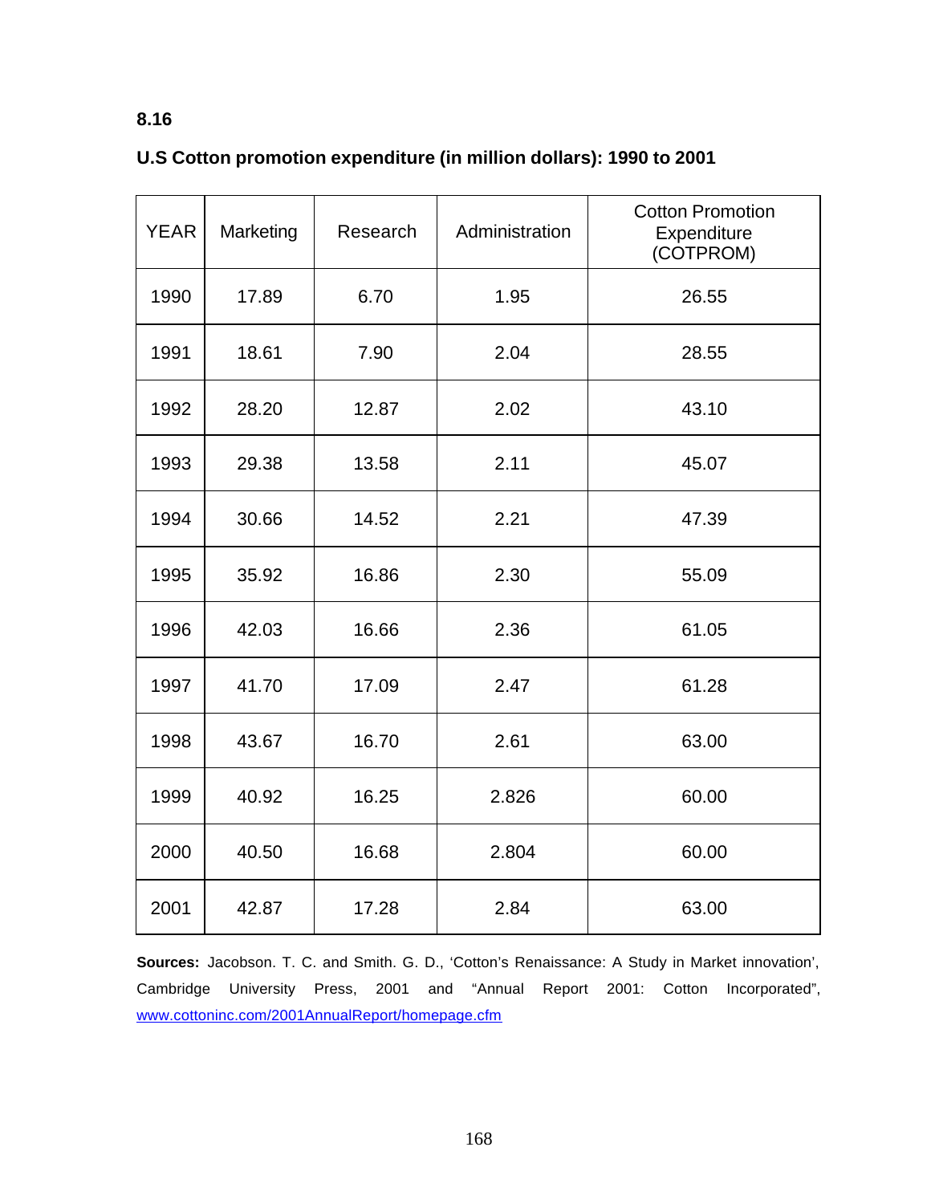**8.16**

**U.S Cotton promotion expenditure (in million dollars): 1990 to 2001**

| YEAR | Marketing | Research | Administration | Cotton Promotion Expenditure (COTPROM) |
|---|---|---|---|---|
| 1990 | 17.89 | 6.70 | 1.95 | 26.55 |
| 1991 | 18.61 | 7.90 | 2.04 | 28.55 |
| 1992 | 28.20 | 12.87 | 2.02 | 43.10 |
| 1993 | 29.38 | 13.58 | 2.11 | 45.07 |
| 1994 | 30.66 | 14.52 | 2.21 | 47.39 |
| 1995 | 35.92 | 16.86 | 2.30 | 55.09 |
| 1996 | 42.03 | 16.66 | 2.36 | 61.05 |
| 1997 | 41.70 | 17.09 | 2.47 | 61.28 |
| 1998 | 43.67 | 16.70 | 2.61 | 63.00 |
| 1999 | 40.92 | 16.25 | 2.826 | 60.00 |
| 2000 | 40.50 | 16.68 | 2.804 | 60.00 |
| 2001 | 42.87 | 17.28 | 2.84 | 63.00 |

**Sources:** Jacobson. T. C. and Smith. G. D., 'Cotton's Renaissance: A Study in Market innovation', Cambridge University Press, 2001 and "Annual Report 2001: Cotton Incorporated", www.cottoninc.com/2001AnnualReport/homepage.cfm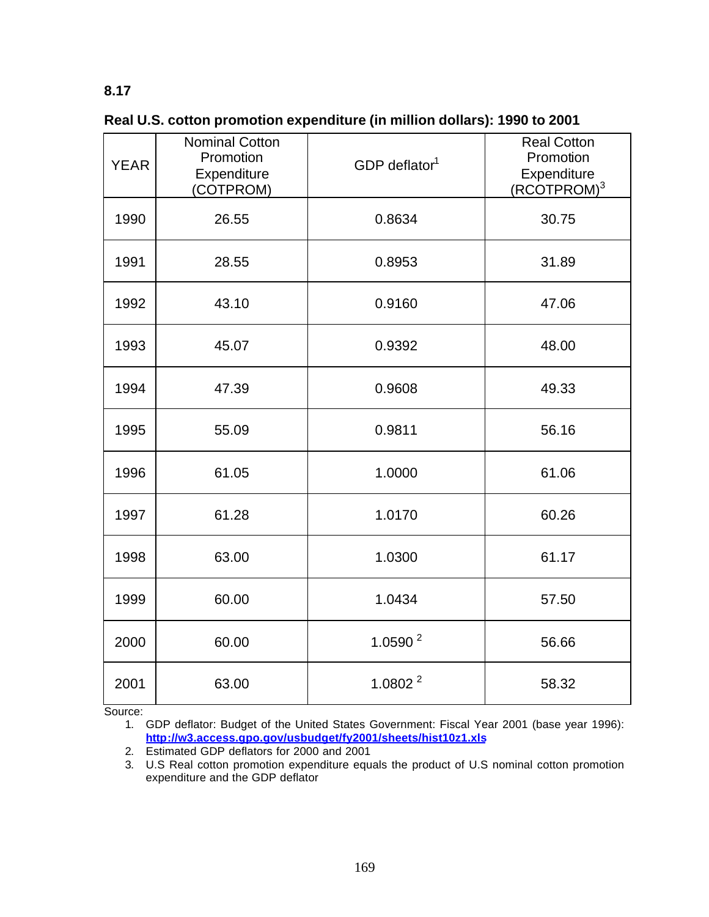**8.17**

**Real U.S. cotton promotion expenditure (in million dollars): 1990 to 2001**

| YEAR | Nominal Cotton Promotion Expenditure (COTPROM) | GDP deflator[1] | Real Cotton Promotion Expenditure (RCOTPROM)[3] |
|---|---|---|---|
| 1990 | 26.55 | 0.8634 | 30.75 |
| 1991 | 28.55 | 0.8953 | 31.89 |
| 1992 | 43.10 | 0.9160 | 47.06 |
| 1993 | 45.07 | 0.9392 | 48.00 |
| 1994 | 47.39 | 0.9608 | 49.33 |
| 1995 | 55.09 | 0.9811 | 56.16 |
| 1996 | 61.05 | 1.0000 | 61.06 |
| 1997 | 61.28 | 1.0170 | 60.26 |
| 1998 | 63.00 | 1.0300 | 61.17 |
| 1999 | 60.00 | 1.0434 | 57.50 |
| 2000 | 60.00 | 1.0590 [2] | 56.66 |
| 2001 | 63.00 | 1.0802 [2] | 58.32 |

Source:

1. GDP deflator: Budget of the United States Government: Fiscal Year 2001 (base year 1996): **http://w3.access.gpo.gov/usbudget/fy2001/sheets/hist10z1.xls**
2. Estimated GDP deflators for 2000 and 2001
3. U.S Real cotton promotion expenditure equals the product of U.S nominal cotton promotion expenditure and the GDP deflator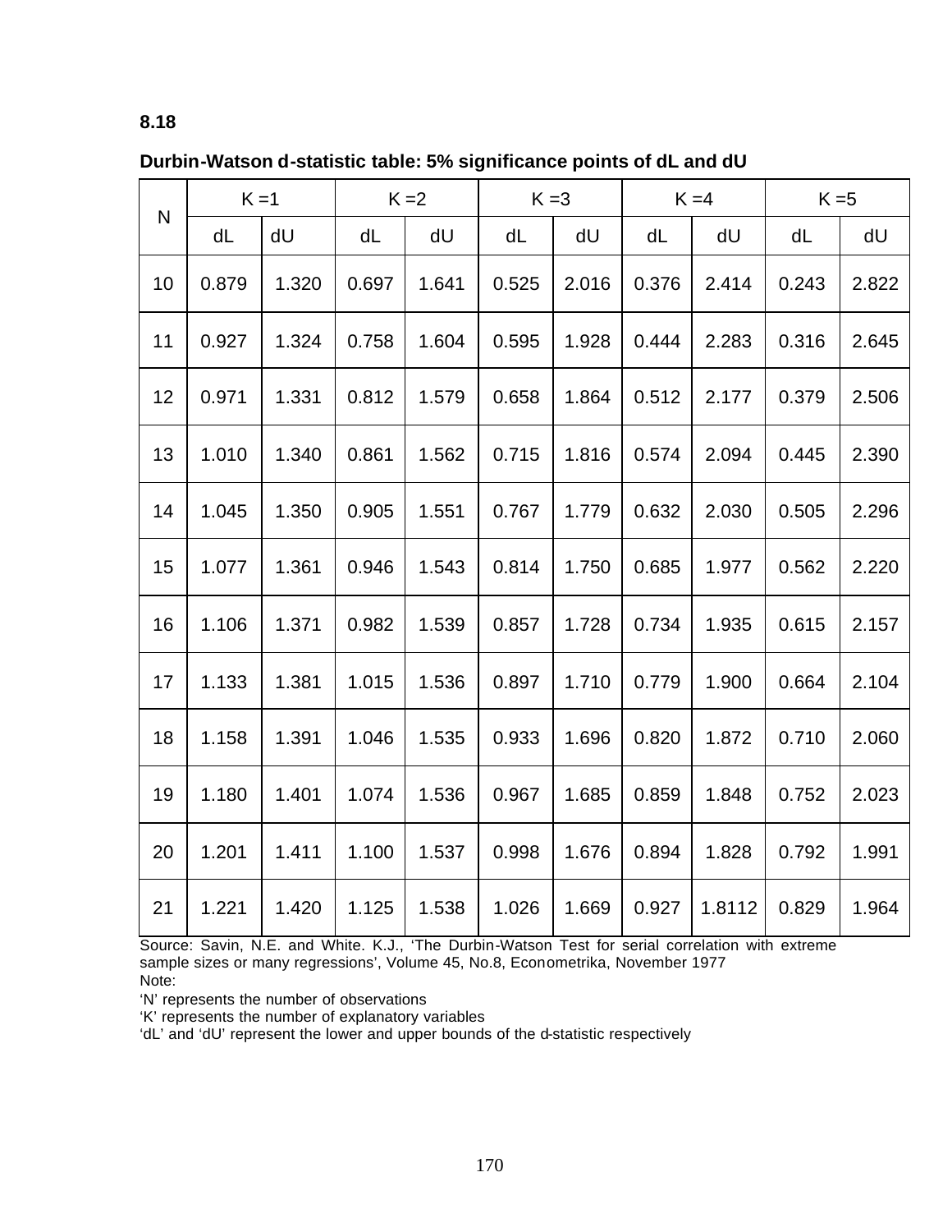**8.18**

**Durbin-Watson d-statistic table: 5% significance points of dL and dU**

| N | K =1 | | K =2 | | K =3 | | K =4 | | K =5 | |
|---|---|---|---|---|---|---|---|---|---|---|
| | dL | dU | dL | dU | dL | dU | dL | dU | dL | dU |
| 10 | 0.879 | 1.320 | 0.697 | 1.641 | 0.525 | 2.016 | 0.376 | 2.414 | 0.243 | 2.822 |
| 11 | 0.927 | 1.324 | 0.758 | 1.604 | 0.595 | 1.928 | 0.444 | 2.283 | 0.316 | 2.645 |
| 12 | 0.971 | 1.331 | 0.812 | 1.579 | 0.658 | 1.864 | 0.512 | 2.177 | 0.379 | 2.506 |
| 13 | 1.010 | 1.340 | 0.861 | 1.562 | 0.715 | 1.816 | 0.574 | 2.094 | 0.445 | 2.390 |
| 14 | 1.045 | 1.350 | 0.905 | 1.551 | 0.767 | 1.779 | 0.632 | 2.030 | 0.505 | 2.296 |
| 15 | 1.077 | 1.361 | 0.946 | 1.543 | 0.814 | 1.750 | 0.685 | 1.977 | 0.562 | 2.220 |
| 16 | 1.106 | 1.371 | 0.982 | 1.539 | 0.857 | 1.728 | 0.734 | 1.935 | 0.615 | 2.157 |
| 17 | 1.133 | 1.381 | 1.015 | 1.536 | 0.897 | 1.710 | 0.779 | 1.900 | 0.664 | 2.104 |
| 18 | 1.158 | 1.391 | 1.046 | 1.535 | 0.933 | 1.696 | 0.820 | 1.872 | 0.710 | 2.060 |
| 19 | 1.180 | 1.401 | 1.074 | 1.536 | 0.967 | 1.685 | 0.859 | 1.848 | 0.752 | 2.023 |
| 20 | 1.201 | 1.411 | 1.100 | 1.537 | 0.998 | 1.676 | 0.894 | 1.828 | 0.792 | 1.991 |
| 21 | 1.221 | 1.420 | 1.125 | 1.538 | 1.026 | 1.669 | 0.927 | 1.8112 | 0.829 | 1.964 |

Source: Savin, N.E. and White. K.J., 'The Durbin-Watson Test for serial correlation with extreme sample sizes or many regressions', Volume 45, No.8, Econometrika, November 1977

Note:

'N' represents the number of observations

'K' represents the number of explanatory variables

'dL' and 'dU' represent the lower and upper bounds of the d-statistic respectively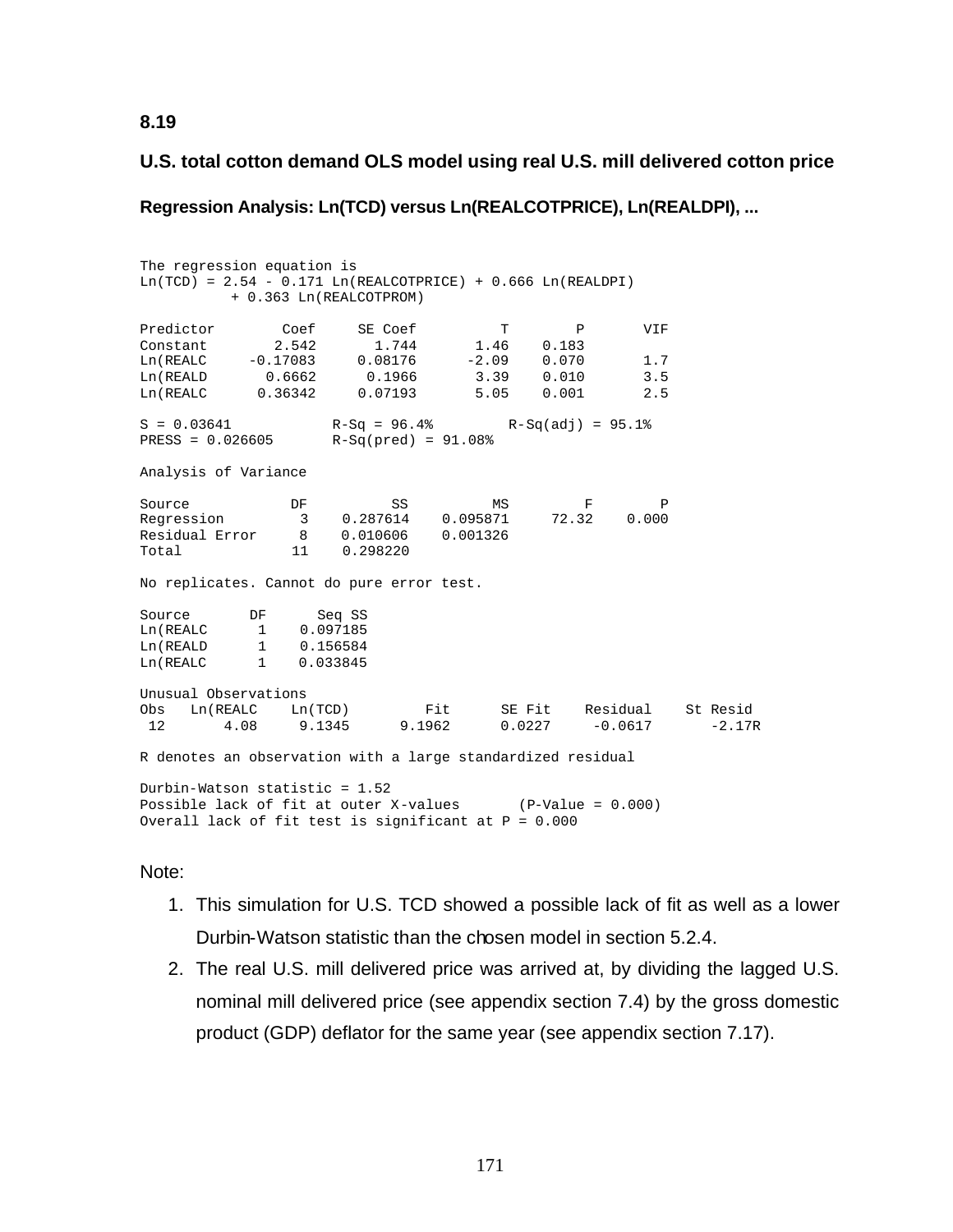**8.19**

### U.S. total cotton demand OLS model using real U.S. mill delivered cotton price

#### Regression Analysis: Ln(TCD) versus Ln(REALCOTPRICE), Ln(REALDPI), ...

```
The regression equation is
Ln(TCD) = 2.54 - 0.171 Ln(REALCOTPRICE) + 0.666 Ln(REALDPI)
          + 0.363 Ln(REALCOTPROM)

Predictor        Coef     SE Coef        T        P       VIF
Constant        2.542       1.744     1.46    0.183
Ln(REALC     -0.17083     0.08176    -2.09    0.070       1.7
Ln(REALD       0.6662      0.1966     3.39    0.010       3.5
Ln(REALC      0.36342     0.07193     5.05    0.001       2.5

S = 0.03641           R-Sq = 96.4%        R-Sq(adj) = 95.1%
PRESS = 0.026605      R-Sq(pred) = 91.08%

Analysis of Variance

Source            DF          SS          MS        F        P
Regression         3    0.287614    0.095871    72.32    0.000
Residual Error     8    0.010606    0.001326
Total             11    0.298220

No replicates. Cannot do pure error test.

Source       DF      Seq SS
Ln(REALC      1    0.097185
Ln(REALD      1    0.156584
Ln(REALC      1    0.033845

Unusual Observations
Obs   Ln(REALC    Ln(TCD)        Fit      SE Fit    Residual    St Resid
 12       4.08     9.1345     9.1962      0.0227     -0.0617      -2.17R

R denotes an observation with a large standardized residual

Durbin-Watson statistic = 1.52
Possible lack of fit at outer X-values       (P-Value = 0.000)
Overall lack of fit test is significant at P = 0.000
```

Note:

1. This simulation for U.S. TCD showed a possible lack of fit as well as a lower Durbin-Watson statistic than the chosen model in section 5.2.4.
2. The real U.S. mill delivered price was arrived at, by dividing the lagged U.S. nominal mill delivered price (see appendix section 7.4) by the gross domestic product (GDP) deflator for the same year (see appendix section 7.17).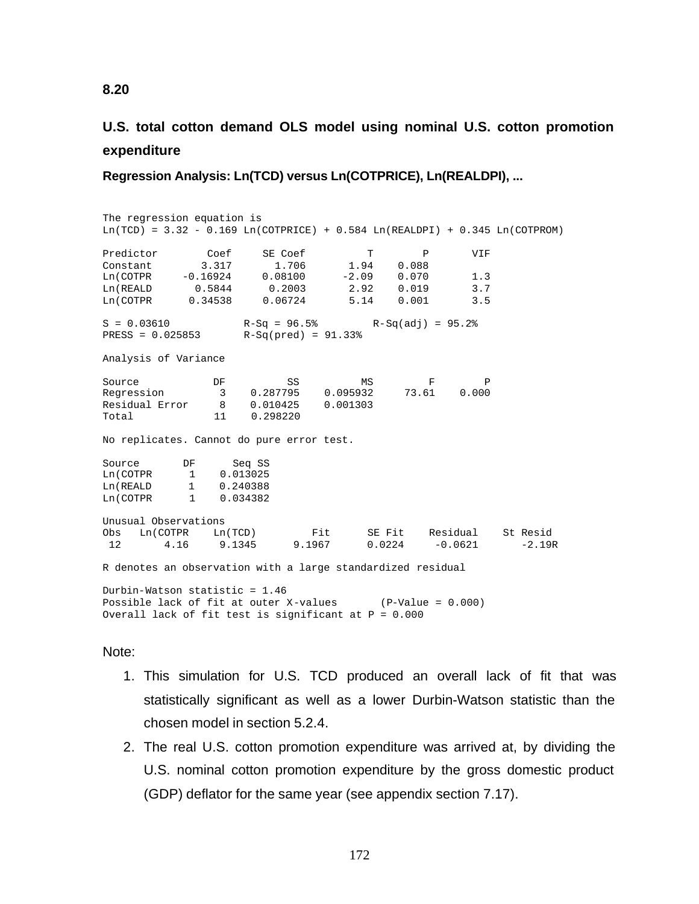**8.20**

## U.S. total cotton demand OLS model using nominal U.S. cotton promotion expenditure

### Regression Analysis: Ln(TCD) versus Ln(COTPRICE), Ln(REALDPI), ...

```
The regression equation is
Ln(TCD) = 3.32 - 0.169 Ln(COTPRICE) + 0.584 Ln(REALDPI) + 0.345 Ln(COTPROM)

Predictor        Coef     SE Coef          T        P       VIF
Constant        3.317       1.706       1.94    0.088
Ln(COTPR     -0.16924     0.08100      -2.09    0.070       1.3
Ln(REALD       0.5844      0.2003       2.92    0.019       3.7
Ln(COTPR      0.34538     0.06724       5.14    0.001       3.5

S = 0.03610            R-Sq = 96.5%         R-Sq(adj) = 95.2%
PRESS = 0.025853       R-Sq(pred) = 91.33%

Analysis of Variance

Source            DF          SS          MS         F        P
Regression         3    0.287795    0.095932     73.61    0.000
Residual Error     8    0.010425    0.001303
Total             11    0.298220

No replicates. Cannot do pure error test.

Source       DF      Seq SS
Ln(COTPR      1    0.013025
Ln(REALD      1    0.240388
Ln(COTPR      1    0.034382

Unusual Observations
Obs   Ln(COTPR    Ln(TCD)         Fit      SE Fit    Residual    St Resid
 12       4.16     9.1345      9.1967      0.0224     -0.0621      -2.19R

R denotes an observation with a large standardized residual

Durbin-Watson statistic = 1.46
Possible lack of fit at outer X-values       (P-Value = 0.000)
Overall lack of fit test is significant at P = 0.000
```

Note:

1. This simulation for U.S. TCD produced an overall lack of fit that was statistically significant as well as a lower Durbin-Watson statistic than the chosen model in section 5.2.4.
2. The real U.S. cotton promotion expenditure was arrived at, by dividing the U.S. nominal cotton promotion expenditure by the gross domestic product (GDP) deflator for the same year (see appendix section 7.17).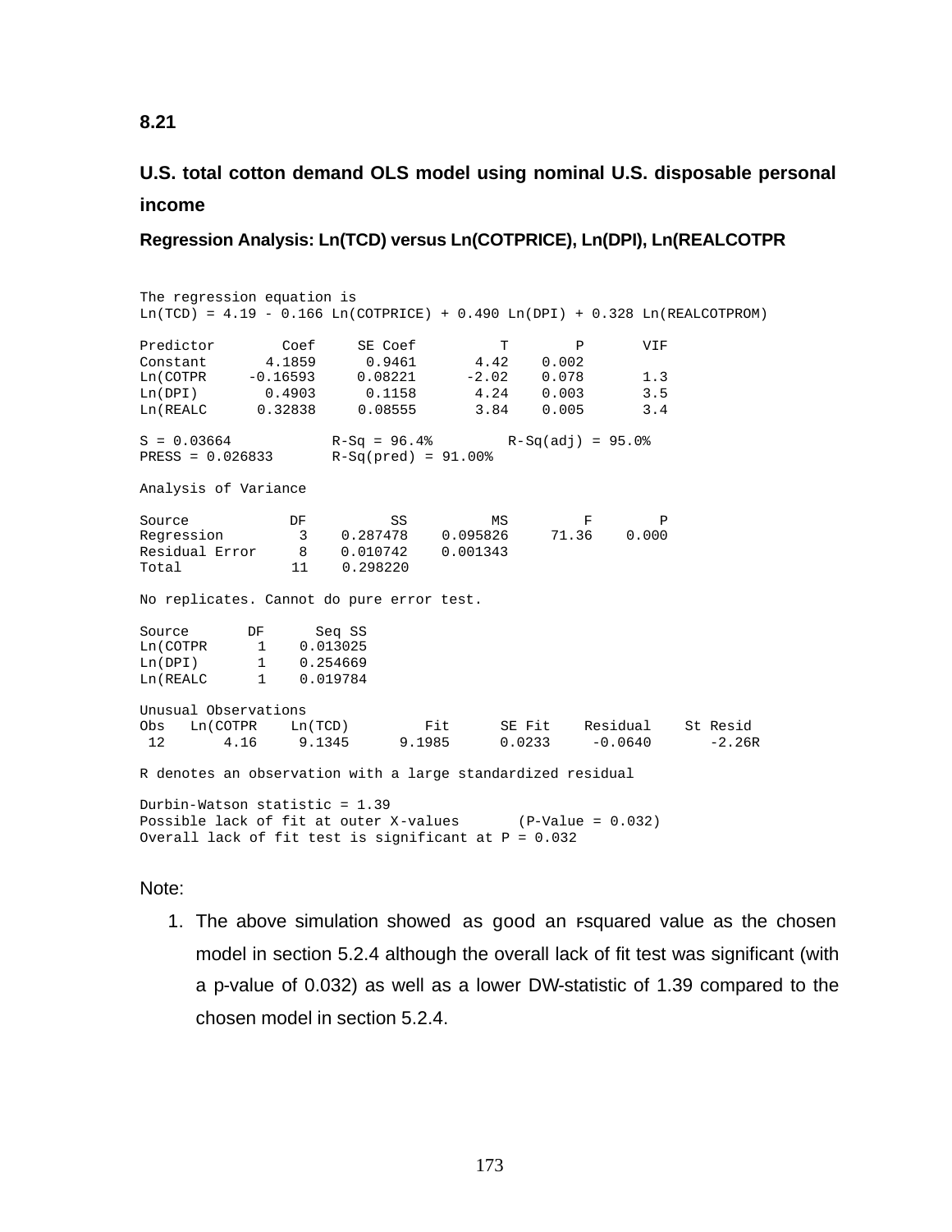**8.21**

**U.S. total cotton demand OLS model using nominal U.S. disposable personal income**

**Regression Analysis: Ln(TCD) versus Ln(COTPRICE), Ln(DPI), Ln(REALCOTPR**

```
The regression equation is
Ln(TCD) = 4.19 - 0.166 Ln(COTPRICE) + 0.490 Ln(DPI) + 0.328 Ln(REALCOTPROM)

Predictor        Coef     SE Coef          T        P       VIF
Constant       4.1859      0.9461       4.42    0.002
Ln(COTPR     -0.16593     0.08221      -2.02    0.078       1.3
Ln(DPI)        0.4903      0.1158       4.24    0.003       3.5
Ln(REALC      0.32838     0.08555       3.84    0.005       3.4

S = 0.03664           R-Sq = 96.4%        R-Sq(adj) = 95.0%
PRESS = 0.026833      R-Sq(pred) = 91.00%

Analysis of Variance

Source            DF          SS          MS         F        P
Regression         3    0.287478    0.095826     71.36    0.000
Residual Error     8    0.010742    0.001343
Total             11    0.298220

No replicates. Cannot do pure error test.

Source       DF      Seq SS
Ln(COTPR      1    0.013025
Ln(DPI)       1    0.254669
Ln(REALC      1    0.019784

Unusual Observations
Obs   Ln(COTPR    Ln(TCD)         Fit      SE Fit    Residual    St Resid
 12       4.16     9.1345      9.1985      0.0233     -0.0640      -2.26R

R denotes an observation with a large standardized residual

Durbin-Watson statistic = 1.39
Possible lack of fit at outer X-values       (P-Value = 0.032)
Overall lack of fit test is significant at P = 0.032
```

Note:

1. The above simulation showed as good an r-squared value as the chosen model in section 5.2.4 although the overall lack of fit test was significant (with a p-value of 0.032) as well as a lower DW-statistic of 1.39 compared to the chosen model in section 5.2.4.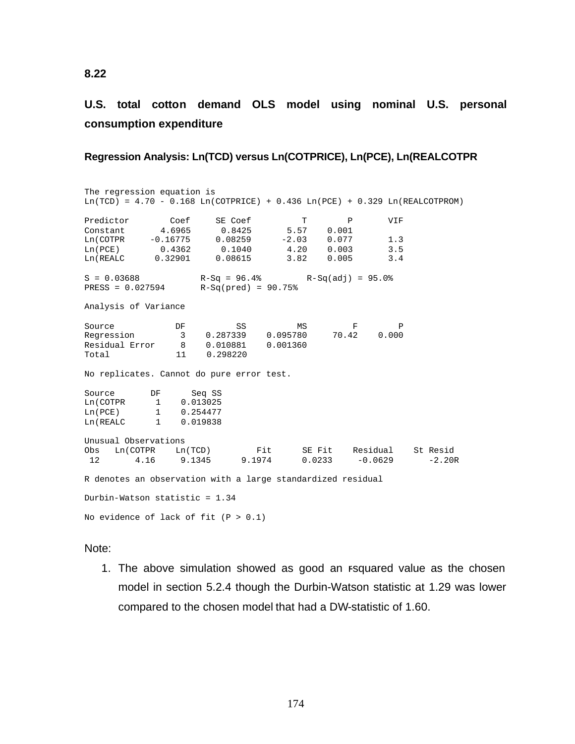**8.22**

**U.S. total cotton demand OLS model using nominal U.S. personal consumption expenditure**

**Regression Analysis: Ln(TCD) versus Ln(COTPRICE), Ln(PCE), Ln(REALCOTPR**

```
The regression equation is
Ln(TCD) = 4.70 - 0.168 Ln(COTPRICE) + 0.436 Ln(PCE) + 0.329 Ln(REALCOTPROM)

Predictor        Coef     SE Coef        T        P      VIF
Constant       4.6965      0.8425     5.57    0.001
Ln(COTPR     -0.16775     0.08259    -2.03    0.077      1.3
Ln(PCE)        0.4362      0.1040     4.20    0.003      3.5
Ln(REALC      0.32901     0.08615     3.82    0.005      3.4

S = 0.03688           R-Sq = 96.4%       R-Sq(adj) = 95.0%
PRESS = 0.027594      R-Sq(pred) = 90.75%

Analysis of Variance

Source           DF         SS        MS        F       P
Regression        3   0.287339  0.095780    70.42   0.000
Residual Error    8   0.010881  0.001360
Total            11   0.298220

No replicates. Cannot do pure error test.

Source      DF     Seq SS
Ln(COTPR     1   0.013025
Ln(PCE)      1   0.254477
Ln(REALC     1   0.019838

Unusual Observations
Obs  Ln(COTPR   Ln(TCD)       Fit    SE Fit   Residual   St Resid
 12      4.16    9.1345    9.1974    0.0233    -0.0629     -2.20R

R denotes an observation with a large standardized residual

Durbin-Watson statistic = 1.34

No evidence of lack of fit (P > 0.1)
```

Note:

1. The above simulation showed as good an r-squared value as the chosen model in section 5.2.4 though the Durbin-Watson statistic at 1.29 was lower compared to the chosen model that had a DW-statistic of 1.60.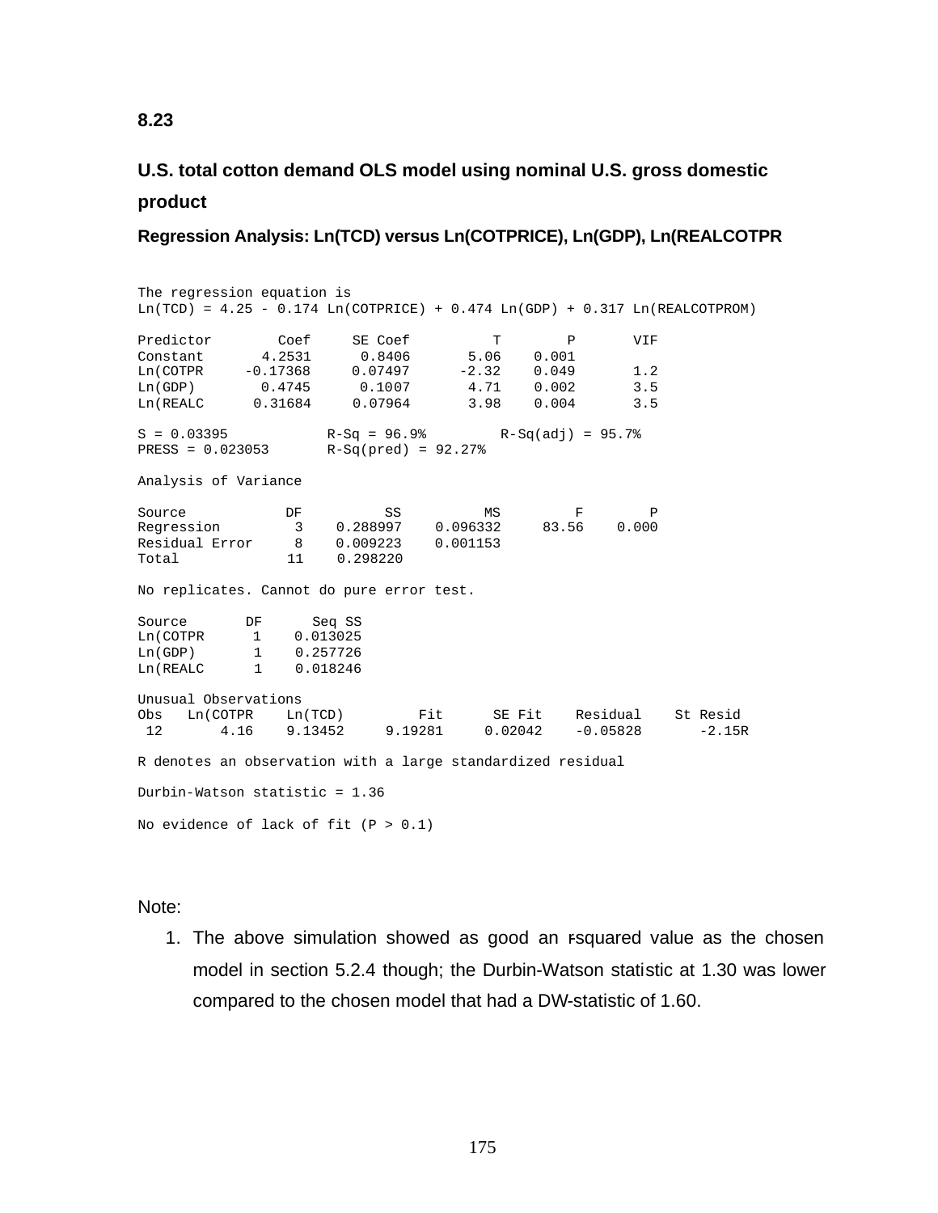**8.23**

**U.S. total cotton demand OLS model using nominal U.S. gross domestic product**

**Regression Analysis: Ln(TCD) versus Ln(COTPRICE), Ln(GDP), Ln(REALCOTPR**

```
The regression equation is
Ln(TCD) = 4.25 - 0.174 Ln(COTPRICE) + 0.474 Ln(GDP) + 0.317 Ln(REALCOTPROM)

Predictor        Coef     SE Coef          T        P       VIF
Constant       4.2531      0.8406       5.06    0.001
Ln(COTPR     -0.17368     0.07497      -2.32    0.049       1.2
Ln(GDP)        0.4745      0.1007       4.71    0.002       3.5
Ln(REALC      0.31684     0.07964       3.98    0.004       3.5

S = 0.03395            R-Sq = 96.9%         R-Sq(adj) = 95.7%
PRESS = 0.023053       R-Sq(pred) = 92.27%

Analysis of Variance

Source            DF          SS          MS         F        P
Regression         3    0.288997    0.096332     83.56    0.000
Residual Error     8    0.009223    0.001153
Total             11    0.298220

No replicates. Cannot do pure error test.

Source       DF      Seq SS
Ln(COTPR      1    0.013025
Ln(GDP)       1    0.257726
Ln(REALC      1    0.018246

Unusual Observations
Obs   Ln(COTPR    Ln(TCD)         Fit      SE Fit    Residual    St Resid
 12       4.16    9.13452     9.19281     0.02042    -0.05828      -2.15R

R denotes an observation with a large standardized residual

Durbin-Watson statistic = 1.36

No evidence of lack of fit (P > 0.1)
```

Note:

1. The above simulation showed as good an r-squared value as the chosen model in section 5.2.4 though; the Durbin-Watson statistic at 1.30 was lower compared to the chosen model that had a DW-statistic of 1.60.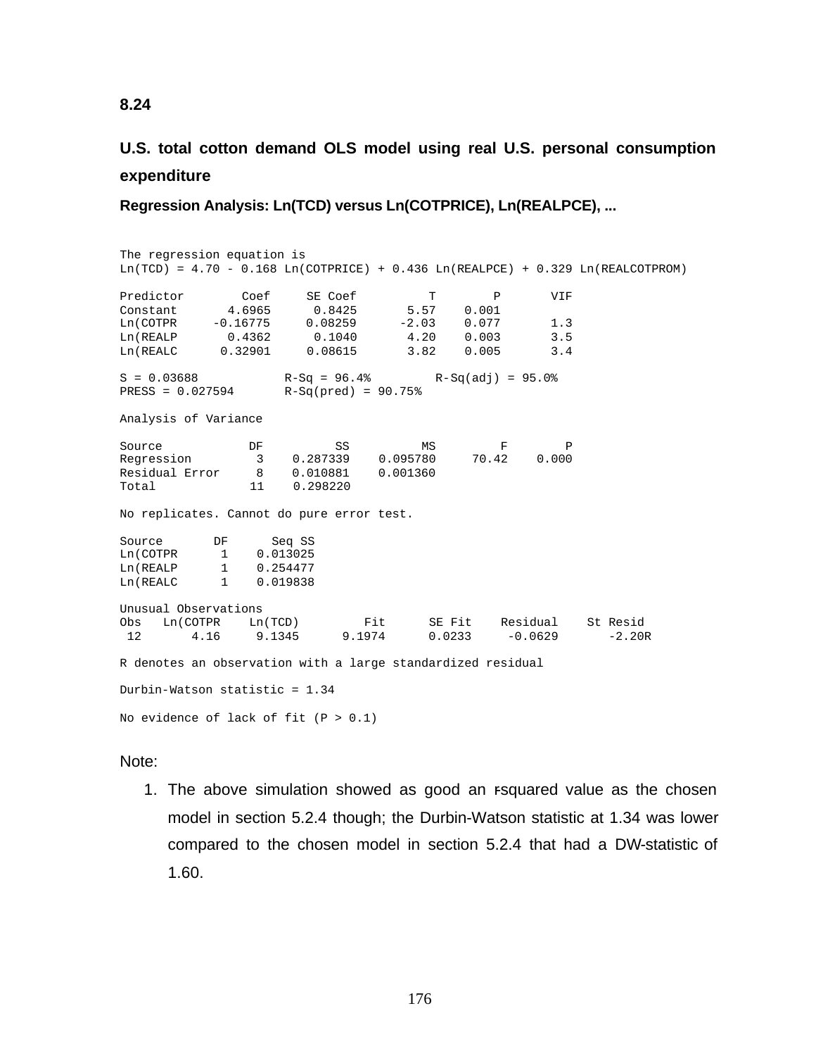**8.24**

## U.S. total cotton demand OLS model using real U.S. personal consumption expenditure

### Regression Analysis: Ln(TCD) versus Ln(COTPRICE), Ln(REALPCE), ...

```
The regression equation is
Ln(TCD) = 4.70 - 0.168 Ln(COTPRICE) + 0.436 Ln(REALPCE) + 0.329 Ln(REALCOTPROM)

Predictor        Coef     SE Coef         T        P       VIF
Constant       4.6965      0.8425      5.57    0.001
Ln(COTPR     -0.16775     0.08259     -2.03    0.077       1.3
Ln(REALP       0.4362      0.1040      4.20    0.003       3.5
Ln(REALC      0.32901     0.08615      3.82    0.005       3.4

S = 0.03688           R-Sq = 96.4%        R-Sq(adj) = 95.0%
PRESS = 0.027594      R-Sq(pred) = 90.75%

Analysis of Variance

Source            DF          SS          MS        F        P
Regression         3    0.287339    0.095780    70.42    0.000
Residual Error     8    0.010881    0.001360
Total             11    0.298220

No replicates. Cannot do pure error test.

Source       DF      Seq SS
Ln(COTPR      1    0.013025
Ln(REALP      1    0.254477
Ln(REALC      1    0.019838

Unusual Observations
Obs   Ln(COTPR    Ln(TCD)        Fit      SE Fit    Residual    St Resid
 12       4.16     9.1345     9.1974      0.0233     -0.0629      -2.20R

R denotes an observation with a large standardized residual

Durbin-Watson statistic = 1.34

No evidence of lack of fit (P > 0.1)
```

Note:

1. The above simulation showed as good an r-squared value as the chosen model in section 5.2.4 though; the Durbin-Watson statistic at 1.34 was lower compared to the chosen model in section 5.2.4 that had a DW-statistic of 1.60.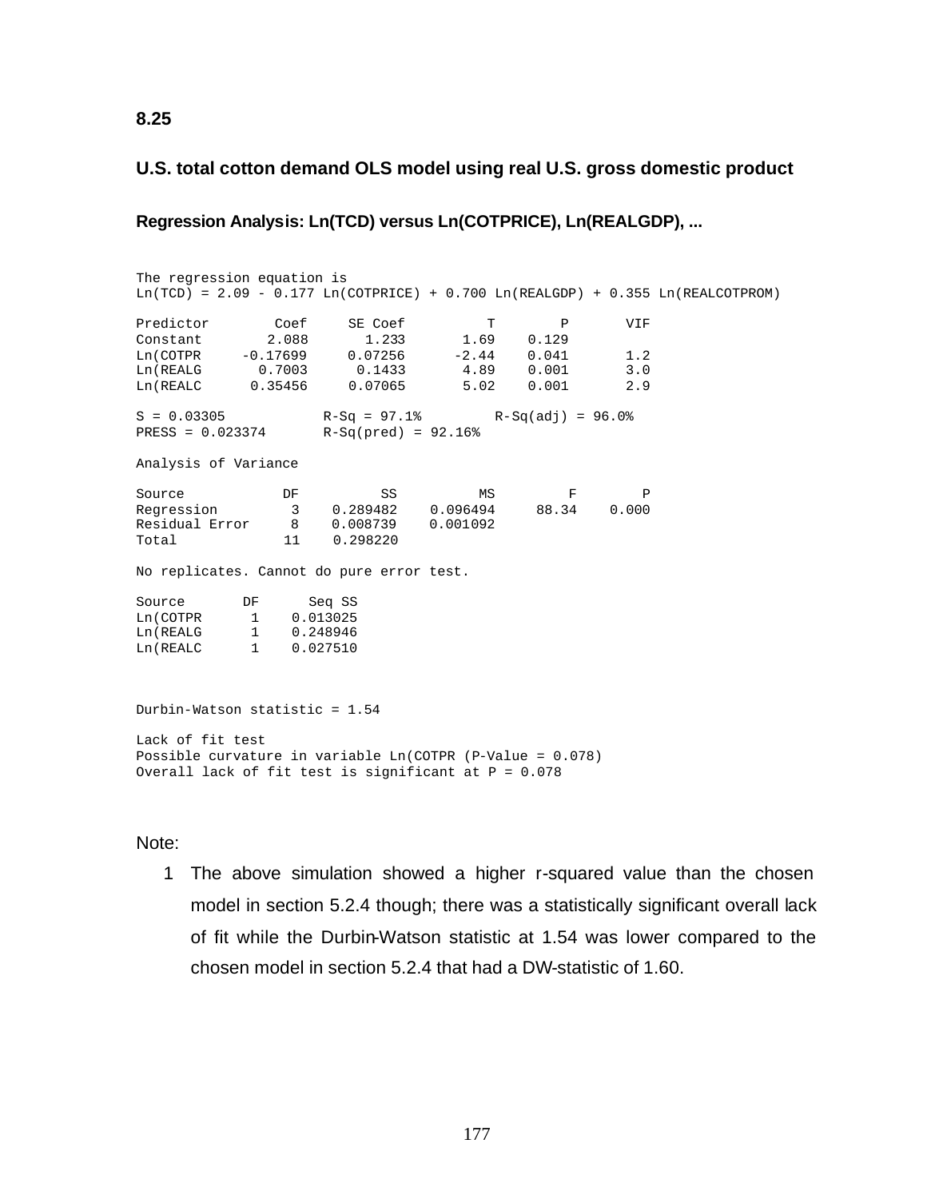**8.25**

**U.S. total cotton demand OLS model using real U.S. gross domestic product**

**Regression Analysis: Ln(TCD) versus Ln(COTPRICE), Ln(REALGDP), ...**

```
The regression equation is
Ln(TCD) = 2.09 - 0.177 Ln(COTPRICE) + 0.700 Ln(REALGDP) + 0.355 Ln(REALCOTPROM)

Predictor        Coef     SE Coef          T        P       VIF
Constant        2.088       1.233       1.69    0.129
Ln(COTPR     -0.17699     0.07256      -2.44    0.041       1.2
Ln(REALG       0.7003      0.1433       4.89    0.001       3.0
Ln(REALC      0.35456     0.07065       5.02    0.001       2.9

S = 0.03305            R-Sq = 97.1%         R-Sq(adj) = 96.0%
PRESS = 0.023374       R-Sq(pred) = 92.16%

Analysis of Variance

Source            DF          SS          MS         F        P
Regression         3    0.289482    0.096494     88.34    0.000
Residual Error     8    0.008739    0.001092
Total             11    0.298220

No replicates. Cannot do pure error test.

Source       DF      Seq SS
Ln(COTPR      1    0.013025
Ln(REALG      1    0.248946
Ln(REALC      1    0.027510


Durbin-Watson statistic = 1.54

Lack of fit test
Possible curvature in variable Ln(COTPR (P-Value = 0.078)
Overall lack of fit test is significant at P = 0.078
```

Note:

1. The above simulation showed a higher r-squared value than the chosen model in section 5.2.4 though; there was a statistically significant overall lack of fit while the Durbin-Watson statistic at 1.54 was lower compared to the chosen model in section 5.2.4 that had a DW-statistic of 1.60.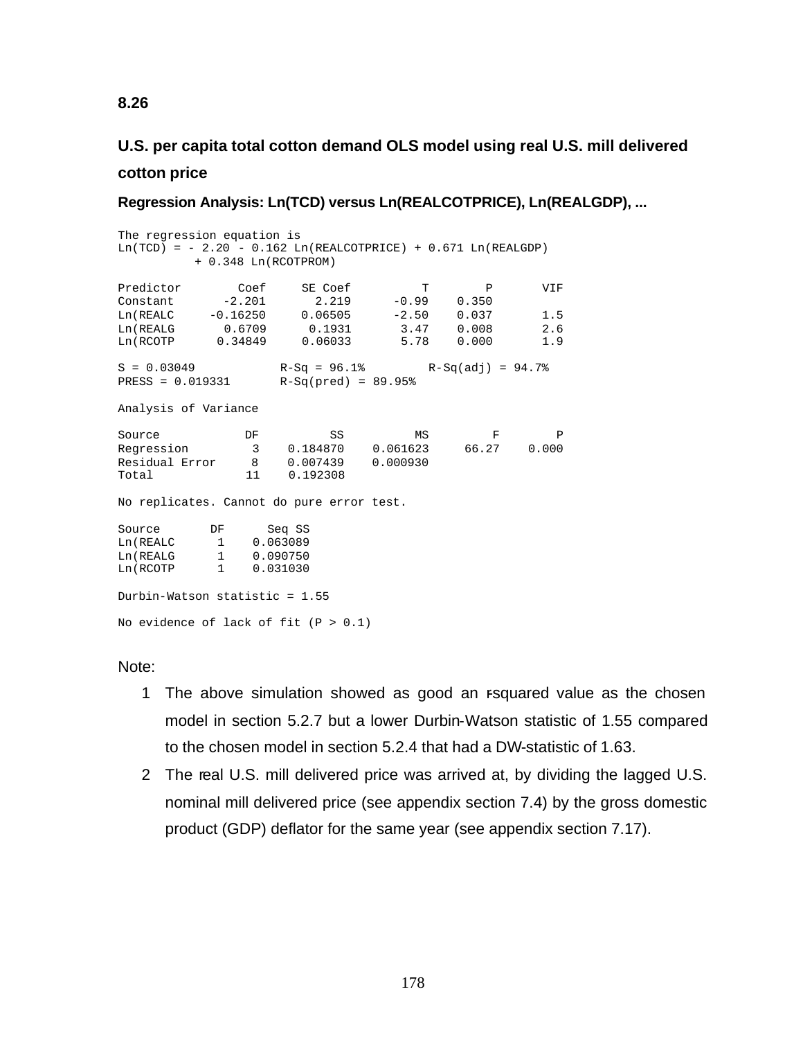**8.26**

## U.S. per capita total cotton demand OLS model using real U.S. mill delivered cotton price

### Regression Analysis: Ln(TCD) versus Ln(REALCOTPRICE), Ln(REALGDP), ...

```
The regression equation is
Ln(TCD) = - 2.20 - 0.162 Ln(REALCOTPRICE) + 0.671 Ln(REALGDP)
          + 0.348 Ln(RCOTPROM)

Predictor        Coef     SE Coef          T        P       VIF
Constant       -2.201       2.219      -0.99    0.350
Ln(REALC     -0.16250     0.06505      -2.50    0.037       1.5
Ln(REALG       0.6709      0.1931       3.47    0.008       2.6
Ln(RCOTP      0.34849     0.06033       5.78    0.000       1.9

S = 0.03049            R-Sq = 96.1%        R-Sq(adj) = 94.7%
PRESS = 0.019331       R-Sq(pred) = 89.95%

Analysis of Variance

Source            DF          SS          MS         F        P
Regression         3    0.184870    0.061623     66.27    0.000
Residual Error     8    0.007439    0.000930
Total             11    0.192308

No replicates. Cannot do pure error test.

Source       DF      Seq SS
Ln(REALC      1    0.063089
Ln(REALG      1    0.090750
Ln(RCOTP      1    0.031030

Durbin-Watson statistic = 1.55

No evidence of lack of fit (P > 0.1)
```

Note:

1. The above simulation showed as good an r-squared value as the chosen model in section 5.2.7 but a lower Durbin-Watson statistic of 1.55 compared to the chosen model in section 5.2.4 that had a DW-statistic of 1.63.
2. The real U.S. mill delivered price was arrived at, by dividing the lagged U.S. nominal mill delivered price (see appendix section 7.4) by the gross domestic product (GDP) deflator for the same year (see appendix section 7.17).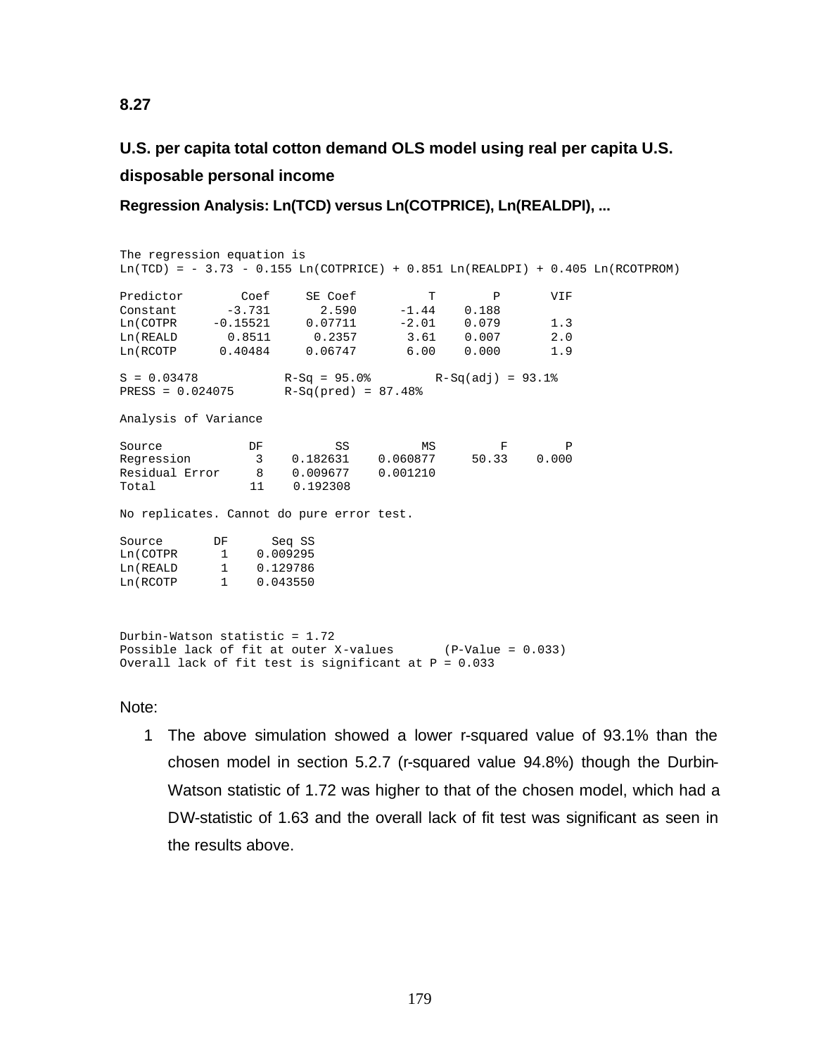**8.27**

### U.S. per capita total cotton demand OLS model using real per capita U.S. disposable personal income

**Regression Analysis: Ln(TCD) versus Ln(COTPRICE), Ln(REALDPI), ...**

```
The regression equation is
Ln(TCD) = - 3.73 - 0.155 Ln(COTPRICE) + 0.851 Ln(REALDPI) + 0.405 Ln(RCOTPROM)

Predictor        Coef     SE Coef          T        P       VIF
Constant       -3.731       2.590      -1.44    0.188
Ln(COTPR     -0.15521     0.07711      -2.01    0.079       1.3
Ln(REALD       0.8511      0.2357       3.61    0.007       2.0
Ln(RCOTP      0.40484     0.06747       6.00    0.000       1.9

S = 0.03478            R-Sq = 95.0%         R-Sq(adj) = 93.1%
PRESS = 0.024075       R-Sq(pred) = 87.48%

Analysis of Variance

Source            DF          SS          MS         F        P
Regression         3    0.182631    0.060877     50.33    0.000
Residual Error     8    0.009677    0.001210
Total             11    0.192308

No replicates. Cannot do pure error test.

Source       DF      Seq SS
Ln(COTPR      1    0.009295
Ln(REALD      1    0.129786
Ln(RCOTP      1    0.043550



Durbin-Watson statistic = 1.72
Possible lack of fit at outer X-values       (P-Value = 0.033)
Overall lack of fit test is significant at P = 0.033
```

Note:

1. The above simulation showed a lower r-squared value of 93.1% than the chosen model in section 5.2.7 (r-squared value 94.8%) though the Durbin-Watson statistic of 1.72 was higher to that of the chosen model, which had a DW-statistic of 1.63 and the overall lack of fit test was significant as seen in the results above.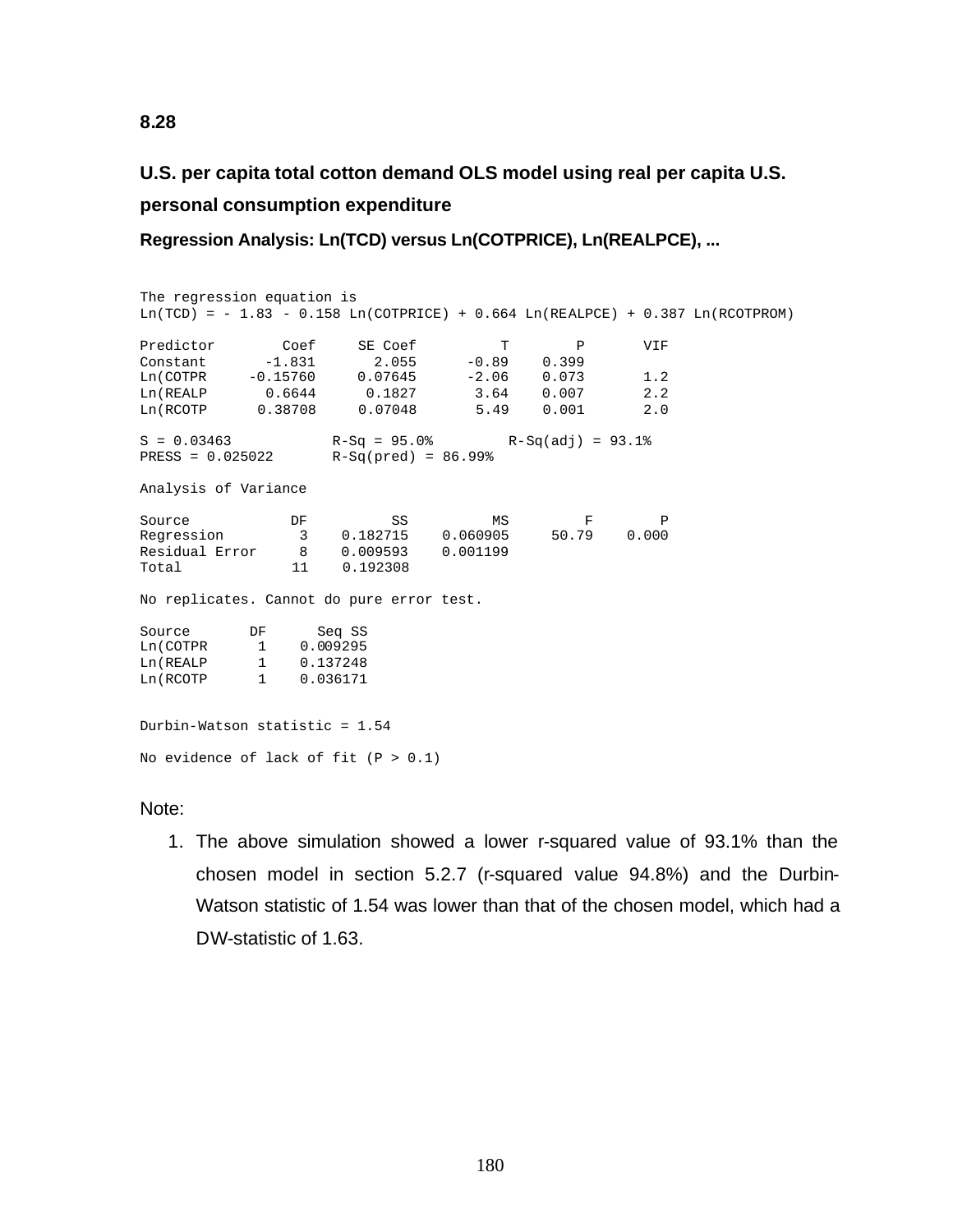**8.28**

### U.S. per capita total cotton demand OLS model using real per capita U.S. personal consumption expenditure

**Regression Analysis: Ln(TCD) versus Ln(COTPRICE), Ln(REALPCE), ...**

```
The regression equation is
Ln(TCD) = - 1.83 - 0.158 Ln(COTPRICE) + 0.664 Ln(REALPCE) + 0.387 Ln(RCOTPROM)

Predictor        Coef     SE Coef          T        P       VIF
Constant       -1.831       2.055      -0.89    0.399
Ln(COTPR     -0.15760     0.07645      -2.06    0.073       1.2
Ln(REALP       0.6644      0.1827       3.64    0.007       2.2
Ln(RCOTP      0.38708     0.07048       5.49    0.001       2.0

S = 0.03463            R-Sq = 95.0%         R-Sq(adj) = 93.1%
PRESS = 0.025022       R-Sq(pred) = 86.99%

Analysis of Variance

Source            DF          SS          MS         F        P
Regression         3    0.182715    0.060905     50.79    0.000
Residual Error     8    0.009593    0.001199
Total             11    0.192308

No replicates. Cannot do pure error test.

Source       DF      Seq SS
Ln(COTPR      1    0.009295
Ln(REALP      1    0.137248
Ln(RCOTP      1    0.036171


Durbin-Watson statistic = 1.54

No evidence of lack of fit (P > 0.1)
```

Note:

1. The above simulation showed a lower r-squared value of 93.1% than the chosen model in section 5.2.7 (r-squared value 94.8%) and the Durbin-Watson statistic of 1.54 was lower than that of the chosen model, which had a DW-statistic of 1.63.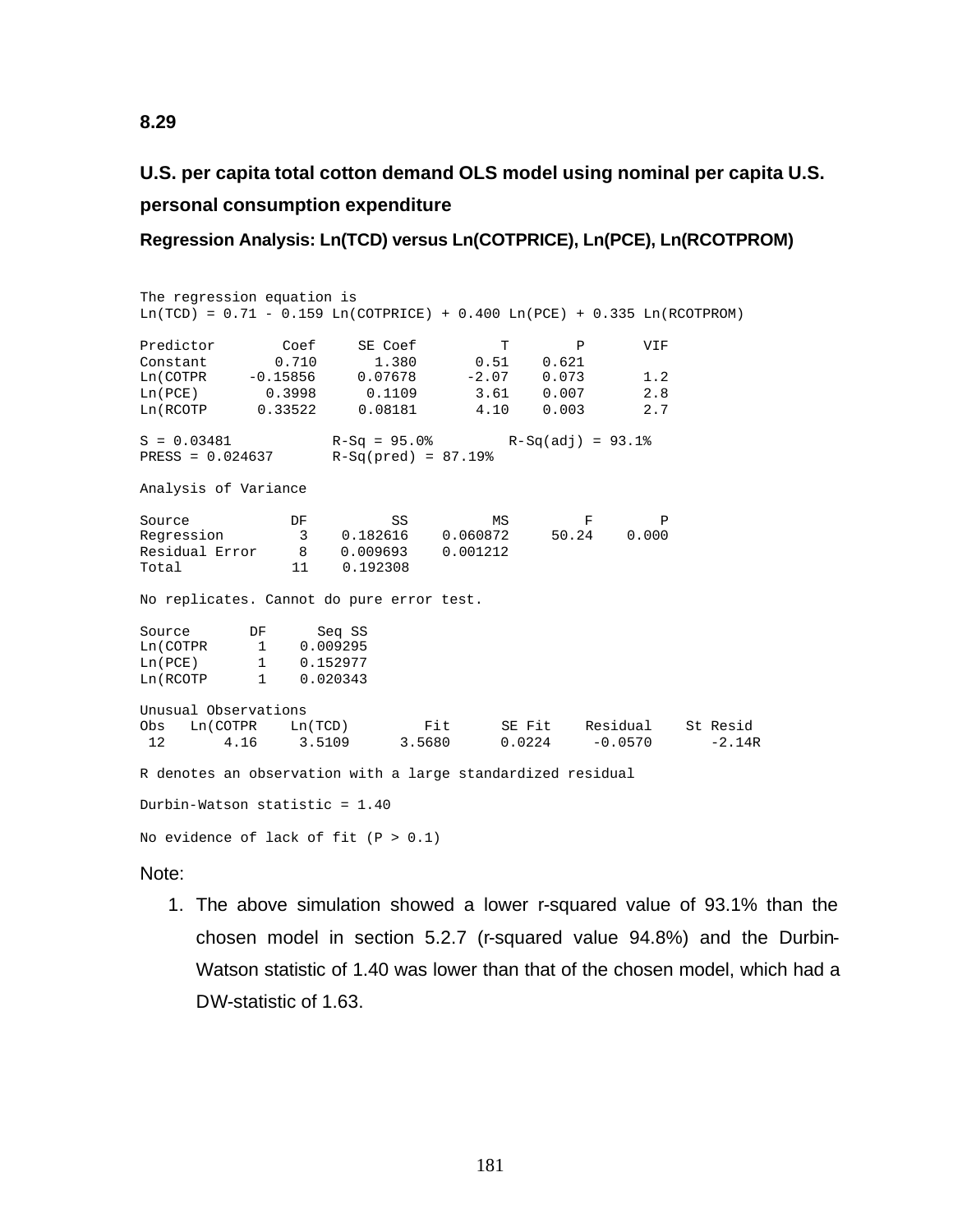**8.29**

**U.S. per capita total cotton demand OLS model using nominal per capita U.S. personal consumption expenditure**

**Regression Analysis: Ln(TCD) versus Ln(COTPRICE), Ln(PCE), Ln(RCOTPROM)**

```
The regression equation is
Ln(TCD) = 0.71 - 0.159 Ln(COTPRICE) + 0.400 Ln(PCE) + 0.335 Ln(RCOTPROM)

Predictor        Coef     SE Coef          T        P       VIF
Constant        0.710       1.380       0.51    0.621
Ln(COTPR     -0.15856     0.07678      -2.07    0.073       1.2
Ln(PCE)        0.3998      0.1109       3.61    0.007       2.8
Ln(RCOTP      0.33522     0.08181       4.10    0.003       2.7

S = 0.03481           R-Sq = 95.0%        R-Sq(adj) = 93.1%
PRESS = 0.024637      R-Sq(pred) = 87.19%

Analysis of Variance

Source            DF          SS          MS         F        P
Regression         3    0.182616    0.060872     50.24    0.000
Residual Error     8    0.009693    0.001212
Total             11    0.192308

No replicates. Cannot do pure error test.

Source       DF      Seq SS
Ln(COTPR      1    0.009295
Ln(PCE)       1    0.152977
Ln(RCOTP      1    0.020343

Unusual Observations
Obs   Ln(COTPR    Ln(TCD)        Fit      SE Fit    Residual    St Resid
 12       4.16     3.5109     3.5680      0.0224     -0.0570      -2.14R

R denotes an observation with a large standardized residual

Durbin-Watson statistic = 1.40

No evidence of lack of fit (P > 0.1)
```

Note:

1. The above simulation showed a lower r-squared value of 93.1% than the chosen model in section 5.2.7 (r-squared value 94.8%) and the Durbin-Watson statistic of 1.40 was lower than that of the chosen model, which had a DW-statistic of 1.63.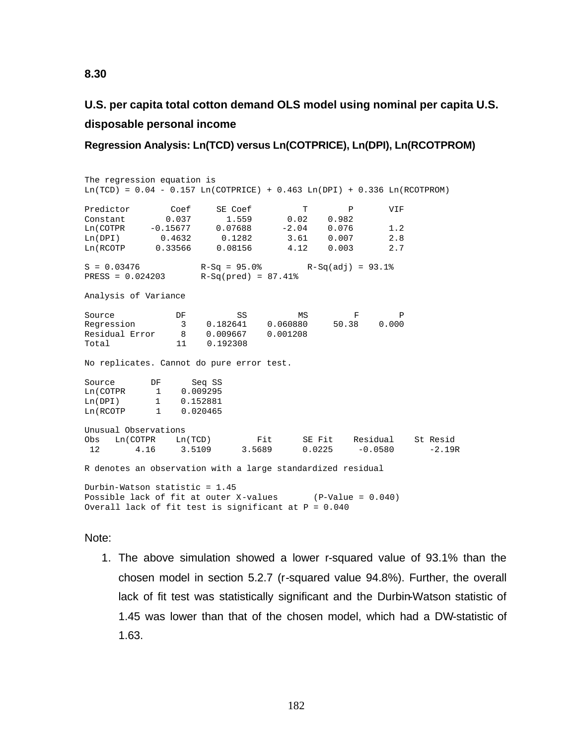**8.30**

**U.S. per capita total cotton demand OLS model using nominal per capita U.S. disposable personal income**

**Regression Analysis: Ln(TCD) versus Ln(COTPRICE), Ln(DPI), Ln(RCOTPROM)**

```
The regression equation is
Ln(TCD) = 0.04 - 0.157 Ln(COTPRICE) + 0.463 Ln(DPI) + 0.336 Ln(RCOTPROM)

Predictor        Coef     SE Coef          T        P       VIF
Constant        0.037       1.559       0.02    0.982
Ln(COTPR     -0.15677     0.07688      -2.04    0.076       1.2
Ln(DPI)        0.4632      0.1282       3.61    0.007       2.8
Ln(RCOTP      0.33566     0.08156       4.12    0.003       2.7

S = 0.03476            R-Sq = 95.0%         R-Sq(adj) = 93.1%
PRESS = 0.024203       R-Sq(pred) = 87.41%

Analysis of Variance

Source            DF          SS          MS         F        P
Regression         3    0.182641    0.060880     50.38    0.000
Residual Error     8    0.009667    0.001208
Total             11    0.192308

No replicates. Cannot do pure error test.

Source       DF      Seq SS
Ln(COTPR      1    0.009295
Ln(DPI)       1    0.152881
Ln(RCOTP      1    0.020465

Unusual Observations
Obs   Ln(COTPR    Ln(TCD)         Fit      SE Fit    Residual    St Resid
 12       4.16     3.5109      3.5689      0.0225     -0.0580       -2.19R

R denotes an observation with a large standardized residual

Durbin-Watson statistic = 1.45
Possible lack of fit at outer X-values       (P-Value = 0.040)
Overall lack of fit test is significant at P = 0.040
```

Note:

1. The above simulation showed a lower r-squared value of 93.1% than the chosen model in section 5.2.7 (r-squared value 94.8%). Further, the overall lack of fit test was statistically significant and the Durbin-Watson statistic of 1.45 was lower than that of the chosen model, which had a DW-statistic of 1.63.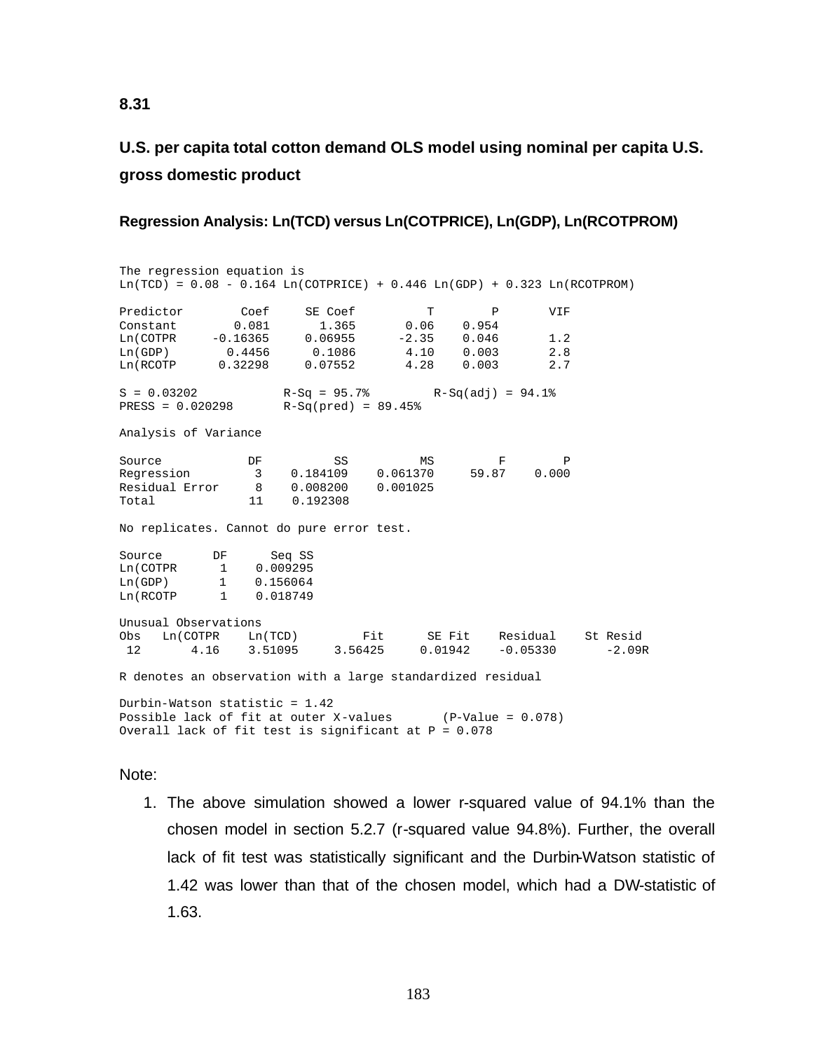**8.31**

### U.S. per capita total cotton demand OLS model using nominal per capita U.S. gross domestic product

#### Regression Analysis: Ln(TCD) versus Ln(COTPRICE), Ln(GDP), Ln(RCOTPROM)

```
The regression equation is
Ln(TCD) = 0.08 - 0.164 Ln(COTPRICE) + 0.446 Ln(GDP) + 0.323 Ln(RCOTPROM)

Predictor        Coef     SE Coef        T       P      VIF
Constant        0.081       1.365     0.06   0.954
Ln(COTPR     -0.16365     0.06955    -2.35   0.046      1.2
Ln(GDP)        0.4456      0.1086     4.10   0.003      2.8
Ln(RCOTP      0.32298     0.07552     4.28   0.003      2.7

S = 0.03202          R-Sq = 95.7%        R-Sq(adj) = 94.1%
PRESS = 0.020298     R-Sq(pred) = 89.45%

Analysis of Variance

Source          DF         SS        MS        F       P
Regression       3   0.184109  0.061370    59.87   0.000
Residual Error   8   0.008200  0.001025
Total           11   0.192308

No replicates. Cannot do pure error test.

Source      DF     Seq SS
Ln(COTPR     1   0.009295
Ln(GDP)      1   0.156064
Ln(RCOTP     1   0.018749

Unusual Observations
Obs  Ln(COTPR   Ln(TCD)       Fit    SE Fit   Residual   St Resid
 12      4.16   3.51095   3.56425   0.01942   -0.05330     -2.09R

R denotes an observation with a large standardized residual

Durbin-Watson statistic = 1.42
Possible lack of fit at outer X-values      (P-Value = 0.078)
Overall lack of fit test is significant at P = 0.078
```

Note:

1. The above simulation showed a lower r-squared value of 94.1% than the chosen model in section 5.2.7 (r-squared value 94.8%). Further, the overall lack of fit test was statistically significant and the Durbin-Watson statistic of 1.42 was lower than that of the chosen model, which had a DW-statistic of 1.63.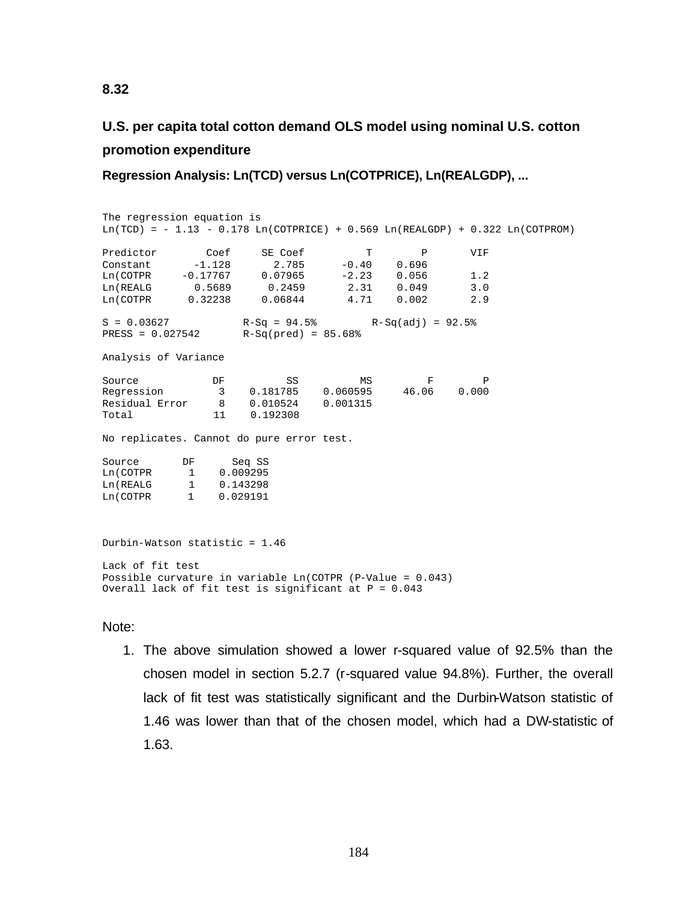**8.32**

### U.S. per capita total cotton demand OLS model using nominal U.S. cotton promotion expenditure

**Regression Analysis: Ln(TCD) versus Ln(COTPRICE), Ln(REALGDP), ...**

```
The regression equation is
Ln(TCD) = - 1.13 - 0.178 Ln(COTPRICE) + 0.569 Ln(REALGDP) + 0.322 Ln(COTPROM)

Predictor        Coef     SE Coef          T        P       VIF
Constant       -1.128       2.785      -0.40    0.696
Ln(COTPR     -0.17767     0.07965      -2.23    0.056       1.2
Ln(REALG       0.5689      0.2459       2.31    0.049       3.0
Ln(COTPR      0.32238     0.06844       4.71    0.002       2.9

S = 0.03627           R-Sq = 94.5%        R-Sq(adj) = 92.5%
PRESS = 0.027542      R-Sq(pred) = 85.68%

Analysis of Variance

Source            DF          SS          MS         F        P
Regression         3    0.181785    0.060595     46.06    0.000
Residual Error     8    0.010524    0.001315
Total             11    0.192308

No replicates. Cannot do pure error test.

Source       DF      Seq SS
Ln(COTPR      1    0.009295
Ln(REALG      1    0.143298
Ln(COTPR      1    0.029191



Durbin-Watson statistic = 1.46

Lack of fit test
Possible curvature in variable Ln(COTPR (P-Value = 0.043)
Overall lack of fit test is significant at P = 0.043
```

Note:

1. The above simulation showed a lower r-squared value of 92.5% than the chosen model in section 5.2.7 (r-squared value 94.8%). Further, the overall lack of fit test was statistically significant and the Durbin-Watson statistic of 1.46 was lower than that of the chosen model, which had a DW-statistic of 1.63.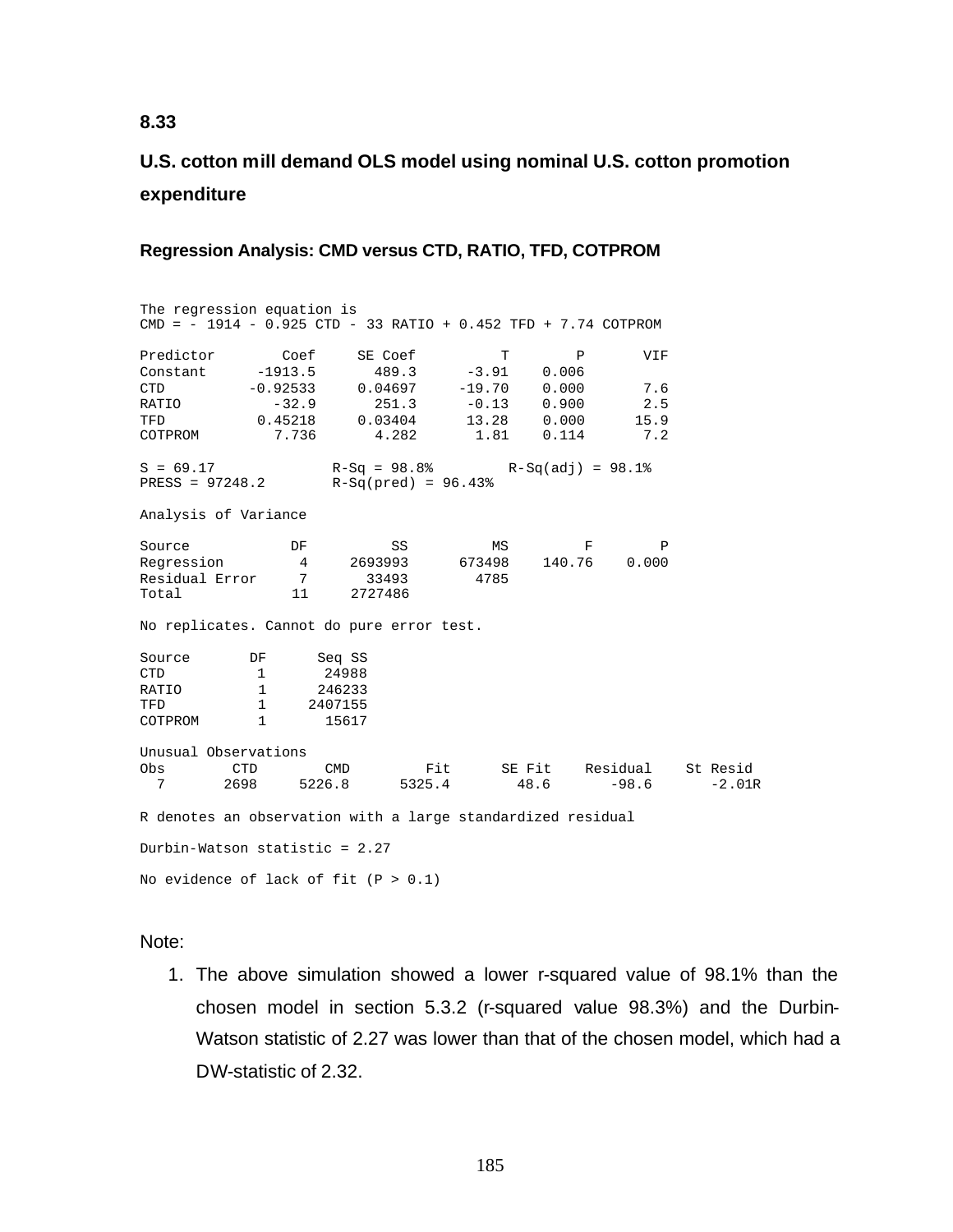**8.33**

## U.S. cotton mill demand OLS model using nominal U.S. cotton promotion expenditure

### Regression Analysis: CMD versus CTD, RATIO, TFD, COTPROM

```
The regression equation is
CMD = - 1914 - 0.925 CTD - 33 RATIO + 0.452 TFD + 7.74 COTPROM

Predictor        Coef     SE Coef         T        P       VIF
Constant      -1913.5       489.3     -3.91    0.006
CTD          -0.92533     0.04697    -19.70    0.000       7.6
RATIO           -32.9       251.3     -0.13    0.900       2.5
TFD           0.45218     0.03404     13.28    0.000      15.9
COTPROM         7.736       4.282      1.81    0.114       7.2

S = 69.17             R-Sq = 98.8%        R-Sq(adj) = 98.1%
PRESS = 97248.2       R-Sq(pred) = 96.43%

Analysis of Variance

Source            DF          SS          MS         F        P
Regression         4     2693993      673498    140.76    0.000
Residual Error     7       33493        4785
Total             11     2727486

No replicates. Cannot do pure error test.

Source       DF      Seq SS
CTD           1       24988
RATIO         1      246233
TFD           1     2407155
COTPROM       1       15617

Unusual Observations
Obs       CTD        CMD         Fit      SE Fit    Residual    St Resid
  7      2698     5226.8      5325.4        48.6       -98.6      -2.01R

R denotes an observation with a large standardized residual

Durbin-Watson statistic = 2.27

No evidence of lack of fit (P > 0.1)
```

Note:

1. The above simulation showed a lower r-squared value of 98.1% than the chosen model in section 5.3.2 (r-squared value 98.3%) and the Durbin-Watson statistic of 2.27 was lower than that of the chosen model, which had a DW-statistic of 2.32.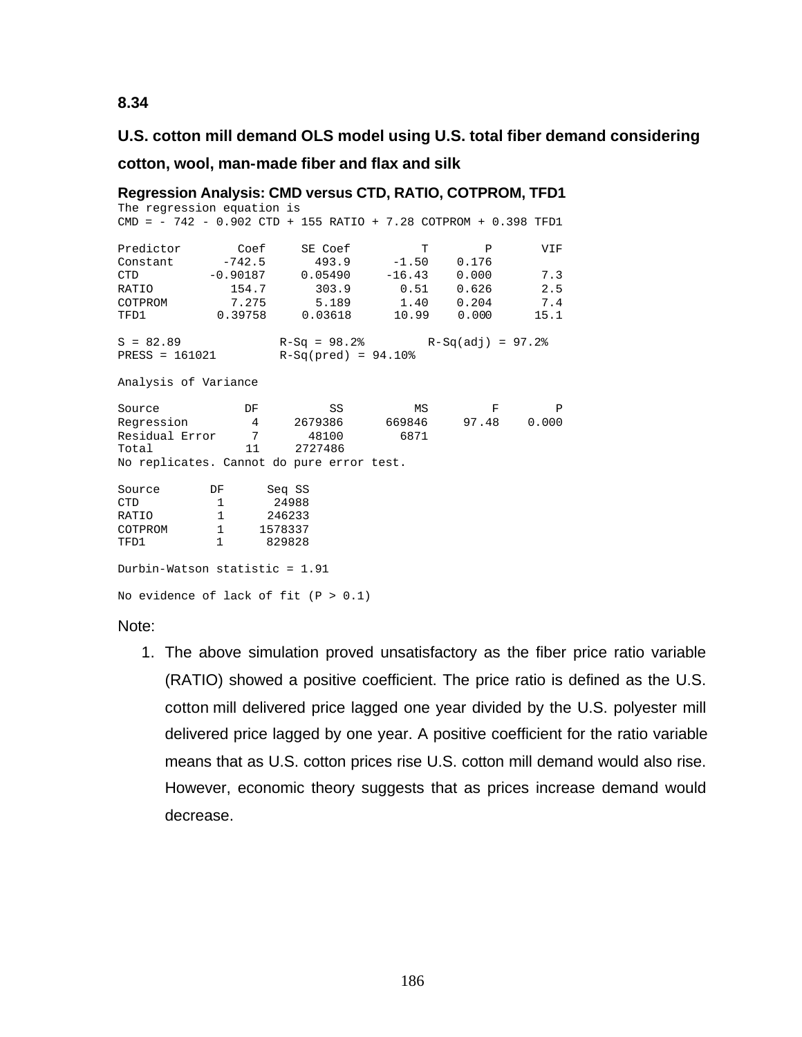**8.34**

## U.S. cotton mill demand OLS model using U.S. total fiber demand considering cotton, wool, man-made fiber and flax and silk

### Regression Analysis: CMD versus CTD, RATIO, COTPROM, TFD1

```
The regression equation is
CMD = - 742 - 0.902 CTD + 155 RATIO + 7.28 COTPROM + 0.398 TFD1

Predictor        Coef     SE Coef          T        P       VIF
Constant       -742.5       493.9      -1.50    0.176
CTD          -0.90187     0.05490     -16.43    0.000       7.3
RATIO           154.7       303.9       0.51    0.626       2.5
COTPROM         7.275       5.189       1.40    0.204       7.4
TFD1          0.39758     0.03618      10.99    0.000      15.1

S = 82.89              R-Sq = 98.2%         R-Sq(adj) = 97.2%
PRESS = 161021         R-Sq(pred) = 94.10%

Analysis of Variance

Source            DF          SS          MS         F        P
Regression         4     2679386      669846     97.48    0.000
Residual Error     7       48100        6871
Total             11     2727486
No replicates. Cannot do pure error test.

Source       DF      Seq SS
CTD           1       24988
RATIO         1      246233
COTPROM       1     1578337
TFD1          1      829828

Durbin-Watson statistic = 1.91

No evidence of lack of fit (P > 0.1)
```

Note:

1. The above simulation proved unsatisfactory as the fiber price ratio variable (RATIO) showed a positive coefficient. The price ratio is defined as the U.S. cotton mill delivered price lagged one year divided by the U.S. polyester mill delivered price lagged by one year. A positive coefficient for the ratio variable means that as U.S. cotton prices rise U.S. cotton mill demand would also rise. However, economic theory suggests that as prices increase demand would decrease.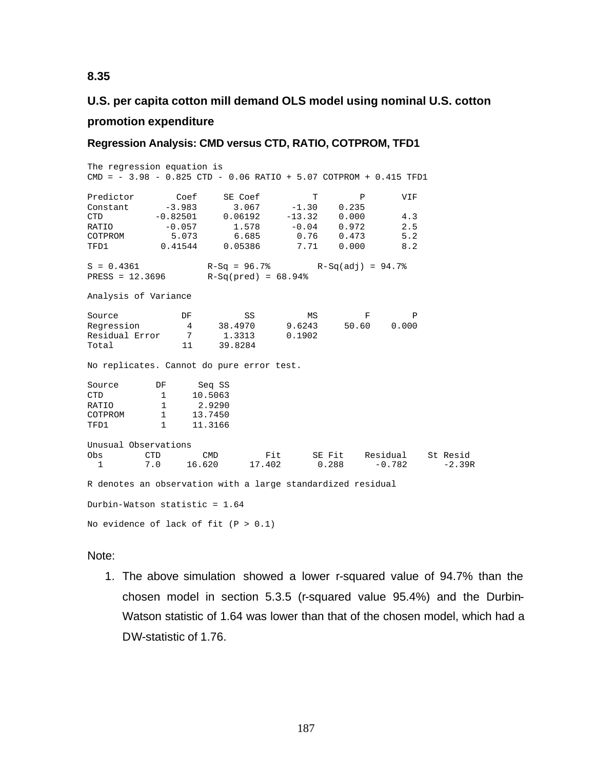### 8.35

### U.S. per capita cotton mill demand OLS model using nominal U.S. cotton promotion expenditure

#### Regression Analysis: CMD versus CTD, RATIO, COTPROM, TFD1

```
The regression equation is
CMD = - 3.98 - 0.825 CTD - 0.06 RATIO + 5.07 COTPROM + 0.415 TFD1

Predictor        Coef     SE Coef          T        P       VIF
Constant       -3.983       3.067      -1.30    0.235
CTD          -0.82501     0.06192     -13.32    0.000       4.3
RATIO          -0.057       1.578      -0.04    0.972       2.5
COTPROM         5.073       6.685       0.76    0.473       5.2
TFD1          0.41544     0.05386       7.71    0.000       8.2

S = 0.4361            R-Sq = 96.7%        R-Sq(adj) = 94.7%
PRESS = 12.3696       R-Sq(pred) = 68.94%

Analysis of Variance

Source            DF          SS          MS         F        P
Regression         4     38.4970      9.6243     50.60    0.000
Residual Error     7      1.3313      0.1902
Total             11     39.8284

No replicates. Cannot do pure error test.

Source       DF      Seq SS
CTD           1     10.5063
RATIO         1      2.9290
COTPROM       1     13.7450
TFD1          1     11.3166

Unusual Observations
Obs        CTD        CMD         Fit      SE Fit    Residual    St Resid
  1        7.0     16.620      17.402       0.288      -0.782      -2.39R

R denotes an observation with a large standardized residual

Durbin-Watson statistic = 1.64

No evidence of lack of fit (P > 0.1)
```

Note:

1. The above simulation showed a lower r-squared value of 94.7% than the chosen model in section 5.3.5 (r-squared value 95.4%) and the Durbin-Watson statistic of 1.64 was lower than that of the chosen model, which had a DW-statistic of 1.76.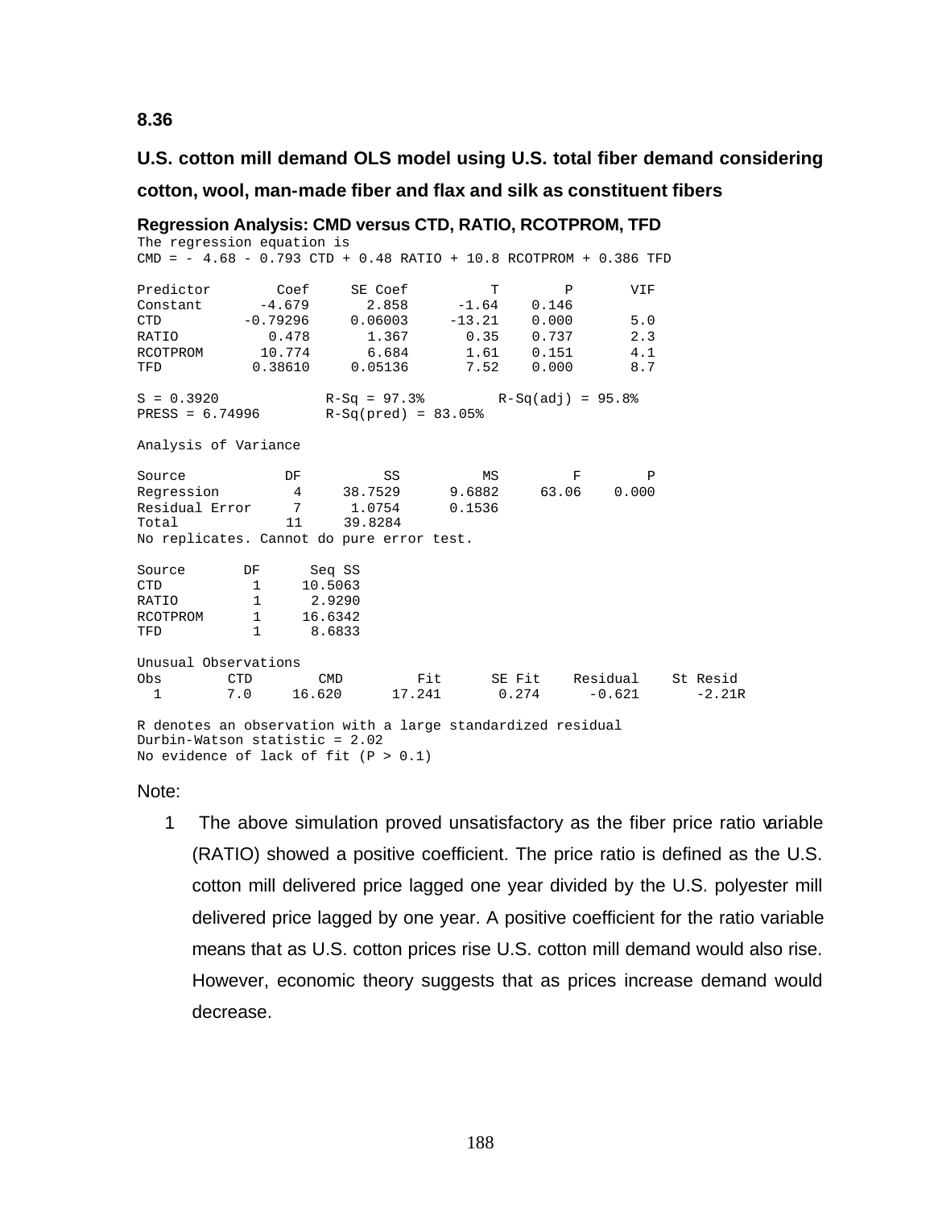**8.36**

**U.S. cotton mill demand OLS model using U.S. total fiber demand considering cotton, wool, man-made fiber and flax and silk as constituent fibers**

**Regression Analysis: CMD versus CTD, RATIO, RCOTPROM, TFD**

```
The regression equation is
CMD = - 4.68 - 0.793 CTD + 0.48 RATIO + 10.8 RCOTPROM + 0.386 TFD

Predictor        Coef     SE Coef          T        P       VIF
Constant       -4.679       2.858      -1.64    0.146
CTD          -0.79296     0.06003     -13.21    0.000       5.0
RATIO           0.478       1.367       0.35    0.737       2.3
RCOTPROM       10.774       6.684       1.61    0.151       4.1
TFD           0.38610     0.05136       7.52    0.000       8.7

S = 0.3920             R-Sq = 97.3%         R-Sq(adj) = 95.8%
PRESS = 6.74996        R-Sq(pred) = 83.05%

Analysis of Variance

Source            DF          SS          MS         F        P
Regression         4     38.7529      9.6882     63.06    0.000
Residual Error     7      1.0754      0.1536
Total             11     39.8284
No replicates. Cannot do pure error test.

Source       DF      Seq SS
CTD           1     10.5063
RATIO         1      2.9290
RCOTPROM      1     16.6342
TFD           1      8.6833

Unusual Observations
Obs       CTD        CMD         Fit      SE Fit    Residual    St Resid
  1       7.0     16.620      17.241       0.274      -0.621      -2.21R

R denotes an observation with a large standardized residual
Durbin-Watson statistic = 2.02
No evidence of lack of fit (P > 0.1)
```

Note:

1. The above simulation proved unsatisfactory as the fiber price ratio variable (RATIO) showed a positive coefficient. The price ratio is defined as the U.S. cotton mill delivered price lagged one year divided by the U.S. polyester mill delivered price lagged by one year. A positive coefficient for the ratio variable means that as U.S. cotton prices rise U.S. cotton mill demand would also rise. However, economic theory suggests that as prices increase demand would decrease.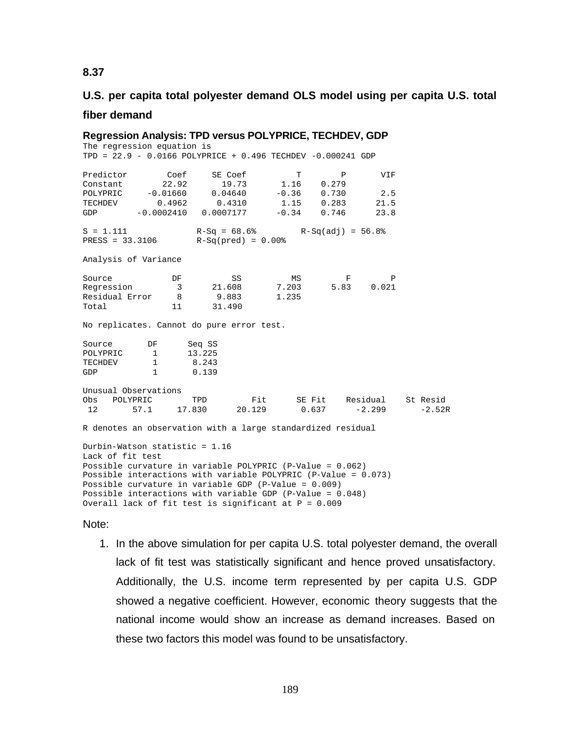**8.37**

**U.S. per capita total polyester demand OLS model using per capita U.S. total fiber demand**

**Regression Analysis: TPD versus POLYPRICE, TECHDEV, GDP**

```
The regression equation is
TPD = 22.9 - 0.0166 POLYPRICE + 0.496 TECHDEV -0.000241 GDP

Predictor        Coef     SE Coef        T       P       VIF
Constant        22.92       19.73     1.16   0.279
POLYPRIC     -0.01660     0.04640    -0.36   0.730       2.5
TECHDEV        0.4962      0.4310     1.15   0.283      21.5
GDP        -0.0002410   0.0007177    -0.34   0.746      23.8

S = 1.111            R-Sq = 68.6%        R-Sq(adj) = 56.8%
PRESS = 33.3106      R-Sq(pred) = 0.00%

Analysis of Variance

Source           DF        SS        MS       F       P
Regression        3    21.608     7.203    5.83   0.021
Residual Error    8     9.883     1.235
Total            11    31.490

No replicates. Cannot do pure error test.

Source      DF    Seq SS
POLYPRIC     1    13.225
TECHDEV      1     8.243
GDP          1     0.139

Unusual Observations
Obs  POLYPRIC      TPD       Fit    SE Fit   Residual   St Resid
 12      57.1   17.830    20.129     0.637     -2.299     -2.52R

R denotes an observation with a large standardized residual

Durbin-Watson statistic = 1.16
Lack of fit test
Possible curvature in variable POLYPRIC (P-Value = 0.062)
Possible interactions with variable POLYPRIC (P-Value = 0.073)
Possible curvature in variable GDP (P-Value = 0.009)
Possible interactions with variable GDP (P-Value = 0.048)
Overall lack of fit test is significant at P = 0.009
```

Note:

1. In the above simulation for per capita U.S. total polyester demand, the overall lack of fit test was statistically significant and hence proved unsatisfactory. Additionally, the U.S. income term represented by per capita U.S. GDP showed a negative coefficient. However, economic theory suggests that the national income would show an increase as demand increases. Based on these two factors this model was found to be unsatisfactory.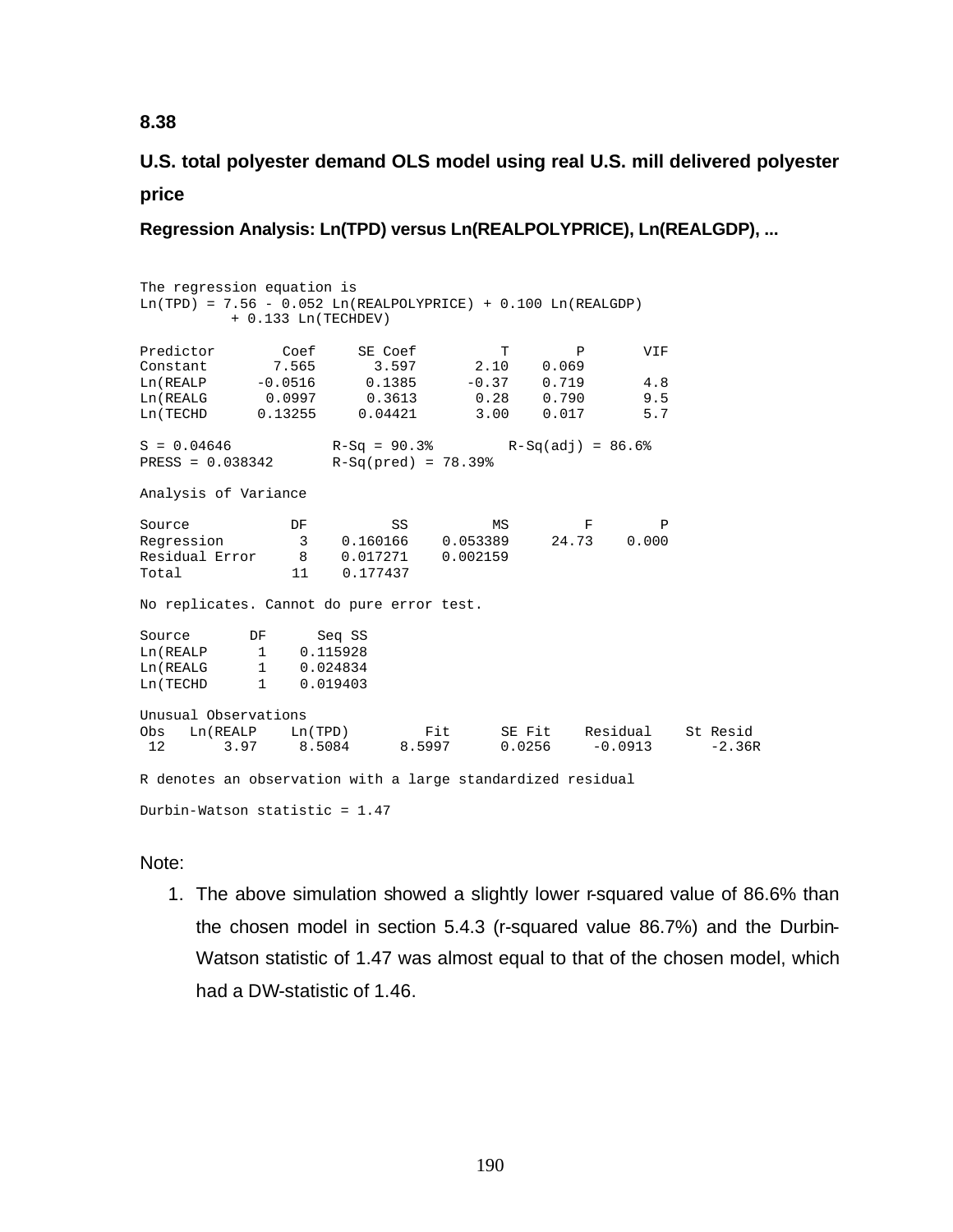**8.38**

**U.S. total polyester demand OLS model using real U.S. mill delivered polyester price**

**Regression Analysis: Ln(TPD) versus Ln(REALPOLYPRICE), Ln(REALGDP), ...**

```
The regression equation is
Ln(TPD) = 7.56 - 0.052 Ln(REALPOLYPRICE) + 0.100 Ln(REALGDP)
          + 0.133 Ln(TECHDEV)

Predictor        Coef     SE Coef          T        P       VIF
Constant        7.565       3.597       2.10    0.069
Ln(REALP      -0.0516      0.1385      -0.37    0.719       4.8
Ln(REALG       0.0997      0.3613       0.28    0.790       9.5
Ln(TECHD      0.13255     0.04421       3.00    0.017       5.7

S = 0.04646           R-Sq = 90.3%        R-Sq(adj) = 86.6%
PRESS = 0.038342      R-Sq(pred) = 78.39%

Analysis of Variance

Source            DF          SS          MS         F        P
Regression         3    0.160166    0.053389     24.73    0.000
Residual Error     8    0.017271    0.002159
Total             11    0.177437

No replicates. Cannot do pure error test.

Source       DF      Seq SS
Ln(REALP      1    0.115928
Ln(REALG      1    0.024834
Ln(TECHD      1    0.019403

Unusual Observations
Obs   Ln(REALP    Ln(TPD)        Fit      SE Fit    Residual    St Resid
 12       3.97     8.5084     8.5997      0.0256     -0.0913      -2.36R

R denotes an observation with a large standardized residual

Durbin-Watson statistic = 1.47
```

Note:

1. The above simulation showed a slightly lower r-squared value of 86.6% than the chosen model in section 5.4.3 (r-squared value 86.7%) and the Durbin-Watson statistic of 1.47 was almost equal to that of the chosen model, which had a DW-statistic of 1.46.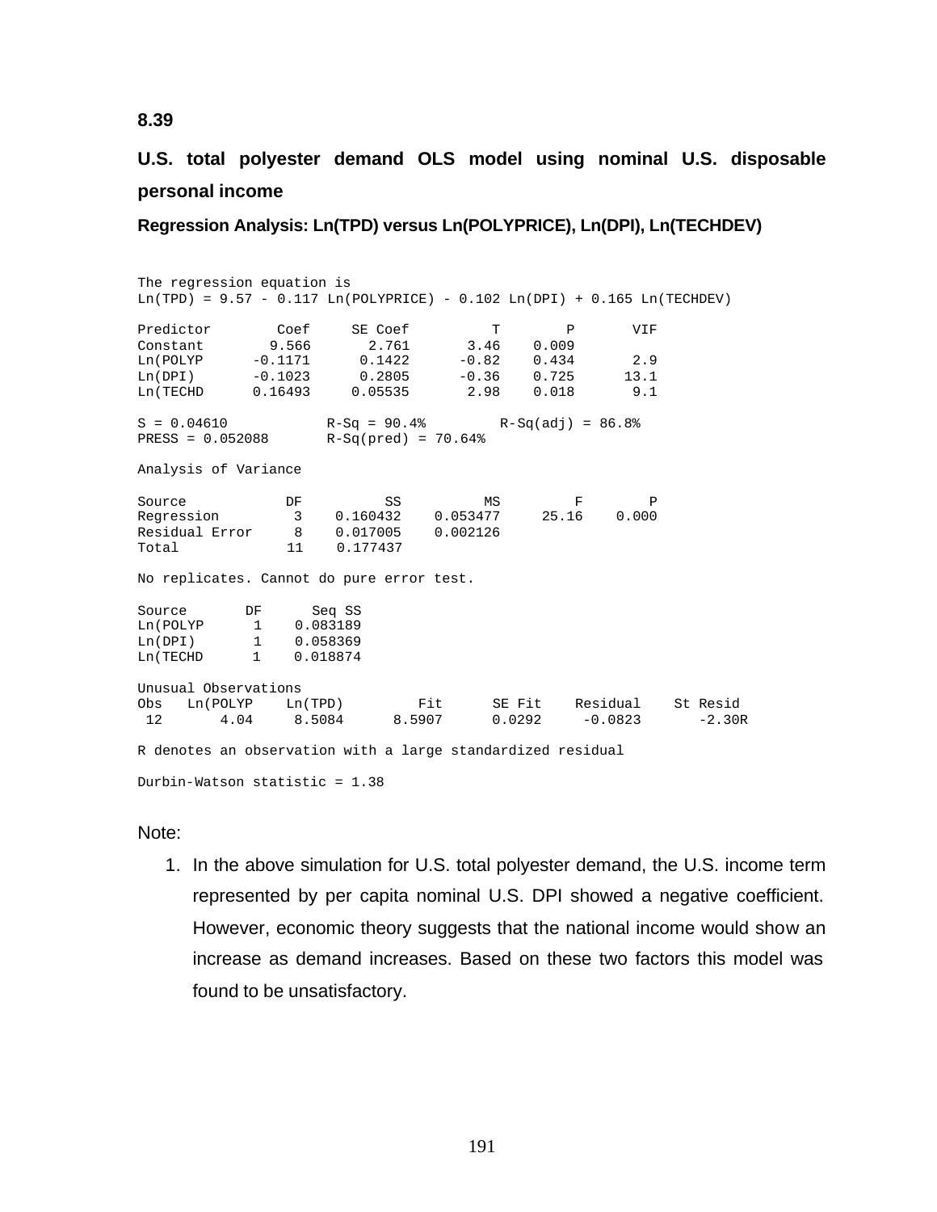**8.39**

**U.S. total polyester demand OLS model using nominal U.S. disposable personal income**

**Regression Analysis: Ln(TPD) versus Ln(POLYPRICE), Ln(DPI), Ln(TECHDEV)**

```
The regression equation is
Ln(TPD) = 9.57 - 0.117 Ln(POLYPRICE) - 0.102 Ln(DPI) + 0.165 Ln(TECHDEV)

Predictor        Coef     SE Coef          T        P       VIF
Constant        9.566       2.761       3.46    0.009
Ln(POLYP      -0.1171      0.1422      -0.82    0.434       2.9
Ln(DPI)       -0.1023      0.2805      -0.36    0.725      13.1
Ln(TECHD      0.16493     0.05535       2.98    0.018       9.1

S = 0.04610           R-Sq = 90.4%        R-Sq(adj) = 86.8%
PRESS = 0.052088      R-Sq(pred) = 70.64%

Analysis of Variance

Source            DF          SS          MS         F        P
Regression         3    0.160432    0.053477     25.16    0.000
Residual Error     8    0.017005    0.002126
Total             11    0.177437

No replicates. Cannot do pure error test.

Source       DF      Seq SS
Ln(POLYP      1    0.083189
Ln(DPI)       1    0.058369
Ln(TECHD      1    0.018874

Unusual Observations
Obs   Ln(POLYP    Ln(TPD)        Fit      SE Fit    Residual    St Resid
 12       4.04     8.5084     8.5907      0.0292     -0.0823      -2.30R

R denotes an observation with a large standardized residual

Durbin-Watson statistic = 1.38
```

Note:

1. In the above simulation for U.S. total polyester demand, the U.S. income term represented by per capita nominal U.S. DPI showed a negative coefficient. However, economic theory suggests that the national income would show an increase as demand increases. Based on these two factors this model was found to be unsatisfactory.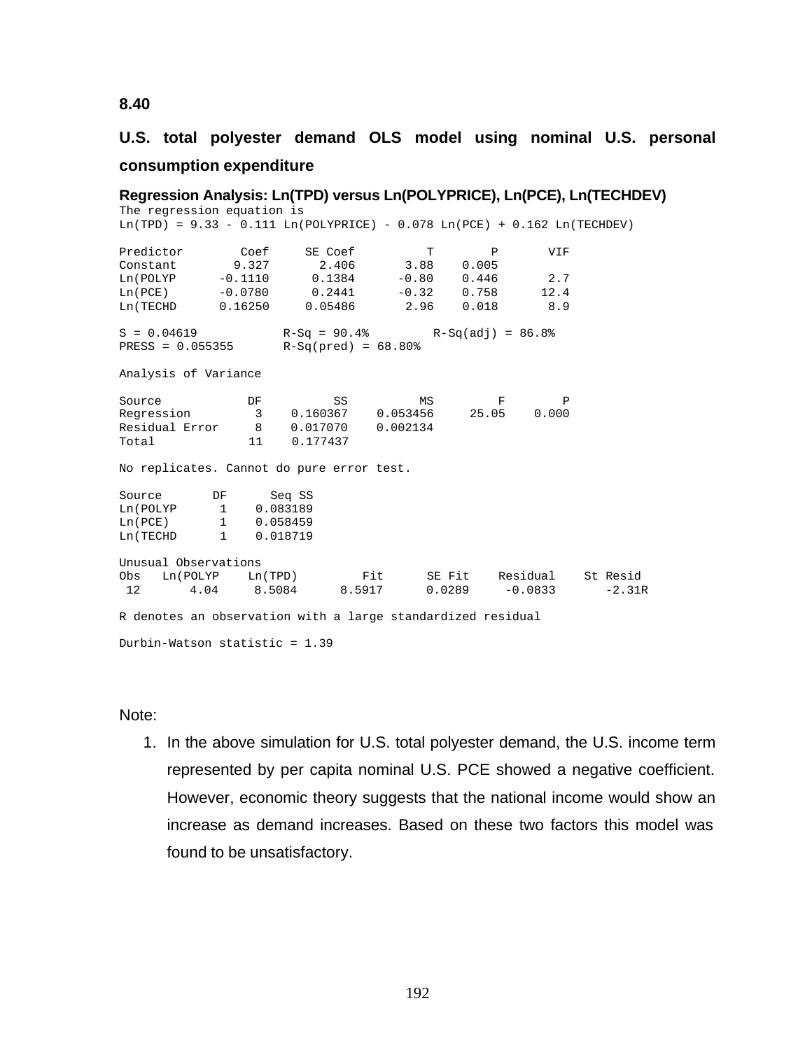**8.40**

**U.S. total polyester demand OLS model using nominal U.S. personal consumption expenditure**

**Regression Analysis: Ln(TPD) versus Ln(POLYPRICE), Ln(PCE), Ln(TECHDEV)**

```
The regression equation is
Ln(TPD) = 9.33 - 0.111 Ln(POLYPRICE) - 0.078 Ln(PCE) + 0.162 Ln(TECHDEV)

Predictor        Coef     SE Coef        T       P       VIF
Constant        9.327      2.406      3.88   0.005
Ln(POLYP      -0.1110     0.1384     -0.80   0.446       2.7
Ln(PCE)       -0.0780     0.2441     -0.32   0.758      12.4
Ln(TECHD      0.16250    0.05486      2.96   0.018       8.9

S = 0.04619          R-Sq = 90.4%       R-Sq(adj) = 86.8%
PRESS = 0.055355     R-Sq(pred) = 68.80%

Analysis of Variance

Source           DF          SS          MS        F       P
Regression        3    0.160367    0.053456    25.05   0.000
Residual Error    8    0.017070    0.002134
Total            11    0.177437

No replicates. Cannot do pure error test.

Source       DF      Seq SS
Ln(POLYP      1    0.083189
Ln(PCE)       1    0.058459
Ln(TECHD      1    0.018719

Unusual Observations
Obs   Ln(POLYP    Ln(TPD)        Fit     SE Fit   Residual   St Resid
 12       4.04     8.5084     8.5917     0.0289    -0.0833     -2.31R

R denotes an observation with a large standardized residual

Durbin-Watson statistic = 1.39
```

Note:

1. In the above simulation for U.S. total polyester demand, the U.S. income term represented by per capita nominal U.S. PCE showed a negative coefficient. However, economic theory suggests that the national income would show an increase as demand increases. Based on these two factors this model was found to be unsatisfactory.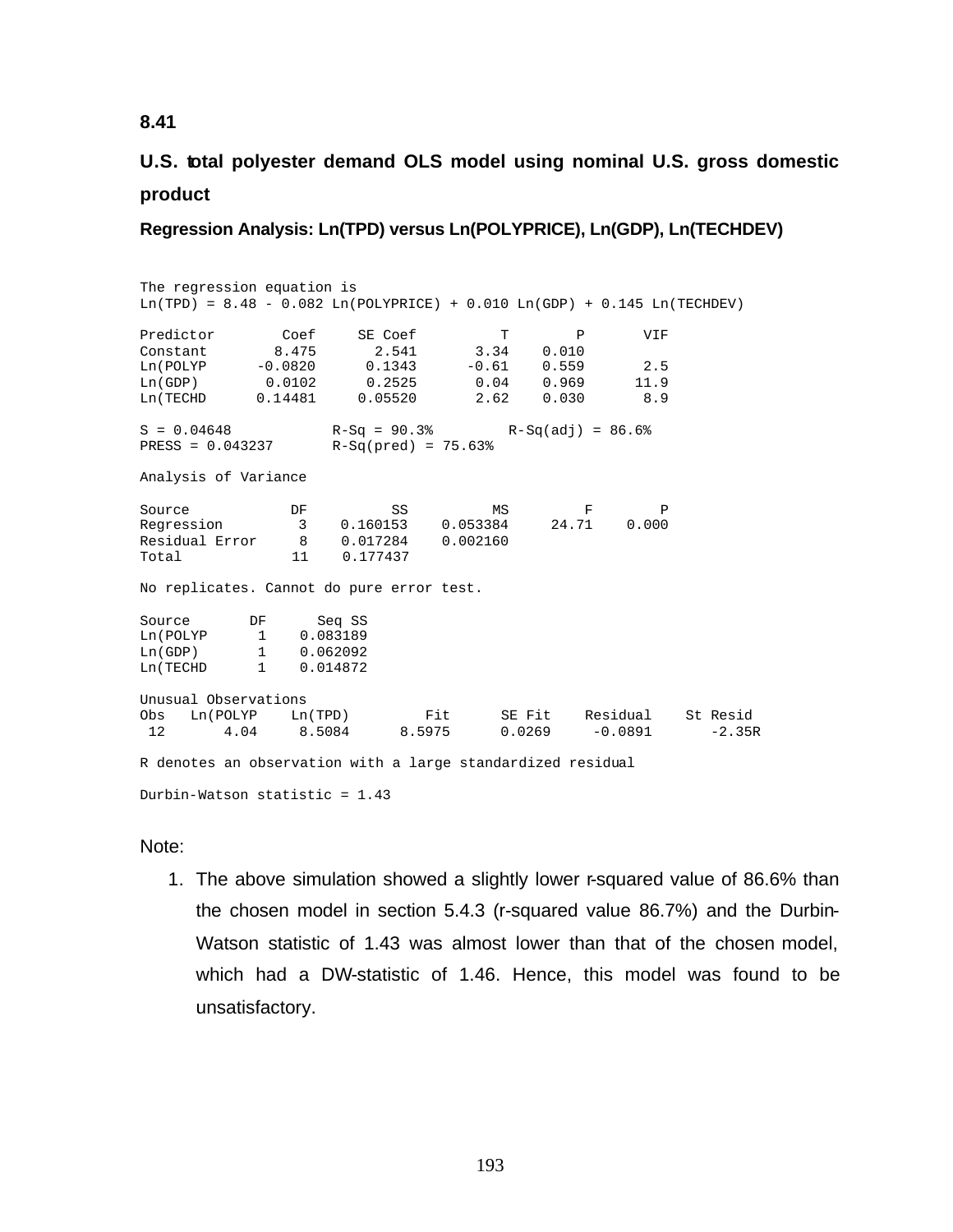**8.41**

**U.S. total polyester demand OLS model using nominal U.S. gross domestic product**

**Regression Analysis: Ln(TPD) versus Ln(POLYPRICE), Ln(GDP), Ln(TECHDEV)**

```
The regression equation is
Ln(TPD) = 8.48 - 0.082 Ln(POLYPRICE) + 0.010 Ln(GDP) + 0.145 Ln(TECHDEV)

Predictor        Coef     SE Coef          T        P       VIF
Constant        8.475       2.541       3.34    0.010
Ln(POLYP      -0.0820      0.1343      -0.61    0.559       2.5
Ln(GDP)        0.0102      0.2525       0.04    0.969      11.9
Ln(TECHD      0.14481     0.05520       2.62    0.030       8.9

S = 0.04648            R-Sq = 90.3%         R-Sq(adj) = 86.6%
PRESS = 0.043237       R-Sq(pred) = 75.63%

Analysis of Variance

Source            DF          SS          MS         F        P
Regression         3    0.160153    0.053384     24.71    0.000
Residual Error     8    0.017284    0.002160
Total             11    0.177437

No replicates. Cannot do pure error test.

Source       DF      Seq SS
Ln(POLYP      1    0.083189
Ln(GDP)       1    0.062092
Ln(TECHD      1    0.014872

Unusual Observations
Obs   Ln(POLYP    Ln(TPD)         Fit      SE Fit    Residual    St Resid
 12       4.04     8.5084      8.5975      0.0269     -0.0891       -2.35R

R denotes an observation with a large standardized residual

Durbin-Watson statistic = 1.43
```

Note:

1. The above simulation showed a slightly lower r-squared value of 86.6% than the chosen model in section 5.4.3 (r-squared value 86.7%) and the Durbin-Watson statistic of 1.43 was almost lower than that of the chosen model, which had a DW-statistic of 1.46. Hence, this model was found to be unsatisfactory.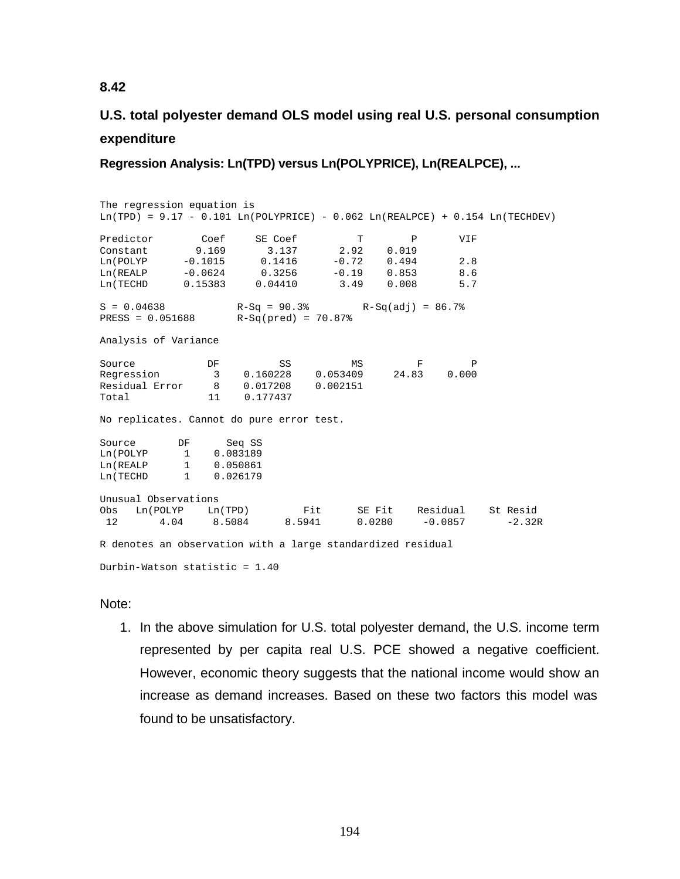**8.42**

## U.S. total polyester demand OLS model using real U.S. personal consumption expenditure

### Regression Analysis: Ln(TPD) versus Ln(POLYPRICE), Ln(REALPCE), ...

```
The regression equation is
Ln(TPD) = 9.17 - 0.101 Ln(POLYPRICE) - 0.062 Ln(REALPCE) + 0.154 Ln(TECHDEV)

Predictor        Coef     SE Coef          T        P       VIF
Constant        9.169       3.137       2.92    0.019
Ln(POLYP      -0.1015      0.1416      -0.72    0.494       2.8
Ln(REALP      -0.0624      0.3256      -0.19    0.853       8.6
Ln(TECHD      0.15383     0.04410       3.49    0.008       5.7

S = 0.04638            R-Sq = 90.3%         R-Sq(adj) = 86.7%
PRESS = 0.051688       R-Sq(pred) = 70.87%

Analysis of Variance

Source            DF          SS          MS         F        P
Regression         3    0.160228    0.053409     24.83    0.000
Residual Error     8    0.017208    0.002151
Total             11    0.177437

No replicates. Cannot do pure error test.

Source       DF      Seq SS
Ln(POLYP      1    0.083189
Ln(REALP      1    0.050861
Ln(TECHD      1    0.026179

Unusual Observations
Obs   Ln(POLYP    Ln(TPD)         Fit      SE Fit    Residual    St Resid
 12       4.04     8.5084      8.5941      0.0280     -0.0857       -2.32R

R denotes an observation with a large standardized residual

Durbin-Watson statistic = 1.40
```

Note:

1. In the above simulation for U.S. total polyester demand, the U.S. income term represented by per capita real U.S. PCE showed a negative coefficient. However, economic theory suggests that the national income would show an increase as demand increases. Based on these two factors this model was found to be unsatisfactory.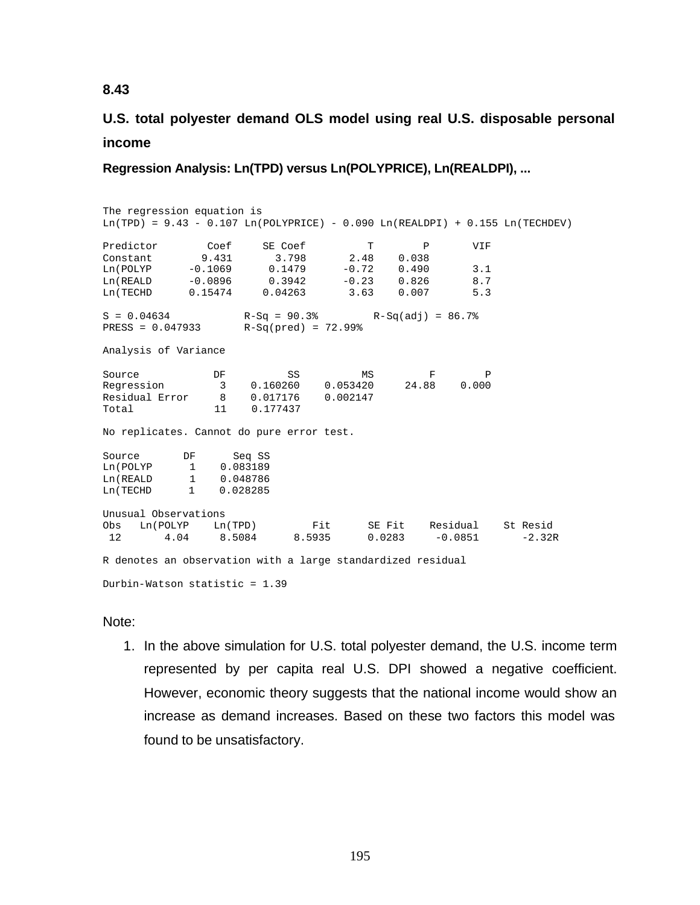**8.43**

**U.S. total polyester demand OLS model using real U.S. disposable personal income**

**Regression Analysis: Ln(TPD) versus Ln(POLYPRICE), Ln(REALDPI), ...**

```
The regression equation is
Ln(TPD) = 9.43 - 0.107 Ln(POLYPRICE) - 0.090 Ln(REALDPI) + 0.155 Ln(TECHDEV)

Predictor        Coef     SE Coef          T        P       VIF
Constant        9.431       3.798       2.48    0.038
Ln(POLYP      -0.1069      0.1479      -0.72    0.490       3.1
Ln(REALD      -0.0896      0.3942      -0.23    0.826       8.7
Ln(TECHD      0.15474     0.04263       3.63    0.007       5.3

S = 0.04634            R-Sq = 90.3%         R-Sq(adj) = 86.7%
PRESS = 0.047933       R-Sq(pred) = 72.99%

Analysis of Variance

Source            DF          SS          MS         F        P
Regression         3    0.160260    0.053420     24.88    0.000
Residual Error     8    0.017176    0.002147
Total             11    0.177437

No replicates. Cannot do pure error test.

Source       DF      Seq SS
Ln(POLYP      1    0.083189
Ln(REALD      1    0.048786
Ln(TECHD      1    0.028285

Unusual Observations
Obs   Ln(POLYP    Ln(TPD)         Fit      SE Fit    Residual    St Resid
 12       4.04     8.5084      8.5935      0.0283     -0.0851       -2.32R

R denotes an observation with a large standardized residual

Durbin-Watson statistic = 1.39
```

Note:

1. In the above simulation for U.S. total polyester demand, the U.S. income term represented by per capita real U.S. DPI showed a negative coefficient. However, economic theory suggests that the national income would show an increase as demand increases. Based on these two factors this model was found to be unsatisfactory.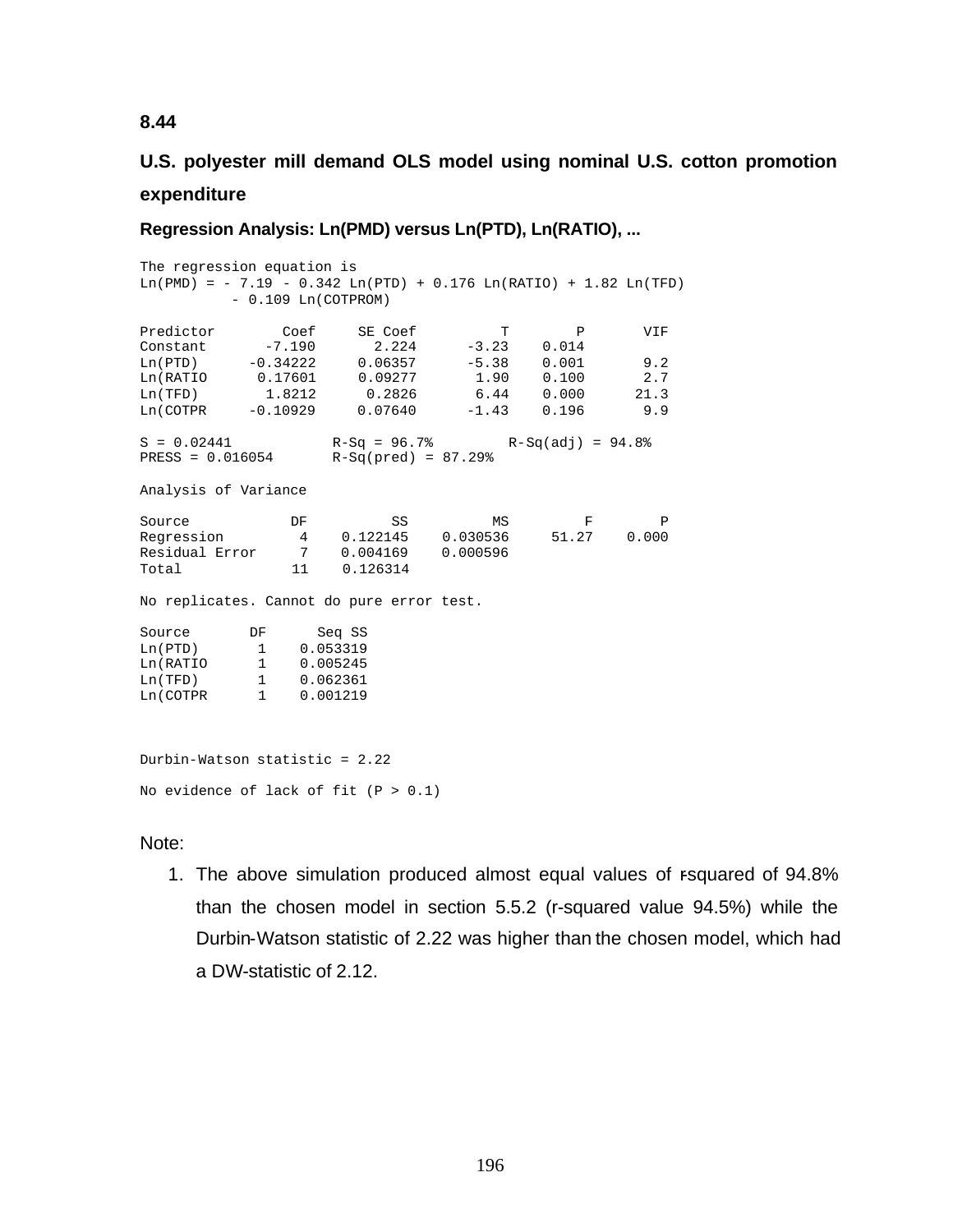**8.44**

**U.S. polyester mill demand OLS model using nominal U.S. cotton promotion expenditure**

**Regression Analysis: Ln(PMD) versus Ln(PTD), Ln(RATIO), ...**

```
The regression equation is
Ln(PMD) = - 7.19 - 0.342 Ln(PTD) + 0.176 Ln(RATIO) + 1.82 Ln(TFD)
          - 0.109 Ln(COTPROM)

Predictor        Coef     SE Coef        T        P       VIF
Constant       -7.190       2.224    -3.23    0.014
Ln(PTD)      -0.34222     0.06357    -5.38    0.001       9.2
Ln(RATIO      0.17601     0.09277     1.90    0.100       2.7
Ln(TFD)        1.8212      0.2826     6.44    0.000      21.3
Ln(COTPR     -0.10929     0.07640    -1.43    0.196       9.9

S = 0.02441          R-Sq = 96.7%        R-Sq(adj) = 94.8%
PRESS = 0.016054     R-Sq(pred) = 87.29%

Analysis of Variance

Source           DF          SS          MS        F        P
Regression        4    0.122145    0.030536    51.27    0.000
Residual Error    7    0.004169    0.000596
Total            11    0.126314

No replicates. Cannot do pure error test.

Source       DF      Seq SS
Ln(PTD)       1    0.053319
Ln(RATIO      1    0.005245
Ln(TFD)       1    0.062361
Ln(COTPR      1    0.001219


Durbin-Watson statistic = 2.22

No evidence of lack of fit (P > 0.1)
```

Note:

1. The above simulation produced almost equal values of r-squared of 94.8% than the chosen model in section 5.5.2 (r-squared value 94.5%) while the Durbin-Watson statistic of 2.22 was higher than the chosen model, which had a DW-statistic of 2.12.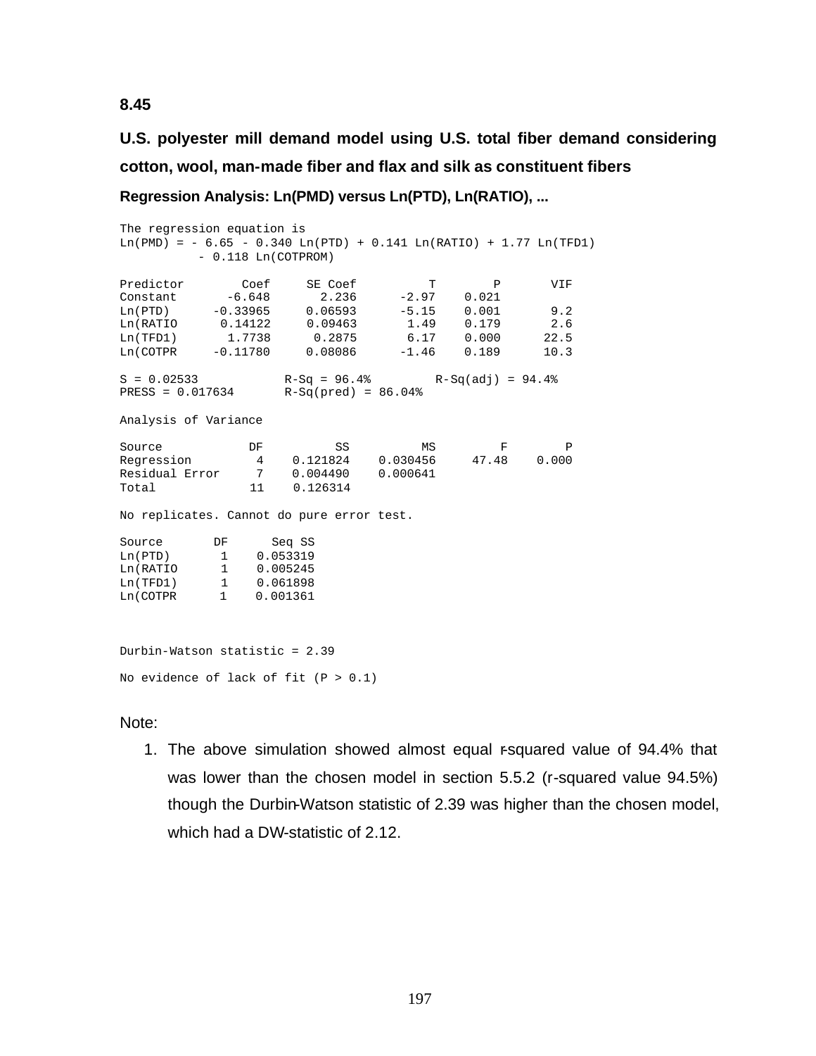**8.45**

**U.S. polyester mill demand model using U.S. total fiber demand considering cotton, wool, man-made fiber and flax and silk as constituent fibers**

**Regression Analysis: Ln(PMD) versus Ln(PTD), Ln(RATIO), ...**

```
The regression equation is
Ln(PMD) = - 6.65 - 0.340 Ln(PTD) + 0.141 Ln(RATIO) + 1.77 Ln(TFD1)
          - 0.118 Ln(COTPROM)

Predictor        Coef     SE Coef          T        P       VIF
Constant       -6.648       2.236      -2.97    0.021
Ln(PTD)      -0.33965     0.06593      -5.15    0.001       9.2
Ln(RATIO      0.14122     0.09463       1.49    0.179       2.6
Ln(TFD1)       1.7738      0.2875       6.17    0.000      22.5
Ln(COTPR     -0.11780     0.08086      -1.46    0.189      10.3

S = 0.02533           R-Sq = 96.4%        R-Sq(adj) = 94.4%
PRESS = 0.017634      R-Sq(pred) = 86.04%

Analysis of Variance

Source            DF          SS          MS         F        P
Regression         4    0.121824    0.030456     47.48    0.000
Residual Error     7    0.004490    0.000641
Total             11    0.126314

No replicates. Cannot do pure error test.

Source       DF      Seq SS
Ln(PTD)       1    0.053319
Ln(RATIO      1    0.005245
Ln(TFD1)      1    0.061898
Ln(COTPR      1    0.001361



Durbin-Watson statistic = 2.39

No evidence of lack of fit (P > 0.1)
```

Note:

1. The above simulation showed almost equal r-squared value of 94.4% that was lower than the chosen model in section 5.5.2 (r-squared value 94.5%) though the Durbin-Watson statistic of 2.39 was higher than the chosen model, which had a DW-statistic of 2.12.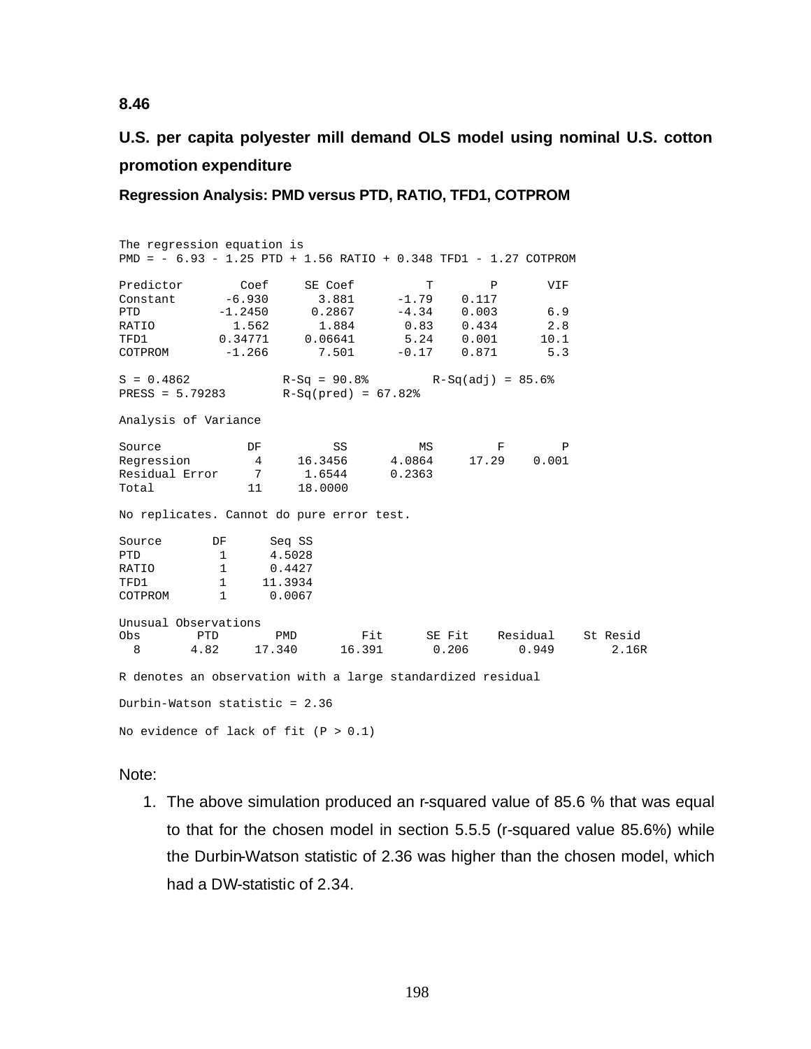**8.46**

**U.S. per capita polyester mill demand OLS model using nominal U.S. cotton promotion expenditure**

**Regression Analysis: PMD versus PTD, RATIO, TFD1, COTPROM**

```
The regression equation is
PMD = - 6.93 - 1.25 PTD + 1.56 RATIO + 0.348 TFD1 - 1.27 COTPROM

Predictor        Coef     SE Coef          T        P       VIF
Constant       -6.930       3.881      -1.79    0.117
PTD           -1.2450      0.2867      -4.34    0.003       6.9
RATIO           1.562       1.884       0.83    0.434       2.8
TFD1          0.34771     0.06641       5.24    0.001      10.1
COTPROM        -1.266       7.501      -0.17    0.871       5.3

S = 0.4862            R-Sq = 90.8%         R-Sq(adj) = 85.6%
PRESS = 5.79283       R-Sq(pred) = 67.82%

Analysis of Variance

Source            DF          SS          MS         F        P
Regression         4     16.3456      4.0864     17.29    0.001
Residual Error     7      1.6544      0.2363
Total             11     18.0000

No replicates. Cannot do pure error test.

Source       DF      Seq SS
PTD           1      4.5028
RATIO         1      0.4427
TFD1          1     11.3934
COTPROM       1      0.0067

Unusual Observations
Obs       PTD       PMD         Fit      SE Fit    Residual    St Resid
  8      4.82    17.340      16.391       0.206       0.949       2.16R

R denotes an observation with a large standardized residual

Durbin-Watson statistic = 2.36

No evidence of lack of fit (P > 0.1)
```

Note:

1. The above simulation produced an r-squared value of 85.6 % that was equal to that for the chosen model in section 5.5.5 (r-squared value 85.6%) while the Durbin-Watson statistic of 2.36 was higher than the chosen model, which had a DW-statistic of 2.34.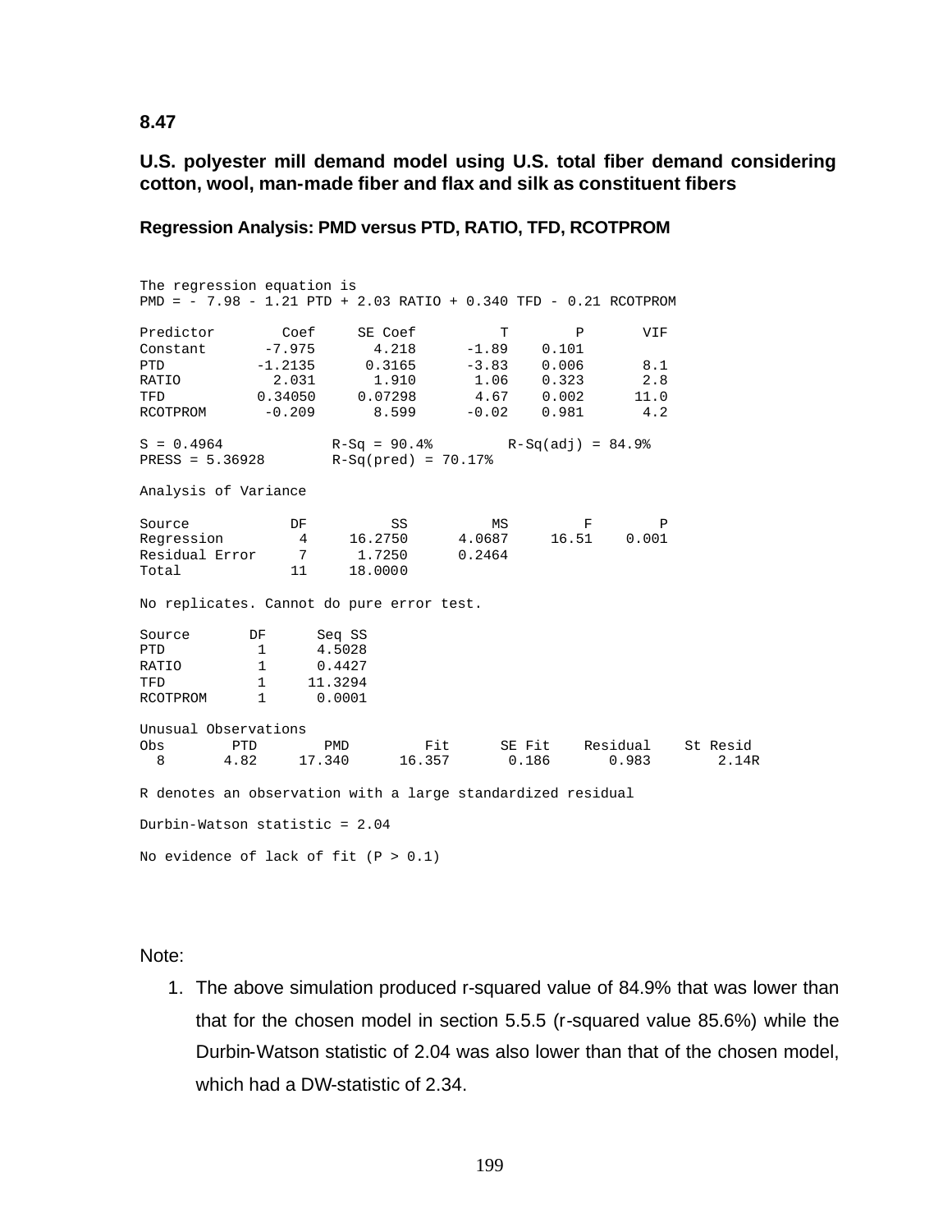**8.47**

**U.S. polyester mill demand model using U.S. total fiber demand considering cotton, wool, man-made fiber and flax and silk as constituent fibers**

**Regression Analysis: PMD versus PTD, RATIO, TFD, RCOTPROM**

```
The regression equation is
PMD = - 7.98 - 1.21 PTD + 2.03 RATIO + 0.340 TFD - 0.21 RCOTPROM

Predictor        Coef     SE Coef          T        P       VIF
Constant       -7.975       4.218      -1.89    0.101
PTD           -1.2135      0.3165      -3.83    0.006       8.1
RATIO           2.031       1.910       1.06    0.323       2.8
TFD           0.34050     0.07298       4.67    0.002      11.0
RCOTPROM       -0.209       8.599      -0.02    0.981       4.2

S = 0.4964            R-Sq = 90.4%        R-Sq(adj) = 84.9%
PRESS = 5.36928       R-Sq(pred) = 70.17%

Analysis of Variance

Source            DF          SS          MS         F        P
Regression         4     16.2750      4.0687     16.51    0.001
Residual Error     7      1.7250      0.2464
Total             11     18.0000

No replicates. Cannot do pure error test.

Source       DF      Seq SS
PTD           1      4.5028
RATIO         1      0.4427
TFD           1     11.3294
RCOTPROM      1      0.0001

Unusual Observations
Obs       PTD        PMD         Fit      SE Fit    Residual    St Resid
  8      4.82     17.340      16.357       0.186       0.983       2.14R

R denotes an observation with a large standardized residual

Durbin-Watson statistic = 2.04

No evidence of lack of fit (P > 0.1)
```

Note:

1. The above simulation produced r-squared value of 84.9% that was lower than that for the chosen model in section 5.5.5 (r-squared value 85.6%) while the Durbin-Watson statistic of 2.04 was also lower than that of the chosen model, which had a DW-statistic of 2.34.